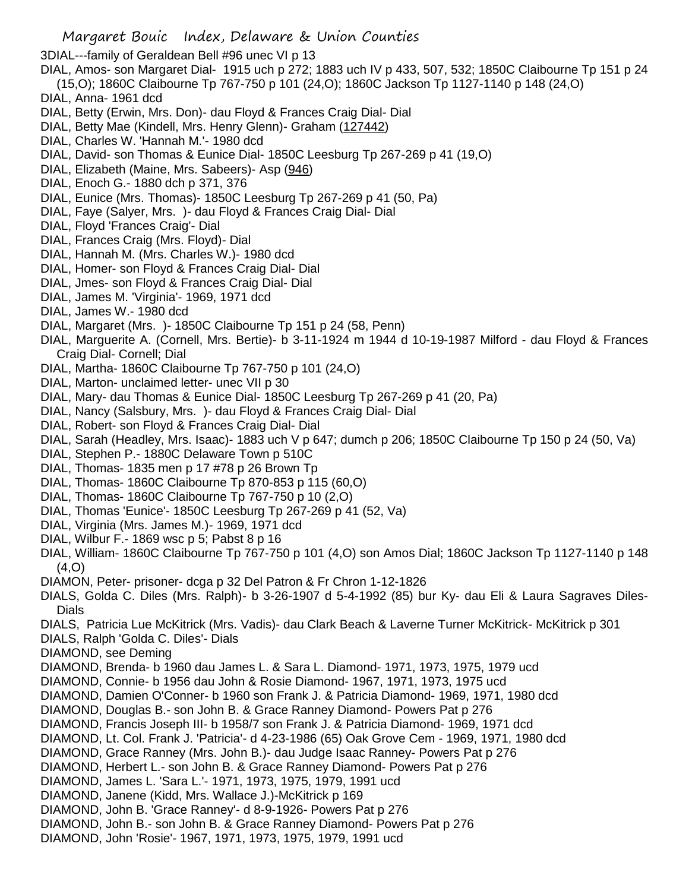3DIAL---family of Geraldean Bell #96 unec VI p 13

DIAL, Amos- son Margaret Dial- 1915 uch p 272; 1883 uch IV p 433, 507, 532; 1850C Claibourne Tp 151 p 24 (15,O); 1860C Claibourne Tp 767-750 p 101 (24,O); 1860C Jackson Tp 1127-1140 p 148 (24,O)

DIAL, Anna- 1961 dcd

DIAL, Betty (Erwin, Mrs. Don)- dau Floyd & Frances Craig Dial- Dial

DIAL, Betty Mae (Kindell, Mrs. Henry Glenn)- Graham (127442)

DIAL, Charles W. 'Hannah M.'- 1980 dcd

DIAL, David- son Thomas & Eunice Dial- 1850C Leesburg Tp 267-269 p 41 (19,O)

DIAL, Elizabeth (Maine, Mrs. Sabeers)- Asp (946)

DIAL, Enoch G.- 1880 dch p 371, 376

DIAL, Eunice (Mrs. Thomas)- 1850C Leesburg Tp 267-269 p 41 (50, Pa)

DIAL, Faye (Salyer, Mrs. )- dau Floyd & Frances Craig Dial- Dial

DIAL, Floyd 'Frances Craig'- Dial

DIAL, Frances Craig (Mrs. Floyd)- Dial

DIAL, Hannah M. (Mrs. Charles W.)- 1980 dcd

DIAL, Homer- son Floyd & Frances Craig Dial- Dial

DIAL, Jmes- son Floyd & Frances Craig Dial- Dial

DIAL, James M. 'Virginia'- 1969, 1971 dcd

DIAL, James W.- 1980 dcd

DIAL, Margaret (Mrs. )- 1850C Claibourne Tp 151 p 24 (58, Penn)

DIAL, Marguerite A. (Cornell, Mrs. Bertie)- b 3-11-1924 m 1944 d 10-19-1987 Milford - dau Floyd & Frances Craig Dial- Cornell; Dial

DIAL, Martha- 1860C Claibourne Tp 767-750 p 101 (24,O)

DIAL, Marton- unclaimed letter- unec VII p 30

DIAL, Mary- dau Thomas & Eunice Dial- 1850C Leesburg Tp 267-269 p 41 (20, Pa)

DIAL, Nancy (Salsbury, Mrs. )- dau Floyd & Frances Craig Dial- Dial

DIAL, Robert- son Floyd & Frances Craig Dial- Dial

DIAL, Sarah (Headley, Mrs. Isaac)- 1883 uch V p 647; dumch p 206; 1850C Claibourne Tp 150 p 24 (50, Va)

DIAL, Stephen P.- 1880C Delaware Town p 510C

DIAL, Thomas- 1835 men p 17 #78 p 26 Brown Tp

DIAL, Thomas- 1860C Claibourne Tp 870-853 p 115 (60,O)

DIAL, Thomas- 1860C Claibourne Tp 767-750 p 10 (2,O)

DIAL, Thomas 'Eunice'- 1850C Leesburg Tp 267-269 p 41 (52, Va)

DIAL, Virginia (Mrs. James M.)- 1969, 1971 dcd

DIAL, Wilbur F.- 1869 wsc p 5; Pabst 8 p 16

DIAL, William- 1860C Claibourne Tp 767-750 p 101 (4,O) son Amos Dial; 1860C Jackson Tp 1127-1140 p 148 (4,O)

DIAMON, Peter- prisoner- dcga p 32 Del Patron & Fr Chron 1-12-1826

DIALS, Golda C. Diles (Mrs. Ralph)- b 3-26-1907 d 5-4-1992 (85) bur Ky- dau Eli & Laura Sagraves Diles- Dials

DIALS, Patricia Lue McKitrick (Mrs. Vadis)- dau Clark Beach & Laverne Turner McKitrick- McKitrick p 301

DIALS, Ralph 'Golda C. Diles'- Dials

DIAMOND, see Deming

DIAMOND, Brenda- b 1960 dau James L. & Sara L. Diamond- 1971, 1973, 1975, 1979 ucd

DIAMOND, Connie- b 1956 dau John & Rosie Diamond- 1967, 1971, 1973, 1975 ucd

DIAMOND, Damien O'Conner- b 1960 son Frank J. & Patricia Diamond- 1969, 1971, 1980 dcd

DIAMOND, Douglas B.- son John B. & Grace Ranney Diamond- Powers Pat p 276

DIAMOND, Francis Joseph III- b 1958/7 son Frank J. & Patricia Diamond- 1969, 1971 dcd

DIAMOND, Lt. Col. Frank J. 'Patricia'- d 4-23-1986 (65) Oak Grove Cem - 1969, 1971, 1980 dcd

DIAMOND, Grace Ranney (Mrs. John B.)- dau Judge Isaac Ranney- Powers Pat p 276

DIAMOND, Herbert L.- son John B. & Grace Ranney Diamond- Powers Pat p 276

DIAMOND, James L. 'Sara L.'- 1971, 1973, 1975, 1979, 1991 ucd

DIAMOND, Janene (Kidd, Mrs. Wallace J.)-McKitrick p 169

DIAMOND, John B. 'Grace Ranney'- d 8-9-1926- Powers Pat p 276

DIAMOND, John B.- son John B. & Grace Ranney Diamond- Powers Pat p 276

DIAMOND, John 'Rosie'- 1967, 1971, 1973, 1975, 1979, 1991 ucd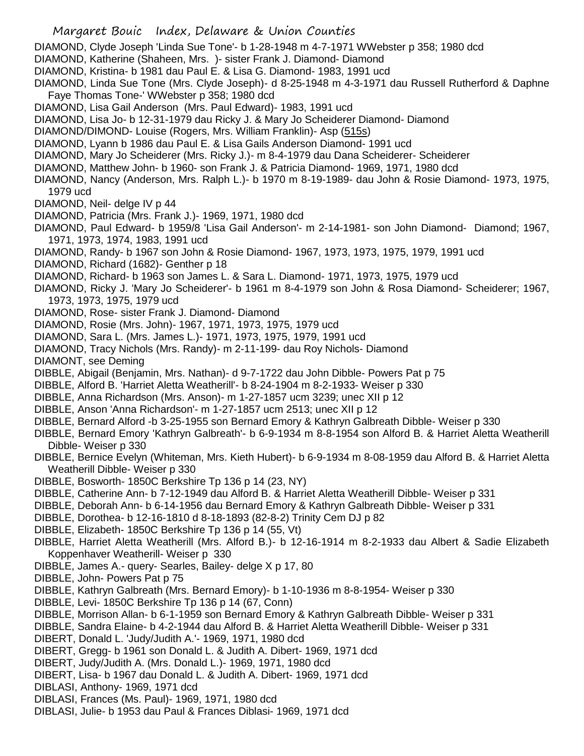DIAMOND, Clyde Joseph 'Linda Sue Tone'- b 1-28-1948 m 4-7-1971 WWebster p 358; 1980 dcd

DIAMOND, Katherine (Shaheen, Mrs. )- sister Frank J. Diamond- Diamond

DIAMOND, Kristina- b 1981 dau Paul E. & Lisa G. Diamond- 1983, 1991 ucd

DIAMOND, Linda Sue Tone (Mrs. Clyde Joseph)- d 8-25-1948 m 4-3-1971 dau Russell Rutherford & Daphne Faye Thomas Tone-' WWebster p 358; 1980 dcd

DIAMOND, Lisa Gail Anderson (Mrs. Paul Edward)- 1983, 1991 ucd

DIAMOND, Lisa Jo- b 12-31-1979 dau Ricky J. & Mary Jo Scheiderer Diamond- Diamond

DIAMOND/DIMOND- Louise (Rogers, Mrs. William Franklin)- Asp (515s)

DIAMOND, Lyann b 1986 dau Paul E. & Lisa Gails Anderson Diamond- 1991 ucd

DIAMOND, Mary Jo Scheiderer (Mrs. Ricky J.)- m 8-4-1979 dau Dana Scheiderer- Scheiderer

DIAMOND, Matthew John- b 1960- son Frank J. & Patricia Diamond- 1969, 1971, 1980 dcd

DIAMOND, Nancy (Anderson, Mrs. Ralph L.)- b 1970 m 8-19-1989- dau John & Rosie Diamond- 1973, 1975, 1979 ucd

DIAMOND, Neil- delge IV p 44

DIAMOND, Patricia (Mrs. Frank J.)- 1969, 1971, 1980 dcd

DIAMOND, Paul Edward- b 1959/8 'Lisa Gail Anderson'- m 2-14-1981- son John Diamond- Diamond; 1967, 1971, 1973, 1974, 1983, 1991 ucd

DIAMOND, Randy- b 1967 son John & Rosie Diamond- 1967, 1973, 1973, 1975, 1979, 1991 ucd

DIAMOND, Richard (1682)- Genther p 18

DIAMOND, Richard- b 1963 son James L. & Sara L. Diamond- 1971, 1973, 1975, 1979 ucd

DIAMOND, Ricky J. 'Mary Jo Scheiderer'- b 1961 m 8-4-1979 son John & Rosa Diamond- Scheiderer; 1967, 1973, 1973, 1975, 1979 ucd

DIAMOND, Rose- sister Frank J. Diamond- Diamond

DIAMOND, Rosie (Mrs. John)- 1967, 1971, 1973, 1975, 1979 ucd

DIAMOND, Sara L. (Mrs. James L.)- 1971, 1973, 1975, 1979, 1991 ucd

DIAMOND, Tracy Nichols (Mrs. Randy)- m 2-11-199- dau Roy Nichols- Diamond

DIAMONT, see Deming

DIBBLE, Abigail (Benjamin, Mrs. Nathan)- d 9-7-1722 dau John Dibble- Powers Pat p 75

DIBBLE, Alford B. 'Harriet Aletta Weatherill'- b 8-24-1904 m 8-2-1933- Weiser p 330

DIBBLE, Anna Richardson (Mrs. Anson)- m 1-27-1857 ucm 3239; unec XII p 12

DIBBLE, Anson 'Anna Richardson'- m 1-27-1857 ucm 2513; unec XII p 12

DIBBLE, Bernard Alford -b 3-25-1955 son Bernard Emory & Kathryn Galbreath Dibble- Weiser p 330

DIBBLE, Bernard Emory 'Kathryn Galbreath'- b 6-9-1934 m 8-8-1954 son Alford B. & Harriet Aletta Weatherill Dibble- Weiser p 330

DIBBLE, Bernice Evelyn (Whiteman, Mrs. Kieth Hubert)- b 6-9-1934 m 8-08-1959 dau Alford B. & Harriet Aletta Weatherill Dibble- Weiser p 330

DIBBLE, Bosworth- 1850C Berkshire Tp 136 p 14 (23, NY)

DIBBLE, Catherine Ann- b 7-12-1949 dau Alford B. & Harriet Aletta Weatherill Dibble- Weiser p 331

DIBBLE, Deborah Ann- b 6-14-1956 dau Bernard Emory & Kathryn Galbreath Dibble- Weiser p 331

DIBBLE, Dorothea- b 12-16-1810 d 8-18-1893 (82-8-2) Trinity Cem DJ p 82

DIBBLE, Elizabeth- 1850C Berkshire Tp 136 p 14 (55, Vt)

DIBBLE, Harriet Aletta Weatherill (Mrs. Alford B.)- b 12-16-1914 m 8-2-1933 dau Albert & Sadie Elizabeth Koppenhaver Weatherill- Weiser p 330

DIBBLE, James A.- query- Searles, Bailey- delge X p 17, 80

DIBBLE, John- Powers Pat p 75

DIBBLE, Kathryn Galbreath (Mrs. Bernard Emory)- b 1-10-1936 m 8-8-1954- Weiser p 330

DIBBLE, Levi- 1850C Berkshire Tp 136 p 14 (67, Conn)

DIBBLE, Morrison Allan- b 6-1-1959 son Bernard Emory & Kathryn Galbreath Dibble- Weiser p 331

DIBBLE, Sandra Elaine- b 4-2-1944 dau Alford B. & Harriet Aletta Weatherill Dibble- Weiser p 331

DIBERT, Donald L. 'Judy/Judith A.'- 1969, 1971, 1980 dcd

DIBERT, Gregg- b 1961 son Donald L. & Judith A. Dibert- 1969, 1971 dcd

DIBERT, Judy/Judith A. (Mrs. Donald L.)- 1969, 1971, 1980 dcd

DIBERT, Lisa- b 1967 dau Donald L. & Judith A. Dibert- 1969, 1971 dcd

DIBLASI, Anthony- 1969, 1971 dcd

DIBLASI, Frances (Ms. Paul)- 1969, 1971, 1980 dcd

DIBLASI, Julie- b 1953 dau Paul & Frances Diblasi- 1969, 1971 dcd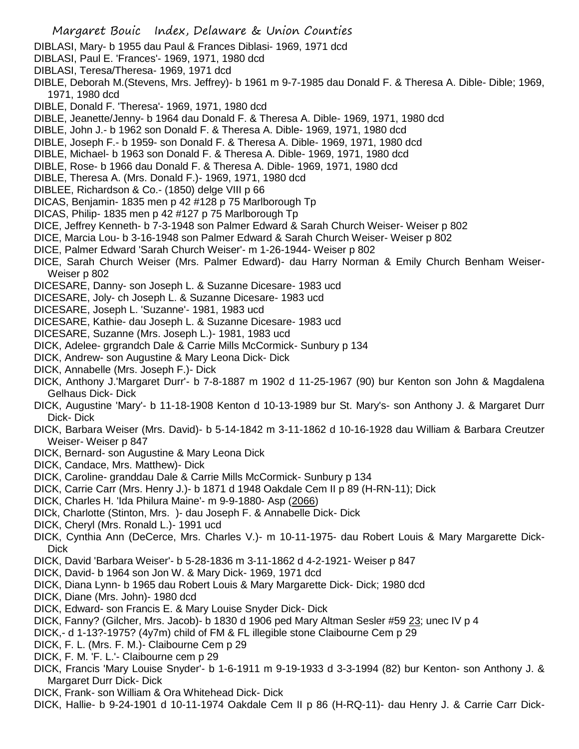DIBLASI, Mary- b 1955 dau Paul & Frances Diblasi- 1969, 1971 dcd

DIBLASI, Paul E. 'Frances'- 1969, 1971, 1980 dcd

DIBLASI, Teresa/Theresa- 1969, 1971 dcd

DIBLE, Deborah M.(Stevens, Mrs. Jeffrey)- b 1961 m 9-7-1985 dau Donald F. & Theresa A. Dible- Dible; 1969, 1971, 1980 dcd

DIBLE, Donald F. 'Theresa'- 1969, 1971, 1980 dcd

DIBLE, Jeanette/Jenny- b 1964 dau Donald F. & Theresa A. Dible- 1969, 1971, 1980 dcd

DIBLE, John J.- b 1962 son Donald F. & Theresa A. Dible- 1969, 1971, 1980 dcd

DIBLE, Joseph F.- b 1959- son Donald F. & Theresa A. Dible- 1969, 1971, 1980 dcd

DIBLE, Michael- b 1963 son Donald F. & Theresa A. Dible- 1969, 1971, 1980 dcd

DIBLE, Rose- b 1966 dau Donald F. & Theresa A. Dible- 1969, 1971, 1980 dcd

DIBLE, Theresa A. (Mrs. Donald F.)- 1969, 1971, 1980 dcd

DIBLEE, Richardson & Co.- (1850) delge VIII p 66

DICAS, Benjamin- 1835 men p 42 #128 p 75 Marlborough Tp

DICAS, Philip- 1835 men p 42 #127 p 75 Marlborough Tp

DICE, Jeffrey Kenneth- b 7-3-1948 son Palmer Edward & Sarah Church Weiser- Weiser p 802

DICE, Marcia Lou- b 3-16-1948 son Palmer Edward & Sarah Church Weiser- Weiser p 802

DICE, Palmer Edward 'Sarah Church Weiser'- m 1-26-1944- Weiser p 802

DICE, Sarah Church Weiser (Mrs. Palmer Edward)- dau Harry Norman & Emily Church Benham Weiser- Weiser p 802

DICESARE, Danny- son Joseph L. & Suzanne Dicesare- 1983 ucd

DICESARE, Joly- ch Joseph L. & Suzanne Dicesare- 1983 ucd

DICESARE, Joseph L. 'Suzanne'- 1981, 1983 ucd

DICESARE, Kathie- dau Joseph L. & Suzanne Dicesare- 1983 ucd

DICESARE, Suzanne (Mrs. Joseph L.)- 1981, 1983 ucd

DICK, Adelee- grgrandch Dale & Carrie Mills McCormick- Sunbury p 134

DICK, Andrew- son Augustine & Mary Leona Dick- Dick

DICK, Annabelle (Mrs. Joseph F.)- Dick

DICK, Anthony J.'Margaret Durr'- b 7-8-1887 m 1902 d 11-25-1967 (90) bur Kenton son John & Magdalena Gelhaus Dick- Dick

DICK, Augustine 'Mary'- b 11-18-1908 Kenton d 10-13-1989 bur St. Mary's- son Anthony J. & Margaret Durr Dick- Dick

DICK, Barbara Weiser (Mrs. David)- b 5-14-1842 m 3-11-1862 d 10-16-1928 dau William & Barbara Creutzer Weiser- Weiser p 847

DICK, Bernard- son Augustine & Mary Leona Dick

DICK, Candace, Mrs. Matthew)- Dick

DICK, Caroline- granddau Dale & Carrie Mills McCormick- Sunbury p 134

DICK, Carrie Carr (Mrs. Henry J.)- b 1871 d 1948 Oakdale Cem II p 89 (H-RN-11); Dick

DICK, Charles H. 'Ida Philura Maine'- m 9-9-1880- Asp (2066)

DICk, Charlotte (Stinton, Mrs. )- dau Joseph F. & Annabelle Dick- Dick

DICK, Cheryl (Mrs. Ronald L.)- 1991 ucd

DICK, Cynthia Ann (DeCerce, Mrs. Charles V.)- m 10-11-1975- dau Robert Louis & Mary Margarette Dick- Dick

DICK, David 'Barbara Weiser'- b 5-28-1836 m 3-11-1862 d 4-2-1921- Weiser p 847

DICK, David- b 1964 son Jon W. & Mary Dick- 1969, 1971 dcd

DICK, Diana Lynn- b 1965 dau Robert Louis & Mary Margarette Dick- Dick; 1980 dcd

DICK, Diane (Mrs. John)- 1980 dcd

DICK, Edward- son Francis E. & Mary Louise Snyder Dick- Dick

DICK, Fanny? (Gilcher, Mrs. Jacob)- b 1830 d 1906 ped Mary Altman Sesler #59 23; unec IV p 4

DICK,- d 1-13?-1975? (4y7m) child of FM & FL illegible stone Claibourne Cem p 29

DICK, F. L. (Mrs. F. M.)- Claibourne Cem p 29

DICK, F. M. 'F. L.'- Claibourne cem p 29

DICK, Francis 'Mary Louise Snyder'- b 1-6-1911 m 9-19-1933 d 3-3-1994 (82) bur Kenton- son Anthony J. & Margaret Durr Dick- Dick

DICK, Frank- son William & Ora Whitehead Dick- Dick

DICK, Hallie- b 9-24-1901 d 10-11-1974 Oakdale Cem II p 86 (H-RQ-11)- dau Henry J. & Carrie Carr Dick-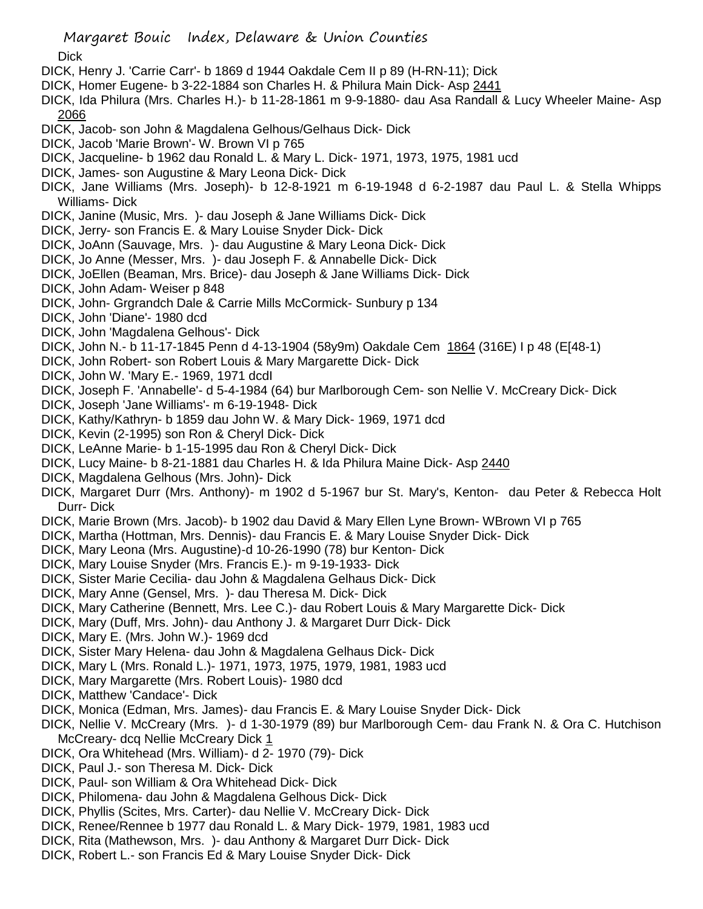Dick

DICK, Henry J. 'Carrie Carr'- b 1869 d 1944 Oakdale Cem II p 89 (H-RN-11); Dick

DICK, Homer Eugene- b 3-22-1884 son Charles H. & Philura Main Dick- Asp 2441

DICK, Ida Philura (Mrs. Charles H.)- b 11-28-1861 m 9-9-1880- dau Asa Randall & Lucy Wheeler Maine- Asp 2066

DICK, Jacob- son John & Magdalena Gelhous/Gelhaus Dick- Dick

DICK, Jacob 'Marie Brown'- W. Brown VI p 765

DICK, Jacqueline- b 1962 dau Ronald L. & Mary L. Dick- 1971, 1973, 1975, 1981 ucd

DICK, James- son Augustine & Mary Leona Dick- Dick

DICK, Jane Williams (Mrs. Joseph)- b 12-8-1921 m 6-19-1948 d 6-2-1987 dau Paul L. & Stella Whipps Williams- Dick

DICK, Janine (Music, Mrs. )- dau Joseph & Jane Williams Dick- Dick

DICK, Jerry- son Francis E. & Mary Louise Snyder Dick- Dick

DICK, JoAnn (Sauvage, Mrs. )- dau Augustine & Mary Leona Dick- Dick

DICK, Jo Anne (Messer, Mrs. )- dau Joseph F. & Annabelle Dick- Dick

DICK, JoEllen (Beaman, Mrs. Brice)- dau Joseph & Jane Williams Dick- Dick

DICK, John Adam- Weiser p 848

DICK, John- Grgrandch Dale & Carrie Mills McCormick- Sunbury p 134

DICK, John 'Diane'- 1980 dcd

DICK, John 'Magdalena Gelhous'- Dick

DICK, John N.- b 11-17-1845 Penn d 4-13-1904 (58y9m) Oakdale Cem 1864 (316E) I p 48 (E[48-1)

DICK, John Robert- son Robert Louis & Mary Margarette Dick- Dick

DICK, John W. 'Mary E.- 1969, 1971 dcdl

DICK, Joseph F. 'Annabelle'- d 5-4-1984 (64) bur Marlborough Cem- son Nellie V. McCreary Dick- Dick

DICK, Joseph 'Jane Williams'- m 6-19-1948- Dick

DICK, Kathy/Kathryn- b 1859 dau John W. & Mary Dick- 1969, 1971 dcd

DICK, Kevin (2-1995) son Ron & Cheryl Dick- Dick

DICK, LeAnne Marie- b 1-15-1995 dau Ron & Cheryl Dick- Dick

DICK, Lucy Maine- b 8-21-1881 dau Charles H. & Ida Philura Maine Dick- Asp 2440

DICK, Magdalena Gelhous (Mrs. John)- Dick

DICK, Margaret Durr (Mrs. Anthony)- m 1902 d 5-1967 bur St. Mary's, Kenton- dau Peter & Rebecca Holt Durr- Dick

DICK, Marie Brown (Mrs. Jacob)- b 1902 dau David & Mary Ellen Lyne Brown- WBrown VI p 765

DICK, Martha (Hottman, Mrs. Dennis)- dau Francis E. & Mary Louise Snyder Dick- Dick

DICK, Mary Leona (Mrs. Augustine)-d 10-26-1990 (78) bur Kenton- Dick

DICK, Mary Louise Snyder (Mrs. Francis E.)- m 9-19-1933- Dick

DICK, Sister Marie Cecilia- dau John & Magdalena Gelhaus Dick- Dick

DICK, Mary Anne (Gensel, Mrs. )- dau Theresa M. Dick- Dick

DICK, Mary Catherine (Bennett, Mrs. Lee C.)- dau Robert Louis & Mary Margarette Dick- Dick

DICK, Mary (Duff, Mrs. John)- dau Anthony J. & Margaret Durr Dick- Dick

DICK, Mary E. (Mrs. John W.)- 1969 dcd

DICK, Sister Mary Helena- dau John & Magdalena Gelhaus Dick- Dick

DICK, Mary L (Mrs. Ronald L.)- 1971, 1973, 1975, 1979, 1981, 1983 ucd

DICK, Mary Margarette (Mrs. Robert Louis)- 1980 dcd

DICK, Matthew 'Candace'- Dick

DICK, Monica (Edman, Mrs. James)- dau Francis E. & Mary Louise Snyder Dick- Dick

DICK, Nellie V. McCreary (Mrs. )- d 1-30-1979 (89) bur Marlborough Cem- dau Frank N. & Ora C. Hutchison McCreary- dcq Nellie McCreary Dick 1

DICK, Ora Whitehead (Mrs. William)- d 2- 1970 (79)- Dick

DICK, Paul J.- son Theresa M. Dick- Dick

DICK, Paul- son William & Ora Whitehead Dick- Dick

DICK, Philomena- dau John & Magdalena Gelhous Dick- Dick

DICK, Phyllis (Scites, Mrs. Carter)- dau Nellie V. McCreary Dick- Dick

DICK, Renee/Rennee b 1977 dau Ronald L. & Mary Dick- 1979, 1981, 1983 ucd

DICK, Rita (Mathewson, Mrs. )- dau Anthony & Margaret Durr Dick- Dick

DICK, Robert L.- son Francis Ed & Mary Louise Snyder Dick- Dick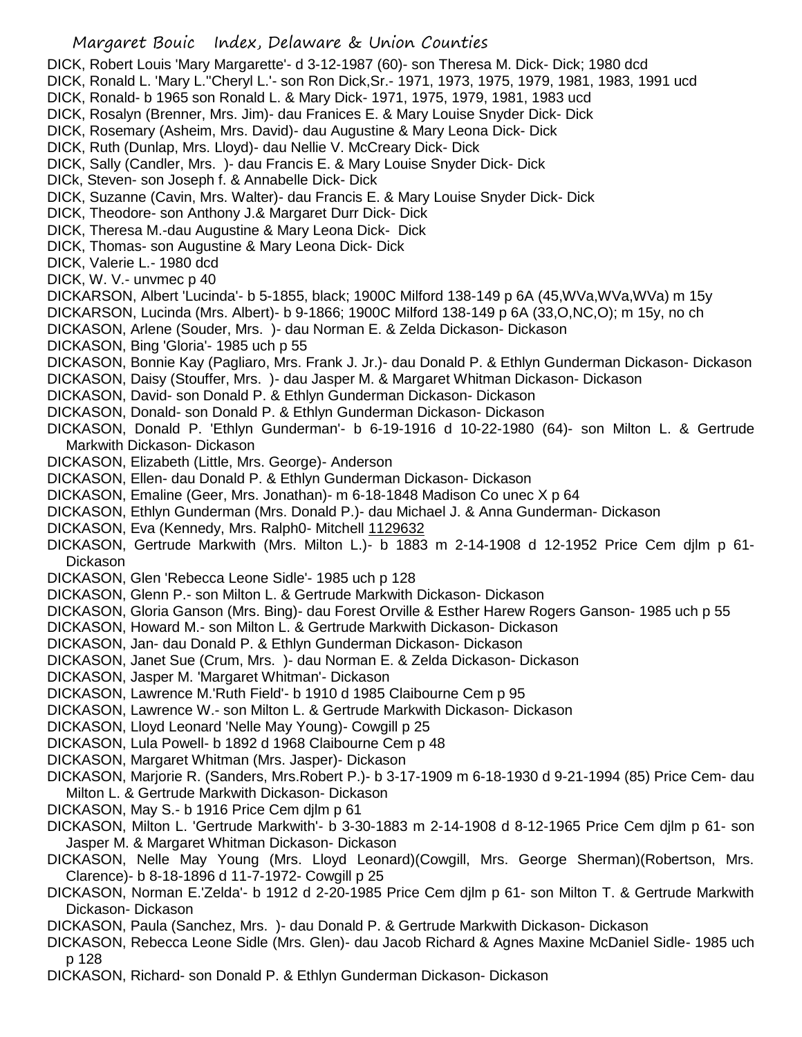DICK, Robert Louis 'Mary Margarette'- d 3-12-1987 (60)- son Theresa M. Dick- Dick; 1980 dcd

DICK, Ronald L. 'Mary L.''Cheryl L.'- son Ron Dick,Sr.- 1971, 1973, 1975, 1979, 1981, 1983, 1991 ucd

DICK, Ronald- b 1965 son Ronald L. & Mary Dick- 1971, 1975, 1979, 1981, 1983 ucd

DICK, Rosalyn (Brenner, Mrs. Jim)- dau Franices E. & Mary Louise Snyder Dick- Dick

DICK, Rosemary (Asheim, Mrs. David)- dau Augustine & Mary Leona Dick- Dick

DICK, Ruth (Dunlap, Mrs. Lloyd)- dau Nellie V. McCreary Dick- Dick

DICK, Sally (Candler, Mrs. )- dau Francis E. & Mary Louise Snyder Dick- Dick

DICk, Steven- son Joseph f. & Annabelle Dick- Dick

DICK, Suzanne (Cavin, Mrs. Walter)- dau Francis E. & Mary Louise Snyder Dick- Dick

DICK, Theodore- son Anthony J.& Margaret Durr Dick- Dick

DICK, Theresa M.-dau Augustine & Mary Leona Dick- Dick

DICK, Thomas- son Augustine & Mary Leona Dick- Dick

DICK, Valerie L.- 1980 dcd

DICK, W. V.- unvmec p 40

DICKARSON, Albert 'Lucinda'- b 5-1855, black; 1900C Milford 138-149 p 6A (45,WVa,WVa,WVa) m 15y

DICKARSON, Lucinda (Mrs. Albert)- b 9-1866; 1900C Milford 138-149 p 6A (33,O,NC,O); m 15y, no ch

DICKASON, Arlene (Souder, Mrs. )- dau Norman E. & Zelda Dickason- Dickason

DICKASON, Bing 'Gloria'- 1985 uch p 55

DICKASON, Bonnie Kay (Pagliaro, Mrs. Frank J. Jr.)- dau Donald P. & Ethlyn Gunderman Dickason- Dickason

DICKASON, Daisy (Stouffer, Mrs. )- dau Jasper M. & Margaret Whitman Dickason- Dickason

DICKASON, David- son Donald P. & Ethlyn Gunderman Dickason- Dickason

DICKASON, Donald- son Donald P. & Ethlyn Gunderman Dickason- Dickason

DICKASON, Donald P. 'Ethlyn Gunderman'- b 6-19-1916 d 10-22-1980 (64)- son Milton L. & Gertrude Markwith Dickason- Dickason

DICKASON, Elizabeth (Little, Mrs. George)- Anderson

DICKASON, Ellen- dau Donald P. & Ethlyn Gunderman Dickason- Dickason

DICKASON, Emaline (Geer, Mrs. Jonathan)- m 6-18-1848 Madison Co unec X p 64

DICKASON, Ethlyn Gunderman (Mrs. Donald P.)- dau Michael J. & Anna Gunderman- Dickason

DICKASON, Eva (Kennedy, Mrs. Ralph0- Mitchell 1129632

DICKASON, Gertrude Markwith (Mrs. Milton L.)- b 1883 m 2-14-1908 d 12-1952 Price Cem djlm p 61- Dickason

DICKASON, Glen 'Rebecca Leone Sidle'- 1985 uch p 128

DICKASON, Glenn P.- son Milton L. & Gertrude Markwith Dickason- Dickason

DICKASON, Gloria Ganson (Mrs. Bing)- dau Forest Orville & Esther Harew Rogers Ganson- 1985 uch p 55

DICKASON, Howard M.- son Milton L. & Gertrude Markwith Dickason- Dickason

DICKASON, Jan- dau Donald P. & Ethlyn Gunderman Dickason- Dickason

DICKASON, Janet Sue (Crum, Mrs. )- dau Norman E. & Zelda Dickason- Dickason

DICKASON, Jasper M. 'Margaret Whitman'- Dickason

DICKASON, Lawrence M.'Ruth Field'- b 1910 d 1985 Claibourne Cem p 95

DICKASON, Lawrence W.- son Milton L. & Gertrude Markwith Dickason- Dickason

DICKASON, Lloyd Leonard 'Nelle May Young)- Cowgill p 25

DICKASON, Lula Powell- b 1892 d 1968 Claibourne Cem p 48

DICKASON, Margaret Whitman (Mrs. Jasper)- Dickason

DICKASON, Marjorie R. (Sanders, Mrs.Robert P.)- b 3-17-1909 m 6-18-1930 d 9-21-1994 (85) Price Cem- dau Milton L. & Gertrude Markwith Dickason- Dickason

DICKASON, May S.- b 1916 Price Cem djlm p 61

DICKASON, Milton L. 'Gertrude Markwith'- b 3-30-1883 m 2-14-1908 d 8-12-1965 Price Cem djlm p 61- son Jasper M. & Margaret Whitman Dickason- Dickason

DICKASON, Nelle May Young (Mrs. Lloyd Leonard)(Cowgill, Mrs. George Sherman)(Robertson, Mrs. Clarence)- b 8-18-1896 d 11-7-1972- Cowgill p 25

DICKASON, Norman E.'Zelda'- b 1912 d 2-20-1985 Price Cem djlm p 61- son Milton T. & Gertrude Markwith Dickason- Dickason

DICKASON, Paula (Sanchez, Mrs. )- dau Donald P. & Gertrude Markwith Dickason- Dickason

DICKASON, Rebecca Leone Sidle (Mrs. Glen)- dau Jacob Richard & Agnes Maxine McDaniel Sidle- 1985 uch p 128

DICKASON, Richard- son Donald P. & Ethlyn Gunderman Dickason- Dickason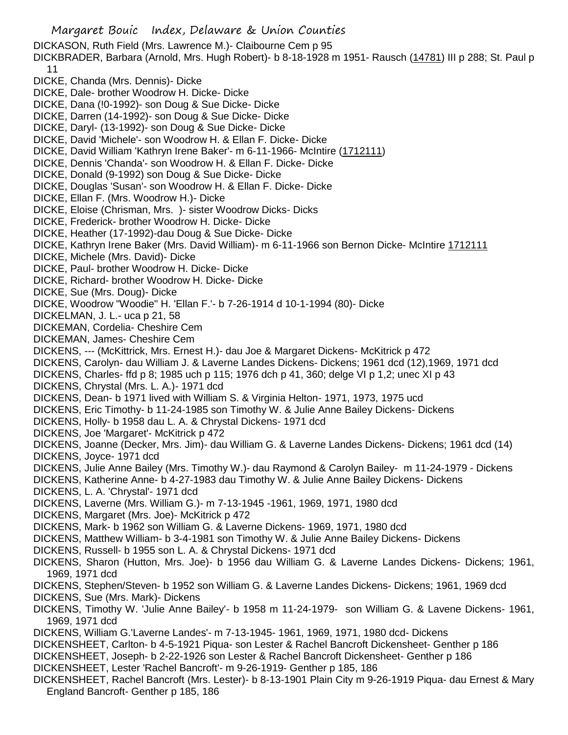DICKASON, Ruth Field (Mrs. Lawrence M.)- Claibourne Cem p 95

DICKBRADER, Barbara (Arnold, Mrs. Hugh Robert)- b 8-18-1928 m 1951- Rausch (14781) III p 288; St. Paul p 11

DICKE, Chanda (Mrs. Dennis)- Dicke

DICKE, Dale- brother Woodrow H. Dicke- Dicke

DICKE, Dana (!0-1992)- son Doug & Sue Dicke- Dicke

DICKE, Darren (14-1992)- son Doug & Sue Dicke- Dicke

DICKE, Daryl- (13-1992)- son Doug & Sue Dicke- Dicke

DICKE, David 'Michele'- son Woodrow H. & Ellan F. Dicke- Dicke

DICKE, David William 'Kathryn Irene Baker'- m 6-11-1966- McIntire (1712111)

DICKE, Dennis 'Chanda'- son Woodrow H. & Ellan F. Dicke- Dicke

DICKE, Donald (9-1992) son Doug & Sue Dicke- Dicke

DICKE, Douglas 'Susan'- son Woodrow H. & Ellan F. Dicke- Dicke

DICKE, Ellan F. (Mrs. Woodrow H.)- Dicke

DICKE, Eloise (Chrisman, Mrs. )- sister Woodrow Dicks- Dicks

DICKE, Frederick- brother Woodrow H. Dicke- Dicke

DICKE, Heather (17-1992)-dau Doug & Sue Dicke- Dicke

DICKE, Kathryn Irene Baker (Mrs. David William)- m 6-11-1966 son Bernon Dicke- McIntire 1712111

DICKE, Michele (Mrs. David)- Dicke

DICKE, Paul- brother Woodrow H. Dicke- Dicke

DICKE, Richard- brother Woodrow H. Dicke- Dicke

DICKE, Sue (Mrs. Doug)- Dicke

DICKE, Woodrow "Woodie" H. 'Ellan F.'- b 7-26-1914 d 10-1-1994 (80)- Dicke

DICKELMAN, J. L.- uca p 21, 58

DICKEMAN, Cordelia- Cheshire Cem

DICKEMAN, James- Cheshire Cem

DICKENS, --- (McKittrick, Mrs. Ernest H.)- dau Joe & Margaret Dickens- McKitrick p 472

DICKENS, Carolyn- dau William J. & Laverne Landes Dickens- Dickens; 1961 dcd (12),1969, 1971 dcd

DICKENS, Charles- ffd p 8; 1985 uch p 115; 1976 dch p 41, 360; delge VI p 1,2; unec XI p 43

DICKENS, Chrystal (Mrs. L. A.)- 1971 dcd

DICKENS, Dean- b 1971 lived with William S. & Virginia Helton- 1971, 1973, 1975 ucd

DICKENS, Eric Timothy- b 11-24-1985 son Timothy W. & Julie Anne Bailey Dickens- Dickens

DICKENS, Holly- b 1958 dau L. A. & Chrystal Dickens- 1971 dcd

DICKENS, Joe 'Margaret'- McKitrick p 472

DICKENS, Joanne (Decker, Mrs. Jim)- dau William G. & Laverne Landes Dickens- Dickens; 1961 dcd (14)

DICKENS, Joyce- 1971 dcd

DICKENS, Julie Anne Bailey (Mrs. Timothy W.)- dau Raymond & Carolyn Bailey- m 11-24-1979 - Dickens

DICKENS, Katherine Anne- b 4-27-1983 dau Timothy W. & Julie Anne Bailey Dickens- Dickens

DICKENS, L. A. 'Chrystal'- 1971 dcd

DICKENS, Laverne (Mrs. William G.)- m 7-13-1945 -1961, 1969, 1971, 1980 dcd

DICKENS, Margaret (Mrs. Joe)- McKitrick p 472

DICKENS, Mark- b 1962 son William G. & Laverne Dickens- 1969, 1971, 1980 dcd

DICKENS, Matthew William- b 3-4-1981 son Timothy W. & Julie Anne Bailey Dickens- Dickens

DICKENS, Russell- b 1955 son L. A. & Chrystal Dickens- 1971 dcd

DICKENS, Sharon (Hutton, Mrs. Joe)- b 1956 dau William G. & Laverne Landes Dickens- Dickens; 1961, 1969, 1971 dcd

DICKENS, Stephen/Steven- b 1952 son William G. & Laverne Landes Dickens- Dickens; 1961, 1969 dcd

DICKENS, Sue (Mrs. Mark)- Dickens

DICKENS, Timothy W. 'Julie Anne Bailey'- b 1958 m 11-24-1979- son William G. & Lavene Dickens- 1961, 1969, 1971 dcd

DICKENS, William G.'Laverne Landes'- m 7-13-1945- 1961, 1969, 1971, 1980 dcd- Dickens

DICKENSHEET, Carlton- b 4-5-1921 Piqua- son Lester & Rachel Bancroft Dickensheet- Genther p 186

DICKENSHEET, Joseph- b 2-22-1926 son Lester & Rachel Bancroft Dickensheet- Genther p 186

DICKENSHEET, Lester 'Rachel Bancroft'- m 9-26-1919- Genther p 185, 186

DICKENSHEET, Rachel Bancroft (Mrs. Lester)- b 8-13-1901 Plain City m 9-26-1919 Piqua- dau Ernest & Mary England Bancroft- Genther p 185, 186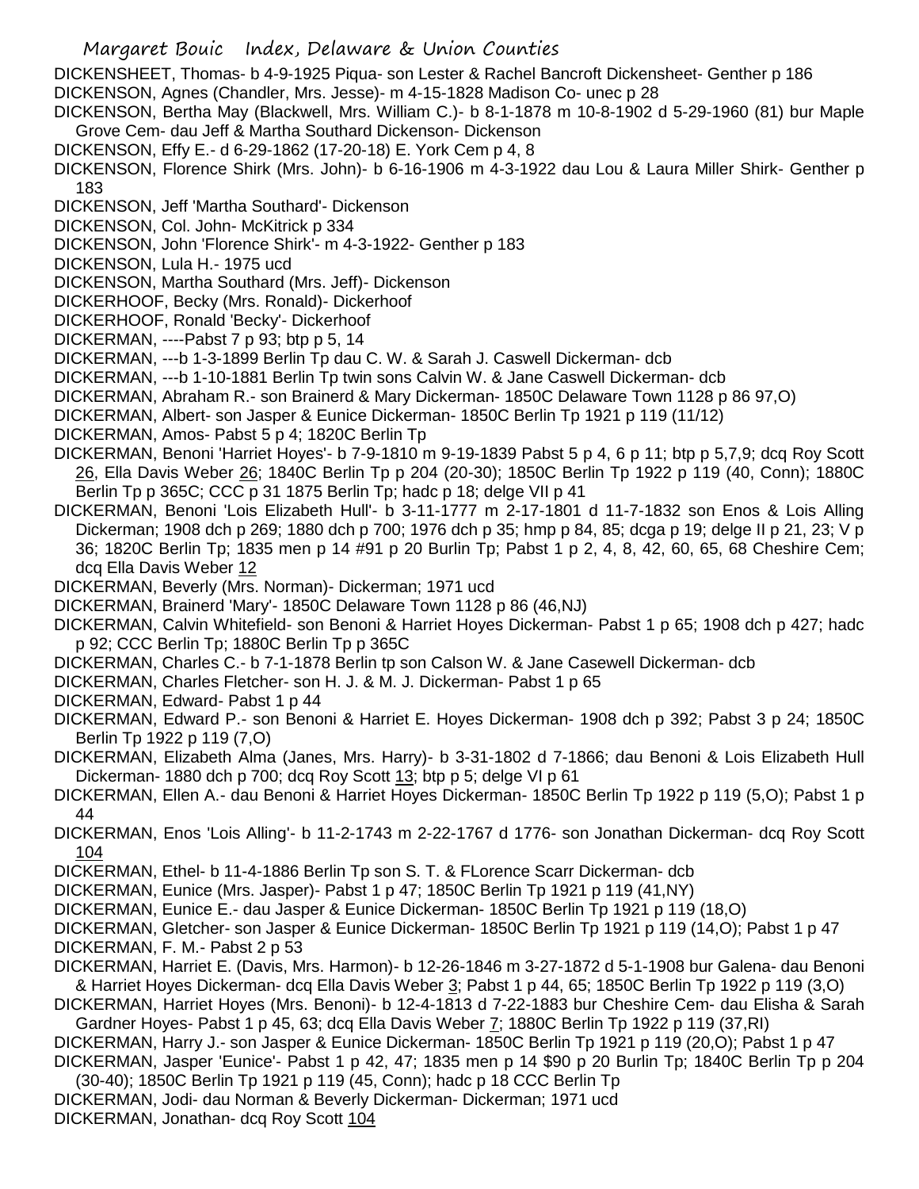DICKENSHEET, Thomas- b 4-9-1925 Piqua- son Lester & Rachel Bancroft Dickensheet- Genther p 186
DICKENSON, Agnes (Chandler, Mrs. Jesse)- m 4-15-1828 Madison Co- unec p 28
DICKENSON, Bertha May (Blackwell, Mrs. William C.)- b 8-1-1878 m 10-8-1902 d 5-29-1960 (81) bur Maple Grove Cem- dau Jeff & Martha Southard Dickenson- Dickenson
DICKENSON, Effy E.- d 6-29-1862 (17-20-18) E. York Cem p 4, 8
DICKENSON, Florence Shirk (Mrs. John)- b 6-16-1906 m 4-3-1922 dau Lou & Laura Miller Shirk- Genther p 183
DICKENSON, Jeff 'Martha Southard'- Dickenson
DICKENSON, Col. John- McKitrick p 334
DICKENSON, John 'Florence Shirk'- m 4-3-1922- Genther p 183
DICKENSON, Lula H.- 1975 ucd
DICKENSON, Martha Southard (Mrs. Jeff)- Dickenson
DICKERHOOF, Becky (Mrs. Ronald)- Dickerhoof
DICKERHOOF, Ronald 'Becky'- Dickerhoof
DICKERMAN, ----Pabst 7 p 93; btp p 5, 14
DICKERMAN, ---b 1-3-1899 Berlin Tp dau C. W. & Sarah J. Caswell Dickerman- dcb
DICKERMAN, ---b 1-10-1881 Berlin Tp twin sons Calvin W. & Jane Caswell Dickerman- dcb
DICKERMAN, Abraham R.- son Brainerd & Mary Dickerman- 1850C Delaware Town 1128 p 86 97,O)
DICKERMAN, Albert- son Jasper & Eunice Dickerman- 1850C Berlin Tp 1921 p 119 (11/12)
DICKERMAN, Amos- Pabst 5 p 4; 1820C Berlin Tp
DICKERMAN, Benoni 'Harriet Hoyes'- b 7-9-1810 m 9-19-1839 Pabst 5 p 4, 6 p 11; btp p 5,7,9; dcq Roy Scott 26, Ella Davis Weber 26; 1840C Berlin Tp p 204 (20-30); 1850C Berlin Tp 1922 p 119 (40, Conn); 1880C Berlin Tp p 365C; CCC p 31 1875 Berlin Tp; hadc p 18; delge VII p 41
DICKERMAN, Benoni 'Lois Elizabeth Hull'- b 3-11-1777 m 2-17-1801 d 11-7-1832 son Enos & Lois Alling Dickerman; 1908 dch p 269; 1880 dch p 700; 1976 dch p 35; hmp p 84, 85; dcga p 19; delge II p 21, 23; V p 36; 1820C Berlin Tp; 1835 men p 14 #91 p 20 Burlin Tp; Pabst 1 p 2, 4, 8, 42, 60, 65, 68 Cheshire Cem; dcq Ella Davis Weber 12
DICKERMAN, Beverly (Mrs. Norman)- Dickerman; 1971 ucd
DICKERMAN, Brainerd 'Mary'- 1850C Delaware Town 1128 p 86 (46,NJ)
DICKERMAN, Calvin Whitefield- son Benoni & Harriet Hoyes Dickerman- Pabst 1 p 65; 1908 dch p 427; hadc p 92; CCC Berlin Tp; 1880C Berlin Tp p 365C
DICKERMAN, Charles C.- b 7-1-1878 Berlin tp son Calson W. & Jane Casewell Dickerman- dcb
DICKERMAN, Charles Fletcher- son H. J. & M. J. Dickerman- Pabst 1 p 65
DICKERMAN, Edward- Pabst 1 p 44
DICKERMAN, Edward P.- son Benoni & Harriet E. Hoyes Dickerman- 1908 dch p 392; Pabst 3 p 24; 1850C Berlin Tp 1922 p 119 (7,O)
DICKERMAN, Elizabeth Alma (Janes, Mrs. Harry)- b 3-31-1802 d 7-1866; dau Benoni & Lois Elizabeth Hull Dickerman- 1880 dch p 700; dcq Roy Scott 13; btp p 5; delge VI p 61
DICKERMAN, Ellen A.- dau Benoni & Harriet Hoyes Dickerman- 1850C Berlin Tp 1922 p 119 (5,O); Pabst 1 p 44
DICKERMAN, Enos 'Lois Alling'- b 11-2-1743 m 2-22-1767 d 1776- son Jonathan Dickerman- dcq Roy Scott 104
DICKERMAN, Ethel- b 11-4-1886 Berlin Tp son S. T. & FLorence Scarr Dickerman- dcb
DICKERMAN, Eunice (Mrs. Jasper)- Pabst 1 p 47; 1850C Berlin Tp 1921 p 119 (41,NY)
DICKERMAN, Eunice E.- dau Jasper & Eunice Dickerman- 1850C Berlin Tp 1921 p 119 (18,O)
DICKERMAN, Gletcher- son Jasper & Eunice Dickerman- 1850C Berlin Tp 1921 p 119 (14,O); Pabst 1 p 47
DICKERMAN, F. M.- Pabst 2 p 53
DICKERMAN, Harriet E. (Davis, Mrs. Harmon)- b 12-26-1846 m 3-27-1872 d 5-1-1908 bur Galena- dau Benoni & Harriet Hoyes Dickerman- dcq Ella Davis Weber 3; Pabst 1 p 44, 65; 1850C Berlin Tp 1922 p 119 (3,O)
DICKERMAN, Harriet Hoyes (Mrs. Benoni)- b 12-4-1813 d 7-22-1883 bur Cheshire Cem- dau Elisha & Sarah Gardner Hoyes- Pabst 1 p 45, 63; dcq Ella Davis Weber 7; 1880C Berlin Tp 1922 p 119 (37,RI)
DICKERMAN, Harry J.- son Jasper & Eunice Dickerman- 1850C Berlin Tp 1921 p 119 (20,O); Pabst 1 p 47
DICKERMAN, Jasper 'Eunice'- Pabst 1 p 42, 47; 1835 men p 14 $90 p 20 Burlin Tp; 1840C Berlin Tp p 204 (30-40); 1850C Berlin Tp 1921 p 119 (45, Conn); hadc p 18 CCC Berlin Tp
DICKERMAN, Jodi- dau Norman & Beverly Dickerman- Dickerman; 1971 ucd
DICKERMAN, Jonathan- dcq Roy Scott 104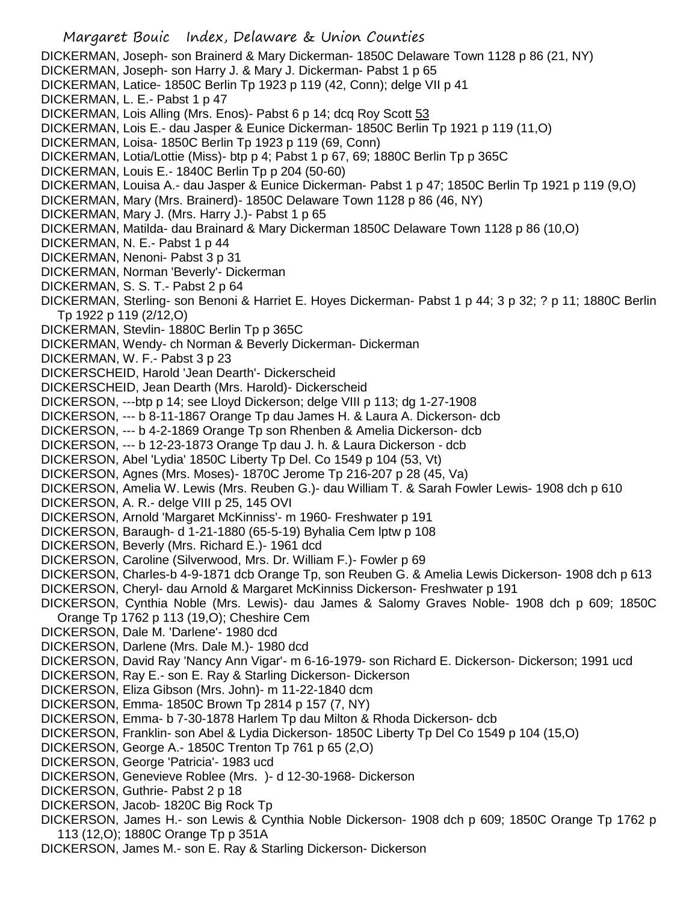DICKERMAN, Joseph- son Brainerd & Mary Dickerman- 1850C Delaware Town 1128 p 86 (21, NY)
DICKERMAN, Joseph- son Harry J. & Mary J. Dickerman- Pabst 1 p 65
DICKERMAN, Latice- 1850C Berlin Tp 1923 p 119 (42, Conn); delge VII p 41
DICKERMAN, L. E.- Pabst 1 p 47
DICKERMAN, Lois Alling (Mrs. Enos)- Pabst 6 p 14; dcq Roy Scott 53
DICKERMAN, Lois E.- dau Jasper & Eunice Dickerman- 1850C Berlin Tp 1921 p 119 (11,O)
DICKERMAN, Loisa- 1850C Berlin Tp 1923 p 119 (69, Conn)
DICKERMAN, Lotia/Lottie (Miss)- btp p 4; Pabst 1 p 67, 69; 1880C Berlin Tp p 365C
DICKERMAN, Louis E.- 1840C Berlin Tp p 204 (50-60)
DICKERMAN, Louisa A.- dau Jasper & Eunice Dickerman- Pabst 1 p 47; 1850C Berlin Tp 1921 p 119 (9,O)
DICKERMAN, Mary (Mrs. Brainerd)- 1850C Delaware Town 1128 p 86 (46, NY)
DICKERMAN, Mary J. (Mrs. Harry J.)- Pabst 1 p 65
DICKERMAN, Matilda- dau Brainard & Mary Dickerman 1850C Delaware Town 1128 p 86 (10,O)
DICKERMAN, N. E.- Pabst 1 p 44
DICKERMAN, Nenoni- Pabst 3 p 31
DICKERMAN, Norman 'Beverly'- Dickerman
DICKERMAN, S. S. T.- Pabst 2 p 64
DICKERMAN, Sterling- son Benoni & Harriet E. Hoyes Dickerman- Pabst 1 p 44; 3 p 32; ? p 11; 1880C Berlin Tp 1922 p 119 (2/12,O)
DICKERMAN, Stevlin- 1880C Berlin Tp p 365C
DICKERMAN, Wendy- ch Norman & Beverly Dickerman- Dickerman
DICKERMAN, W. F.- Pabst 3 p 23
DICKERSCHEID, Harold 'Jean Dearth'- Dickerscheid
DICKERSCHEID, Jean Dearth (Mrs. Harold)- Dickerscheid
DICKERSON, ---btp p 14; see Lloyd Dickerson; delge VIII p 113; dg 1-27-1908
DICKERSON, --- b 8-11-1867 Orange Tp dau James H. & Laura A. Dickerson- dcb
DICKERSON, --- b 4-2-1869 Orange Tp son Rhenben & Amelia Dickerson- dcb
DICKERSON, --- b 12-23-1873 Orange Tp dau J. h. & Laura Dickerson - dcb
DICKERSON, Abel 'Lydia' 1850C Liberty Tp Del. Co 1549 p 104 (53, Vt)
DICKERSON, Agnes (Mrs. Moses)- 1870C Jerome Tp 216-207 p 28 (45, Va)
DICKERSON, Amelia W. Lewis (Mrs. Reuben G.)- dau William T. & Sarah Fowler Lewis- 1908 dch p 610
DICKERSON, A. R.- delge VIII p 25, 145 OVI
DICKERSON, Arnold 'Margaret McKinniss'- m 1960- Freshwater p 191
DICKERSON, Baraugh- d 1-21-1880 (65-5-19) Byhalia Cem lptw p 108
DICKERSON, Beverly (Mrs. Richard E.)- 1961 dcd
DICKERSON, Caroline (Silverwood, Mrs. Dr. William F.)- Fowler p 69
DICKERSON, Charles-b 4-9-1871 dcb Orange Tp, son Reuben G. & Amelia Lewis Dickerson- 1908 dch p 613
DICKERSON, Cheryl- dau Arnold & Margaret McKinniss Dickerson- Freshwater p 191
DICKERSON, Cynthia Noble (Mrs. Lewis)- dau James & Salomy Graves Noble- 1908 dch p 609; 1850C Orange Tp 1762 p 113 (19,O); Cheshire Cem
DICKERSON, Dale M. 'Darlene'- 1980 dcd
DICKERSON, Darlene (Mrs. Dale M.)- 1980 dcd
DICKERSON, David Ray 'Nancy Ann Vigar'- m 6-16-1979- son Richard E. Dickerson- Dickerson; 1991 ucd
DICKERSON, Ray E.- son E. Ray & Starling Dickerson- Dickerson
DICKERSON, Eliza Gibson (Mrs. John)- m 11-22-1840 dcm
DICKERSON, Emma- 1850C Brown Tp 2814 p 157 (7, NY)
DICKERSON, Emma- b 7-30-1878 Harlem Tp dau Milton & Rhoda Dickerson- dcb
DICKERSON, Franklin- son Abel & Lydia Dickerson- 1850C Liberty Tp Del Co 1549 p 104 (15,O)
DICKERSON, George A.- 1850C Trenton Tp 761 p 65 (2,O)
DICKERSON, George 'Patricia'- 1983 ucd
DICKERSON, Genevieve Roblee (Mrs. )- d 12-30-1968- Dickerson
DICKERSON, Guthrie- Pabst 2 p 18
DICKERSON, Jacob- 1820C Big Rock Tp
DICKERSON, James H.- son Lewis & Cynthia Noble Dickerson- 1908 dch p 609; 1850C Orange Tp 1762 p 113 (12,O); 1880C Orange Tp p 351A
DICKERSON, James M.- son E. Ray & Starling Dickerson- Dickerson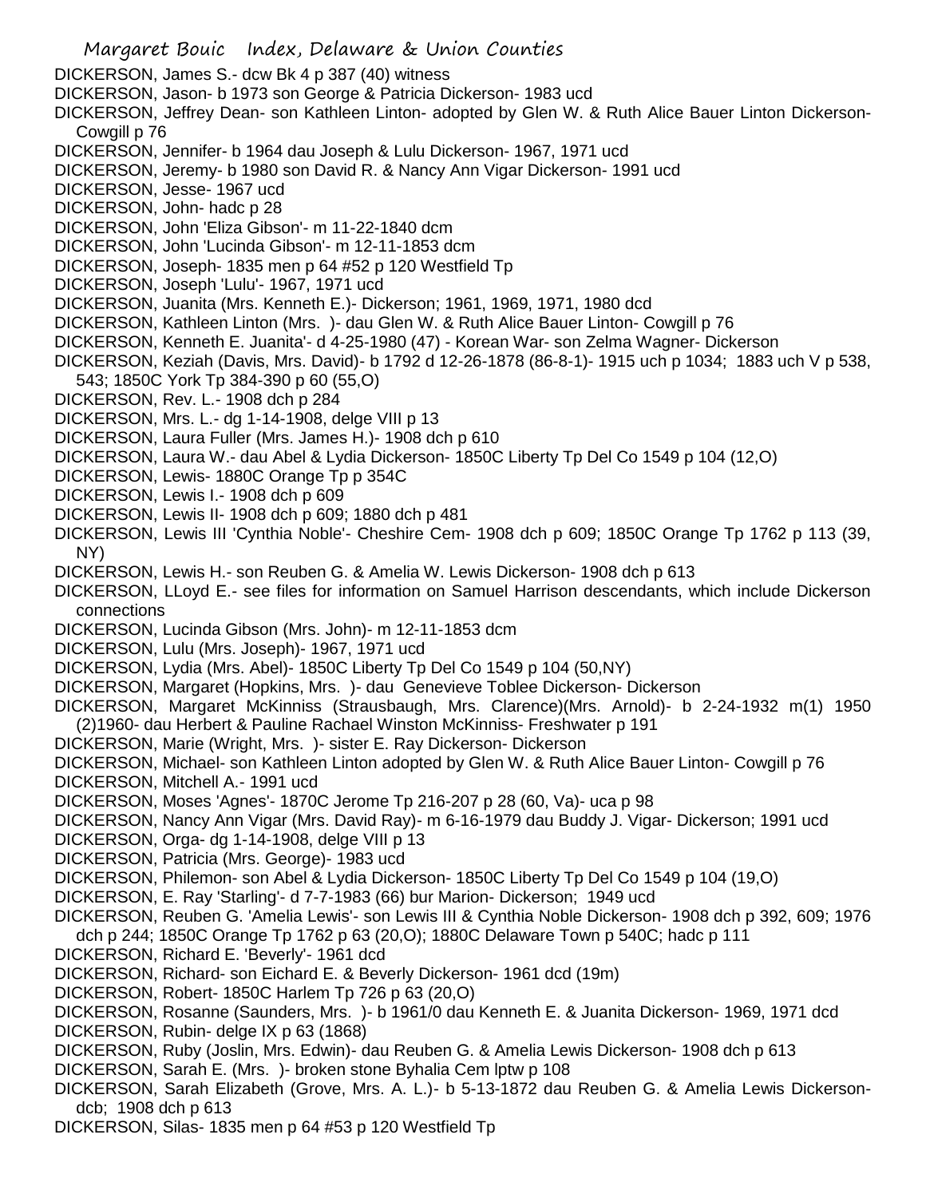DICKERSON, James S.- dcw Bk 4 p 387 (40) witness
DICKERSON, Jason- b 1973 son George & Patricia Dickerson- 1983 ucd
DICKERSON, Jeffrey Dean- son Kathleen Linton- adopted by Glen W. & Ruth Alice Bauer Linton Dickerson- Cowgill p 76
DICKERSON, Jennifer- b 1964 dau Joseph & Lulu Dickerson- 1967, 1971 ucd
DICKERSON, Jeremy- b 1980 son David R. & Nancy Ann Vigar Dickerson- 1991 ucd
DICKERSON, Jesse- 1967 ucd
DICKERSON, John- hadc p 28
DICKERSON, John 'Eliza Gibson'- m 11-22-1840 dcm
DICKERSON, John 'Lucinda Gibson'- m 12-11-1853 dcm
DICKERSON, Joseph- 1835 men p 64 #52 p 120 Westfield Tp
DICKERSON, Joseph 'Lulu'- 1967, 1971 ucd
DICKERSON, Juanita (Mrs. Kenneth E.)- Dickerson; 1961, 1969, 1971, 1980 dcd
DICKERSON, Kathleen Linton (Mrs. )- dau Glen W. & Ruth Alice Bauer Linton- Cowgill p 76
DICKERSON, Kenneth E. Juanita'- d 4-25-1980 (47) - Korean War- son Zelma Wagner- Dickerson
DICKERSON, Keziah (Davis, Mrs. David)- b 1792 d 12-26-1878 (86-8-1)- 1915 uch p 1034; 1883 uch V p 538, 543; 1850C York Tp 384-390 p 60 (55,O)
DICKERSON, Rev. L.- 1908 dch p 284
DICKERSON, Mrs. L.- dg 1-14-1908, delge VIII p 13
DICKERSON, Laura Fuller (Mrs. James H.)- 1908 dch p 610
DICKERSON, Laura W.- dau Abel & Lydia Dickerson- 1850C Liberty Tp Del Co 1549 p 104 (12,O)
DICKERSON, Lewis- 1880C Orange Tp p 354C
DICKERSON, Lewis I.- 1908 dch p 609
DICKERSON, Lewis II- 1908 dch p 609; 1880 dch p 481
DICKERSON, Lewis III 'Cynthia Noble'- Cheshire Cem- 1908 dch p 609; 1850C Orange Tp 1762 p 113 (39, NY)
DICKERSON, Lewis H.- son Reuben G. & Amelia W. Lewis Dickerson- 1908 dch p 613
DICKERSON, LLoyd E.- see files for information on Samuel Harrison descendants, which include Dickerson connections
DICKERSON, Lucinda Gibson (Mrs. John)- m 12-11-1853 dcm
DICKERSON, Lulu (Mrs. Joseph)- 1967, 1971 ucd
DICKERSON, Lydia (Mrs. Abel)- 1850C Liberty Tp Del Co 1549 p 104 (50,NY)
DICKERSON, Margaret (Hopkins, Mrs. )- dau Genevieve Toblee Dickerson- Dickerson
DICKERSON, Margaret McKinniss (Strausbaugh, Mrs. Clarence)(Mrs. Arnold)- b 2-24-1932 m(1) 1950 (2)1960- dau Herbert & Pauline Rachael Winston McKinniss- Freshwater p 191
DICKERSON, Marie (Wright, Mrs. )- sister E. Ray Dickerson- Dickerson
DICKERSON, Michael- son Kathleen Linton adopted by Glen W. & Ruth Alice Bauer Linton- Cowgill p 76
DICKERSON, Mitchell A.- 1991 ucd
DICKERSON, Moses 'Agnes'- 1870C Jerome Tp 216-207 p 28 (60, Va)- uca p 98
DICKERSON, Nancy Ann Vigar (Mrs. David Ray)- m 6-16-1979 dau Buddy J. Vigar- Dickerson; 1991 ucd
DICKERSON, Orga- dg 1-14-1908, delge VIII p 13
DICKERSON, Patricia (Mrs. George)- 1983 ucd
DICKERSON, Philemon- son Abel & Lydia Dickerson- 1850C Liberty Tp Del Co 1549 p 104 (19,O)
DICKERSON, E. Ray 'Starling'- d 7-7-1983 (66) bur Marion- Dickerson; 1949 ucd
DICKERSON, Reuben G. 'Amelia Lewis'- son Lewis III & Cynthia Noble Dickerson- 1908 dch p 392, 609; 1976 dch p 244; 1850C Orange Tp 1762 p 63 (20,O); 1880C Delaware Town p 540C; hadc p 111
DICKERSON, Richard E. 'Beverly'- 1961 dcd
DICKERSON, Richard- son Eichard E. & Beverly Dickerson- 1961 dcd (19m)
DICKERSON, Robert- 1850C Harlem Tp 726 p 63 (20,O)
DICKERSON, Rosanne (Saunders, Mrs. )- b 1961/0 dau Kenneth E. & Juanita Dickerson- 1969, 1971 dcd
DICKERSON, Rubin- delge IX p 63 (1868)
DICKERSON, Ruby (Joslin, Mrs. Edwin)- dau Reuben G. & Amelia Lewis Dickerson- 1908 dch p 613
DICKERSON, Sarah E. (Mrs. )- broken stone Byhalia Cem lptw p 108
DICKERSON, Sarah Elizabeth (Grove, Mrs. A. L.)- b 5-13-1872 dau Reuben G. & Amelia Lewis Dickerson- dcb; 1908 dch p 613
DICKERSON, Silas- 1835 men p 64 #53 p 120 Westfield Tp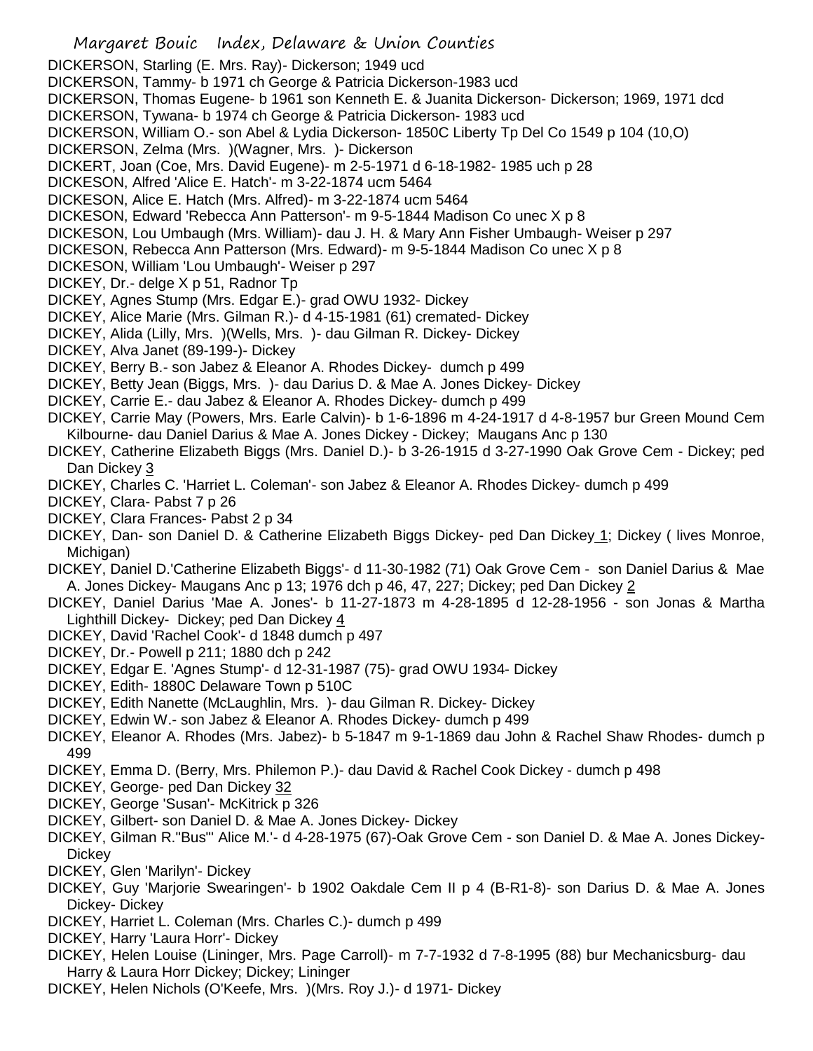DICKERSON, Starling (E. Mrs. Ray)- Dickerson; 1949 ucd
DICKERSON, Tammy- b 1971 ch George & Patricia Dickerson-1983 ucd
DICKERSON, Thomas Eugene- b 1961 son Kenneth E. & Juanita Dickerson- Dickerson; 1969, 1971 dcd
DICKERSON, Tywana- b 1974 ch George & Patricia Dickerson- 1983 ucd
DICKERSON, William O.- son Abel & Lydia Dickerson- 1850C Liberty Tp Del Co 1549 p 104 (10,O)
DICKERSON, Zelma (Mrs. )(Wagner, Mrs. )- Dickerson
DICKERT, Joan (Coe, Mrs. David Eugene)- m 2-5-1971 d 6-18-1982- 1985 uch p 28
DICKESON, Alfred 'Alice E. Hatch'- m 3-22-1874 ucm 5464
DICKESON, Alice E. Hatch (Mrs. Alfred)- m 3-22-1874 ucm 5464
DICKESON, Edward 'Rebecca Ann Patterson'- m 9-5-1844 Madison Co unec X p 8
DICKESON, Lou Umbaugh (Mrs. William)- dau J. H. & Mary Ann Fisher Umbaugh- Weiser p 297
DICKESON, Rebecca Ann Patterson (Mrs. Edward)- m 9-5-1844 Madison Co unec X p 8
DICKESON, William 'Lou Umbaugh'- Weiser p 297
DICKEY, Dr.- delge X p 51, Radnor Tp
DICKEY, Agnes Stump (Mrs. Edgar E.)- grad OWU 1932- Dickey
DICKEY, Alice Marie (Mrs. Gilman R.)- d 4-15-1981 (61) cremated- Dickey
DICKEY, Alida (Lilly, Mrs. )(Wells, Mrs. )- dau Gilman R. Dickey- Dickey
DICKEY, Alva Janet (89-199-)- Dickey
DICKEY, Berry B.- son Jabez & Eleanor A. Rhodes Dickey- dumch p 499
DICKEY, Betty Jean (Biggs, Mrs. )- dau Darius D. & Mae A. Jones Dickey- Dickey
DICKEY, Carrie E.- dau Jabez & Eleanor A. Rhodes Dickey- dumch p 499
DICKEY, Carrie May (Powers, Mrs. Earle Calvin)- b 1-6-1896 m 4-24-1917 d 4-8-1957 bur Green Mound Cem Kilbourne- dau Daniel Darius & Mae A. Jones Dickey - Dickey; Maugans Anc p 130
DICKEY, Catherine Elizabeth Biggs (Mrs. Daniel D.)- b 3-26-1915 d 3-27-1990 Oak Grove Cem - Dickey; ped Dan Dickey 3
DICKEY, Charles C. 'Harriet L. Coleman'- son Jabez & Eleanor A. Rhodes Dickey- dumch p 499
DICKEY, Clara- Pabst 7 p 26
DICKEY, Clara Frances- Pabst 2 p 34
DICKEY, Dan- son Daniel D. & Catherine Elizabeth Biggs Dickey- ped Dan Dickey 1; Dickey ( lives Monroe, Michigan)
DICKEY, Daniel D.'Catherine Elizabeth Biggs'- d 11-30-1982 (71) Oak Grove Cem - son Daniel Darius & Mae A. Jones Dickey- Maugans Anc p 13; 1976 dch p 46, 47, 227; Dickey; ped Dan Dickey 2
DICKEY, Daniel Darius 'Mae A. Jones'- b 11-27-1873 m 4-28-1895 d 12-28-1956 - son Jonas & Martha Lighthill Dickey- Dickey; ped Dan Dickey 4
DICKEY, David 'Rachel Cook'- d 1848 dumch p 497
DICKEY, Dr.- Powell p 211; 1880 dch p 242
DICKEY, Edgar E. 'Agnes Stump'- d 12-31-1987 (75)- grad OWU 1934- Dickey
DICKEY, Edith- 1880C Delaware Town p 510C
DICKEY, Edith Nanette (McLaughlin, Mrs. )- dau Gilman R. Dickey- Dickey
DICKEY, Edwin W.- son Jabez & Eleanor A. Rhodes Dickey- dumch p 499
DICKEY, Eleanor A. Rhodes (Mrs. Jabez)- b 5-1847 m 9-1-1869 dau John & Rachel Shaw Rhodes- dumch p 499
DICKEY, Emma D. (Berry, Mrs. Philemon P.)- dau David & Rachel Cook Dickey - dumch p 498
DICKEY, George- ped Dan Dickey 32
DICKEY, George 'Susan'- McKitrick p 326
DICKEY, Gilbert- son Daniel D. & Mae A. Jones Dickey- Dickey
DICKEY, Gilman R."Bus"' Alice M.'- d 4-28-1975 (67)-Oak Grove Cem - son Daniel D. & Mae A. Jones Dickey- Dickey
DICKEY, Glen 'Marilyn'- Dickey
DICKEY, Guy 'Marjorie Swearingen'- b 1902 Oakdale Cem II p 4 (B-R1-8)- son Darius D. & Mae A. Jones Dickey- Dickey
DICKEY, Harriet L. Coleman (Mrs. Charles C.)- dumch p 499
DICKEY, Harry 'Laura Horr'- Dickey
DICKEY, Helen Louise (Lininger, Mrs. Page Carroll)- m 7-7-1932 d 7-8-1995 (88) bur Mechanicsburg- dau Harry & Laura Horr Dickey; Dickey; Lininger
DICKEY, Helen Nichols (O'Keefe, Mrs. )(Mrs. Roy J.)- d 1971- Dickey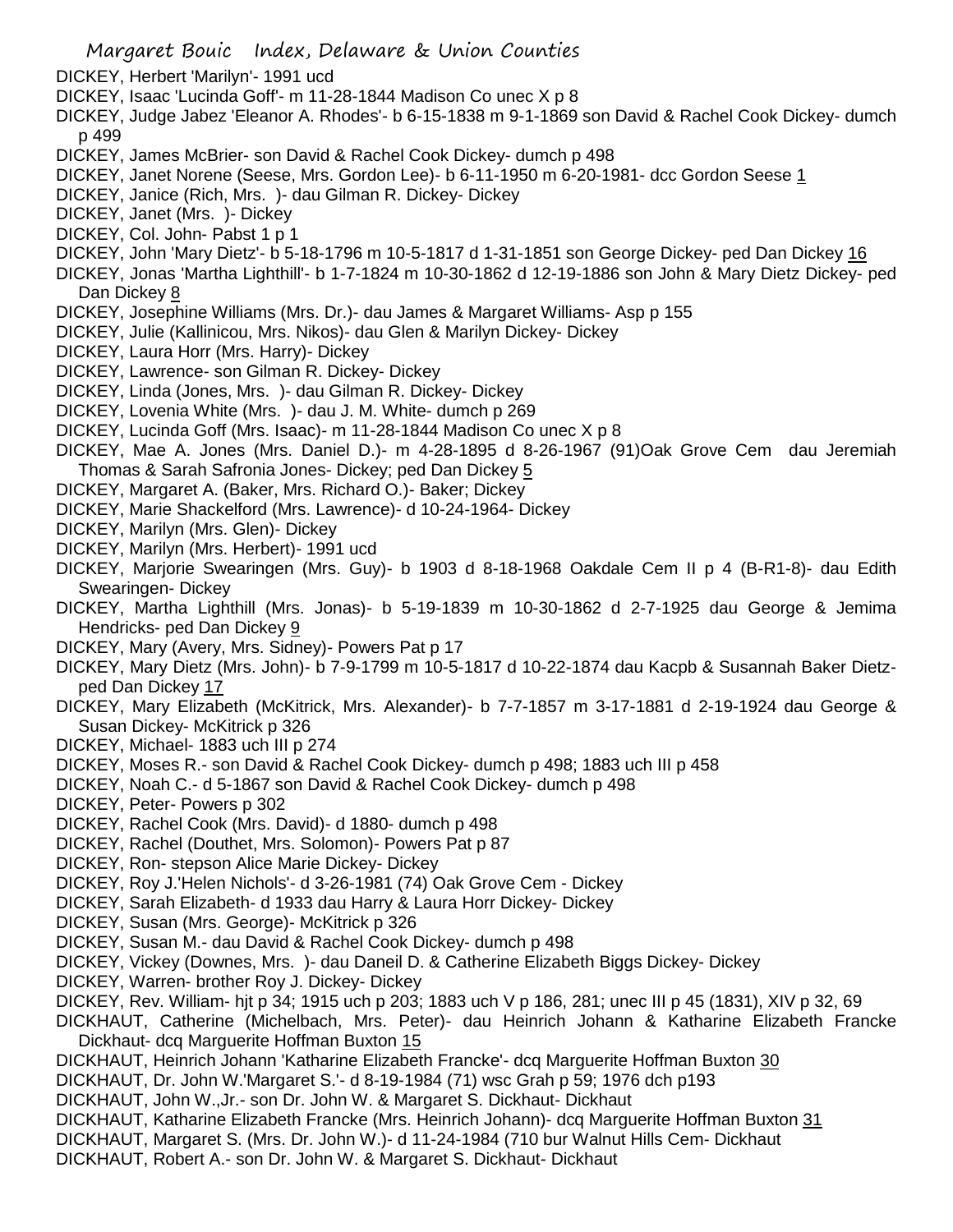DICKEY, Herbert 'Marilyn'- 1991 ucd

DICKEY, Isaac 'Lucinda Goff'- m 11-28-1844 Madison Co unec X p 8

DICKEY, Judge Jabez 'Eleanor A. Rhodes'- b 6-15-1838 m 9-1-1869 son David & Rachel Cook Dickey- dumch p 499

DICKEY, James McBrier- son David & Rachel Cook Dickey- dumch p 498

DICKEY, Janet Norene (Seese, Mrs. Gordon Lee)- b 6-11-1950 m 6-20-1981- dcc Gordon Seese 1

DICKEY, Janice (Rich, Mrs. )- dau Gilman R. Dickey- Dickey

DICKEY, Janet (Mrs. )- Dickey

DICKEY, Col. John- Pabst 1 p 1

DICKEY, John 'Mary Dietz'- b 5-18-1796 m 10-5-1817 d 1-31-1851 son George Dickey- ped Dan Dickey 16

DICKEY, Jonas 'Martha Lighthill'- b 1-7-1824 m 10-30-1862 d 12-19-1886 son John & Mary Dietz Dickey- ped Dan Dickey 8

DICKEY, Josephine Williams (Mrs. Dr.)- dau James & Margaret Williams- Asp p 155

DICKEY, Julie (Kallinicou, Mrs. Nikos)- dau Glen & Marilyn Dickey- Dickey

DICKEY, Laura Horr (Mrs. Harry)- Dickey

DICKEY, Lawrence- son Gilman R. Dickey- Dickey

DICKEY, Linda (Jones, Mrs. )- dau Gilman R. Dickey- Dickey

DICKEY, Lovenia White (Mrs. )- dau J. M. White- dumch p 269

DICKEY, Lucinda Goff (Mrs. Isaac)- m 11-28-1844 Madison Co unec X p 8

DICKEY, Mae A. Jones (Mrs. Daniel D.)- m 4-28-1895 d 8-26-1967 (91)Oak Grove Cem dau Jeremiah Thomas & Sarah Safronia Jones- Dickey; ped Dan Dickey 5

DICKEY, Margaret A. (Baker, Mrs. Richard O.)- Baker; Dickey

DICKEY, Marie Shackelford (Mrs. Lawrence)- d 10-24-1964- Dickey

DICKEY, Marilyn (Mrs. Glen)- Dickey

DICKEY, Marilyn (Mrs. Herbert)- 1991 ucd

DICKEY, Marjorie Swearingen (Mrs. Guy)- b 1903 d 8-18-1968 Oakdale Cem II p 4 (B-R1-8)- dau Edith Swearingen- Dickey

DICKEY, Martha Lighthill (Mrs. Jonas)- b 5-19-1839 m 10-30-1862 d 2-7-1925 dau George & Jemima Hendricks- ped Dan Dickey 9

DICKEY, Mary (Avery, Mrs. Sidney)- Powers Pat p 17

DICKEY, Mary Dietz (Mrs. John)- b 7-9-1799 m 10-5-1817 d 10-22-1874 dau Kacpb & Susannah Baker Dietz- ped Dan Dickey 17

DICKEY, Mary Elizabeth (McKitrick, Mrs. Alexander)- b 7-7-1857 m 3-17-1881 d 2-19-1924 dau George & Susan Dickey- McKitrick p 326

DICKEY, Michael- 1883 uch III p 274

DICKEY, Moses R.- son David & Rachel Cook Dickey- dumch p 498; 1883 uch III p 458

DICKEY, Noah C.- d 5-1867 son David & Rachel Cook Dickey- dumch p 498

DICKEY, Peter- Powers p 302

DICKEY, Rachel Cook (Mrs. David)- d 1880- dumch p 498

DICKEY, Rachel (Douthet, Mrs. Solomon)- Powers Pat p 87

DICKEY, Ron- stepson Alice Marie Dickey- Dickey

DICKEY, Roy J.'Helen Nichols'- d 3-26-1981 (74) Oak Grove Cem - Dickey

DICKEY, Sarah Elizabeth- d 1933 dau Harry & Laura Horr Dickey- Dickey

DICKEY, Susan (Mrs. George)- McKitrick p 326

DICKEY, Susan M.- dau David & Rachel Cook Dickey- dumch p 498

DICKEY, Vickey (Downes, Mrs. )- dau Daneil D. & Catherine Elizabeth Biggs Dickey- Dickey

DICKEY, Warren- brother Roy J. Dickey- Dickey

DICKEY, Rev. William- hjt p 34; 1915 uch p 203; 1883 uch V p 186, 281; unec III p 45 (1831), XIV p 32, 69

DICKHAUT, Catherine (Michelbach, Mrs. Peter)- dau Heinrich Johann & Katharine Elizabeth Francke Dickhaut- dcq Marguerite Hoffman Buxton 15

DICKHAUT, Heinrich Johann 'Katharine Elizabeth Francke'- dcq Marguerite Hoffman Buxton 30

DICKHAUT, Dr. John W.'Margaret S.'- d 8-19-1984 (71) wsc Grah p 59; 1976 dch p193

DICKHAUT, John W.,Jr.- son Dr. John W. & Margaret S. Dickhaut- Dickhaut

DICKHAUT, Katharine Elizabeth Francke (Mrs. Heinrich Johann)- dcq Marguerite Hoffman Buxton 31

DICKHAUT, Margaret S. (Mrs. Dr. John W.)- d 11-24-1984 (710 bur Walnut Hills Cem- Dickhaut

DICKHAUT, Robert A.- son Dr. John W. & Margaret S. Dickhaut- Dickhaut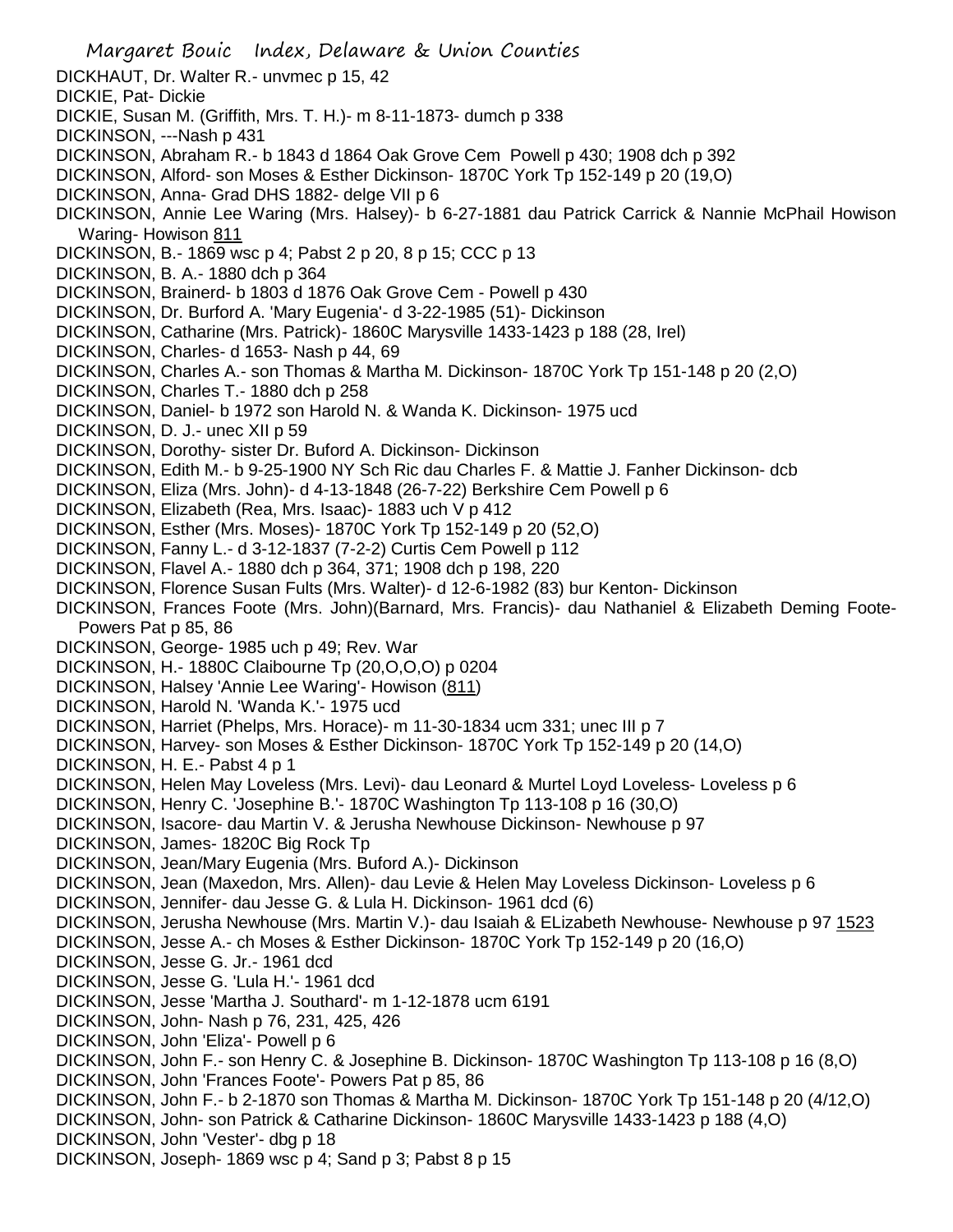DICKHAUT, Dr. Walter R.- unvmec p 15, 42
DICKIE, Pat- Dickie
DICKIE, Susan M. (Griffith, Mrs. T. H.)- m 8-11-1873- dumch p 338
DICKINSON, ---Nash p 431
DICKINSON, Abraham R.- b 1843 d 1864 Oak Grove Cem Powell p 430; 1908 dch p 392
DICKINSON, Alford- son Moses & Esther Dickinson- 1870C York Tp 152-149 p 20 (19,O)
DICKINSON, Anna- Grad DHS 1882- delge VII p 6
DICKINSON, Annie Lee Waring (Mrs. Halsey)- b 6-27-1881 dau Patrick Carrick & Nannie McPhail Howison Waring- Howison 811
DICKINSON, B.- 1869 wsc p 4; Pabst 2 p 20, 8 p 15; CCC p 13
DICKINSON, B. A.- 1880 dch p 364
DICKINSON, Brainerd- b 1803 d 1876 Oak Grove Cem - Powell p 430
DICKINSON, Dr. Burford A. 'Mary Eugenia'- d 3-22-1985 (51)- Dickinson
DICKINSON, Catharine (Mrs. Patrick)- 1860C Marysville 1433-1423 p 188 (28, Irel)
DICKINSON, Charles- d 1653- Nash p 44, 69
DICKINSON, Charles A.- son Thomas & Martha M. Dickinson- 1870C York Tp 151-148 p 20 (2,O)
DICKINSON, Charles T.- 1880 dch p 258
DICKINSON, Daniel- b 1972 son Harold N. & Wanda K. Dickinson- 1975 ucd
DICKINSON, D. J.- unec XII p 59
DICKINSON, Dorothy- sister Dr. Buford A. Dickinson- Dickinson
DICKINSON, Edith M.- b 9-25-1900 NY Sch Ric dau Charles F. & Mattie J. Fanher Dickinson- dcb
DICKINSON, Eliza (Mrs. John)- d 4-13-1848 (26-7-22) Berkshire Cem Powell p 6
DICKINSON, Elizabeth (Rea, Mrs. Isaac)- 1883 uch V p 412
DICKINSON, Esther (Mrs. Moses)- 1870C York Tp 152-149 p 20 (52,O)
DICKINSON, Fanny L.- d 3-12-1837 (7-2-2) Curtis Cem Powell p 112
DICKINSON, Flavel A.- 1880 dch p 364, 371; 1908 dch p 198, 220
DICKINSON, Florence Susan Fults (Mrs. Walter)- d 12-6-1982 (83) bur Kenton- Dickinson
DICKINSON, Frances Foote (Mrs. John)(Barnard, Mrs. Francis)- dau Nathaniel & Elizabeth Deming Foote- Powers Pat p 85, 86
DICKINSON, George- 1985 uch p 49; Rev. War
DICKINSON, H.- 1880C Claibourne Tp (20,O,O,O) p 0204
DICKINSON, Halsey 'Annie Lee Waring'- Howison (811)
DICKINSON, Harold N. 'Wanda K.'- 1975 ucd
DICKINSON, Harriet (Phelps, Mrs. Horace)- m 11-30-1834 ucm 331; unec III p 7
DICKINSON, Harvey- son Moses & Esther Dickinson- 1870C York Tp 152-149 p 20 (14,O)
DICKINSON, H. E.- Pabst 4 p 1
DICKINSON, Helen May Loveless (Mrs. Levi)- dau Leonard & Murtel Loyd Loveless- Loveless p 6
DICKINSON, Henry C. 'Josephine B.'- 1870C Washington Tp 113-108 p 16 (30,O)
DICKINSON, Isacore- dau Martin V. & Jerusha Newhouse Dickinson- Newhouse p 97
DICKINSON, James- 1820C Big Rock Tp
DICKINSON, Jean/Mary Eugenia (Mrs. Buford A.)- Dickinson
DICKINSON, Jean (Maxedon, Mrs. Allen)- dau Levie & Helen May Loveless Dickinson- Loveless p 6
DICKINSON, Jennifer- dau Jesse G. & Lula H. Dickinson- 1961 dcd (6)
DICKINSON, Jerusha Newhouse (Mrs. Martin V.)- dau Isaiah & ELizabeth Newhouse- Newhouse p 97 1523
DICKINSON, Jesse A.- ch Moses & Esther Dickinson- 1870C York Tp 152-149 p 20 (16,O)
DICKINSON, Jesse G. Jr.- 1961 dcd
DICKINSON, Jesse G. 'Lula H.'- 1961 dcd
DICKINSON, Jesse 'Martha J. Southard'- m 1-12-1878 ucm 6191
DICKINSON, John- Nash p 76, 231, 425, 426
DICKINSON, John 'Eliza'- Powell p 6
DICKINSON, John F.- son Henry C. & Josephine B. Dickinson- 1870C Washington Tp 113-108 p 16 (8,O)
DICKINSON, John 'Frances Foote'- Powers Pat p 85, 86
DICKINSON, John F.- b 2-1870 son Thomas & Martha M. Dickinson- 1870C York Tp 151-148 p 20 (4/12,O)
DICKINSON, John- son Patrick & Catharine Dickinson- 1860C Marysville 1433-1423 p 188 (4,O)
DICKINSON, John 'Vester'- dbg p 18
DICKINSON, Joseph- 1869 wsc p 4; Sand p 3; Pabst 8 p 15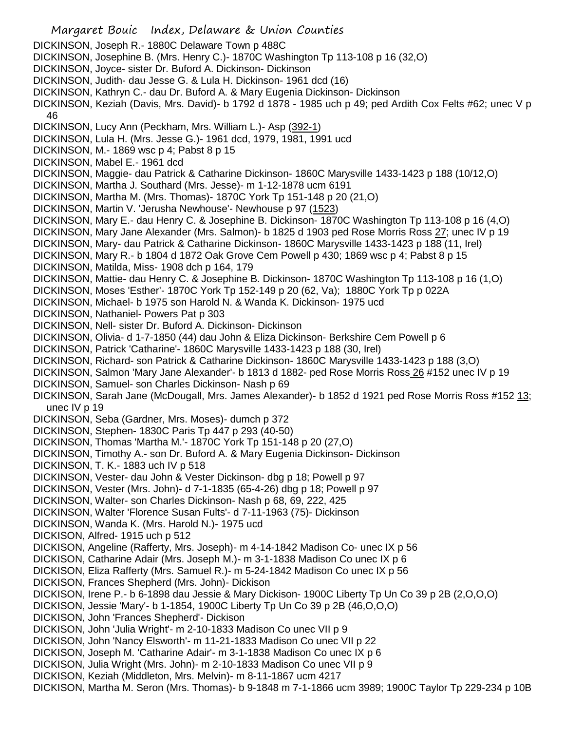DICKINSON, Joseph R.- 1880C Delaware Town p 488C
DICKINSON, Josephine B. (Mrs. Henry C.)- 1870C Washington Tp 113-108 p 16 (32,O)
DICKINSON, Joyce- sister Dr. Buford A. Dickinson- Dickinson
DICKINSON, Judith- dau Jesse G. & Lula H. Dickinson- 1961 dcd (16)
DICKINSON, Kathryn C.- dau Dr. Buford A. & Mary Eugenia Dickinson- Dickinson
DICKINSON, Keziah (Davis, Mrs. David)- b 1792 d 1878 - 1985 uch p 49; ped Ardith Cox Felts #62; unec V p 46
DICKINSON, Lucy Ann (Peckham, Mrs. William L.)- Asp (392-1)
DICKINSON, Lula H. (Mrs. Jesse G.)- 1961 dcd, 1979, 1981, 1991 ucd
DICKINSON, M.- 1869 wsc p 4; Pabst 8 p 15
DICKINSON, Mabel E.- 1961 dcd
DICKINSON, Maggie- dau Patrick & Catharine Dickinson- 1860C Marysville 1433-1423 p 188 (10/12,O)
DICKINSON, Martha J. Southard (Mrs. Jesse)- m 1-12-1878 ucm 6191
DICKINSON, Martha M. (Mrs. Thomas)- 1870C York Tp 151-148 p 20 (21,O)
DICKINSON, Martin V. 'Jerusha Newhouse'- Newhouse p 97 (1523)
DICKINSON, Mary E.- dau Henry C. & Josephine B. Dickinson- 1870C Washington Tp 113-108 p 16 (4,O)
DICKINSON, Mary Jane Alexander (Mrs. Salmon)- b 1825 d 1903 ped Rose Morris Ross 27; unec IV p 19
DICKINSON, Mary- dau Patrick & Catharine Dickinson- 1860C Marysville 1433-1423 p 188 (11, Irel)
DICKINSON, Mary R.- b 1804 d 1872 Oak Grove Cem Powell p 430; 1869 wsc p 4; Pabst 8 p 15
DICKINSON, Matilda, Miss- 1908 dch p 164, 179
DICKINSON, Mattie- dau Henry C. & Josephine B. Dickinson- 1870C Washington Tp 113-108 p 16 (1,O)
DICKINSON, Moses 'Esther'- 1870C York Tp 152-149 p 20 (62, Va); 1880C York Tp p 022A
DICKINSON, Michael- b 1975 son Harold N. & Wanda K. Dickinson- 1975 ucd
DICKINSON, Nathaniel- Powers Pat p 303
DICKINSON, Nell- sister Dr. Buford A. Dickinson- Dickinson
DICKINSON, Olivia- d 1-7-1850 (44) dau John & Eliza Dickinson- Berkshire Cem Powell p 6
DICKINSON, Patrick 'Catharine'- 1860C Marysville 1433-1423 p 188 (30, Irel)
DICKINSON, Richard- son Patrick & Catharine Dickinson- 1860C Marysville 1433-1423 p 188 (3,O)
DICKINSON, Salmon 'Mary Jane Alexander'- b 1813 d 1882- ped Rose Morris Ross 26 #152 unec IV p 19
DICKINSON, Samuel- son Charles Dickinson- Nash p 69
DICKINSON, Sarah Jane (McDougall, Mrs. James Alexander)- b 1852 d 1921 ped Rose Morris Ross #152 13; unec IV p 19
DICKINSON, Seba (Gardner, Mrs. Moses)- dumch p 372
DICKINSON, Stephen- 1830C Paris Tp 447 p 293 (40-50)
DICKINSON, Thomas 'Martha M.'- 1870C York Tp 151-148 p 20 (27,O)
DICKINSON, Timothy A.- son Dr. Buford A. & Mary Eugenia Dickinson- Dickinson
DICKINSON, T. K.- 1883 uch IV p 518
DICKINSON, Vester- dau John & Vester Dickinson- dbg p 18; Powell p 97
DICKINSON, Vester (Mrs. John)- d 7-1-1835 (65-4-26) dbg p 18; Powell p 97
DICKINSON, Walter- son Charles Dickinson- Nash p 68, 69, 222, 425
DICKINSON, Walter 'Florence Susan Fults'- d 7-11-1963 (75)- Dickinson
DICKINSON, Wanda K. (Mrs. Harold N.)- 1975 ucd
DICKISON, Alfred- 1915 uch p 512
DICKISON, Angeline (Rafferty, Mrs. Joseph)- m 4-14-1842 Madison Co- unec IX p 56
DICKISON, Catharine Adair (Mrs. Joseph M.)- m 3-1-1838 Madison Co unec IX p 6
DICKISON, Eliza Rafferty (Mrs. Samuel R.)- m 5-24-1842 Madison Co unec IX p 56
DICKISON, Frances Shepherd (Mrs. John)- Dickison
DICKISON, Irene P.- b 6-1898 dau Jessie & Mary Dickison- 1900C Liberty Tp Un Co 39 p 2B (2,O,O,O)
DICKISON, Jessie 'Mary'- b 1-1854, 1900C Liberty Tp Un Co 39 p 2B (46,O,O,O)
DICKISON, John 'Frances Shepherd'- Dickison
DICKISON, John 'Julia Wright'- m 2-10-1833 Madison Co unec VII p 9
DICKISON, John 'Nancy Elsworth'- m 11-21-1833 Madison Co unec VII p 22
DICKISON, Joseph M. 'Catharine Adair'- m 3-1-1838 Madison Co unec IX p 6
DICKISON, Julia Wright (Mrs. John)- m 2-10-1833 Madison Co unec VII p 9
DICKISON, Keziah (Middleton, Mrs. Melvin)- m 8-11-1867 ucm 4217
DICKISON, Martha M. Seron (Mrs. Thomas)- b 9-1848 m 7-1-1866 ucm 3989; 1900C Taylor Tp 229-234 p 10B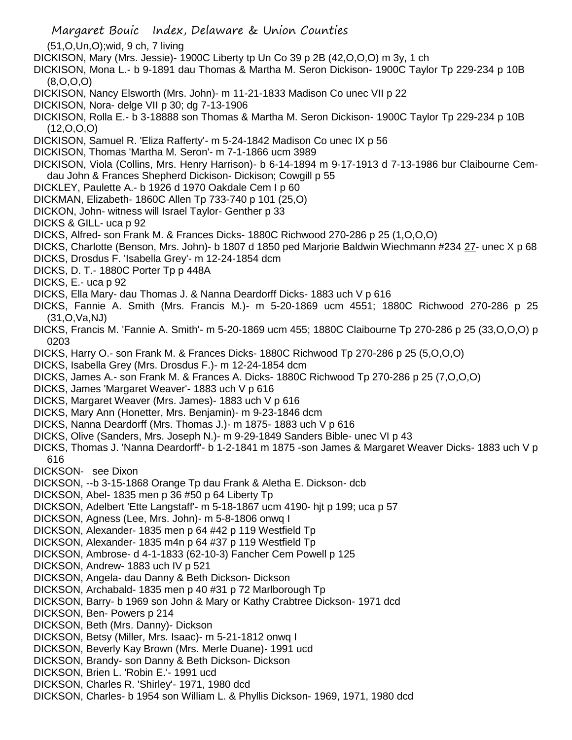(51,O,Un,O);wid, 9 ch, 7 living

DICKISON, Mary (Mrs. Jessie)- 1900C Liberty tp Un Co 39 p 2B (42,O,O,O) m 3y, 1 ch

DICKISON, Mona L.- b 9-1891 dau Thomas & Martha M. Seron Dickison- 1900C Taylor Tp 229-234 p 10B (8,O,O,O)

DICKISON, Nancy Elsworth (Mrs. John)- m 11-21-1833 Madison Co unec VII p 22

DICKISON, Nora- delge VII p 30; dg 7-13-1906

DICKISON, Rolla E.- b 3-18888 son Thomas & Martha M. Seron Dickison- 1900C Taylor Tp 229-234 p 10B (12,O,O,O)

DICKISON, Samuel R. 'Eliza Rafferty'- m 5-24-1842 Madison Co unec IX p 56

DICKISON, Thomas 'Martha M. Seron'- m 7-1-1866 ucm 3989

DICKISON, Viola (Collins, Mrs. Henry Harrison)- b 6-14-1894 m 9-17-1913 d 7-13-1986 bur Claibourne Cem- dau John & Frances Shepherd Dickison- Dickison; Cowgill p 55

DICKLEY, Paulette A.- b 1926 d 1970 Oakdale Cem I p 60

DICKMAN, Elizabeth- 1860C Allen Tp 733-740 p 101 (25,O)

DICKON, John- witness will Israel Taylor- Genther p 33

DICKS & GILL- uca p 92

DICKS, Alfred- son Frank M. & Frances Dicks- 1880C Richwood 270-286 p 25 (1,O,O,O)

DICKS, Charlotte (Benson, Mrs. John)- b 1807 d 1850 ped Marjorie Baldwin Wiechmann #234 27- unec X p 68

DICKS, Drosdus F. 'Isabella Grey'- m 12-24-1854 dcm

DICKS, D. T.- 1880C Porter Tp p 448A

DICKS, E.- uca p 92

DICKS, Ella Mary- dau Thomas J. & Nanna Deardorff Dicks- 1883 uch V p 616

DICKS, Fannie A. Smith (Mrs. Francis M.)- m 5-20-1869 ucm 4551; 1880C Richwood 270-286 p 25 (31,O,Va,NJ)

DICKS, Francis M. 'Fannie A. Smith'- m 5-20-1869 ucm 455; 1880C Claibourne Tp 270-286 p 25 (33,O,O,O) p 0203

DICKS, Harry O.- son Frank M. & Frances Dicks- 1880C Richwood Tp 270-286 p 25 (5,O,O,O)

DICKS, Isabella Grey (Mrs. Drosdus F.)- m 12-24-1854 dcm

DICKS, James A.- son Frank M. & Frances A. Dicks- 1880C Richwood Tp 270-286 p 25 (7,O,O,O)

DICKS, James 'Margaret Weaver'- 1883 uch V p 616

DICKS, Margaret Weaver (Mrs. James)- 1883 uch V p 616

DICKS, Mary Ann (Honetter, Mrs. Benjamin)- m 9-23-1846 dcm

DICKS, Nanna Deardorff (Mrs. Thomas J.)- m 1875- 1883 uch V p 616

DICKS, Olive (Sanders, Mrs. Joseph N.)- m 9-29-1849 Sanders Bible- unec VI p 43

DICKS, Thomas J. 'Nanna Deardorff'- b 1-2-1841 m 1875 -son James & Margaret Weaver Dicks- 1883 uch V p 616

DICKSON- see Dixon

DICKSON, --b 3-15-1868 Orange Tp dau Frank & Aletha E. Dickson- dcb

DICKSON, Abel- 1835 men p 36 #50 p 64 Liberty Tp

DICKSON, Adelbert 'Ette Langstaff'- m 5-18-1867 ucm 4190- hjt p 199; uca p 57

DICKSON, Agness (Lee, Mrs. John)- m 5-8-1806 onwq I

DICKSON, Alexander- 1835 men p 64 #42 p 119 Westfield Tp

DICKSON, Alexander- 1835 m4n p 64 #37 p 119 Westfield Tp

DICKSON, Ambrose- d 4-1-1833 (62-10-3) Fancher Cem Powell p 125

DICKSON, Andrew- 1883 uch IV p 521

DICKSON, Angela- dau Danny & Beth Dickson- Dickson

DICKSON, Archabald- 1835 men p 40 #31 p 72 Marlborough Tp

DICKSON, Barry- b 1969 son John & Mary or Kathy Crabtree Dickson- 1971 dcd

DICKSON, Ben- Powers p 214

DICKSON, Beth (Mrs. Danny)- Dickson

DICKSON, Betsy (Miller, Mrs. Isaac)- m 5-21-1812 onwq I

DICKSON, Beverly Kay Brown (Mrs. Merle Duane)- 1991 ucd

DICKSON, Brandy- son Danny & Beth Dickson- Dickson

DICKSON, Brien L. 'Robin E.'- 1991 ucd

DICKSON, Charles R. 'Shirley'- 1971, 1980 dcd

DICKSON, Charles- b 1954 son William L. & Phyllis Dickson- 1969, 1971, 1980 dcd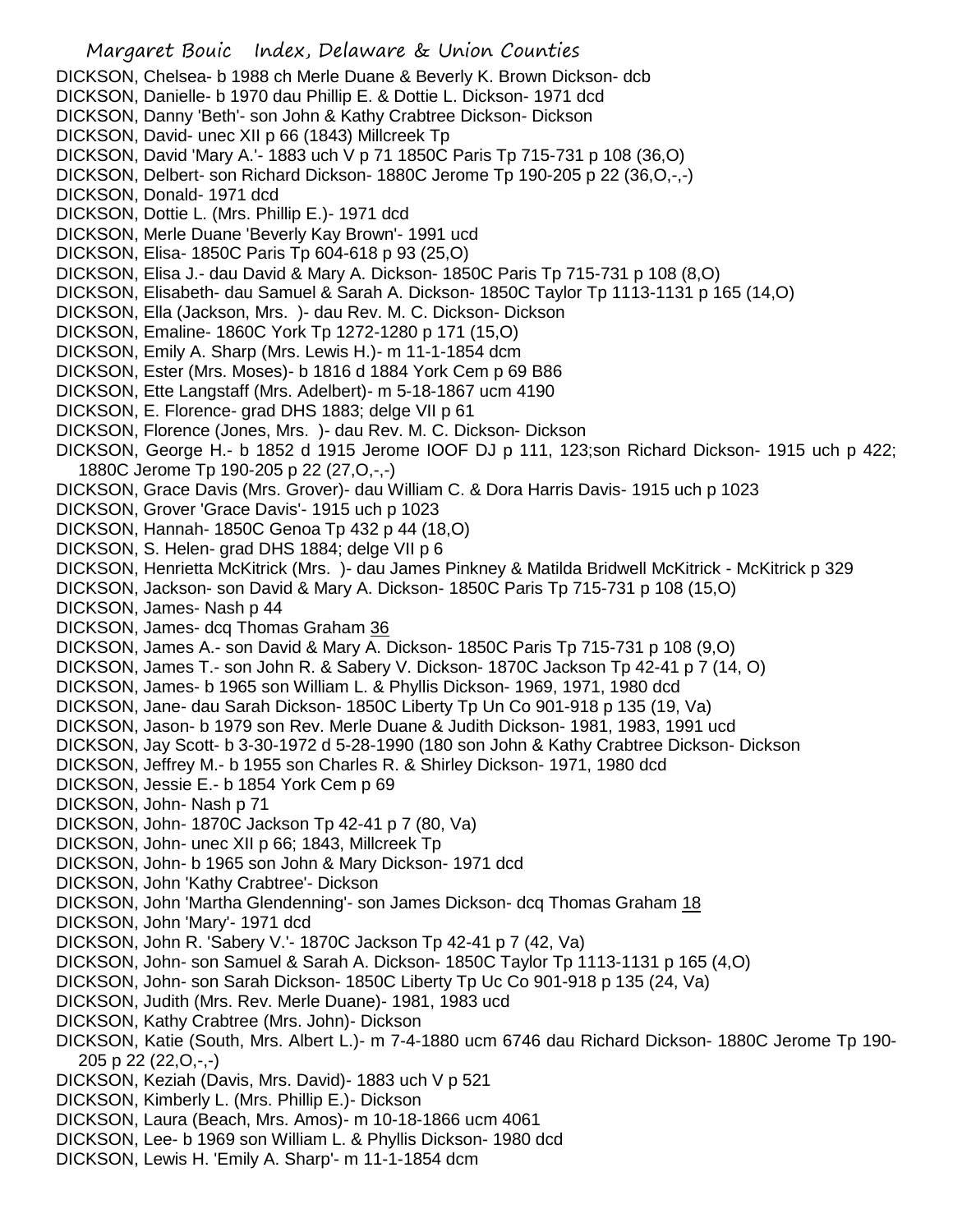DICKSON, Chelsea- b 1988 ch Merle Duane & Beverly K. Brown Dickson- dcb
DICKSON, Danielle- b 1970 dau Phillip E. & Dottie L. Dickson- 1971 dcd
DICKSON, Danny 'Beth'- son John & Kathy Crabtree Dickson- Dickson
DICKSON, David- unec XII p 66 (1843) Millcreek Tp
DICKSON, David 'Mary A.'- 1883 uch V p 71 1850C Paris Tp 715-731 p 108 (36,O)
DICKSON, Delbert- son Richard Dickson- 1880C Jerome Tp 190-205 p 22 (36,O,-,-)
DICKSON, Donald- 1971 dcd
DICKSON, Dottie L. (Mrs. Phillip E.)- 1971 dcd
DICKSON, Merle Duane 'Beverly Kay Brown'- 1991 ucd
DICKSON, Elisa- 1850C Paris Tp 604-618 p 93 (25,O)
DICKSON, Elisa J.- dau David & Mary A. Dickson- 1850C Paris Tp 715-731 p 108 (8,O)
DICKSON, Elisabeth- dau Samuel & Sarah A. Dickson- 1850C Taylor Tp 1113-1131 p 165 (14,O)
DICKSON, Ella (Jackson, Mrs. )- dau Rev. M. C. Dickson- Dickson
DICKSON, Emaline- 1860C York Tp 1272-1280 p 171 (15,O)
DICKSON, Emily A. Sharp (Mrs. Lewis H.)- m 11-1-1854 dcm
DICKSON, Ester (Mrs. Moses)- b 1816 d 1884 York Cem p 69 B86
DICKSON, Ette Langstaff (Mrs. Adelbert)- m 5-18-1867 ucm 4190
DICKSON, E. Florence- grad DHS 1883; delge VII p 61
DICKSON, Florence (Jones, Mrs. )- dau Rev. M. C. Dickson- Dickson
DICKSON, George H.- b 1852 d 1915 Jerome IOOF DJ p 111, 123;son Richard Dickson- 1915 uch p 422; 1880C Jerome Tp 190-205 p 22 (27,O,-,-)
DICKSON, Grace Davis (Mrs. Grover)- dau William C. & Dora Harris Davis- 1915 uch p 1023
DICKSON, Grover 'Grace Davis'- 1915 uch p 1023
DICKSON, Hannah- 1850C Genoa Tp 432 p 44 (18,O)
DICKSON, S. Helen- grad DHS 1884; delge VII p 6
DICKSON, Henrietta McKitrick (Mrs. )- dau James Pinkney & Matilda Bridwell McKitrick - McKitrick p 329
DICKSON, Jackson- son David & Mary A. Dickson- 1850C Paris Tp 715-731 p 108 (15,O)
DICKSON, James- Nash p 44
DICKSON, James- dcq Thomas Graham 36
DICKSON, James A.- son David & Mary A. Dickson- 1850C Paris Tp 715-731 p 108 (9,O)
DICKSON, James T.- son John R. & Sabery V. Dickson- 1870C Jackson Tp 42-41 p 7 (14, O)
DICKSON, James- b 1965 son William L. & Phyllis Dickson- 1969, 1971, 1980 dcd
DICKSON, Jane- dau Sarah Dickson- 1850C Liberty Tp Un Co 901-918 p 135 (19, Va)
DICKSON, Jason- b 1979 son Rev. Merle Duane & Judith Dickson- 1981, 1983, 1991 ucd
DICKSON, Jay Scott- b 3-30-1972 d 5-28-1990 (180 son John & Kathy Crabtree Dickson- Dickson
DICKSON, Jeffrey M.- b 1955 son Charles R. & Shirley Dickson- 1971, 1980 dcd
DICKSON, Jessie E.- b 1854 York Cem p 69
DICKSON, John- Nash p 71
DICKSON, John- 1870C Jackson Tp 42-41 p 7 (80, Va)
DICKSON, John- unec XII p 66; 1843, Millcreek Tp
DICKSON, John- b 1965 son John & Mary Dickson- 1971 dcd
DICKSON, John 'Kathy Crabtree'- Dickson
DICKSON, John 'Martha Glendenning'- son James Dickson- dcq Thomas Graham 18
DICKSON, John 'Mary'- 1971 dcd
DICKSON, John R. 'Sabery V.'- 1870C Jackson Tp 42-41 p 7 (42, Va)
DICKSON, John- son Samuel & Sarah A. Dickson- 1850C Taylor Tp 1113-1131 p 165 (4,O)
DICKSON, John- son Sarah Dickson- 1850C Liberty Tp Uc Co 901-918 p 135 (24, Va)
DICKSON, Judith (Mrs. Rev. Merle Duane)- 1981, 1983 ucd
DICKSON, Kathy Crabtree (Mrs. John)- Dickson
DICKSON, Katie (South, Mrs. Albert L.)- m 7-4-1880 ucm 6746 dau Richard Dickson- 1880C Jerome Tp 190-205 p 22 (22,O,-,-)
DICKSON, Keziah (Davis, Mrs. David)- 1883 uch V p 521
DICKSON, Kimberly L. (Mrs. Phillip E.)- Dickson
DICKSON, Laura (Beach, Mrs. Amos)- m 10-18-1866 ucm 4061
DICKSON, Lee- b 1969 son William L. & Phyllis Dickson- 1980 dcd
DICKSON, Lewis H. 'Emily A. Sharp'- m 11-1-1854 dcm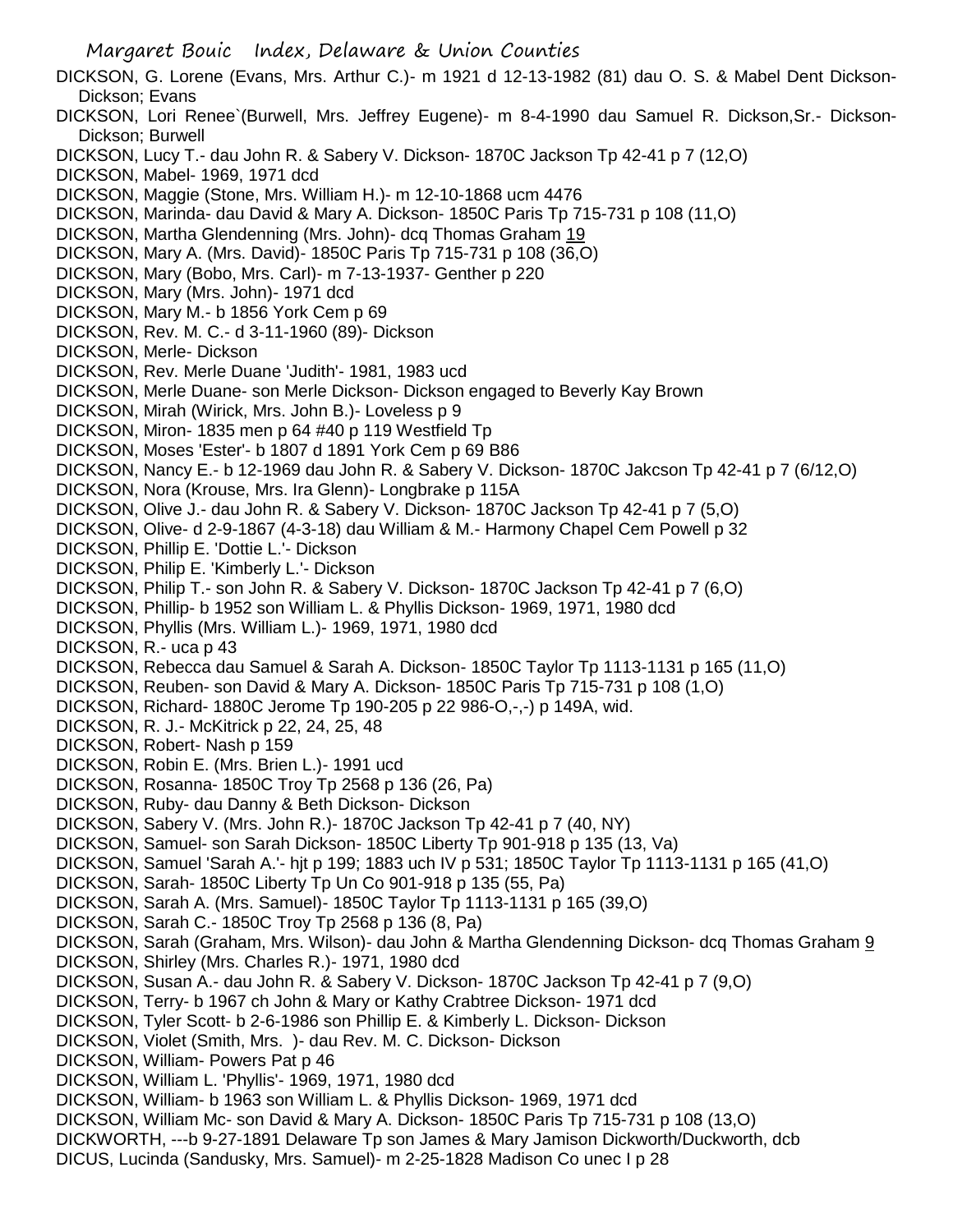DICKSON, G. Lorene (Evans, Mrs. Arthur C.)- m 1921 d 12-13-1982 (81) dau O. S. & Mabel Dent Dickson- Dickson; Evans

DICKSON, Lori Renee`(Burwell, Mrs. Jeffrey Eugene)- m 8-4-1990 dau Samuel R. Dickson,Sr.- Dickson- Dickson; Burwell

DICKSON, Lucy T.- dau John R. & Sabery V. Dickson- 1870C Jackson Tp 42-41 p 7 (12,O)

DICKSON, Mabel- 1969, 1971 dcd

DICKSON, Maggie (Stone, Mrs. William H.)- m 12-10-1868 ucm 4476

DICKSON, Marinda- dau David & Mary A. Dickson- 1850C Paris Tp 715-731 p 108 (11,O)

DICKSON, Martha Glendenning (Mrs. John)- dcq Thomas Graham 19

DICKSON, Mary A. (Mrs. David)- 1850C Paris Tp 715-731 p 108 (36,O)

DICKSON, Mary (Bobo, Mrs. Carl)- m 7-13-1937- Genther p 220

DICKSON, Mary (Mrs. John)- 1971 dcd

DICKSON, Mary M.- b 1856 York Cem p 69

DICKSON, Rev. M. C.- d 3-11-1960 (89)- Dickson

DICKSON, Merle- Dickson

DICKSON, Rev. Merle Duane 'Judith'- 1981, 1983 ucd

DICKSON, Merle Duane- son Merle Dickson- Dickson engaged to Beverly Kay Brown

DICKSON, Mirah (Wirick, Mrs. John B.)- Loveless p 9

DICKSON, Miron- 1835 men p 64 #40 p 119 Westfield Tp

DICKSON, Moses 'Ester'- b 1807 d 1891 York Cem p 69 B86

DICKSON, Nancy E.- b 12-1969 dau John R. & Sabery V. Dickson- 1870C Jakcson Tp 42-41 p 7 (6/12,O)

DICKSON, Nora (Krouse, Mrs. Ira Glenn)- Longbrake p 115A

DICKSON, Olive J.- dau John R. & Sabery V. Dickson- 1870C Jackson Tp 42-41 p 7 (5,O)

DICKSON, Olive- d 2-9-1867 (4-3-18) dau William & M.- Harmony Chapel Cem Powell p 32

DICKSON, Phillip E. 'Dottie L.'- Dickson

DICKSON, Philip E. 'Kimberly L.'- Dickson

DICKSON, Philip T.- son John R. & Sabery V. Dickson- 1870C Jackson Tp 42-41 p 7 (6,O)

DICKSON, Phillip- b 1952 son William L. & Phyllis Dickson- 1969, 1971, 1980 dcd

DICKSON, Phyllis (Mrs. William L.)- 1969, 1971, 1980 dcd

DICKSON, R.- uca p 43

DICKSON, Rebecca dau Samuel & Sarah A. Dickson- 1850C Taylor Tp 1113-1131 p 165 (11,O)

DICKSON, Reuben- son David & Mary A. Dickson- 1850C Paris Tp 715-731 p 108 (1,O)

DICKSON, Richard- 1880C Jerome Tp 190-205 p 22 986-O,-,-) p 149A, wid.

DICKSON, R. J.- McKitrick p 22, 24, 25, 48

DICKSON, Robert- Nash p 159

DICKSON, Robin E. (Mrs. Brien L.)- 1991 ucd

DICKSON, Rosanna- 1850C Troy Tp 2568 p 136 (26, Pa)

DICKSON, Ruby- dau Danny & Beth Dickson- Dickson

DICKSON, Sabery V. (Mrs. John R.)- 1870C Jackson Tp 42-41 p 7 (40, NY)

DICKSON, Samuel- son Sarah Dickson- 1850C Liberty Tp 901-918 p 135 (13, Va)

DICKSON, Samuel 'Sarah A.'- hjt p 199; 1883 uch IV p 531; 1850C Taylor Tp 1113-1131 p 165 (41,O)

DICKSON, Sarah- 1850C Liberty Tp Un Co 901-918 p 135 (55, Pa)

DICKSON, Sarah A. (Mrs. Samuel)- 1850C Taylor Tp 1113-1131 p 165 (39,O)

DICKSON, Sarah C.- 1850C Troy Tp 2568 p 136 (8, Pa)

DICKSON, Sarah (Graham, Mrs. Wilson)- dau John & Martha Glendenning Dickson- dcq Thomas Graham 9

DICKSON, Shirley (Mrs. Charles R.)- 1971, 1980 dcd

DICKSON, Susan A.- dau John R. & Sabery V. Dickson- 1870C Jackson Tp 42-41 p 7 (9,O)

DICKSON, Terry- b 1967 ch John & Mary or Kathy Crabtree Dickson- 1971 dcd

DICKSON, Tyler Scott- b 2-6-1986 son Phillip E. & Kimberly L. Dickson- Dickson

DICKSON, Violet (Smith, Mrs. )- dau Rev. M. C. Dickson- Dickson

DICKSON, William- Powers Pat p 46

DICKSON, William L. 'Phyllis'- 1969, 1971, 1980 dcd

DICKSON, William- b 1963 son William L. & Phyllis Dickson- 1969, 1971 dcd

DICKSON, William Mc- son David & Mary A. Dickson- 1850C Paris Tp 715-731 p 108 (13,O)

DICKWORTH, ---b 9-27-1891 Delaware Tp son James & Mary Jamison Dickworth/Duckworth, dcb

DICUS, Lucinda (Sandusky, Mrs. Samuel)- m 2-25-1828 Madison Co unec I p 28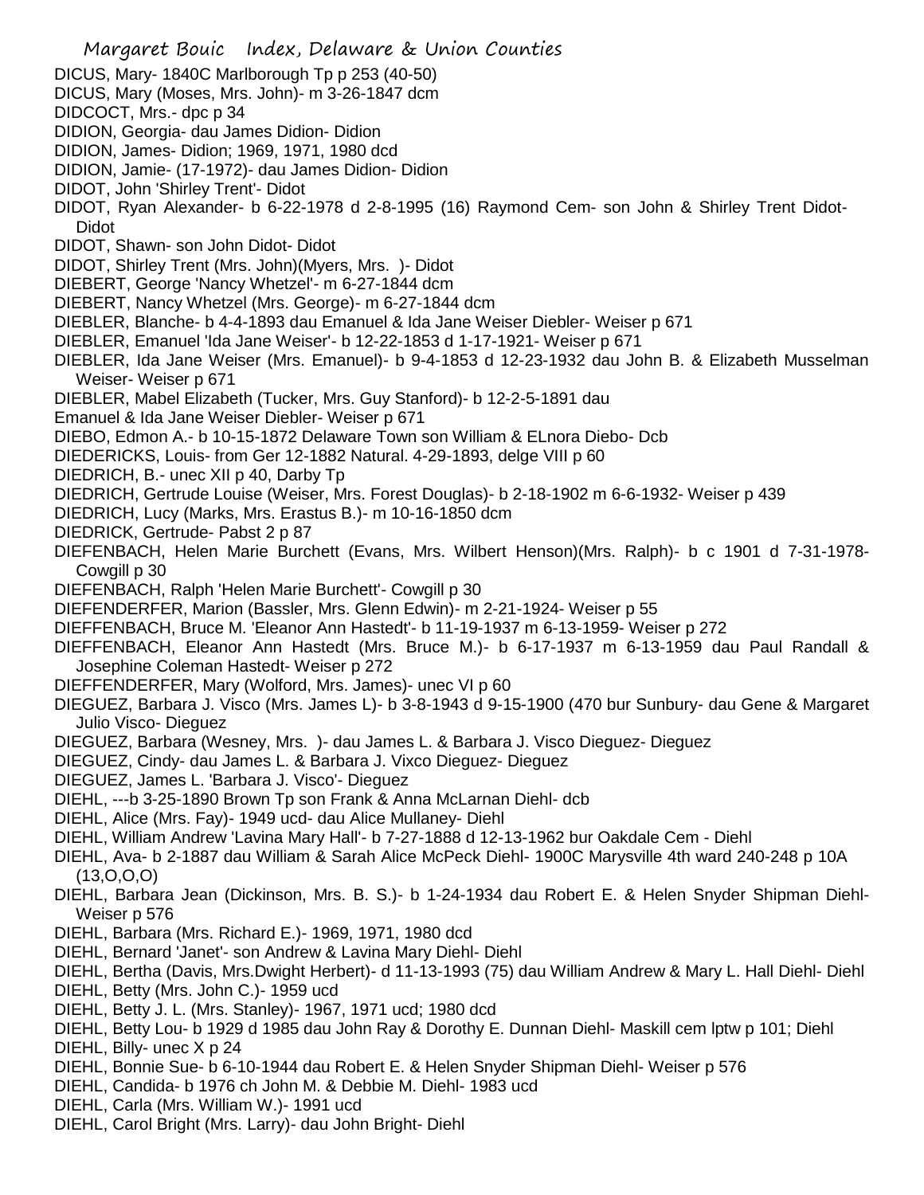DICUS, Mary- 1840C Marlborough Tp p 253 (40-50)

DICUS, Mary (Moses, Mrs. John)- m 3-26-1847 dcm

DIDCOCT, Mrs.- dpc p 34

DIDION, Georgia- dau James Didion- Didion

DIDION, James- Didion; 1969, 1971, 1980 dcd

DIDION, Jamie- (17-1972)- dau James Didion- Didion

DIDOT, John 'Shirley Trent'- Didot

DIDOT, Ryan Alexander- b 6-22-1978 d 2-8-1995 (16) Raymond Cem- son John & Shirley Trent Didot- Didot

DIDOT, Shawn- son John Didot- Didot

DIDOT, Shirley Trent (Mrs. John)(Myers, Mrs. )- Didot

DIEBERT, George 'Nancy Whetzel'- m 6-27-1844 dcm

DIEBERT, Nancy Whetzel (Mrs. George)- m 6-27-1844 dcm

DIEBLER, Blanche- b 4-4-1893 dau Emanuel & Ida Jane Weiser Diebler- Weiser p 671

DIEBLER, Emanuel 'Ida Jane Weiser'- b 12-22-1853 d 1-17-1921- Weiser p 671

DIEBLER, Ida Jane Weiser (Mrs. Emanuel)- b 9-4-1853 d 12-23-1932 dau John B. & Elizabeth Musselman Weiser- Weiser p 671

DIEBLER, Mabel Elizabeth (Tucker, Mrs. Guy Stanford)- b 12-2-5-1891 dau Emanuel & Ida Jane Weiser Diebler- Weiser p 671

DIEBO, Edmon A.- b 10-15-1872 Delaware Town son William & ELnora Diebo- Dcb

DIEDERICKS, Louis- from Ger 12-1882 Natural. 4-29-1893, delge VIII p 60

DIEDRICH, B.- unec XII p 40, Darby Tp

DIEDRICH, Gertrude Louise (Weiser, Mrs. Forest Douglas)- b 2-18-1902 m 6-6-1932- Weiser p 439

DIEDRICH, Lucy (Marks, Mrs. Erastus B.)- m 10-16-1850 dcm

DIEDRICK, Gertrude- Pabst 2 p 87

DIEFENBACH, Helen Marie Burchett (Evans, Mrs. Wilbert Henson)(Mrs. Ralph)- b c 1901 d 7-31-1978- Cowgill p 30

DIEFENBACH, Ralph 'Helen Marie Burchett'- Cowgill p 30

DIEFENDERFER, Marion (Bassler, Mrs. Glenn Edwin)- m 2-21-1924- Weiser p 55

DIEFFENBACH, Bruce M. 'Eleanor Ann Hastedt'- b 11-19-1937 m 6-13-1959- Weiser p 272

DIEFFENBACH, Eleanor Ann Hastedt (Mrs. Bruce M.)- b 6-17-1937 m 6-13-1959 dau Paul Randall & Josephine Coleman Hastedt- Weiser p 272

DIEFFENDERFER, Mary (Wolford, Mrs. James)- unec VI p 60

DIEGUEZ, Barbara J. Visco (Mrs. James L)- b 3-8-1943 d 9-15-1900 (470 bur Sunbury- dau Gene & Margaret Julio Visco- Dieguez

DIEGUEZ, Barbara (Wesney, Mrs. )- dau James L. & Barbara J. Visco Dieguez- Dieguez

DIEGUEZ, Cindy- dau James L. & Barbara J. Vixco Dieguez- Dieguez

DIEGUEZ, James L. 'Barbara J. Visco'- Dieguez

DIEHL, ---b 3-25-1890 Brown Tp son Frank & Anna McLarnan Diehl- dcb

DIEHL, Alice (Mrs. Fay)- 1949 ucd- dau Alice Mullaney- Diehl

DIEHL, William Andrew 'Lavina Mary Hall'- b 7-27-1888 d 12-13-1962 bur Oakdale Cem - Diehl

DIEHL, Ava- b 2-1887 dau William & Sarah Alice McPeck Diehl- 1900C Marysville 4th ward 240-248 p 10A (13,O,O,O)

DIEHL, Barbara Jean (Dickinson, Mrs. B. S.)- b 1-24-1934 dau Robert E. & Helen Snyder Shipman Diehl- Weiser p 576

DIEHL, Barbara (Mrs. Richard E.)- 1969, 1971, 1980 dcd

DIEHL, Bernard 'Janet'- son Andrew & Lavina Mary Diehl- Diehl

DIEHL, Bertha (Davis, Mrs.Dwight Herbert)- d 11-13-1993 (75) dau William Andrew & Mary L. Hall Diehl- Diehl

DIEHL, Betty (Mrs. John C.)- 1959 ucd

DIEHL, Betty J. L. (Mrs. Stanley)- 1967, 1971 ucd; 1980 dcd

DIEHL, Betty Lou- b 1929 d 1985 dau John Ray & Dorothy E. Dunnan Diehl- Maskill cem lptw p 101; Diehl

DIEHL, Billy- unec X p 24

DIEHL, Bonnie Sue- b 6-10-1944 dau Robert E. & Helen Snyder Shipman Diehl- Weiser p 576

DIEHL, Candida- b 1976 ch John M. & Debbie M. Diehl- 1983 ucd

DIEHL, Carla (Mrs. William W.)- 1991 ucd

DIEHL, Carol Bright (Mrs. Larry)- dau John Bright- Diehl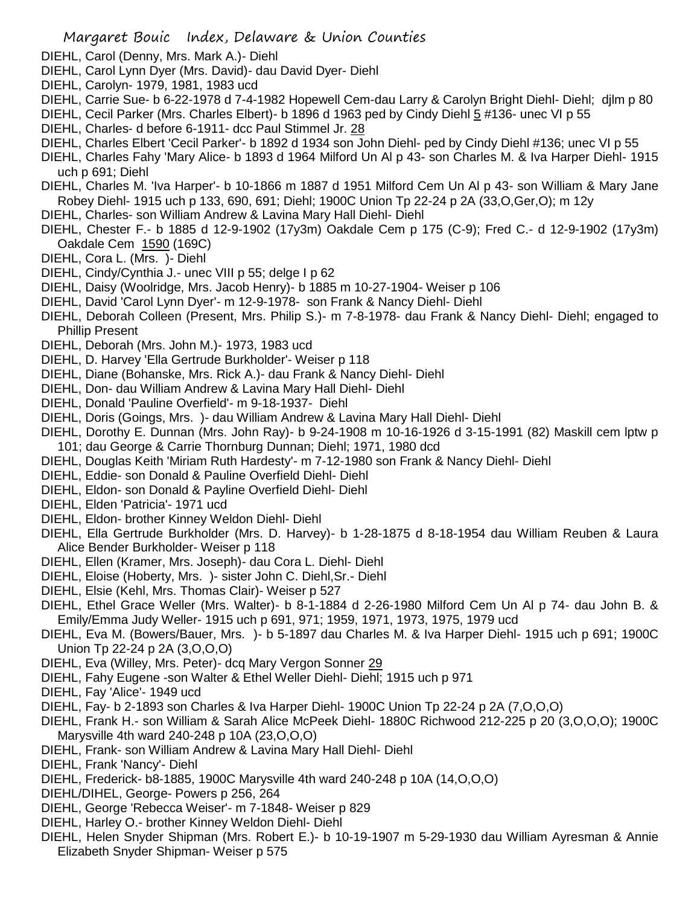DIEHL, Carol (Denny, Mrs. Mark A.)- Diehl
DIEHL, Carol Lynn Dyer (Mrs. David)- dau David Dyer- Diehl
DIEHL, Carolyn- 1979, 1981, 1983 ucd
DIEHL, Carrie Sue- b 6-22-1978 d 7-4-1982 Hopewell Cem-dau Larry & Carolyn Bright Diehl- Diehl; djlm p 80
DIEHL, Cecil Parker (Mrs. Charles Elbert)- b 1896 d 1963 ped by Cindy Diehl 5 #136- unec VI p 55
DIEHL, Charles- d before 6-1911- dcc Paul Stimmel Jr. 28
DIEHL, Charles Elbert 'Cecil Parker'- b 1892 d 1934 son John Diehl- ped by Cindy Diehl #136; unec VI p 55
DIEHL, Charles Fahy 'Mary Alice- b 1893 d 1964 Milford Un Al p 43- son Charles M. & Iva Harper Diehl- 1915 uch p 691; Diehl
DIEHL, Charles M. 'Iva Harper'- b 10-1866 m 1887 d 1951 Milford Cem Un Al p 43- son William & Mary Jane Robey Diehl- 1915 uch p 133, 690, 691; Diehl; 1900C Union Tp 22-24 p 2A (33,O,Ger,O); m 12y
DIEHL, Charles- son William Andrew & Lavina Mary Hall Diehl- Diehl
DIEHL, Chester F.- b 1885 d 12-9-1902 (17y3m) Oakdale Cem p 175 (C-9); Fred C.- d 12-9-1902 (17y3m) Oakdale Cem 1590 (169C)
DIEHL, Cora L. (Mrs. )- Diehl
DIEHL, Cindy/Cynthia J.- unec VIII p 55; delge I p 62
DIEHL, Daisy (Woolridge, Mrs. Jacob Henry)- b 1885 m 10-27-1904- Weiser p 106
DIEHL, David 'Carol Lynn Dyer'- m 12-9-1978- son Frank & Nancy Diehl- Diehl
DIEHL, Deborah Colleen (Present, Mrs. Philip S.)- m 7-8-1978- dau Frank & Nancy Diehl- Diehl; engaged to Phillip Present
DIEHL, Deborah (Mrs. John M.)- 1973, 1983 ucd
DIEHL, D. Harvey 'Ella Gertrude Burkholder'- Weiser p 118
DIEHL, Diane (Bohanske, Mrs. Rick A.)- dau Frank & Nancy Diehl- Diehl
DIEHL, Don- dau William Andrew & Lavina Mary Hall Diehl- Diehl
DIEHL, Donald 'Pauline Overfield'- m 9-18-1937- Diehl
DIEHL, Doris (Goings, Mrs. )- dau William Andrew & Lavina Mary Hall Diehl- Diehl
DIEHL, Dorothy E. Dunnan (Mrs. John Ray)- b 9-24-1908 m 10-16-1926 d 3-15-1991 (82) Maskill cem lptw p 101; dau George & Carrie Thornburg Dunnan; Diehl; 1971, 1980 dcd
DIEHL, Douglas Keith 'Miriam Ruth Hardesty'- m 7-12-1980 son Frank & Nancy Diehl- Diehl
DIEHL, Eddie- son Donald & Pauline Overfield Diehl- Diehl
DIEHL, Eldon- son Donald & Payline Overfield Diehl- Diehl
DIEHL, Elden 'Patricia'- 1971 ucd
DIEHL, Eldon- brother Kinney Weldon Diehl- Diehl
DIEHL, Ella Gertrude Burkholder (Mrs. D. Harvey)- b 1-28-1875 d 8-18-1954 dau William Reuben & Laura Alice Bender Burkholder- Weiser p 118
DIEHL, Ellen (Kramer, Mrs. Joseph)- dau Cora L. Diehl- Diehl
DIEHL, Eloise (Hoberty, Mrs. )- sister John C. Diehl,Sr.- Diehl
DIEHL, Elsie (Kehl, Mrs. Thomas Clair)- Weiser p 527
DIEHL, Ethel Grace Weller (Mrs. Walter)- b 8-1-1884 d 2-26-1980 Milford Cem Un Al p 74- dau John B. & Emily/Emma Judy Weller- 1915 uch p 691, 971; 1959, 1971, 1973, 1975, 1979 ucd
DIEHL, Eva M. (Bowers/Bauer, Mrs. )- b 5-1897 dau Charles M. & Iva Harper Diehl- 1915 uch p 691; 1900C Union Tp 22-24 p 2A (3,O,O,O)
DIEHL, Eva (Willey, Mrs. Peter)- dcq Mary Vergon Sonner 29
DIEHL, Fahy Eugene -son Walter & Ethel Weller Diehl- Diehl; 1915 uch p 971
DIEHL, Fay 'Alice'- 1949 ucd
DIEHL, Fay- b 2-1893 son Charles & Iva Harper Diehl- 1900C Union Tp 22-24 p 2A (7,O,O,O)
DIEHL, Frank H.- son William & Sarah Alice McPeek Diehl- 1880C Richwood 212-225 p 20 (3,O,O,O); 1900C Marysville 4th ward 240-248 p 10A (23,O,O,O)
DIEHL, Frank- son William Andrew & Lavina Mary Hall Diehl- Diehl
DIEHL, Frank 'Nancy'- Diehl
DIEHL, Frederick- b8-1885, 1900C Marysville 4th ward 240-248 p 10A (14,O,O,O)
DIEHL/DIHEL, George- Powers p 256, 264
DIEHL, George 'Rebecca Weiser'- m 7-1848- Weiser p 829
DIEHL, Harley O.- brother Kinney Weldon Diehl- Diehl
DIEHL, Helen Snyder Shipman (Mrs. Robert E.)- b 10-19-1907 m 5-29-1930 dau William Ayresman & Annie Elizabeth Snyder Shipman- Weiser p 575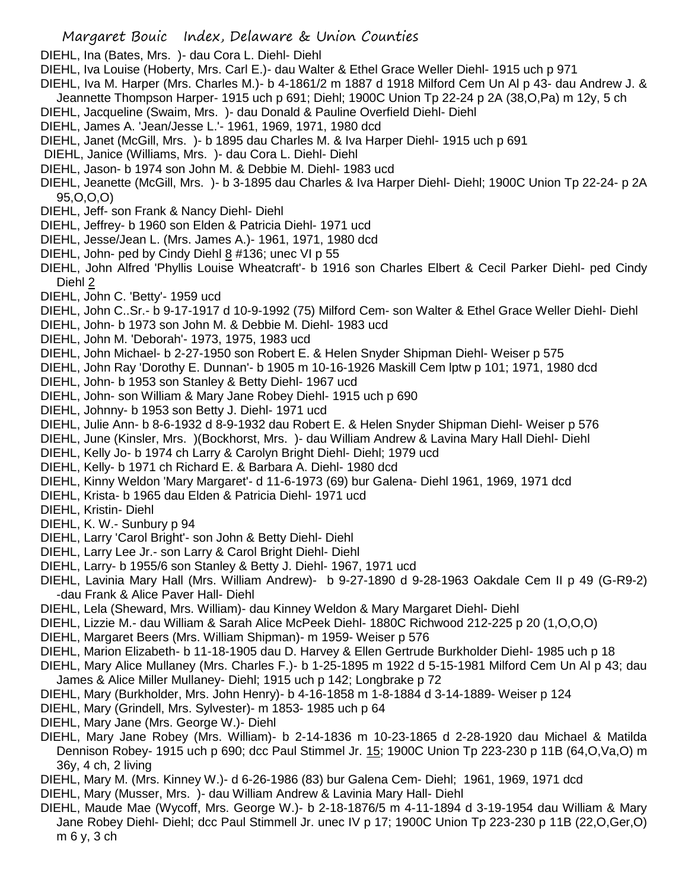DIEHL, Ina (Bates, Mrs. )- dau Cora L. Diehl- Diehl

DIEHL, Iva Louise (Hoberty, Mrs. Carl E.)- dau Walter & Ethel Grace Weller Diehl- 1915 uch p 971

DIEHL, Iva M. Harper (Mrs. Charles M.)- b 4-1861/2 m 1887 d 1918 Milford Cem Un Al p 43- dau Andrew J. & Jeannette Thompson Harper- 1915 uch p 691; Diehl; 1900C Union Tp 22-24 p 2A (38,O,Pa) m 12y, 5 ch

DIEHL, Jacqueline (Swaim, Mrs. )- dau Donald & Pauline Overfield Diehl- Diehl

DIEHL, James A. 'Jean/Jesse L.'- 1961, 1969, 1971, 1980 dcd

DIEHL, Janet (McGill, Mrs. )- b 1895 dau Charles M. & Iva Harper Diehl- 1915 uch p 691

DIEHL, Janice (Williams, Mrs. )- dau Cora L. Diehl- Diehl

DIEHL, Jason- b 1974 son John M. & Debbie M. Diehl- 1983 ucd

DIEHL, Jeanette (McGill, Mrs. )- b 3-1895 dau Charles & Iva Harper Diehl- Diehl; 1900C Union Tp 22-24- p 2A 95,O,O,O)

DIEHL, Jeff- son Frank & Nancy Diehl- Diehl

DIEHL, Jeffrey- b 1960 son Elden & Patricia Diehl- 1971 ucd

DIEHL, Jesse/Jean L. (Mrs. James A.)- 1961, 1971, 1980 dcd

DIEHL, John- ped by Cindy Diehl 8 #136; unec VI p 55

DIEHL, John Alfred 'Phyllis Louise Wheatcraft'- b 1916 son Charles Elbert & Cecil Parker Diehl- ped Cindy Diehl 2

DIEHL, John C. 'Betty'- 1959 ucd

DIEHL, John C..Sr.- b 9-17-1917 d 10-9-1992 (75) Milford Cem- son Walter & Ethel Grace Weller Diehl- Diehl

DIEHL, John- b 1973 son John M. & Debbie M. Diehl- 1983 ucd

DIEHL, John M. 'Deborah'- 1973, 1975, 1983 ucd

DIEHL, John Michael- b 2-27-1950 son Robert E. & Helen Snyder Shipman Diehl- Weiser p 575

DIEHL, John Ray 'Dorothy E. Dunnan'- b 1905 m 10-16-1926 Maskill Cem lptw p 101; 1971, 1980 dcd

DIEHL, John- b 1953 son Stanley & Betty Diehl- 1967 ucd

DIEHL, John- son William & Mary Jane Robey Diehl- 1915 uch p 690

DIEHL, Johnny- b 1953 son Betty J. Diehl- 1971 ucd

DIEHL, Julie Ann- b 8-6-1932 d 8-9-1932 dau Robert E. & Helen Snyder Shipman Diehl- Weiser p 576

DIEHL, June (Kinsler, Mrs. )(Bockhorst, Mrs. )- dau William Andrew & Lavina Mary Hall Diehl- Diehl

DIEHL, Kelly Jo- b 1974 ch Larry & Carolyn Bright Diehl- Diehl; 1979 ucd

DIEHL, Kelly- b 1971 ch Richard E. & Barbara A. Diehl- 1980 dcd

DIEHL, Kinny Weldon 'Mary Margaret'- d 11-6-1973 (69) bur Galena- Diehl 1961, 1969, 1971 dcd

DIEHL, Krista- b 1965 dau Elden & Patricia Diehl- 1971 ucd

DIEHL, Kristin- Diehl

DIEHL, K. W.- Sunbury p 94

DIEHL, Larry 'Carol Bright'- son John & Betty Diehl- Diehl

DIEHL, Larry Lee Jr.- son Larry & Carol Bright Diehl- Diehl

DIEHL, Larry- b 1955/6 son Stanley & Betty J. Diehl- 1967, 1971 ucd

DIEHL, Lavinia Mary Hall (Mrs. William Andrew)- b 9-27-1890 d 9-28-1963 Oakdale Cem II p 49 (G-R9-2) -dau Frank & Alice Paver Hall- Diehl

DIEHL, Lela (Sheward, Mrs. William)- dau Kinney Weldon & Mary Margaret Diehl- Diehl

DIEHL, Lizzie M.- dau William & Sarah Alice McPeek Diehl- 1880C Richwood 212-225 p 20 (1,O,O,O)

DIEHL, Margaret Beers (Mrs. William Shipman)- m 1959- Weiser p 576

DIEHL, Marion Elizabeth- b 11-18-1905 dau D. Harvey & Ellen Gertrude Burkholder Diehl- 1985 uch p 18

DIEHL, Mary Alice Mullaney (Mrs. Charles F.)- b 1-25-1895 m 1922 d 5-15-1981 Milford Cem Un Al p 43; dau James & Alice Miller Mullaney- Diehl; 1915 uch p 142; Longbrake p 72

DIEHL, Mary (Burkholder, Mrs. John Henry)- b 4-16-1858 m 1-8-1884 d 3-14-1889- Weiser p 124

DIEHL, Mary (Grindell, Mrs. Sylvester)- m 1853- 1985 uch p 64

DIEHL, Mary Jane (Mrs. George W.)- Diehl

DIEHL, Mary Jane Robey (Mrs. William)- b 2-14-1836 m 10-23-1865 d 2-28-1920 dau Michael & Matilda Dennison Robey- 1915 uch p 690; dcc Paul Stimmel Jr. 15; 1900C Union Tp 223-230 p 11B (64,O,Va,O) m 36y, 4 ch, 2 living

DIEHL, Mary M. (Mrs. Kinney W.)- d 6-26-1986 (83) bur Galena Cem- Diehl; 1961, 1969, 1971 dcd

DIEHL, Mary (Musser, Mrs. )- dau William Andrew & Lavinia Mary Hall- Diehl

DIEHL, Maude Mae (Wycoff, Mrs. George W.)- b 2-18-1876/5 m 4-11-1894 d 3-19-1954 dau William & Mary Jane Robey Diehl- Diehl; dcc Paul Stimmell Jr. unec IV p 17; 1900C Union Tp 223-230 p 11B (22,O,Ger,O) m 6 y, 3 ch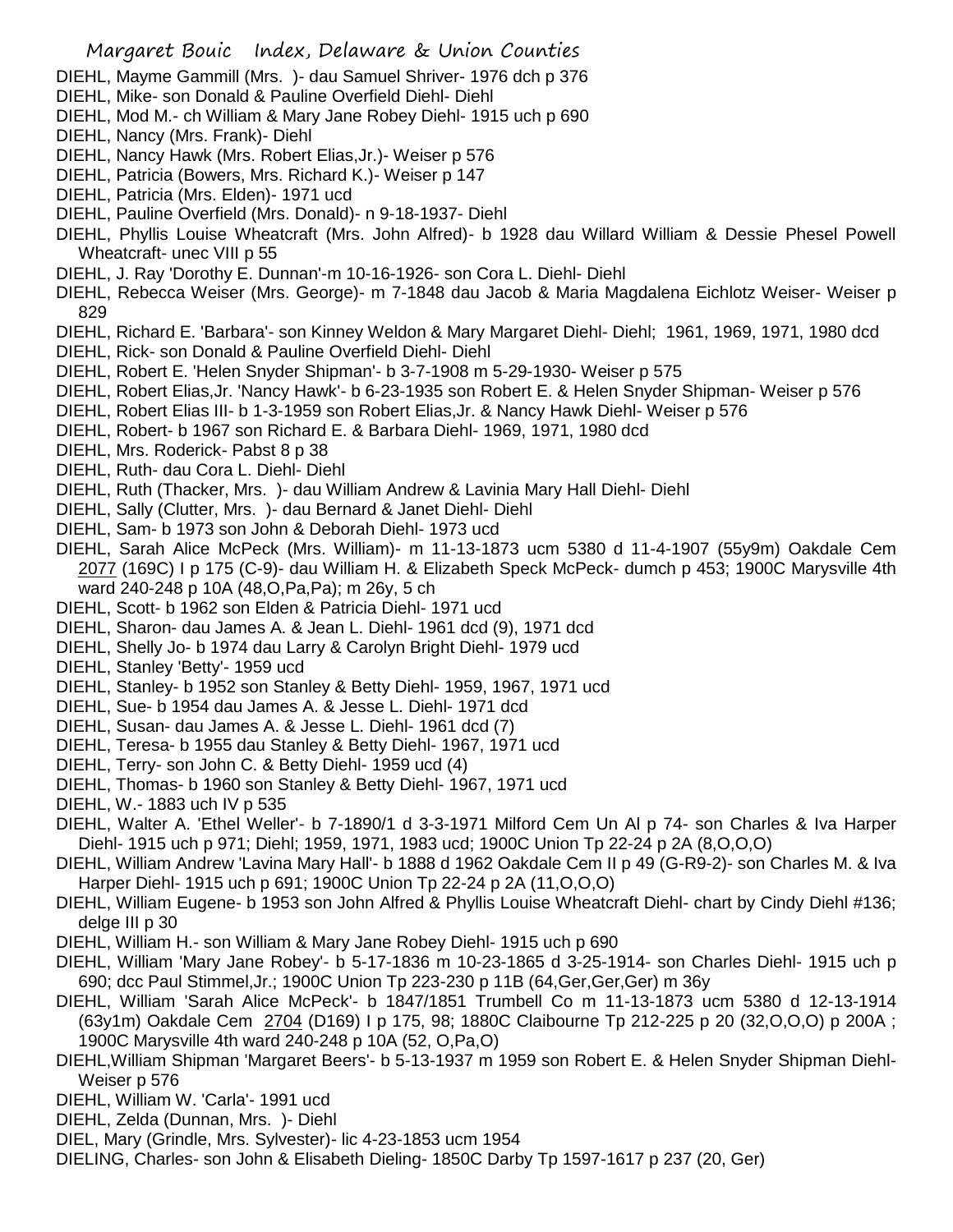DIEHL, Mayme Gammill (Mrs. )- dau Samuel Shriver- 1976 dch p 376

DIEHL, Mike- son Donald & Pauline Overfield Diehl- Diehl

DIEHL, Mod M.- ch William & Mary Jane Robey Diehl- 1915 uch p 690

DIEHL, Nancy (Mrs. Frank)- Diehl

DIEHL, Nancy Hawk (Mrs. Robert Elias,Jr.)- Weiser p 576

DIEHL, Patricia (Bowers, Mrs. Richard K.)- Weiser p 147

DIEHL, Patricia (Mrs. Elden)- 1971 ucd

DIEHL, Pauline Overfield (Mrs. Donald)- n 9-18-1937- Diehl

DIEHL, Phyllis Louise Wheatcraft (Mrs. John Alfred)- b 1928 dau Willard William & Dessie Phesel Powell Wheatcraft- unec VIII p 55

DIEHL, J. Ray 'Dorothy E. Dunnan'-m 10-16-1926- son Cora L. Diehl- Diehl

DIEHL, Rebecca Weiser (Mrs. George)- m 7-1848 dau Jacob & Maria Magdalena Eichlotz Weiser- Weiser p 829

DIEHL, Richard E. 'Barbara'- son Kinney Weldon & Mary Margaret Diehl- Diehl; 1961, 1969, 1971, 1980 dcd

DIEHL, Rick- son Donald & Pauline Overfield Diehl- Diehl

DIEHL, Robert E. 'Helen Snyder Shipman'- b 3-7-1908 m 5-29-1930- Weiser p 575

DIEHL, Robert Elias,Jr. 'Nancy Hawk'- b 6-23-1935 son Robert E. & Helen Snyder Shipman- Weiser p 576

DIEHL, Robert Elias III- b 1-3-1959 son Robert Elias,Jr. & Nancy Hawk Diehl- Weiser p 576

DIEHL, Robert- b 1967 son Richard E. & Barbara Diehl- 1969, 1971, 1980 dcd

DIEHL, Mrs. Roderick- Pabst 8 p 38

DIEHL, Ruth- dau Cora L. Diehl- Diehl

DIEHL, Ruth (Thacker, Mrs. )- dau William Andrew & Lavinia Mary Hall Diehl- Diehl

DIEHL, Sally (Clutter, Mrs. )- dau Bernard & Janet Diehl- Diehl

DIEHL, Sam- b 1973 son John & Deborah Diehl- 1973 ucd

DIEHL, Sarah Alice McPeck (Mrs. William)- m 11-13-1873 ucm 5380 d 11-4-1907 (55y9m) Oakdale Cem 2077 (169C) I p 175 (C-9)- dau William H. & Elizabeth Speck McPeck- dumch p 453; 1900C Marysville 4th ward 240-248 p 10A (48,O,Pa,Pa); m 26y, 5 ch

DIEHL, Scott- b 1962 son Elden & Patricia Diehl- 1971 ucd

DIEHL, Sharon- dau James A. & Jean L. Diehl- 1961 dcd (9), 1971 dcd

DIEHL, Shelly Jo- b 1974 dau Larry & Carolyn Bright Diehl- 1979 ucd

DIEHL, Stanley 'Betty'- 1959 ucd

DIEHL, Stanley- b 1952 son Stanley & Betty Diehl- 1959, 1967, 1971 ucd

DIEHL, Sue- b 1954 dau James A. & Jesse L. Diehl- 1971 dcd

DIEHL, Susan- dau James A. & Jesse L. Diehl- 1961 dcd (7)

DIEHL, Teresa- b 1955 dau Stanley & Betty Diehl- 1967, 1971 ucd

DIEHL, Terry- son John C. & Betty Diehl- 1959 ucd (4)

DIEHL, Thomas- b 1960 son Stanley & Betty Diehl- 1967, 1971 ucd

DIEHL, W.- 1883 uch IV p 535

DIEHL, Walter A. 'Ethel Weller'- b 7-1890/1 d 3-3-1971 Milford Cem Un Al p 74- son Charles & Iva Harper Diehl- 1915 uch p 971; Diehl; 1959, 1971, 1983 ucd; 1900C Union Tp 22-24 p 2A (8,O,O,O)

DIEHL, William Andrew 'Lavina Mary Hall'- b 1888 d 1962 Oakdale Cem II p 49 (G-R9-2)- son Charles M. & Iva Harper Diehl- 1915 uch p 691; 1900C Union Tp 22-24 p 2A (11,O,O,O)

DIEHL, William Eugene- b 1953 son John Alfred & Phyllis Louise Wheatcraft Diehl- chart by Cindy Diehl #136; delge III p 30

DIEHL, William H.- son William & Mary Jane Robey Diehl- 1915 uch p 690

DIEHL, William 'Mary Jane Robey'- b 5-17-1836 m 10-23-1865 d 3-25-1914- son Charles Diehl- 1915 uch p 690; dcc Paul Stimmel,Jr.; 1900C Union Tp 223-230 p 11B (64,Ger,Ger,Ger) m 36y

DIEHL, William 'Sarah Alice McPeck'- b 1847/1851 Trumbell Co m 11-13-1873 ucm 5380 d 12-13-1914 (63y1m) Oakdale Cem 2704 (D169) I p 175, 98; 1880C Claibourne Tp 212-225 p 20 (32,O,O,O) p 200A ; 1900C Marysville 4th ward 240-248 p 10A (52, O,Pa,O)

DIEHL,William Shipman 'Margaret Beers'- b 5-13-1937 m 1959 son Robert E. & Helen Snyder Shipman Diehl- Weiser p 576

DIEHL, William W. 'Carla'- 1991 ucd

DIEHL, Zelda (Dunnan, Mrs. )- Diehl

DIEL, Mary (Grindle, Mrs. Sylvester)- lic 4-23-1853 ucm 1954

DIELING, Charles- son John & Elisabeth Dieling- 1850C Darby Tp 1597-1617 p 237 (20, Ger)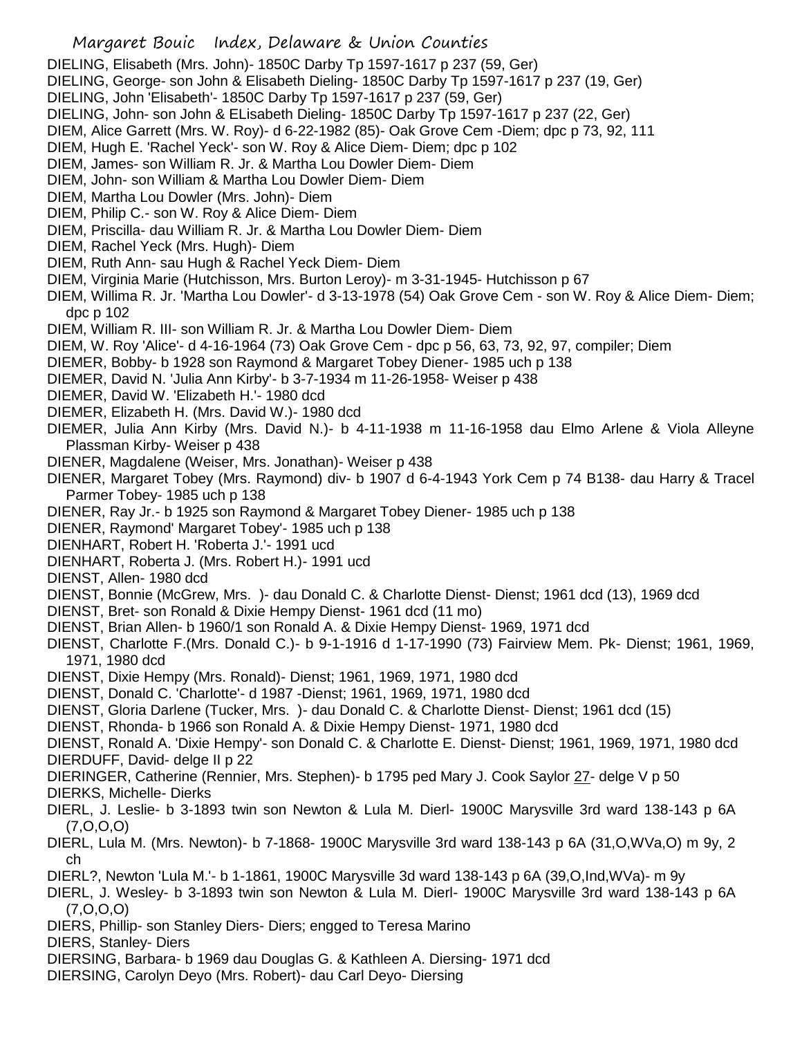DIELING, Elisabeth (Mrs. John)- 1850C Darby Tp 1597-1617 p 237 (59, Ger)

DIELING, George- son John & Elisabeth Dieling- 1850C Darby Tp 1597-1617 p 237 (19, Ger)

DIELING, John 'Elisabeth'- 1850C Darby Tp 1597-1617 p 237 (59, Ger)

DIELING, John- son John & ELisabeth Dieling- 1850C Darby Tp 1597-1617 p 237 (22, Ger)

DIEM, Alice Garrett (Mrs. W. Roy)- d 6-22-1982 (85)- Oak Grove Cem -Diem; dpc p 73, 92, 111

DIEM, Hugh E. 'Rachel Yeck'- son W. Roy & Alice Diem- Diem; dpc p 102

DIEM, James- son William R. Jr. & Martha Lou Dowler Diem- Diem

DIEM, John- son William & Martha Lou Dowler Diem- Diem

DIEM, Martha Lou Dowler (Mrs. John)- Diem

DIEM, Philip C.- son W. Roy & Alice Diem- Diem

DIEM, Priscilla- dau William R. Jr. & Martha Lou Dowler Diem- Diem

DIEM, Rachel Yeck (Mrs. Hugh)- Diem

DIEM, Ruth Ann- sau Hugh & Rachel Yeck Diem- Diem

DIEM, Virginia Marie (Hutchisson, Mrs. Burton Leroy)- m 3-31-1945- Hutchisson p 67

DIEM, Willima R. Jr. 'Martha Lou Dowler'- d 3-13-1978 (54) Oak Grove Cem - son W. Roy & Alice Diem- Diem; dpc p 102

DIEM, William R. III- son William R. Jr. & Martha Lou Dowler Diem- Diem

DIEM, W. Roy 'Alice'- d 4-16-1964 (73) Oak Grove Cem - dpc p 56, 63, 73, 92, 97, compiler; Diem

DIEMER, Bobby- b 1928 son Raymond & Margaret Tobey Diener- 1985 uch p 138

DIEMER, David N. 'Julia Ann Kirby'- b 3-7-1934 m 11-26-1958- Weiser p 438

DIEMER, David W. 'Elizabeth H.'- 1980 dcd

DIEMER, Elizabeth H. (Mrs. David W.)- 1980 dcd

DIEMER, Julia Ann Kirby (Mrs. David N.)- b 4-11-1938 m 11-16-1958 dau Elmo Arlene & Viola Alleyne Plassman Kirby- Weiser p 438

DIENER, Magdalene (Weiser, Mrs. Jonathan)- Weiser p 438

DIENER, Margaret Tobey (Mrs. Raymond) div- b 1907 d 6-4-1943 York Cem p 74 B138- dau Harry & Tracel Parmer Tobey- 1985 uch p 138

DIENER, Ray Jr.- b 1925 son Raymond & Margaret Tobey Diener- 1985 uch p 138

DIENER, Raymond' Margaret Tobey'- 1985 uch p 138

DIENHART, Robert H. 'Roberta J.'- 1991 ucd

DIENHART, Roberta J. (Mrs. Robert H.)- 1991 ucd

DIENST, Allen- 1980 dcd

DIENST, Bonnie (McGrew, Mrs. )- dau Donald C. & Charlotte Dienst- Dienst; 1961 dcd (13), 1969 dcd

DIENST, Bret- son Ronald & Dixie Hempy Dienst- 1961 dcd (11 mo)

DIENST, Brian Allen- b 1960/1 son Ronald A. & Dixie Hempy Dienst- 1969, 1971 dcd

DIENST, Charlotte F.(Mrs. Donald C.)- b 9-1-1916 d 1-17-1990 (73) Fairview Mem. Pk- Dienst; 1961, 1969, 1971, 1980 dcd

DIENST, Dixie Hempy (Mrs. Ronald)- Dienst; 1961, 1969, 1971, 1980 dcd

DIENST, Donald C. 'Charlotte'- d 1987 -Dienst; 1961, 1969, 1971, 1980 dcd

DIENST, Gloria Darlene (Tucker, Mrs. )- dau Donald C. & Charlotte Dienst- Dienst; 1961 dcd (15)

DIENST, Rhonda- b 1966 son Ronald A. & Dixie Hempy Dienst- 1971, 1980 dcd

DIENST, Ronald A. 'Dixie Hempy'- son Donald C. & Charlotte E. Dienst- Dienst; 1961, 1969, 1971, 1980 dcd

DIERDUFF, David- delge II p 22

DIERINGER, Catherine (Rennier, Mrs. Stephen)- b 1795 ped Mary J. Cook Saylor 27- delge V p 50

DIERKS, Michelle- Dierks

DIERL, J. Leslie- b 3-1893 twin son Newton & Lula M. Dierl- 1900C Marysville 3rd ward 138-143 p 6A (7,O,O,O)

DIERL, Lula M. (Mrs. Newton)- b 7-1868- 1900C Marysville 3rd ward 138-143 p 6A (31,O,WVa,O) m 9y, 2 ch

DIERL?, Newton 'Lula M.'- b 1-1861, 1900C Marysville 3d ward 138-143 p 6A (39,O,Ind,WVa)- m 9y

DIERL, J. Wesley- b 3-1893 twin son Newton & Lula M. Dierl- 1900C Marysville 3rd ward 138-143 p 6A (7,O,O,O)

DIERS, Phillip- son Stanley Diers- Diers; engged to Teresa Marino

DIERS, Stanley- Diers

DIERSING, Barbara- b 1969 dau Douglas G. & Kathleen A. Diersing- 1971 dcd

DIERSING, Carolyn Deyo (Mrs. Robert)- dau Carl Deyo- Diersing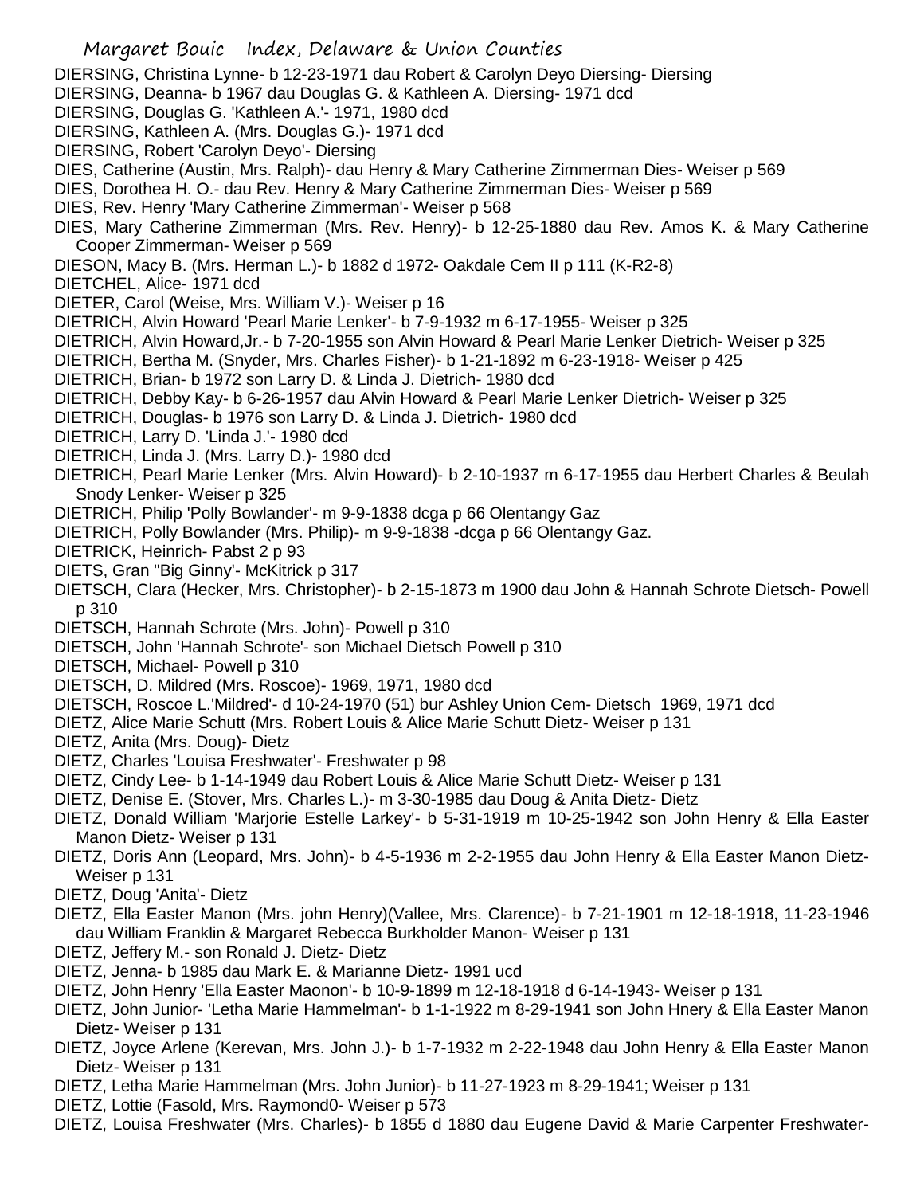DIERSING, Christina Lynne- b 12-23-1971 dau Robert & Carolyn Deyo Diersing- Diersing
DIERSING, Deanna- b 1967 dau Douglas G. & Kathleen A. Diersing- 1971 dcd
DIERSING, Douglas G. 'Kathleen A.'- 1971, 1980 dcd
DIERSING, Kathleen A. (Mrs. Douglas G.)- 1971 dcd
DIERSING, Robert 'Carolyn Deyo'- Diersing
DIES, Catherine (Austin, Mrs. Ralph)- dau Henry & Mary Catherine Zimmerman Dies- Weiser p 569
DIES, Dorothea H. O.- dau Rev. Henry & Mary Catherine Zimmerman Dies- Weiser p 569
DIES, Rev. Henry 'Mary Catherine Zimmerman'- Weiser p 568
DIES, Mary Catherine Zimmerman (Mrs. Rev. Henry)- b 12-25-1880 dau Rev. Amos K. & Mary Catherine Cooper Zimmerman- Weiser p 569
DIESON, Macy B. (Mrs. Herman L.)- b 1882 d 1972- Oakdale Cem II p 111 (K-R2-8)
DIETCHEL, Alice- 1971 dcd
DIETER, Carol (Weise, Mrs. William V.)- Weiser p 16
DIETRICH, Alvin Howard 'Pearl Marie Lenker'- b 7-9-1932 m 6-17-1955- Weiser p 325
DIETRICH, Alvin Howard,Jr.- b 7-20-1955 son Alvin Howard & Pearl Marie Lenker Dietrich- Weiser p 325
DIETRICH, Bertha M. (Snyder, Mrs. Charles Fisher)- b 1-21-1892 m 6-23-1918- Weiser p 425
DIETRICH, Brian- b 1972 son Larry D. & Linda J. Dietrich- 1980 dcd
DIETRICH, Debby Kay- b 6-26-1957 dau Alvin Howard & Pearl Marie Lenker Dietrich- Weiser p 325
DIETRICH, Douglas- b 1976 son Larry D. & Linda J. Dietrich- 1980 dcd
DIETRICH, Larry D. 'Linda J.'- 1980 dcd
DIETRICH, Linda J. (Mrs. Larry D.)- 1980 dcd
DIETRICH, Pearl Marie Lenker (Mrs. Alvin Howard)- b 2-10-1937 m 6-17-1955 dau Herbert Charles & Beulah Snody Lenker- Weiser p 325
DIETRICH, Philip 'Polly Bowlander'- m 9-9-1838 dcga p 66 Olentangy Gaz
DIETRICH, Polly Bowlander (Mrs. Philip)- m 9-9-1838 -dcga p 66 Olentangy Gaz.
DIETRICK, Heinrich- Pabst 2 p 93
DIETS, Gran "Big Ginny'- McKitrick p 317
DIETSCH, Clara (Hecker, Mrs. Christopher)- b 2-15-1873 m 1900 dau John & Hannah Schrote Dietsch- Powell p 310
DIETSCH, Hannah Schrote (Mrs. John)- Powell p 310
DIETSCH, John 'Hannah Schrote'- son Michael Dietsch Powell p 310
DIETSCH, Michael- Powell p 310
DIETSCH, D. Mildred (Mrs. Roscoe)- 1969, 1971, 1980 dcd
DIETSCH, Roscoe L.'Mildred'- d 10-24-1970 (51) bur Ashley Union Cem- Dietsch 1969, 1971 dcd
DIETZ, Alice Marie Schutt (Mrs. Robert Louis & Alice Marie Schutt Dietz- Weiser p 131
DIETZ, Anita (Mrs. Doug)- Dietz
DIETZ, Charles 'Louisa Freshwater'- Freshwater p 98
DIETZ, Cindy Lee- b 1-14-1949 dau Robert Louis & Alice Marie Schutt Dietz- Weiser p 131
DIETZ, Denise E. (Stover, Mrs. Charles L.)- m 3-30-1985 dau Doug & Anita Dietz- Dietz
DIETZ, Donald William 'Marjorie Estelle Larkey'- b 5-31-1919 m 10-25-1942 son John Henry & Ella Easter Manon Dietz- Weiser p 131
DIETZ, Doris Ann (Leopard, Mrs. John)- b 4-5-1936 m 2-2-1955 dau John Henry & Ella Easter Manon Dietz- Weiser p 131
DIETZ, Doug 'Anita'- Dietz
DIETZ, Ella Easter Manon (Mrs. john Henry)(Vallee, Mrs. Clarence)- b 7-21-1901 m 12-18-1918, 11-23-1946 dau William Franklin & Margaret Rebecca Burkholder Manon- Weiser p 131
DIETZ, Jeffery M.- son Ronald J. Dietz- Dietz
DIETZ, Jenna- b 1985 dau Mark E. & Marianne Dietz- 1991 ucd
DIETZ, John Henry 'Ella Easter Maonon'- b 10-9-1899 m 12-18-1918 d 6-14-1943- Weiser p 131
DIETZ, John Junior- 'Letha Marie Hammelman'- b 1-1-1922 m 8-29-1941 son John Hnery & Ella Easter Manon Dietz- Weiser p 131
DIETZ, Joyce Arlene (Kerevan, Mrs. John J.)- b 1-7-1932 m 2-22-1948 dau John Henry & Ella Easter Manon Dietz- Weiser p 131
DIETZ, Letha Marie Hammelman (Mrs. John Junior)- b 11-27-1923 m 8-29-1941; Weiser p 131
DIETZ, Lottie (Fasold, Mrs. Raymond0- Weiser p 573
DIETZ, Louisa Freshwater (Mrs. Charles)- b 1855 d 1880 dau Eugene David & Marie Carpenter Freshwater-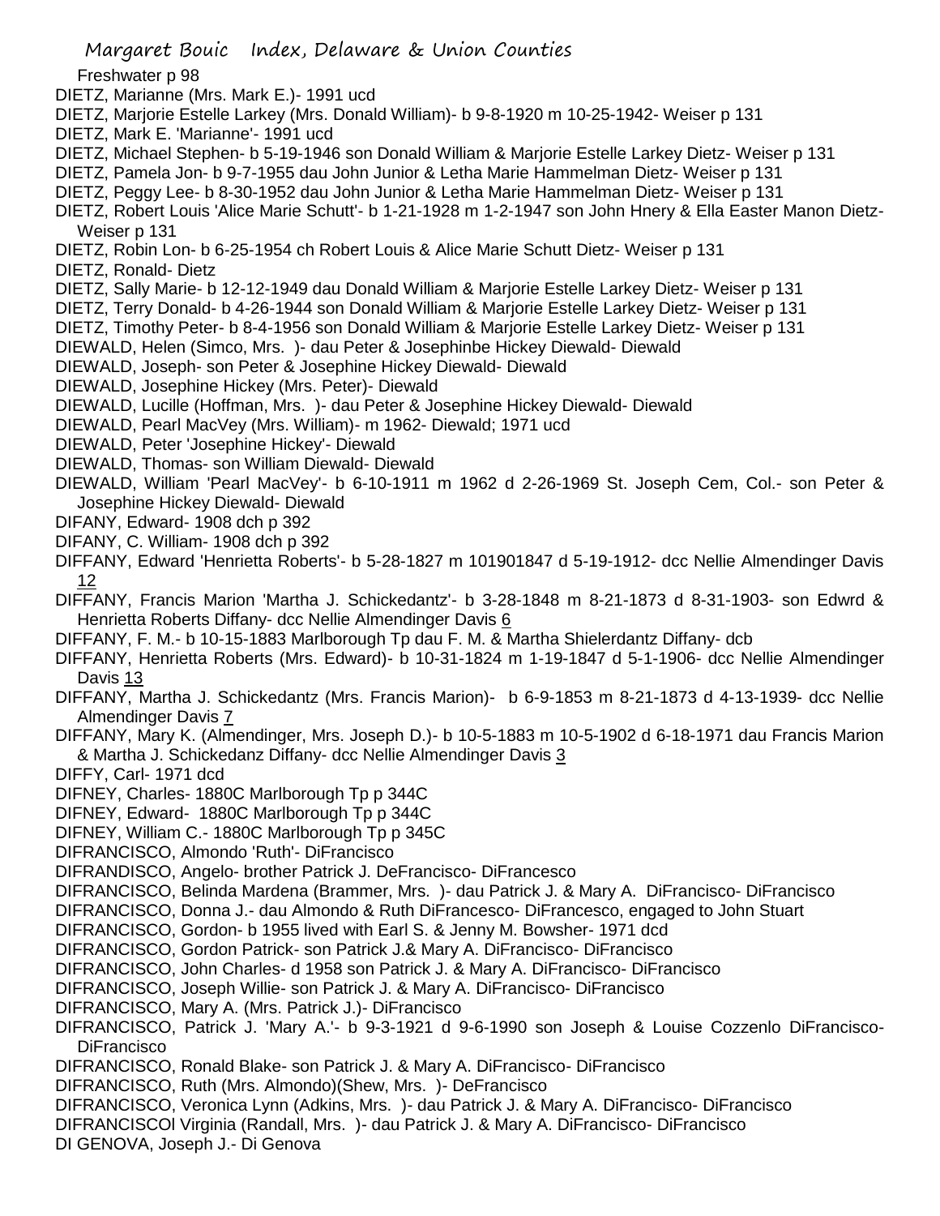Freshwater p 98

DIETZ, Marianne (Mrs. Mark E.)- 1991 ucd

DIETZ, Marjorie Estelle Larkey (Mrs. Donald William)- b 9-8-1920 m 10-25-1942- Weiser p 131

DIETZ, Mark E. 'Marianne'- 1991 ucd

DIETZ, Michael Stephen- b 5-19-1946 son Donald William & Marjorie Estelle Larkey Dietz- Weiser p 131

DIETZ, Pamela Jon- b 9-7-1955 dau John Junior & Letha Marie Hammelman Dietz- Weiser p 131

DIETZ, Peggy Lee- b 8-30-1952 dau John Junior & Letha Marie Hammelman Dietz- Weiser p 131

DIETZ, Robert Louis 'Alice Marie Schutt'- b 1-21-1928 m 1-2-1947 son John Hnery & Ella Easter Manon Dietz- Weiser p 131

DIETZ, Robin Lon- b 6-25-1954 ch Robert Louis & Alice Marie Schutt Dietz- Weiser p 131

DIETZ, Ronald- Dietz

DIETZ, Sally Marie- b 12-12-1949 dau Donald William & Marjorie Estelle Larkey Dietz- Weiser p 131

DIETZ, Terry Donald- b 4-26-1944 son Donald William & Marjorie Estelle Larkey Dietz- Weiser p 131

DIETZ, Timothy Peter- b 8-4-1956 son Donald William & Marjorie Estelle Larkey Dietz- Weiser p 131

DIEWALD, Helen (Simco, Mrs. )- dau Peter & Josephinbe Hickey Diewald- Diewald

DIEWALD, Joseph- son Peter & Josephine Hickey Diewald- Diewald

DIEWALD, Josephine Hickey (Mrs. Peter)- Diewald

DIEWALD, Lucille (Hoffman, Mrs. )- dau Peter & Josephine Hickey Diewald- Diewald

DIEWALD, Pearl MacVey (Mrs. William)- m 1962- Diewald; 1971 ucd

DIEWALD, Peter 'Josephine Hickey'- Diewald

DIEWALD, Thomas- son William Diewald- Diewald

DIEWALD, William 'Pearl MacVey'- b 6-10-1911 m 1962 d 2-26-1969 St. Joseph Cem, Col.- son Peter & Josephine Hickey Diewald- Diewald

DIFANY, Edward- 1908 dch p 392

DIFANY, C. William- 1908 dch p 392

DIFFANY, Edward 'Henrietta Roberts'- b 5-28-1827 m 101901847 d 5-19-1912- dcc Nellie Almendinger Davis 12

DIFFANY, Francis Marion 'Martha J. Schickedantz'- b 3-28-1848 m 8-21-1873 d 8-31-1903- son Edwrd & Henrietta Roberts Diffany- dcc Nellie Almendinger Davis 6

DIFFANY, F. M.- b 10-15-1883 Marlborough Tp dau F. M. & Martha Shielerdantz Diffany- dcb

DIFFANY, Henrietta Roberts (Mrs. Edward)- b 10-31-1824 m 1-19-1847 d 5-1-1906- dcc Nellie Almendinger Davis 13

DIFFANY, Martha J. Schickedantz (Mrs. Francis Marion)- b 6-9-1853 m 8-21-1873 d 4-13-1939- dcc Nellie Almendinger Davis 7

DIFFANY, Mary K. (Almendinger, Mrs. Joseph D.)- b 10-5-1883 m 10-5-1902 d 6-18-1971 dau Francis Marion & Martha J. Schickedanz Diffany- dcc Nellie Almendinger Davis 3

DIFFY, Carl- 1971 dcd

DIFNEY, Charles- 1880C Marlborough Tp p 344C

DIFNEY, Edward- 1880C Marlborough Tp p 344C

DIFNEY, William C.- 1880C Marlborough Tp p 345C

DIFRANCISCO, Almondo 'Ruth'- DiFrancisco

DIFRANDISCO, Angelo- brother Patrick J. DeFrancisco- DiFrancesco

DIFRANCISCO, Belinda Mardena (Brammer, Mrs. )- dau Patrick J. & Mary A. DiFrancisco- DiFrancisco

DIFRANCISCO, Donna J.- dau Almondo & Ruth DiFrancesco- DiFrancesco, engaged to John Stuart

DIFRANCISCO, Gordon- b 1955 lived with Earl S. & Jenny M. Bowsher- 1971 dcd

DIFRANCISCO, Gordon Patrick- son Patrick J.& Mary A. DiFrancisco- DiFrancisco

DIFRANCISCO, John Charles- d 1958 son Patrick J. & Mary A. DiFrancisco- DiFrancisco

DIFRANCISCO, Joseph Willie- son Patrick J. & Mary A. DiFrancisco- DiFrancisco

DIFRANCISCO, Mary A. (Mrs. Patrick J.)- DiFrancisco

DIFRANCISCO, Patrick J. 'Mary A.'- b 9-3-1921 d 9-6-1990 son Joseph & Louise Cozzenlo DiFrancisco- DiFrancisco

DIFRANCISCO, Ronald Blake- son Patrick J. & Mary A. DiFrancisco- DiFrancisco

DIFRANCISCO, Ruth (Mrs. Almondo)(Shew, Mrs. )- DeFrancisco

DIFRANCISCO, Veronica Lynn (Adkins, Mrs. )- dau Patrick J. & Mary A. DiFrancisco- DiFrancisco

DIFRANCISCOl Virginia (Randall, Mrs. )- dau Patrick J. & Mary A. DiFrancisco- DiFrancisco

DI GENOVA, Joseph J.- Di Genova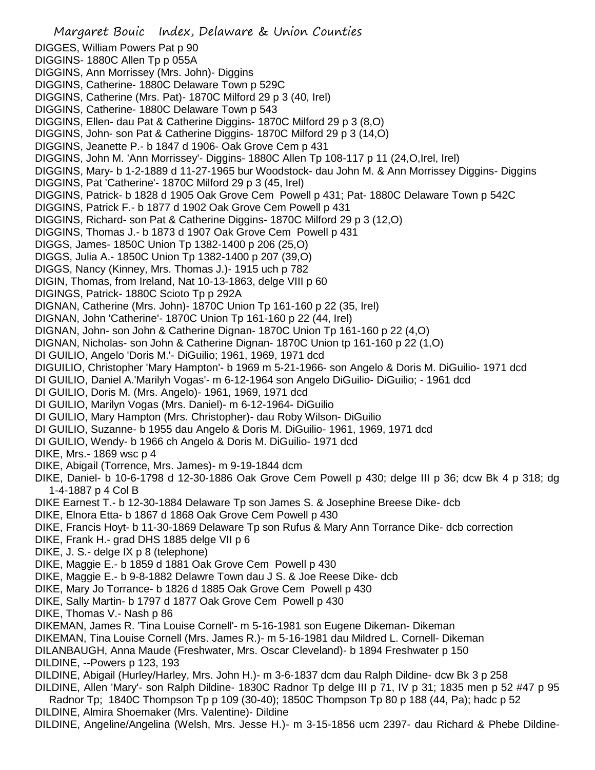DIGGES, William Powers Pat p 90
DIGGINS- 1880C Allen Tp p 055A
DIGGINS, Ann Morrissey (Mrs. John)- Diggins
DIGGINS, Catherine- 1880C Delaware Town p 529C
DIGGINS, Catherine (Mrs. Pat)- 1870C Milford 29 p 3 (40, Irel)
DIGGINS, Catherine- 1880C Delaware Town p 543
DIGGINS, Ellen- dau Pat & Catherine Diggins- 1870C Milford 29 p 3 (8,O)
DIGGINS, John- son Pat & Catherine Diggins- 1870C Milford 29 p 3 (14,O)
DIGGINS, Jeanette P.- b 1847 d 1906- Oak Grove Cem p 431
DIGGINS, John M. 'Ann Morrissey'- Diggins- 1880C Allen Tp 108-117 p 11 (24,O,Irel, Irel)
DIGGINS, Mary- b 1-2-1889 d 11-27-1965 bur Woodstock- dau John M. & Ann Morrissey Diggins- Diggins
DIGGINS, Pat 'Catherine'- 1870C Milford 29 p 3 (45, Irel)
DIGGINS, Patrick- b 1828 d 1905 Oak Grove Cem Powell p 431; Pat- 1880C Delaware Town p 542C
DIGGINS, Patrick F.- b 1877 d 1902 Oak Grove Cem Powell p 431
DIGGINS, Richard- son Pat & Catherine Diggins- 1870C Milford 29 p 3 (12,O)
DIGGINS, Thomas J.- b 1873 d 1907 Oak Grove Cem Powell p 431
DIGGS, James- 1850C Union Tp 1382-1400 p 206 (25,O)
DIGGS, Julia A.- 1850C Union Tp 1382-1400 p 207 (39,O)
DIGGS, Nancy (Kinney, Mrs. Thomas J.)- 1915 uch p 782
DIGIN, Thomas, from Ireland, Nat 10-13-1863, delge VIII p 60
DIGINGS, Patrick- 1880C Scioto Tp p 292A
DIGNAN, Catherine (Mrs. John)- 1870C Union Tp 161-160 p 22 (35, Irel)
DIGNAN, John 'Catherine'- 1870C Union Tp 161-160 p 22 (44, Irel)
DIGNAN, John- son John & Catherine Dignan- 1870C Union Tp 161-160 p 22 (4,O)
DIGNAN, Nicholas- son John & Catherine Dignan- 1870C Union tp 161-160 p 22 (1,O)
DI GUILIO, Angelo 'Doris M.'- DiGuilio; 1961, 1969, 1971 dcd
DIGUILIO, Christopher 'Mary Hampton'- b 1969 m 5-21-1966- son Angelo & Doris M. DiGuilio- 1971 dcd
DI GUILIO, Daniel A.'Marilyh Vogas'- m 6-12-1964 son Angelo DiGuilio- DiGuilio; - 1961 dcd
DI GUILIO, Doris M. (Mrs. Angelo)- 1961, 1969, 1971 dcd
DI GUILIO, Marilyn Vogas (Mrs. Daniel)- m 6-12-1964- DiGuilio
DI GUILIO, Mary Hampton (Mrs. Christopher)- dau Roby Wilson- DiGuilio
DI GUILIO, Suzanne- b 1955 dau Angelo & Doris M. DiGuilio- 1961, 1969, 1971 dcd
DI GUILIO, Wendy- b 1966 ch Angelo & Doris M. DiGuilio- 1971 dcd
DIKE, Mrs.- 1869 wsc p 4
DIKE, Abigail (Torrence, Mrs. James)- m 9-19-1844 dcm
DIKE, Daniel- b 10-6-1798 d 12-30-1886 Oak Grove Cem Powell p 430; delge III p 36; dcw Bk 4 p 318; dg 1-4-1887 p 4 Col B
DIKE Earnest T.- b 12-30-1884 Delaware Tp son James S. & Josephine Breese Dike- dcb
DIKE, Elnora Etta- b 1867 d 1868 Oak Grove Cem Powell p 430
DIKE, Francis Hoyt- b 11-30-1869 Delaware Tp son Rufus & Mary Ann Torrance Dike- dcb correction
DIKE, Frank H.- grad DHS 1885 delge VII p 6
DIKE, J. S.- delge IX p 8 (telephone)
DIKE, Maggie E.- b 1859 d 1881 Oak Grove Cem Powell p 430
DIKE, Maggie E.- b 9-8-1882 Delawre Town dau J S. & Joe Reese Dike- dcb
DIKE, Mary Jo Torrance- b 1826 d 1885 Oak Grove Cem Powell p 430
DIKE, Sally Martin- b 1797 d 1877 Oak Grove Cem Powell p 430
DIKE, Thomas V.- Nash p 86
DIKEMAN, James R. 'Tina Louise Cornell'- m 5-16-1981 son Eugene Dikeman- Dikeman
DIKEMAN, Tina Louise Cornell (Mrs. James R.)- m 5-16-1981 dau Mildred L. Cornell- Dikeman
DILANBAUGH, Anna Maude (Freshwater, Mrs. Oscar Cleveland)- b 1894 Freshwater p 150
DILDINE, --Powers p 123, 193
DILDINE, Abigail (Hurley/Harley, Mrs. John H.)- m 3-6-1837 dcm dau Ralph Dildine- dcw Bk 3 p 258
DILDINE, Allen 'Mary'- son Ralph Dildine- 1830C Radnor Tp delge III p 71, IV p 31; 1835 men p 52 #47 p 95 Radnor Tp; 1840C Thompson Tp p 109 (30-40); 1850C Thompson Tp 80 p 188 (44, Pa); hadc p 52
DILDINE, Almira Shoemaker (Mrs. Valentine)- Dildine
DILDINE, Angeline/Angelina (Welsh, Mrs. Jesse H.)- m 3-15-1856 ucm 2397- dau Richard & Phebe Dildine-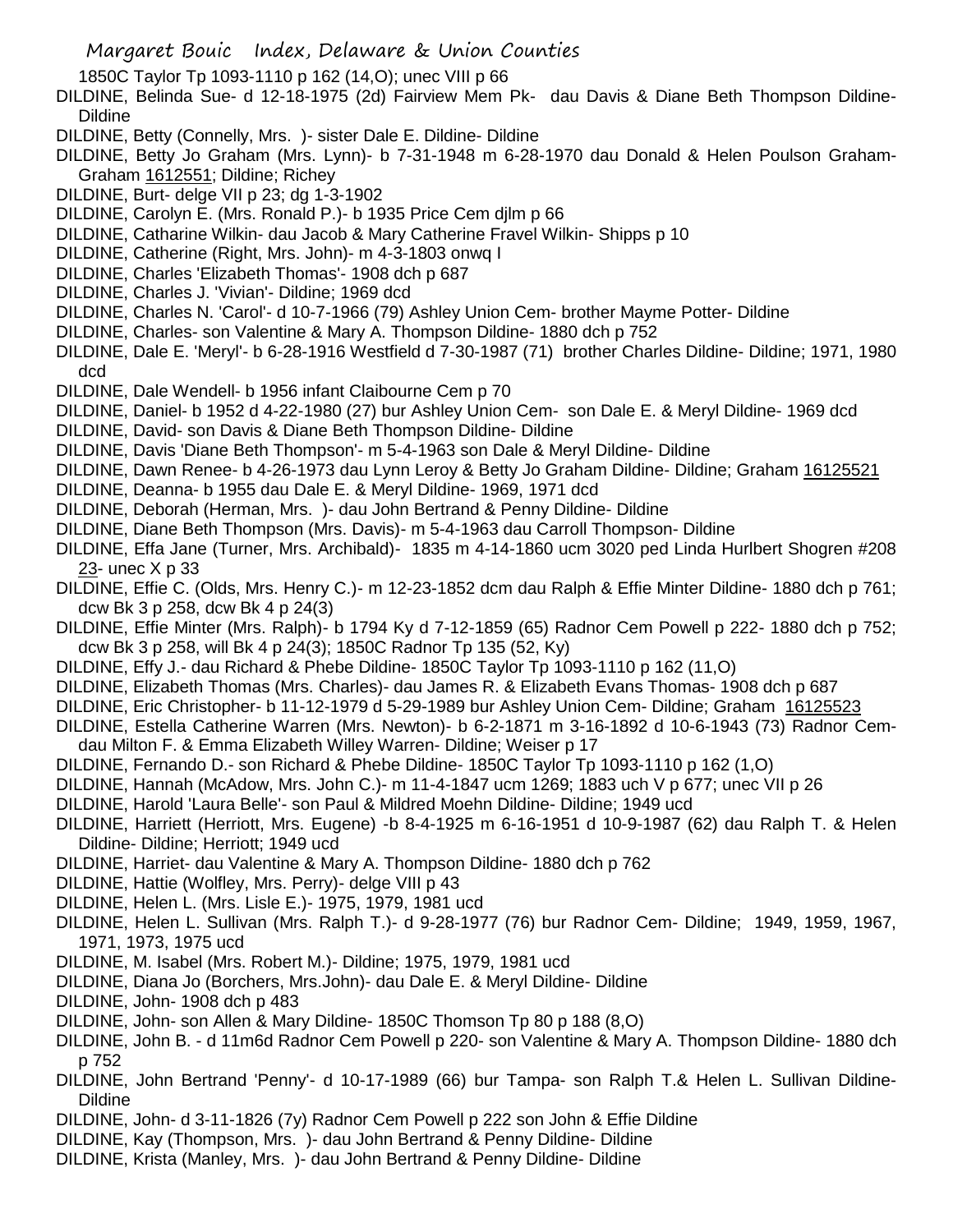1850C Taylor Tp 1093-1110 p 162 (14,O); unec VIII p 66

DILDINE, Belinda Sue- d 12-18-1975 (2d) Fairview Mem Pk- dau Davis & Diane Beth Thompson Dildine- Dildine

DILDINE, Betty (Connelly, Mrs. )- sister Dale E. Dildine- Dildine

DILDINE, Betty Jo Graham (Mrs. Lynn)- b 7-31-1948 m 6-28-1970 dau Donald & Helen Poulson Graham- Graham 1612551; Dildine; Richey

DILDINE, Burt- delge VII p 23; dg 1-3-1902

DILDINE, Carolyn E. (Mrs. Ronald P.)- b 1935 Price Cem djlm p 66

DILDINE, Catharine Wilkin- dau Jacob & Mary Catherine Fravel Wilkin- Shipps p 10

DILDINE, Catherine (Right, Mrs. John)- m 4-3-1803 onwq I

DILDINE, Charles 'Elizabeth Thomas'- 1908 dch p 687

DILDINE, Charles J. 'Vivian'- Dildine; 1969 dcd

DILDINE, Charles N. 'Carol'- d 10-7-1966 (79) Ashley Union Cem- brother Mayme Potter- Dildine

DILDINE, Charles- son Valentine & Mary A. Thompson Dildine- 1880 dch p 752

DILDINE, Dale E. 'Meryl'- b 6-28-1916 Westfield d 7-30-1987 (71) brother Charles Dildine- Dildine; 1971, 1980 dcd

DILDINE, Dale Wendell- b 1956 infant Claibourne Cem p 70

DILDINE, Daniel- b 1952 d 4-22-1980 (27) bur Ashley Union Cem- son Dale E. & Meryl Dildine- 1969 dcd

DILDINE, David- son Davis & Diane Beth Thompson Dildine- Dildine

DILDINE, Davis 'Diane Beth Thompson'- m 5-4-1963 son Dale & Meryl Dildine- Dildine

DILDINE, Dawn Renee- b 4-26-1973 dau Lynn Leroy & Betty Jo Graham Dildine- Dildine; Graham 16125521

DILDINE, Deanna- b 1955 dau Dale E. & Meryl Dildine- 1969, 1971 dcd

DILDINE, Deborah (Herman, Mrs. )- dau John Bertrand & Penny Dildine- Dildine

DILDINE, Diane Beth Thompson (Mrs. Davis)- m 5-4-1963 dau Carroll Thompson- Dildine

DILDINE, Effa Jane (Turner, Mrs. Archibald)- 1835 m 4-14-1860 ucm 3020 ped Linda Hurlbert Shogren #208 23- unec X p 33

DILDINE, Effie C. (Olds, Mrs. Henry C.)- m 12-23-1852 dcm dau Ralph & Effie Minter Dildine- 1880 dch p 761; dcw Bk 3 p 258, dcw Bk 4 p 24(3)

DILDINE, Effie Minter (Mrs. Ralph)- b 1794 Ky d 7-12-1859 (65) Radnor Cem Powell p 222- 1880 dch p 752; dcw Bk 3 p 258, will Bk 4 p 24(3); 1850C Radnor Tp 135 (52, Ky)

DILDINE, Effy J.- dau Richard & Phebe Dildine- 1850C Taylor Tp 1093-1110 p 162 (11,O)

DILDINE, Elizabeth Thomas (Mrs. Charles)- dau James R. & Elizabeth Evans Thomas- 1908 dch p 687

DILDINE, Eric Christopher- b 11-12-1979 d 5-29-1989 bur Ashley Union Cem- Dildine; Graham 16125523

DILDINE, Estella Catherine Warren (Mrs. Newton)- b 6-2-1871 m 3-16-1892 d 10-6-1943 (73) Radnor Cem- dau Milton F. & Emma Elizabeth Willey Warren- Dildine; Weiser p 17

DILDINE, Fernando D.- son Richard & Phebe Dildine- 1850C Taylor Tp 1093-1110 p 162 (1,O)

DILDINE, Hannah (McAdow, Mrs. John C.)- m 11-4-1847 ucm 1269; 1883 uch V p 677; unec VII p 26

DILDINE, Harold 'Laura Belle'- son Paul & Mildred Moehn Dildine- Dildine; 1949 ucd

DILDINE, Harriett (Herriott, Mrs. Eugene) -b 8-4-1925 m 6-16-1951 d 10-9-1987 (62) dau Ralph T. & Helen Dildine- Dildine; Herriott; 1949 ucd

DILDINE, Harriet- dau Valentine & Mary A. Thompson Dildine- 1880 dch p 762

DILDINE, Hattie (Wolfley, Mrs. Perry)- delge VIII p 43

DILDINE, Helen L. (Mrs. Lisle E.)- 1975, 1979, 1981 ucd

DILDINE, Helen L. Sullivan (Mrs. Ralph T.)- d 9-28-1977 (76) bur Radnor Cem- Dildine; 1949, 1959, 1967, 1971, 1973, 1975 ucd

DILDINE, M. Isabel (Mrs. Robert M.)- Dildine; 1975, 1979, 1981 ucd

DILDINE, Diana Jo (Borchers, Mrs.John)- dau Dale E. & Meryl Dildine- Dildine

DILDINE, John- 1908 dch p 483

DILDINE, John- son Allen & Mary Dildine- 1850C Thomson Tp 80 p 188 (8,O)

DILDINE, John B. - d 11m6d Radnor Cem Powell p 220- son Valentine & Mary A. Thompson Dildine- 1880 dch p 752

DILDINE, John Bertrand 'Penny'- d 10-17-1989 (66) bur Tampa- son Ralph T.& Helen L. Sullivan Dildine- Dildine

DILDINE, John- d 3-11-1826 (7y) Radnor Cem Powell p 222 son John & Effie Dildine

DILDINE, Kay (Thompson, Mrs. )- dau John Bertrand & Penny Dildine- Dildine

DILDINE, Krista (Manley, Mrs. )- dau John Bertrand & Penny Dildine- Dildine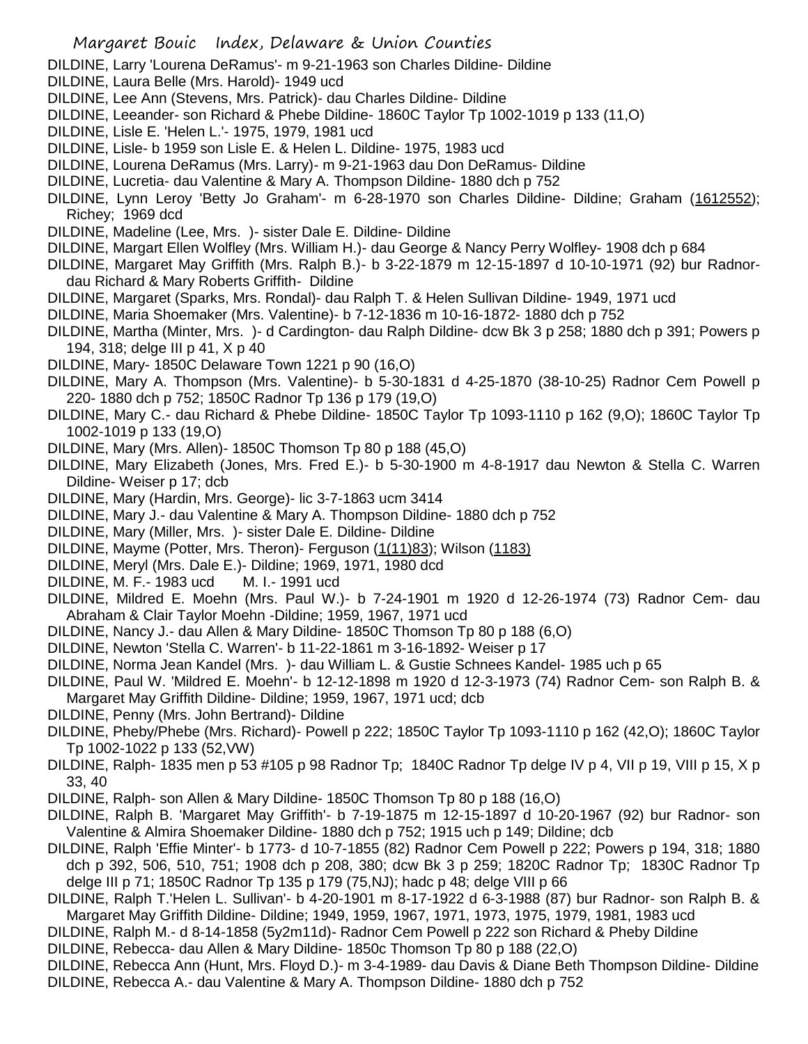DILDINE, Larry 'Lourena DeRamus'- m 9-21-1963 son Charles Dildine- Dildine

DILDINE, Laura Belle (Mrs. Harold)- 1949 ucd

DILDINE, Lee Ann (Stevens, Mrs. Patrick)- dau Charles Dildine- Dildine

DILDINE, Leeander- son Richard & Phebe Dildine- 1860C Taylor Tp 1002-1019 p 133 (11,O)

DILDINE, Lisle E. 'Helen L.'- 1975, 1979, 1981 ucd

DILDINE, Lisle- b 1959 son Lisle E. & Helen L. Dildine- 1975, 1983 ucd

DILDINE, Lourena DeRamus (Mrs. Larry)- m 9-21-1963 dau Don DeRamus- Dildine

DILDINE, Lucretia- dau Valentine & Mary A. Thompson Dildine- 1880 dch p 752

DILDINE, Lynn Leroy 'Betty Jo Graham'- m 6-28-1970 son Charles Dildine- Dildine; Graham (1612552); Richey; 1969 dcd

DILDINE, Madeline (Lee, Mrs. )- sister Dale E. Dildine- Dildine

DILDINE, Margart Ellen Wolfley (Mrs. William H.)- dau George & Nancy Perry Wolfley- 1908 dch p 684

DILDINE, Margaret May Griffith (Mrs. Ralph B.)- b 3-22-1879 m 12-15-1897 d 10-10-1971 (92) bur Radnor- dau Richard & Mary Roberts Griffith- Dildine

DILDINE, Margaret (Sparks, Mrs. Rondal)- dau Ralph T. & Helen Sullivan Dildine- 1949, 1971 ucd

DILDINE, Maria Shoemaker (Mrs. Valentine)- b 7-12-1836 m 10-16-1872- 1880 dch p 752

DILDINE, Martha (Minter, Mrs. )- d Cardington- dau Ralph Dildine- dcw Bk 3 p 258; 1880 dch p 391; Powers p 194, 318; delge III p 41, X p 40

DILDINE, Mary- 1850C Delaware Town 1221 p 90 (16,O)

DILDINE, Mary A. Thompson (Mrs. Valentine)- b 5-30-1831 d 4-25-1870 (38-10-25) Radnor Cem Powell p 220- 1880 dch p 752; 1850C Radnor Tp 136 p 179 (19,O)

DILDINE, Mary C.- dau Richard & Phebe Dildine- 1850C Taylor Tp 1093-1110 p 162 (9,O); 1860C Taylor Tp 1002-1019 p 133 (19,O)

DILDINE, Mary (Mrs. Allen)- 1850C Thomson Tp 80 p 188 (45,O)

DILDINE, Mary Elizabeth (Jones, Mrs. Fred E.)- b 5-30-1900 m 4-8-1917 dau Newton & Stella C. Warren Dildine- Weiser p 17; dcb

DILDINE, Mary (Hardin, Mrs. George)- lic 3-7-1863 ucm 3414

DILDINE, Mary J.- dau Valentine & Mary A. Thompson Dildine- 1880 dch p 752

DILDINE, Mary (Miller, Mrs. )- sister Dale E. Dildine- Dildine

DILDINE, Mayme (Potter, Mrs. Theron)- Ferguson (1(11)83); Wilson (1183)

DILDINE, Meryl (Mrs. Dale E.)- Dildine; 1969, 1971, 1980 dcd

DILDINE, M. F.- 1983 ucd      M. I.- 1991 ucd

DILDINE, Mildred E. Moehn (Mrs. Paul W.)- b 7-24-1901 m 1920 d 12-26-1974 (73) Radnor Cem- dau Abraham & Clair Taylor Moehn -Dildine; 1959, 1967, 1971 ucd

DILDINE, Nancy J.- dau Allen & Mary Dildine- 1850C Thomson Tp 80 p 188 (6,O)

DILDINE, Newton 'Stella C. Warren'- b 11-22-1861 m 3-16-1892- Weiser p 17

DILDINE, Norma Jean Kandel (Mrs. )- dau William L. & Gustie Schnees Kandel- 1985 uch p 65

DILDINE, Paul W. 'Mildred E. Moehn'- b 12-12-1898 m 1920 d 12-3-1973 (74) Radnor Cem- son Ralph B. & Margaret May Griffith Dildine- Dildine; 1959, 1967, 1971 ucd; dcb

DILDINE, Penny (Mrs. John Bertrand)- Dildine

DILDINE, Pheby/Phebe (Mrs. Richard)- Powell p 222; 1850C Taylor Tp 1093-1110 p 162 (42,O); 1860C Taylor Tp 1002-1022 p 133 (52,VW)

DILDINE, Ralph- 1835 men p 53 #105 p 98 Radnor Tp; 1840C Radnor Tp delge IV p 4, VII p 19, VIII p 15, X p 33, 40

DILDINE, Ralph- son Allen & Mary Dildine- 1850C Thomson Tp 80 p 188 (16,O)

DILDINE, Ralph B. 'Margaret May Griffith'- b 7-19-1875 m 12-15-1897 d 10-20-1967 (92) bur Radnor- son Valentine & Almira Shoemaker Dildine- 1880 dch p 752; 1915 uch p 149; Dildine; dcb

DILDINE, Ralph 'Effie Minter'- b 1773- d 10-7-1855 (82) Radnor Cem Powell p 222; Powers p 194, 318; 1880 dch p 392, 506, 510, 751; 1908 dch p 208, 380; dcw Bk 3 p 259; 1820C Radnor Tp; 1830C Radnor Tp delge III p 71; 1850C Radnor Tp 135 p 179 (75,NJ); hadc p 48; delge VIII p 66

DILDINE, Ralph T.'Helen L. Sullivan'- b 4-20-1901 m 8-17-1922 d 6-3-1988 (87) bur Radnor- son Ralph B. & Margaret May Griffith Dildine- Dildine; 1949, 1959, 1967, 1971, 1973, 1975, 1979, 1981, 1983 ucd

DILDINE, Ralph M.- d 8-14-1858 (5y2m11d)- Radnor Cem Powell p 222 son Richard & Pheby Dildine

DILDINE, Rebecca- dau Allen & Mary Dildine- 1850c Thomson Tp 80 p 188 (22,O)

DILDINE, Rebecca Ann (Hunt, Mrs. Floyd D.)- m 3-4-1989- dau Davis & Diane Beth Thompson Dildine- Dildine

DILDINE, Rebecca A.- dau Valentine & Mary A. Thompson Dildine- 1880 dch p 752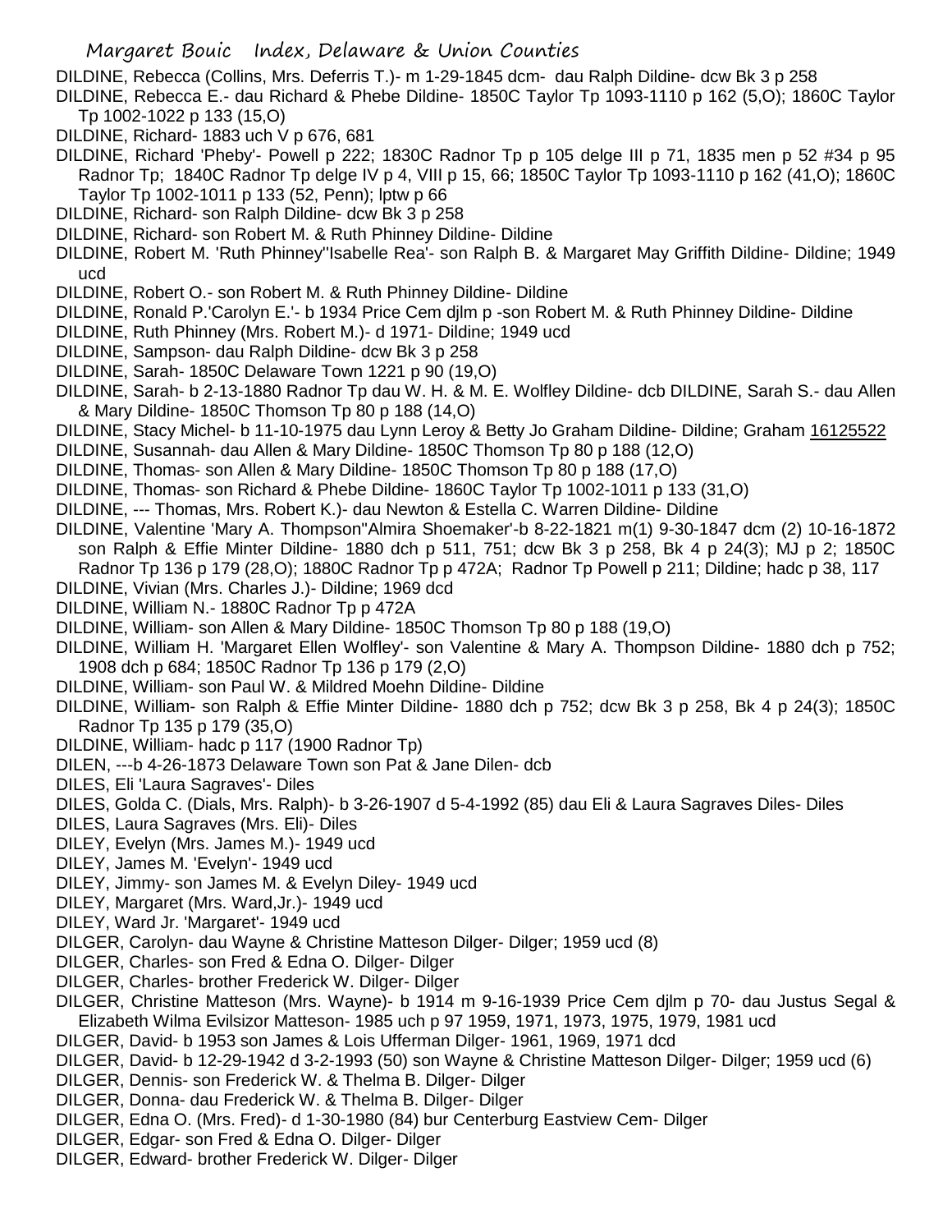DILDINE, Rebecca (Collins, Mrs. Deferris T.)- m 1-29-1845 dcm- dau Ralph Dildine- dcw Bk 3 p 258

DILDINE, Rebecca E.- dau Richard & Phebe Dildine- 1850C Taylor Tp 1093-1110 p 162 (5,O); 1860C Taylor Tp 1002-1022 p 133 (15,O)

DILDINE, Richard- 1883 uch V p 676, 681

DILDINE, Richard 'Pheby'- Powell p 222; 1830C Radnor Tp p 105 delge III p 71, 1835 men p 52 #34 p 95 Radnor Tp; 1840C Radnor Tp delge IV p 4, VIII p 15, 66; 1850C Taylor Tp 1093-1110 p 162 (41,O); 1860C Taylor Tp 1002-1011 p 133 (52, Penn); lptw p 66

DILDINE, Richard- son Ralph Dildine- dcw Bk 3 p 258

DILDINE, Richard- son Robert M. & Ruth Phinney Dildine- Dildine

DILDINE, Robert M. 'Ruth Phinney''Isabelle Rea'- son Ralph B. & Margaret May Griffith Dildine- Dildine; 1949 ucd

DILDINE, Robert O.- son Robert M. & Ruth Phinney Dildine- Dildine

DILDINE, Ronald P.'Carolyn E.'- b 1934 Price Cem djlm p -son Robert M. & Ruth Phinney Dildine- Dildine

DILDINE, Ruth Phinney (Mrs. Robert M.)- d 1971- Dildine; 1949 ucd

DILDINE, Sampson- dau Ralph Dildine- dcw Bk 3 p 258

DILDINE, Sarah- 1850C Delaware Town 1221 p 90 (19,O)

DILDINE, Sarah- b 2-13-1880 Radnor Tp dau W. H. & M. E. Wolfley Dildine- dcb DILDINE, Sarah S.- dau Allen & Mary Dildine- 1850C Thomson Tp 80 p 188 (14,O)

DILDINE, Stacy Michel- b 11-10-1975 dau Lynn Leroy & Betty Jo Graham Dildine- Dildine; Graham 16125522

DILDINE, Susannah- dau Allen & Mary Dildine- 1850C Thomson Tp 80 p 188 (12,O)

DILDINE, Thomas- son Allen & Mary Dildine- 1850C Thomson Tp 80 p 188 (17,O)

DILDINE, Thomas- son Richard & Phebe Dildine- 1860C Taylor Tp 1002-1011 p 133 (31,O)

DILDINE, --- Thomas, Mrs. Robert K.)- dau Newton & Estella C. Warren Dildine- Dildine

DILDINE, Valentine 'Mary A. Thompson''Almira Shoemaker'-b 8-22-1821 m(1) 9-30-1847 dcm (2) 10-16-1872 son Ralph & Effie Minter Dildine- 1880 dch p 511, 751; dcw Bk 3 p 258, Bk 4 p 24(3); MJ p 2; 1850C Radnor Tp 136 p 179 (28,O); 1880C Radnor Tp p 472A; Radnor Tp Powell p 211; Dildine; hadc p 38, 117

DILDINE, Vivian (Mrs. Charles J.)- Dildine; 1969 dcd

DILDINE, William N.- 1880C Radnor Tp p 472A

DILDINE, William- son Allen & Mary Dildine- 1850C Thomson Tp 80 p 188 (19,O)

DILDINE, William H. 'Margaret Ellen Wolfley'- son Valentine & Mary A. Thompson Dildine- 1880 dch p 752; 1908 dch p 684; 1850C Radnor Tp 136 p 179 (2,O)

DILDINE, William- son Paul W. & Mildred Moehn Dildine- Dildine

DILDINE, William- son Ralph & Effie Minter Dildine- 1880 dch p 752; dcw Bk 3 p 258, Bk 4 p 24(3); 1850C Radnor Tp 135 p 179 (35,O)

DILDINE, William- hadc p 117 (1900 Radnor Tp)

DILEN, ---b 4-26-1873 Delaware Town son Pat & Jane Dilen- dcb

DILES, Eli 'Laura Sagraves'- Diles

DILES, Golda C. (Dials, Mrs. Ralph)- b 3-26-1907 d 5-4-1992 (85) dau Eli & Laura Sagraves Diles- Diles

DILES, Laura Sagraves (Mrs. Eli)- Diles

DILEY, Evelyn (Mrs. James M.)- 1949 ucd

DILEY, James M. 'Evelyn'- 1949 ucd

DILEY, Jimmy- son James M. & Evelyn Diley- 1949 ucd

DILEY, Margaret (Mrs. Ward,Jr.)- 1949 ucd

DILEY, Ward Jr. 'Margaret'- 1949 ucd

DILGER, Carolyn- dau Wayne & Christine Matteson Dilger- Dilger; 1959 ucd (8)

DILGER, Charles- son Fred & Edna O. Dilger- Dilger

DILGER, Charles- brother Frederick W. Dilger- Dilger

DILGER, Christine Matteson (Mrs. Wayne)- b 1914 m 9-16-1939 Price Cem djlm p 70- dau Justus Segal & Elizabeth Wilma Evilsizor Matteson- 1985 uch p 97 1959, 1971, 1973, 1975, 1979, 1981 ucd

DILGER, David- b 1953 son James & Lois Ufferman Dilger- 1961, 1969, 1971 dcd

DILGER, David- b 12-29-1942 d 3-2-1993 (50) son Wayne & Christine Matteson Dilger- Dilger; 1959 ucd (6)

DILGER, Dennis- son Frederick W. & Thelma B. Dilger- Dilger

DILGER, Donna- dau Frederick W. & Thelma B. Dilger- Dilger

DILGER, Edna O. (Mrs. Fred)- d 1-30-1980 (84) bur Centerburg Eastview Cem- Dilger

DILGER, Edgar- son Fred & Edna O. Dilger- Dilger

DILGER, Edward- brother Frederick W. Dilger- Dilger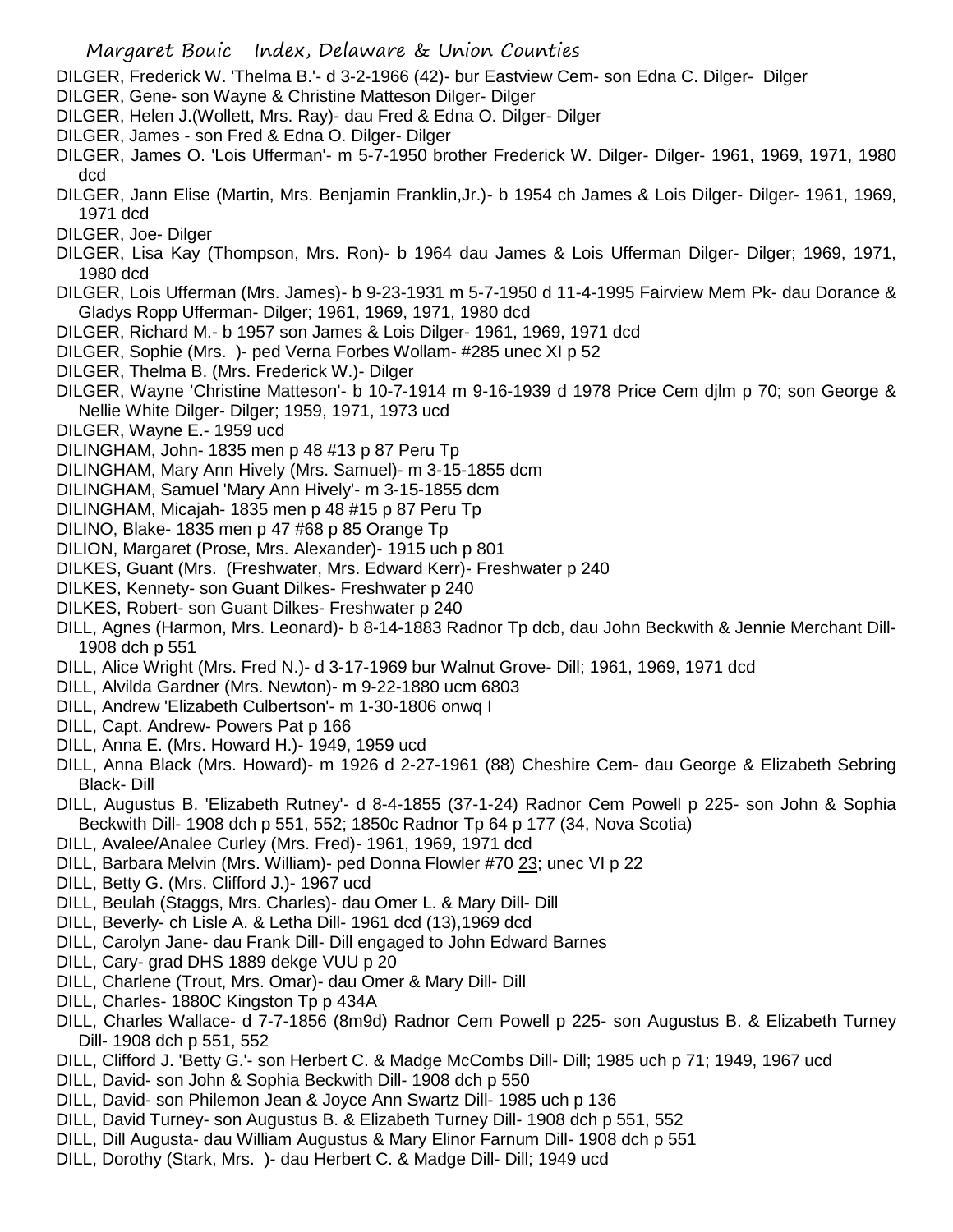DILGER, Frederick W. 'Thelma B.'- d 3-2-1966 (42)- bur Eastview Cem- son Edna C. Dilger- Dilger

DILGER, Gene- son Wayne & Christine Matteson Dilger- Dilger

DILGER, Helen J.(Wollett, Mrs. Ray)- dau Fred & Edna O. Dilger- Dilger

DILGER, James - son Fred & Edna O. Dilger- Dilger

DILGER, James O. 'Lois Ufferman'- m 5-7-1950 brother Frederick W. Dilger- Dilger- 1961, 1969, 1971, 1980 dcd

DILGER, Jann Elise (Martin, Mrs. Benjamin Franklin,Jr.)- b 1954 ch James & Lois Dilger- Dilger- 1961, 1969, 1971 dcd

DILGER, Joe- Dilger

DILGER, Lisa Kay (Thompson, Mrs. Ron)- b 1964 dau James & Lois Ufferman Dilger- Dilger; 1969, 1971, 1980 dcd

DILGER, Lois Ufferman (Mrs. James)- b 9-23-1931 m 5-7-1950 d 11-4-1995 Fairview Mem Pk- dau Dorance & Gladys Ropp Ufferman- Dilger; 1961, 1969, 1971, 1980 dcd

DILGER, Richard M.- b 1957 son James & Lois Dilger- 1961, 1969, 1971 dcd

DILGER, Sophie (Mrs. )- ped Verna Forbes Wollam- #285 unec XI p 52

DILGER, Thelma B. (Mrs. Frederick W.)- Dilger

DILGER, Wayne 'Christine Matteson'- b 10-7-1914 m 9-16-1939 d 1978 Price Cem djlm p 70; son George & Nellie White Dilger- Dilger; 1959, 1971, 1973 ucd

DILGER, Wayne E.- 1959 ucd

DILINGHAM, John- 1835 men p 48 #13 p 87 Peru Tp

DILINGHAM, Mary Ann Hively (Mrs. Samuel)- m 3-15-1855 dcm

DILINGHAM, Samuel 'Mary Ann Hively'- m 3-15-1855 dcm

DILINGHAM, Micajah- 1835 men p 48 #15 p 87 Peru Tp

DILINO, Blake- 1835 men p 47 #68 p 85 Orange Tp

DILION, Margaret (Prose, Mrs. Alexander)- 1915 uch p 801

DILKES, Guant (Mrs. (Freshwater, Mrs. Edward Kerr)- Freshwater p 240

DILKES, Kennety- son Guant Dilkes- Freshwater p 240

DILKES, Robert- son Guant Dilkes- Freshwater p 240

DILL, Agnes (Harmon, Mrs. Leonard)- b 8-14-1883 Radnor Tp dcb, dau John Beckwith & Jennie Merchant Dill- 1908 dch p 551

DILL, Alice Wright (Mrs. Fred N.)- d 3-17-1969 bur Walnut Grove- Dill; 1961, 1969, 1971 dcd

DILL, Alvilda Gardner (Mrs. Newton)- m 9-22-1880 ucm 6803

DILL, Andrew 'Elizabeth Culbertson'- m 1-30-1806 onwq I

DILL, Capt. Andrew- Powers Pat p 166

DILL, Anna E. (Mrs. Howard H.)- 1949, 1959 ucd

DILL, Anna Black (Mrs. Howard)- m 1926 d 2-27-1961 (88) Cheshire Cem- dau George & Elizabeth Sebring Black- Dill

DILL, Augustus B. 'Elizabeth Rutney'- d 8-4-1855 (37-1-24) Radnor Cem Powell p 225- son John & Sophia Beckwith Dill- 1908 dch p 551, 552; 1850c Radnor Tp 64 p 177 (34, Nova Scotia)

DILL, Avalee/Analee Curley (Mrs. Fred)- 1961, 1969, 1971 dcd

DILL, Barbara Melvin (Mrs. William)- ped Donna Flowler #70 23; unec VI p 22

DILL, Betty G. (Mrs. Clifford J.)- 1967 ucd

DILL, Beulah (Staggs, Mrs. Charles)- dau Omer L. & Mary Dill- Dill

DILL, Beverly- ch Lisle A. & Letha Dill- 1961 dcd (13),1969 dcd

DILL, Carolyn Jane- dau Frank Dill- Dill engaged to John Edward Barnes

DILL, Cary- grad DHS 1889 dekge VUU p 20

DILL, Charlene (Trout, Mrs. Omar)- dau Omer & Mary Dill- Dill

DILL, Charles- 1880C Kingston Tp p 434A

DILL, Charles Wallace- d 7-7-1856 (8m9d) Radnor Cem Powell p 225- son Augustus B. & Elizabeth Turney Dill- 1908 dch p 551, 552

DILL, Clifford J. 'Betty G.'- son Herbert C. & Madge McCombs Dill- Dill; 1985 uch p 71; 1949, 1967 ucd

DILL, David- son John & Sophia Beckwith Dill- 1908 dch p 550

DILL, David- son Philemon Jean & Joyce Ann Swartz Dill- 1985 uch p 136

DILL, David Turney- son Augustus B. & Elizabeth Turney Dill- 1908 dch p 551, 552

DILL, Dill Augusta- dau William Augustus & Mary Elinor Farnum Dill- 1908 dch p 551

DILL, Dorothy (Stark, Mrs. )- dau Herbert C. & Madge Dill- Dill; 1949 ucd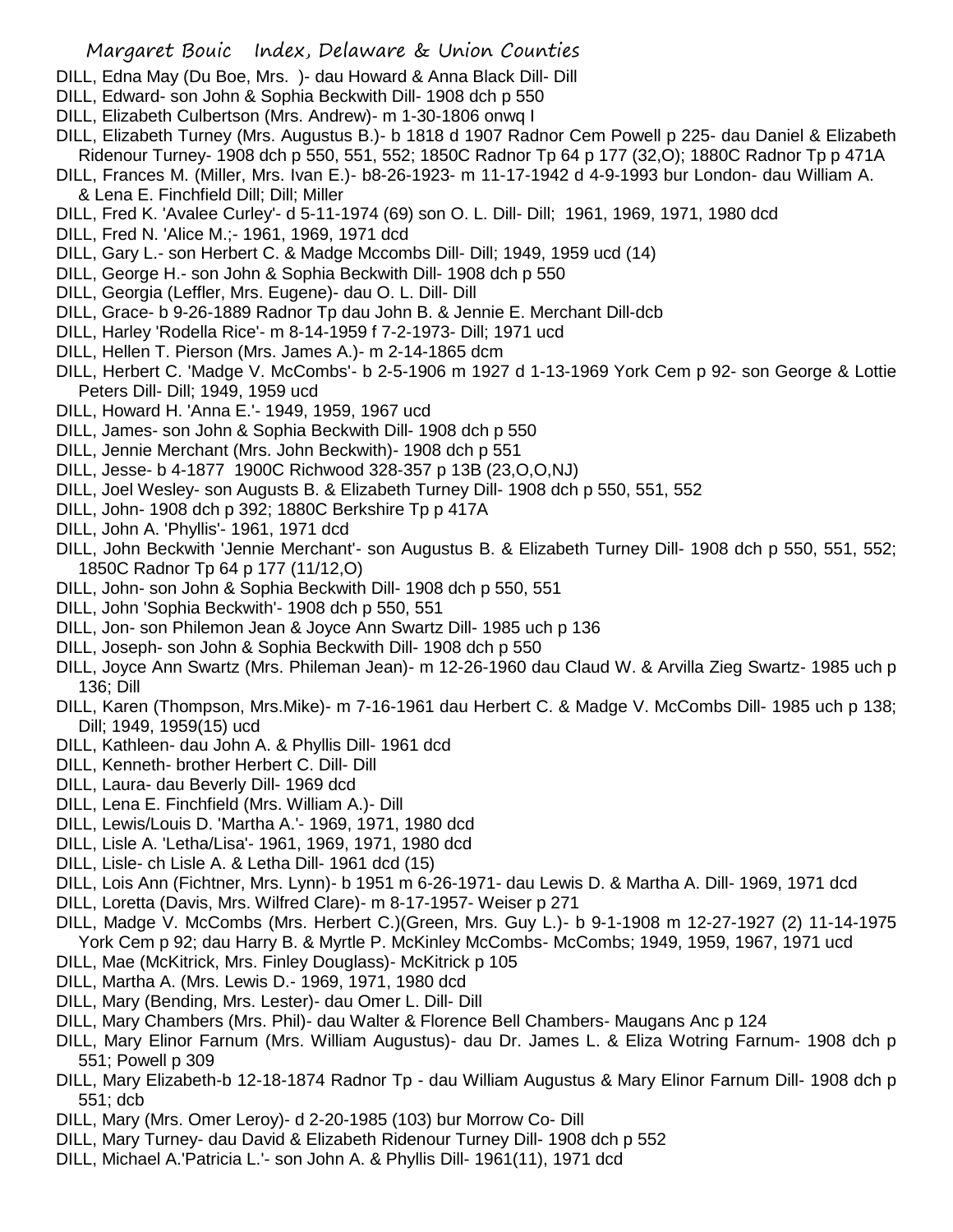DILL, Edna May (Du Boe, Mrs. )- dau Howard & Anna Black Dill- Dill

DILL, Edward- son John & Sophia Beckwith Dill- 1908 dch p 550

DILL, Elizabeth Culbertson (Mrs. Andrew)- m 1-30-1806 onwq I

DILL, Elizabeth Turney (Mrs. Augustus B.)- b 1818 d 1907 Radnor Cem Powell p 225- dau Daniel & Elizabeth Ridenour Turney- 1908 dch p 550, 551, 552; 1850C Radnor Tp 64 p 177 (32,O); 1880C Radnor Tp p 471A

DILL, Frances M. (Miller, Mrs. Ivan E.)- b8-26-1923- m 11-17-1942 d 4-9-1993 bur London- dau William A. & Lena E. Finchfield Dill; Dill; Miller

DILL, Fred K. 'Avalee Curley'- d 5-11-1974 (69) son O. L. Dill- Dill; 1961, 1969, 1971, 1980 dcd

DILL, Fred N. 'Alice M.;- 1961, 1969, 1971 dcd

DILL, Gary L.- son Herbert C. & Madge Mccombs Dill- Dill; 1949, 1959 ucd (14)

DILL, George H.- son John & Sophia Beckwith Dill- 1908 dch p 550

DILL, Georgia (Leffler, Mrs. Eugene)- dau O. L. Dill- Dill

DILL, Grace- b 9-26-1889 Radnor Tp dau John B. & Jennie E. Merchant Dill-dcb

DILL, Harley 'Rodella Rice'- m 8-14-1959 f 7-2-1973- Dill; 1971 ucd

DILL, Hellen T. Pierson (Mrs. James A.)- m 2-14-1865 dcm

DILL, Herbert C. 'Madge V. McCombs'- b 2-5-1906 m 1927 d 1-13-1969 York Cem p 92- son George & Lottie Peters Dill- Dill; 1949, 1959 ucd

DILL, Howard H. 'Anna E.'- 1949, 1959, 1967 ucd

DILL, James- son John & Sophia Beckwith Dill- 1908 dch p 550

DILL, Jennie Merchant (Mrs. John Beckwith)- 1908 dch p 551

DILL, Jesse- b 4-1877 1900C Richwood 328-357 p 13B (23,O,O,NJ)

DILL, Joel Wesley- son Augusts B. & Elizabeth Turney Dill- 1908 dch p 550, 551, 552

DILL, John- 1908 dch p 392; 1880C Berkshire Tp p 417A

DILL, John A. 'Phyllis'- 1961, 1971 dcd

DILL, John Beckwith 'Jennie Merchant'- son Augustus B. & Elizabeth Turney Dill- 1908 dch p 550, 551, 552; 1850C Radnor Tp 64 p 177 (11/12,O)

DILL, John- son John & Sophia Beckwith Dill- 1908 dch p 550, 551

DILL, John 'Sophia Beckwith'- 1908 dch p 550, 551

DILL, Jon- son Philemon Jean & Joyce Ann Swartz Dill- 1985 uch p 136

DILL, Joseph- son John & Sophia Beckwith Dill- 1908 dch p 550

DILL, Joyce Ann Swartz (Mrs. Phileman Jean)- m 12-26-1960 dau Claud W. & Arvilla Zieg Swartz- 1985 uch p 136; Dill

DILL, Karen (Thompson, Mrs.Mike)- m 7-16-1961 dau Herbert C. & Madge V. McCombs Dill- 1985 uch p 138; Dill; 1949, 1959(15) ucd

DILL, Kathleen- dau John A. & Phyllis Dill- 1961 dcd

DILL, Kenneth- brother Herbert C. Dill- Dill

DILL, Laura- dau Beverly Dill- 1969 dcd

DILL, Lena E. Finchfield (Mrs. William A.)- Dill

DILL, Lewis/Louis D. 'Martha A.'- 1969, 1971, 1980 dcd

DILL, Lisle A. 'Letha/Lisa'- 1961, 1969, 1971, 1980 dcd

DILL, Lisle- ch Lisle A. & Letha Dill- 1961 dcd (15)

DILL, Lois Ann (Fichtner, Mrs. Lynn)- b 1951 m 6-26-1971- dau Lewis D. & Martha A. Dill- 1969, 1971 dcd

DILL, Loretta (Davis, Mrs. Wilfred Clare)- m 8-17-1957- Weiser p 271

DILL, Madge V. McCombs (Mrs. Herbert C.)(Green, Mrs. Guy L.)- b 9-1-1908 m 12-27-1927 (2) 11-14-1975 York Cem p 92; dau Harry B. & Myrtle P. McKinley McCombs- McCombs; 1949, 1959, 1967, 1971 ucd

DILL, Mae (McKitrick, Mrs. Finley Douglass)- McKitrick p 105

DILL, Martha A. (Mrs. Lewis D.- 1969, 1971, 1980 dcd

DILL, Mary (Bending, Mrs. Lester)- dau Omer L. Dill- Dill

DILL, Mary Chambers (Mrs. Phil)- dau Walter & Florence Bell Chambers- Maugans Anc p 124

DILL, Mary Elinor Farnum (Mrs. William Augustus)- dau Dr. James L. & Eliza Wotring Farnum- 1908 dch p 551; Powell p 309

DILL, Mary Elizabeth-b 12-18-1874 Radnor Tp - dau William Augustus & Mary Elinor Farnum Dill- 1908 dch p 551; dcb

DILL, Mary (Mrs. Omer Leroy)- d 2-20-1985 (103) bur Morrow Co- Dill

DILL, Mary Turney- dau David & Elizabeth Ridenour Turney Dill- 1908 dch p 552

DILL, Michael A.'Patricia L.'- son John A. & Phyllis Dill- 1961(11), 1971 dcd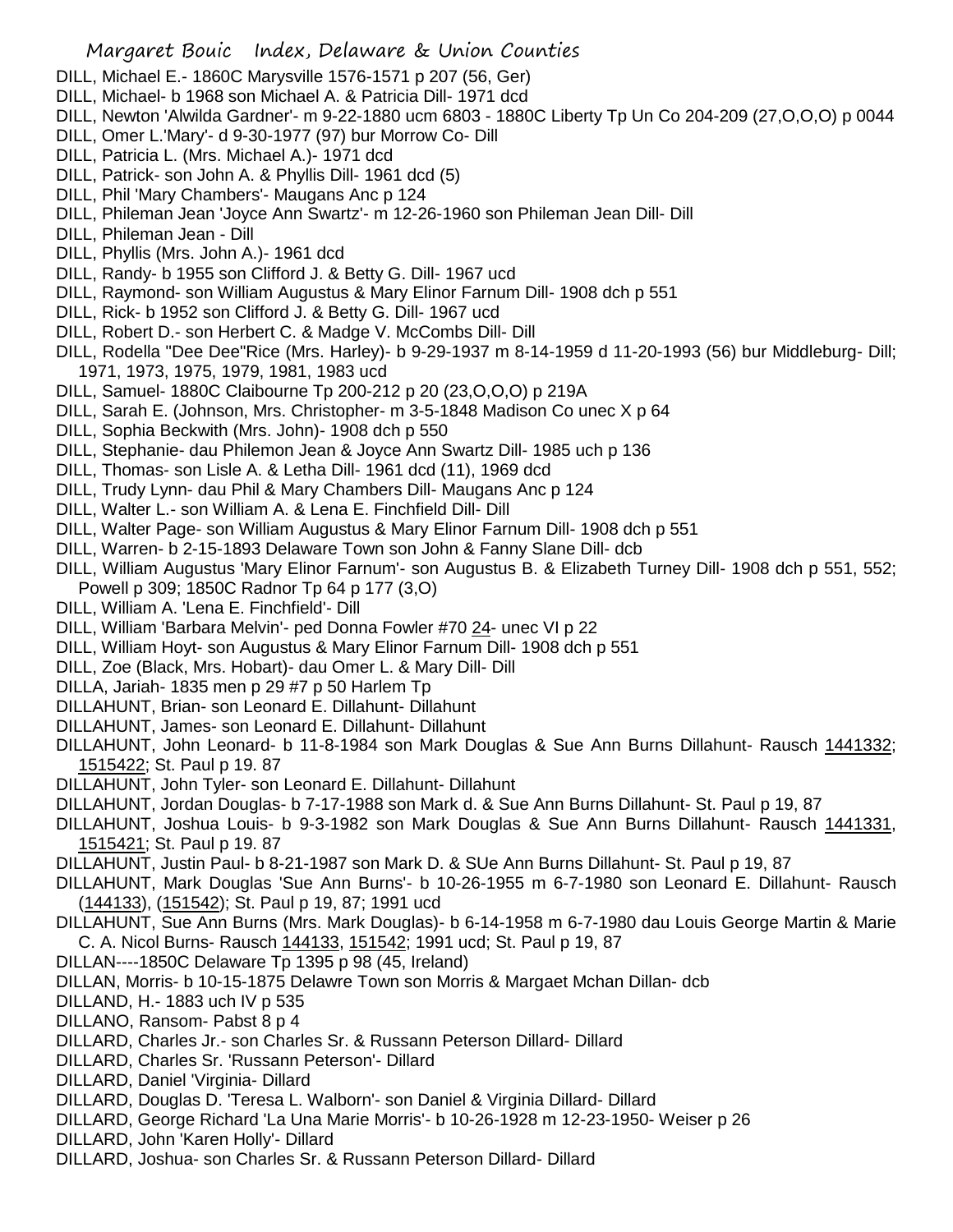DILL, Michael E.- 1860C Marysville 1576-1571 p 207 (56, Ger)
DILL, Michael- b 1968 son Michael A. & Patricia Dill- 1971 dcd
DILL, Newton 'Alwilda Gardner'- m 9-22-1880 ucm 6803 - 1880C Liberty Tp Un Co 204-209 (27,O,O,O) p 0044
DILL, Omer L.'Mary'- d 9-30-1977 (97) bur Morrow Co- Dill
DILL, Patricia L. (Mrs. Michael A.)- 1971 dcd
DILL, Patrick- son John A. & Phyllis Dill- 1961 dcd (5)
DILL, Phil 'Mary Chambers'- Maugans Anc p 124
DILL, Phileman Jean 'Joyce Ann Swartz'- m 12-26-1960 son Phileman Jean Dill- Dill
DILL, Phileman Jean - Dill
DILL, Phyllis (Mrs. John A.)- 1961 dcd
DILL, Randy- b 1955 son Clifford J. & Betty G. Dill- 1967 ucd
DILL, Raymond- son William Augustus & Mary Elinor Farnum Dill- 1908 dch p 551
DILL, Rick- b 1952 son Clifford J. & Betty G. Dill- 1967 ucd
DILL, Robert D.- son Herbert C. & Madge V. McCombs Dill- Dill
DILL, Rodella "Dee Dee"Rice (Mrs. Harley)- b 9-29-1937 m 8-14-1959 d 11-20-1993 (56) bur Middleburg- Dill; 1971, 1973, 1975, 1979, 1981, 1983 ucd
DILL, Samuel- 1880C Claibourne Tp 200-212 p 20 (23,O,O,O) p 219A
DILL, Sarah E. (Johnson, Mrs. Christopher- m 3-5-1848 Madison Co unec X p 64
DILL, Sophia Beckwith (Mrs. John)- 1908 dch p 550
DILL, Stephanie- dau Philemon Jean & Joyce Ann Swartz Dill- 1985 uch p 136
DILL, Thomas- son Lisle A. & Letha Dill- 1961 dcd (11), 1969 dcd
DILL, Trudy Lynn- dau Phil & Mary Chambers Dill- Maugans Anc p 124
DILL, Walter L.- son William A. & Lena E. Finchfield Dill- Dill
DILL, Walter Page- son William Augustus & Mary Elinor Farnum Dill- 1908 dch p 551
DILL, Warren- b 2-15-1893 Delaware Town son John & Fanny Slane Dill- dcb
DILL, William Augustus 'Mary Elinor Farnum'- son Augustus B. & Elizabeth Turney Dill- 1908 dch p 551, 552; Powell p 309; 1850C Radnor Tp 64 p 177 (3,O)
DILL, William A. 'Lena E. Finchfield'- Dill
DILL, William 'Barbara Melvin'- ped Donna Fowler #70 24- unec VI p 22
DILL, William Hoyt- son Augustus & Mary Elinor Farnum Dill- 1908 dch p 551
DILL, Zoe (Black, Mrs. Hobart)- dau Omer L. & Mary Dill- Dill
DILLA, Jariah- 1835 men p 29 #7 p 50 Harlem Tp
DILLAHUNT, Brian- son Leonard E. Dillahunt- Dillahunt
DILLAHUNT, James- son Leonard E. Dillahunt- Dillahunt
DILLAHUNT, John Leonard- b 11-8-1984 son Mark Douglas & Sue Ann Burns Dillahunt- Rausch 1441332; 1515422; St. Paul p 19. 87
DILLAHUNT, John Tyler- son Leonard E. Dillahunt- Dillahunt
DILLAHUNT, Jordan Douglas- b 7-17-1988 son Mark d. & Sue Ann Burns Dillahunt- St. Paul p 19, 87
DILLAHUNT, Joshua Louis- b 9-3-1982 son Mark Douglas & Sue Ann Burns Dillahunt- Rausch 1441331, 1515421; St. Paul p 19. 87
DILLAHUNT, Justin Paul- b 8-21-1987 son Mark D. & SUe Ann Burns Dillahunt- St. Paul p 19, 87
DILLAHUNT, Mark Douglas 'Sue Ann Burns'- b 10-26-1955 m 6-7-1980 son Leonard E. Dillahunt- Rausch (144133), (151542); St. Paul p 19, 87; 1991 ucd
DILLAHUNT, Sue Ann Burns (Mrs. Mark Douglas)- b 6-14-1958 m 6-7-1980 dau Louis George Martin & Marie C. A. Nicol Burns- Rausch 144133, 151542; 1991 ucd; St. Paul p 19, 87
DILLAN----1850C Delaware Tp 1395 p 98 (45, Ireland)
DILLAN, Morris- b 10-15-1875 Delawre Town son Morris & Margaet Mchan Dillan- dcb
DILLAND, H.- 1883 uch IV p 535
DILLANO, Ransom- Pabst 8 p 4
DILLARD, Charles Jr.- son Charles Sr. & Russann Peterson Dillard- Dillard
DILLARD, Charles Sr. 'Russann Peterson'- Dillard
DILLARD, Daniel 'Virginia- Dillard
DILLARD, Douglas D. 'Teresa L. Walborn'- son Daniel & Virginia Dillard- Dillard
DILLARD, George Richard 'La Una Marie Morris'- b 10-26-1928 m 12-23-1950- Weiser p 26
DILLARD, John 'Karen Holly'- Dillard
DILLARD, Joshua- son Charles Sr. & Russann Peterson Dillard- Dillard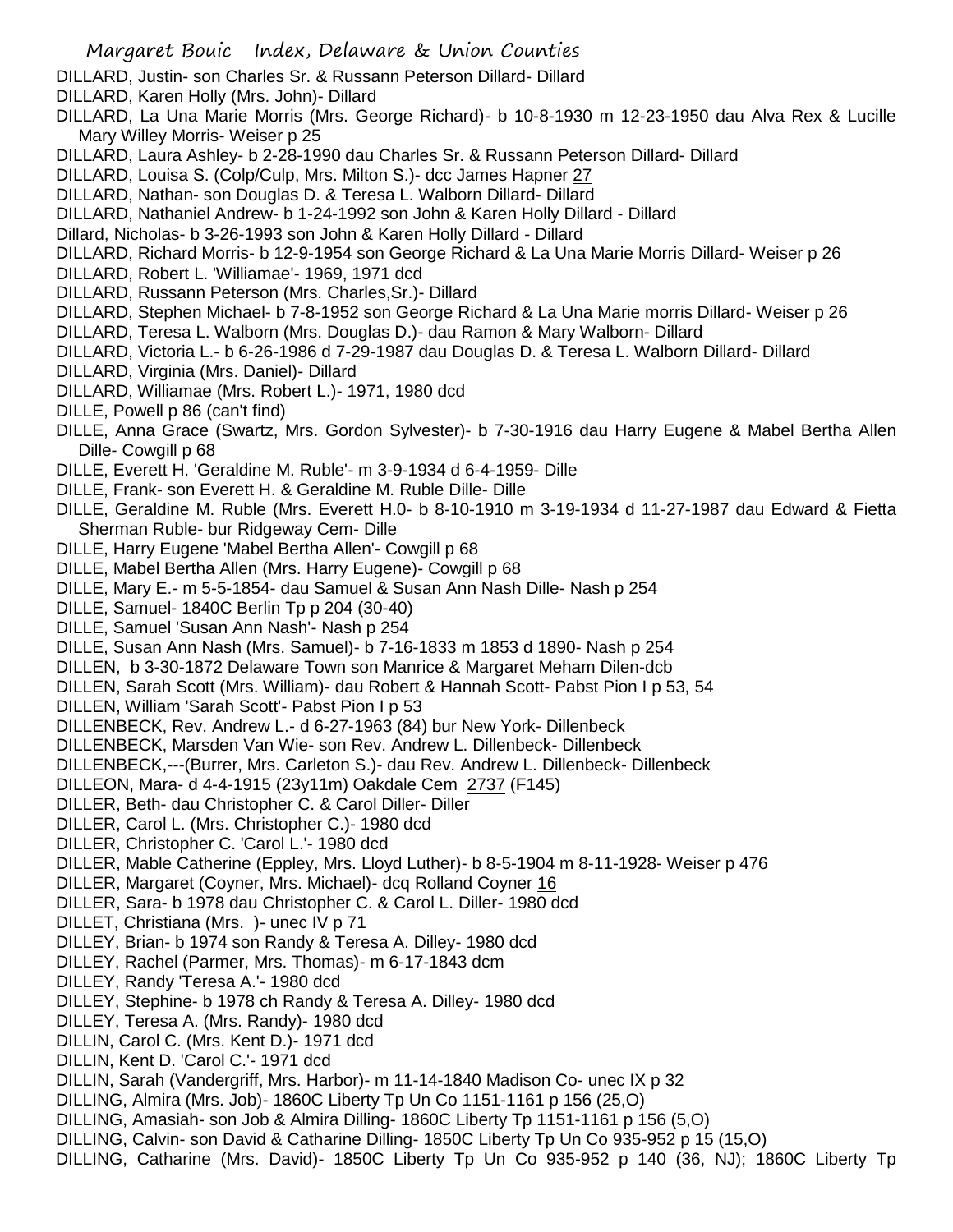DILLARD, Justin- son Charles Sr. & Russann Peterson Dillard- Dillard
DILLARD, Karen Holly (Mrs. John)- Dillard
DILLARD, La Una Marie Morris (Mrs. George Richard)- b 10-8-1930 m 12-23-1950 dau Alva Rex & Lucille Mary Willey Morris- Weiser p 25
DILLARD, Laura Ashley- b 2-28-1990 dau Charles Sr. & Russann Peterson Dillard- Dillard
DILLARD, Louisa S. (Colp/Culp, Mrs. Milton S.)- dcc James Hapner 27
DILLARD, Nathan- son Douglas D. & Teresa L. Walborn Dillard- Dillard
DILLARD, Nathaniel Andrew- b 1-24-1992 son John & Karen Holly Dillard - Dillard
Dillard, Nicholas- b 3-26-1993 son John & Karen Holly Dillard - Dillard
DILLARD, Richard Morris- b 12-9-1954 son George Richard & La Una Marie Morris Dillard- Weiser p 26
DILLARD, Robert L. 'Williamae'- 1969, 1971 dcd
DILLARD, Russann Peterson (Mrs. Charles,Sr.)- Dillard
DILLARD, Stephen Michael- b 7-8-1952 son George Richard & La Una Marie morris Dillard- Weiser p 26
DILLARD, Teresa L. Walborn (Mrs. Douglas D.)- dau Ramon & Mary Walborn- Dillard
DILLARD, Victoria L.- b 6-26-1986 d 7-29-1987 dau Douglas D. & Teresa L. Walborn Dillard- Dillard
DILLARD, Virginia (Mrs. Daniel)- Dillard
DILLARD, Williamae (Mrs. Robert L.)- 1971, 1980 dcd
DILLE, Powell p 86 (can't find)
DILLE, Anna Grace (Swartz, Mrs. Gordon Sylvester)- b 7-30-1916 dau Harry Eugene & Mabel Bertha Allen Dille- Cowgill p 68
DILLE, Everett H. 'Geraldine M. Ruble'- m 3-9-1934 d 6-4-1959- Dille
DILLE, Frank- son Everett H. & Geraldine M. Ruble Dille- Dille
DILLE, Geraldine M. Ruble (Mrs. Everett H.0- b 8-10-1910 m 3-19-1934 d 11-27-1987 dau Edward & Fietta Sherman Ruble- bur Ridgeway Cem- Dille
DILLE, Harry Eugene 'Mabel Bertha Allen'- Cowgill p 68
DILLE, Mabel Bertha Allen (Mrs. Harry Eugene)- Cowgill p 68
DILLE, Mary E.- m 5-5-1854- dau Samuel & Susan Ann Nash Dille- Nash p 254
DILLE, Samuel- 1840C Berlin Tp p 204 (30-40)
DILLE, Samuel 'Susan Ann Nash'- Nash p 254
DILLE, Susan Ann Nash (Mrs. Samuel)- b 7-16-1833 m 1853 d 1890- Nash p 254
DILLEN, b 3-30-1872 Delaware Town son Manrice & Margaret Meham Dilen-dcb
DILLEN, Sarah Scott (Mrs. William)- dau Robert & Hannah Scott- Pabst Pion I p 53, 54
DILLEN, William 'Sarah Scott'- Pabst Pion I p 53
DILLENBECK, Rev. Andrew L.- d 6-27-1963 (84) bur New York- Dillenbeck
DILLENBECK, Marsden Van Wie- son Rev. Andrew L. Dillenbeck- Dillenbeck
DILLENBECK,---(Burrer, Mrs. Carleton S.)- dau Rev. Andrew L. Dillenbeck- Dillenbeck
DILLEON, Mara- d 4-4-1915 (23y11m) Oakdale Cem 2737 (F145)
DILLER, Beth- dau Christopher C. & Carol Diller- Diller
DILLER, Carol L. (Mrs. Christopher C.)- 1980 dcd
DILLER, Christopher C. 'Carol L.'- 1980 dcd
DILLER, Mable Catherine (Eppley, Mrs. Lloyd Luther)- b 8-5-1904 m 8-11-1928- Weiser p 476
DILLER, Margaret (Coyner, Mrs. Michael)- dcq Rolland Coyner 16
DILLER, Sara- b 1978 dau Christopher C. & Carol L. Diller- 1980 dcd
DILLET, Christiana (Mrs. )- unec IV p 71
DILLEY, Brian- b 1974 son Randy & Teresa A. Dilley- 1980 dcd
DILLEY, Rachel (Parmer, Mrs. Thomas)- m 6-17-1843 dcm
DILLEY, Randy 'Teresa A.'- 1980 dcd
DILLEY, Stephine- b 1978 ch Randy & Teresa A. Dilley- 1980 dcd
DILLEY, Teresa A. (Mrs. Randy)- 1980 dcd
DILLIN, Carol C. (Mrs. Kent D.)- 1971 dcd
DILLIN, Kent D. 'Carol C.'- 1971 dcd
DILLIN, Sarah (Vandergriff, Mrs. Harbor)- m 11-14-1840 Madison Co- unec IX p 32
DILLING, Almira (Mrs. Job)- 1860C Liberty Tp Un Co 1151-1161 p 156 (25,O)
DILLING, Amasiah- son Job & Almira Dilling- 1860C Liberty Tp 1151-1161 p 156 (5,O)
DILLING, Calvin- son David & Catharine Dilling- 1850C Liberty Tp Un Co 935-952 p 15 (15,O)
DILLING, Catharine (Mrs. David)- 1850C Liberty Tp Un Co 935-952 p 140 (36, NJ); 1860C Liberty Tp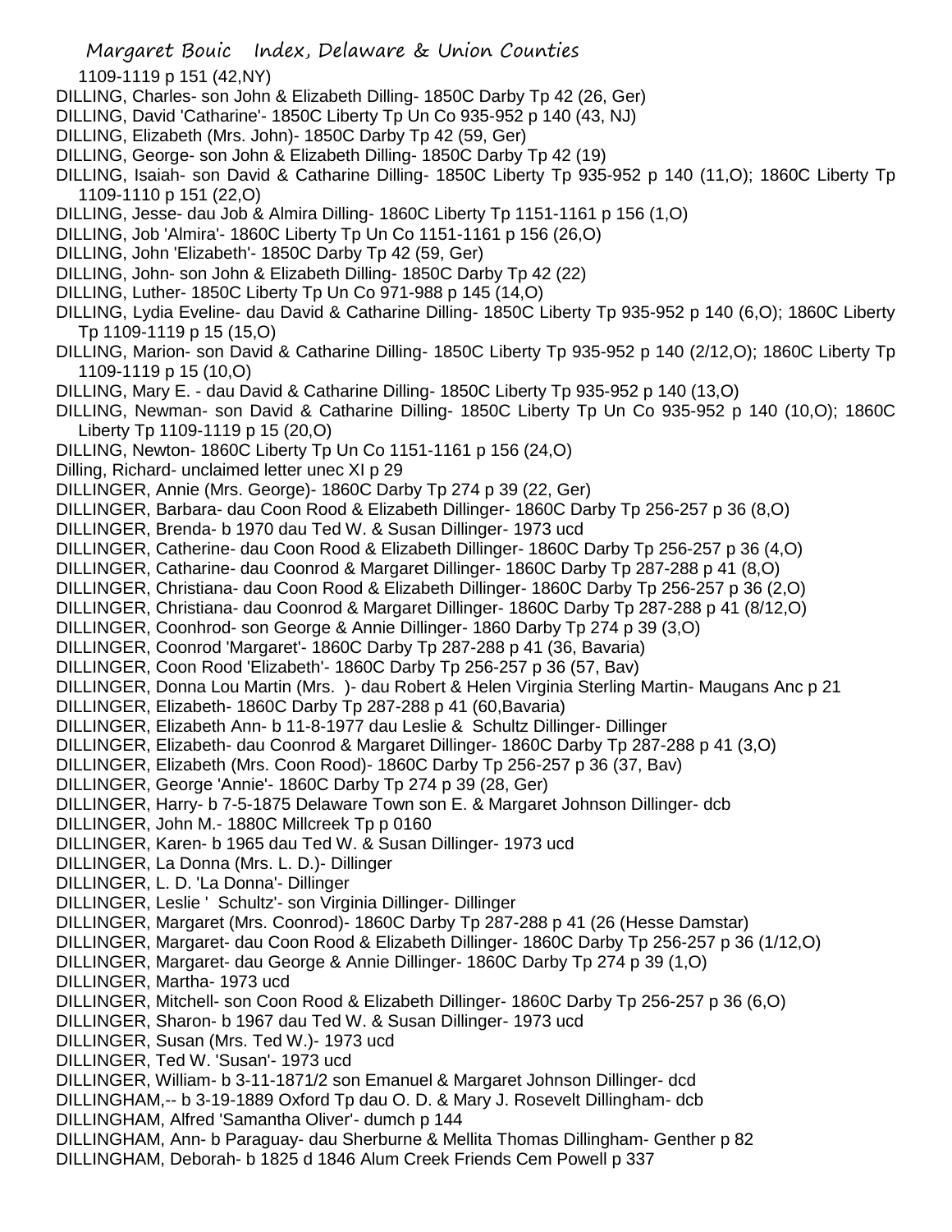1109-1119 p 151 (42,NY)

DILLING, Charles- son John & Elizabeth Dilling- 1850C Darby Tp 42 (26, Ger)

DILLING, David 'Catharine'- 1850C Liberty Tp Un Co 935-952 p 140 (43, NJ)

DILLING, Elizabeth (Mrs. John)- 1850C Darby Tp 42 (59, Ger)

DILLING, George- son John & Elizabeth Dilling- 1850C Darby Tp 42 (19)

DILLING, Isaiah- son David & Catharine Dilling- 1850C Liberty Tp 935-952 p 140 (11,O); 1860C Liberty Tp 1109-1110 p 151 (22,O)

DILLING, Jesse- dau Job & Almira Dilling- 1860C Liberty Tp 1151-1161 p 156 (1,O)

DILLING, Job 'Almira'- 1860C Liberty Tp Un Co 1151-1161 p 156 (26,O)

DILLING, John 'Elizabeth'- 1850C Darby Tp 42 (59, Ger)

DILLING, John- son John & Elizabeth Dilling- 1850C Darby Tp 42 (22)

DILLING, Luther- 1850C Liberty Tp Un Co 971-988 p 145 (14,O)

DILLING, Lydia Eveline- dau David & Catharine Dilling- 1850C Liberty Tp 935-952 p 140 (6,O); 1860C Liberty Tp 1109-1119 p 15 (15,O)

DILLING, Marion- son David & Catharine Dilling- 1850C Liberty Tp 935-952 p 140 (2/12,O); 1860C Liberty Tp 1109-1119 p 15 (10,O)

DILLING, Mary E. - dau David & Catharine Dilling- 1850C Liberty Tp 935-952 p 140 (13,O)

DILLING, Newman- son David & Catharine Dilling- 1850C Liberty Tp Un Co 935-952 p 140 (10,O); 1860C Liberty Tp 1109-1119 p 15 (20,O)

DILLING, Newton- 1860C Liberty Tp Un Co 1151-1161 p 156 (24,O)

Dilling, Richard- unclaimed letter unec XI p 29

DILLINGER, Annie (Mrs. George)- 1860C Darby Tp 274 p 39 (22, Ger)

DILLINGER, Barbara- dau Coon Rood & Elizabeth Dillinger- 1860C Darby Tp 256-257 p 36 (8,O)

DILLINGER, Brenda- b 1970 dau Ted W. & Susan Dillinger- 1973 ucd

DILLINGER, Catherine- dau Coon Rood & Elizabeth Dillinger- 1860C Darby Tp 256-257 p 36 (4,O)

DILLINGER, Catharine- dau Coonrod & Margaret Dillinger- 1860C Darby Tp 287-288 p 41 (8,O)

DILLINGER, Christiana- dau Coon Rood & Elizabeth Dillinger- 1860C Darby Tp 256-257 p 36 (2,O)

DILLINGER, Christiana- dau Coonrod & Margaret Dillinger- 1860C Darby Tp 287-288 p 41 (8/12,O)

DILLINGER, Coonhrod- son George & Annie Dillinger- 1860 Darby Tp 274 p 39 (3,O)

DILLINGER, Coonrod 'Margaret'- 1860C Darby Tp 287-288 p 41 (36, Bavaria)

DILLINGER, Coon Rood 'Elizabeth'- 1860C Darby Tp 256-257 p 36 (57, Bav)

DILLINGER, Donna Lou Martin (Mrs. )- dau Robert & Helen Virginia Sterling Martin- Maugans Anc p 21

DILLINGER, Elizabeth- 1860C Darby Tp 287-288 p 41 (60,Bavaria)

DILLINGER, Elizabeth Ann- b 11-8-1977 dau Leslie & Schultz Dillinger- Dillinger

DILLINGER, Elizabeth- dau Coonrod & Margaret Dillinger- 1860C Darby Tp 287-288 p 41 (3,O)

DILLINGER, Elizabeth (Mrs. Coon Rood)- 1860C Darby Tp 256-257 p 36 (37, Bav)

DILLINGER, George 'Annie'- 1860C Darby Tp 274 p 39 (28, Ger)

DILLINGER, Harry- b 7-5-1875 Delaware Town son E. & Margaret Johnson Dillinger- dcb

DILLINGER, John M.- 1880C Millcreek Tp p 0160

DILLINGER, Karen- b 1965 dau Ted W. & Susan Dillinger- 1973 ucd

DILLINGER, La Donna (Mrs. L. D.)- Dillinger

DILLINGER, L. D. 'La Donna'- Dillinger

DILLINGER, Leslie ' Schultz'- son Virginia Dillinger- Dillinger

DILLINGER, Margaret (Mrs. Coonrod)- 1860C Darby Tp 287-288 p 41 (26 (Hesse Damstar)

DILLINGER, Margaret- dau Coon Rood & Elizabeth Dillinger- 1860C Darby Tp 256-257 p 36 (1/12,O)

DILLINGER, Margaret- dau George & Annie Dillinger- 1860C Darby Tp 274 p 39 (1,O)

DILLINGER, Martha- 1973 ucd

DILLINGER, Mitchell- son Coon Rood & Elizabeth Dillinger- 1860C Darby Tp 256-257 p 36 (6,O)

DILLINGER, Sharon- b 1967 dau Ted W. & Susan Dillinger- 1973 ucd

DILLINGER, Susan (Mrs. Ted W.)- 1973 ucd

DILLINGER, Ted W. 'Susan'- 1973 ucd

DILLINGER, William- b 3-11-1871/2 son Emanuel & Margaret Johnson Dillinger- dcd

DILLINGHAM,-- b 3-19-1889 Oxford Tp dau O. D. & Mary J. Rosevelt Dillingham- dcb

DILLINGHAM, Alfred 'Samantha Oliver'- dumch p 144

DILLINGHAM, Ann- b Paraguay- dau Sherburne & Mellita Thomas Dillingham- Genther p 82

DILLINGHAM, Deborah- b 1825 d 1846 Alum Creek Friends Cem Powell p 337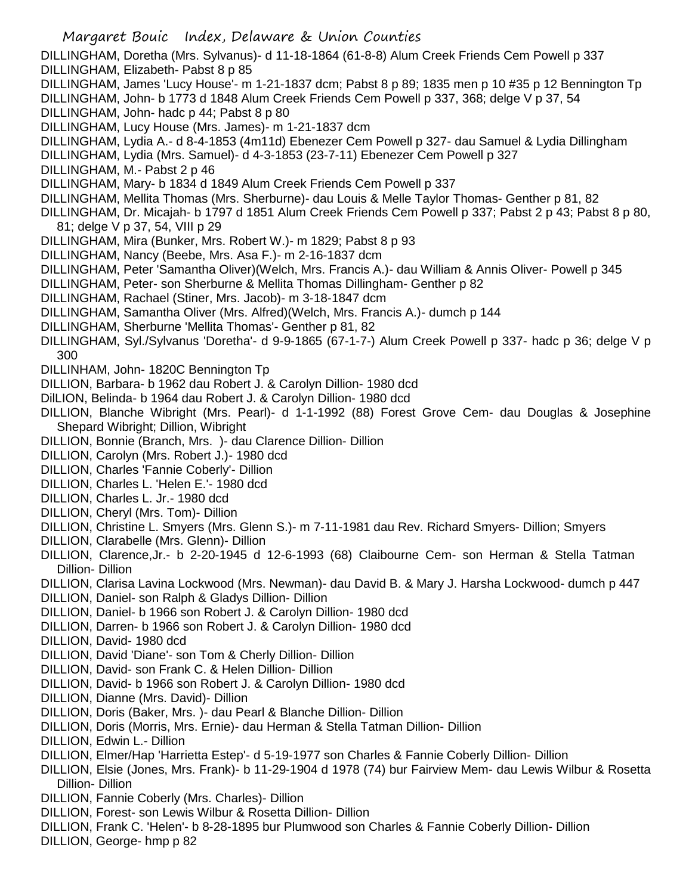DILLINGHAM, Doretha (Mrs. Sylvanus)- d 11-18-1864 (61-8-8) Alum Creek Friends Cem Powell p 337
DILLINGHAM, Elizabeth- Pabst 8 p 85
DILLINGHAM, James 'Lucy House'- m 1-21-1837 dcm; Pabst 8 p 89; 1835 men p 10 #35 p 12 Bennington Tp
DILLINGHAM, John- b 1773 d 1848 Alum Creek Friends Cem Powell p 337, 368; delge V p 37, 54
DILLINGHAM, John- hadc p 44; Pabst 8 p 80
DILLINGHAM, Lucy House (Mrs. James)- m 1-21-1837 dcm
DILLINGHAM, Lydia A.- d 8-4-1853 (4m11d) Ebenezer Cem Powell p 327- dau Samuel & Lydia Dillingham
DILLINGHAM, Lydia (Mrs. Samuel)- d 4-3-1853 (23-7-11) Ebenezer Cem Powell p 327
DILLINGHAM, M.- Pabst 2 p 46
DILLINGHAM, Mary- b 1834 d 1849 Alum Creek Friends Cem Powell p 337
DILLINGHAM, Mellita Thomas (Mrs. Sherburne)- dau Louis & Melle Taylor Thomas- Genther p 81, 82
DILLINGHAM, Dr. Micajah- b 1797 d 1851 Alum Creek Friends Cem Powell p 337; Pabst 2 p 43; Pabst 8 p 80, 81; delge V p 37, 54, VIII p 29
DILLINGHAM, Mira (Bunker, Mrs. Robert W.)- m 1829; Pabst 8 p 93
DILLINGHAM, Nancy (Beebe, Mrs. Asa F.)- m 2-16-1837 dcm
DILLINGHAM, Peter 'Samantha Oliver)(Welch, Mrs. Francis A.)- dau William & Annis Oliver- Powell p 345
DILLINGHAM, Peter- son Sherburne & Mellita Thomas Dillingham- Genther p 82
DILLINGHAM, Rachael (Stiner, Mrs. Jacob)- m 3-18-1847 dcm
DILLINGHAM, Samantha Oliver (Mrs. Alfred)(Welch, Mrs. Francis A.)- dumch p 144
DILLINGHAM, Sherburne 'Mellita Thomas'- Genther p 81, 82
DILLINGHAM, Syl./Sylvanus 'Doretha'- d 9-9-1865 (67-1-7-) Alum Creek Powell p 337- hadc p 36; delge V p 300
DILLINHAM, John- 1820C Bennington Tp
DILLION, Barbara- b 1962 dau Robert J. & Carolyn Dillion- 1980 dcd
DilLION, Belinda- b 1964 dau Robert J. & Carolyn Dillion- 1980 dcd
DILLION, Blanche Wibright (Mrs. Pearl)- d 1-1-1992 (88) Forest Grove Cem- dau Douglas & Josephine Shepard Wibright; Dillion, Wibright
DILLION, Bonnie (Branch, Mrs. )- dau Clarence Dillion- Dillion
DILLION, Carolyn (Mrs. Robert J.)- 1980 dcd
DILLION, Charles 'Fannie Coberly'- Dillion
DILLION, Charles L. 'Helen E.'- 1980 dcd
DILLION, Charles L. Jr.- 1980 dcd
DILLION, Cheryl (Mrs. Tom)- Dillion
DILLION, Christine L. Smyers (Mrs. Glenn S.)- m 7-11-1981 dau Rev. Richard Smyers- Dillion; Smyers
DILLION, Clarabelle (Mrs. Glenn)- Dillion
DILLION, Clarence,Jr.- b 2-20-1945 d 12-6-1993 (68) Claibourne Cem- son Herman & Stella Tatman Dillion- Dillion
DILLION, Clarisa Lavina Lockwood (Mrs. Newman)- dau David B. & Mary J. Harsha Lockwood- dumch p 447
DILLION, Daniel- son Ralph & Gladys Dillion- Dillion
DILLION, Daniel- b 1966 son Robert J. & Carolyn Dillion- 1980 dcd
DILLION, Darren- b 1966 son Robert J. & Carolyn Dillion- 1980 dcd
DILLION, David- 1980 dcd
DILLION, David 'Diane'- son Tom & Cherly Dillion- Dillion
DILLION, David- son Frank C. & Helen Dillion- Dillion
DILLION, David- b 1966 son Robert J. & Carolyn Dillion- 1980 dcd
DILLION, Dianne (Mrs. David)- Dillion
DILLION, Doris (Baker, Mrs. )- dau Pearl & Blanche Dillion- Dillion
DILLION, Doris (Morris, Mrs. Ernie)- dau Herman & Stella Tatman Dillion- Dillion
DILLION, Edwin L.- Dillion
DILLION, Elmer/Hap 'Harrietta Estep'- d 5-19-1977 son Charles & Fannie Coberly Dillion- Dillion
DILLION, Elsie (Jones, Mrs. Frank)- b 11-29-1904 d 1978 (74) bur Fairview Mem- dau Lewis Wilbur & Rosetta Dillion- Dillion
DILLION, Fannie Coberly (Mrs. Charles)- Dillion
DILLION, Forest- son Lewis Wilbur & Rosetta Dillion- Dillion
DILLION, Frank C. 'Helen'- b 8-28-1895 bur Plumwood son Charles & Fannie Coberly Dillion- Dillion
DILLION, George- hmp p 82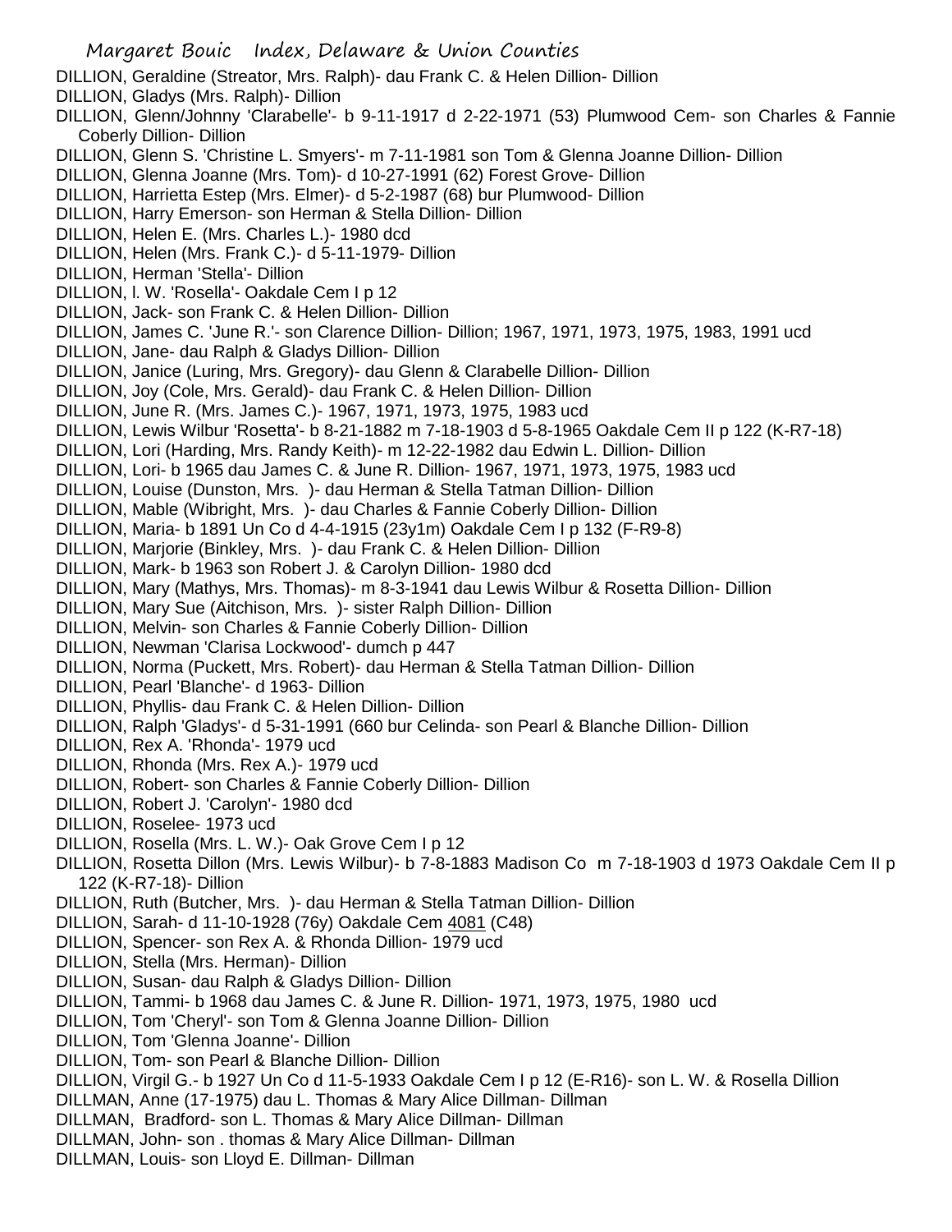DILLION, Geraldine (Streator, Mrs. Ralph)- dau Frank C. & Helen Dillion- Dillion
DILLION, Gladys (Mrs. Ralph)- Dillion
DILLION, Glenn/Johnny 'Clarabelle'- b 9-11-1917 d 2-22-1971 (53) Plumwood Cem- son Charles & Fannie Coberly Dillion- Dillion
DILLION, Glenn S. 'Christine L. Smyers'- m 7-11-1981 son Tom & Glenna Joanne Dillion- Dillion
DILLION, Glenna Joanne (Mrs. Tom)- d 10-27-1991 (62) Forest Grove- Dillion
DILLION, Harrietta Estep (Mrs. Elmer)- d 5-2-1987 (68) bur Plumwood- Dillion
DILLION, Harry Emerson- son Herman & Stella Dillion- Dillion
DILLION, Helen E. (Mrs. Charles L.)- 1980 dcd
DILLION, Helen (Mrs. Frank C.)- d 5-11-1979- Dillion
DILLION, Herman 'Stella'- Dillion
DILLION, l. W. 'Rosella'- Oakdale Cem I p 12
DILLION, Jack- son Frank C. & Helen Dillion- Dillion
DILLION, James C. 'June R.'- son Clarence Dillion- Dillion; 1967, 1971, 1973, 1975, 1983, 1991 ucd
DILLION, Jane- dau Ralph & Gladys Dillion- Dillion
DILLION, Janice (Luring, Mrs. Gregory)- dau Glenn & Clarabelle Dillion- Dillion
DILLION, Joy (Cole, Mrs. Gerald)- dau Frank C. & Helen Dillion- Dillion
DILLION, June R. (Mrs. James C.)- 1967, 1971, 1973, 1975, 1983 ucd
DILLION, Lewis Wilbur 'Rosetta'- b 8-21-1882 m 7-18-1903 d 5-8-1965 Oakdale Cem II p 122 (K-R7-18)
DILLION, Lori (Harding, Mrs. Randy Keith)- m 12-22-1982 dau Edwin L. Dillion- Dillion
DILLION, Lori- b 1965 dau James C. & June R. Dillion- 1967, 1971, 1973, 1975, 1983 ucd
DILLION, Louise (Dunston, Mrs. )- dau Herman & Stella Tatman Dillion- Dillion
DILLION, Mable (Wibright, Mrs. )- dau Charles & Fannie Coberly Dillion- Dillion
DILLION, Maria- b 1891 Un Co d 4-4-1915 (23y1m) Oakdale Cem I p 132 (F-R9-8)
DILLION, Marjorie (Binkley, Mrs. )- dau Frank C. & Helen Dillion- Dillion
DILLION, Mark- b 1963 son Robert J. & Carolyn Dillion- 1980 dcd
DILLION, Mary (Mathys, Mrs. Thomas)- m 8-3-1941 dau Lewis Wilbur & Rosetta Dillion- Dillion
DILLION, Mary Sue (Aitchison, Mrs. )- sister Ralph Dillion- Dillion
DILLION, Melvin- son Charles & Fannie Coberly Dillion- Dillion
DILLION, Newman 'Clarisa Lockwood'- dumch p 447
DILLION, Norma (Puckett, Mrs. Robert)- dau Herman & Stella Tatman Dillion- Dillion
DILLION, Pearl 'Blanche'- d 1963- Dillion
DILLION, Phyllis- dau Frank C. & Helen Dillion- Dillion
DILLION, Ralph 'Gladys'- d 5-31-1991 (660 bur Celinda- son Pearl & Blanche Dillion- Dillion
DILLION, Rex A. 'Rhonda'- 1979 ucd
DILLION, Rhonda (Mrs. Rex A.)- 1979 ucd
DILLION, Robert- son Charles & Fannie Coberly Dillion- Dillion
DILLION, Robert J. 'Carolyn'- 1980 dcd
DILLION, Roselee- 1973 ucd
DILLION, Rosella (Mrs. L. W.)- Oak Grove Cem I p 12
DILLION, Rosetta Dillon (Mrs. Lewis Wilbur)- b 7-8-1883 Madison Co m 7-18-1903 d 1973 Oakdale Cem II p 122 (K-R7-18)- Dillion
DILLION, Ruth (Butcher, Mrs. )- dau Herman & Stella Tatman Dillion- Dillion
DILLION, Sarah- d 11-10-1928 (76y) Oakdale Cem 4081 (C48)
DILLION, Spencer- son Rex A. & Rhonda Dillion- 1979 ucd
DILLION, Stella (Mrs. Herman)- Dillion
DILLION, Susan- dau Ralph & Gladys Dillion- Dillion
DILLION, Tammi- b 1968 dau James C. & June R. Dillion- 1971, 1973, 1975, 1980 ucd
DILLION, Tom 'Cheryl'- son Tom & Glenna Joanne Dillion- Dillion
DILLION, Tom 'Glenna Joanne'- Dillion
DILLION, Tom- son Pearl & Blanche Dillion- Dillion
DILLION, Virgil G.- b 1927 Un Co d 11-5-1933 Oakdale Cem I p 12 (E-R16)- son L. W. & Rosella Dillion
DILLMAN, Anne (17-1975) dau L. Thomas & Mary Alice Dillman- Dillman
DILLMAN, Bradford- son L. Thomas & Mary Alice Dillman- Dillman
DILLMAN, John- son . thomas & Mary Alice Dillman- Dillman
DILLMAN, Louis- son Lloyd E. Dillman- Dillman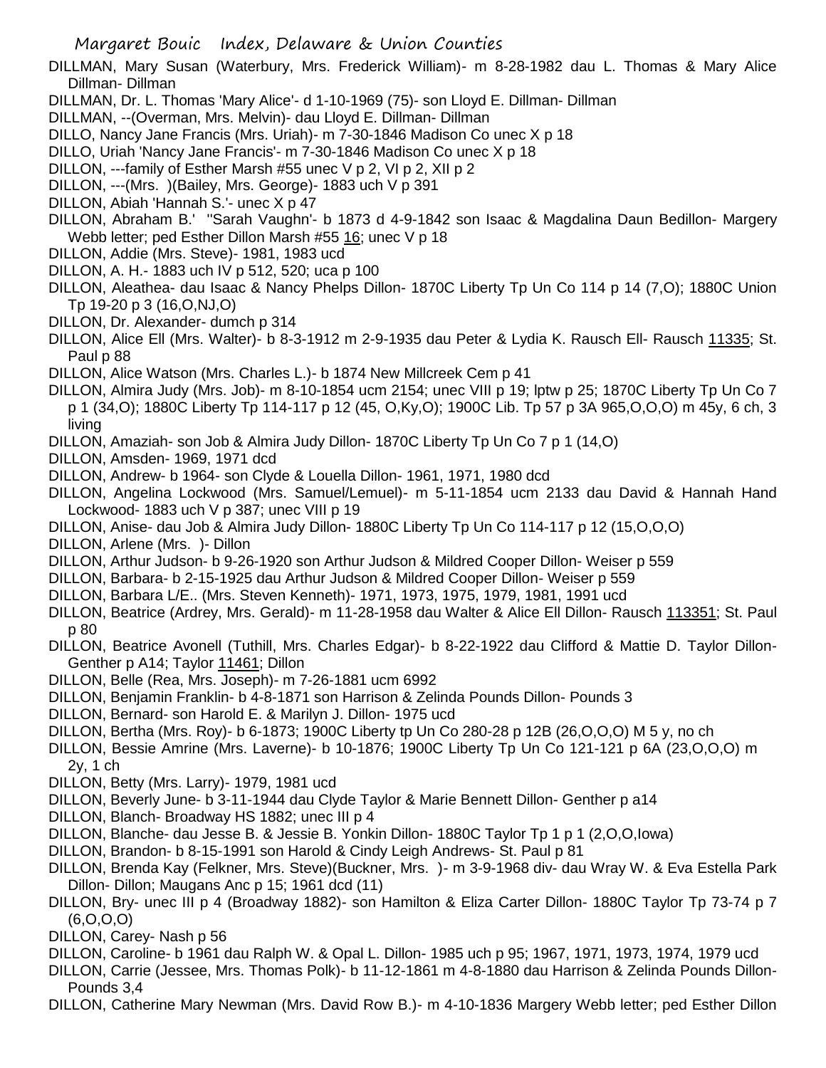DILLMAN, Mary Susan (Waterbury, Mrs. Frederick William)- m 8-28-1982 dau L. Thomas & Mary Alice Dillman- Dillman

DILLMAN, Dr. L. Thomas 'Mary Alice'- d 1-10-1969 (75)- son Lloyd E. Dillman- Dillman

DILLMAN, --(Overman, Mrs. Melvin)- dau Lloyd E. Dillman- Dillman

DILLO, Nancy Jane Francis (Mrs. Uriah)- m 7-30-1846 Madison Co unec X p 18

DILLO, Uriah 'Nancy Jane Francis'- m 7-30-1846 Madison Co unec X p 18

DILLON, ---family of Esther Marsh #55 unec V p 2, VI p 2, XII p 2

DILLON, ---(Mrs. )(Bailey, Mrs. George)- 1883 uch V p 391

DILLON, Abiah 'Hannah S.'- unec X p 47

DILLON, Abraham B.' "Sarah Vaughn'- b 1873 d 4-9-1842 son Isaac & Magdalina Daun Bedillon- Margery Webb letter; ped Esther Dillon Marsh #55 16; unec V p 18

DILLON, Addie (Mrs. Steve)- 1981, 1983 ucd

DILLON, A. H.- 1883 uch IV p 512, 520; uca p 100

DILLON, Aleathea- dau Isaac & Nancy Phelps Dillon- 1870C Liberty Tp Un Co 114 p 14 (7,O); 1880C Union Tp 19-20 p 3 (16,O,NJ,O)

DILLON, Dr. Alexander- dumch p 314

DILLON, Alice Ell (Mrs. Walter)- b 8-3-1912 m 2-9-1935 dau Peter & Lydia K. Rausch Ell- Rausch 11335; St. Paul p 88

DILLON, Alice Watson (Mrs. Charles L.)- b 1874 New Millcreek Cem p 41

DILLON, Almira Judy (Mrs. Job)- m 8-10-1854 ucm 2154; unec VIII p 19; lptw p 25; 1870C Liberty Tp Un Co 7 p 1 (34,O); 1880C Liberty Tp 114-117 p 12 (45, O,Ky,O); 1900C Lib. Tp 57 p 3A 965,O,O,O) m 45y, 6 ch, 3 living

DILLON, Amaziah- son Job & Almira Judy Dillon- 1870C Liberty Tp Un Co 7 p 1 (14,O)

DILLON, Amsden- 1969, 1971 dcd

DILLON, Andrew- b 1964- son Clyde & Louella Dillon- 1961, 1971, 1980 dcd

DILLON, Angelina Lockwood (Mrs. Samuel/Lemuel)- m 5-11-1854 ucm 2133 dau David & Hannah Hand Lockwood- 1883 uch V p 387; unec VIII p 19

DILLON, Anise- dau Job & Almira Judy Dillon- 1880C Liberty Tp Un Co 114-117 p 12 (15,O,O,O)

DILLON, Arlene (Mrs. )- Dillon

DILLON, Arthur Judson- b 9-26-1920 son Arthur Judson & Mildred Cooper Dillon- Weiser p 559

DILLON, Barbara- b 2-15-1925 dau Arthur Judson & Mildred Cooper Dillon- Weiser p 559

DILLON, Barbara L/E.. (Mrs. Steven Kenneth)- 1971, 1973, 1975, 1979, 1981, 1991 ucd

DILLON, Beatrice (Ardrey, Mrs. Gerald)- m 11-28-1958 dau Walter & Alice Ell Dillon- Rausch 113351; St. Paul p 80

DILLON, Beatrice Avonell (Tuthill, Mrs. Charles Edgar)- b 8-22-1922 dau Clifford & Mattie D. Taylor Dillon- Genther p A14; Taylor 11461; Dillon

DILLON, Belle (Rea, Mrs. Joseph)- m 7-26-1881 ucm 6992

DILLON, Benjamin Franklin- b 4-8-1871 son Harrison & Zelinda Pounds Dillon- Pounds 3

DILLON, Bernard- son Harold E. & Marilyn J. Dillon- 1975 ucd

DILLON, Bertha (Mrs. Roy)- b 6-1873; 1900C Liberty tp Un Co 280-28 p 12B (26,O,O,O) M 5 y, no ch

DILLON, Bessie Amrine (Mrs. Laverne)- b 10-1876; 1900C Liberty Tp Un Co 121-121 p 6A (23,O,O,O) m 2y, 1 ch

DILLON, Betty (Mrs. Larry)- 1979, 1981 ucd

DILLON, Beverly June- b 3-11-1944 dau Clyde Taylor & Marie Bennett Dillon- Genther p a14

DILLON, Blanch- Broadway HS 1882; unec III p 4

DILLON, Blanche- dau Jesse B. & Jessie B. Yonkin Dillon- 1880C Taylor Tp 1 p 1 (2,O,O,Iowa)

DILLON, Brandon- b 8-15-1991 son Harold & Cindy Leigh Andrews- St. Paul p 81

DILLON, Brenda Kay (Felkner, Mrs. Steve)(Buckner, Mrs. )- m 3-9-1968 div- dau Wray W. & Eva Estella Park Dillon- Dillon; Maugans Anc p 15; 1961 dcd (11)

DILLON, Bry- unec III p 4 (Broadway 1882)- son Hamilton & Eliza Carter Dillon- 1880C Taylor Tp 73-74 p 7 (6,O,O,O)

DILLON, Carey- Nash p 56

DILLON, Caroline- b 1961 dau Ralph W. & Opal L. Dillon- 1985 uch p 95; 1967, 1971, 1973, 1974, 1979 ucd

DILLON, Carrie (Jessee, Mrs. Thomas Polk)- b 11-12-1861 m 4-8-1880 dau Harrison & Zelinda Pounds Dillon- Pounds 3,4

DILLON, Catherine Mary Newman (Mrs. David Row B.)- m 4-10-1836 Margery Webb letter; ped Esther Dillon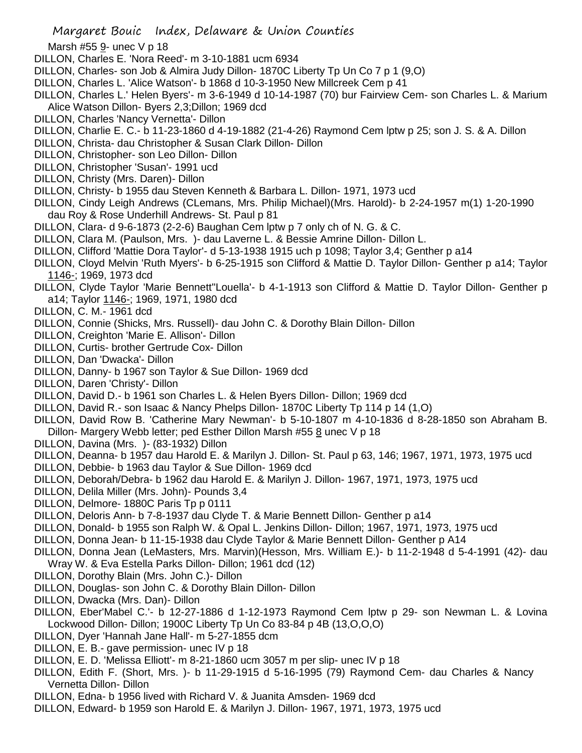Marsh #55 9- unec V p 18

DILLON, Charles E. 'Nora Reed'- m 3-10-1881 ucm 6934

DILLON, Charles- son Job & Almira Judy Dillon- 1870C Liberty Tp Un Co 7 p 1 (9,O)

DILLON, Charles L. 'Alice Watson'- b 1868 d 10-3-1950 New Millcreek Cem p 41

DILLON, Charles L.' Helen Byers'- m 3-6-1949 d 10-14-1987 (70) bur Fairview Cem- son Charles L. & Marium Alice Watson Dillon- Byers 2,3;Dillon; 1969 dcd

DILLON, Charles 'Nancy Vernetta'- Dillon

DILLON, Charlie E. C.- b 11-23-1860 d 4-19-1882 (21-4-26) Raymond Cem lptw p 25; son J. S. & A. Dillon

DILLON, Christa- dau Christopher & Susan Clark Dillon- Dillon

DILLON, Christopher- son Leo Dillon- Dillon

DILLON, Christopher 'Susan'- 1991 ucd

DILLON, Christy (Mrs. Daren)- Dillon

DILLON, Christy- b 1955 dau Steven Kenneth & Barbara L. Dillon- 1971, 1973 ucd

DILLON, Cindy Leigh Andrews (CLemans, Mrs. Philip Michael)(Mrs. Harold)- b 2-24-1957 m(1) 1-20-1990 dau Roy & Rose Underhill Andrews- St. Paul p 81

DILLON, Clara- d 9-6-1873 (2-2-6) Baughan Cem lptw p 7 only ch of N. G. & C.

DILLON, Clara M. (Paulson, Mrs. )- dau Laverne L. & Bessie Amrine Dillon- Dillon L.

DILLON, Clifford 'Mattie Dora Taylor'- d 5-13-1938 1915 uch p 1098; Taylor 3,4; Genther p a14

DILLON, Cloyd Melvin 'Ruth Myers'- b 6-25-1915 son Clifford & Mattie D. Taylor Dillon- Genther p a14; Taylor 1146-; 1969, 1973 dcd

DILLON, Clyde Taylor 'Marie Bennett''Louella'- b 4-1-1913 son Clifford & Mattie D. Taylor Dillon- Genther p a14; Taylor 1146-; 1969, 1971, 1980 dcd

DILLON, C. M.- 1961 dcd

DILLON, Connie (Shicks, Mrs. Russell)- dau John C. & Dorothy Blain Dillon- Dillon

DILLON, Creighton 'Marie E. Allison'- Dillon

DILLON, Curtis- brother Gertrude Cox- Dillon

DILLON, Dan 'Dwacka'- Dillon

DILLON, Danny- b 1967 son Taylor & Sue Dillon- 1969 dcd

DILLON, Daren 'Christy'- Dillon

DILLON, David D.- b 1961 son Charles L. & Helen Byers Dillon- Dillon; 1969 dcd

DILLON, David R.- son Isaac & Nancy Phelps Dillon- 1870C Liberty Tp 114 p 14 (1,O)

DILLON, David Row B. 'Catherine Mary Newman'- b 5-10-1807 m 4-10-1836 d 8-28-1850 son Abraham B. Dillon- Margery Webb letter; ped Esther Dillon Marsh #55 8 unec V p 18

DILLON, Davina (Mrs. )- (83-1932) Dillon

DILLON, Deanna- b 1957 dau Harold E. & Marilyn J. Dillon- St. Paul p 63, 146; 1967, 1971, 1973, 1975 ucd

DILLON, Debbie- b 1963 dau Taylor & Sue Dillon- 1969 dcd

DILLON, Deborah/Debra- b 1962 dau Harold E. & Marilyn J. Dillon- 1967, 1971, 1973, 1975 ucd

DILLON, Delila Miller (Mrs. John)- Pounds 3,4

DILLON, Delmore- 1880C Paris Tp p 0111

DILLON, Deloris Ann- b 7-8-1937 dau Clyde T. & Marie Bennett Dillon- Genther p a14

DILLON, Donald- b 1955 son Ralph W. & Opal L. Jenkins Dillon- Dillon; 1967, 1971, 1973, 1975 ucd

DILLON, Donna Jean- b 11-15-1938 dau Clyde Taylor & Marie Bennett Dillon- Genther p A14

DILLON, Donna Jean (LeMasters, Mrs. Marvin)(Hesson, Mrs. William E.)- b 11-2-1948 d 5-4-1991 (42)- dau Wray W. & Eva Estella Parks Dillon- Dillon; 1961 dcd (12)

DILLON, Dorothy Blain (Mrs. John C.)- Dillon

DILLON, Douglas- son John C. & Dorothy Blain Dillon- Dillon

DILLON, Dwacka (Mrs. Dan)- Dillon

DILLON, Eber'Mabel C.'- b 12-27-1886 d 1-12-1973 Raymond Cem lptw p 29- son Newman L. & Lovina Lockwood Dillon- Dillon; 1900C Liberty Tp Un Co 83-84 p 4B (13,O,O,O)

DILLON, Dyer 'Hannah Jane Hall'- m 5-27-1855 dcm

DILLON, E. B.- gave permission- unec IV p 18

DILLON, E. D. 'Melissa Elliott'- m 8-21-1860 ucm 3057 m per slip- unec IV p 18

DILLON, Edith F. (Short, Mrs. )- b 11-29-1915 d 5-16-1995 (79) Raymond Cem- dau Charles & Nancy Vernetta Dillon- Dillon

DILLON, Edna- b 1956 lived with Richard V. & Juanita Amsden- 1969 dcd

DILLON, Edward- b 1959 son Harold E. & Marilyn J. Dillon- 1967, 1971, 1973, 1975 ucd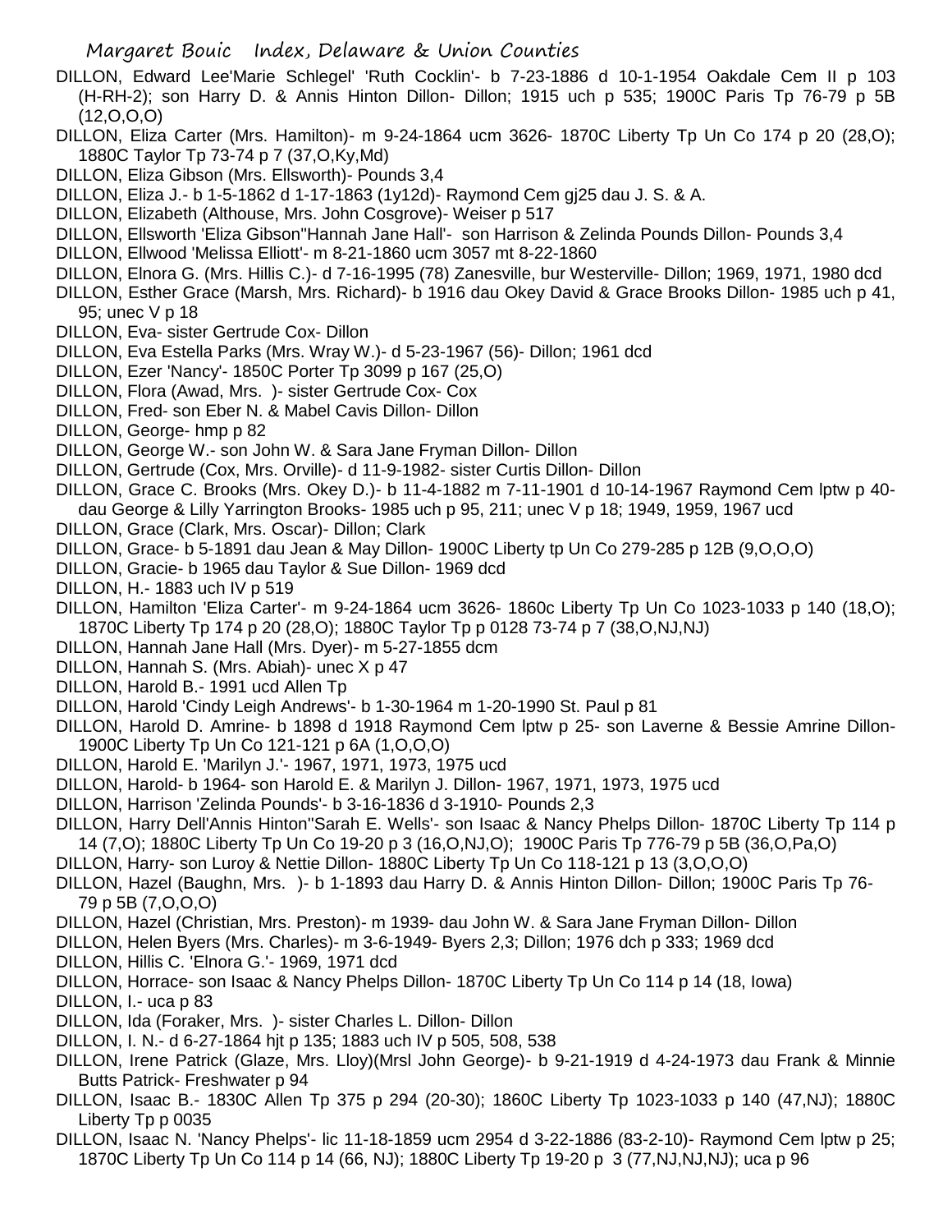DILLON, Edward Lee'Marie Schlegel' 'Ruth Cocklin'- b 7-23-1886 d 10-1-1954 Oakdale Cem II p 103 (H-RH-2); son Harry D. & Annis Hinton Dillon- Dillon; 1915 uch p 535; 1900C Paris Tp 76-79 p 5B (12,O,O,O)

DILLON, Eliza Carter (Mrs. Hamilton)- m 9-24-1864 ucm 3626- 1870C Liberty Tp Un Co 174 p 20 (28,O); 1880C Taylor Tp 73-74 p 7 (37,O,Ky,Md)

DILLON, Eliza Gibson (Mrs. Ellsworth)- Pounds 3,4

DILLON, Eliza J.- b 1-5-1862 d 1-17-1863 (1y12d)- Raymond Cem gj25 dau J. S. & A.

DILLON, Elizabeth (Althouse, Mrs. John Cosgrove)- Weiser p 517

DILLON, Ellsworth 'Eliza Gibson''Hannah Jane Hall'- son Harrison & Zelinda Pounds Dillon- Pounds 3,4

DILLON, Ellwood 'Melissa Elliott'- m 8-21-1860 ucm 3057 mt 8-22-1860

DILLON, Elnora G. (Mrs. Hillis C.)- d 7-16-1995 (78) Zanesville, bur Westerville- Dillon; 1969, 1971, 1980 dcd

DILLON, Esther Grace (Marsh, Mrs. Richard)- b 1916 dau Okey David & Grace Brooks Dillon- 1985 uch p 41, 95; unec V p 18

DILLON, Eva- sister Gertrude Cox- Dillon

DILLON, Eva Estella Parks (Mrs. Wray W.)- d 5-23-1967 (56)- Dillon; 1961 dcd

DILLON, Ezer 'Nancy'- 1850C Porter Tp 3099 p 167 (25,O)

DILLON, Flora (Awad, Mrs. )- sister Gertrude Cox- Cox

DILLON, Fred- son Eber N. & Mabel Cavis Dillon- Dillon

DILLON, George- hmp p 82

DILLON, George W.- son John W. & Sara Jane Fryman Dillon- Dillon

DILLON, Gertrude (Cox, Mrs. Orville)- d 11-9-1982- sister Curtis Dillon- Dillon

DILLON, Grace C. Brooks (Mrs. Okey D.)- b 11-4-1882 m 7-11-1901 d 10-14-1967 Raymond Cem lptw p 40- dau George & Lilly Yarrington Brooks- 1985 uch p 95, 211; unec V p 18; 1949, 1959, 1967 ucd

DILLON, Grace (Clark, Mrs. Oscar)- Dillon; Clark

DILLON, Grace- b 5-1891 dau Jean & May Dillon- 1900C Liberty tp Un Co 279-285 p 12B (9,O,O,O)

DILLON, Gracie- b 1965 dau Taylor & Sue Dillon- 1969 dcd

DILLON, H.- 1883 uch IV p 519

DILLON, Hamilton 'Eliza Carter'- m 9-24-1864 ucm 3626- 1860c Liberty Tp Un Co 1023-1033 p 140 (18,O); 1870C Liberty Tp 174 p 20 (28,O); 1880C Taylor Tp p 0128 73-74 p 7 (38,O,NJ,NJ)

DILLON, Hannah Jane Hall (Mrs. Dyer)- m 5-27-1855 dcm

DILLON, Hannah S. (Mrs. Abiah)- unec X p 47

DILLON, Harold B.- 1991 ucd Allen Tp

DILLON, Harold 'Cindy Leigh Andrews'- b 1-30-1964 m 1-20-1990 St. Paul p 81

DILLON, Harold D. Amrine- b 1898 d 1918 Raymond Cem lptw p 25- son Laverne & Bessie Amrine Dillon- 1900C Liberty Tp Un Co 121-121 p 6A (1,O,O,O)

DILLON, Harold E. 'Marilyn J.'- 1967, 1971, 1973, 1975 ucd

DILLON, Harold- b 1964- son Harold E. & Marilyn J. Dillon- 1967, 1971, 1973, 1975 ucd

DILLON, Harrison 'Zelinda Pounds'- b 3-16-1836 d 3-1910- Pounds 2,3

DILLON, Harry Dell'Annis Hinton''Sarah E. Wells'- son Isaac & Nancy Phelps Dillon- 1870C Liberty Tp 114 p 14 (7,O); 1880C Liberty Tp Un Co 19-20 p 3 (16,O,NJ,O); 1900C Paris Tp 776-79 p 5B (36,O,Pa,O)

DILLON, Harry- son Luroy & Nettie Dillon- 1880C Liberty Tp Un Co 118-121 p 13 (3,O,O,O)

DILLON, Hazel (Baughn, Mrs. )- b 1-1893 dau Harry D. & Annis Hinton Dillon- Dillon; 1900C Paris Tp 76-79 p 5B (7,O,O,O)

DILLON, Hazel (Christian, Mrs. Preston)- m 1939- dau John W. & Sara Jane Fryman Dillon- Dillon

DILLON, Helen Byers (Mrs. Charles)- m 3-6-1949- Byers 2,3; Dillon; 1976 dch p 333; 1969 dcd

DILLON, Hillis C. 'Elnora G.'- 1969, 1971 dcd

DILLON, Horrace- son Isaac & Nancy Phelps Dillon- 1870C Liberty Tp Un Co 114 p 14 (18, Iowa)

DILLON, I.- uca p 83

DILLON, Ida (Foraker, Mrs. )- sister Charles L. Dillon- Dillon

DILLON, I. N.- d 6-27-1864 hjt p 135; 1883 uch IV p 505, 508, 538

DILLON, Irene Patrick (Glaze, Mrs. Lloy)(Mrsl John George)- b 9-21-1919 d 4-24-1973 dau Frank & Minnie Butts Patrick- Freshwater p 94

DILLON, Isaac B.- 1830C Allen Tp 375 p 294 (20-30); 1860C Liberty Tp 1023-1033 p 140 (47,NJ); 1880C Liberty Tp p 0035

DILLON, Isaac N. 'Nancy Phelps'- lic 11-18-1859 ucm 2954 d 3-22-1886 (83-2-10)- Raymond Cem lptw p 25; 1870C Liberty Tp Un Co 114 p 14 (66, NJ); 1880C Liberty Tp 19-20 p 3 (77,NJ,NJ,NJ); uca p 96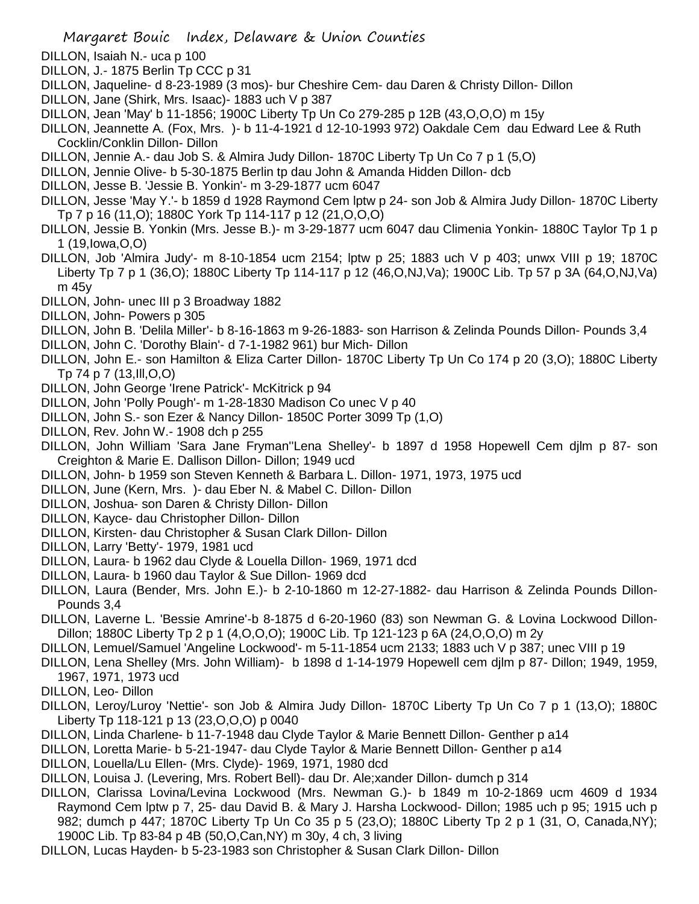DILLON, Isaiah N.- uca p 100

DILLON, J.- 1875 Berlin Tp CCC p 31

DILLON, Jaqueline- d 8-23-1989 (3 mos)- bur Cheshire Cem- dau Daren & Christy Dillon- Dillon

DILLON, Jane (Shirk, Mrs. Isaac)- 1883 uch V p 387

DILLON, Jean 'May' b 11-1856; 1900C Liberty Tp Un Co 279-285 p 12B (43,O,O,O) m 15y

DILLON, Jeannette A. (Fox, Mrs. )- b 11-4-1921 d 12-10-1993 972) Oakdale Cem dau Edward Lee & Ruth Cocklin/Conklin Dillon- Dillon

DILLON, Jennie A.- dau Job S. & Almira Judy Dillon- 1870C Liberty Tp Un Co 7 p 1 (5,O)

DILLON, Jennie Olive- b 5-30-1875 Berlin tp dau John & Amanda Hidden Dillon- dcb

DILLON, Jesse B. 'Jessie B. Yonkin'- m 3-29-1877 ucm 6047

DILLON, Jesse 'May Y.'- b 1859 d 1928 Raymond Cem lptw p 24- son Job & Almira Judy Dillon- 1870C Liberty Tp 7 p 16 (11,O); 1880C York Tp 114-117 p 12 (21,O,O,O)

DILLON, Jessie B. Yonkin (Mrs. Jesse B.)- m 3-29-1877 ucm 6047 dau Climenia Yonkin- 1880C Taylor Tp 1 p 1 (19,Iowa,O,O)

DILLON, Job 'Almira Judy'- m 8-10-1854 ucm 2154; lptw p 25; 1883 uch V p 403; unwx VIII p 19; 1870C Liberty Tp 7 p 1 (36,O); 1880C Liberty Tp 114-117 p 12 (46,O,NJ,Va); 1900C Lib. Tp 57 p 3A (64,O,NJ,Va) m 45y

DILLON, John- unec III p 3 Broadway 1882

DILLON, John- Powers p 305

DILLON, John B. 'Delila Miller'- b 8-16-1863 m 9-26-1883- son Harrison & Zelinda Pounds Dillon- Pounds 3,4

DILLON, John C. 'Dorothy Blain'- d 7-1-1982 961) bur Mich- Dillon

DILLON, John E.- son Hamilton & Eliza Carter Dillon- 1870C Liberty Tp Un Co 174 p 20 (3,O); 1880C Liberty Tp 74 p 7 (13,Ill,O,O)

DILLON, John George 'Irene Patrick'- McKitrick p 94

DILLON, John 'Polly Pough'- m 1-28-1830 Madison Co unec V p 40

DILLON, John S.- son Ezer & Nancy Dillon- 1850C Porter 3099 Tp (1,O)

DILLON, Rev. John W.- 1908 dch p 255

DILLON, John William 'Sara Jane Fryman''Lena Shelley'- b 1897 d 1958 Hopewell Cem djlm p 87- son Creighton & Marie E. Dallison Dillon- Dillon; 1949 ucd

DILLON, John- b 1959 son Steven Kenneth & Barbara L. Dillon- 1971, 1973, 1975 ucd

DILLON, June (Kern, Mrs. )- dau Eber N. & Mabel C. Dillon- Dillon

DILLON, Joshua- son Daren & Christy Dillon- Dillon

DILLON, Kayce- dau Christopher Dillon- Dillon

DILLON, Kirsten- dau Christopher & Susan Clark Dillon- Dillon

DILLON, Larry 'Betty'- 1979, 1981 ucd

DILLON, Laura- b 1962 dau Clyde & Louella Dillon- 1969, 1971 dcd

DILLON, Laura- b 1960 dau Taylor & Sue Dillon- 1969 dcd

DILLON, Laura (Bender, Mrs. John E.)- b 2-10-1860 m 12-27-1882- dau Harrison & Zelinda Pounds Dillon- Pounds 3,4

DILLON, Laverne L. 'Bessie Amrine'-b 8-1875 d 6-20-1960 (83) son Newman G. & Lovina Lockwood Dillon- Dillon; 1880C Liberty Tp 2 p 1 (4,O,O,O); 1900C Lib. Tp 121-123 p 6A (24,O,O,O) m 2y

DILLON, Lemuel/Samuel 'Angeline Lockwood'- m 5-11-1854 ucm 2133; 1883 uch V p 387; unec VIII p 19

DILLON, Lena Shelley (Mrs. John William)- b 1898 d 1-14-1979 Hopewell cem djlm p 87- Dillon; 1949, 1959, 1967, 1971, 1973 ucd

DILLON, Leo- Dillon

DILLON, Leroy/Luroy 'Nettie'- son Job & Almira Judy Dillon- 1870C Liberty Tp Un Co 7 p 1 (13,O); 1880C Liberty Tp 118-121 p 13 (23,O,O,O) p 0040

DILLON, Linda Charlene- b 11-7-1948 dau Clyde Taylor & Marie Bennett Dillon- Genther p a14

DILLON, Loretta Marie- b 5-21-1947- dau Clyde Taylor & Marie Bennett Dillon- Genther p a14

DILLON, Louella/Lu Ellen- (Mrs. Clyde)- 1969, 1971, 1980 dcd

DILLON, Louisa J. (Levering, Mrs. Robert Bell)- dau Dr. Ale;xander Dillon- dumch p 314

DILLON, Clarissa Lovina/Levina Lockwood (Mrs. Newman G.)- b 1849 m 10-2-1869 ucm 4609 d 1934 Raymond Cem lptw p 7, 25- dau David B. & Mary J. Harsha Lockwood- Dillon; 1985 uch p 95; 1915 uch p 982; dumch p 447; 1870C Liberty Tp Un Co 35 p 5 (23,O); 1880C Liberty Tp 2 p 1 (31, O, Canada,NY); 1900C Lib. Tp 83-84 p 4B (50,O,Can,NY) m 30y, 4 ch, 3 living

DILLON, Lucas Hayden- b 5-23-1983 son Christopher & Susan Clark Dillon- Dillon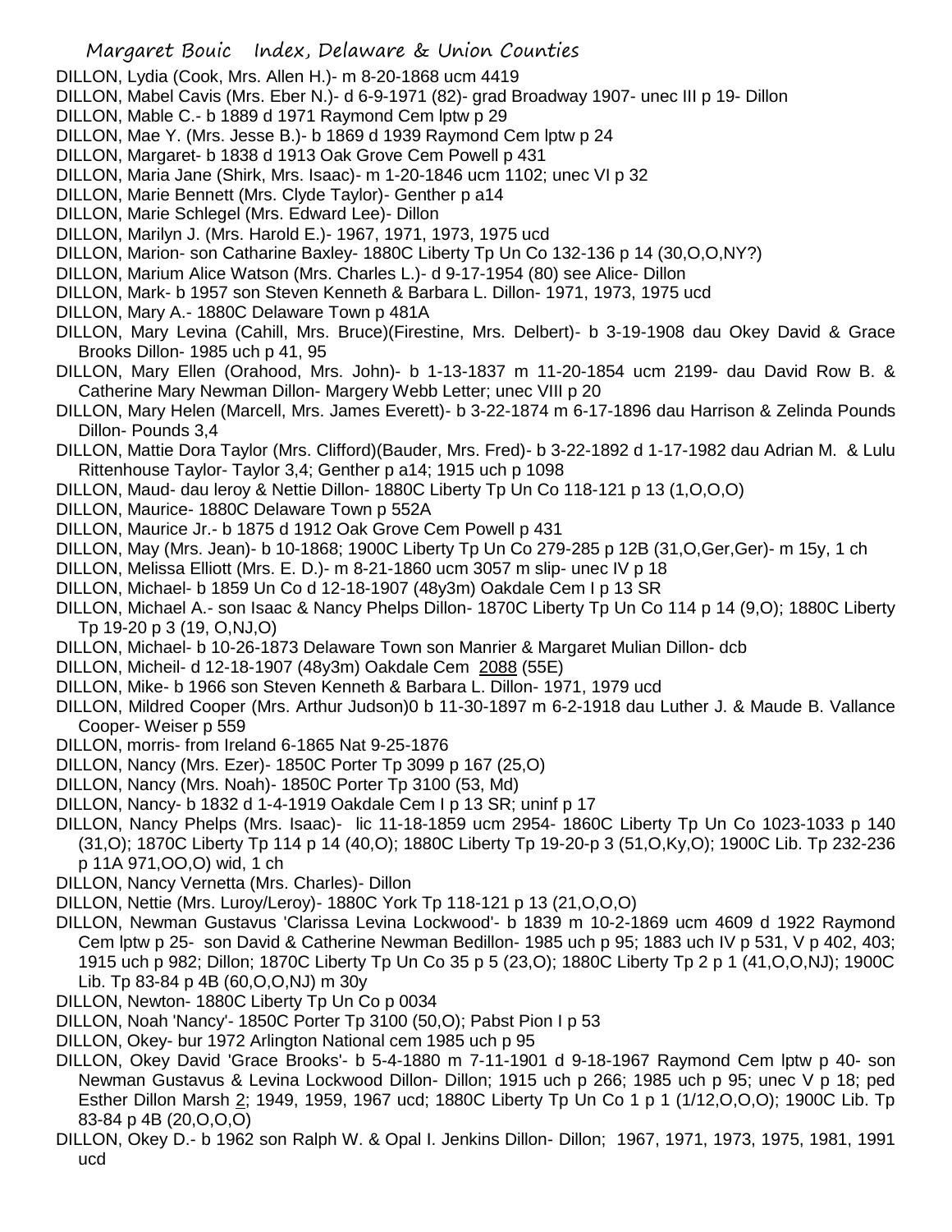DILLON, Lydia (Cook, Mrs. Allen H.)- m 8-20-1868 ucm 4419

DILLON, Mabel Cavis (Mrs. Eber N.)- d 6-9-1971 (82)- grad Broadway 1907- unec III p 19- Dillon

DILLON, Mable C.- b 1889 d 1971 Raymond Cem lptw p 29

DILLON, Mae Y. (Mrs. Jesse B.)- b 1869 d 1939 Raymond Cem lptw p 24

DILLON, Margaret- b 1838 d 1913 Oak Grove Cem Powell p 431

DILLON, Maria Jane (Shirk, Mrs. Isaac)- m 1-20-1846 ucm 1102; unec VI p 32

DILLON, Marie Bennett (Mrs. Clyde Taylor)- Genther p a14

DILLON, Marie Schlegel (Mrs. Edward Lee)- Dillon

DILLON, Marilyn J. (Mrs. Harold E.)- 1967, 1971, 1973, 1975 ucd

DILLON, Marion- son Catharine Baxley- 1880C Liberty Tp Un Co 132-136 p 14 (30,O,O,NY?)

DILLON, Marium Alice Watson (Mrs. Charles L.)- d 9-17-1954 (80) see Alice- Dillon

DILLON, Mark- b 1957 son Steven Kenneth & Barbara L. Dillon- 1971, 1973, 1975 ucd

DILLON, Mary A.- 1880C Delaware Town p 481A

DILLON, Mary Levina (Cahill, Mrs. Bruce)(Firestine, Mrs. Delbert)- b 3-19-1908 dau Okey David & Grace Brooks Dillon- 1985 uch p 41, 95

DILLON, Mary Ellen (Orahood, Mrs. John)- b 1-13-1837 m 11-20-1854 ucm 2199- dau David Row B. & Catherine Mary Newman Dillon- Margery Webb Letter; unec VIII p 20

DILLON, Mary Helen (Marcell, Mrs. James Everett)- b 3-22-1874 m 6-17-1896 dau Harrison & Zelinda Pounds Dillon- Pounds 3,4

DILLON, Mattie Dora Taylor (Mrs. Clifford)(Bauder, Mrs. Fred)- b 3-22-1892 d 1-17-1982 dau Adrian M. & Lulu Rittenhouse Taylor- Taylor 3,4; Genther p a14; 1915 uch p 1098

DILLON, Maud- dau leroy & Nettie Dillon- 1880C Liberty Tp Un Co 118-121 p 13 (1,O,O,O)

DILLON, Maurice- 1880C Delaware Town p 552A

DILLON, Maurice Jr.- b 1875 d 1912 Oak Grove Cem Powell p 431

DILLON, May (Mrs. Jean)- b 10-1868; 1900C Liberty Tp Un Co 279-285 p 12B (31,O,Ger,Ger)- m 15y, 1 ch

DILLON, Melissa Elliott (Mrs. E. D.)- m 8-21-1860 ucm 3057 m slip- unec IV p 18

DILLON, Michael- b 1859 Un Co d 12-18-1907 (48y3m) Oakdale Cem I p 13 SR

DILLON, Michael A.- son Isaac & Nancy Phelps Dillon- 1870C Liberty Tp Un Co 114 p 14 (9,O); 1880C Liberty Tp 19-20 p 3 (19, O,NJ,O)

DILLON, Michael- b 10-26-1873 Delaware Town son Manrier & Margaret Mulian Dillon- dcb

DILLON, Micheil- d 12-18-1907 (48y3m) Oakdale Cem 2088 (55E)

DILLON, Mike- b 1966 son Steven Kenneth & Barbara L. Dillon- 1971, 1979 ucd

DILLON, Mildred Cooper (Mrs. Arthur Judson)0 b 11-30-1897 m 6-2-1918 dau Luther J. & Maude B. Vallance Cooper- Weiser p 559

DILLON, morris- from Ireland 6-1865 Nat 9-25-1876

DILLON, Nancy (Mrs. Ezer)- 1850C Porter Tp 3099 p 167 (25,O)

DILLON, Nancy (Mrs. Noah)- 1850C Porter Tp 3100 (53, Md)

DILLON, Nancy- b 1832 d 1-4-1919 Oakdale Cem I p 13 SR; uninf p 17

DILLON, Nancy Phelps (Mrs. Isaac)- lic 11-18-1859 ucm 2954- 1860C Liberty Tp Un Co 1023-1033 p 140 (31,O); 1870C Liberty Tp 114 p 14 (40,O); 1880C Liberty Tp 19-20-p 3 (51,O,Ky,O); 1900C Lib. Tp 232-236 p 11A 971,OO,O) wid, 1 ch

DILLON, Nancy Vernetta (Mrs. Charles)- Dillon

DILLON, Nettie (Mrs. Luroy/Leroy)- 1880C York Tp 118-121 p 13 (21,O,O,O)

DILLON, Newman Gustavus 'Clarissa Levina Lockwood'- b 1839 m 10-2-1869 ucm 4609 d 1922 Raymond Cem lptw p 25- son David & Catherine Newman Bedillon- 1985 uch p 95; 1883 uch IV p 531, V p 402, 403; 1915 uch p 982; Dillon; 1870C Liberty Tp Un Co 35 p 5 (23,O); 1880C Liberty Tp 2 p 1 (41,O,O,NJ); 1900C Lib. Tp 83-84 p 4B (60,O,O,NJ) m 30y

DILLON, Newton- 1880C Liberty Tp Un Co p 0034

DILLON, Noah 'Nancy'- 1850C Porter Tp 3100 (50,O); Pabst Pion I p 53

DILLON, Okey- bur 1972 Arlington National cem 1985 uch p 95

DILLON, Okey David 'Grace Brooks'- b 5-4-1880 m 7-11-1901 d 9-18-1967 Raymond Cem lptw p 40- son Newman Gustavus & Levina Lockwood Dillon- Dillon; 1915 uch p 266; 1985 uch p 95; unec V p 18; ped Esther Dillon Marsh 2; 1949, 1959, 1967 ucd; 1880C Liberty Tp Un Co 1 p 1 (1/12,O,O,O); 1900C Lib. Tp 83-84 p 4B (20,O,O,O)

DILLON, Okey D.- b 1962 son Ralph W. & Opal I. Jenkins Dillon- Dillon; 1967, 1971, 1973, 1975, 1981, 1991 ucd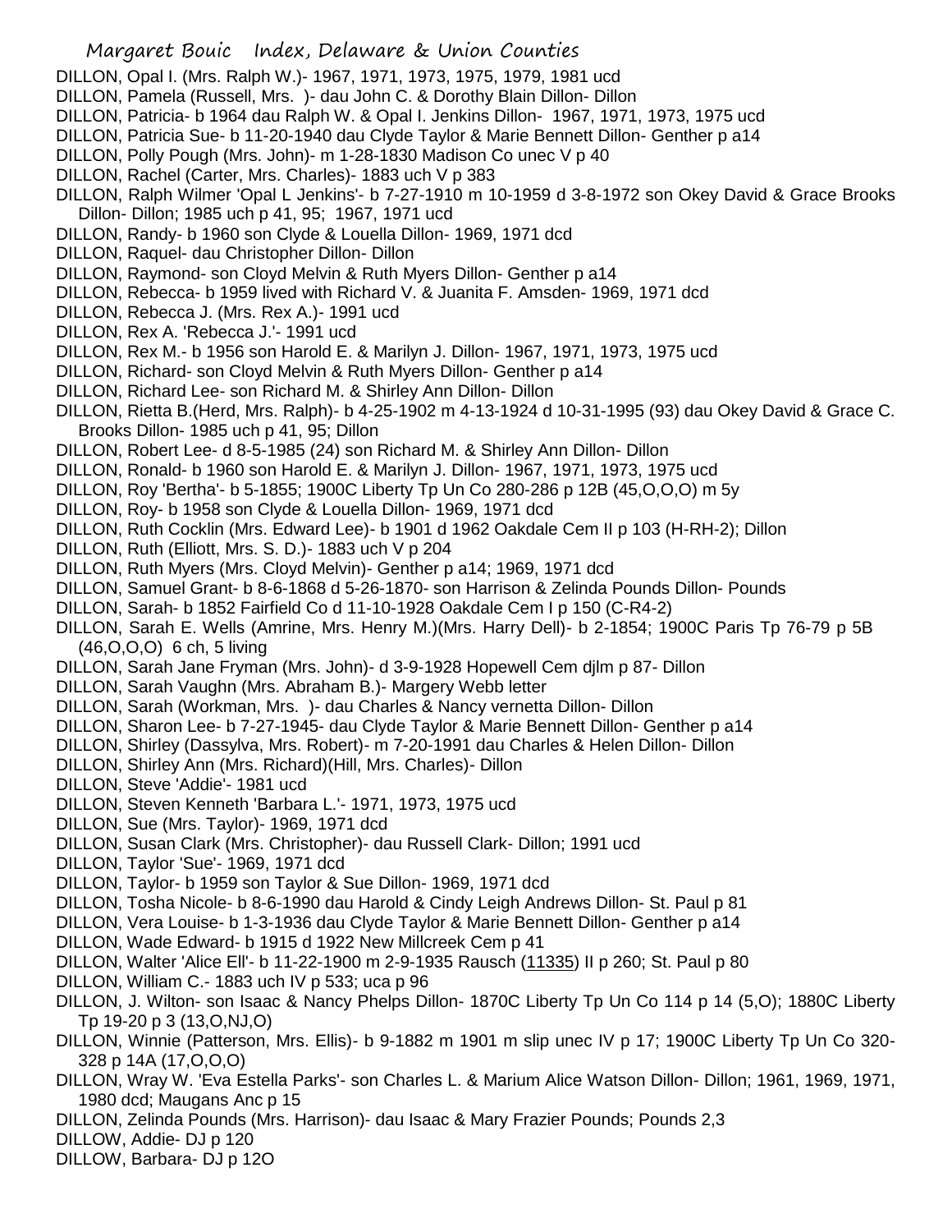DILLON, Opal I. (Mrs. Ralph W.)- 1967, 1971, 1973, 1975, 1979, 1981 ucd
DILLON, Pamela (Russell, Mrs. )- dau John C. & Dorothy Blain Dillon- Dillon
DILLON, Patricia- b 1964 dau Ralph W. & Opal I. Jenkins Dillon- 1967, 1971, 1973, 1975 ucd
DILLON, Patricia Sue- b 11-20-1940 dau Clyde Taylor & Marie Bennett Dillon- Genther p a14
DILLON, Polly Pough (Mrs. John)- m 1-28-1830 Madison Co unec V p 40
DILLON, Rachel (Carter, Mrs. Charles)- 1883 uch V p 383
DILLON, Ralph Wilmer 'Opal L Jenkins'- b 7-27-1910 m 10-1959 d 3-8-1972 son Okey David & Grace Brooks Dillon- Dillon; 1985 uch p 41, 95; 1967, 1971 ucd
DILLON, Randy- b 1960 son Clyde & Louella Dillon- 1969, 1971 dcd
DILLON, Raquel- dau Christopher Dillon- Dillon
DILLON, Raymond- son Cloyd Melvin & Ruth Myers Dillon- Genther p a14
DILLON, Rebecca- b 1959 lived with Richard V. & Juanita F. Amsden- 1969, 1971 dcd
DILLON, Rebecca J. (Mrs. Rex A.)- 1991 ucd
DILLON, Rex A. 'Rebecca J.'- 1991 ucd
DILLON, Rex M.- b 1956 son Harold E. & Marilyn J. Dillon- 1967, 1971, 1973, 1975 ucd
DILLON, Richard- son Cloyd Melvin & Ruth Myers Dillon- Genther p a14
DILLON, Richard Lee- son Richard M. & Shirley Ann Dillon- Dillon
DILLON, Rietta B.(Herd, Mrs. Ralph)- b 4-25-1902 m 4-13-1924 d 10-31-1995 (93) dau Okey David & Grace C. Brooks Dillon- 1985 uch p 41, 95; Dillon
DILLON, Robert Lee- d 8-5-1985 (24) son Richard M. & Shirley Ann Dillon- Dillon
DILLON, Ronald- b 1960 son Harold E. & Marilyn J. Dillon- 1967, 1971, 1973, 1975 ucd
DILLON, Roy 'Bertha'- b 5-1855; 1900C Liberty Tp Un Co 280-286 p 12B (45,O,O,O) m 5y
DILLON, Roy- b 1958 son Clyde & Louella Dillon- 1969, 1971 dcd
DILLON, Ruth Cocklin (Mrs. Edward Lee)- b 1901 d 1962 Oakdale Cem II p 103 (H-RH-2); Dillon
DILLON, Ruth (Elliott, Mrs. S. D.)- 1883 uch V p 204
DILLON, Ruth Myers (Mrs. Cloyd Melvin)- Genther p a14; 1969, 1971 dcd
DILLON, Samuel Grant- b 8-6-1868 d 5-26-1870- son Harrison & Zelinda Pounds Dillon- Pounds
DILLON, Sarah- b 1852 Fairfield Co d 11-10-1928 Oakdale Cem I p 150 (C-R4-2)
DILLON, Sarah E. Wells (Amrine, Mrs. Henry M.)(Mrs. Harry Dell)- b 2-1854; 1900C Paris Tp 76-79 p 5B (46,O,O,O) 6 ch, 5 living
DILLON, Sarah Jane Fryman (Mrs. John)- d 3-9-1928 Hopewell Cem djlm p 87- Dillon
DILLON, Sarah Vaughn (Mrs. Abraham B.)- Margery Webb letter
DILLON, Sarah (Workman, Mrs. )- dau Charles & Nancy vernetta Dillon- Dillon
DILLON, Sharon Lee- b 7-27-1945- dau Clyde Taylor & Marie Bennett Dillon- Genther p a14
DILLON, Shirley (Dassylva, Mrs. Robert)- m 7-20-1991 dau Charles & Helen Dillon- Dillon
DILLON, Shirley Ann (Mrs. Richard)(Hill, Mrs. Charles)- Dillon
DILLON, Steve 'Addie'- 1981 ucd
DILLON, Steven Kenneth 'Barbara L.'- 1971, 1973, 1975 ucd
DILLON, Sue (Mrs. Taylor)- 1969, 1971 dcd
DILLON, Susan Clark (Mrs. Christopher)- dau Russell Clark- Dillon; 1991 ucd
DILLON, Taylor 'Sue'- 1969, 1971 dcd
DILLON, Taylor- b 1959 son Taylor & Sue Dillon- 1969, 1971 dcd
DILLON, Tosha Nicole- b 8-6-1990 dau Harold & Cindy Leigh Andrews Dillon- St. Paul p 81
DILLON, Vera Louise- b 1-3-1936 dau Clyde Taylor & Marie Bennett Dillon- Genther p a14
DILLON, Wade Edward- b 1915 d 1922 New Millcreek Cem p 41
DILLON, Walter 'Alice Ell'- b 11-22-1900 m 2-9-1935 Rausch (11335) II p 260; St. Paul p 80
DILLON, William C.- 1883 uch IV p 533; uca p 96
DILLON, J. Wilton- son Isaac & Nancy Phelps Dillon- 1870C Liberty Tp Un Co 114 p 14 (5,O); 1880C Liberty Tp 19-20 p 3 (13,O,NJ,O)
DILLON, Winnie (Patterson, Mrs. Ellis)- b 9-1882 m 1901 m slip unec IV p 17; 1900C Liberty Tp Un Co 320-328 p 14A (17,O,O,O)
DILLON, Wray W. 'Eva Estella Parks'- son Charles L. & Marium Alice Watson Dillon- Dillon; 1961, 1969, 1971, 1980 dcd; Maugans Anc p 15
DILLON, Zelinda Pounds (Mrs. Harrison)- dau Isaac & Mary Frazier Pounds; Pounds 2,3
DILLOW, Addie- DJ p 120
DILLOW, Barbara- DJ p 12O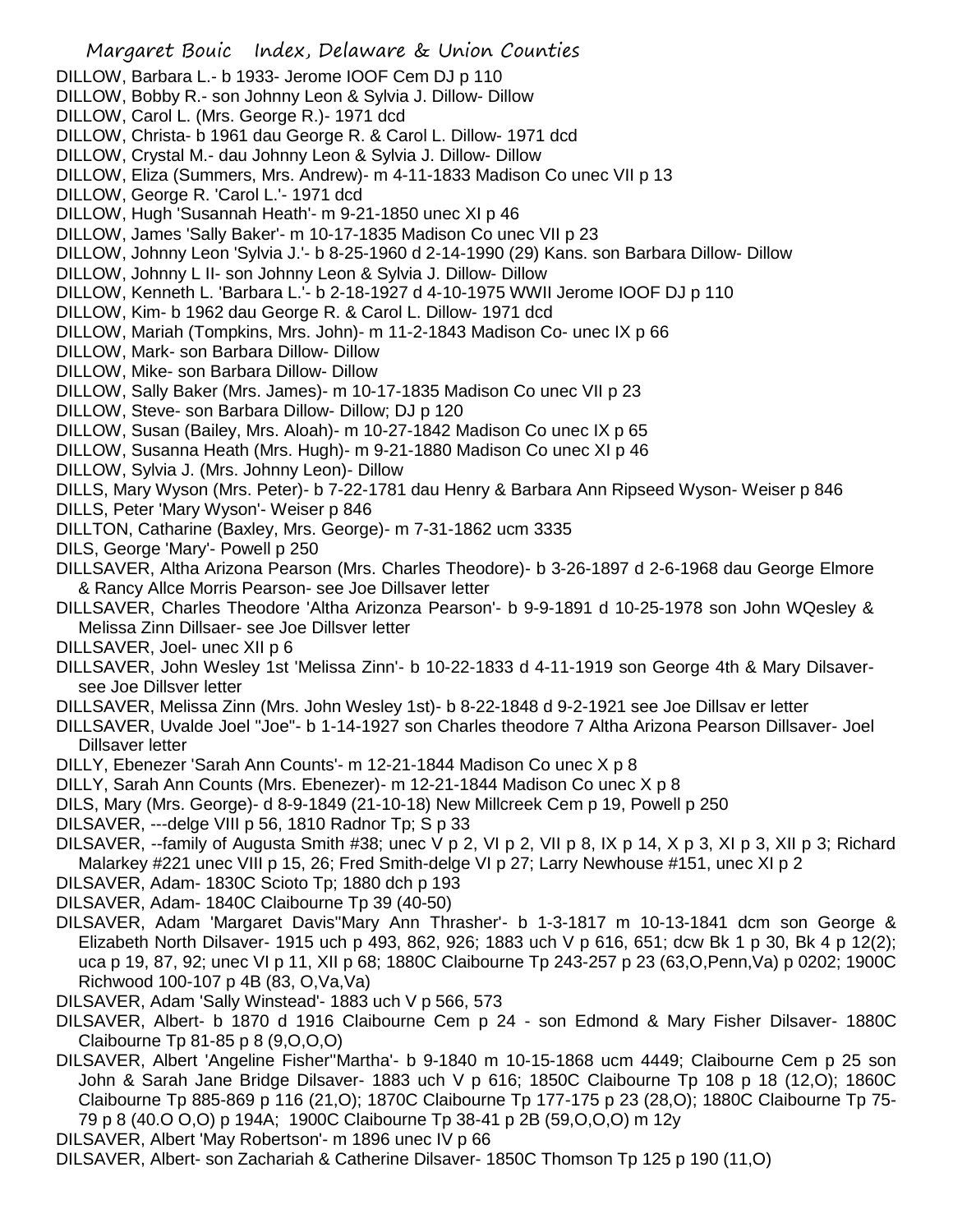DILLOW, Barbara L.- b 1933- Jerome IOOF Cem DJ p 110

DILLOW, Bobby R.- son Johnny Leon & Sylvia J. Dillow- Dillow

DILLOW, Carol L. (Mrs. George R.)- 1971 dcd

DILLOW, Christa- b 1961 dau George R. & Carol L. Dillow- 1971 dcd

DILLOW, Crystal M.- dau Johnny Leon & Sylvia J. Dillow- Dillow

DILLOW, Eliza (Summers, Mrs. Andrew)- m 4-11-1833 Madison Co unec VII p 13

DILLOW, George R. 'Carol L.'- 1971 dcd

DILLOW, Hugh 'Susannah Heath'- m 9-21-1850 unec XI p 46

DILLOW, James 'Sally Baker'- m 10-17-1835 Madison Co unec VII p 23

DILLOW, Johnny Leon 'Sylvia J.'- b 8-25-1960 d 2-14-1990 (29) Kans. son Barbara Dillow- Dillow

DILLOW, Johnny L II- son Johnny Leon & Sylvia J. Dillow- Dillow

DILLOW, Kenneth L. 'Barbara L.'- b 2-18-1927 d 4-10-1975 WWII Jerome IOOF DJ p 110

DILLOW, Kim- b 1962 dau George R. & Carol L. Dillow- 1971 dcd

DILLOW, Mariah (Tompkins, Mrs. John)- m 11-2-1843 Madison Co- unec IX p 66

DILLOW, Mark- son Barbara Dillow- Dillow

DILLOW, Mike- son Barbara Dillow- Dillow

DILLOW, Sally Baker (Mrs. James)- m 10-17-1835 Madison Co unec VII p 23

DILLOW, Steve- son Barbara Dillow- Dillow; DJ p 120

DILLOW, Susan (Bailey, Mrs. Aloah)- m 10-27-1842 Madison Co unec IX p 65

DILLOW, Susanna Heath (Mrs. Hugh)- m 9-21-1880 Madison Co unec XI p 46

DILLOW, Sylvia J. (Mrs. Johnny Leon)- Dillow

DILLS, Mary Wyson (Mrs. Peter)- b 7-22-1781 dau Henry & Barbara Ann Ripseed Wyson- Weiser p 846

DILLS, Peter 'Mary Wyson'- Weiser p 846

DILLTON, Catharine (Baxley, Mrs. George)- m 7-31-1862 ucm 3335

DILS, George 'Mary'- Powell p 250

DILLSAVER, Altha Arizona Pearson (Mrs. Charles Theodore)- b 3-26-1897 d 2-6-1968 dau George Elmore & Rancy Allce Morris Pearson- see Joe Dillsaver letter

DILLSAVER, Charles Theodore 'Altha Arizonza Pearson'- b 9-9-1891 d 10-25-1978 son John WQesley & Melissa Zinn Dillsaer- see Joe Dillsver letter

DILLSAVER, Joel- unec XII p 6

DILLSAVER, John Wesley 1st 'Melissa Zinn'- b 10-22-1833 d 4-11-1919 son George 4th & Mary Dilsaver- see Joe Dillsver letter

DILLSAVER, Melissa Zinn (Mrs. John Wesley 1st)- b 8-22-1848 d 9-2-1921 see Joe Dillsav er letter

DILLSAVER, Uvalde Joel "Joe"- b 1-14-1927 son Charles theodore 7 Altha Arizona Pearson Dillsaver- Joel Dillsaver letter

DILLY, Ebenezer 'Sarah Ann Counts'- m 12-21-1844 Madison Co unec X p 8

DILLY, Sarah Ann Counts (Mrs. Ebenezer)- m 12-21-1844 Madison Co unec X p 8

DILS, Mary (Mrs. George)- d 8-9-1849 (21-10-18) New Millcreek Cem p 19, Powell p 250

DILSAVER, ---delge VIII p 56, 1810 Radnor Tp; S p 33

DILSAVER, --family of Augusta Smith #38; unec V p 2, VI p 2, VII p 8, IX p 14, X p 3, XI p 3, XII p 3; Richard Malarkey #221 unec VIII p 15, 26; Fred Smith-delge VI p 27; Larry Newhouse #151, unec XI p 2

DILSAVER, Adam- 1830C Scioto Tp; 1880 dch p 193

DILSAVER, Adam- 1840C Claibourne Tp 39 (40-50)

DILSAVER, Adam 'Margaret Davis''Mary Ann Thrasher'- b 1-3-1817 m 10-13-1841 dcm son George & Elizabeth North Dilsaver- 1915 uch p 493, 862, 926; 1883 uch V p 616, 651; dcw Bk 1 p 30, Bk 4 p 12(2); uca p 19, 87, 92; unec VI p 11, XII p 68; 1880C Claibourne Tp 243-257 p 23 (63,O,Penn,Va) p 0202; 1900C Richwood 100-107 p 4B (83, O,Va,Va)

DILSAVER, Adam 'Sally Winstead'- 1883 uch V p 566, 573

DILSAVER, Albert- b 1870 d 1916 Claibourne Cem p 24 - son Edmond & Mary Fisher Dilsaver- 1880C Claibourne Tp 81-85 p 8 (9,O,O,O)

DILSAVER, Albert 'Angeline Fisher''Martha'- b 9-1840 m 10-15-1868 ucm 4449; Claibourne Cem p 25 son John & Sarah Jane Bridge Dilsaver- 1883 uch V p 616; 1850C Claibourne Tp 108 p 18 (12,O); 1860C Claibourne Tp 885-869 p 116 (21,O); 1870C Claibourne Tp 177-175 p 23 (28,O); 1880C Claibourne Tp 75-79 p 8 (40.O O,O) p 194A; 1900C Claibourne Tp 38-41 p 2B (59,O,O,O) m 12y

DILSAVER, Albert 'May Robertson'- m 1896 unec IV p 66

DILSAVER, Albert- son Zachariah & Catherine Dilsaver- 1850C Thomson Tp 125 p 190 (11,O)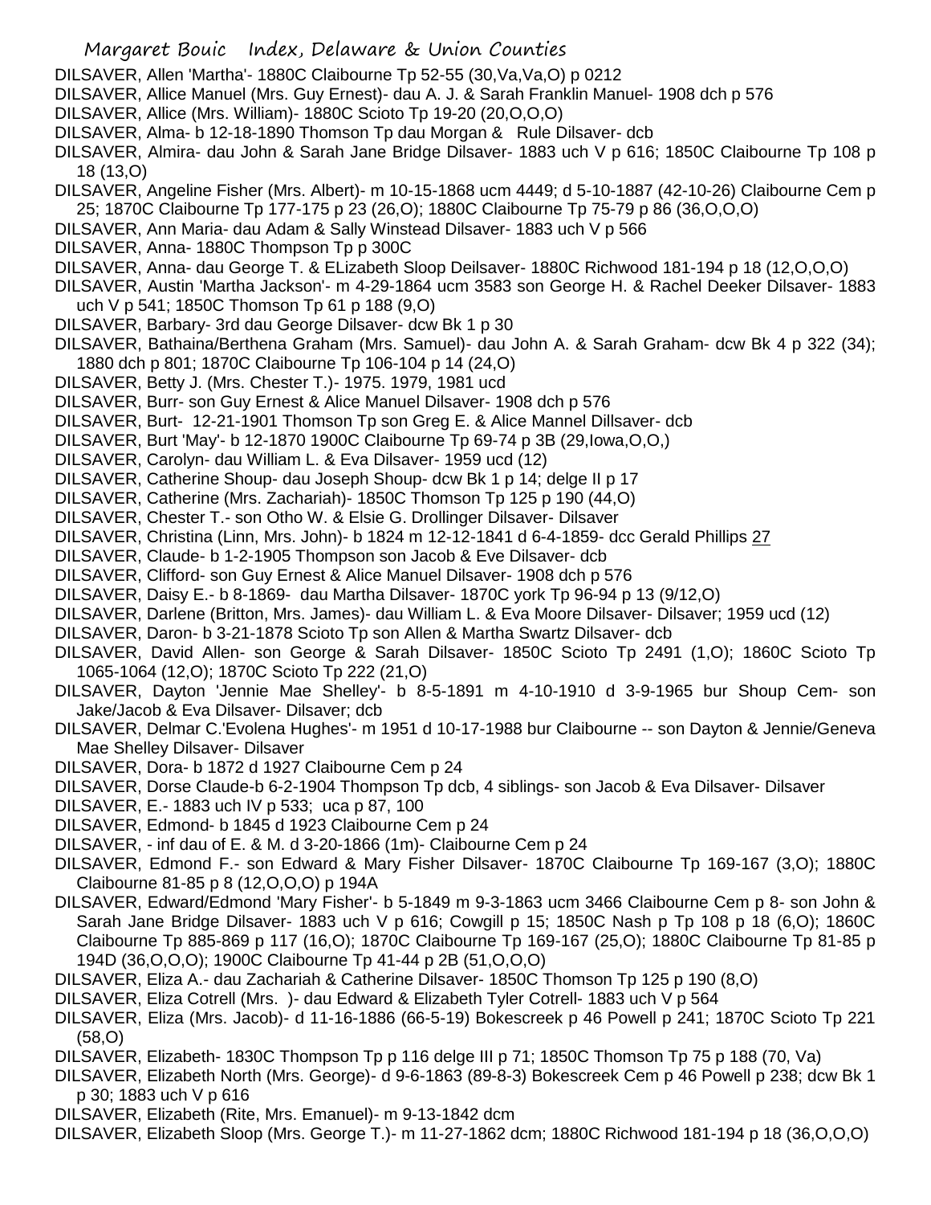DILSAVER, Allen 'Martha'- 1880C Claibourne Tp 52-55 (30,Va,Va,O) p 0212

DILSAVER, Allice Manuel (Mrs. Guy Ernest)- dau A. J. & Sarah Franklin Manuel- 1908 dch p 576

DILSAVER, Allice (Mrs. William)- 1880C Scioto Tp 19-20 (20,O,O,O)

DILSAVER, Alma- b 12-18-1890 Thomson Tp dau Morgan & Rule Dilsaver- dcb

DILSAVER, Almira- dau John & Sarah Jane Bridge Dilsaver- 1883 uch V p 616; 1850C Claibourne Tp 108 p 18 (13,O)

DILSAVER, Angeline Fisher (Mrs. Albert)- m 10-15-1868 ucm 4449; d 5-10-1887 (42-10-26) Claibourne Cem p 25; 1870C Claibourne Tp 177-175 p 23 (26,O); 1880C Claibourne Tp 75-79 p 86 (36,O,O,O)

DILSAVER, Ann Maria- dau Adam & Sally Winstead Dilsaver- 1883 uch V p 566

DILSAVER, Anna- 1880C Thompson Tp p 300C

DILSAVER, Anna- dau George T. & ELizabeth Sloop Deilsaver- 1880C Richwood 181-194 p 18 (12,O,O,O)

DILSAVER, Austin 'Martha Jackson'- m 4-29-1864 ucm 3583 son George H. & Rachel Deeker Dilsaver- 1883 uch V p 541; 1850C Thomson Tp 61 p 188 (9,O)

DILSAVER, Barbary- 3rd dau George Dilsaver- dcw Bk 1 p 30

DILSAVER, Bathaina/Berthena Graham (Mrs. Samuel)- dau John A. & Sarah Graham- dcw Bk 4 p 322 (34); 1880 dch p 801; 1870C Claibourne Tp 106-104 p 14 (24,O)

DILSAVER, Betty J. (Mrs. Chester T.)- 1975. 1979, 1981 ucd

DILSAVER, Burr- son Guy Ernest & Alice Manuel Dilsaver- 1908 dch p 576

DILSAVER, Burt- 12-21-1901 Thomson Tp son Greg E. & Alice Mannel Dillsaver- dcb

DILSAVER, Burt 'May'- b 12-1870 1900C Claibourne Tp 69-74 p 3B (29,Iowa,O,O,)

DILSAVER, Carolyn- dau William L. & Eva Dilsaver- 1959 ucd (12)

DILSAVER, Catherine Shoup- dau Joseph Shoup- dcw Bk 1 p 14; delge II p 17

DILSAVER, Catherine (Mrs. Zachariah)- 1850C Thomson Tp 125 p 190 (44,O)

DILSAVER, Chester T.- son Otho W. & Elsie G. Drollinger Dilsaver- Dilsaver

DILSAVER, Christina (Linn, Mrs. John)- b 1824 m 12-12-1841 d 6-4-1859- dcc Gerald Phillips 27

DILSAVER, Claude- b 1-2-1905 Thompson son Jacob & Eve Dilsaver- dcb

DILSAVER, Clifford- son Guy Ernest & Alice Manuel Dilsaver- 1908 dch p 576

DILSAVER, Daisy E.- b 8-1869- dau Martha Dilsaver- 1870C york Tp 96-94 p 13 (9/12,O)

DILSAVER, Darlene (Britton, Mrs. James)- dau William L. & Eva Moore Dilsaver- Dilsaver; 1959 ucd (12)

DILSAVER, Daron- b 3-21-1878 Scioto Tp son Allen & Martha Swartz Dilsaver- dcb

DILSAVER, David Allen- son George & Sarah Dilsaver- 1850C Scioto Tp 2491 (1,O); 1860C Scioto Tp 1065-1064 (12,O); 1870C Scioto Tp 222 (21,O)

DILSAVER, Dayton 'Jennie Mae Shelley'- b 8-5-1891 m 4-10-1910 d 3-9-1965 bur Shoup Cem- son Jake/Jacob & Eva Dilsaver- Dilsaver; dcb

DILSAVER, Delmar C.'Evolena Hughes'- m 1951 d 10-17-1988 bur Claibourne -- son Dayton & Jennie/Geneva Mae Shelley Dilsaver- Dilsaver

DILSAVER, Dora- b 1872 d 1927 Claibourne Cem p 24

DILSAVER, Dorse Claude-b 6-2-1904 Thompson Tp dcb, 4 siblings- son Jacob & Eva Dilsaver- Dilsaver

DILSAVER, E.- 1883 uch IV p 533; uca p 87, 100

DILSAVER, Edmond- b 1845 d 1923 Claibourne Cem p 24

DILSAVER, - inf dau of E. & M. d 3-20-1866 (1m)- Claibourne Cem p 24

DILSAVER, Edmond F.- son Edward & Mary Fisher Dilsaver- 1870C Claibourne Tp 169-167 (3,O); 1880C Claibourne 81-85 p 8 (12,O,O,O) p 194A

DILSAVER, Edward/Edmond 'Mary Fisher'- b 5-1849 m 9-3-1863 ucm 3466 Claibourne Cem p 8- son John & Sarah Jane Bridge Dilsaver- 1883 uch V p 616; Cowgill p 15; 1850C Nash p Tp 108 p 18 (6,O); 1860C Claibourne Tp 885-869 p 117 (16,O); 1870C Claibourne Tp 169-167 (25,O); 1880C Claibourne Tp 81-85 p 194D (36,O,O,O); 1900C Claibourne Tp 41-44 p 2B (51,O,O,O)

DILSAVER, Eliza A.- dau Zachariah & Catherine Dilsaver- 1850C Thomson Tp 125 p 190 (8,O)

DILSAVER, Eliza Cotrell (Mrs. )- dau Edward & Elizabeth Tyler Cotrell- 1883 uch V p 564

DILSAVER, Eliza (Mrs. Jacob)- d 11-16-1886 (66-5-19) Bokescreek p 46 Powell p 241; 1870C Scioto Tp 221 (58,O)

DILSAVER, Elizabeth- 1830C Thompson Tp p 116 delge III p 71; 1850C Thomson Tp 75 p 188 (70, Va)

DILSAVER, Elizabeth North (Mrs. George)- d 9-6-1863 (89-8-3) Bokescreek Cem p 46 Powell p 238; dcw Bk 1 p 30; 1883 uch V p 616

DILSAVER, Elizabeth (Rite, Mrs. Emanuel)- m 9-13-1842 dcm

DILSAVER, Elizabeth Sloop (Mrs. George T.)- m 11-27-1862 dcm; 1880C Richwood 181-194 p 18 (36,O,O,O)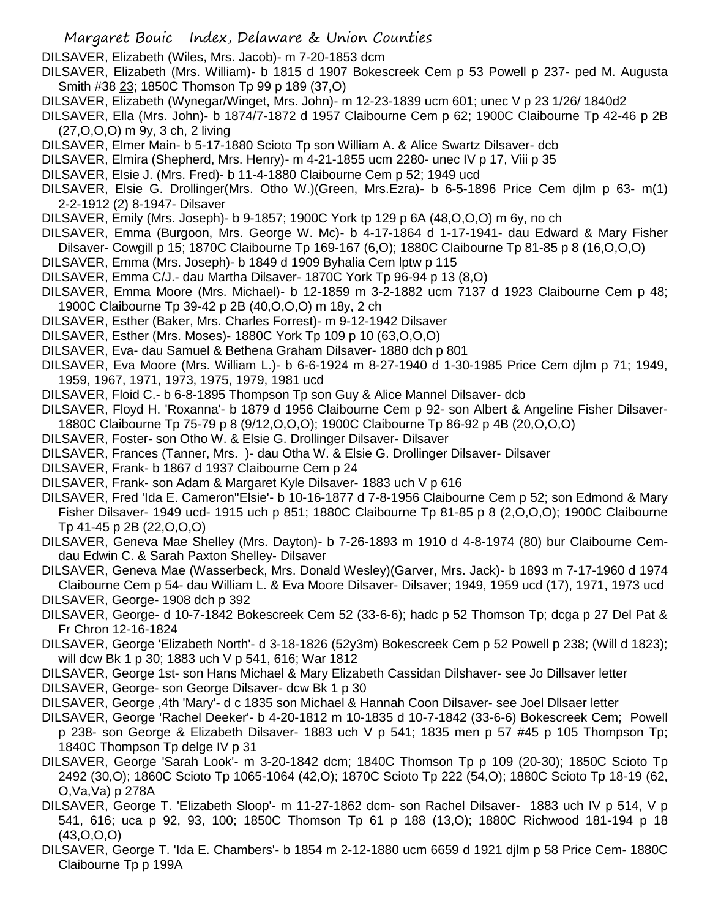DILSAVER, Elizabeth (Wiles, Mrs. Jacob)- m 7-20-1853 dcm

DILSAVER, Elizabeth (Mrs. William)- b 1815 d 1907 Bokescreek Cem p 53 Powell p 237- ped M. Augusta Smith #38 23; 1850C Thomson Tp 99 p 189 (37,O)

DILSAVER, Elizabeth (Wynegar/Winget, Mrs. John)- m 12-23-1839 ucm 601; unec V p 23 1/26/ 1840d2

DILSAVER, Ella (Mrs. John)- b 1874/7-1872 d 1957 Claibourne Cem p 62; 1900C Claibourne Tp 42-46 p 2B (27,O,O,O) m 9y, 3 ch, 2 living

DILSAVER, Elmer Main- b 5-17-1880 Scioto Tp son William A. & Alice Swartz Dilsaver- dcb

DILSAVER, Elmira (Shepherd, Mrs. Henry)- m 4-21-1855 ucm 2280- unec IV p 17, Viii p 35

DILSAVER, Elsie J. (Mrs. Fred)- b 11-4-1880 Claibourne Cem p 52; 1949 ucd

DILSAVER, Elsie G. Drollinger(Mrs. Otho W.)(Green, Mrs.Ezra)- b 6-5-1896 Price Cem djlm p 63- m(1) 2-2-1912 (2) 8-1947- Dilsaver

DILSAVER, Emily (Mrs. Joseph)- b 9-1857; 1900C York tp 129 p 6A (48,O,O,O) m 6y, no ch

DILSAVER, Emma (Burgoon, Mrs. George W. Mc)- b 4-17-1864 d 1-17-1941- dau Edward & Mary Fisher Dilsaver- Cowgill p 15; 1870C Claibourne Tp 169-167 (6,O); 1880C Claibourne Tp 81-85 p 8 (16,O,O,O)

DILSAVER, Emma (Mrs. Joseph)- b 1849 d 1909 Byhalia Cem lptw p 115

DILSAVER, Emma C/J.- dau Martha Dilsaver- 1870C York Tp 96-94 p 13 (8,O)

DILSAVER, Emma Moore (Mrs. Michael)- b 12-1859 m 3-2-1882 ucm 7137 d 1923 Claibourne Cem p 48; 1900C Claibourne Tp 39-42 p 2B (40,O,O,O) m 18y, 2 ch

DILSAVER, Esther (Baker, Mrs. Charles Forrest)- m 9-12-1942 Dilsaver

DILSAVER, Esther (Mrs. Moses)- 1880C York Tp 109 p 10 (63,O,O,O)

DILSAVER, Eva- dau Samuel & Bethena Graham Dilsaver- 1880 dch p 801

DILSAVER, Eva Moore (Mrs. William L.)- b 6-6-1924 m 8-27-1940 d 1-30-1985 Price Cem djlm p 71; 1949, 1959, 1967, 1971, 1973, 1975, 1979, 1981 ucd

DILSAVER, Floid C.- b 6-8-1895 Thompson Tp son Guy & Alice Mannel Dilsaver- dcb

DILSAVER, Floyd H. 'Roxanna'- b 1879 d 1956 Claibourne Cem p 92- son Albert & Angeline Fisher Dilsaver- 1880C Claibourne Tp 75-79 p 8 (9/12,O,O,O); 1900C Claibourne Tp 86-92 p 4B (20,O,O,O)

DILSAVER, Foster- son Otho W. & Elsie G. Drollinger Dilsaver- Dilsaver

DILSAVER, Frances (Tanner, Mrs. )- dau Otha W. & Elsie G. Drollinger Dilsaver- Dilsaver

DILSAVER, Frank- b 1867 d 1937 Claibourne Cem p 24

DILSAVER, Frank- son Adam & Margaret Kyle Dilsaver- 1883 uch V p 616

DILSAVER, Fred 'Ida E. Cameron''Elsie'- b 10-16-1877 d 7-8-1956 Claibourne Cem p 52; son Edmond & Mary Fisher Dilsaver- 1949 ucd- 1915 uch p 851; 1880C Claibourne Tp 81-85 p 8 (2,O,O,O); 1900C Claibourne Tp 41-45 p 2B (22,O,O,O)

DILSAVER, Geneva Mae Shelley (Mrs. Dayton)- b 7-26-1893 m 1910 d 4-8-1974 (80) bur Claibourne Cem- dau Edwin C. & Sarah Paxton Shelley- Dilsaver

DILSAVER, Geneva Mae (Wasserbeck, Mrs. Donald Wesley)(Garver, Mrs. Jack)- b 1893 m 7-17-1960 d 1974 Claibourne Cem p 54- dau William L. & Eva Moore Dilsaver- Dilsaver; 1949, 1959 ucd (17), 1971, 1973 ucd

DILSAVER, George- 1908 dch p 392

DILSAVER, George- d 10-7-1842 Bokescreek Cem 52 (33-6-6); hadc p 52 Thomson Tp; dcga p 27 Del Pat & Fr Chron 12-16-1824

DILSAVER, George 'Elizabeth North'- d 3-18-1826 (52y3m) Bokescreek Cem p 52 Powell p 238; (Will d 1823); will dcw Bk 1 p 30; 1883 uch V p 541, 616; War 1812

DILSAVER, George 1st- son Hans Michael & Mary Elizabeth Cassidan Dilshaver- see Jo Dillsaver letter

DILSAVER, George- son George Dilsaver- dcw Bk 1 p 30

DILSAVER, George ,4th 'Mary'- d c 1835 son Michael & Hannah Coon Dilsaver- see Joel Dllsaer letter

DILSAVER, George 'Rachel Deeker'- b 4-20-1812 m 10-1835 d 10-7-1842 (33-6-6) Bokescreek Cem; Powell p 238- son George & Elizabeth Dilsaver- 1883 uch V p 541; 1835 men p 57 #45 p 105 Thompson Tp; 1840C Thompson Tp delge IV p 31

DILSAVER, George 'Sarah Look'- m 3-20-1842 dcm; 1840C Thomson Tp p 109 (20-30); 1850C Scioto Tp 2492 (30,O); 1860C Scioto Tp 1065-1064 (42,O); 1870C Scioto Tp 222 (54,O); 1880C Scioto Tp 18-19 (62, O,Va,Va) p 278A

DILSAVER, George T. 'Elizabeth Sloop'- m 11-27-1862 dcm- son Rachel Dilsaver- 1883 uch IV p 514, V p 541, 616; uca p 92, 93, 100; 1850C Thomson Tp 61 p 188 (13,O); 1880C Richwood 181-194 p 18 (43,O,O,O)

DILSAVER, George T. 'Ida E. Chambers'- b 1854 m 2-12-1880 ucm 6659 d 1921 djlm p 58 Price Cem- 1880C Claibourne Tp p 199A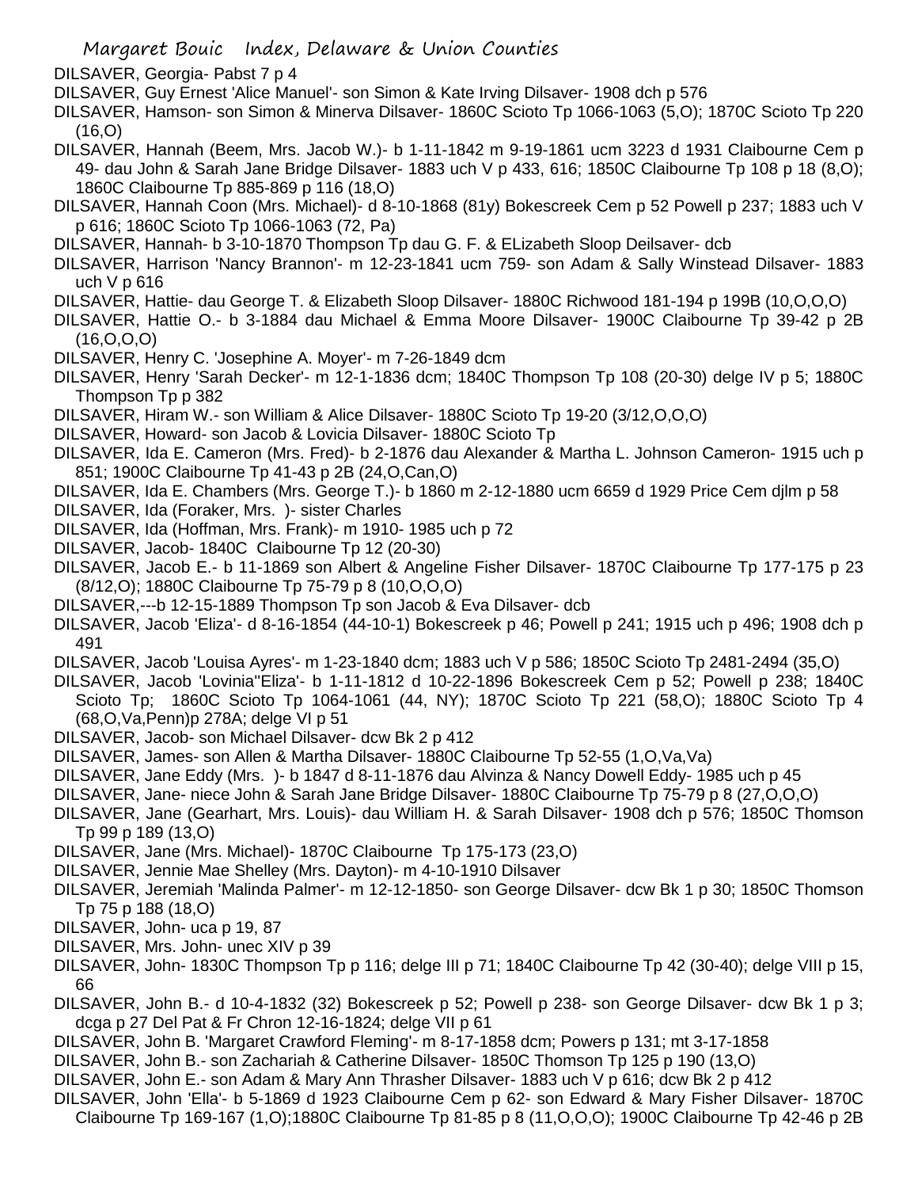DILSAVER, Georgia- Pabst 7 p 4

DILSAVER, Guy Ernest 'Alice Manuel'- son Simon & Kate Irving Dilsaver- 1908 dch p 576

DILSAVER, Hamson- son Simon & Minerva Dilsaver- 1860C Scioto Tp 1066-1063 (5,O); 1870C Scioto Tp 220 (16,O)

DILSAVER, Hannah (Beem, Mrs. Jacob W.)- b 1-11-1842 m 9-19-1861 ucm 3223 d 1931 Claibourne Cem p 49- dau John & Sarah Jane Bridge Dilsaver- 1883 uch V p 433, 616; 1850C Claibourne Tp 108 p 18 (8,O); 1860C Claibourne Tp 885-869 p 116 (18,O)

DILSAVER, Hannah Coon (Mrs. Michael)- d 8-10-1868 (81y) Bokescreek Cem p 52 Powell p 237; 1883 uch V p 616; 1860C Scioto Tp 1066-1063 (72, Pa)

DILSAVER, Hannah- b 3-10-1870 Thompson Tp dau G. F. & ELizabeth Sloop Deilsaver- dcb

DILSAVER, Harrison 'Nancy Brannon'- m 12-23-1841 ucm 759- son Adam & Sally Winstead Dilsaver- 1883 uch V p 616

DILSAVER, Hattie- dau George T. & Elizabeth Sloop Dilsaver- 1880C Richwood 181-194 p 199B (10,O,O,O)

DILSAVER, Hattie O.- b 3-1884 dau Michael & Emma Moore Dilsaver- 1900C Claibourne Tp 39-42 p 2B (16,O,O,O)

DILSAVER, Henry C. 'Josephine A. Moyer'- m 7-26-1849 dcm

DILSAVER, Henry 'Sarah Decker'- m 12-1-1836 dcm; 1840C Thompson Tp 108 (20-30) delge IV p 5; 1880C Thompson Tp p 382

DILSAVER, Hiram W.- son William & Alice Dilsaver- 1880C Scioto Tp 19-20 (3/12,O,O,O)

DILSAVER, Howard- son Jacob & Lovicia Dilsaver- 1880C Scioto Tp

DILSAVER, Ida E. Cameron (Mrs. Fred)- b 2-1876 dau Alexander & Martha L. Johnson Cameron- 1915 uch p 851; 1900C Claibourne Tp 41-43 p 2B (24,O,Can,O)

DILSAVER, Ida E. Chambers (Mrs. George T.)- b 1860 m 2-12-1880 ucm 6659 d 1929 Price Cem djlm p 58

DILSAVER, Ida (Foraker, Mrs. )- sister Charles

DILSAVER, Ida (Hoffman, Mrs. Frank)- m 1910- 1985 uch p 72

DILSAVER, Jacob- 1840C Claibourne Tp 12 (20-30)

DILSAVER, Jacob E.- b 11-1869 son Albert & Angeline Fisher Dilsaver- 1870C Claibourne Tp 177-175 p 23 (8/12,O); 1880C Claibourne Tp 75-79 p 8 (10,O,O,O)

DILSAVER,---b 12-15-1889 Thompson Tp son Jacob & Eva Dilsaver- dcb

DILSAVER, Jacob 'Eliza'- d 8-16-1854 (44-10-1) Bokescreek p 46; Powell p 241; 1915 uch p 496; 1908 dch p 491

DILSAVER, Jacob 'Louisa Ayres'- m 1-23-1840 dcm; 1883 uch V p 586; 1850C Scioto Tp 2481-2494 (35,O)

DILSAVER, Jacob 'Lovinia''Eliza'- b 1-11-1812 d 10-22-1896 Bokescreek Cem p 52; Powell p 238; 1840C Scioto Tp; 1860C Scioto Tp 1064-1061 (44, NY); 1870C Scioto Tp 221 (58,O); 1880C Scioto Tp 4 (68,O,Va,Penn)p 278A; delge VI p 51

DILSAVER, Jacob- son Michael Dilsaver- dcw Bk 2 p 412

DILSAVER, James- son Allen & Martha Dilsaver- 1880C Claibourne Tp 52-55 (1,O,Va,Va)

DILSAVER, Jane Eddy (Mrs. )- b 1847 d 8-11-1876 dau Alvinza & Nancy Dowell Eddy- 1985 uch p 45

DILSAVER, Jane- niece John & Sarah Jane Bridge Dilsaver- 1880C Claibourne Tp 75-79 p 8 (27,O,O,O)

DILSAVER, Jane (Gearhart, Mrs. Louis)- dau William H. & Sarah Dilsaver- 1908 dch p 576; 1850C Thomson Tp 99 p 189 (13,O)

DILSAVER, Jane (Mrs. Michael)- 1870C Claibourne Tp 175-173 (23,O)

DILSAVER, Jennie Mae Shelley (Mrs. Dayton)- m 4-10-1910 Dilsaver

DILSAVER, Jeremiah 'Malinda Palmer'- m 12-12-1850- son George Dilsaver- dcw Bk 1 p 30; 1850C Thomson Tp 75 p 188 (18,O)

DILSAVER, John- uca p 19, 87

DILSAVER, Mrs. John- unec XIV p 39

DILSAVER, John- 1830C Thompson Tp p 116; delge III p 71; 1840C Claibourne Tp 42 (30-40); delge VIII p 15, 66

DILSAVER, John B.- d 10-4-1832 (32) Bokescreek p 52; Powell p 238- son George Dilsaver- dcw Bk 1 p 3; dcga p 27 Del Pat & Fr Chron 12-16-1824; delge VII p 61

DILSAVER, John B. 'Margaret Crawford Fleming'- m 8-17-1858 dcm; Powers p 131; mt 3-17-1858

DILSAVER, John B.- son Zachariah & Catherine Dilsaver- 1850C Thomson Tp 125 p 190 (13,O)

DILSAVER, John E.- son Adam & Mary Ann Thrasher Dilsaver- 1883 uch V p 616; dcw Bk 2 p 412

DILSAVER, John 'Ella'- b 5-1869 d 1923 Claibourne Cem p 62- son Edward & Mary Fisher Dilsaver- 1870C Claibourne Tp 169-167 (1,O);1880C Claibourne Tp 81-85 p 8 (11,O,O,O); 1900C Claibourne Tp 42-46 p 2B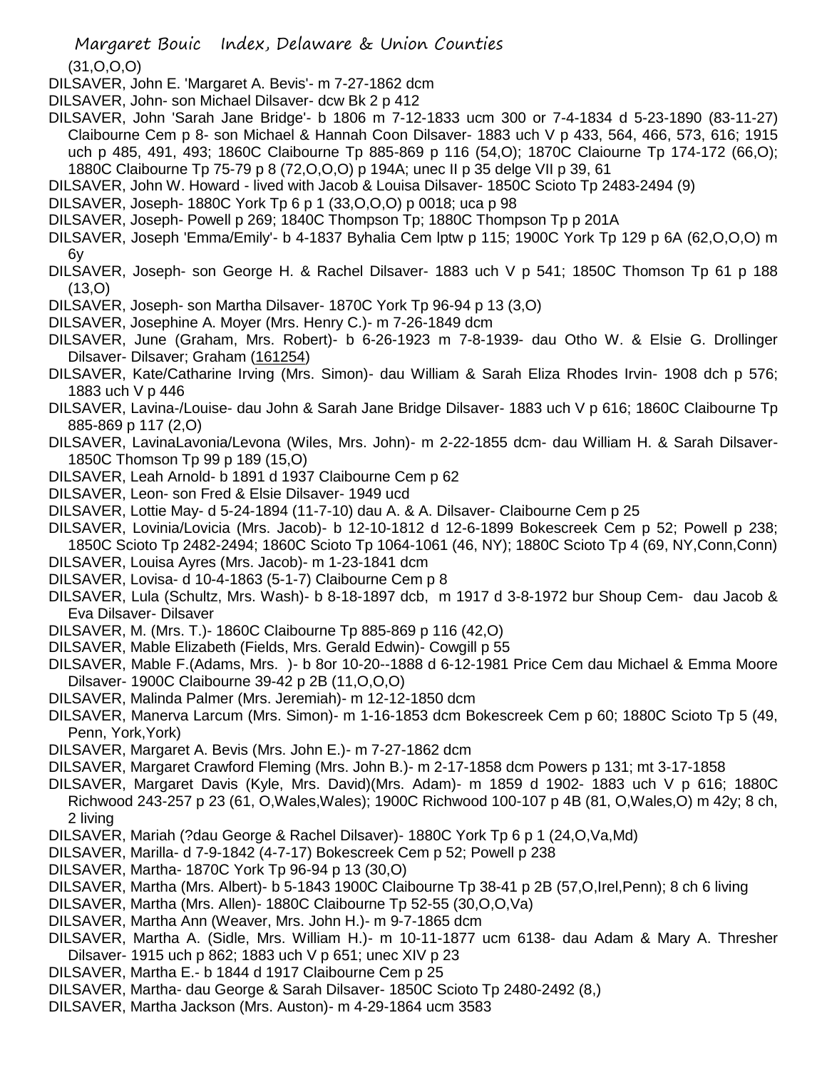(31,O,O,O)

DILSAVER, John E. 'Margaret A. Bevis'- m 7-27-1862 dcm

DILSAVER, John- son Michael Dilsaver- dcw Bk 2 p 412

DILSAVER, John 'Sarah Jane Bridge'- b 1806 m 7-12-1833 ucm 300 or 7-4-1834 d 5-23-1890 (83-11-27) Claibourne Cem p 8- son Michael & Hannah Coon Dilsaver- 1883 uch V p 433, 564, 466, 573, 616; 1915 uch p 485, 491, 493; 1860C Claibourne Tp 885-869 p 116 (54,O); 1870C Claiourne Tp 174-172 (66,O); 1880C Claibourne Tp 75-79 p 8 (72,O,O,O) p 194A; unec II p 35 delge VII p 39, 61

DILSAVER, John W. Howard - lived with Jacob & Louisa Dilsaver- 1850C Scioto Tp 2483-2494 (9)

DILSAVER, Joseph- 1880C York Tp 6 p 1 (33,O,O,O) p 0018; uca p 98

DILSAVER, Joseph- Powell p 269; 1840C Thompson Tp; 1880C Thompson Tp p 201A

DILSAVER, Joseph 'Emma/Emily'- b 4-1837 Byhalia Cem lptw p 115; 1900C York Tp 129 p 6A (62,O,O,O) m 6y

DILSAVER, Joseph- son George H. & Rachel Dilsaver- 1883 uch V p 541; 1850C Thomson Tp 61 p 188 (13,O)

DILSAVER, Joseph- son Martha Dilsaver- 1870C York Tp 96-94 p 13 (3,O)

DILSAVER, Josephine A. Moyer (Mrs. Henry C.)- m 7-26-1849 dcm

DILSAVER, June (Graham, Mrs. Robert)- b 6-26-1923 m 7-8-1939- dau Otho W. & Elsie G. Drollinger Dilsaver- Dilsaver; Graham (161254)

DILSAVER, Kate/Catharine Irving (Mrs. Simon)- dau William & Sarah Eliza Rhodes Irvin- 1908 dch p 576; 1883 uch V p 446

DILSAVER, Lavina-/Louise- dau John & Sarah Jane Bridge Dilsaver- 1883 uch V p 616; 1860C Claibourne Tp 885-869 p 117 (2,O)

DILSAVER, LavinaLavonia/Levona (Wiles, Mrs. John)- m 2-22-1855 dcm- dau William H. & Sarah Dilsaver- 1850C Thomson Tp 99 p 189 (15,O)

DILSAVER, Leah Arnold- b 1891 d 1937 Claibourne Cem p 62

DILSAVER, Leon- son Fred & Elsie Dilsaver- 1949 ucd

DILSAVER, Lottie May- d 5-24-1894 (11-7-10) dau A. & A. Dilsaver- Claibourne Cem p 25

DILSAVER, Lovinia/Lovicia (Mrs. Jacob)- b 12-10-1812 d 12-6-1899 Bokescreek Cem p 52; Powell p 238; 1850C Scioto Tp 2482-2494; 1860C Scioto Tp 1064-1061 (46, NY); 1880C Scioto Tp 4 (69, NY,Conn,Conn)

DILSAVER, Louisa Ayres (Mrs. Jacob)- m 1-23-1841 dcm

DILSAVER, Lovisa- d 10-4-1863 (5-1-7) Claibourne Cem p 8

DILSAVER, Lula (Schultz, Mrs. Wash)- b 8-18-1897 dcb, m 1917 d 3-8-1972 bur Shoup Cem- dau Jacob & Eva Dilsaver- Dilsaver

DILSAVER, M. (Mrs. T.)- 1860C Claibourne Tp 885-869 p 116 (42,O)

DILSAVER, Mable Elizabeth (Fields, Mrs. Gerald Edwin)- Cowgill p 55

DILSAVER, Mable F.(Adams, Mrs. )- b 8or 10-20--1888 d 6-12-1981 Price Cem dau Michael & Emma Moore Dilsaver- 1900C Claibourne 39-42 p 2B (11,O,O,O)

DILSAVER, Malinda Palmer (Mrs. Jeremiah)- m 12-12-1850 dcm

DILSAVER, Manerva Larcum (Mrs. Simon)- m 1-16-1853 dcm Bokescreek Cem p 60; 1880C Scioto Tp 5 (49, Penn, York,York)

DILSAVER, Margaret A. Bevis (Mrs. John E.)- m 7-27-1862 dcm

DILSAVER, Margaret Crawford Fleming (Mrs. John B.)- m 2-17-1858 dcm Powers p 131; mt 3-17-1858

DILSAVER, Margaret Davis (Kyle, Mrs. David)(Mrs. Adam)- m 1859 d 1902- 1883 uch V p 616; 1880C Richwood 243-257 p 23 (61, O,Wales,Wales); 1900C Richwood 100-107 p 4B (81, O,Wales,O) m 42y; 8 ch, 2 living

DILSAVER, Mariah (?dau George & Rachel Dilsaver)- 1880C York Tp 6 p 1 (24,O,Va,Md)

DILSAVER, Marilla- d 7-9-1842 (4-7-17) Bokescreek Cem p 52; Powell p 238

DILSAVER, Martha- 1870C York Tp 96-94 p 13 (30,O)

DILSAVER, Martha (Mrs. Albert)- b 5-1843 1900C Claibourne Tp 38-41 p 2B (57,O,Irel,Penn); 8 ch 6 living

DILSAVER, Martha (Mrs. Allen)- 1880C Claibourne Tp 52-55 (30,O,O,Va)

DILSAVER, Martha Ann (Weaver, Mrs. John H.)- m 9-7-1865 dcm

DILSAVER, Martha A. (Sidle, Mrs. William H.)- m 10-11-1877 ucm 6138- dau Adam & Mary A. Thresher Dilsaver- 1915 uch p 862; 1883 uch V p 651; unec XIV p 23

DILSAVER, Martha E.- b 1844 d 1917 Claibourne Cem p 25

DILSAVER, Martha- dau George & Sarah Dilsaver- 1850C Scioto Tp 2480-2492 (8,)

DILSAVER, Martha Jackson (Mrs. Auston)- m 4-29-1864 ucm 3583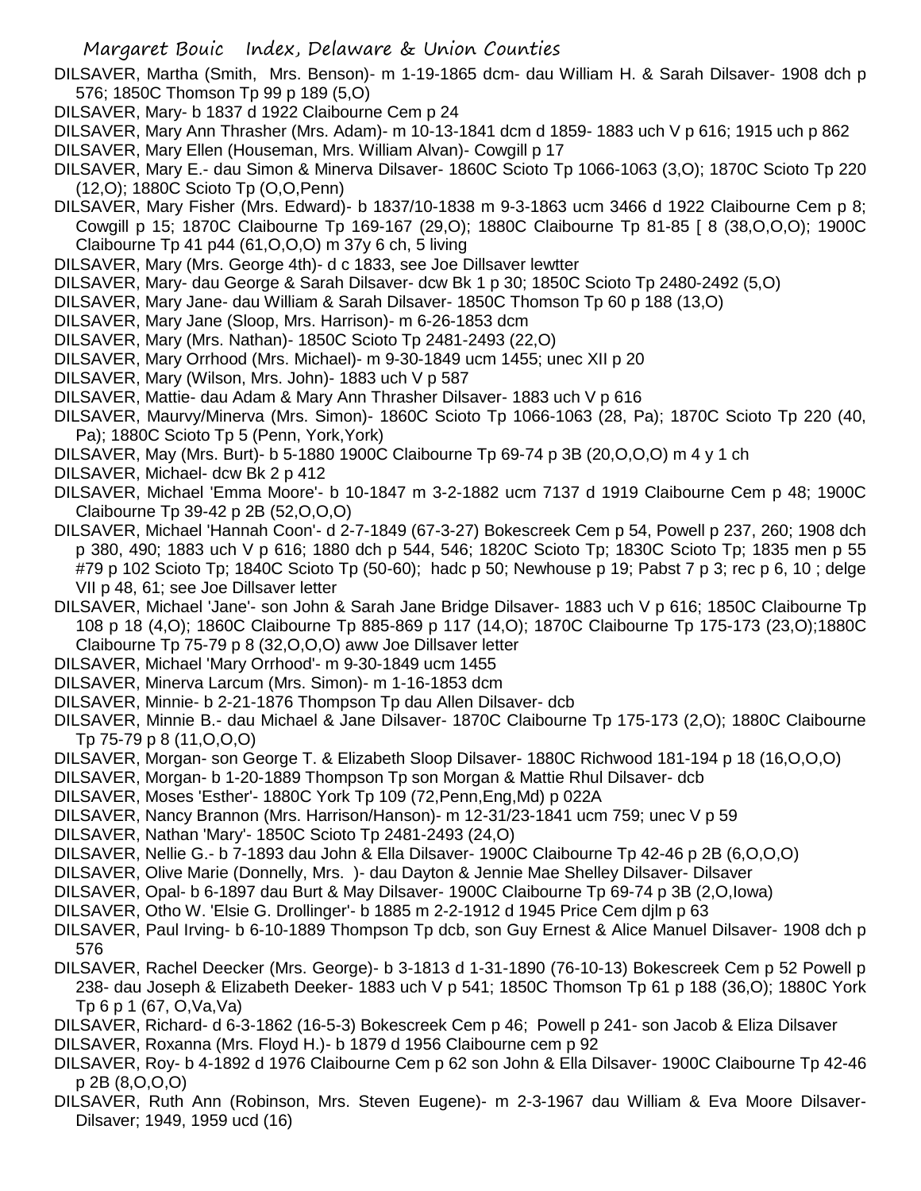DILSAVER, Martha (Smith, Mrs. Benson)- m 1-19-1865 dcm- dau William H. & Sarah Dilsaver- 1908 dch p 576; 1850C Thomson Tp 99 p 189 (5,O)

DILSAVER, Mary- b 1837 d 1922 Claibourne Cem p 24

DILSAVER, Mary Ann Thrasher (Mrs. Adam)- m 10-13-1841 dcm d 1859- 1883 uch V p 616; 1915 uch p 862

DILSAVER, Mary Ellen (Houseman, Mrs. William Alvan)- Cowgill p 17

DILSAVER, Mary E.- dau Simon & Minerva Dilsaver- 1860C Scioto Tp 1066-1063 (3,O); 1870C Scioto Tp 220 (12,O); 1880C Scioto Tp (O,O,Penn)

DILSAVER, Mary Fisher (Mrs. Edward)- b 1837/10-1838 m 9-3-1863 ucm 3466 d 1922 Claibourne Cem p 8; Cowgill p 15; 1870C Claibourne Tp 169-167 (29,O); 1880C Claibourne Tp 81-85 [ 8 (38,O,O,O); 1900C Claibourne Tp 41 p44 (61,O,O,O) m 37y 6 ch, 5 living

DILSAVER, Mary (Mrs. George 4th)- d c 1833, see Joe Dillsaver lewtter

DILSAVER, Mary- dau George & Sarah Dilsaver- dcw Bk 1 p 30; 1850C Scioto Tp 2480-2492 (5,O)

DILSAVER, Mary Jane- dau William & Sarah Dilsaver- 1850C Thomson Tp 60 p 188 (13,O)

DILSAVER, Mary Jane (Sloop, Mrs. Harrison)- m 6-26-1853 dcm

DILSAVER, Mary (Mrs. Nathan)- 1850C Scioto Tp 2481-2493 (22,O)

DILSAVER, Mary Orrhood (Mrs. Michael)- m 9-30-1849 ucm 1455; unec XII p 20

DILSAVER, Mary (Wilson, Mrs. John)- 1883 uch V p 587

DILSAVER, Mattie- dau Adam & Mary Ann Thrasher Dilsaver- 1883 uch V p 616

DILSAVER, Maurvy/Minerva (Mrs. Simon)- 1860C Scioto Tp 1066-1063 (28, Pa); 1870C Scioto Tp 220 (40, Pa); 1880C Scioto Tp 5 (Penn, York,York)

DILSAVER, May (Mrs. Burt)- b 5-1880 1900C Claibourne Tp 69-74 p 3B (20,O,O,O) m 4 y 1 ch

DILSAVER, Michael- dcw Bk 2 p 412

DILSAVER, Michael 'Emma Moore'- b 10-1847 m 3-2-1882 ucm 7137 d 1919 Claibourne Cem p 48; 1900C Claibourne Tp 39-42 p 2B (52,O,O,O)

DILSAVER, Michael 'Hannah Coon'- d 2-7-1849 (67-3-27) Bokescreek Cem p 54, Powell p 237, 260; 1908 dch p 380, 490; 1883 uch V p 616; 1880 dch p 544, 546; 1820C Scioto Tp; 1830C Scioto Tp; 1835 men p 55 #79 p 102 Scioto Tp; 1840C Scioto Tp (50-60); hadc p 50; Newhouse p 19; Pabst 7 p 3; rec p 6, 10 ; delge VII p 48, 61; see Joe Dillsaver letter

DILSAVER, Michael 'Jane'- son John & Sarah Jane Bridge Dilsaver- 1883 uch V p 616; 1850C Claibourne Tp 108 p 18 (4,O); 1860C Claibourne Tp 885-869 p 117 (14,O); 1870C Claibourne Tp 175-173 (23,O);1880C Claibourne Tp 75-79 p 8 (32,O,O,O) aww Joe Dillsaver letter

DILSAVER, Michael 'Mary Orrhood'- m 9-30-1849 ucm 1455

DILSAVER, Minerva Larcum (Mrs. Simon)- m 1-16-1853 dcm

DILSAVER, Minnie- b 2-21-1876 Thompson Tp dau Allen Dilsaver- dcb

DILSAVER, Minnie B.- dau Michael & Jane Dilsaver- 1870C Claibourne Tp 175-173 (2,O); 1880C Claibourne Tp 75-79 p 8 (11,O,O,O)

DILSAVER, Morgan- son George T. & Elizabeth Sloop Dilsaver- 1880C Richwood 181-194 p 18 (16,O,O,O)

DILSAVER, Morgan- b 1-20-1889 Thompson Tp son Morgan & Mattie Rhul Dilsaver- dcb

DILSAVER, Moses 'Esther'- 1880C York Tp 109 (72,Penn,Eng,Md) p 022A

DILSAVER, Nancy Brannon (Mrs. Harrison/Hanson)- m 12-31/23-1841 ucm 759; unec V p 59

DILSAVER, Nathan 'Mary'- 1850C Scioto Tp 2481-2493 (24,O)

DILSAVER, Nellie G.- b 7-1893 dau John & Ella Dilsaver- 1900C Claibourne Tp 42-46 p 2B (6,O,O,O)

DILSAVER, Olive Marie (Donnelly, Mrs. )- dau Dayton & Jennie Mae Shelley Dilsaver- Dilsaver

DILSAVER, Opal- b 6-1897 dau Burt & May Dilsaver- 1900C Claibourne Tp 69-74 p 3B (2,O,Iowa)

DILSAVER, Otho W. 'Elsie G. Drollinger'- b 1885 m 2-2-1912 d 1945 Price Cem djlm p 63

DILSAVER, Paul Irving- b 6-10-1889 Thompson Tp dcb, son Guy Ernest & Alice Manuel Dilsaver- 1908 dch p 576

DILSAVER, Rachel Deecker (Mrs. George)- b 3-1813 d 1-31-1890 (76-10-13) Bokescreek Cem p 52 Powell p 238- dau Joseph & Elizabeth Deeker- 1883 uch V p 541; 1850C Thomson Tp 61 p 188 (36,O); 1880C York Tp 6 p 1 (67, O,Va,Va)

DILSAVER, Richard- d 6-3-1862 (16-5-3) Bokescreek Cem p 46; Powell p 241- son Jacob & Eliza Dilsaver

DILSAVER, Roxanna (Mrs. Floyd H.)- b 1879 d 1956 Claibourne cem p 92

DILSAVER, Roy- b 4-1892 d 1976 Claibourne Cem p 62 son John & Ella Dilsaver- 1900C Claibourne Tp 42-46 p 2B (8,O,O,O)

DILSAVER, Ruth Ann (Robinson, Mrs. Steven Eugene)- m 2-3-1967 dau William & Eva Moore Dilsaver- Dilsaver; 1949, 1959 ucd (16)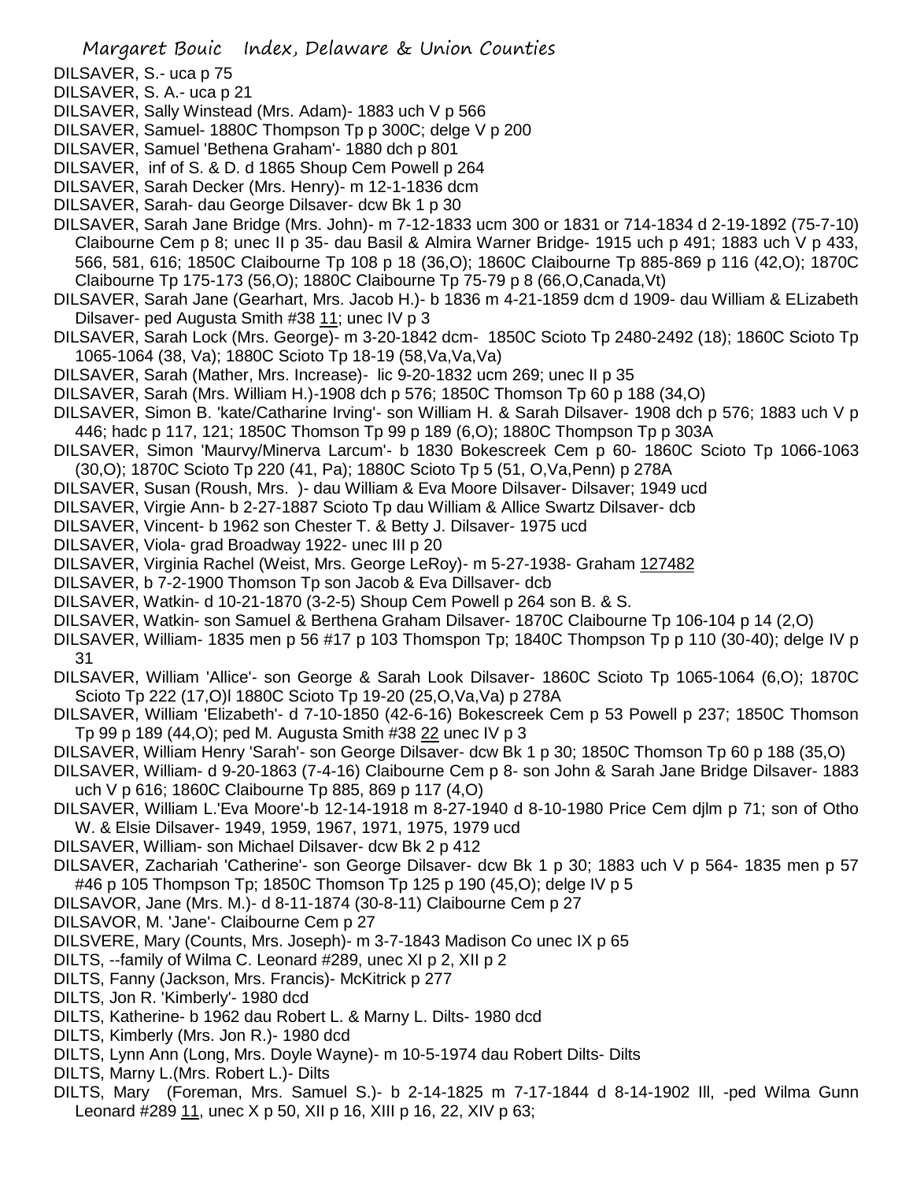DILSAVER, S.- uca p 75

DILSAVER, S. A.- uca p 21

DILSAVER, Sally Winstead (Mrs. Adam)- 1883 uch V p 566

DILSAVER, Samuel- 1880C Thompson Tp p 300C; delge V p 200

DILSAVER, Samuel 'Bethena Graham'- 1880 dch p 801

DILSAVER, inf of S. & D. d 1865 Shoup Cem Powell p 264

DILSAVER, Sarah Decker (Mrs. Henry)- m 12-1-1836 dcm

DILSAVER, Sarah- dau George Dilsaver- dcw Bk 1 p 30

DILSAVER, Sarah Jane Bridge (Mrs. John)- m 7-12-1833 ucm 300 or 1831 or 714-1834 d 2-19-1892 (75-7-10) Claibourne Cem p 8; unec II p 35- dau Basil & Almira Warner Bridge- 1915 uch p 491; 1883 uch V p 433, 566, 581, 616; 1850C Claibourne Tp 108 p 18 (36,O); 1860C Claibourne Tp 885-869 p 116 (42,O); 1870C Claibourne Tp 175-173 (56,O); 1880C Claibourne Tp 75-79 p 8 (66,O,Canada,Vt)

DILSAVER, Sarah Jane (Gearhart, Mrs. Jacob H.)- b 1836 m 4-21-1859 dcm d 1909- dau William & ELizabeth Dilsaver- ped Augusta Smith #38 11; unec IV p 3

DILSAVER, Sarah Lock (Mrs. George)- m 3-20-1842 dcm- 1850C Scioto Tp 2480-2492 (18); 1860C Scioto Tp 1065-1064 (38, Va); 1880C Scioto Tp 18-19 (58,Va,Va,Va)

DILSAVER, Sarah (Mather, Mrs. Increase)- lic 9-20-1832 ucm 269; unec II p 35

DILSAVER, Sarah (Mrs. William H.)-1908 dch p 576; 1850C Thomson Tp 60 p 188 (34,O)

DILSAVER, Simon B. 'kate/Catharine Irving'- son William H. & Sarah Dilsaver- 1908 dch p 576; 1883 uch V p 446; hadc p 117, 121; 1850C Thomson Tp 99 p 189 (6,O); 1880C Thompson Tp p 303A

DILSAVER, Simon 'Maurvy/Minerva Larcum'- b 1830 Bokescreek Cem p 60- 1860C Scioto Tp 1066-1063 (30,O); 1870C Scioto Tp 220 (41, Pa); 1880C Scioto Tp 5 (51, O,Va,Penn) p 278A

DILSAVER, Susan (Roush, Mrs. )- dau William & Eva Moore Dilsaver- Dilsaver; 1949 ucd

DILSAVER, Virgie Ann- b 2-27-1887 Scioto Tp dau William & Allice Swartz Dilsaver- dcb

DILSAVER, Vincent- b 1962 son Chester T. & Betty J. Dilsaver- 1975 ucd

DILSAVER, Viola- grad Broadway 1922- unec III p 20

DILSAVER, Virginia Rachel (Weist, Mrs. George LeRoy)- m 5-27-1938- Graham 127482

DILSAVER, b 7-2-1900 Thomson Tp son Jacob & Eva Dillsaver- dcb

DILSAVER, Watkin- d 10-21-1870 (3-2-5) Shoup Cem Powell p 264 son B. & S.

DILSAVER, Watkin- son Samuel & Berthena Graham Dilsaver- 1870C Claibourne Tp 106-104 p 14 (2,O)

DILSAVER, William- 1835 men p 56 #17 p 103 Thomspon Tp; 1840C Thompson Tp p 110 (30-40); delge IV p 31

DILSAVER, William 'Allice'- son George & Sarah Look Dilsaver- 1860C Scioto Tp 1065-1064 (6,O); 1870C Scioto Tp 222 (17,O)l 1880C Scioto Tp 19-20 (25,O,Va,Va) p 278A

DILSAVER, William 'Elizabeth'- d 7-10-1850 (42-6-16) Bokescreek Cem p 53 Powell p 237; 1850C Thomson Tp 99 p 189 (44,O); ped M. Augusta Smith #38 22 unec IV p 3

DILSAVER, William Henry 'Sarah'- son George Dilsaver- dcw Bk 1 p 30; 1850C Thomson Tp 60 p 188 (35,O)

DILSAVER, William- d 9-20-1863 (7-4-16) Claibourne Cem p 8- son John & Sarah Jane Bridge Dilsaver- 1883 uch V p 616; 1860C Claibourne Tp 885, 869 p 117 (4,O)

DILSAVER, William L.'Eva Moore'-b 12-14-1918 m 8-27-1940 d 8-10-1980 Price Cem djlm p 71; son of Otho W. & Elsie Dilsaver- 1949, 1959, 1967, 1971, 1975, 1979 ucd

DILSAVER, William- son Michael Dilsaver- dcw Bk 2 p 412

DILSAVER, Zachariah 'Catherine'- son George Dilsaver- dcw Bk 1 p 30; 1883 uch V p 564- 1835 men p 57 #46 p 105 Thompson Tp; 1850C Thomson Tp 125 p 190 (45,O); delge IV p 5

DILSAVOR, Jane (Mrs. M.)- d 8-11-1874 (30-8-11) Claibourne Cem p 27

DILSAVOR, M. 'Jane'- Claibourne Cem p 27

DILSVERE, Mary (Counts, Mrs. Joseph)- m 3-7-1843 Madison Co unec IX p 65

DILTS, --family of Wilma C. Leonard #289, unec XI p 2, XII p 2

DILTS, Fanny (Jackson, Mrs. Francis)- McKitrick p 277

DILTS, Jon R. 'Kimberly'- 1980 dcd

DILTS, Katherine- b 1962 dau Robert L. & Marny L. Dilts- 1980 dcd

DILTS, Kimberly (Mrs. Jon R.)- 1980 dcd

DILTS, Lynn Ann (Long, Mrs. Doyle Wayne)- m 10-5-1974 dau Robert Dilts- Dilts

DILTS, Marny L.(Mrs. Robert L.)- Dilts

DILTS, Mary (Foreman, Mrs. Samuel S.)- b 2-14-1825 m 7-17-1844 d 8-14-1902 Ill, -ped Wilma Gunn Leonard #289 11, unec X p 50, XII p 16, XIII p 16, 22, XIV p 63;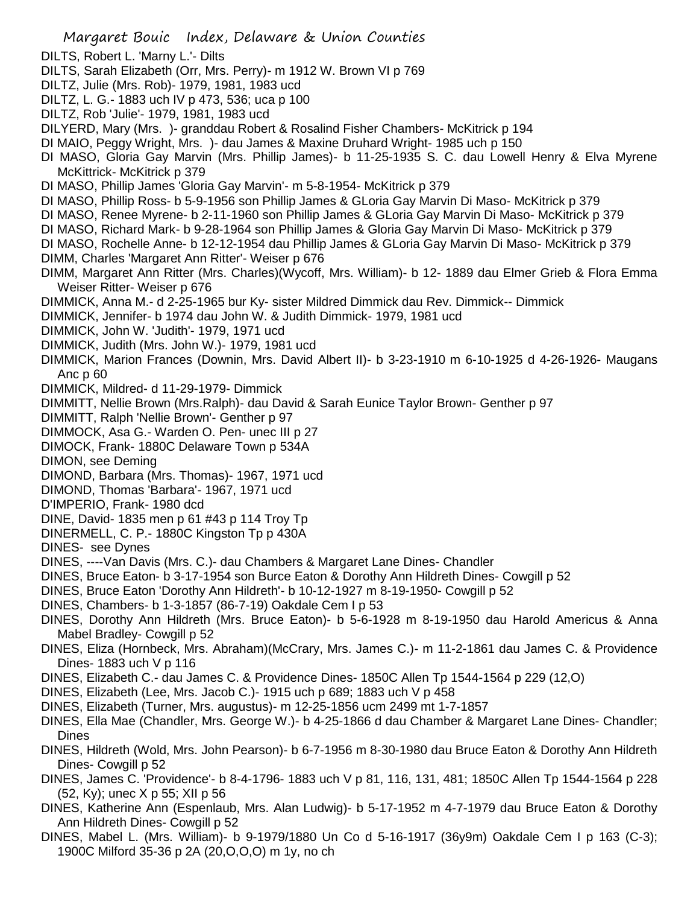DILTS, Robert L. 'Marny L.'- Dilts

DILTS, Sarah Elizabeth (Orr, Mrs. Perry)- m 1912 W. Brown VI p 769

DILTZ, Julie (Mrs. Rob)- 1979, 1981, 1983 ucd

DILTZ, L. G.- 1883 uch IV p 473, 536; uca p 100

DILTZ, Rob 'Julie'- 1979, 1981, 1983 ucd

DILYERD, Mary (Mrs. )- granddau Robert & Rosalind Fisher Chambers- McKitrick p 194

DI MAIO, Peggy Wright, Mrs. )- dau James & Maxine Druhard Wright- 1985 uch p 150

DI MASO, Gloria Gay Marvin (Mrs. Phillip James)- b 11-25-1935 S. C. dau Lowell Henry & Elva Myrene McKittrick- McKitrick p 379

DI MASO, Phillip James 'Gloria Gay Marvin'- m 5-8-1954- McKitrick p 379

DI MASO, Phillip Ross- b 5-9-1956 son Phillip James & GLoria Gay Marvin Di Maso- McKitrick p 379

DI MASO, Renee Myrene- b 2-11-1960 son Phillip James & GLoria Gay Marvin Di Maso- McKitrick p 379

DI MASO, Richard Mark- b 9-28-1964 son Phillip James & Gloria Gay Marvin Di Maso- McKitrick p 379

DI MASO, Rochelle Anne- b 12-12-1954 dau Phillip James & GLoria Gay Marvin Di Maso- McKitrick p 379

DIMM, Charles 'Margaret Ann Ritter'- Weiser p 676

DIMM, Margaret Ann Ritter (Mrs. Charles)(Wycoff, Mrs. William)- b 12- 1889 dau Elmer Grieb & Flora Emma Weiser Ritter- Weiser p 676

DIMMICK, Anna M.- d 2-25-1965 bur Ky- sister Mildred Dimmick dau Rev. Dimmick-- Dimmick

DIMMICK, Jennifer- b 1974 dau John W. & Judith Dimmick- 1979, 1981 ucd

DIMMICK, John W. 'Judith'- 1979, 1971 ucd

DIMMICK, Judith (Mrs. John W.)- 1979, 1981 ucd

DIMMICK, Marion Frances (Downin, Mrs. David Albert II)- b 3-23-1910 m 6-10-1925 d 4-26-1926- Maugans Anc p 60

DIMMICK, Mildred- d 11-29-1979- Dimmick

DIMMITT, Nellie Brown (Mrs.Ralph)- dau David & Sarah Eunice Taylor Brown- Genther p 97

DIMMITT, Ralph 'Nellie Brown'- Genther p 97

DIMMOCK, Asa G.- Warden O. Pen- unec III p 27

DIMOCK, Frank- 1880C Delaware Town p 534A

DIMON, see Deming

DIMOND, Barbara (Mrs. Thomas)- 1967, 1971 ucd

DIMOND, Thomas 'Barbara'- 1967, 1971 ucd

D'IMPERIO, Frank- 1980 dcd

DINE, David- 1835 men p 61 #43 p 114 Troy Tp

DINERMELL, C. P.- 1880C Kingston Tp p 430A

DINES- see Dynes

DINES, ----Van Davis (Mrs. C.)- dau Chambers & Margaret Lane Dines- Chandler

DINES, Bruce Eaton- b 3-17-1954 son Burce Eaton & Dorothy Ann Hildreth Dines- Cowgill p 52

DINES, Bruce Eaton 'Dorothy Ann Hildreth'- b 10-12-1927 m 8-19-1950- Cowgill p 52

DINES, Chambers- b 1-3-1857 (86-7-19) Oakdale Cem I p 53

DINES, Dorothy Ann Hildreth (Mrs. Bruce Eaton)- b 5-6-1928 m 8-19-1950 dau Harold Americus & Anna Mabel Bradley- Cowgill p 52

DINES, Eliza (Hornbeck, Mrs. Abraham)(McCrary, Mrs. James C.)- m 11-2-1861 dau James C. & Providence Dines- 1883 uch V p 116

DINES, Elizabeth C.- dau James C. & Providence Dines- 1850C Allen Tp 1544-1564 p 229 (12,O)

DINES, Elizabeth (Lee, Mrs. Jacob C.)- 1915 uch p 689; 1883 uch V p 458

DINES, Elizabeth (Turner, Mrs. augustus)- m 12-25-1856 ucm 2499 mt 1-7-1857

DINES, Ella Mae (Chandler, Mrs. George W.)- b 4-25-1866 d dau Chamber & Margaret Lane Dines- Chandler; Dines

DINES, Hildreth (Wold, Mrs. John Pearson)- b 6-7-1956 m 8-30-1980 dau Bruce Eaton & Dorothy Ann Hildreth Dines- Cowgill p 52

DINES, James C. 'Providence'- b 8-4-1796- 1883 uch V p 81, 116, 131, 481; 1850C Allen Tp 1544-1564 p 228 (52, Ky); unec X p 55; XII p 56

DINES, Katherine Ann (Espenlaub, Mrs. Alan Ludwig)- b 5-17-1952 m 4-7-1979 dau Bruce Eaton & Dorothy Ann Hildreth Dines- Cowgill p 52

DINES, Mabel L. (Mrs. William)- b 9-1979/1880 Un Co d 5-16-1917 (36y9m) Oakdale Cem I p 163 (C-3); 1900C Milford 35-36 p 2A (20,O,O,O) m 1y, no ch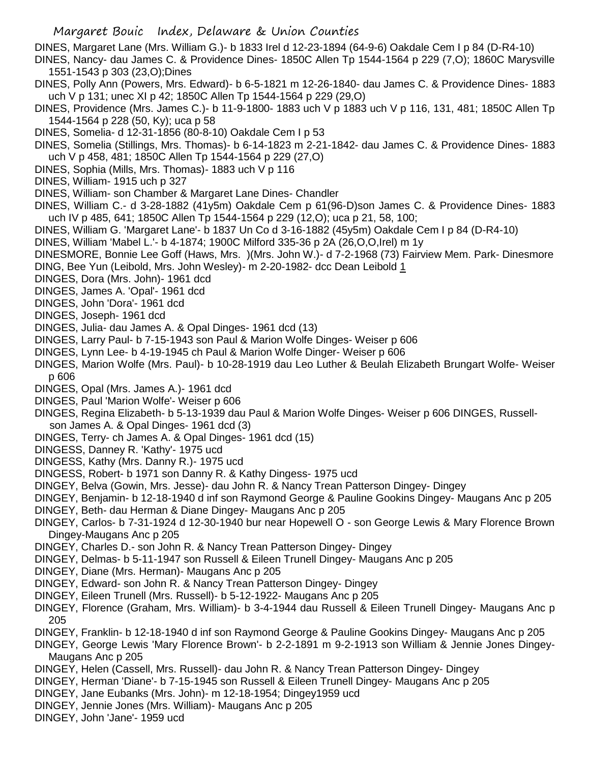DINES, Margaret Lane (Mrs. William G.)- b 1833 Irel d 12-23-1894 (64-9-6) Oakdale Cem I p 84 (D-R4-10)
DINES, Nancy- dau James C. & Providence Dines- 1850C Allen Tp 1544-1564 p 229 (7,O); 1860C Marysville 1551-1543 p 303 (23,O);Dines
DINES, Polly Ann (Powers, Mrs. Edward)- b 6-5-1821 m 12-26-1840- dau James C. & Providence Dines- 1883 uch V p 131; unec XI p 42; 1850C Allen Tp 1544-1564 p 229 (29,O)
DINES, Providence (Mrs. James C.)- b 11-9-1800- 1883 uch V p 1883 uch V p 116, 131, 481; 1850C Allen Tp 1544-1564 p 228 (50, Ky); uca p 58
DINES, Somelia- d 12-31-1856 (80-8-10) Oakdale Cem I p 53
DINES, Somelia (Stillings, Mrs. Thomas)- b 6-14-1823 m 2-21-1842- dau James C. & Providence Dines- 1883 uch V p 458, 481; 1850C Allen Tp 1544-1564 p 229 (27,O)
DINES, Sophia (Mills, Mrs. Thomas)- 1883 uch V p 116
DINES, William- 1915 uch p 327
DINES, William- son Chamber & Margaret Lane Dines- Chandler
DINES, William C.- d 3-28-1882 (41y5m) Oakdale Cem p 61(96-D)son James C. & Providence Dines- 1883 uch IV p 485, 641; 1850C Allen Tp 1544-1564 p 229 (12,O); uca p 21, 58, 100;
DINES, William G. 'Margaret Lane'- b 1837 Un Co d 3-16-1882 (45y5m) Oakdale Cem I p 84 (D-R4-10)
DINES, William 'Mabel L.'- b 4-1874; 1900C Milford 335-36 p 2A (26,O,O,Irel) m 1y
DINESMORE, Bonnie Lee Goff (Haws, Mrs. )(Mrs. John W.)- d 7-2-1968 (73) Fairview Mem. Park- Dinesmore
DING, Bee Yun (Leibold, Mrs. John Wesley)- m 2-20-1982- dcc Dean Leibold 1
DINGES, Dora (Mrs. John)- 1961 dcd
DINGES, James A. 'Opal'- 1961 dcd
DINGES, John 'Dora'- 1961 dcd
DINGES, Joseph- 1961 dcd
DINGES, Julia- dau James A. & Opal Dinges- 1961 dcd (13)
DINGES, Larry Paul- b 7-15-1943 son Paul & Marion Wolfe Dinges- Weiser p 606
DINGES, Lynn Lee- b 4-19-1945 ch Paul & Marion Wolfe Dinger- Weiser p 606
DINGES, Marion Wolfe (Mrs. Paul)- b 10-28-1919 dau Leo Luther & Beulah Elizabeth Brungart Wolfe- Weiser p 606
DINGES, Opal (Mrs. James A.)- 1961 dcd
DINGES, Paul 'Marion Wolfe'- Weiser p 606
DINGES, Regina Elizabeth- b 5-13-1939 dau Paul & Marion Wolfe Dinges- Weiser p 606 DINGES, Russell- son James A. & Opal Dinges- 1961 dcd (3)
DINGES, Terry- ch James A. & Opal Dinges- 1961 dcd (15)
DINGESS, Danney R. 'Kathy'- 1975 ucd
DINGESS, Kathy (Mrs. Danny R.)- 1975 ucd
DINGESS, Robert- b 1971 son Danny R. & Kathy Dingess- 1975 ucd
DINGEY, Belva (Gowin, Mrs. Jesse)- dau John R. & Nancy Trean Patterson Dingey- Dingey
DINGEY, Benjamin- b 12-18-1940 d inf son Raymond George & Pauline Gookins Dingey- Maugans Anc p 205
DINGEY, Beth- dau Herman & Diane Dingey- Maugans Anc p 205
DINGEY, Carlos- b 7-31-1924 d 12-30-1940 bur near Hopewell O - son George Lewis & Mary Florence Brown Dingey-Maugans Anc p 205
DINGEY, Charles D.- son John R. & Nancy Trean Patterson Dingey- Dingey
DINGEY, Delmas- b 5-11-1947 son Russell & Eileen Trunell Dingey- Maugans Anc p 205
DINGEY, Diane (Mrs. Herman)- Maugans Anc p 205
DINGEY, Edward- son John R. & Nancy Trean Patterson Dingey- Dingey
DINGEY, Eileen Trunell (Mrs. Russell)- b 5-12-1922- Maugans Anc p 205
DINGEY, Florence (Graham, Mrs. William)- b 3-4-1944 dau Russell & Eileen Trunell Dingey- Maugans Anc p 205
DINGEY, Franklin- b 12-18-1940 d inf son Raymond George & Pauline Gookins Dingey- Maugans Anc p 205
DINGEY, George Lewis 'Mary Florence Brown'- b 2-2-1891 m 9-2-1913 son William & Jennie Jones Dingey- Maugans Anc p 205
DINGEY, Helen (Cassell, Mrs. Russell)- dau John R. & Nancy Trean Patterson Dingey- Dingey
DINGEY, Herman 'Diane'- b 7-15-1945 son Russell & Eileen Trunell Dingey- Maugans Anc p 205
DINGEY, Jane Eubanks (Mrs. John)- m 12-18-1954; Dingey1959 ucd
DINGEY, Jennie Jones (Mrs. William)- Maugans Anc p 205
DINGEY, John 'Jane'- 1959 ucd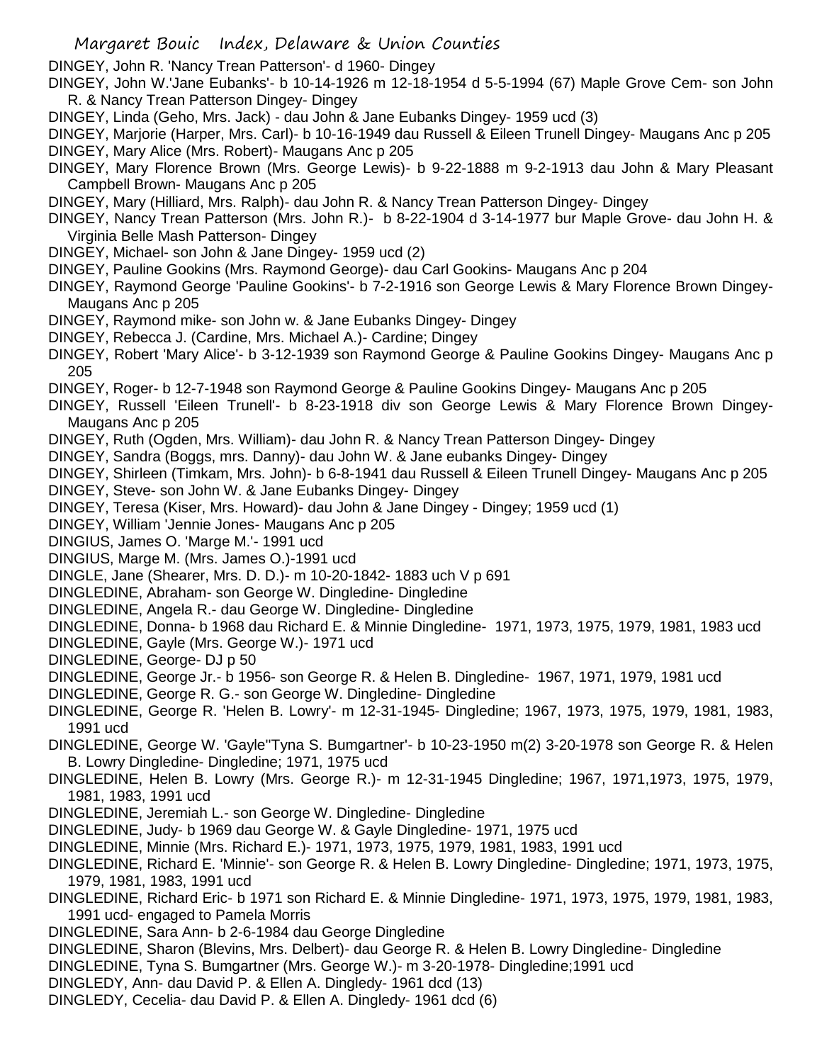DINGEY, John R. 'Nancy Trean Patterson'- d 1960- Dingey

DINGEY, John W.'Jane Eubanks'- b 10-14-1926 m 12-18-1954 d 5-5-1994 (67) Maple Grove Cem- son John R. & Nancy Trean Patterson Dingey- Dingey

DINGEY, Linda (Geho, Mrs. Jack) - dau John & Jane Eubanks Dingey- 1959 ucd (3)

DINGEY, Marjorie (Harper, Mrs. Carl)- b 10-16-1949 dau Russell & Eileen Trunell Dingey- Maugans Anc p 205

DINGEY, Mary Alice (Mrs. Robert)- Maugans Anc p 205

DINGEY, Mary Florence Brown (Mrs. George Lewis)- b 9-22-1888 m 9-2-1913 dau John & Mary Pleasant Campbell Brown- Maugans Anc p 205

DINGEY, Mary (Hilliard, Mrs. Ralph)- dau John R. & Nancy Trean Patterson Dingey- Dingey

DINGEY, Nancy Trean Patterson (Mrs. John R.)- b 8-22-1904 d 3-14-1977 bur Maple Grove- dau John H. & Virginia Belle Mash Patterson- Dingey

DINGEY, Michael- son John & Jane Dingey- 1959 ucd (2)

DINGEY, Pauline Gookins (Mrs. Raymond George)- dau Carl Gookins- Maugans Anc p 204

DINGEY, Raymond George 'Pauline Gookins'- b 7-2-1916 son George Lewis & Mary Florence Brown Dingey- Maugans Anc p 205

DINGEY, Raymond mike- son John w. & Jane Eubanks Dingey- Dingey

DINGEY, Rebecca J. (Cardine, Mrs. Michael A.)- Cardine; Dingey

DINGEY, Robert 'Mary Alice'- b 3-12-1939 son Raymond George & Pauline Gookins Dingey- Maugans Anc p 205

DINGEY, Roger- b 12-7-1948 son Raymond George & Pauline Gookins Dingey- Maugans Anc p 205

DINGEY, Russell 'Eileen Trunell'- b 8-23-1918 div son George Lewis & Mary Florence Brown Dingey- Maugans Anc p 205

DINGEY, Ruth (Ogden, Mrs. William)- dau John R. & Nancy Trean Patterson Dingey- Dingey

DINGEY, Sandra (Boggs, mrs. Danny)- dau John W. & Jane eubanks Dingey- Dingey

DINGEY, Shirleen (Timkam, Mrs. John)- b 6-8-1941 dau Russell & Eileen Trunell Dingey- Maugans Anc p 205

DINGEY, Steve- son John W. & Jane Eubanks Dingey- Dingey

DINGEY, Teresa (Kiser, Mrs. Howard)- dau John & Jane Dingey - Dingey; 1959 ucd (1)

DINGEY, William 'Jennie Jones- Maugans Anc p 205

DINGIUS, James O. 'Marge M.'- 1991 ucd

DINGIUS, Marge M. (Mrs. James O.)-1991 ucd

DINGLE, Jane (Shearer, Mrs. D. D.)- m 10-20-1842- 1883 uch V p 691

DINGLEDINE, Abraham- son George W. Dingledine- Dingledine

DINGLEDINE, Angela R.- dau George W. Dingledine- Dingledine

DINGLEDINE, Donna- b 1968 dau Richard E. & Minnie Dingledine- 1971, 1973, 1975, 1979, 1981, 1983 ucd

DINGLEDINE, Gayle (Mrs. George W.)- 1971 ucd

DINGLEDINE, George- DJ p 50

DINGLEDINE, George Jr.- b 1956- son George R. & Helen B. Dingledine- 1967, 1971, 1979, 1981 ucd

DINGLEDINE, George R. G.- son George W. Dingledine- Dingledine

DINGLEDINE, George R. 'Helen B. Lowry'- m 12-31-1945- Dingledine; 1967, 1973, 1975, 1979, 1981, 1983, 1991 ucd

DINGLEDINE, George W. 'Gayle''Tyna S. Bumgartner'- b 10-23-1950 m(2) 3-20-1978 son George R. & Helen B. Lowry Dingledine- Dingledine; 1971, 1975 ucd

DINGLEDINE, Helen B. Lowry (Mrs. George R.)- m 12-31-1945 Dingledine; 1967, 1971,1973, 1975, 1979, 1981, 1983, 1991 ucd

DINGLEDINE, Jeremiah L.- son George W. Dingledine- Dingledine

DINGLEDINE, Judy- b 1969 dau George W. & Gayle Dingledine- 1971, 1975 ucd

DINGLEDINE, Minnie (Mrs. Richard E.)- 1971, 1973, 1975, 1979, 1981, 1983, 1991 ucd

DINGLEDINE, Richard E. 'Minnie'- son George R. & Helen B. Lowry Dingledine- Dingledine; 1971, 1973, 1975, 1979, 1981, 1983, 1991 ucd

DINGLEDINE, Richard Eric- b 1971 son Richard E. & Minnie Dingledine- 1971, 1973, 1975, 1979, 1981, 1983, 1991 ucd- engaged to Pamela Morris

DINGLEDINE, Sara Ann- b 2-6-1984 dau George Dingledine

DINGLEDINE, Sharon (Blevins, Mrs. Delbert)- dau George R. & Helen B. Lowry Dingledine- Dingledine

DINGLEDINE, Tyna S. Bumgartner (Mrs. George W.)- m 3-20-1978- Dingledine;1991 ucd

DINGLEDY, Ann- dau David P. & Ellen A. Dingledy- 1961 dcd (13)

DINGLEDY, Cecelia- dau David P. & Ellen A. Dingledy- 1961 dcd (6)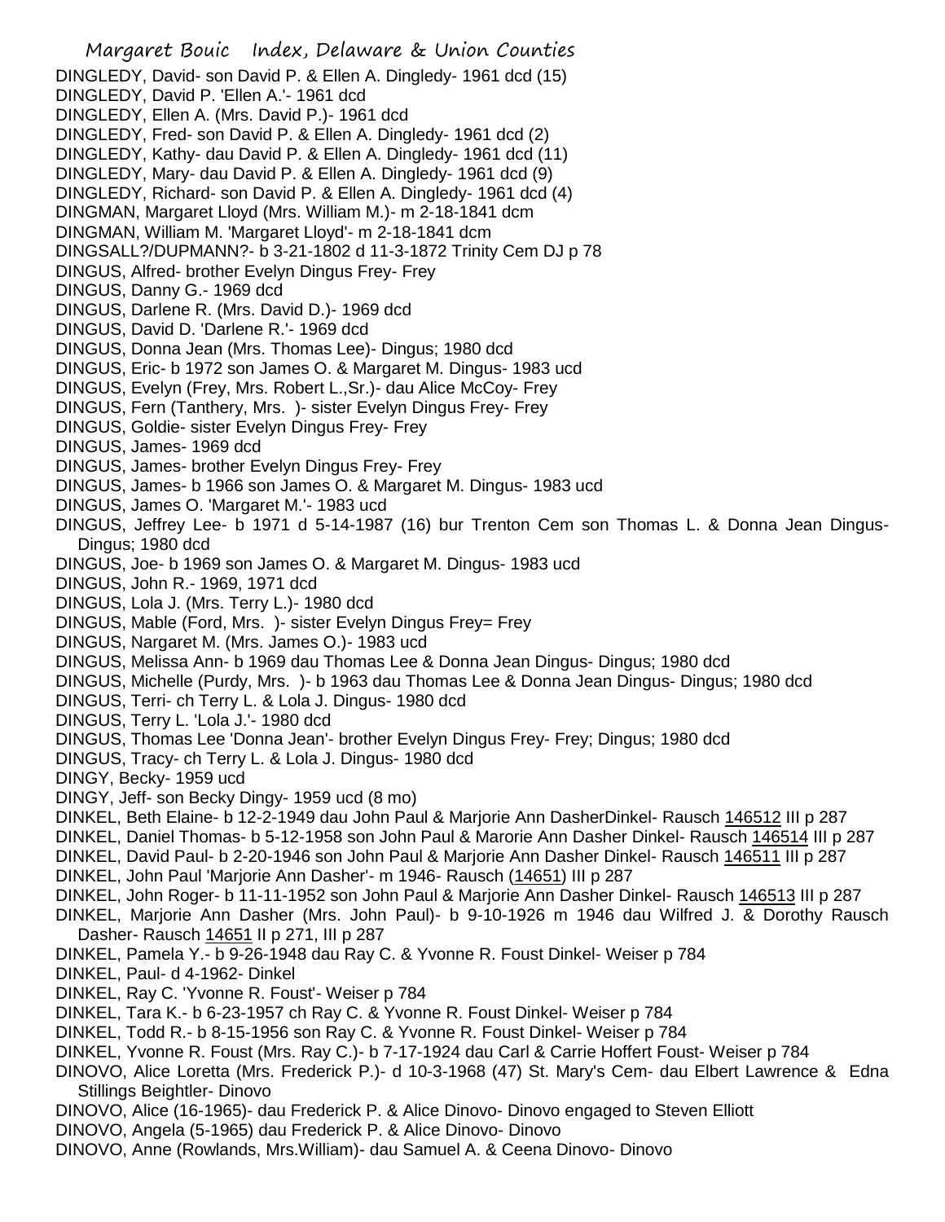DINGLEDY, David- son David P. & Ellen A. Dingledy- 1961 dcd (15)
DINGLEDY, David P. 'Ellen A.'- 1961 dcd
DINGLEDY, Ellen A. (Mrs. David P.)- 1961 dcd
DINGLEDY, Fred- son David P. & Ellen A. Dingledy- 1961 dcd (2)
DINGLEDY, Kathy- dau David P. & Ellen A. Dingledy- 1961 dcd (11)
DINGLEDY, Mary- dau David P. & Ellen A. Dingledy- 1961 dcd (9)
DINGLEDY, Richard- son David P. & Ellen A. Dingledy- 1961 dcd (4)
DINGMAN, Margaret Lloyd (Mrs. William M.)- m 2-18-1841 dcm
DINGMAN, William M. 'Margaret Lloyd'- m 2-18-1841 dcm
DINGSALL?/DUPMANN?- b 3-21-1802 d 11-3-1872 Trinity Cem DJ p 78
DINGUS, Alfred- brother Evelyn Dingus Frey- Frey
DINGUS, Danny G.- 1969 dcd
DINGUS, Darlene R. (Mrs. David D.)- 1969 dcd
DINGUS, David D. 'Darlene R.'- 1969 dcd
DINGUS, Donna Jean (Mrs. Thomas Lee)- Dingus; 1980 dcd
DINGUS, Eric- b 1972 son James O. & Margaret M. Dingus- 1983 ucd
DINGUS, Evelyn (Frey, Mrs. Robert L.,Sr.)- dau Alice McCoy- Frey
DINGUS, Fern (Tanthery, Mrs. )- sister Evelyn Dingus Frey- Frey
DINGUS, Goldie- sister Evelyn Dingus Frey- Frey
DINGUS, James- 1969 dcd
DINGUS, James- brother Evelyn Dingus Frey- Frey
DINGUS, James- b 1966 son James O. & Margaret M. Dingus- 1983 ucd
DINGUS, James O. 'Margaret M.'- 1983 ucd
DINGUS, Jeffrey Lee- b 1971 d 5-14-1987 (16) bur Trenton Cem son Thomas L. & Donna Jean Dingus- Dingus; 1980 dcd
DINGUS, Joe- b 1969 son James O. & Margaret M. Dingus- 1983 ucd
DINGUS, John R.- 1969, 1971 dcd
DINGUS, Lola J. (Mrs. Terry L.)- 1980 dcd
DINGUS, Mable (Ford, Mrs. )- sister Evelyn Dingus Frey= Frey
DINGUS, Nargaret M. (Mrs. James O.)- 1983 ucd
DINGUS, Melissa Ann- b 1969 dau Thomas Lee & Donna Jean Dingus- Dingus; 1980 dcd
DINGUS, Michelle (Purdy, Mrs. )- b 1963 dau Thomas Lee & Donna Jean Dingus- Dingus; 1980 dcd
DINGUS, Terri- ch Terry L. & Lola J. Dingus- 1980 dcd
DINGUS, Terry L. 'Lola J.'- 1980 dcd
DINGUS, Thomas Lee 'Donna Jean'- brother Evelyn Dingus Frey- Frey; Dingus; 1980 dcd
DINGUS, Tracy- ch Terry L. & Lola J. Dingus- 1980 dcd
DINGY, Becky- 1959 ucd
DINGY, Jeff- son Becky Dingy- 1959 ucd (8 mo)
DINKEL, Beth Elaine- b 12-2-1949 dau John Paul & Marjorie Ann DasherDinkel- Rausch 146512 III p 287
DINKEL, Daniel Thomas- b 5-12-1958 son John Paul & Marorie Ann Dasher Dinkel- Rausch 146514 III p 287
DINKEL, David Paul- b 2-20-1946 son John Paul & Marjorie Ann Dasher Dinkel- Rausch 146511 III p 287
DINKEL, John Paul 'Marjorie Ann Dasher'- m 1946- Rausch (14651) III p 287
DINKEL, John Roger- b 11-11-1952 son John Paul & Marjorie Ann Dasher Dinkel- Rausch 146513 III p 287
DINKEL, Marjorie Ann Dasher (Mrs. John Paul)- b 9-10-1926 m 1946 dau Wilfred J. & Dorothy Rausch Dasher- Rausch 14651 II p 271, III p 287
DINKEL, Pamela Y.- b 9-26-1948 dau Ray C. & Yvonne R. Foust Dinkel- Weiser p 784
DINKEL, Paul- d 4-1962- Dinkel
DINKEL, Ray C. 'Yvonne R. Foust'- Weiser p 784
DINKEL, Tara K.- b 6-23-1957 ch Ray C. & Yvonne R. Foust Dinkel- Weiser p 784
DINKEL, Todd R.- b 8-15-1956 son Ray C. & Yvonne R. Foust Dinkel- Weiser p 784
DINKEL, Yvonne R. Foust (Mrs. Ray C.)- b 7-17-1924 dau Carl & Carrie Hoffert Foust- Weiser p 784
DINOVO, Alice Loretta (Mrs. Frederick P.)- d 10-3-1968 (47) St. Mary's Cem- dau Elbert Lawrence & Edna Stillings Beightler- Dinovo
DINOVO, Alice (16-1965)- dau Frederick P. & Alice Dinovo- Dinovo engaged to Steven Elliott
DINOVO, Angela (5-1965) dau Frederick P. & Alice Dinovo- Dinovo
DINOVO, Anne (Rowlands, Mrs.William)- dau Samuel A. & Ceena Dinovo- Dinovo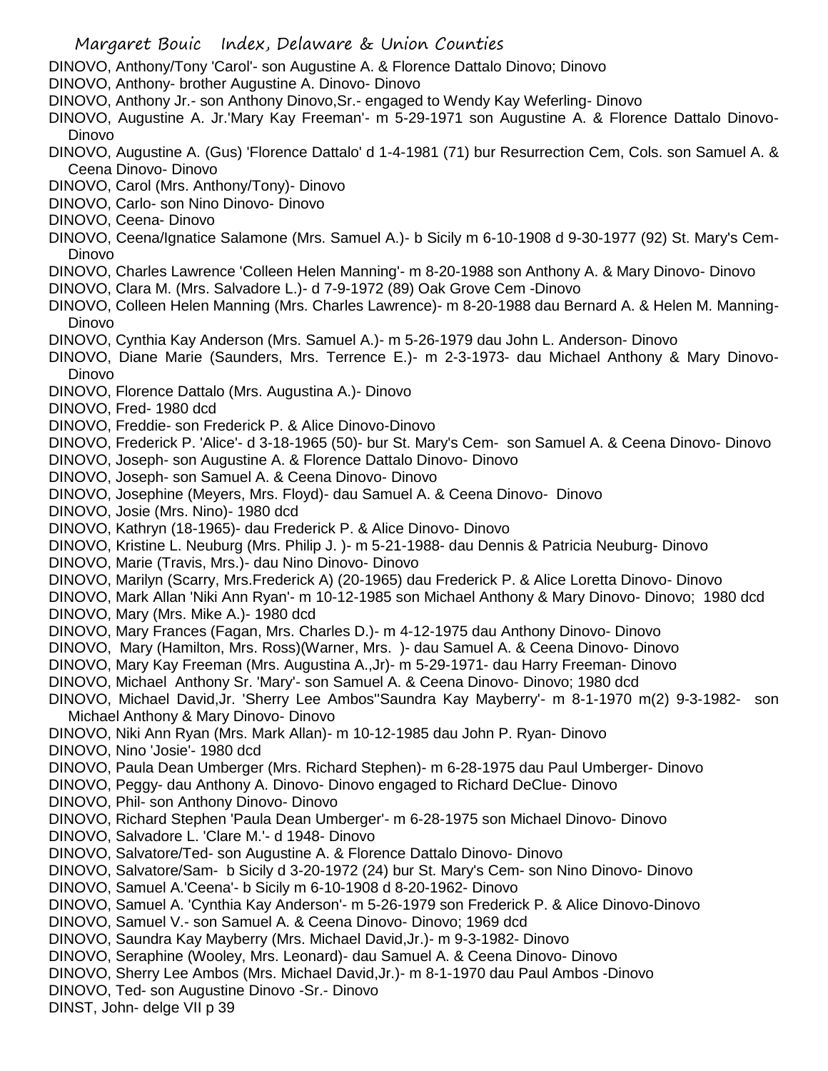DINOVO, Anthony/Tony 'Carol'- son Augustine A. & Florence Dattalo Dinovo; Dinovo
DINOVO, Anthony- brother Augustine A. Dinovo- Dinovo
DINOVO, Anthony Jr.- son Anthony Dinovo,Sr.- engaged to Wendy Kay Weferling- Dinovo
DINOVO, Augustine A. Jr.'Mary Kay Freeman'- m 5-29-1971 son Augustine A. & Florence Dattalo Dinovo- Dinovo
DINOVO, Augustine A. (Gus) 'Florence Dattalo' d 1-4-1981 (71) bur Resurrection Cem, Cols. son Samuel A. & Ceena Dinovo- Dinovo
DINOVO, Carol (Mrs. Anthony/Tony)- Dinovo
DINOVO, Carlo- son Nino Dinovo- Dinovo
DINOVO, Ceena- Dinovo
DINOVO, Ceena/Ignatice Salamone (Mrs. Samuel A.)- b Sicily m 6-10-1908 d 9-30-1977 (92) St. Mary's Cem- Dinovo
DINOVO, Charles Lawrence 'Colleen Helen Manning'- m 8-20-1988 son Anthony A. & Mary Dinovo- Dinovo
DINOVO, Clara M. (Mrs. Salvadore L.)- d 7-9-1972 (89) Oak Grove Cem -Dinovo
DINOVO, Colleen Helen Manning (Mrs. Charles Lawrence)- m 8-20-1988 dau Bernard A. & Helen M. Manning- Dinovo
DINOVO, Cynthia Kay Anderson (Mrs. Samuel A.)- m 5-26-1979 dau John L. Anderson- Dinovo
DINOVO, Diane Marie (Saunders, Mrs. Terrence E.)- m 2-3-1973- dau Michael Anthony & Mary Dinovo- Dinovo
DINOVO, Florence Dattalo (Mrs. Augustina A.)- Dinovo
DINOVO, Fred- 1980 dcd
DINOVO, Freddie- son Frederick P. & Alice Dinovo-Dinovo
DINOVO, Frederick P. 'Alice'- d 3-18-1965 (50)- bur St. Mary's Cem- son Samuel A. & Ceena Dinovo- Dinovo
DINOVO, Joseph- son Augustine A. & Florence Dattalo Dinovo- Dinovo
DINOVO, Joseph- son Samuel A. & Ceena Dinovo- Dinovo
DINOVO, Josephine (Meyers, Mrs. Floyd)- dau Samuel A. & Ceena Dinovo- Dinovo
DINOVO, Josie (Mrs. Nino)- 1980 dcd
DINOVO, Kathryn (18-1965)- dau Frederick P. & Alice Dinovo- Dinovo
DINOVO, Kristine L. Neuburg (Mrs. Philip J. )- m 5-21-1988- dau Dennis & Patricia Neuburg- Dinovo
DINOVO, Marie (Travis, Mrs.)- dau Nino Dinovo- Dinovo
DINOVO, Marilyn (Scarry, Mrs.Frederick A) (20-1965) dau Frederick P. & Alice Loretta Dinovo- Dinovo
DINOVO, Mark Allan 'Niki Ann Ryan'- m 10-12-1985 son Michael Anthony & Mary Dinovo- Dinovo; 1980 dcd
DINOVO, Mary (Mrs. Mike A.)- 1980 dcd
DINOVO, Mary Frances (Fagan, Mrs. Charles D.)- m 4-12-1975 dau Anthony Dinovo- Dinovo
DINOVO, Mary (Hamilton, Mrs. Ross)(Warner, Mrs. )- dau Samuel A. & Ceena Dinovo- Dinovo
DINOVO, Mary Kay Freeman (Mrs. Augustina A.,Jr)- m 5-29-1971- dau Harry Freeman- Dinovo
DINOVO, Michael Anthony Sr. 'Mary'- son Samuel A. & Ceena Dinovo- Dinovo; 1980 dcd
DINOVO, Michael David,Jr. 'Sherry Lee Ambos''Saundra Kay Mayberry'- m 8-1-1970 m(2) 9-3-1982- son Michael Anthony & Mary Dinovo- Dinovo
DINOVO, Niki Ann Ryan (Mrs. Mark Allan)- m 10-12-1985 dau John P. Ryan- Dinovo
DINOVO, Nino 'Josie'- 1980 dcd
DINOVO, Paula Dean Umberger (Mrs. Richard Stephen)- m 6-28-1975 dau Paul Umberger- Dinovo
DINOVO, Peggy- dau Anthony A. Dinovo- Dinovo engaged to Richard DeClue- Dinovo
DINOVO, Phil- son Anthony Dinovo- Dinovo
DINOVO, Richard Stephen 'Paula Dean Umberger'- m 6-28-1975 son Michael Dinovo- Dinovo
DINOVO, Salvadore L. 'Clare M.'- d 1948- Dinovo
DINOVO, Salvatore/Ted- son Augustine A. & Florence Dattalo Dinovo- Dinovo
DINOVO, Salvatore/Sam- b Sicily d 3-20-1972 (24) bur St. Mary's Cem- son Nino Dinovo- Dinovo
DINOVO, Samuel A.'Ceena'- b Sicily m 6-10-1908 d 8-20-1962- Dinovo
DINOVO, Samuel A. 'Cynthia Kay Anderson'- m 5-26-1979 son Frederick P. & Alice Dinovo-Dinovo
DINOVO, Samuel V.- son Samuel A. & Ceena Dinovo- Dinovo; 1969 dcd
DINOVO, Saundra Kay Mayberry (Mrs. Michael David,Jr.)- m 9-3-1982- Dinovo
DINOVO, Seraphine (Wooley, Mrs. Leonard)- dau Samuel A. & Ceena Dinovo- Dinovo
DINOVO, Sherry Lee Ambos (Mrs. Michael David,Jr.)- m 8-1-1970 dau Paul Ambos -Dinovo
DINOVO, Ted- son Augustine Dinovo -Sr.- Dinovo
DINST, John- delge VII p 39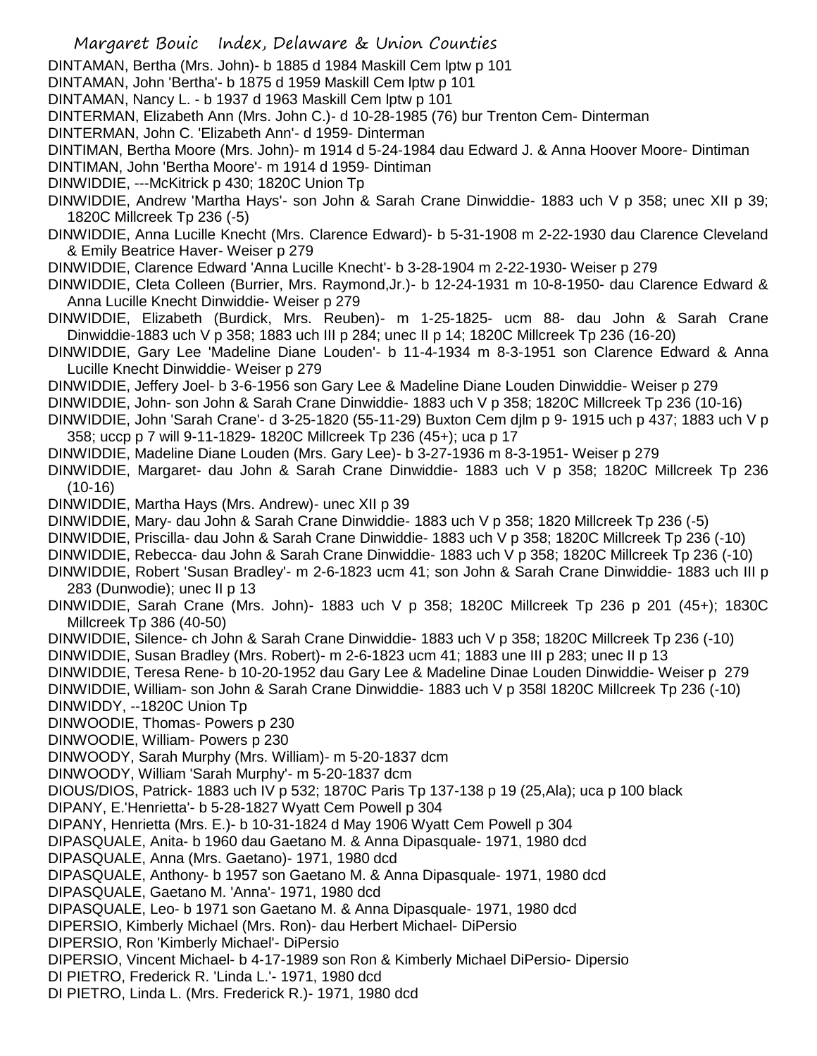DINTAMAN, Bertha (Mrs. John)- b 1885 d 1984 Maskill Cem lptw p 101

DINTAMAN, John 'Bertha'- b 1875 d 1959 Maskill Cem lptw p 101

DINTAMAN, Nancy L. - b 1937 d 1963 Maskill Cem lptw p 101

DINTERMAN, Elizabeth Ann (Mrs. John C.)- d 10-28-1985 (76) bur Trenton Cem- Dinterman

DINTERMAN, John C. 'Elizabeth Ann'- d 1959- Dinterman

DINTIMAN, Bertha Moore (Mrs. John)- m 1914 d 5-24-1984 dau Edward J. & Anna Hoover Moore- Dintiman

DINTIMAN, John 'Bertha Moore'- m 1914 d 1959- Dintiman

DINWIDDIE, ---McKitrick p 430; 1820C Union Tp

DINWIDDIE, Andrew 'Martha Hays'- son John & Sarah Crane Dinwiddie- 1883 uch V p 358; unec XII p 39; 1820C Millcreek Tp 236 (-5)

DINWIDDIE, Anna Lucille Knecht (Mrs. Clarence Edward)- b 5-31-1908 m 2-22-1930 dau Clarence Cleveland & Emily Beatrice Haver- Weiser p 279

DINWIDDIE, Clarence Edward 'Anna Lucille Knecht'- b 3-28-1904 m 2-22-1930- Weiser p 279

DINWIDDIE, Cleta Colleen (Burrier, Mrs. Raymond,Jr.)- b 12-24-1931 m 10-8-1950- dau Clarence Edward & Anna Lucille Knecht Dinwiddie- Weiser p 279

DINWIDDIE, Elizabeth (Burdick, Mrs. Reuben)- m 1-25-1825- ucm 88- dau John & Sarah Crane Dinwiddie-1883 uch V p 358; 1883 uch III p 284; unec II p 14; 1820C Millcreek Tp 236 (16-20)

DINWIDDIE, Gary Lee 'Madeline Diane Louden'- b 11-4-1934 m 8-3-1951 son Clarence Edward & Anna Lucille Knecht Dinwiddie- Weiser p 279

DINWIDDIE, Jeffery Joel- b 3-6-1956 son Gary Lee & Madeline Diane Louden Dinwiddie- Weiser p 279

DINWIDDIE, John- son John & Sarah Crane Dinwiddie- 1883 uch V p 358; 1820C Millcreek Tp 236 (10-16)

DINWIDDIE, John 'Sarah Crane'- d 3-25-1820 (55-11-29) Buxton Cem djlm p 9- 1915 uch p 437; 1883 uch V p 358; uccp p 7 will 9-11-1829- 1820C Millcreek Tp 236 (45+); uca p 17

DINWIDDIE, Madeline Diane Louden (Mrs. Gary Lee)- b 3-27-1936 m 8-3-1951- Weiser p 279

DINWIDDIE, Margaret- dau John & Sarah Crane Dinwiddie- 1883 uch V p 358; 1820C Millcreek Tp 236 (10-16)

DINWIDDIE, Martha Hays (Mrs. Andrew)- unec XII p 39

DINWIDDIE, Mary- dau John & Sarah Crane Dinwiddie- 1883 uch V p 358; 1820 Millcreek Tp 236 (-5)

DINWIDDIE, Priscilla- dau John & Sarah Crane Dinwiddie- 1883 uch V p 358; 1820C Millcreek Tp 236 (-10)

DINWIDDIE, Rebecca- dau John & Sarah Crane Dinwiddie- 1883 uch V p 358; 1820C Millcreek Tp 236 (-10)

DINWIDDIE, Robert 'Susan Bradley'- m 2-6-1823 ucm 41; son John & Sarah Crane Dinwiddie- 1883 uch III p 283 (Dunwodie); unec II p 13

DINWIDDIE, Sarah Crane (Mrs. John)- 1883 uch V p 358; 1820C Millcreek Tp 236 p 201 (45+); 1830C Millcreek Tp 386 (40-50)

DINWIDDIE, Silence- ch John & Sarah Crane Dinwiddie- 1883 uch V p 358; 1820C Millcreek Tp 236 (-10)

DINWIDDIE, Susan Bradley (Mrs. Robert)- m 2-6-1823 ucm 41; 1883 une III p 283; unec II p 13

DINWIDDIE, Teresa Rene- b 10-20-1952 dau Gary Lee & Madeline Dinae Louden Dinwiddie- Weiser p 279

DINWIDDIE, William- son John & Sarah Crane Dinwiddie- 1883 uch V p 358l 1820C Millcreek Tp 236 (-10)

DINWIDDY, --1820C Union Tp

DINWOODIE, Thomas- Powers p 230

DINWOODIE, William- Powers p 230

DINWOODY, Sarah Murphy (Mrs. William)- m 5-20-1837 dcm

DINWOODY, William 'Sarah Murphy'- m 5-20-1837 dcm

DIOUS/DIOS, Patrick- 1883 uch IV p 532; 1870C Paris Tp 137-138 p 19 (25,Ala); uca p 100 black

DIPANY, E.'Henrietta'- b 5-28-1827 Wyatt Cem Powell p 304

DIPANY, Henrietta (Mrs. E.)- b 10-31-1824 d May 1906 Wyatt Cem Powell p 304

DIPASQUALE, Anita- b 1960 dau Gaetano M. & Anna Dipasquale- 1971, 1980 dcd

DIPASQUALE, Anna (Mrs. Gaetano)- 1971, 1980 dcd

DIPASQUALE, Anthony- b 1957 son Gaetano M. & Anna Dipasquale- 1971, 1980 dcd

DIPASQUALE, Gaetano M. 'Anna'- 1971, 1980 dcd

DIPASQUALE, Leo- b 1971 son Gaetano M. & Anna Dipasquale- 1971, 1980 dcd

DIPERSIO, Kimberly Michael (Mrs. Ron)- dau Herbert Michael- DiPersio

DIPERSIO, Ron 'Kimberly Michael'- DiPersio

DIPERSIO, Vincent Michael- b 4-17-1989 son Ron & Kimberly Michael DiPersio- Dipersio

DI PIETRO, Frederick R. 'Linda L.'- 1971, 1980 dcd

DI PIETRO, Linda L. (Mrs. Frederick R.)- 1971, 1980 dcd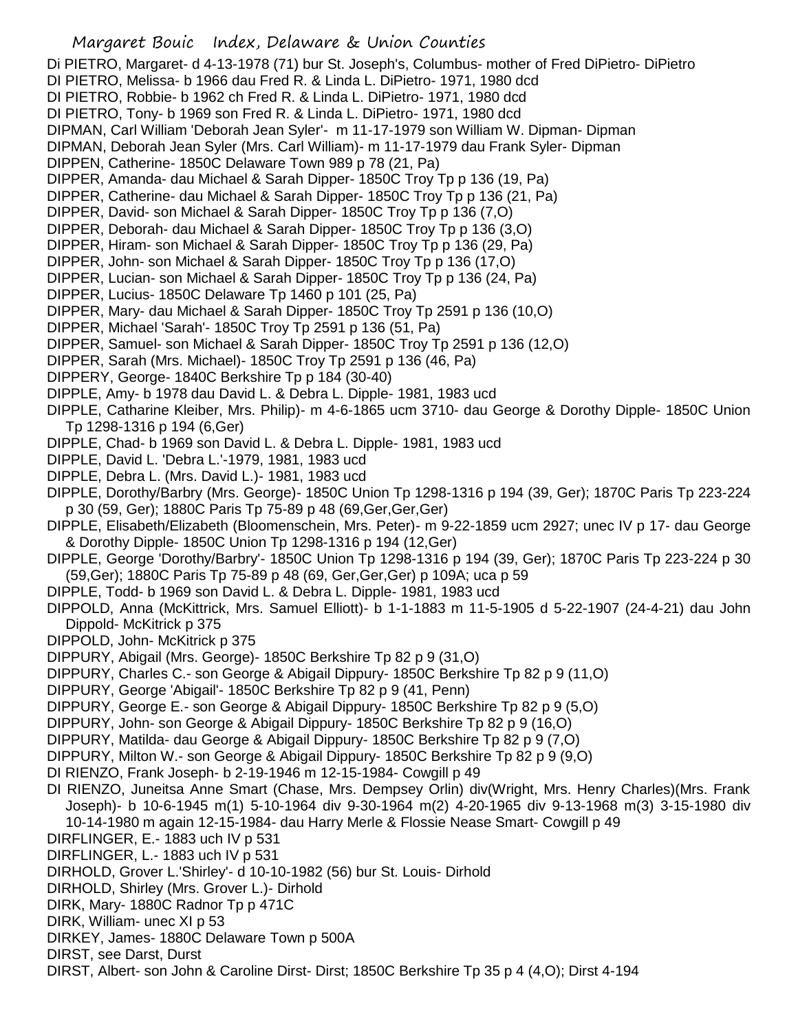Di PIETRO, Margaret- d 4-13-1978 (71) bur St. Joseph's, Columbus- mother of Fred DiPietro- DiPietro
DI PIETRO, Melissa- b 1966 dau Fred R. & Linda L. DiPietro- 1971, 1980 dcd
DI PIETRO, Robbie- b 1962 ch Fred R. & Linda L. DiPietro- 1971, 1980 dcd
DI PIETRO, Tony- b 1969 son Fred R. & Linda L. DiPietro- 1971, 1980 dcd
DIPMAN, Carl William 'Deborah Jean Syler'- m 11-17-1979 son William W. Dipman- Dipman
DIPMAN, Deborah Jean Syler (Mrs. Carl William)- m 11-17-1979 dau Frank Syler- Dipman
DIPPEN, Catherine- 1850C Delaware Town 989 p 78 (21, Pa)
DIPPER, Amanda- dau Michael & Sarah Dipper- 1850C Troy Tp p 136 (19, Pa)
DIPPER, Catherine- dau Michael & Sarah Dipper- 1850C Troy Tp p 136 (21, Pa)
DIPPER, David- son Michael & Sarah Dipper- 1850C Troy Tp p 136 (7,O)
DIPPER, Deborah- dau Michael & Sarah Dipper- 1850C Troy Tp p 136 (3,O)
DIPPER, Hiram- son Michael & Sarah Dipper- 1850C Troy Tp p 136 (29, Pa)
DIPPER, John- son Michael & Sarah Dipper- 1850C Troy Tp p 136 (17,O)
DIPPER, Lucian- son Michael & Sarah Dipper- 1850C Troy Tp p 136 (24, Pa)
DIPPER, Lucius- 1850C Delaware Tp 1460 p 101 (25, Pa)
DIPPER, Mary- dau Michael & Sarah Dipper- 1850C Troy Tp 2591 p 136 (10,O)
DIPPER, Michael 'Sarah'- 1850C Troy Tp 2591 p 136 (51, Pa)
DIPPER, Samuel- son Michael & Sarah Dipper- 1850C Troy Tp 2591 p 136 (12,O)
DIPPER, Sarah (Mrs. Michael)- 1850C Troy Tp 2591 p 136 (46, Pa)
DIPPERY, George- 1840C Berkshire Tp p 184 (30-40)
DIPPLE, Amy- b 1978 dau David L. & Debra L. Dipple- 1981, 1983 ucd
DIPPLE, Catharine Kleiber, Mrs. Philip)- m 4-6-1865 ucm 3710- dau George & Dorothy Dipple- 1850C Union Tp 1298-1316 p 194 (6,Ger)
DIPPLE, Chad- b 1969 son David L. & Debra L. Dipple- 1981, 1983 ucd
DIPPLE, David L. 'Debra L.'-1979, 1981, 1983 ucd
DIPPLE, Debra L. (Mrs. David L.)- 1981, 1983 ucd
DIPPLE, Dorothy/Barbry (Mrs. George)- 1850C Union Tp 1298-1316 p 194 (39, Ger); 1870C Paris Tp 223-224 p 30 (59, Ger); 1880C Paris Tp 75-89 p 48 (69,Ger,Ger,Ger)
DIPPLE, Elisabeth/Elizabeth (Bloomenschein, Mrs. Peter)- m 9-22-1859 ucm 2927; unec IV p 17- dau George & Dorothy Dipple- 1850C Union Tp 1298-1316 p 194 (12,Ger)
DIPPLE, George 'Dorothy/Barbry'- 1850C Union Tp 1298-1316 p 194 (39, Ger); 1870C Paris Tp 223-224 p 30 (59,Ger); 1880C Paris Tp 75-89 p 48 (69, Ger,Ger,Ger) p 109A; uca p 59
DIPPLE, Todd- b 1969 son David L. & Debra L. Dipple- 1981, 1983 ucd
DIPPOLD, Anna (McKittrick, Mrs. Samuel Elliott)- b 1-1-1883 m 11-5-1905 d 5-22-1907 (24-4-21) dau John Dippold- McKitrick p 375
DIPPOLD, John- McKitrick p 375
DIPPURY, Abigail (Mrs. George)- 1850C Berkshire Tp 82 p 9 (31,O)
DIPPURY, Charles C.- son George & Abigail Dippury- 1850C Berkshire Tp 82 p 9 (11,O)
DIPPURY, George 'Abigail'- 1850C Berkshire Tp 82 p 9 (41, Penn)
DIPPURY, George E.- son George & Abigail Dippury- 1850C Berkshire Tp 82 p 9 (5,O)
DIPPURY, John- son George & Abigail Dippury- 1850C Berkshire Tp 82 p 9 (16,O)
DIPPURY, Matilda- dau George & Abigail Dippury- 1850C Berkshire Tp 82 p 9 (7,O)
DIPPURY, Milton W.- son George & Abigail Dippury- 1850C Berkshire Tp 82 p 9 (9,O)
DI RIENZO, Frank Joseph- b 2-19-1946 m 12-15-1984- Cowgill p 49
DI RIENZO, Juneitsa Anne Smart (Chase, Mrs. Dempsey Orlin) div(Wright, Mrs. Henry Charles)(Mrs. Frank Joseph)- b 10-6-1945 m(1) 5-10-1964 div 9-30-1964 m(2) 4-20-1965 div 9-13-1968 m(3) 3-15-1980 div 10-14-1980 m again 12-15-1984- dau Harry Merle & Flossie Nease Smart- Cowgill p 49
DIRFLINGER, E.- 1883 uch IV p 531
DIRFLINGER, L.- 1883 uch IV p 531
DIRHOLD, Grover L.'Shirley'- d 10-10-1982 (56) bur St. Louis- Dirhold
DIRHOLD, Shirley (Mrs. Grover L.)- Dirhold
DIRK, Mary- 1880C Radnor Tp p 471C
DIRK, William- unec XI p 53
DIRKEY, James- 1880C Delaware Town p 500A
DIRST, see Darst, Durst
DIRST, Albert- son John & Caroline Dirst- Dirst; 1850C Berkshire Tp 35 p 4 (4,O); Dirst 4-194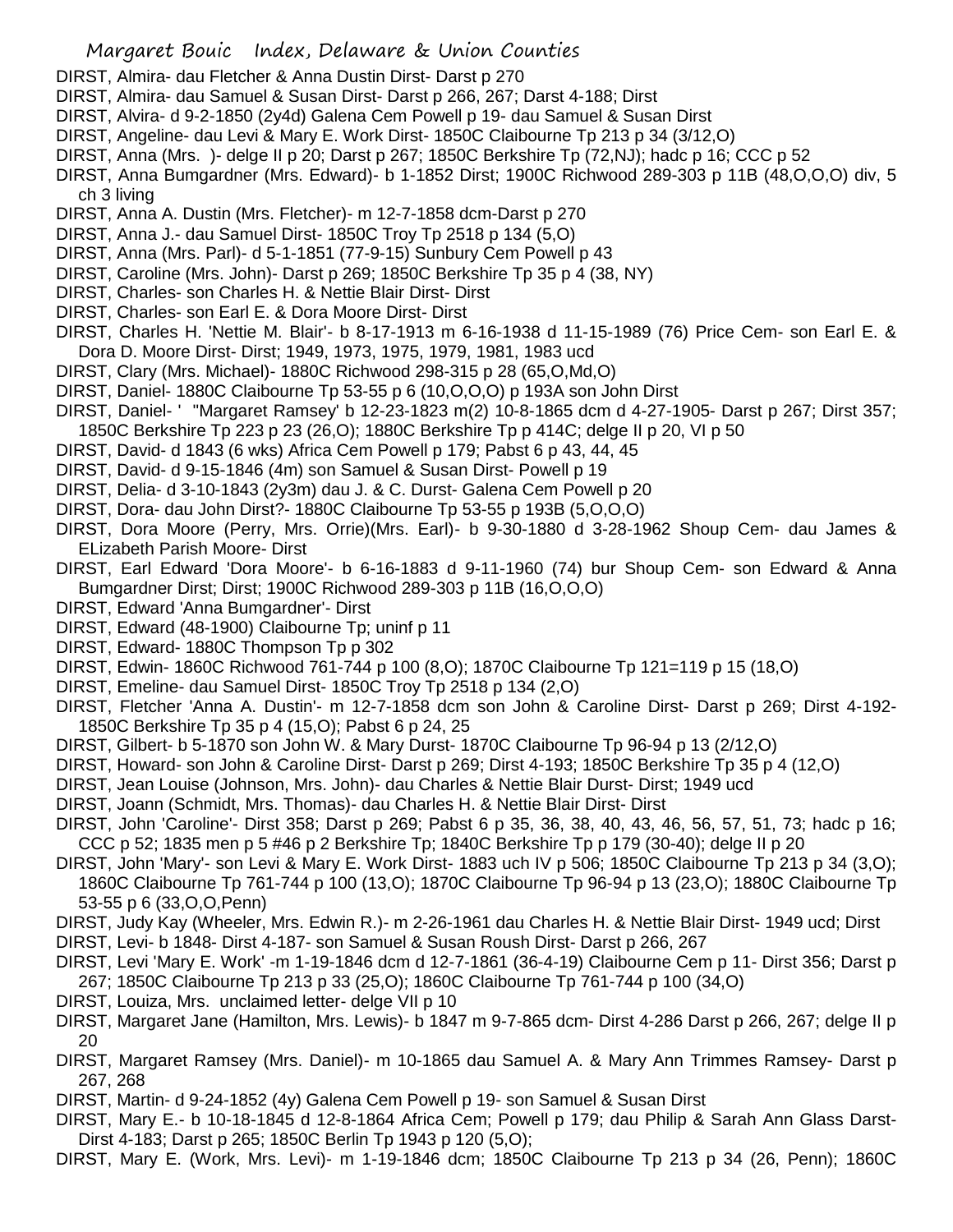DIRST, Almira- dau Fletcher & Anna Dustin Dirst- Darst p 270

DIRST, Almira- dau Samuel & Susan Dirst- Darst p 266, 267; Darst 4-188; Dirst

DIRST, Alvira- d 9-2-1850 (2y4d) Galena Cem Powell p 19- dau Samuel & Susan Dirst

DIRST, Angeline- dau Levi & Mary E. Work Dirst- 1850C Claibourne Tp 213 p 34 (3/12,O)

DIRST, Anna (Mrs. )- delge II p 20; Darst p 267; 1850C Berkshire Tp (72,NJ); hadc p 16; CCC p 52

DIRST, Anna Bumgardner (Mrs. Edward)- b 1-1852 Dirst; 1900C Richwood 289-303 p 11B (48,O,O,O) div, 5 ch 3 living

DIRST, Anna A. Dustin (Mrs. Fletcher)- m 12-7-1858 dcm-Darst p 270

DIRST, Anna J.- dau Samuel Dirst- 1850C Troy Tp 2518 p 134 (5,O)

DIRST, Anna (Mrs. Parl)- d 5-1-1851 (77-9-15) Sunbury Cem Powell p 43

DIRST, Caroline (Mrs. John)- Darst p 269; 1850C Berkshire Tp 35 p 4 (38, NY)

DIRST, Charles- son Charles H. & Nettie Blair Dirst- Dirst

DIRST, Charles- son Earl E. & Dora Moore Dirst- Dirst

DIRST, Charles H. 'Nettie M. Blair'- b 8-17-1913 m 6-16-1938 d 11-15-1989 (76) Price Cem- son Earl E. & Dora D. Moore Dirst- Dirst; 1949, 1973, 1975, 1979, 1981, 1983 ucd

DIRST, Clary (Mrs. Michael)- 1880C Richwood 298-315 p 28 (65,O,Md,O)

DIRST, Daniel- 1880C Claibourne Tp 53-55 p 6 (10,O,O,O) p 193A son John Dirst

DIRST, Daniel- ' "Margaret Ramsey' b 12-23-1823 m(2) 10-8-1865 dcm d 4-27-1905- Darst p 267; Dirst 357; 1850C Berkshire Tp 223 p 23 (26,O); 1880C Berkshire Tp p 414C; delge II p 20, VI p 50

DIRST, David- d 1843 (6 wks) Africa Cem Powell p 179; Pabst 6 p 43, 44, 45

DIRST, David- d 9-15-1846 (4m) son Samuel & Susan Dirst- Powell p 19

DIRST, Delia- d 3-10-1843 (2y3m) dau J. & C. Durst- Galena Cem Powell p 20

DIRST, Dora- dau John Dirst?- 1880C Claibourne Tp 53-55 p 193B (5,O,O,O)

DIRST, Dora Moore (Perry, Mrs. Orrie)(Mrs. Earl)- b 9-30-1880 d 3-28-1962 Shoup Cem- dau James & ELizabeth Parish Moore- Dirst

DIRST, Earl Edward 'Dora Moore'- b 6-16-1883 d 9-11-1960 (74) bur Shoup Cem- son Edward & Anna Bumgardner Dirst; Dirst; 1900C Richwood 289-303 p 11B (16,O,O,O)

DIRST, Edward 'Anna Bumgardner'- Dirst

DIRST, Edward (48-1900) Claibourne Tp; uninf p 11

DIRST, Edward- 1880C Thompson Tp p 302

DIRST, Edwin- 1860C Richwood 761-744 p 100 (8,O); 1870C Claibourne Tp 121=119 p 15 (18,O)

DIRST, Emeline- dau Samuel Dirst- 1850C Troy Tp 2518 p 134 (2,O)

DIRST, Fletcher 'Anna A. Dustin'- m 12-7-1858 dcm son John & Caroline Dirst- Darst p 269; Dirst 4-192- 1850C Berkshire Tp 35 p 4 (15,O); Pabst 6 p 24, 25

DIRST, Gilbert- b 5-1870 son John W. & Mary Durst- 1870C Claibourne Tp 96-94 p 13 (2/12,O)

DIRST, Howard- son John & Caroline Dirst- Darst p 269; Dirst 4-193; 1850C Berkshire Tp 35 p 4 (12,O)

DIRST, Jean Louise (Johnson, Mrs. John)- dau Charles & Nettie Blair Durst- Dirst; 1949 ucd

DIRST, Joann (Schmidt, Mrs. Thomas)- dau Charles H. & Nettie Blair Dirst- Dirst

DIRST, John 'Caroline'- Dirst 358; Darst p 269; Pabst 6 p 35, 36, 38, 40, 43, 46, 56, 57, 51, 73; hadc p 16; CCC p 52; 1835 men p 5 #46 p 2 Berkshire Tp; 1840C Berkshire Tp p 179 (30-40); delge II p 20

DIRST, John 'Mary'- son Levi & Mary E. Work Dirst- 1883 uch IV p 506; 1850C Claibourne Tp 213 p 34 (3,O); 1860C Claibourne Tp 761-744 p 100 (13,O); 1870C Claibourne Tp 96-94 p 13 (23,O); 1880C Claibourne Tp 53-55 p 6 (33,O,O,Penn)

DIRST, Judy Kay (Wheeler, Mrs. Edwin R.)- m 2-26-1961 dau Charles H. & Nettie Blair Dirst- 1949 ucd; Dirst

DIRST, Levi- b 1848- Dirst 4-187- son Samuel & Susan Roush Dirst- Darst p 266, 267

DIRST, Levi 'Mary E. Work' -m 1-19-1846 dcm d 12-7-1861 (36-4-19) Claibourne Cem p 11- Dirst 356; Darst p 267; 1850C Claibourne Tp 213 p 33 (25,O); 1860C Claibourne Tp 761-744 p 100 (34,O)

DIRST, Louiza, Mrs. unclaimed letter- delge VII p 10

DIRST, Margaret Jane (Hamilton, Mrs. Lewis)- b 1847 m 9-7-865 dcm- Dirst 4-286 Darst p 266, 267; delge II p 20

DIRST, Margaret Ramsey (Mrs. Daniel)- m 10-1865 dau Samuel A. & Mary Ann Trimmes Ramsey- Darst p 267, 268

DIRST, Martin- d 9-24-1852 (4y) Galena Cem Powell p 19- son Samuel & Susan Dirst

DIRST, Mary E.- b 10-18-1845 d 12-8-1864 Africa Cem; Powell p 179; dau Philip & Sarah Ann Glass Darst- Dirst 4-183; Darst p 265; 1850C Berlin Tp 1943 p 120 (5,O);

DIRST, Mary E. (Work, Mrs. Levi)- m 1-19-1846 dcm; 1850C Claibourne Tp 213 p 34 (26, Penn); 1860C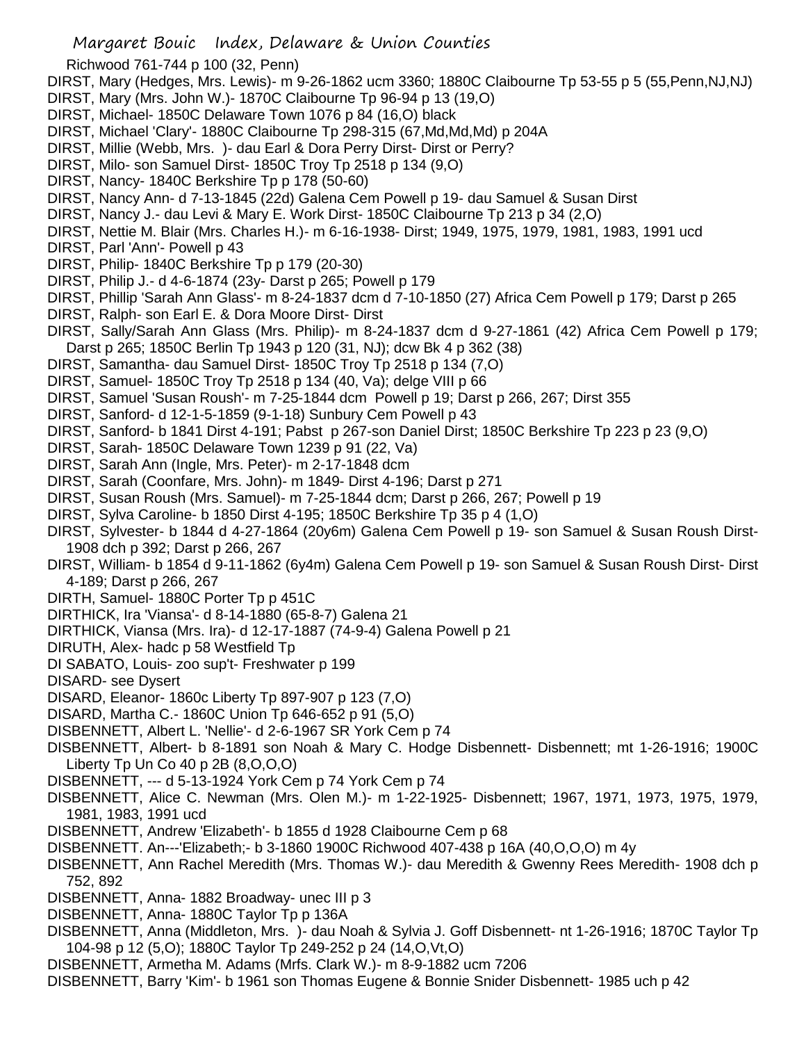Richwood 761-744 p 100 (32, Penn)

DIRST, Mary (Hedges, Mrs. Lewis)- m 9-26-1862 ucm 3360; 1880C Claibourne Tp 53-55 p 5 (55,Penn,NJ,NJ)

DIRST, Mary (Mrs. John W.)- 1870C Claibourne Tp 96-94 p 13 (19,O)

DIRST, Michael- 1850C Delaware Town 1076 p 84 (16,O) black

DIRST, Michael 'Clary'- 1880C Claibourne Tp 298-315 (67,Md,Md,Md) p 204A

DIRST, Millie (Webb, Mrs. )- dau Earl & Dora Perry Dirst- Dirst or Perry?

DIRST, Milo- son Samuel Dirst- 1850C Troy Tp 2518 p 134 (9,O)

DIRST, Nancy- 1840C Berkshire Tp p 178 (50-60)

DIRST, Nancy Ann- d 7-13-1845 (22d) Galena Cem Powell p 19- dau Samuel & Susan Dirst

DIRST, Nancy J.- dau Levi & Mary E. Work Dirst- 1850C Claibourne Tp 213 p 34 (2,O)

DIRST, Nettie M. Blair (Mrs. Charles H.)- m 6-16-1938- Dirst; 1949, 1975, 1979, 1981, 1983, 1991 ucd

DIRST, Parl 'Ann'- Powell p 43

DIRST, Philip- 1840C Berkshire Tp p 179 (20-30)

DIRST, Philip J.- d 4-6-1874 (23y- Darst p 265; Powell p 179

DIRST, Phillip 'Sarah Ann Glass'- m 8-24-1837 dcm d 7-10-1850 (27) Africa Cem Powell p 179; Darst p 265

DIRST, Ralph- son Earl E. & Dora Moore Dirst- Dirst

DIRST, Sally/Sarah Ann Glass (Mrs. Philip)- m 8-24-1837 dcm d 9-27-1861 (42) Africa Cem Powell p 179; Darst p 265; 1850C Berlin Tp 1943 p 120 (31, NJ); dcw Bk 4 p 362 (38)

DIRST, Samantha- dau Samuel Dirst- 1850C Troy Tp 2518 p 134 (7,O)

DIRST, Samuel- 1850C Troy Tp 2518 p 134 (40, Va); delge VIII p 66

DIRST, Samuel 'Susan Roush'- m 7-25-1844 dcm Powell p 19; Darst p 266, 267; Dirst 355

DIRST, Sanford- d 12-1-5-1859 (9-1-18) Sunbury Cem Powell p 43

DIRST, Sanford- b 1841 Dirst 4-191; Pabst p 267-son Daniel Dirst; 1850C Berkshire Tp 223 p 23 (9,O)

DIRST, Sarah- 1850C Delaware Town 1239 p 91 (22, Va)

DIRST, Sarah Ann (Ingle, Mrs. Peter)- m 2-17-1848 dcm

DIRST, Sarah (Coonfare, Mrs. John)- m 1849- Dirst 4-196; Darst p 271

DIRST, Susan Roush (Mrs. Samuel)- m 7-25-1844 dcm; Darst p 266, 267; Powell p 19

DIRST, Sylva Caroline- b 1850 Dirst 4-195; 1850C Berkshire Tp 35 p 4 (1,O)

DIRST, Sylvester- b 1844 d 4-27-1864 (20y6m) Galena Cem Powell p 19- son Samuel & Susan Roush Dirst- 1908 dch p 392; Darst p 266, 267

DIRST, William- b 1854 d 9-11-1862 (6y4m) Galena Cem Powell p 19- son Samuel & Susan Roush Dirst- Dirst 4-189; Darst p 266, 267

DIRTH, Samuel- 1880C Porter Tp p 451C

DIRTHICK, Ira 'Viansa'- d 8-14-1880 (65-8-7) Galena 21

DIRTHICK, Viansa (Mrs. Ira)- d 12-17-1887 (74-9-4) Galena Powell p 21

DIRUTH, Alex- hadc p 58 Westfield Tp

DI SABATO, Louis- zoo sup't- Freshwater p 199

DISARD- see Dysert

DISARD, Eleanor- 1860c Liberty Tp 897-907 p 123 (7,O)

DISARD, Martha C.- 1860C Union Tp 646-652 p 91 (5,O)

DISBENNETT, Albert L. 'Nellie'- d 2-6-1967 SR York Cem p 74

DISBENNETT, Albert- b 8-1891 son Noah & Mary C. Hodge Disbennett- Disbennett; mt 1-26-1916; 1900C Liberty Tp Un Co 40 p 2B (8,O,O,O)

DISBENNETT, --- d 5-13-1924 York Cem p 74 York Cem p 74

DISBENNETT, Alice C. Newman (Mrs. Olen M.)- m 1-22-1925- Disbennett; 1967, 1971, 1973, 1975, 1979, 1981, 1983, 1991 ucd

DISBENNETT, Andrew 'Elizabeth'- b 1855 d 1928 Claibourne Cem p 68

DISBENNETT. An---'Elizabeth;- b 3-1860 1900C Richwood 407-438 p 16A (40,O,O,O) m 4y

DISBENNETT, Ann Rachel Meredith (Mrs. Thomas W.)- dau Meredith & Gwenny Rees Meredith- 1908 dch p 752, 892

DISBENNETT, Anna- 1882 Broadway- unec III p 3

DISBENNETT, Anna- 1880C Taylor Tp p 136A

DISBENNETT, Anna (Middleton, Mrs. )- dau Noah & Sylvia J. Goff Disbennett- nt 1-26-1916; 1870C Taylor Tp 104-98 p 12 (5,O); 1880C Taylor Tp 249-252 p 24 (14,O,Vt,O)

DISBENNETT, Armetha M. Adams (Mrfs. Clark W.)- m 8-9-1882 ucm 7206

DISBENNETT, Barry 'Kim'- b 1961 son Thomas Eugene & Bonnie Snider Disbennett- 1985 uch p 42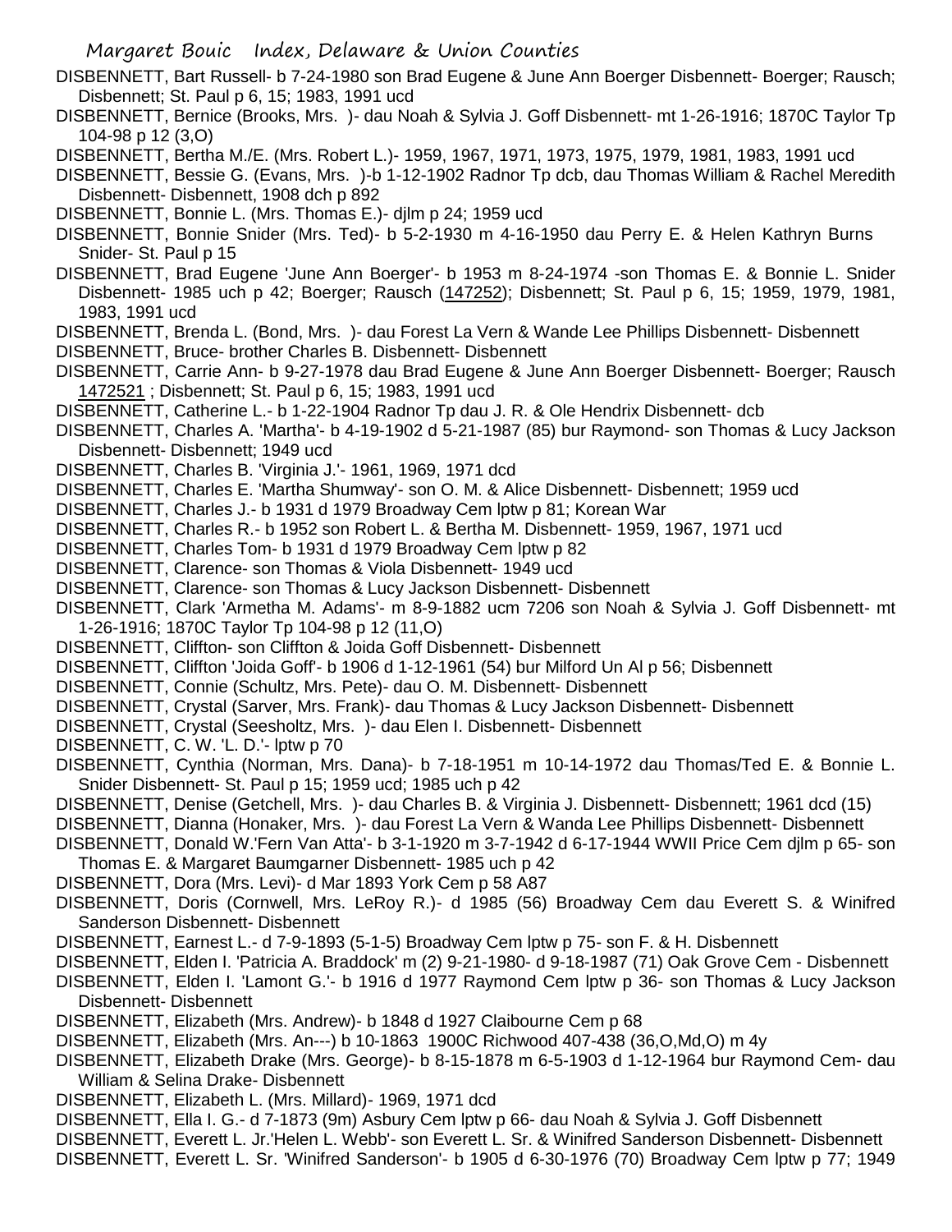DISBENNETT, Bart Russell- b 7-24-1980 son Brad Eugene & June Ann Boerger Disbennett- Boerger; Rausch; Disbennett; St. Paul p 6, 15; 1983, 1991 ucd

DISBENNETT, Bernice (Brooks, Mrs. )- dau Noah & Sylvia J. Goff Disbennett- mt 1-26-1916; 1870C Taylor Tp 104-98 p 12 (3,O)

DISBENNETT, Bertha M./E. (Mrs. Robert L.)- 1959, 1967, 1971, 1973, 1975, 1979, 1981, 1983, 1991 ucd

DISBENNETT, Bessie G. (Evans, Mrs. )-b 1-12-1902 Radnor Tp dcb, dau Thomas William & Rachel Meredith Disbennett- Disbennett, 1908 dch p 892

DISBENNETT, Bonnie L. (Mrs. Thomas E.)- djlm p 24; 1959 ucd

DISBENNETT, Bonnie Snider (Mrs. Ted)- b 5-2-1930 m 4-16-1950 dau Perry E. & Helen Kathryn Burns Snider- St. Paul p 15

DISBENNETT, Brad Eugene 'June Ann Boerger'- b 1953 m 8-24-1974 -son Thomas E. & Bonnie L. Snider Disbennett- 1985 uch p 42; Boerger; Rausch (147252); Disbennett; St. Paul p 6, 15; 1959, 1979, 1981, 1983, 1991 ucd

DISBENNETT, Brenda L. (Bond, Mrs. )- dau Forest La Vern & Wande Lee Phillips Disbennett- Disbennett

DISBENNETT, Bruce- brother Charles B. Disbennett- Disbennett

DISBENNETT, Carrie Ann- b 9-27-1978 dau Brad Eugene & June Ann Boerger Disbennett- Boerger; Rausch 1472521 ; Disbennett; St. Paul p 6, 15; 1983, 1991 ucd

DISBENNETT, Catherine L.- b 1-22-1904 Radnor Tp dau J. R. & Ole Hendrix Disbennett- dcb

DISBENNETT, Charles A. 'Martha'- b 4-19-1902 d 5-21-1987 (85) bur Raymond- son Thomas & Lucy Jackson Disbennett- Disbennett; 1949 ucd

DISBENNETT, Charles B. 'Virginia J.'- 1961, 1969, 1971 dcd

DISBENNETT, Charles E. 'Martha Shumway'- son O. M. & Alice Disbennett- Disbennett; 1959 ucd

DISBENNETT, Charles J.- b 1931 d 1979 Broadway Cem lptw p 81; Korean War

DISBENNETT, Charles R.- b 1952 son Robert L. & Bertha M. Disbennett- 1959, 1967, 1971 ucd

DISBENNETT, Charles Tom- b 1931 d 1979 Broadway Cem lptw p 82

DISBENNETT, Clarence- son Thomas & Viola Disbennett- 1949 ucd

DISBENNETT, Clarence- son Thomas & Lucy Jackson Disbennett- Disbennett

DISBENNETT, Clark 'Armetha M. Adams'- m 8-9-1882 ucm 7206 son Noah & Sylvia J. Goff Disbennett- mt 1-26-1916; 1870C Taylor Tp 104-98 p 12 (11,O)

DISBENNETT, Cliffton- son Cliffton & Joida Goff Disbennett- Disbennett

DISBENNETT, Cliffton 'Joida Goff'- b 1906 d 1-12-1961 (54) bur Milford Un Al p 56; Disbennett

DISBENNETT, Connie (Schultz, Mrs. Pete)- dau O. M. Disbennett- Disbennett

DISBENNETT, Crystal (Sarver, Mrs. Frank)- dau Thomas & Lucy Jackson Disbennett- Disbennett

DISBENNETT, Crystal (Seesholtz, Mrs. )- dau Elen I. Disbennett- Disbennett

DISBENNETT, C. W. 'L. D.'- lptw p 70

DISBENNETT, Cynthia (Norman, Mrs. Dana)- b 7-18-1951 m 10-14-1972 dau Thomas/Ted E. & Bonnie L. Snider Disbennett- St. Paul p 15; 1959 ucd; 1985 uch p 42

DISBENNETT, Denise (Getchell, Mrs. )- dau Charles B. & Virginia J. Disbennett- Disbennett; 1961 dcd (15)

DISBENNETT, Dianna (Honaker, Mrs. )- dau Forest La Vern & Wanda Lee Phillips Disbennett- Disbennett

DISBENNETT, Donald W.'Fern Van Atta'- b 3-1-1920 m 3-7-1942 d 6-17-1944 WWII Price Cem djlm p 65- son Thomas E. & Margaret Baumgarner Disbennett- 1985 uch p 42

DISBENNETT, Dora (Mrs. Levi)- d Mar 1893 York Cem p 58 A87

DISBENNETT, Doris (Cornwell, Mrs. LeRoy R.)- d 1985 (56) Broadway Cem dau Everett S. & Winifred Sanderson Disbennett- Disbennett

DISBENNETT, Earnest L.- d 7-9-1893 (5-1-5) Broadway Cem lptw p 75- son F. & H. Disbennett

DISBENNETT, Elden I. 'Patricia A. Braddock' m (2) 9-21-1980- d 9-18-1987 (71) Oak Grove Cem - Disbennett

DISBENNETT, Elden I. 'Lamont G.'- b 1916 d 1977 Raymond Cem lptw p 36- son Thomas & Lucy Jackson Disbennett- Disbennett

DISBENNETT, Elizabeth (Mrs. Andrew)- b 1848 d 1927 Claibourne Cem p 68

DISBENNETT, Elizabeth (Mrs. An---) b 10-1863 1900C Richwood 407-438 (36,O,Md,O) m 4y

DISBENNETT, Elizabeth Drake (Mrs. George)- b 8-15-1878 m 6-5-1903 d 1-12-1964 bur Raymond Cem- dau William & Selina Drake- Disbennett

DISBENNETT, Elizabeth L. (Mrs. Millard)- 1969, 1971 dcd

DISBENNETT, Ella I. G.- d 7-1873 (9m) Asbury Cem lptw p 66- dau Noah & Sylvia J. Goff Disbennett

DISBENNETT, Everett L. Jr.'Helen L. Webb'- son Everett L. Sr. & Winifred Sanderson Disbennett- Disbennett

DISBENNETT, Everett L. Sr. 'Winifred Sanderson'- b 1905 d 6-30-1976 (70) Broadway Cem lptw p 77; 1949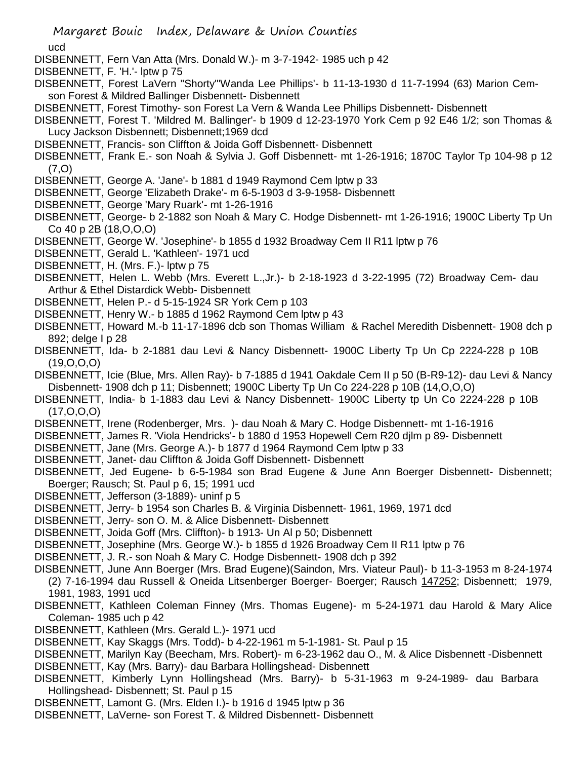ucd

DISBENNETT, Fern Van Atta (Mrs. Donald W.)- m 3-7-1942- 1985 uch p 42

DISBENNETT, F. 'H.'- lptw p 75

DISBENNETT, Forest LaVern "Shorty"'Wanda Lee Phillips'- b 11-13-1930 d 11-7-1994 (63) Marion Cem- son Forest & Mildred Ballinger Disbennett- Disbennett

DISBENNETT, Forest Timothy- son Forest La Vern & Wanda Lee Phillips Disbennett- Disbennett

DISBENNETT, Forest T. 'Mildred M. Ballinger'- b 1909 d 12-23-1970 York Cem p 92 E46 1/2; son Thomas & Lucy Jackson Disbennett; Disbennett;1969 dcd

DISBENNETT, Francis- son Cliffton & Joida Goff Disbennett- Disbennett

DISBENNETT, Frank E.- son Noah & Sylvia J. Goff Disbennett- mt 1-26-1916; 1870C Taylor Tp 104-98 p 12 (7,O)

DISBENNETT, George A. 'Jane'- b 1881 d 1949 Raymond Cem lptw p 33

DISBENNETT, George 'Elizabeth Drake'- m 6-5-1903 d 3-9-1958- Disbennett

DISBENNETT, George 'Mary Ruark'- mt 1-26-1916

DISBENNETT, George- b 2-1882 son Noah & Mary C. Hodge Disbennett- mt 1-26-1916; 1900C Liberty Tp Un Co 40 p 2B (18,O,O,O)

DISBENNETT, George W. 'Josephine'- b 1855 d 1932 Broadway Cem II R11 lptw p 76

DISBENNETT, Gerald L. 'Kathleen'- 1971 ucd

DISBENNETT, H. (Mrs. F.)- lptw p 75

DISBENNETT, Helen L. Webb (Mrs. Everett L.,Jr.)- b 2-18-1923 d 3-22-1995 (72) Broadway Cem- dau Arthur & Ethel Distardick Webb- Disbennett

DISBENNETT, Helen P.- d 5-15-1924 SR York Cem p 103

DISBENNETT, Henry W.- b 1885 d 1962 Raymond Cem lptw p 43

DISBENNETT, Howard M.-b 11-17-1896 dcb son Thomas William & Rachel Meredith Disbennett- 1908 dch p 892; delge I p 28

DISBENNETT, Ida- b 2-1881 dau Levi & Nancy Disbennett- 1900C Liberty Tp Un Cp 2224-228 p 10B (19,O,O,O)

DISBENNETT, Icie (Blue, Mrs. Allen Ray)- b 7-1885 d 1941 Oakdale Cem II p 50 (B-R9-12)- dau Levi & Nancy Disbennett- 1908 dch p 11; Disbennett; 1900C Liberty Tp Un Co 224-228 p 10B (14,O,O,O)

DISBENNETT, India- b 1-1883 dau Levi & Nancy Disbennett- 1900C Liberty tp Un Co 2224-228 p 10B (17,O,O,O)

DISBENNETT, Irene (Rodenberger, Mrs. )- dau Noah & Mary C. Hodge Disbennett- mt 1-16-1916

DISBENNETT, James R. 'Viola Hendricks'- b 1880 d 1953 Hopewell Cem R20 djlm p 89- Disbennett

DISBENNETT, Jane (Mrs. George A.)- b 1877 d 1964 Raymond Cem lptw p 33

DISBENNETT, Janet- dau Cliffton & Joida Goff Disbennett- Disbennett

DISBENNETT, Jed Eugene- b 6-5-1984 son Brad Eugene & June Ann Boerger Disbennett- Disbennett; Boerger; Rausch; St. Paul p 6, 15; 1991 ucd

DISBENNETT, Jefferson (3-1889)- uninf p 5

DISBENNETT, Jerry- b 1954 son Charles B. & Virginia Disbennett- 1961, 1969, 1971 dcd

DISBENNETT, Jerry- son O. M. & Alice Disbennett- Disbennett

DISBENNETT, Joida Goff (Mrs. Cliffton)- b 1913- Un Al p 50; Disbennett

DISBENNETT, Josephine (Mrs. George W.)- b 1855 d 1926 Broadway Cem II R11 lptw p 76

DISBENNETT, J. R.- son Noah & Mary C. Hodge Disbennett- 1908 dch p 392

DISBENNETT, June Ann Boerger (Mrs. Brad Eugene)(Saindon, Mrs. Viateur Paul)- b 11-3-1953 m 8-24-1974 (2) 7-16-1994 dau Russell & Oneida Litsenberger Boerger- Boerger; Rausch 147252; Disbennett; 1979, 1981, 1983, 1991 ucd

DISBENNETT, Kathleen Coleman Finney (Mrs. Thomas Eugene)- m 5-24-1971 dau Harold & Mary Alice Coleman- 1985 uch p 42

DISBENNETT, Kathleen (Mrs. Gerald L.)- 1971 ucd

DISBENNETT, Kay Skaggs (Mrs. Todd)- b 4-22-1961 m 5-1-1981- St. Paul p 15

DISBENNETT, Marilyn Kay (Beecham, Mrs. Robert)- m 6-23-1962 dau O., M. & Alice Disbennett -Disbennett

DISBENNETT, Kay (Mrs. Barry)- dau Barbara Hollingshead- Disbennett

DISBENNETT, Kimberly Lynn Hollingshead (Mrs. Barry)- b 5-31-1963 m 9-24-1989- dau Barbara Hollingshead- Disbennett; St. Paul p 15

DISBENNETT, Lamont G. (Mrs. Elden I.)- b 1916 d 1945 lptw p 36

DISBENNETT, LaVerne- son Forest T. & Mildred Disbennett- Disbennett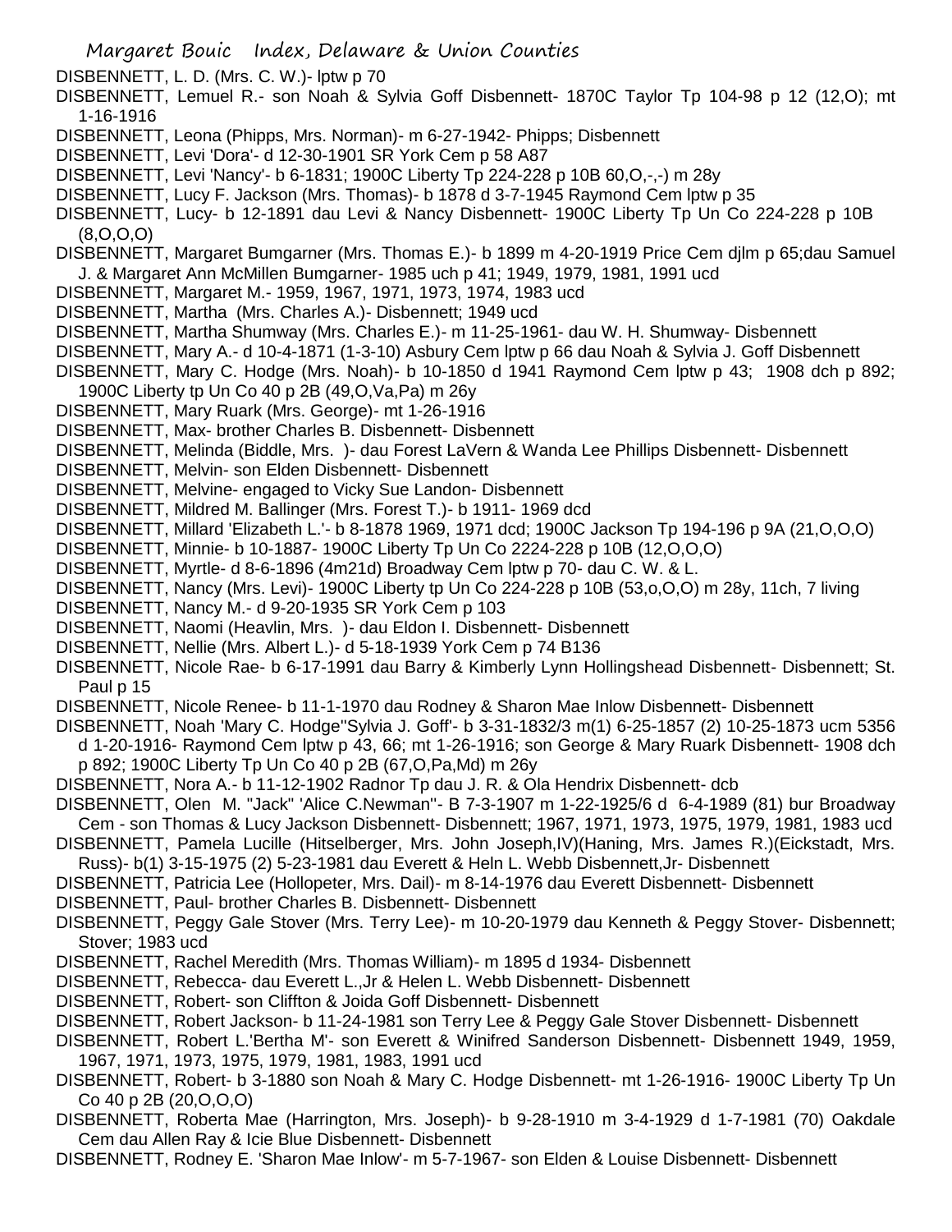DISBENNETT, L. D. (Mrs. C. W.)- lptw p 70

DISBENNETT, Lemuel R.- son Noah & Sylvia Goff Disbennett- 1870C Taylor Tp 104-98 p 12 (12,O); mt 1-16-1916

DISBENNETT, Leona (Phipps, Mrs. Norman)- m 6-27-1942- Phipps; Disbennett

DISBENNETT, Levi 'Dora'- d 12-30-1901 SR York Cem p 58 A87

DISBENNETT, Levi 'Nancy'- b 6-1831; 1900C Liberty Tp 224-228 p 10B 60,O,-,-) m 28y

DISBENNETT, Lucy F. Jackson (Mrs. Thomas)- b 1878 d 3-7-1945 Raymond Cem lptw p 35

DISBENNETT, Lucy- b 12-1891 dau Levi & Nancy Disbennett- 1900C Liberty Tp Un Co 224-228 p 10B (8,O,O,O)

DISBENNETT, Margaret Bumgarner (Mrs. Thomas E.)- b 1899 m 4-20-1919 Price Cem djlm p 65;dau Samuel J. & Margaret Ann McMillen Bumgarner- 1985 uch p 41; 1949, 1979, 1981, 1991 ucd

DISBENNETT, Margaret M.- 1959, 1967, 1971, 1973, 1974, 1983 ucd

DISBENNETT, Martha (Mrs. Charles A.)- Disbennett; 1949 ucd

DISBENNETT, Martha Shumway (Mrs. Charles E.)- m 11-25-1961- dau W. H. Shumway- Disbennett

DISBENNETT, Mary A.- d 10-4-1871 (1-3-10) Asbury Cem lptw p 66 dau Noah & Sylvia J. Goff Disbennett

DISBENNETT, Mary C. Hodge (Mrs. Noah)- b 10-1850 d 1941 Raymond Cem lptw p 43; 1908 dch p 892; 1900C Liberty tp Un Co 40 p 2B (49,O,Va,Pa) m 26y

DISBENNETT, Mary Ruark (Mrs. George)- mt 1-26-1916

DISBENNETT, Max- brother Charles B. Disbennett- Disbennett

DISBENNETT, Melinda (Biddle, Mrs. )- dau Forest LaVern & Wanda Lee Phillips Disbennett- Disbennett

DISBENNETT, Melvin- son Elden Disbennett- Disbennett

DISBENNETT, Melvine- engaged to Vicky Sue Landon- Disbennett

DISBENNETT, Mildred M. Ballinger (Mrs. Forest T.)- b 1911- 1969 dcd

DISBENNETT, Millard 'Elizabeth L.'- b 8-1878 1969, 1971 dcd; 1900C Jackson Tp 194-196 p 9A (21,O,O,O)

DISBENNETT, Minnie- b 10-1887- 1900C Liberty Tp Un Co 2224-228 p 10B (12,O,O,O)

DISBENNETT, Myrtle- d 8-6-1896 (4m21d) Broadway Cem lptw p 70- dau C. W. & L.

DISBENNETT, Nancy (Mrs. Levi)- 1900C Liberty tp Un Co 224-228 p 10B (53,o,O,O) m 28y, 11ch, 7 living

DISBENNETT, Nancy M.- d 9-20-1935 SR York Cem p 103

DISBENNETT, Naomi (Heavlin, Mrs. )- dau Eldon I. Disbennett- Disbennett

DISBENNETT, Nellie (Mrs. Albert L.)- d 5-18-1939 York Cem p 74 B136

DISBENNETT, Nicole Rae- b 6-17-1991 dau Barry & Kimberly Lynn Hollingshead Disbennett- Disbennett; St. Paul p 15

DISBENNETT, Nicole Renee- b 11-1-1970 dau Rodney & Sharon Mae Inlow Disbennett- Disbennett

DISBENNETT, Noah 'Mary C. Hodge''Sylvia J. Goff'- b 3-31-1832/3 m(1) 6-25-1857 (2) 10-25-1873 ucm 5356 d 1-20-1916- Raymond Cem lptw p 43, 66; mt 1-26-1916; son George & Mary Ruark Disbennett- 1908 dch p 892; 1900C Liberty Tp Un Co 40 p 2B (67,O,Pa,Md) m 26y

DISBENNETT, Nora A.- b 11-12-1902 Radnor Tp dau J. R. & Ola Hendrix Disbennett- dcb

DISBENNETT, Olen M. "Jack" 'Alice C.Newman''- B 7-3-1907 m 1-22-1925/6 d 6-4-1989 (81) bur Broadway Cem - son Thomas & Lucy Jackson Disbennett- Disbennett; 1967, 1971, 1973, 1975, 1979, 1981, 1983 ucd

DISBENNETT, Pamela Lucille (Hitselberger, Mrs. John Joseph,IV)(Haning, Mrs. James R.)(Eickstadt, Mrs. Russ)- b(1) 3-15-1975 (2) 5-23-1981 dau Everett & Heln L. Webb Disbennett,Jr- Disbennett

DISBENNETT, Patricia Lee (Hollopeter, Mrs. Dail)- m 8-14-1976 dau Everett Disbennett- Disbennett

DISBENNETT, Paul- brother Charles B. Disbennett- Disbennett

DISBENNETT, Peggy Gale Stover (Mrs. Terry Lee)- m 10-20-1979 dau Kenneth & Peggy Stover- Disbennett; Stover; 1983 ucd

DISBENNETT, Rachel Meredith (Mrs. Thomas William)- m 1895 d 1934- Disbennett

DISBENNETT, Rebecca- dau Everett L.,Jr & Helen L. Webb Disbennett- Disbennett

DISBENNETT, Robert- son Cliffton & Joida Goff Disbennett- Disbennett

DISBENNETT, Robert Jackson- b 11-24-1981 son Terry Lee & Peggy Gale Stover Disbennett- Disbennett

DISBENNETT, Robert L.'Bertha M'- son Everett & Winifred Sanderson Disbennett- Disbennett 1949, 1959, 1967, 1971, 1973, 1975, 1979, 1981, 1983, 1991 ucd

DISBENNETT, Robert- b 3-1880 son Noah & Mary C. Hodge Disbennett- mt 1-26-1916- 1900C Liberty Tp Un Co 40 p 2B (20,O,O,O)

DISBENNETT, Roberta Mae (Harrington, Mrs. Joseph)- b 9-28-1910 m 3-4-1929 d 1-7-1981 (70) Oakdale Cem dau Allen Ray & Icie Blue Disbennett- Disbennett

DISBENNETT, Rodney E. 'Sharon Mae Inlow'- m 5-7-1967- son Elden & Louise Disbennett- Disbennett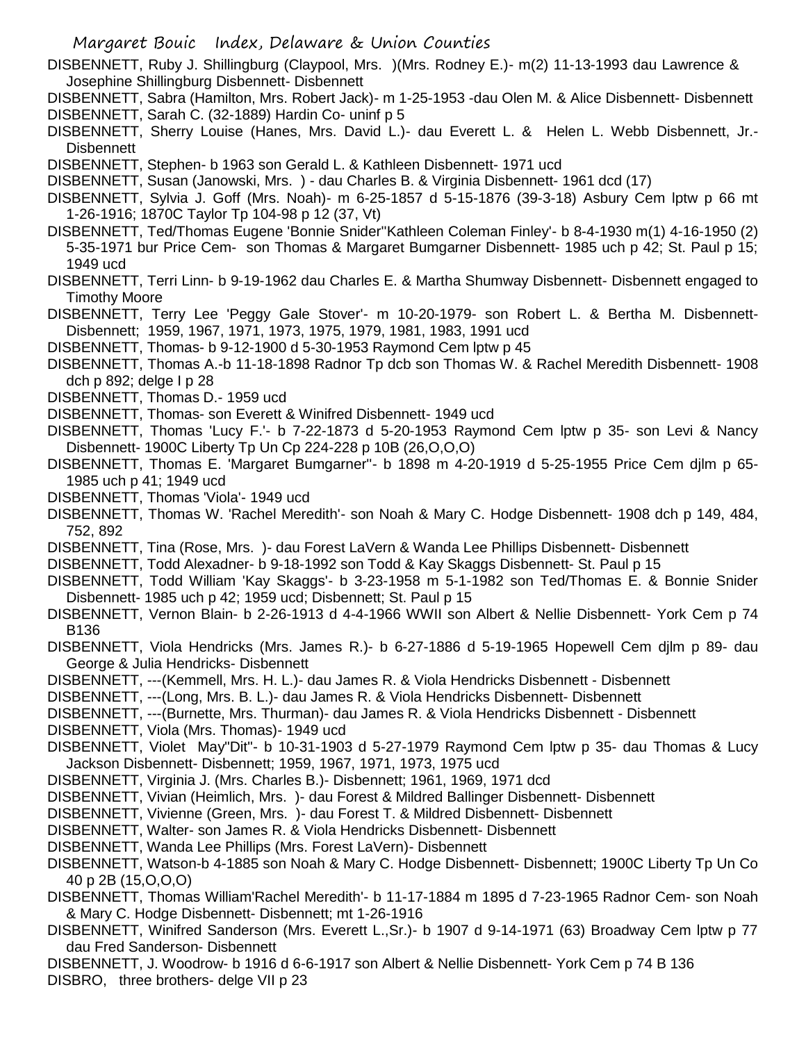DISBENNETT, Ruby J. Shillingburg (Claypool, Mrs. )(Mrs. Rodney E.)- m(2) 11-13-1993 dau Lawrence & Josephine Shillingburg Disbennett- Disbennett

DISBENNETT, Sabra (Hamilton, Mrs. Robert Jack)- m 1-25-1953 -dau Olen M. & Alice Disbennett- Disbennett

DISBENNETT, Sarah C. (32-1889) Hardin Co- uninf p 5

DISBENNETT, Sherry Louise (Hanes, Mrs. David L.)- dau Everett L. & Helen L. Webb Disbennett, Jr.- Disbennett

DISBENNETT, Stephen- b 1963 son Gerald L. & Kathleen Disbennett- 1971 ucd

DISBENNETT, Susan (Janowski, Mrs. ) - dau Charles B. & Virginia Disbennett- 1961 dcd (17)

DISBENNETT, Sylvia J. Goff (Mrs. Noah)- m 6-25-1857 d 5-15-1876 (39-3-18) Asbury Cem lptw p 66 mt 1-26-1916; 1870C Taylor Tp 104-98 p 12 (37, Vt)

DISBENNETT, Ted/Thomas Eugene 'Bonnie Snider''Kathleen Coleman Finley'- b 8-4-1930 m(1) 4-16-1950 (2) 5-35-1971 bur Price Cem- son Thomas & Margaret Bumgarner Disbennett- 1985 uch p 42; St. Paul p 15; 1949 ucd

DISBENNETT, Terri Linn- b 9-19-1962 dau Charles E. & Martha Shumway Disbennett- Disbennett engaged to Timothy Moore

DISBENNETT, Terry Lee 'Peggy Gale Stover'- m 10-20-1979- son Robert L. & Bertha M. Disbennett- Disbennett; 1959, 1967, 1971, 1973, 1975, 1979, 1981, 1983, 1991 ucd

DISBENNETT, Thomas- b 9-12-1900 d 5-30-1953 Raymond Cem lptw p 45

DISBENNETT, Thomas A.-b 11-18-1898 Radnor Tp dcb son Thomas W. & Rachel Meredith Disbennett- 1908 dch p 892; delge I p 28

DISBENNETT, Thomas D.- 1959 ucd

DISBENNETT, Thomas- son Everett & Winifred Disbennett- 1949 ucd

DISBENNETT, Thomas 'Lucy F.'- b 7-22-1873 d 5-20-1953 Raymond Cem lptw p 35- son Levi & Nancy Disbennett- 1900C Liberty Tp Un Cp 224-228 p 10B (26,O,O,O)

DISBENNETT, Thomas E. 'Margaret Bumgarner''- b 1898 m 4-20-1919 d 5-25-1955 Price Cem djlm p 65- 1985 uch p 41; 1949 ucd

DISBENNETT, Thomas 'Viola'- 1949 ucd

DISBENNETT, Thomas W. 'Rachel Meredith'- son Noah & Mary C. Hodge Disbennett- 1908 dch p 149, 484, 752, 892

DISBENNETT, Tina (Rose, Mrs. )- dau Forest LaVern & Wanda Lee Phillips Disbennett- Disbennett

DISBENNETT, Todd Alexadner- b 9-18-1992 son Todd & Kay Skaggs Disbennett- St. Paul p 15

DISBENNETT, Todd William 'Kay Skaggs'- b 3-23-1958 m 5-1-1982 son Ted/Thomas E. & Bonnie Snider Disbennett- 1985 uch p 42; 1959 ucd; Disbennett; St. Paul p 15

DISBENNETT, Vernon Blain- b 2-26-1913 d 4-4-1966 WWII son Albert & Nellie Disbennett- York Cem p 74 B136

DISBENNETT, Viola Hendricks (Mrs. James R.)- b 6-27-1886 d 5-19-1965 Hopewell Cem djlm p 89- dau George & Julia Hendricks- Disbennett

DISBENNETT, ---(Kemmell, Mrs. H. L.)- dau James R. & Viola Hendricks Disbennett - Disbennett

DISBENNETT, ---(Long, Mrs. B. L.)- dau James R. & Viola Hendricks Disbennett- Disbennett

DISBENNETT, ---(Burnette, Mrs. Thurman)- dau James R. & Viola Hendricks Disbennett - Disbennett

DISBENNETT, Viola (Mrs. Thomas)- 1949 ucd

DISBENNETT, Violet May"Dit"- b 10-31-1903 d 5-27-1979 Raymond Cem lptw p 35- dau Thomas & Lucy Jackson Disbennett- Disbennett; 1959, 1967, 1971, 1973, 1975 ucd

DISBENNETT, Virginia J. (Mrs. Charles B.)- Disbennett; 1961, 1969, 1971 dcd

DISBENNETT, Vivian (Heimlich, Mrs. )- dau Forest & Mildred Ballinger Disbennett- Disbennett

DISBENNETT, Vivienne (Green, Mrs. )- dau Forest T. & Mildred Disbennett- Disbennett

DISBENNETT, Walter- son James R. & Viola Hendricks Disbennett- Disbennett

DISBENNETT, Wanda Lee Phillips (Mrs. Forest LaVern)- Disbennett

DISBENNETT, Watson-b 4-1885 son Noah & Mary C. Hodge Disbennett- Disbennett; 1900C Liberty Tp Un Co 40 p 2B (15,O,O,O)

DISBENNETT, Thomas William'Rachel Meredith'- b 11-17-1884 m 1895 d 7-23-1965 Radnor Cem- son Noah & Mary C. Hodge Disbennett- Disbennett; mt 1-26-1916

DISBENNETT, Winifred Sanderson (Mrs. Everett L.,Sr.)- b 1907 d 9-14-1971 (63) Broadway Cem lptw p 77 dau Fred Sanderson- Disbennett

DISBENNETT, J. Woodrow- b 1916 d 6-6-1917 son Albert & Nellie Disbennett- York Cem p 74 B 136

DISBRO, three brothers- delge VII p 23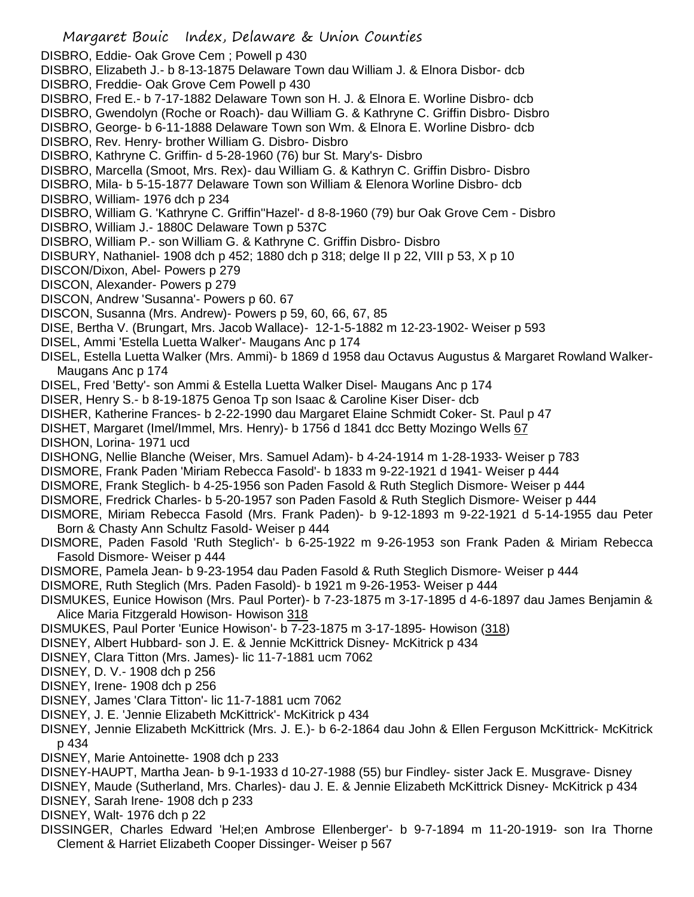DISBRO, Eddie- Oak Grove Cem ; Powell p 430

DISBRO, Elizabeth J.- b 8-13-1875 Delaware Town dau William J. & Elnora Disbor- dcb

DISBRO, Freddie- Oak Grove Cem Powell p 430

DISBRO, Fred E.- b 7-17-1882 Delaware Town son H. J. & Elnora E. Worline Disbro- dcb

DISBRO, Gwendolyn (Roche or Roach)- dau William G. & Kathryne C. Griffin Disbro- Disbro

DISBRO, George- b 6-11-1888 Delaware Town son Wm. & Elnora E. Worline Disbro- dcb

DISBRO, Rev. Henry- brother William G. Disbro- Disbro

DISBRO, Kathryne C. Griffin- d 5-28-1960 (76) bur St. Mary's- Disbro

DISBRO, Marcella (Smoot, Mrs. Rex)- dau William G. & Kathryn C. Griffin Disbro- Disbro

DISBRO, Mila- b 5-15-1877 Delaware Town son William & Elenora Worline Disbro- dcb

DISBRO, William- 1976 dch p 234

DISBRO, William G. 'Kathryne C. Griffin''Hazel'- d 8-8-1960 (79) bur Oak Grove Cem - Disbro

DISBRO, William J.- 1880C Delaware Town p 537C

DISBRO, William P.- son William G. & Kathryne C. Griffin Disbro- Disbro

DISBURY, Nathaniel- 1908 dch p 452; 1880 dch p 318; delge II p 22, VIII p 53, X p 10

DISCON/Dixon, Abel- Powers p 279

DISCON, Alexander- Powers p 279

DISCON, Andrew 'Susanna'- Powers p 60. 67

DISCON, Susanna (Mrs. Andrew)- Powers p 59, 60, 66, 67, 85

DISE, Bertha V. (Brungart, Mrs. Jacob Wallace)- 12-1-5-1882 m 12-23-1902- Weiser p 593

DISEL, Ammi 'Estella Luetta Walker'- Maugans Anc p 174

DISEL, Estella Luetta Walker (Mrs. Ammi)- b 1869 d 1958 dau Octavus Augustus & Margaret Rowland Walker- Maugans Anc p 174

DISEL, Fred 'Betty'- son Ammi & Estella Luetta Walker Disel- Maugans Anc p 174

DISER, Henry S.- b 8-19-1875 Genoa Tp son Isaac & Caroline Kiser Diser- dcb

DISHER, Katherine Frances- b 2-22-1990 dau Margaret Elaine Schmidt Coker- St. Paul p 47

DISHET, Margaret (Imel/Immel, Mrs. Henry)- b 1756 d 1841 dcc Betty Mozingo Wells 67

DISHON, Lorina- 1971 ucd

DISHONG, Nellie Blanche (Weiser, Mrs. Samuel Adam)- b 4-24-1914 m 1-28-1933- Weiser p 783

DISMORE, Frank Paden 'Miriam Rebecca Fasold'- b 1833 m 9-22-1921 d 1941- Weiser p 444

DISMORE, Frank Steglich- b 4-25-1956 son Paden Fasold & Ruth Steglich Dismore- Weiser p 444

DISMORE, Fredrick Charles- b 5-20-1957 son Paden Fasold & Ruth Steglich Dismore- Weiser p 444

DISMORE, Miriam Rebecca Fasold (Mrs. Frank Paden)- b 9-12-1893 m 9-22-1921 d 5-14-1955 dau Peter Born & Chasty Ann Schultz Fasold- Weiser p 444

DISMORE, Paden Fasold 'Ruth Steglich'- b 6-25-1922 m 9-26-1953 son Frank Paden & Miriam Rebecca Fasold Dismore- Weiser p 444

DISMORE, Pamela Jean- b 9-23-1954 dau Paden Fasold & Ruth Steglich Dismore- Weiser p 444

DISMORE, Ruth Steglich (Mrs. Paden Fasold)- b 1921 m 9-26-1953- Weiser p 444

DISMUKES, Eunice Howison (Mrs. Paul Porter)- b 7-23-1875 m 3-17-1895 d 4-6-1897 dau James Benjamin & Alice Maria Fitzgerald Howison- Howison 318

DISMUKES, Paul Porter 'Eunice Howison'- b 7-23-1875 m 3-17-1895- Howison (318)

DISNEY, Albert Hubbard- son J. E. & Jennie McKittrick Disney- McKitrick p 434

DISNEY, Clara Titton (Mrs. James)- lic 11-7-1881 ucm 7062

DISNEY, D. V.- 1908 dch p 256

DISNEY, Irene- 1908 dch p 256

DISNEY, James 'Clara Titton'- lic 11-7-1881 ucm 7062

DISNEY, J. E. 'Jennie Elizabeth McKittrick'- McKitrick p 434

DISNEY, Jennie Elizabeth McKittrick (Mrs. J. E.)- b 6-2-1864 dau John & Ellen Ferguson McKittrick- McKitrick p 434

DISNEY, Marie Antoinette- 1908 dch p 233

DISNEY-HAUPT, Martha Jean- b 9-1-1933 d 10-27-1988 (55) bur Findley- sister Jack E. Musgrave- Disney

DISNEY, Maude (Sutherland, Mrs. Charles)- dau J. E. & Jennie Elizabeth McKittrick Disney- McKitrick p 434

DISNEY, Sarah Irene- 1908 dch p 233

DISNEY, Walt- 1976 dch p 22

DISSINGER, Charles Edward 'Hel;en Ambrose Ellenberger'- b 9-7-1894 m 11-20-1919- son Ira Thorne Clement & Harriet Elizabeth Cooper Dissinger- Weiser p 567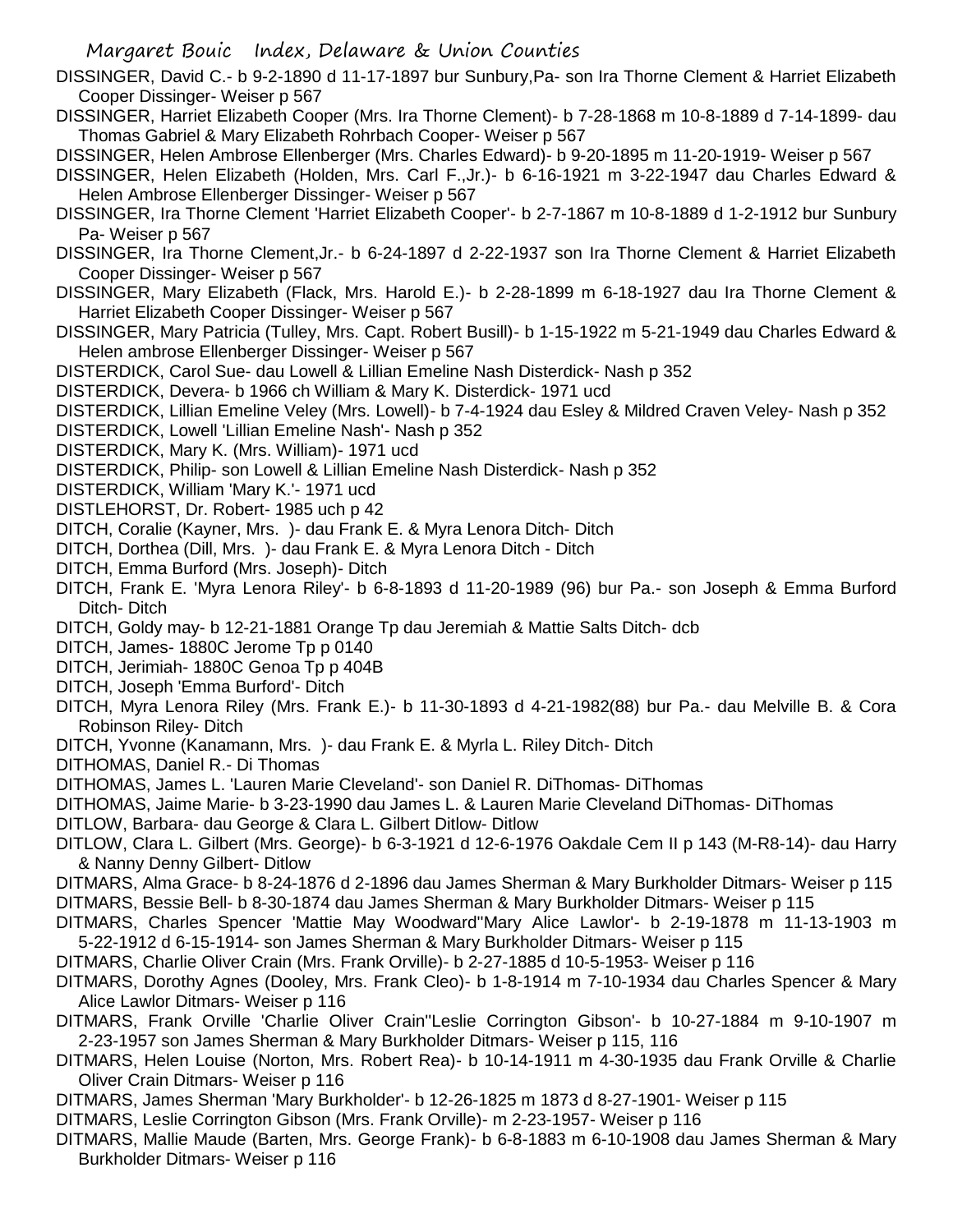DISSINGER, David C.- b 9-2-1890 d 11-17-1897 bur Sunbury,Pa- son Ira Thorne Clement & Harriet Elizabeth Cooper Dissinger- Weiser p 567

DISSINGER, Harriet Elizabeth Cooper (Mrs. Ira Thorne Clement)- b 7-28-1868 m 10-8-1889 d 7-14-1899- dau Thomas Gabriel & Mary Elizabeth Rohrbach Cooper- Weiser p 567

DISSINGER, Helen Ambrose Ellenberger (Mrs. Charles Edward)- b 9-20-1895 m 11-20-1919- Weiser p 567

DISSINGER, Helen Elizabeth (Holden, Mrs. Carl F.,Jr.)- b 6-16-1921 m 3-22-1947 dau Charles Edward & Helen Ambrose Ellenberger Dissinger- Weiser p 567

DISSINGER, Ira Thorne Clement 'Harriet Elizabeth Cooper'- b 2-7-1867 m 10-8-1889 d 1-2-1912 bur Sunbury Pa- Weiser p 567

DISSINGER, Ira Thorne Clement,Jr.- b 6-24-1897 d 2-22-1937 son Ira Thorne Clement & Harriet Elizabeth Cooper Dissinger- Weiser p 567

DISSINGER, Mary Elizabeth (Flack, Mrs. Harold E.)- b 2-28-1899 m 6-18-1927 dau Ira Thorne Clement & Harriet Elizabeth Cooper Dissinger- Weiser p 567

DISSINGER, Mary Patricia (Tulley, Mrs. Capt. Robert Busill)- b 1-15-1922 m 5-21-1949 dau Charles Edward & Helen ambrose Ellenberger Dissinger- Weiser p 567

DISTERDICK, Carol Sue- dau Lowell & Lillian Emeline Nash Disterdick- Nash p 352

DISTERDICK, Devera- b 1966 ch William & Mary K. Disterdick- 1971 ucd

DISTERDICK, Lillian Emeline Veley (Mrs. Lowell)- b 7-4-1924 dau Esley & Mildred Craven Veley- Nash p 352

DISTERDICK, Lowell 'Lillian Emeline Nash'- Nash p 352

DISTERDICK, Mary K. (Mrs. William)- 1971 ucd

DISTERDICK, Philip- son Lowell & Lillian Emeline Nash Disterdick- Nash p 352

DISTERDICK, William 'Mary K.'- 1971 ucd

DISTLEHORST, Dr. Robert- 1985 uch p 42

DITCH, Coralie (Kayner, Mrs. )- dau Frank E. & Myra Lenora Ditch- Ditch

DITCH, Dorthea (Dill, Mrs. )- dau Frank E. & Myra Lenora Ditch - Ditch

DITCH, Emma Burford (Mrs. Joseph)- Ditch

DITCH, Frank E. 'Myra Lenora Riley'- b 6-8-1893 d 11-20-1989 (96) bur Pa.- son Joseph & Emma Burford Ditch- Ditch

DITCH, Goldy may- b 12-21-1881 Orange Tp dau Jeremiah & Mattie Salts Ditch- dcb

DITCH, James- 1880C Jerome Tp p 0140

DITCH, Jerimiah- 1880C Genoa Tp p 404B

DITCH, Joseph 'Emma Burford'- Ditch

DITCH, Myra Lenora Riley (Mrs. Frank E.)- b 11-30-1893 d 4-21-1982(88) bur Pa.- dau Melville B. & Cora Robinson Riley- Ditch

DITCH, Yvonne (Kanamann, Mrs. )- dau Frank E. & Myrla L. Riley Ditch- Ditch

DITHOMAS, Daniel R.- Di Thomas

DITHOMAS, James L. 'Lauren Marie Cleveland'- son Daniel R. DiThomas- DiThomas

DITHOMAS, Jaime Marie- b 3-23-1990 dau James L. & Lauren Marie Cleveland DiThomas- DiThomas

DITLOW, Barbara- dau George & Clara L. Gilbert Ditlow- Ditlow

DITLOW, Clara L. Gilbert (Mrs. George)- b 6-3-1921 d 12-6-1976 Oakdale Cem II p 143 (M-R8-14)- dau Harry & Nanny Denny Gilbert- Ditlow

DITMARS, Alma Grace- b 8-24-1876 d 2-1896 dau James Sherman & Mary Burkholder Ditmars- Weiser p 115

DITMARS, Bessie Bell- b 8-30-1874 dau James Sherman & Mary Burkholder Ditmars- Weiser p 115

DITMARS, Charles Spencer 'Mattie May Woodward''Mary Alice Lawlor'- b 2-19-1878 m 11-13-1903 m 5-22-1912 d 6-15-1914- son James Sherman & Mary Burkholder Ditmars- Weiser p 115

DITMARS, Charlie Oliver Crain (Mrs. Frank Orville)- b 2-27-1885 d 10-5-1953- Weiser p 116

DITMARS, Dorothy Agnes (Dooley, Mrs. Frank Cleo)- b 1-8-1914 m 7-10-1934 dau Charles Spencer & Mary Alice Lawlor Ditmars- Weiser p 116

DITMARS, Frank Orville 'Charlie Oliver Crain''Leslie Corrington Gibson'- b 10-27-1884 m 9-10-1907 m 2-23-1957 son James Sherman & Mary Burkholder Ditmars- Weiser p 115, 116

DITMARS, Helen Louise (Norton, Mrs. Robert Rea)- b 10-14-1911 m 4-30-1935 dau Frank Orville & Charlie Oliver Crain Ditmars- Weiser p 116

DITMARS, James Sherman 'Mary Burkholder'- b 12-26-1825 m 1873 d 8-27-1901- Weiser p 115

DITMARS, Leslie Corrington Gibson (Mrs. Frank Orville)- m 2-23-1957- Weiser p 116

DITMARS, Mallie Maude (Barten, Mrs. George Frank)- b 6-8-1883 m 6-10-1908 dau James Sherman & Mary Burkholder Ditmars- Weiser p 116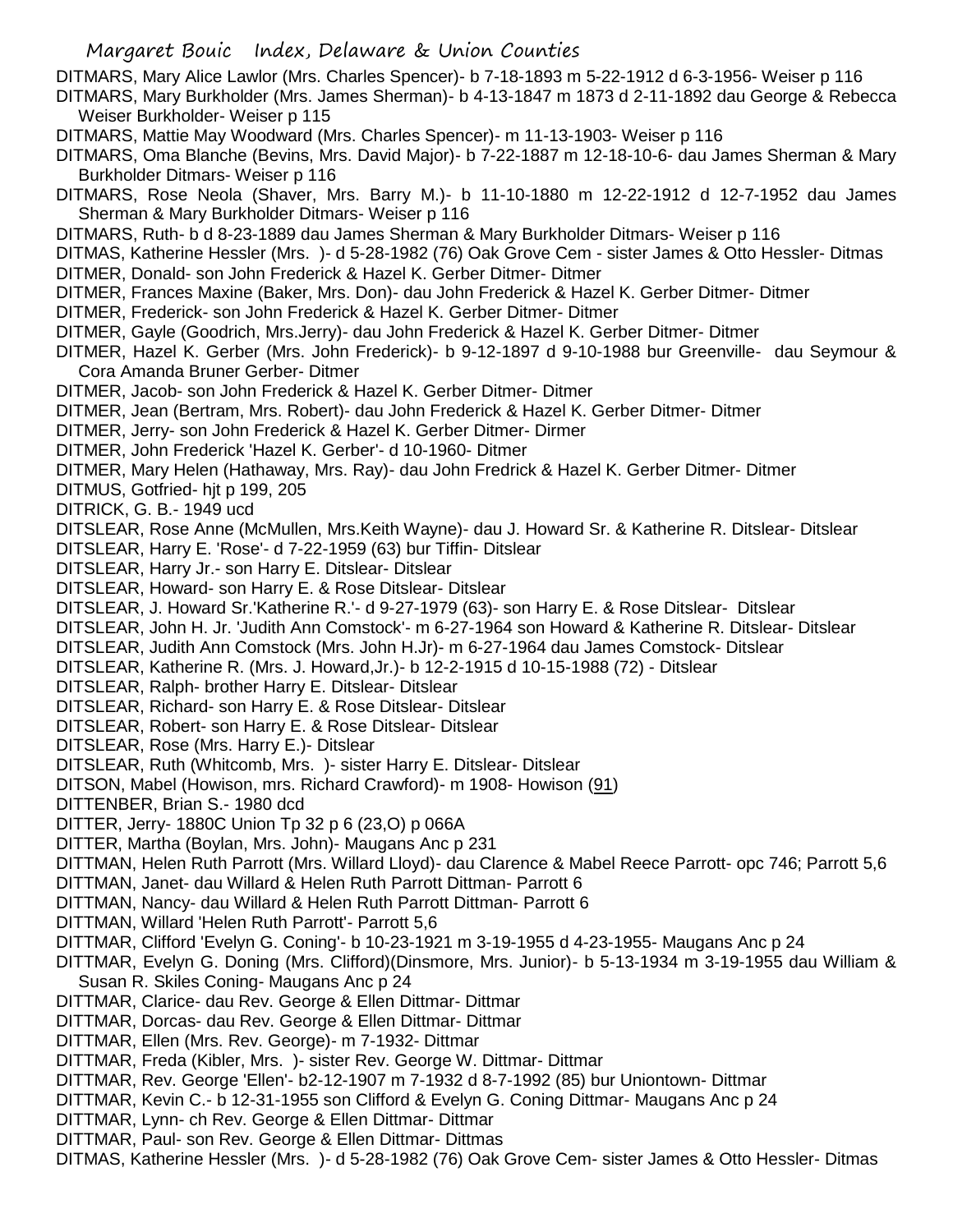DITMARS, Mary Alice Lawlor (Mrs. Charles Spencer)- b 7-18-1893 m 5-22-1912 d 6-3-1956- Weiser p 116

DITMARS, Mary Burkholder (Mrs. James Sherman)- b 4-13-1847 m 1873 d 2-11-1892 dau George & Rebecca Weiser Burkholder- Weiser p 115

DITMARS, Mattie May Woodward (Mrs. Charles Spencer)- m 11-13-1903- Weiser p 116

DITMARS, Oma Blanche (Bevins, Mrs. David Major)- b 7-22-1887 m 12-18-10-6- dau James Sherman & Mary Burkholder Ditmars- Weiser p 116

DITMARS, Rose Neola (Shaver, Mrs. Barry M.)- b 11-10-1880 m 12-22-1912 d 12-7-1952 dau James Sherman & Mary Burkholder Ditmars- Weiser p 116

DITMARS, Ruth- b d 8-23-1889 dau James Sherman & Mary Burkholder Ditmars- Weiser p 116

DITMAS, Katherine Hessler (Mrs. )- d 5-28-1982 (76) Oak Grove Cem - sister James & Otto Hessler- Ditmas

DITMER, Donald- son John Frederick & Hazel K. Gerber Ditmer- Ditmer

DITMER, Frances Maxine (Baker, Mrs. Don)- dau John Frederick & Hazel K. Gerber Ditmer- Ditmer

DITMER, Frederick- son John Frederick & Hazel K. Gerber Ditmer- Ditmer

DITMER, Gayle (Goodrich, Mrs.Jerry)- dau John Frederick & Hazel K. Gerber Ditmer- Ditmer

DITMER, Hazel K. Gerber (Mrs. John Frederick)- b 9-12-1897 d 9-10-1988 bur Greenville- dau Seymour & Cora Amanda Bruner Gerber- Ditmer

DITMER, Jacob- son John Frederick & Hazel K. Gerber Ditmer- Ditmer

DITMER, Jean (Bertram, Mrs. Robert)- dau John Frederick & Hazel K. Gerber Ditmer- Ditmer

DITMER, Jerry- son John Frederick & Hazel K. Gerber Ditmer- Dirmer

DITMER, John Frederick 'Hazel K. Gerber'- d 10-1960- Ditmer

DITMER, Mary Helen (Hathaway, Mrs. Ray)- dau John Fredrick & Hazel K. Gerber Ditmer- Ditmer

DITMUS, Gotfried- hjt p 199, 205

DITRICK, G. B.- 1949 ucd

DITSLEAR, Rose Anne (McMullen, Mrs.Keith Wayne)- dau J. Howard Sr. & Katherine R. Ditslear- Ditslear

DITSLEAR, Harry E. 'Rose'- d 7-22-1959 (63) bur Tiffin- Ditslear

DITSLEAR, Harry Jr.- son Harry E. Ditslear- Ditslear

DITSLEAR, Howard- son Harry E. & Rose Ditslear- Ditslear

DITSLEAR, J. Howard Sr.'Katherine R.'- d 9-27-1979 (63)- son Harry E. & Rose Ditslear- Ditslear

DITSLEAR, John H. Jr. 'Judith Ann Comstock'- m 6-27-1964 son Howard & Katherine R. Ditslear- Ditslear

DITSLEAR, Judith Ann Comstock (Mrs. John H.Jr)- m 6-27-1964 dau James Comstock- Ditslear

DITSLEAR, Katherine R. (Mrs. J. Howard,Jr.)- b 12-2-1915 d 10-15-1988 (72) - Ditslear

DITSLEAR, Ralph- brother Harry E. Ditslear- Ditslear

DITSLEAR, Richard- son Harry E. & Rose Ditslear- Ditslear

DITSLEAR, Robert- son Harry E. & Rose Ditslear- Ditslear

DITSLEAR, Rose (Mrs. Harry E.)- Ditslear

DITSLEAR, Ruth (Whitcomb, Mrs. )- sister Harry E. Ditslear- Ditslear

DITSON, Mabel (Howison, mrs. Richard Crawford)- m 1908- Howison (91)

DITTENBER, Brian S.- 1980 dcd

DITTER, Jerry- 1880C Union Tp 32 p 6 (23,O) p 066A

DITTER, Martha (Boylan, Mrs. John)- Maugans Anc p 231

DITTMAN, Helen Ruth Parrott (Mrs. Willard Lloyd)- dau Clarence & Mabel Reece Parrott- opc 746; Parrott 5,6

DITTMAN, Janet- dau Willard & Helen Ruth Parrott Dittman- Parrott 6

DITTMAN, Nancy- dau Willard & Helen Ruth Parrott Dittman- Parrott 6

DITTMAN, Willard 'Helen Ruth Parrott'- Parrott 5,6

DITTMAR, Clifford 'Evelyn G. Coning'- b 10-23-1921 m 3-19-1955 d 4-23-1955- Maugans Anc p 24

DITTMAR, Evelyn G. Doning (Mrs. Clifford)(Dinsmore, Mrs. Junior)- b 5-13-1934 m 3-19-1955 dau William & Susan R. Skiles Coning- Maugans Anc p 24

DITTMAR, Clarice- dau Rev. George & Ellen Dittmar- Dittmar

DITTMAR, Dorcas- dau Rev. George & Ellen Dittmar- Dittmar

DITTMAR, Ellen (Mrs. Rev. George)- m 7-1932- Dittmar

DITTMAR, Freda (Kibler, Mrs. )- sister Rev. George W. Dittmar- Dittmar

DITTMAR, Rev. George 'Ellen'- b2-12-1907 m 7-1932 d 8-7-1992 (85) bur Uniontown- Dittmar

DITTMAR, Kevin C.- b 12-31-1955 son Clifford & Evelyn G. Coning Dittmar- Maugans Anc p 24

DITTMAR, Lynn- ch Rev. George & Ellen Dittmar- Dittmar

DITTMAR, Paul- son Rev. George & Ellen Dittmar- Dittmas

DITMAS, Katherine Hessler (Mrs. )- d 5-28-1982 (76) Oak Grove Cem- sister James & Otto Hessler- Ditmas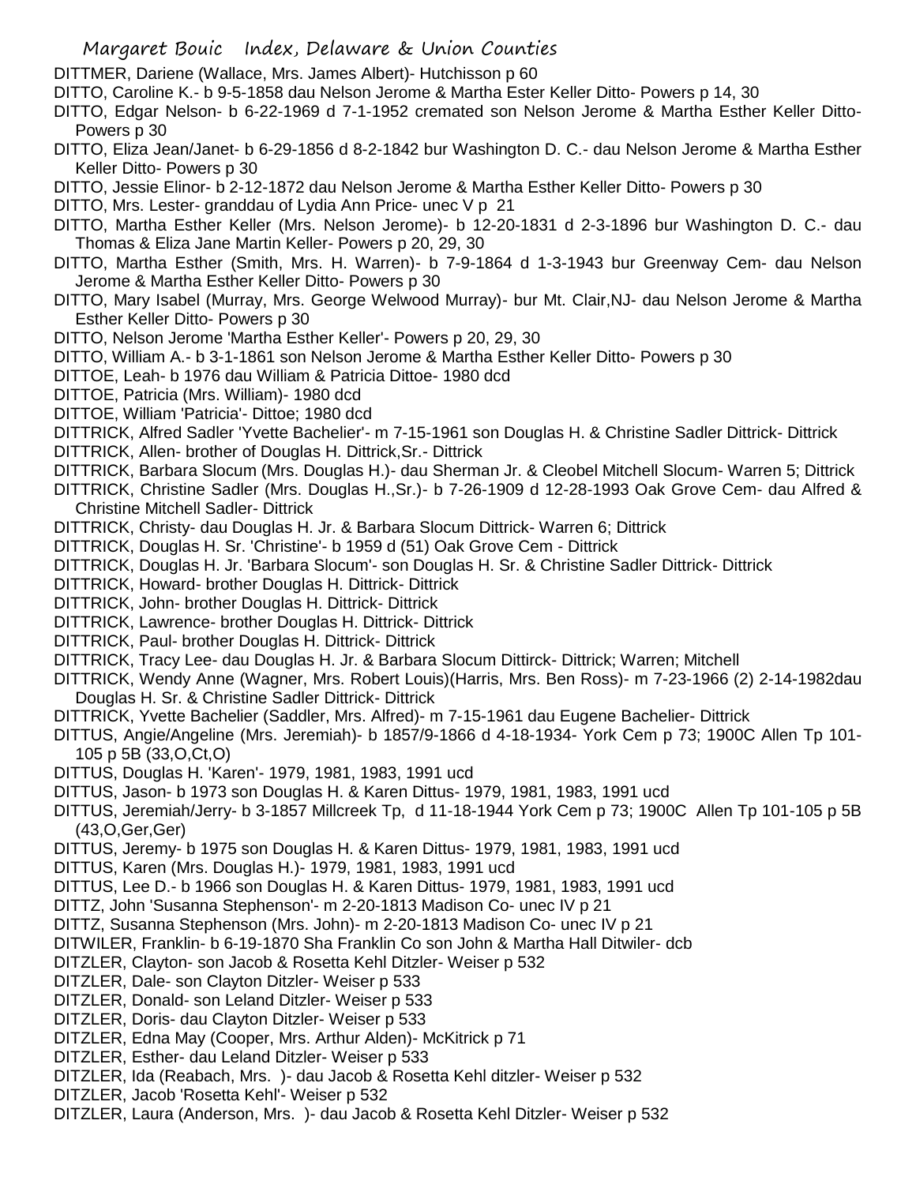DITTMER, Dariene (Wallace, Mrs. James Albert)- Hutchisson p 60

DITTO, Caroline K.- b 9-5-1858 dau Nelson Jerome & Martha Ester Keller Ditto- Powers p 14, 30

DITTO, Edgar Nelson- b 6-22-1969 d 7-1-1952 cremated son Nelson Jerome & Martha Esther Keller Ditto- Powers p 30

DITTO, Eliza Jean/Janet- b 6-29-1856 d 8-2-1842 bur Washington D. C.- dau Nelson Jerome & Martha Esther Keller Ditto- Powers p 30

DITTO, Jessie Elinor- b 2-12-1872 dau Nelson Jerome & Martha Esther Keller Ditto- Powers p 30

DITTO, Mrs. Lester- granddau of Lydia Ann Price- unec V p 21

DITTO, Martha Esther Keller (Mrs. Nelson Jerome)- b 12-20-1831 d 2-3-1896 bur Washington D. C.- dau Thomas & Eliza Jane Martin Keller- Powers p 20, 29, 30

DITTO, Martha Esther (Smith, Mrs. H. Warren)- b 7-9-1864 d 1-3-1943 bur Greenway Cem- dau Nelson Jerome & Martha Esther Keller Ditto- Powers p 30

DITTO, Mary Isabel (Murray, Mrs. George Welwood Murray)- bur Mt. Clair,NJ- dau Nelson Jerome & Martha Esther Keller Ditto- Powers p 30

DITTO, Nelson Jerome 'Martha Esther Keller'- Powers p 20, 29, 30

DITTO, William A.- b 3-1-1861 son Nelson Jerome & Martha Esther Keller Ditto- Powers p 30

DITTOE, Leah- b 1976 dau William & Patricia Dittoe- 1980 dcd

DITTOE, Patricia (Mrs. William)- 1980 dcd

DITTOE, William 'Patricia'- Dittoe; 1980 dcd

DITTRICK, Alfred Sadler 'Yvette Bachelier'- m 7-15-1961 son Douglas H. & Christine Sadler Dittrick- Dittrick

DITTRICK, Allen- brother of Douglas H. Dittrick,Sr.- Dittrick

DITTRICK, Barbara Slocum (Mrs. Douglas H.)- dau Sherman Jr. & Cleobel Mitchell Slocum- Warren 5; Dittrick

DITTRICK, Christine Sadler (Mrs. Douglas H.,Sr.)- b 7-26-1909 d 12-28-1993 Oak Grove Cem- dau Alfred & Christine Mitchell Sadler- Dittrick

DITTRICK, Christy- dau Douglas H. Jr. & Barbara Slocum Dittrick- Warren 6; Dittrick

DITTRICK, Douglas H. Sr. 'Christine'- b 1959 d (51) Oak Grove Cem - Dittrick

DITTRICK, Douglas H. Jr. 'Barbara Slocum'- son Douglas H. Sr. & Christine Sadler Dittrick- Dittrick

DITTRICK, Howard- brother Douglas H. Dittrick- Dittrick

DITTRICK, John- brother Douglas H. Dittrick- Dittrick

DITTRICK, Lawrence- brother Douglas H. Dittrick- Dittrick

DITTRICK, Paul- brother Douglas H. Dittrick- Dittrick

DITTRICK, Tracy Lee- dau Douglas H. Jr. & Barbara Slocum Dittirck- Dittrick; Warren; Mitchell

DITTRICK, Wendy Anne (Wagner, Mrs. Robert Louis)(Harris, Mrs. Ben Ross)- m 7-23-1966 (2) 2-14-1982dau Douglas H. Sr. & Christine Sadler Dittrick- Dittrick

DITTRICK, Yvette Bachelier (Saddler, Mrs. Alfred)- m 7-15-1961 dau Eugene Bachelier- Dittrick

DITTUS, Angie/Angeline (Mrs. Jeremiah)- b 1857/9-1866 d 4-18-1934- York Cem p 73; 1900C Allen Tp 101-105 p 5B (33,O,Ct,O)

DITTUS, Douglas H. 'Karen'- 1979, 1981, 1983, 1991 ucd

DITTUS, Jason- b 1973 son Douglas H. & Karen Dittus- 1979, 1981, 1983, 1991 ucd

DITTUS, Jeremiah/Jerry- b 3-1857 Millcreek Tp, d 11-18-1944 York Cem p 73; 1900C Allen Tp 101-105 p 5B (43,O,Ger,Ger)

DITTUS, Jeremy- b 1975 son Douglas H. & Karen Dittus- 1979, 1981, 1983, 1991 ucd

DITTUS, Karen (Mrs. Douglas H.)- 1979, 1981, 1983, 1991 ucd

DITTUS, Lee D.- b 1966 son Douglas H. & Karen Dittus- 1979, 1981, 1983, 1991 ucd

DITTZ, John 'Susanna Stephenson'- m 2-20-1813 Madison Co- unec IV p 21

DITTZ, Susanna Stephenson (Mrs. John)- m 2-20-1813 Madison Co- unec IV p 21

DITWILER, Franklin- b 6-19-1870 Sha Franklin Co son John & Martha Hall Ditwiler- dcb

DITZLER, Clayton- son Jacob & Rosetta Kehl Ditzler- Weiser p 532

DITZLER, Dale- son Clayton Ditzler- Weiser p 533

DITZLER, Donald- son Leland Ditzler- Weiser p 533

DITZLER, Doris- dau Clayton Ditzler- Weiser p 533

DITZLER, Edna May (Cooper, Mrs. Arthur Alden)- McKitrick p 71

DITZLER, Esther- dau Leland Ditzler- Weiser p 533

DITZLER, Ida (Reabach, Mrs. )- dau Jacob & Rosetta Kehl ditzler- Weiser p 532

DITZLER, Jacob 'Rosetta Kehl'- Weiser p 532

DITZLER, Laura (Anderson, Mrs. )- dau Jacob & Rosetta Kehl Ditzler- Weiser p 532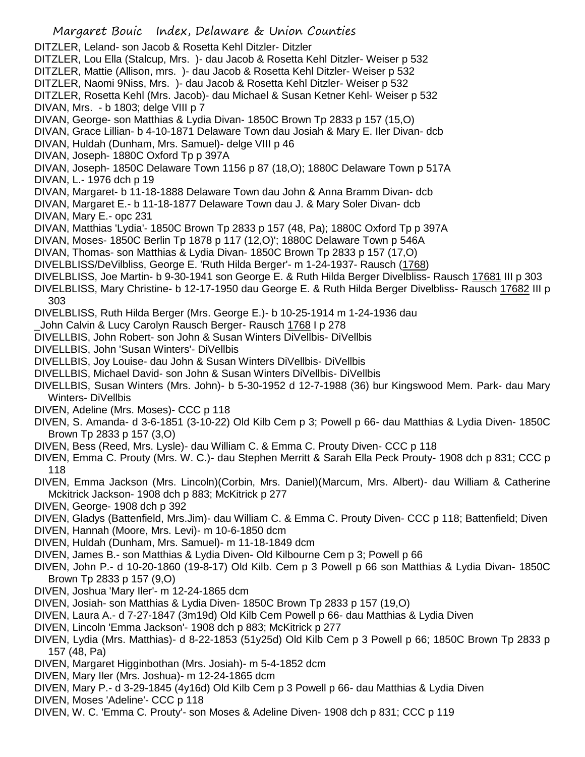DITZLER, Leland- son Jacob & Rosetta Kehl Ditzler- Ditzler

DITZLER, Lou Ella (Stalcup, Mrs. )- dau Jacob & Rosetta Kehl Ditzler- Weiser p 532

DITZLER, Mattie (Allison, mrs. )- dau Jacob & Rosetta Kehl Ditzler- Weiser p 532

DITZLER, Naomi 9Niss, Mrs. )- dau Jacob & Rosetta Kehl Ditzler- Weiser p 532

DITZLER, Rosetta Kehl (Mrs. Jacob)- dau Michael & Susan Ketner Kehl- Weiser p 532

DIVAN, Mrs. - b 1803; delge VIII p 7

DIVAN, George- son Matthias & Lydia Divan- 1850C Brown Tp 2833 p 157 (15,O)

DIVAN, Grace Lillian- b 4-10-1871 Delaware Town dau Josiah & Mary E. Iler Divan- dcb

DIVAN, Huldah (Dunham, Mrs. Samuel)- delge VIII p 46

DIVAN, Joseph- 1880C Oxford Tp p 397A

DIVAN, Joseph- 1850C Delaware Town 1156 p 87 (18,O); 1880C Delaware Town p 517A

DIVAN, L.- 1976 dch p 19

DIVAN, Margaret- b 11-18-1888 Delaware Town dau John & Anna Bramm Divan- dcb

DIVAN, Margaret E.- b 11-18-1877 Delaware Town dau J. & Mary Soler Divan- dcb

DIVAN, Mary E.- opc 231

DIVAN, Matthias 'Lydia'- 1850C Brown Tp 2833 p 157 (48, Pa); 1880C Oxford Tp p 397A

DIVAN, Moses- 1850C Berlin Tp 1878 p 117 (12,O)'; 1880C Delaware Town p 546A

DIVAN, Thomas- son Matthias & Lydia Divan- 1850C Brown Tp 2833 p 157 (17,O)

DIVELBLISS/DeVilbliss, George E. 'Ruth Hilda Berger'- m 1-24-1937- Rausch (1768)

DIVELBLISS, Joe Martin- b 9-30-1941 son George E. & Ruth Hilda Berger Divelbliss- Rausch 17681 III p 303

DIVELBLISS, Mary Christine- b 12-17-1950 dau George E. & Ruth Hilda Berger Divelbliss- Rausch 17682 III p 303

DIVELBLISS, Ruth Hilda Berger (Mrs. George E.)- b 10-25-1914 m 1-24-1936 dau _John Calvin & Lucy Carolyn Rausch Berger- Rausch 1768 I p 278

DIVELLBIS, John Robert- son John & Susan Winters DiVellbis- DiVellbis

DIVELLBIS, John 'Susan Winters'- DiVellbis

DIVELLBIS, Joy Louise- dau John & Susan Winters DiVellbis- DiVellbis

DIVELLBIS, Michael David- son John & Susan Winters DiVellbis- DiVellbis

DIVELLBIS, Susan Winters (Mrs. John)- b 5-30-1952 d 12-7-1988 (36) bur Kingswood Mem. Park- dau Mary Winters- DiVellbis

DIVEN, Adeline (Mrs. Moses)- CCC p 118

DIVEN, S. Amanda- d 3-6-1851 (3-10-22) Old Kilb Cem p 3; Powell p 66- dau Matthias & Lydia Diven- 1850C Brown Tp 2833 p 157 (3,O)

DIVEN, Bess (Reed, Mrs. Lysle)- dau William C. & Emma C. Prouty Diven- CCC p 118

DIVEN, Emma C. Prouty (Mrs. W. C.)- dau Stephen Merritt & Sarah Ella Peck Prouty- 1908 dch p 831; CCC p 118

DIVEN, Emma Jackson (Mrs. Lincoln)(Corbin, Mrs. Daniel)(Marcum, Mrs. Albert)- dau William & Catherine Mckitrick Jackson- 1908 dch p 883; McKitrick p 277

DIVEN, George- 1908 dch p 392

DIVEN, Gladys (Battenfield, Mrs.Jim)- dau William C. & Emma C. Prouty Diven- CCC p 118; Battenfield; Diven

DIVEN, Hannah (Moore, Mrs. Levi)- m 10-6-1850 dcm

DIVEN, Huldah (Dunham, Mrs. Samuel)- m 11-18-1849 dcm

DIVEN, James B.- son Matthias & Lydia Diven- Old Kilbourne Cem p 3; Powell p 66

DIVEN, John P.- d 10-20-1860 (19-8-17) Old Kilb. Cem p 3 Powell p 66 son Matthias & Lydia Divan- 1850C Brown Tp 2833 p 157 (9,O)

DIVEN, Joshua 'Mary Iler'- m 12-24-1865 dcm

DIVEN, Josiah- son Matthias & Lydia Diven- 1850C Brown Tp 2833 p 157 (19,O)

DIVEN, Laura A.- d 7-27-1847 (3m19d) Old Kilb Cem Powell p 66- dau Matthias & Lydia Diven

DIVEN, Lincoln 'Emma Jackson'- 1908 dch p 883; McKitrick p 277

DIVEN, Lydia (Mrs. Matthias)- d 8-22-1853 (51y25d) Old Kilb Cem p 3 Powell p 66; 1850C Brown Tp 2833 p 157 (48, Pa)

DIVEN, Margaret Higginbothan (Mrs. Josiah)- m 5-4-1852 dcm

DIVEN, Mary Iler (Mrs. Joshua)- m 12-24-1865 dcm

DIVEN, Mary P.- d 3-29-1845 (4y16d) Old Kilb Cem p 3 Powell p 66- dau Matthias & Lydia Diven

DIVEN, Moses 'Adeline'- CCC p 118

DIVEN, W. C. 'Emma C. Prouty'- son Moses & Adeline Diven- 1908 dch p 831; CCC p 119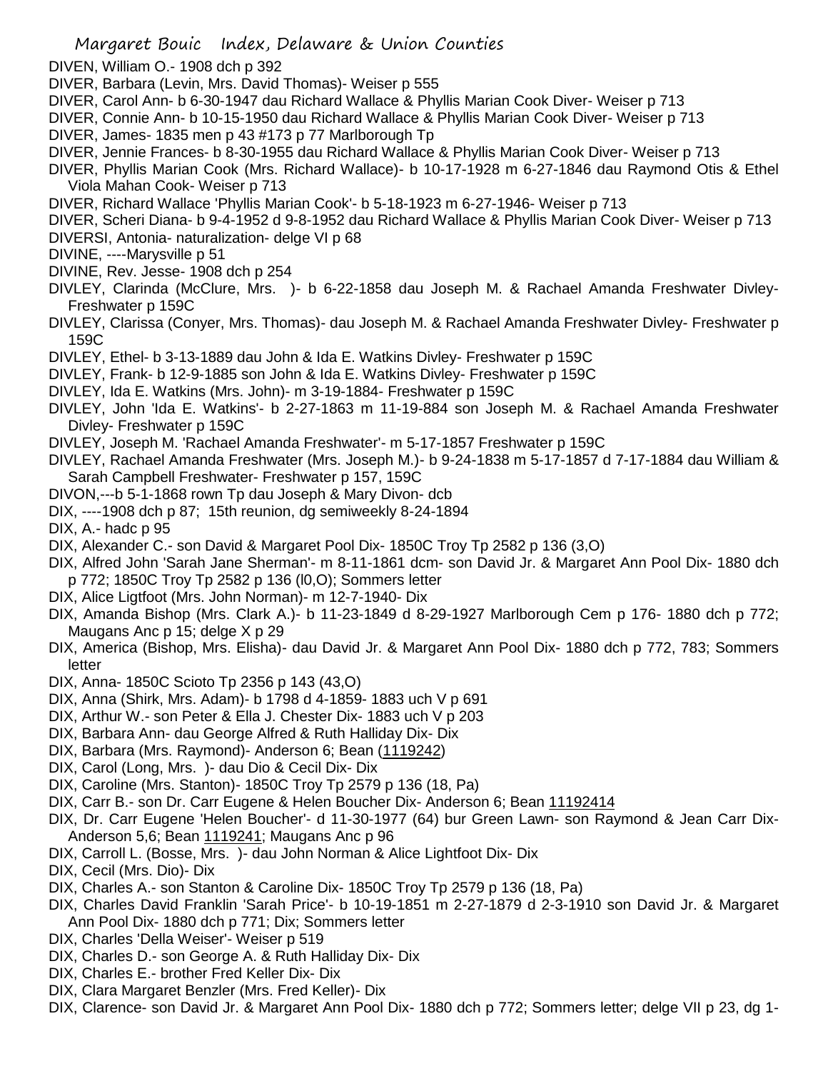DIVEN, William O.- 1908 dch p 392
DIVER, Barbara (Levin, Mrs. David Thomas)- Weiser p 555
DIVER, Carol Ann- b 6-30-1947 dau Richard Wallace & Phyllis Marian Cook Diver- Weiser p 713
DIVER, Connie Ann- b 10-15-1950 dau Richard Wallace & Phyllis Marian Cook Diver- Weiser p 713
DIVER, James- 1835 men p 43 #173 p 77 Marlborough Tp
DIVER, Jennie Frances- b 8-30-1955 dau Richard Wallace & Phyllis Marian Cook Diver- Weiser p 713
DIVER, Phyllis Marian Cook (Mrs. Richard Wallace)- b 10-17-1928 m 6-27-1846 dau Raymond Otis & Ethel Viola Mahan Cook- Weiser p 713
DIVER, Richard Wallace 'Phyllis Marian Cook'- b 5-18-1923 m 6-27-1946- Weiser p 713
DIVER, Scheri Diana- b 9-4-1952 d 9-8-1952 dau Richard Wallace & Phyllis Marian Cook Diver- Weiser p 713
DIVERSI, Antonia- naturalization- delge VI p 68
DIVINE, ----Marysville p 51
DIVINE, Rev. Jesse- 1908 dch p 254
DIVLEY, Clarinda (McClure, Mrs. )- b 6-22-1858 dau Joseph M. & Rachael Amanda Freshwater Divley- Freshwater p 159C
DIVLEY, Clarissa (Conyer, Mrs. Thomas)- dau Joseph M. & Rachael Amanda Freshwater Divley- Freshwater p 159C
DIVLEY, Ethel- b 3-13-1889 dau John & Ida E. Watkins Divley- Freshwater p 159C
DIVLEY, Frank- b 12-9-1885 son John & Ida E. Watkins Divley- Freshwater p 159C
DIVLEY, Ida E. Watkins (Mrs. John)- m 3-19-1884- Freshwater p 159C
DIVLEY, John 'Ida E. Watkins'- b 2-27-1863 m 11-19-884 son Joseph M. & Rachael Amanda Freshwater Divley- Freshwater p 159C
DIVLEY, Joseph M. 'Rachael Amanda Freshwater'- m 5-17-1857 Freshwater p 159C
DIVLEY, Rachael Amanda Freshwater (Mrs. Joseph M.)- b 9-24-1838 m 5-17-1857 d 7-17-1884 dau William & Sarah Campbell Freshwater- Freshwater p 157, 159C
DIVON,---b 5-1-1868 rown Tp dau Joseph & Mary Divon- dcb
DIX, ----1908 dch p 87; 15th reunion, dg semiweekly 8-24-1894
DIX, A.- hadc p 95
DIX, Alexander C.- son David & Margaret Pool Dix- 1850C Troy Tp 2582 p 136 (3,O)
DIX, Alfred John 'Sarah Jane Sherman'- m 8-11-1861 dcm- son David Jr. & Margaret Ann Pool Dix- 1880 dch p 772; 1850C Troy Tp 2582 p 136 (l0,O); Sommers letter
DIX, Alice Ligtfoot (Mrs. John Norman)- m 12-7-1940- Dix
DIX, Amanda Bishop (Mrs. Clark A.)- b 11-23-1849 d 8-29-1927 Marlborough Cem p 176- 1880 dch p 772; Maugans Anc p 15; delge X p 29
DIX, America (Bishop, Mrs. Elisha)- dau David Jr. & Margaret Ann Pool Dix- 1880 dch p 772, 783; Sommers letter
DIX, Anna- 1850C Scioto Tp 2356 p 143 (43,O)
DIX, Anna (Shirk, Mrs. Adam)- b 1798 d 4-1859- 1883 uch V p 691
DIX, Arthur W.- son Peter & Ella J. Chester Dix- 1883 uch V p 203
DIX, Barbara Ann- dau George Alfred & Ruth Halliday Dix- Dix
DIX, Barbara (Mrs. Raymond)- Anderson 6; Bean (1119242)
DIX, Carol (Long, Mrs. )- dau Dio & Cecil Dix- Dix
DIX, Caroline (Mrs. Stanton)- 1850C Troy Tp 2579 p 136 (18, Pa)
DIX, Carr B.- son Dr. Carr Eugene & Helen Boucher Dix- Anderson 6; Bean 11192414
DIX, Dr. Carr Eugene 'Helen Boucher'- d 11-30-1977 (64) bur Green Lawn- son Raymond & Jean Carr Dix- Anderson 5,6; Bean 1119241; Maugans Anc p 96
DIX, Carroll L. (Bosse, Mrs. )- dau John Norman & Alice Lightfoot Dix- Dix
DIX, Cecil (Mrs. Dio)- Dix
DIX, Charles A.- son Stanton & Caroline Dix- 1850C Troy Tp 2579 p 136 (18, Pa)
DIX, Charles David Franklin 'Sarah Price'- b 10-19-1851 m 2-27-1879 d 2-3-1910 son David Jr. & Margaret Ann Pool Dix- 1880 dch p 771; Dix; Sommers letter
DIX, Charles 'Della Weiser'- Weiser p 519
DIX, Charles D.- son George A. & Ruth Halliday Dix- Dix
DIX, Charles E.- brother Fred Keller Dix- Dix
DIX, Clara Margaret Benzler (Mrs. Fred Keller)- Dix
DIX, Clarence- son David Jr. & Margaret Ann Pool Dix- 1880 dch p 772; Sommers letter; delge VII p 23, dg 1-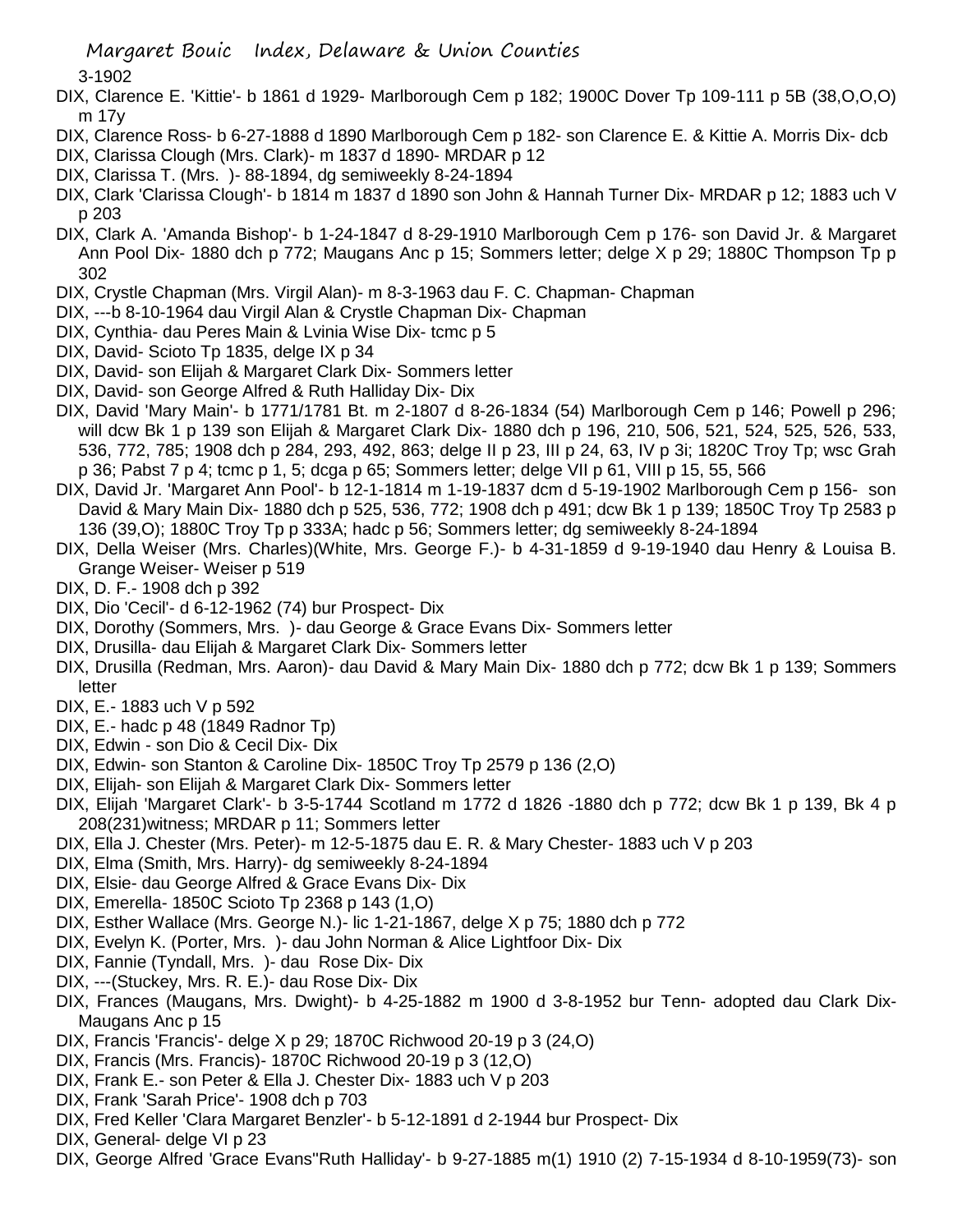3-1902

DIX, Clarence E. 'Kittie'- b 1861 d 1929- Marlborough Cem p 182; 1900C Dover Tp 109-111 p 5B (38,O,O,O) m 17y

DIX, Clarence Ross- b 6-27-1888 d 1890 Marlborough Cem p 182- son Clarence E. & Kittie A. Morris Dix- dcb

DIX, Clarissa Clough (Mrs. Clark)- m 1837 d 1890- MRDAR p 12

DIX, Clarissa T. (Mrs. )- 88-1894, dg semiweekly 8-24-1894

DIX, Clark 'Clarissa Clough'- b 1814 m 1837 d 1890 son John & Hannah Turner Dix- MRDAR p 12; 1883 uch V p 203

DIX, Clark A. 'Amanda Bishop'- b 1-24-1847 d 8-29-1910 Marlborough Cem p 176- son David Jr. & Margaret Ann Pool Dix- 1880 dch p 772; Maugans Anc p 15; Sommers letter; delge X p 29; 1880C Thompson Tp p 302

DIX, Crystle Chapman (Mrs. Virgil Alan)- m 8-3-1963 dau F. C. Chapman- Chapman

DIX, ---b 8-10-1964 dau Virgil Alan & Crystle Chapman Dix- Chapman

DIX, Cynthia- dau Peres Main & Lvinia Wise Dix- tcmc p 5

DIX, David- Scioto Tp 1835, delge IX p 34

DIX, David- son Elijah & Margaret Clark Dix- Sommers letter

DIX, David- son George Alfred & Ruth Halliday Dix- Dix

DIX, David 'Mary Main'- b 1771/1781 Bt. m 2-1807 d 8-26-1834 (54) Marlborough Cem p 146; Powell p 296; will dcw Bk 1 p 139 son Elijah & Margaret Clark Dix- 1880 dch p 196, 210, 506, 521, 524, 525, 526, 533, 536, 772, 785; 1908 dch p 284, 293, 492, 863; delge II p 23, III p 24, 63, IV p 3i; 1820C Troy Tp; wsc Grah p 36; Pabst 7 p 4; tcmc p 1, 5; dcga p 65; Sommers letter; delge VII p 61, VIII p 15, 55, 566

DIX, David Jr. 'Margaret Ann Pool'- b 12-1-1814 m 1-19-1837 dcm d 5-19-1902 Marlborough Cem p 156- son David & Mary Main Dix- 1880 dch p 525, 536, 772; 1908 dch p 491; dcw Bk 1 p 139; 1850C Troy Tp 2583 p 136 (39,O); 1880C Troy Tp p 333A; hadc p 56; Sommers letter; dg semiweekly 8-24-1894

DIX, Della Weiser (Mrs. Charles)(White, Mrs. George F.)- b 4-31-1859 d 9-19-1940 dau Henry & Louisa B. Grange Weiser- Weiser p 519

DIX, D. F.- 1908 dch p 392

DIX, Dio 'Cecil'- d 6-12-1962 (74) bur Prospect- Dix

DIX, Dorothy (Sommers, Mrs. )- dau George & Grace Evans Dix- Sommers letter

DIX, Drusilla- dau Elijah & Margaret Clark Dix- Sommers letter

DIX, Drusilla (Redman, Mrs. Aaron)- dau David & Mary Main Dix- 1880 dch p 772; dcw Bk 1 p 139; Sommers letter

DIX, E.- 1883 uch V p 592

DIX, E.- hadc p 48 (1849 Radnor Tp)

DIX, Edwin - son Dio & Cecil Dix- Dix

DIX, Edwin- son Stanton & Caroline Dix- 1850C Troy Tp 2579 p 136 (2,O)

DIX, Elijah- son Elijah & Margaret Clark Dix- Sommers letter

DIX, Elijah 'Margaret Clark'- b 3-5-1744 Scotland m 1772 d 1826 -1880 dch p 772; dcw Bk 1 p 139, Bk 4 p 208(231)witness; MRDAR p 11; Sommers letter

DIX, Ella J. Chester (Mrs. Peter)- m 12-5-1875 dau E. R. & Mary Chester- 1883 uch V p 203

DIX, Elma (Smith, Mrs. Harry)- dg semiweekly 8-24-1894

DIX, Elsie- dau George Alfred & Grace Evans Dix- Dix

DIX, Emerella- 1850C Scioto Tp 2368 p 143 (1,O)

DIX, Esther Wallace (Mrs. George N.)- lic 1-21-1867, delge X p 75; 1880 dch p 772

DIX, Evelyn K. (Porter, Mrs. )- dau John Norman & Alice Lightfoor Dix- Dix

DIX, Fannie (Tyndall, Mrs. )- dau Rose Dix- Dix

DIX, ---(Stuckey, Mrs. R. E.)- dau Rose Dix- Dix

DIX, Frances (Maugans, Mrs. Dwight)- b 4-25-1882 m 1900 d 3-8-1952 bur Tenn- adopted dau Clark Dix- Maugans Anc p 15

DIX, Francis 'Francis'- delge X p 29; 1870C Richwood 20-19 p 3 (24,O)

DIX, Francis (Mrs. Francis)- 1870C Richwood 20-19 p 3 (12,O)

DIX, Frank E.- son Peter & Ella J. Chester Dix- 1883 uch V p 203

DIX, Frank 'Sarah Price'- 1908 dch p 703

DIX, Fred Keller 'Clara Margaret Benzler'- b 5-12-1891 d 2-1944 bur Prospect- Dix

DIX, General- delge VI p 23

DIX, George Alfred 'Grace Evans''Ruth Halliday'- b 9-27-1885 m(1) 1910 (2) 7-15-1934 d 8-10-1959(73)- son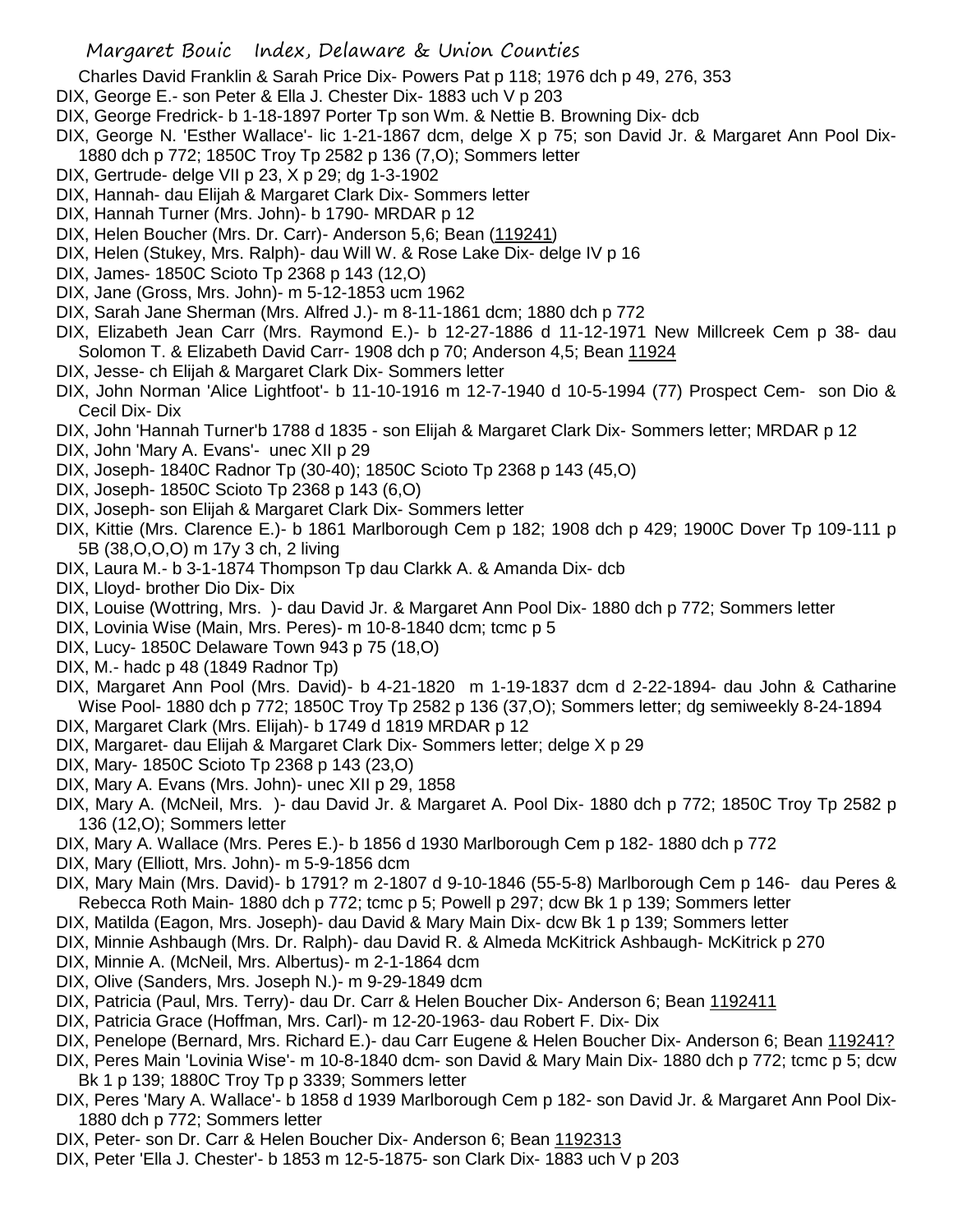Charles David Franklin & Sarah Price Dix- Powers Pat p 118; 1976 dch p 49, 276, 353

DIX, George E.- son Peter & Ella J. Chester Dix- 1883 uch V p 203

DIX, George Fredrick- b 1-18-1897 Porter Tp son Wm. & Nettie B. Browning Dix- dcb

DIX, George N. 'Esther Wallace'- lic 1-21-1867 dcm, delge X p 75; son David Jr. & Margaret Ann Pool Dix- 1880 dch p 772; 1850C Troy Tp 2582 p 136 (7,O); Sommers letter

DIX, Gertrude- delge VII p 23, X p 29; dg 1-3-1902

DIX, Hannah- dau Elijah & Margaret Clark Dix- Sommers letter

DIX, Hannah Turner (Mrs. John)- b 1790- MRDAR p 12

DIX, Helen Boucher (Mrs. Dr. Carr)- Anderson 5,6; Bean (119241)

DIX, Helen (Stukey, Mrs. Ralph)- dau Will W. & Rose Lake Dix- delge IV p 16

DIX, James- 1850C Scioto Tp 2368 p 143 (12,O)

DIX, Jane (Gross, Mrs. John)- m 5-12-1853 ucm 1962

DIX, Sarah Jane Sherman (Mrs. Alfred J.)- m 8-11-1861 dcm; 1880 dch p 772

DIX, Elizabeth Jean Carr (Mrs. Raymond E.)- b 12-27-1886 d 11-12-1971 New Millcreek Cem p 38- dau Solomon T. & Elizabeth David Carr- 1908 dch p 70; Anderson 4,5; Bean 11924

DIX, Jesse- ch Elijah & Margaret Clark Dix- Sommers letter

DIX, John Norman 'Alice Lightfoot'- b 11-10-1916 m 12-7-1940 d 10-5-1994 (77) Prospect Cem- son Dio & Cecil Dix- Dix

DIX, John 'Hannah Turner'b 1788 d 1835 - son Elijah & Margaret Clark Dix- Sommers letter; MRDAR p 12

DIX, John 'Mary A. Evans'- unec XII p 29

DIX, Joseph- 1840C Radnor Tp (30-40); 1850C Scioto Tp 2368 p 143 (45,O)

DIX, Joseph- 1850C Scioto Tp 2368 p 143 (6,O)

DIX, Joseph- son Elijah & Margaret Clark Dix- Sommers letter

DIX, Kittie (Mrs. Clarence E.)- b 1861 Marlborough Cem p 182; 1908 dch p 429; 1900C Dover Tp 109-111 p 5B (38,O,O,O) m 17y 3 ch, 2 living

DIX, Laura M.- b 3-1-1874 Thompson Tp dau Clarkk A. & Amanda Dix- dcb

DIX, Lloyd- brother Dio Dix- Dix

DIX, Louise (Wottring, Mrs. )- dau David Jr. & Margaret Ann Pool Dix- 1880 dch p 772; Sommers letter

DIX, Lovinia Wise (Main, Mrs. Peres)- m 10-8-1840 dcm; tcmc p 5

DIX, Lucy- 1850C Delaware Town 943 p 75 (18,O)

DIX, M.- hadc p 48 (1849 Radnor Tp)

DIX, Margaret Ann Pool (Mrs. David)- b 4-21-1820 m 1-19-1837 dcm d 2-22-1894- dau John & Catharine Wise Pool- 1880 dch p 772; 1850C Troy Tp 2582 p 136 (37,O); Sommers letter; dg semiweekly 8-24-1894

DIX, Margaret Clark (Mrs. Elijah)- b 1749 d 1819 MRDAR p 12

DIX, Margaret- dau Elijah & Margaret Clark Dix- Sommers letter; delge X p 29

DIX, Mary- 1850C Scioto Tp 2368 p 143 (23,O)

DIX, Mary A. Evans (Mrs. John)- unec XII p 29, 1858

DIX, Mary A. (McNeil, Mrs. )- dau David Jr. & Margaret A. Pool Dix- 1880 dch p 772; 1850C Troy Tp 2582 p 136 (12,O); Sommers letter

DIX, Mary A. Wallace (Mrs. Peres E.)- b 1856 d 1930 Marlborough Cem p 182- 1880 dch p 772

DIX, Mary (Elliott, Mrs. John)- m 5-9-1856 dcm

DIX, Mary Main (Mrs. David)- b 1791? m 2-1807 d 9-10-1846 (55-5-8) Marlborough Cem p 146- dau Peres & Rebecca Roth Main- 1880 dch p 772; tcmc p 5; Powell p 297; dcw Bk 1 p 139; Sommers letter

DIX, Matilda (Eagon, Mrs. Joseph)- dau David & Mary Main Dix- dcw Bk 1 p 139; Sommers letter

DIX, Minnie Ashbaugh (Mrs. Dr. Ralph)- dau David R. & Almeda McKitrick Ashbaugh- McKitrick p 270

DIX, Minnie A. (McNeil, Mrs. Albertus)- m 2-1-1864 dcm

DIX, Olive (Sanders, Mrs. Joseph N.)- m 9-29-1849 dcm

DIX, Patricia (Paul, Mrs. Terry)- dau Dr. Carr & Helen Boucher Dix- Anderson 6; Bean 1192411

DIX, Patricia Grace (Hoffman, Mrs. Carl)- m 12-20-1963- dau Robert F. Dix- Dix

DIX, Penelope (Bernard, Mrs. Richard E.)- dau Carr Eugene & Helen Boucher Dix- Anderson 6; Bean 119241?

DIX, Peres Main 'Lovinia Wise'- m 10-8-1840 dcm- son David & Mary Main Dix- 1880 dch p 772; tcmc p 5; dcw Bk 1 p 139; 1880C Troy Tp p 3339; Sommers letter

DIX, Peres 'Mary A. Wallace'- b 1858 d 1939 Marlborough Cem p 182- son David Jr. & Margaret Ann Pool Dix- 1880 dch p 772; Sommers letter

DIX, Peter- son Dr. Carr & Helen Boucher Dix- Anderson 6; Bean 1192313

DIX, Peter 'Ella J. Chester'- b 1853 m 12-5-1875- son Clark Dix- 1883 uch V p 203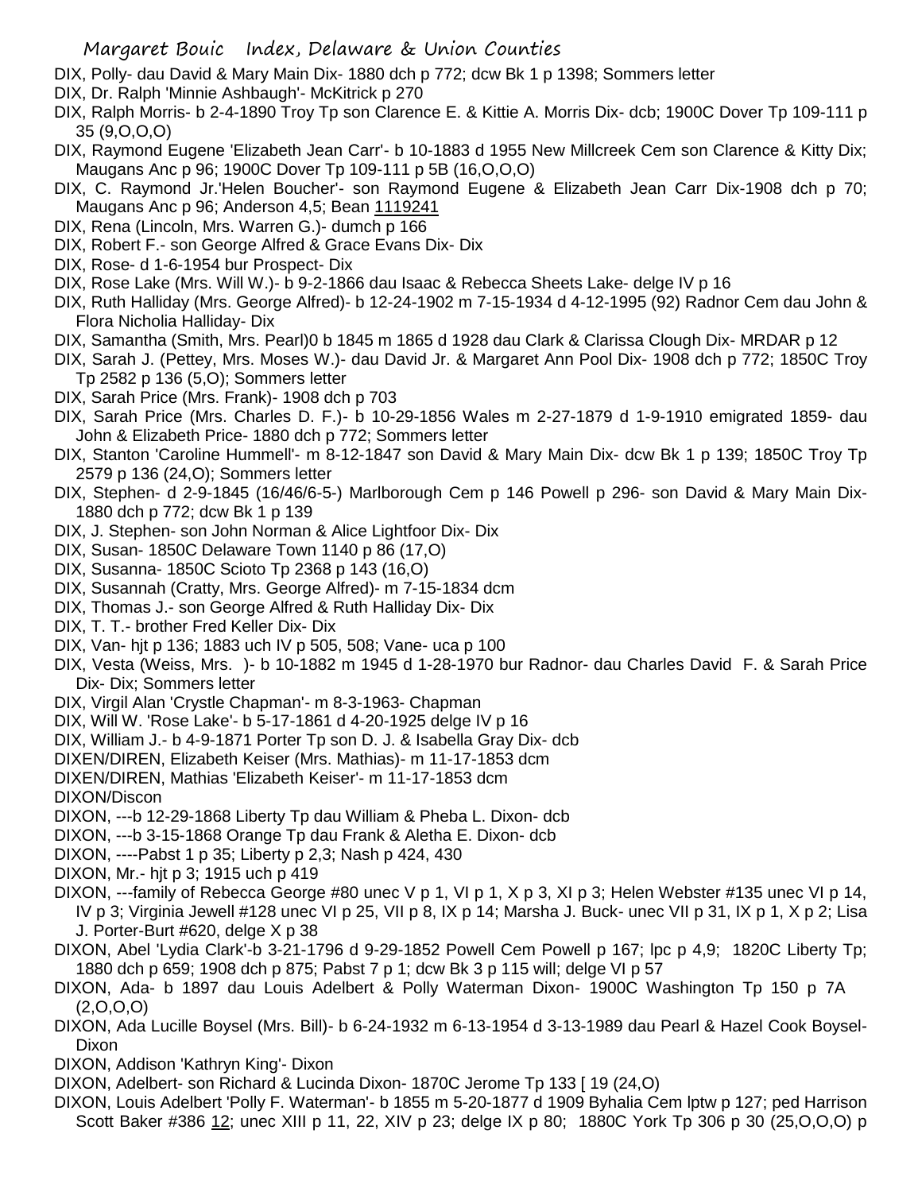DIX, Polly- dau David & Mary Main Dix- 1880 dch p 772; dcw Bk 1 p 1398; Sommers letter

DIX, Dr. Ralph 'Minnie Ashbaugh'- McKitrick p 270

DIX, Ralph Morris- b 2-4-1890 Troy Tp son Clarence E. & Kittie A. Morris Dix- dcb; 1900C Dover Tp 109-111 p 35 (9,O,O,O)

DIX, Raymond Eugene 'Elizabeth Jean Carr'- b 10-1883 d 1955 New Millcreek Cem son Clarence & Kitty Dix; Maugans Anc p 96; 1900C Dover Tp 109-111 p 5B (16,O,O,O)

DIX, C. Raymond Jr.'Helen Boucher'- son Raymond Eugene & Elizabeth Jean Carr Dix-1908 dch p 70; Maugans Anc p 96; Anderson 4,5; Bean 1119241

DIX, Rena (Lincoln, Mrs. Warren G.)- dumch p 166

DIX, Robert F.- son George Alfred & Grace Evans Dix- Dix

DIX, Rose- d 1-6-1954 bur Prospect- Dix

DIX, Rose Lake (Mrs. Will W.)- b 9-2-1866 dau Isaac & Rebecca Sheets Lake- delge IV p 16

DIX, Ruth Halliday (Mrs. George Alfred)- b 12-24-1902 m 7-15-1934 d 4-12-1995 (92) Radnor Cem dau John & Flora Nicholia Halliday- Dix

DIX, Samantha (Smith, Mrs. Pearl)0 b 1845 m 1865 d 1928 dau Clark & Clarissa Clough Dix- MRDAR p 12

DIX, Sarah J. (Pettey, Mrs. Moses W.)- dau David Jr. & Margaret Ann Pool Dix- 1908 dch p 772; 1850C Troy Tp 2582 p 136 (5,O); Sommers letter

DIX, Sarah Price (Mrs. Frank)- 1908 dch p 703

DIX, Sarah Price (Mrs. Charles D. F.)- b 10-29-1856 Wales m 2-27-1879 d 1-9-1910 emigrated 1859- dau John & Elizabeth Price- 1880 dch p 772; Sommers letter

DIX, Stanton 'Caroline Hummell'- m 8-12-1847 son David & Mary Main Dix- dcw Bk 1 p 139; 1850C Troy Tp 2579 p 136 (24,O); Sommers letter

DIX, Stephen- d 2-9-1845 (16/46/6-5-) Marlborough Cem p 146 Powell p 296- son David & Mary Main Dix- 1880 dch p 772; dcw Bk 1 p 139

DIX, J. Stephen- son John Norman & Alice Lightfoor Dix- Dix

DIX, Susan- 1850C Delaware Town 1140 p 86 (17,O)

DIX, Susanna- 1850C Scioto Tp 2368 p 143 (16,O)

DIX, Susannah (Cratty, Mrs. George Alfred)- m 7-15-1834 dcm

DIX, Thomas J.- son George Alfred & Ruth Halliday Dix- Dix

DIX, T. T.- brother Fred Keller Dix- Dix

DIX, Van- hjt p 136; 1883 uch IV p 505, 508; Vane- uca p 100

DIX, Vesta (Weiss, Mrs. )- b 10-1882 m 1945 d 1-28-1970 bur Radnor- dau Charles David F. & Sarah Price Dix- Dix; Sommers letter

DIX, Virgil Alan 'Crystle Chapman'- m 8-3-1963- Chapman

DIX, Will W. 'Rose Lake'- b 5-17-1861 d 4-20-1925 delge IV p 16

DIX, William J.- b 4-9-1871 Porter Tp son D. J. & Isabella Gray Dix- dcb

DIXEN/DIREN, Elizabeth Keiser (Mrs. Mathias)- m 11-17-1853 dcm

DIXEN/DIREN, Mathias 'Elizabeth Keiser'- m 11-17-1853 dcm

DIXON/Discon

DIXON, ---b 12-29-1868 Liberty Tp dau William & Pheba L. Dixon- dcb

DIXON, ---b 3-15-1868 Orange Tp dau Frank & Aletha E. Dixon- dcb

DIXON, ----Pabst 1 p 35; Liberty p 2,3; Nash p 424, 430

DIXON, Mr.- hjt p 3; 1915 uch p 419

DIXON, ---family of Rebecca George #80 unec V p 1, VI p 1, X p 3, XI p 3; Helen Webster #135 unec VI p 14, IV p 3; Virginia Jewell #128 unec VI p 25, VII p 8, IX p 14; Marsha J. Buck- unec VII p 31, IX p 1, X p 2; Lisa J. Porter-Burt #620, delge X p 38

DIXON, Abel 'Lydia Clark'-b 3-21-1796 d 9-29-1852 Powell Cem Powell p 167; lpc p 4,9; 1820C Liberty Tp; 1880 dch p 659; 1908 dch p 875; Pabst 7 p 1; dcw Bk 3 p 115 will; delge VI p 57

DIXON, Ada- b 1897 dau Louis Adelbert & Polly Waterman Dixon- 1900C Washington Tp 150 p 7A (2,O,O,O)

DIXON, Ada Lucille Boysel (Mrs. Bill)- b 6-24-1932 m 6-13-1954 d 3-13-1989 dau Pearl & Hazel Cook Boysel-Dixon

DIXON, Addison 'Kathryn King'- Dixon

DIXON, Adelbert- son Richard & Lucinda Dixon- 1870C Jerome Tp 133 [ 19 (24,O)

DIXON, Louis Adelbert 'Polly F. Waterman'- b 1855 m 5-20-1877 d 1909 Byhalia Cem lptw p 127; ped Harrison Scott Baker #386 12; unec XIII p 11, 22, XIV p 23; delge IX p 80; 1880C York Tp 306 p 30 (25,O,O,O) p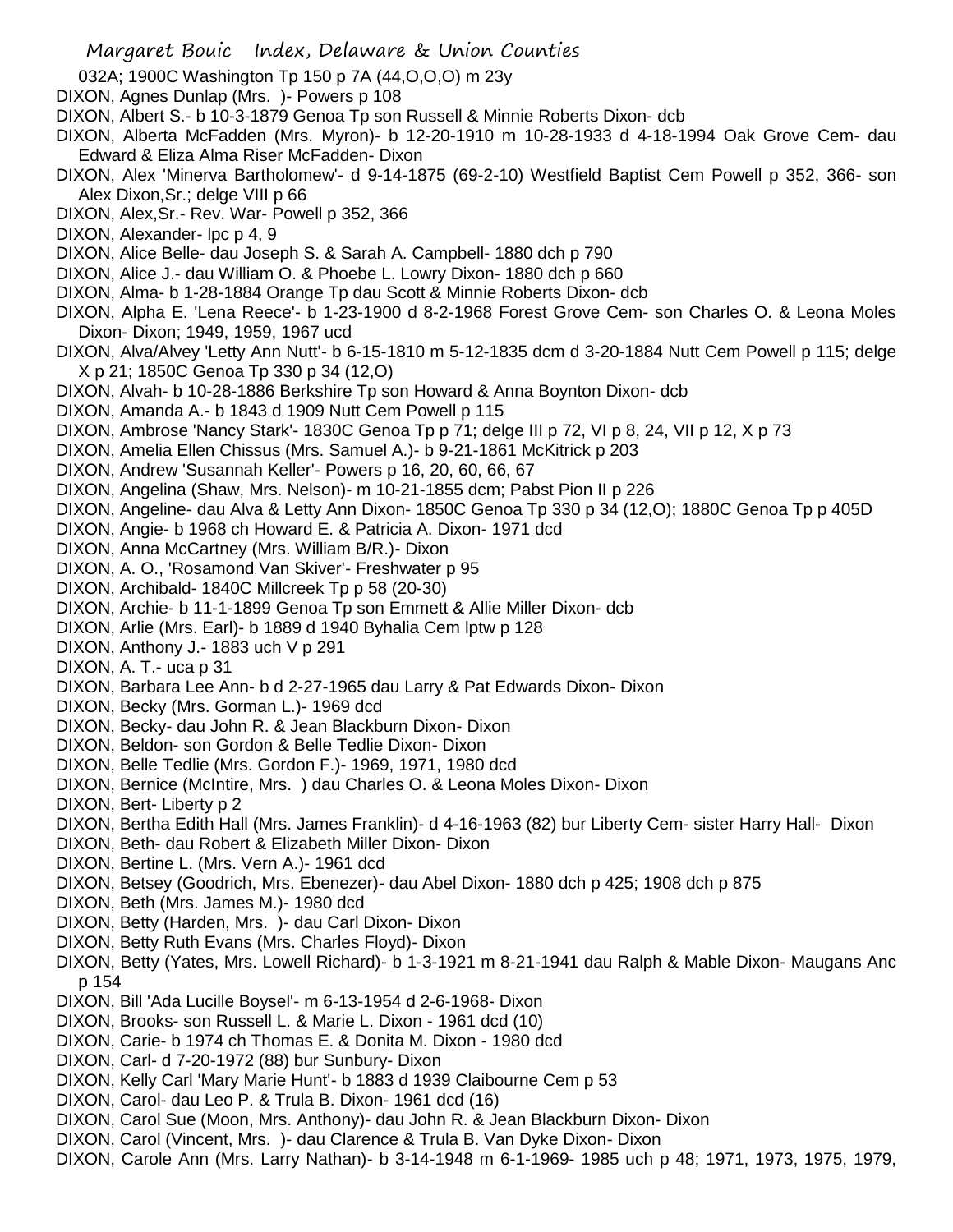032A; 1900C Washington Tp 150 p 7A (44,O,O,O) m 23y

DIXON, Agnes Dunlap (Mrs. )- Powers p 108

DIXON, Albert S.- b 10-3-1879 Genoa Tp son Russell & Minnie Roberts Dixon- dcb

DIXON, Alberta McFadden (Mrs. Myron)- b 12-20-1910 m 10-28-1933 d 4-18-1994 Oak Grove Cem- dau Edward & Eliza Alma Riser McFadden- Dixon

DIXON, Alex 'Minerva Bartholomew'- d 9-14-1875 (69-2-10) Westfield Baptist Cem Powell p 352, 366- son Alex Dixon,Sr.; delge VIII p 66

DIXON, Alex,Sr.- Rev. War- Powell p 352, 366

DIXON, Alexander- lpc p 4, 9

DIXON, Alice Belle- dau Joseph S. & Sarah A. Campbell- 1880 dch p 790

DIXON, Alice J.- dau William O. & Phoebe L. Lowry Dixon- 1880 dch p 660

DIXON, Alma- b 1-28-1884 Orange Tp dau Scott & Minnie Roberts Dixon- dcb

DIXON, Alpha E. 'Lena Reece'- b 1-23-1900 d 8-2-1968 Forest Grove Cem- son Charles O. & Leona Moles Dixon- Dixon; 1949, 1959, 1967 ucd

DIXON, Alva/Alvey 'Letty Ann Nutt'- b 6-15-1810 m 5-12-1835 dcm d 3-20-1884 Nutt Cem Powell p 115; delge X p 21; 1850C Genoa Tp 330 p 34 (12,O)

DIXON, Alvah- b 10-28-1886 Berkshire Tp son Howard & Anna Boynton Dixon- dcb

DIXON, Amanda A.- b 1843 d 1909 Nutt Cem Powell p 115

DIXON, Ambrose 'Nancy Stark'- 1830C Genoa Tp p 71; delge III p 72, VI p 8, 24, VII p 12, X p 73

DIXON, Amelia Ellen Chissus (Mrs. Samuel A.)- b 9-21-1861 McKitrick p 203

DIXON, Andrew 'Susannah Keller'- Powers p 16, 20, 60, 66, 67

DIXON, Angelina (Shaw, Mrs. Nelson)- m 10-21-1855 dcm; Pabst Pion II p 226

DIXON, Angeline- dau Alva & Letty Ann Dixon- 1850C Genoa Tp 330 p 34 (12,O); 1880C Genoa Tp p 405D

DIXON, Angie- b 1968 ch Howard E. & Patricia A. Dixon- 1971 dcd

DIXON, Anna McCartney (Mrs. William B/R.)- Dixon

DIXON, A. O., 'Rosamond Van Skiver'- Freshwater p 95

DIXON, Archibald- 1840C Millcreek Tp p 58 (20-30)

DIXON, Archie- b 11-1-1899 Genoa Tp son Emmett & Allie Miller Dixon- dcb

DIXON, Arlie (Mrs. Earl)- b 1889 d 1940 Byhalia Cem lptw p 128

DIXON, Anthony J.- 1883 uch V p 291

DIXON, A. T.- uca p 31

DIXON, Barbara Lee Ann- b d 2-27-1965 dau Larry & Pat Edwards Dixon- Dixon

DIXON, Becky (Mrs. Gorman L.)- 1969 dcd

DIXON, Becky- dau John R. & Jean Blackburn Dixon- Dixon

DIXON, Beldon- son Gordon & Belle Tedlie Dixon- Dixon

DIXON, Belle Tedlie (Mrs. Gordon F.)- 1969, 1971, 1980 dcd

DIXON, Bernice (McIntire, Mrs. ) dau Charles O. & Leona Moles Dixon- Dixon

DIXON, Bert- Liberty p 2

DIXON, Bertha Edith Hall (Mrs. James Franklin)- d 4-16-1963 (82) bur Liberty Cem- sister Harry Hall- Dixon

DIXON, Beth- dau Robert & Elizabeth Miller Dixon- Dixon

DIXON, Bertine L. (Mrs. Vern A.)- 1961 dcd

DIXON, Betsey (Goodrich, Mrs. Ebenezer)- dau Abel Dixon- 1880 dch p 425; 1908 dch p 875

DIXON, Beth (Mrs. James M.)- 1980 dcd

DIXON, Betty (Harden, Mrs. )- dau Carl Dixon- Dixon

DIXON, Betty Ruth Evans (Mrs. Charles Floyd)- Dixon

DIXON, Betty (Yates, Mrs. Lowell Richard)- b 1-3-1921 m 8-21-1941 dau Ralph & Mable Dixon- Maugans Anc p 154

DIXON, Bill 'Ada Lucille Boysel'- m 6-13-1954 d 2-6-1968- Dixon

DIXON, Brooks- son Russell L. & Marie L. Dixon - 1961 dcd (10)

DIXON, Carie- b 1974 ch Thomas E. & Donita M. Dixon - 1980 dcd

DIXON, Carl- d 7-20-1972 (88) bur Sunbury- Dixon

DIXON, Kelly Carl 'Mary Marie Hunt'- b 1883 d 1939 Claibourne Cem p 53

DIXON, Carol- dau Leo P. & Trula B. Dixon- 1961 dcd (16)

DIXON, Carol Sue (Moon, Mrs. Anthony)- dau John R. & Jean Blackburn Dixon- Dixon

DIXON, Carol (Vincent, Mrs. )- dau Clarence & Trula B. Van Dyke Dixon- Dixon

DIXON, Carole Ann (Mrs. Larry Nathan)- b 3-14-1948 m 6-1-1969- 1985 uch p 48; 1971, 1973, 1975, 1979,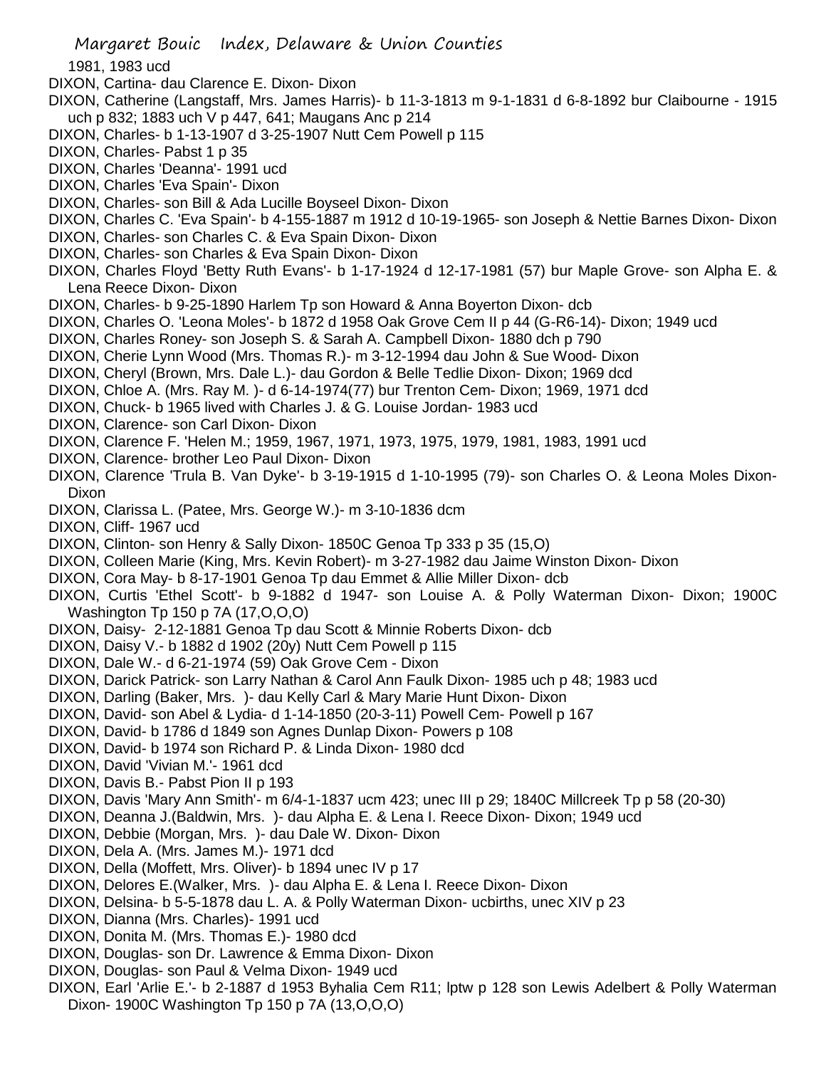1981, 1983 ucd

DIXON, Cartina- dau Clarence E. Dixon- Dixon

DIXON, Catherine (Langstaff, Mrs. James Harris)- b 11-3-1813 m 9-1-1831 d 6-8-1892 bur Claibourne - 1915 uch p 832; 1883 uch V p 447, 641; Maugans Anc p 214

DIXON, Charles- b 1-13-1907 d 3-25-1907 Nutt Cem Powell p 115

DIXON, Charles- Pabst 1 p 35

DIXON, Charles 'Deanna'- 1991 ucd

DIXON, Charles 'Eva Spain'- Dixon

DIXON, Charles- son Bill & Ada Lucille Boyseel Dixon- Dixon

DIXON, Charles C. 'Eva Spain'- b 4-155-1887 m 1912 d 10-19-1965- son Joseph & Nettie Barnes Dixon- Dixon

DIXON, Charles- son Charles C. & Eva Spain Dixon- Dixon

DIXON, Charles- son Charles & Eva Spain Dixon- Dixon

DIXON, Charles Floyd 'Betty Ruth Evans'- b 1-17-1924 d 12-17-1981 (57) bur Maple Grove- son Alpha E. & Lena Reece Dixon- Dixon

DIXON, Charles- b 9-25-1890 Harlem Tp son Howard & Anna Boyerton Dixon- dcb

DIXON, Charles O. 'Leona Moles'- b 1872 d 1958 Oak Grove Cem II p 44 (G-R6-14)- Dixon; 1949 ucd

DIXON, Charles Roney- son Joseph S. & Sarah A. Campbell Dixon- 1880 dch p 790

DIXON, Cherie Lynn Wood (Mrs. Thomas R.)- m 3-12-1994 dau John & Sue Wood- Dixon

DIXON, Cheryl (Brown, Mrs. Dale L.)- dau Gordon & Belle Tedlie Dixon- Dixon; 1969 dcd

DIXON, Chloe A. (Mrs. Ray M. )- d 6-14-1974(77) bur Trenton Cem- Dixon; 1969, 1971 dcd

DIXON, Chuck- b 1965 lived with Charles J. & G. Louise Jordan- 1983 ucd

DIXON, Clarence- son Carl Dixon- Dixon

DIXON, Clarence F. 'Helen M.; 1959, 1967, 1971, 1973, 1975, 1979, 1981, 1983, 1991 ucd

DIXON, Clarence- brother Leo Paul Dixon- Dixon

DIXON, Clarence 'Trula B. Van Dyke'- b 3-19-1915 d 1-10-1995 (79)- son Charles O. & Leona Moles Dixon- Dixon

DIXON, Clarissa L. (Patee, Mrs. George W.)- m 3-10-1836 dcm

DIXON, Cliff- 1967 ucd

DIXON, Clinton- son Henry & Sally Dixon- 1850C Genoa Tp 333 p 35 (15,O)

DIXON, Colleen Marie (King, Mrs. Kevin Robert)- m 3-27-1982 dau Jaime Winston Dixon- Dixon

DIXON, Cora May- b 8-17-1901 Genoa Tp dau Emmet & Allie Miller Dixon- dcb

DIXON, Curtis 'Ethel Scott'- b 9-1882 d 1947- son Louise A. & Polly Waterman Dixon- Dixon; 1900C Washington Tp 150 p 7A (17,O,O,O)

DIXON, Daisy- 2-12-1881 Genoa Tp dau Scott & Minnie Roberts Dixon- dcb

DIXON, Daisy V.- b 1882 d 1902 (20y) Nutt Cem Powell p 115

DIXON, Dale W.- d 6-21-1974 (59) Oak Grove Cem - Dixon

DIXON, Darick Patrick- son Larry Nathan & Carol Ann Faulk Dixon- 1985 uch p 48; 1983 ucd

DIXON, Darling (Baker, Mrs. )- dau Kelly Carl & Mary Marie Hunt Dixon- Dixon

DIXON, David- son Abel & Lydia- d 1-14-1850 (20-3-11) Powell Cem- Powell p 167

DIXON, David- b 1786 d 1849 son Agnes Dunlap Dixon- Powers p 108

DIXON, David- b 1974 son Richard P. & Linda Dixon- 1980 dcd

DIXON, David 'Vivian M.'- 1961 dcd

DIXON, Davis B.- Pabst Pion II p 193

DIXON, Davis 'Mary Ann Smith'- m 6/4-1-1837 ucm 423; unec III p 29; 1840C Millcreek Tp p 58 (20-30)

DIXON, Deanna J.(Baldwin, Mrs. )- dau Alpha E. & Lena I. Reece Dixon- Dixon; 1949 ucd

DIXON, Debbie (Morgan, Mrs. )- dau Dale W. Dixon- Dixon

DIXON, Dela A. (Mrs. James M.)- 1971 dcd

DIXON, Della (Moffett, Mrs. Oliver)- b 1894 unec IV p 17

DIXON, Delores E.(Walker, Mrs. )- dau Alpha E. & Lena I. Reece Dixon- Dixon

DIXON, Delsina- b 5-5-1878 dau L. A. & Polly Waterman Dixon- ucbirths, unec XIV p 23

DIXON, Dianna (Mrs. Charles)- 1991 ucd

DIXON, Donita M. (Mrs. Thomas E.)- 1980 dcd

DIXON, Douglas- son Dr. Lawrence & Emma Dixon- Dixon

DIXON, Douglas- son Paul & Velma Dixon- 1949 ucd

DIXON, Earl 'Arlie E.'- b 2-1887 d 1953 Byhalia Cem R11; lptw p 128 son Lewis Adelbert & Polly Waterman Dixon- 1900C Washington Tp 150 p 7A (13,O,O,O)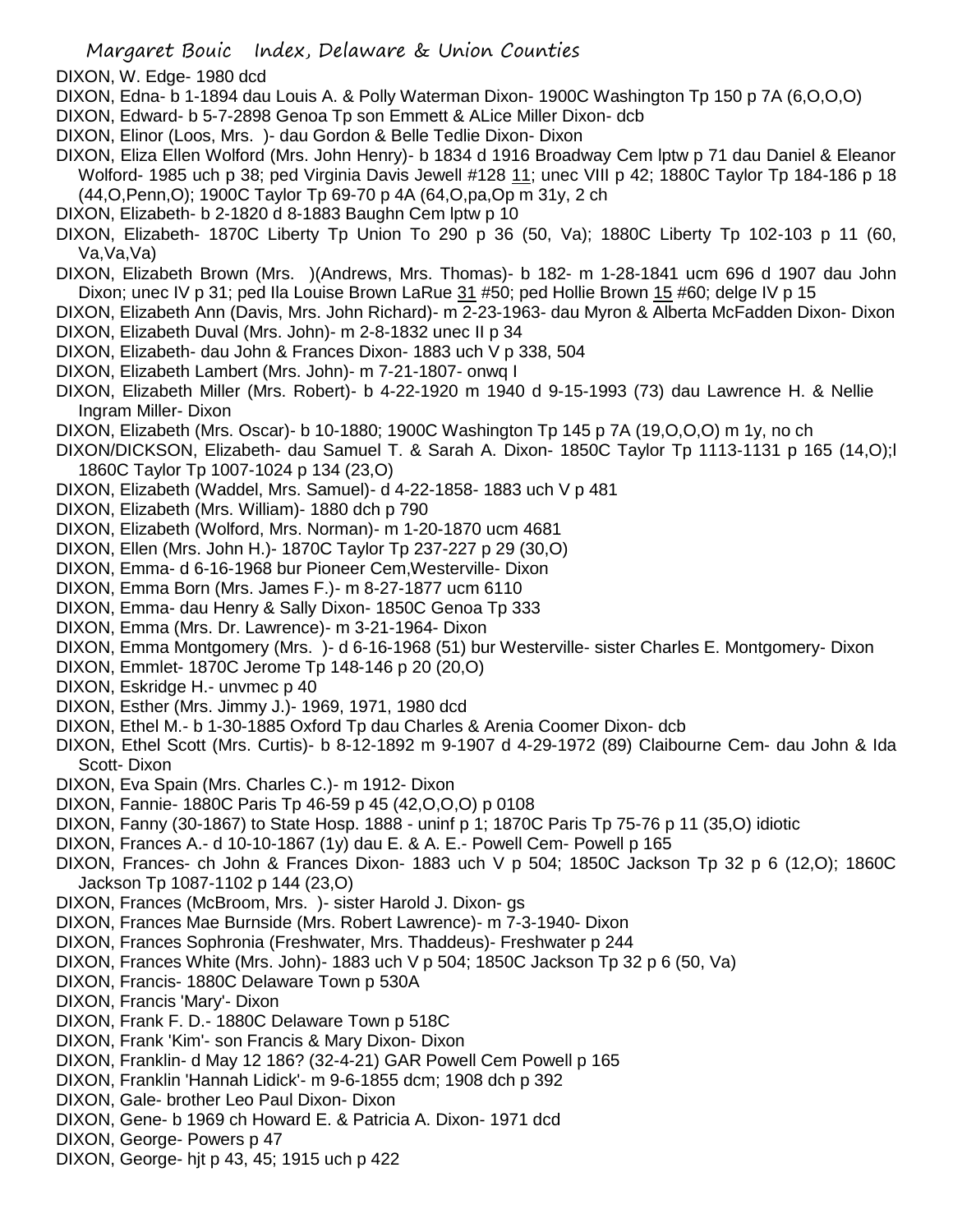DIXON, W. Edge- 1980 dcd

DIXON, Edna- b 1-1894 dau Louis A. & Polly Waterman Dixon- 1900C Washington Tp 150 p 7A (6,O,O,O)

DIXON, Edward- b 5-7-2898 Genoa Tp son Emmett & ALice Miller Dixon- dcb

DIXON, Elinor (Loos, Mrs. )- dau Gordon & Belle Tedlie Dixon- Dixon

DIXON, Eliza Ellen Wolford (Mrs. John Henry)- b 1834 d 1916 Broadway Cem lptw p 71 dau Daniel & Eleanor Wolford- 1985 uch p 38; ped Virginia Davis Jewell #128 11; unec VIII p 42; 1880C Taylor Tp 184-186 p 18 (44,O,Penn,O); 1900C Taylor Tp 69-70 p 4A (64,O,pa,Op m 31y, 2 ch

DIXON, Elizabeth- b 2-1820 d 8-1883 Baughn Cem lptw p 10

DIXON, Elizabeth- 1870C Liberty Tp Union To 290 p 36 (50, Va); 1880C Liberty Tp 102-103 p 11 (60, Va,Va,Va)

DIXON, Elizabeth Brown (Mrs. )(Andrews, Mrs. Thomas)- b 182- m 1-28-1841 ucm 696 d 1907 dau John Dixon; unec IV p 31; ped Ila Louise Brown LaRue 31 #50; ped Hollie Brown 15 #60; delge IV p 15

DIXON, Elizabeth Ann (Davis, Mrs. John Richard)- m 2-23-1963- dau Myron & Alberta McFadden Dixon- Dixon

DIXON, Elizabeth Duval (Mrs. John)- m 2-8-1832 unec II p 34

DIXON, Elizabeth- dau John & Frances Dixon- 1883 uch V p 338, 504

DIXON, Elizabeth Lambert (Mrs. John)- m 7-21-1807- onwq I

DIXON, Elizabeth Miller (Mrs. Robert)- b 4-22-1920 m 1940 d 9-15-1993 (73) dau Lawrence H. & Nellie Ingram Miller- Dixon

DIXON, Elizabeth (Mrs. Oscar)- b 10-1880; 1900C Washington Tp 145 p 7A (19,O,O,O) m 1y, no ch

DIXON/DICKSON, Elizabeth- dau Samuel T. & Sarah A. Dixon- 1850C Taylor Tp 1113-1131 p 165 (14,O);l 1860C Taylor Tp 1007-1024 p 134 (23,O)

DIXON, Elizabeth (Waddel, Mrs. Samuel)- d 4-22-1858- 1883 uch V p 481

DIXON, Elizabeth (Mrs. William)- 1880 dch p 790

DIXON, Elizabeth (Wolford, Mrs. Norman)- m 1-20-1870 ucm 4681

DIXON, Ellen (Mrs. John H.)- 1870C Taylor Tp 237-227 p 29 (30,O)

DIXON, Emma- d 6-16-1968 bur Pioneer Cem,Westerville- Dixon

DIXON, Emma Born (Mrs. James F.)- m 8-27-1877 ucm 6110

DIXON, Emma- dau Henry & Sally Dixon- 1850C Genoa Tp 333

DIXON, Emma (Mrs. Dr. Lawrence)- m 3-21-1964- Dixon

DIXON, Emma Montgomery (Mrs. )- d 6-16-1968 (51) bur Westerville- sister Charles E. Montgomery- Dixon

DIXON, Emmlet- 1870C Jerome Tp 148-146 p 20 (20,O)

DIXON, Eskridge H.- unvmec p 40

DIXON, Esther (Mrs. Jimmy J.)- 1969, 1971, 1980 dcd

DIXON, Ethel M.- b 1-30-1885 Oxford Tp dau Charles & Arenia Coomer Dixon- dcb

DIXON, Ethel Scott (Mrs. Curtis)- b 8-12-1892 m 9-1907 d 4-29-1972 (89) Claibourne Cem- dau John & Ida Scott- Dixon

DIXON, Eva Spain (Mrs. Charles C.)- m 1912- Dixon

DIXON, Fannie- 1880C Paris Tp 46-59 p 45 (42,O,O,O) p 0108

DIXON, Fanny (30-1867) to State Hosp. 1888 - uninf p 1; 1870C Paris Tp 75-76 p 11 (35,O) idiotic

DIXON, Frances A.- d 10-10-1867 (1y) dau E. & A. E.- Powell Cem- Powell p 165

DIXON, Frances- ch John & Frances Dixon- 1883 uch V p 504; 1850C Jackson Tp 32 p 6 (12,O); 1860C Jackson Tp 1087-1102 p 144 (23,O)

DIXON, Frances (McBroom, Mrs. )- sister Harold J. Dixon- gs

DIXON, Frances Mae Burnside (Mrs. Robert Lawrence)- m 7-3-1940- Dixon

DIXON, Frances Sophronia (Freshwater, Mrs. Thaddeus)- Freshwater p 244

DIXON, Frances White (Mrs. John)- 1883 uch V p 504; 1850C Jackson Tp 32 p 6 (50, Va)

DIXON, Francis- 1880C Delaware Town p 530A

DIXON, Francis 'Mary'- Dixon

DIXON, Frank F. D.- 1880C Delaware Town p 518C

DIXON, Frank 'Kim'- son Francis & Mary Dixon- Dixon

DIXON, Franklin- d May 12 186? (32-4-21) GAR Powell Cem Powell p 165

DIXON, Franklin 'Hannah Lidick'- m 9-6-1855 dcm; 1908 dch p 392

DIXON, Gale- brother Leo Paul Dixon- Dixon

DIXON, Gene- b 1969 ch Howard E. & Patricia A. Dixon- 1971 dcd

DIXON, George- Powers p 47

DIXON, George- hjt p 43, 45; 1915 uch p 422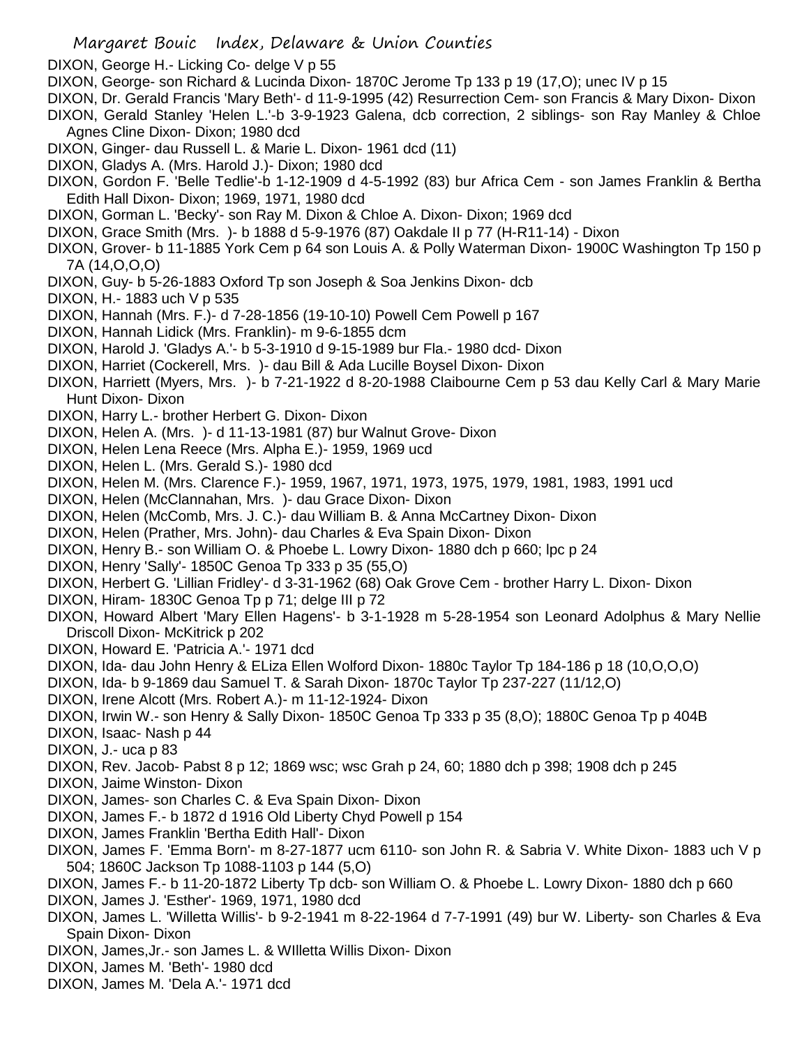DIXON, George H.- Licking Co- delge V p 55

DIXON, George- son Richard & Lucinda Dixon- 1870C Jerome Tp 133 p 19 (17,O); unec IV p 15

DIXON, Dr. Gerald Francis 'Mary Beth'- d 11-9-1995 (42) Resurrection Cem- son Francis & Mary Dixon- Dixon

DIXON, Gerald Stanley 'Helen L.'-b 3-9-1923 Galena, dcb correction, 2 siblings- son Ray Manley & Chloe Agnes Cline Dixon- Dixon; 1980 dcd

DIXON, Ginger- dau Russell L. & Marie L. Dixon- 1961 dcd (11)

DIXON, Gladys A. (Mrs. Harold J.)- Dixon; 1980 dcd

DIXON, Gordon F. 'Belle Tedlie'-b 1-12-1909 d 4-5-1992 (83) bur Africa Cem - son James Franklin & Bertha Edith Hall Dixon- Dixon; 1969, 1971, 1980 dcd

DIXON, Gorman L. 'Becky'- son Ray M. Dixon & Chloe A. Dixon- Dixon; 1969 dcd

DIXON, Grace Smith (Mrs. )- b 1888 d 5-9-1976 (87) Oakdale II p 77 (H-R11-14) - Dixon

DIXON, Grover- b 11-1885 York Cem p 64 son Louis A. & Polly Waterman Dixon- 1900C Washington Tp 150 p 7A (14,O,O,O)

DIXON, Guy- b 5-26-1883 Oxford Tp son Joseph & Soa Jenkins Dixon- dcb

DIXON, H.- 1883 uch V p 535

DIXON, Hannah (Mrs. F.)- d 7-28-1856 (19-10-10) Powell Cem Powell p 167

DIXON, Hannah Lidick (Mrs. Franklin)- m 9-6-1855 dcm

DIXON, Harold J. 'Gladys A.'- b 5-3-1910 d 9-15-1989 bur Fla.- 1980 dcd- Dixon

DIXON, Harriet (Cockerell, Mrs. )- dau Bill & Ada Lucille Boysel Dixon- Dixon

DIXON, Harriett (Myers, Mrs. )- b 7-21-1922 d 8-20-1988 Claibourne Cem p 53 dau Kelly Carl & Mary Marie Hunt Dixon- Dixon

DIXON, Harry L.- brother Herbert G. Dixon- Dixon

DIXON, Helen A. (Mrs. )- d 11-13-1981 (87) bur Walnut Grove- Dixon

DIXON, Helen Lena Reece (Mrs. Alpha E.)- 1959, 1969 ucd

DIXON, Helen L. (Mrs. Gerald S.)- 1980 dcd

DIXON, Helen M. (Mrs. Clarence F.)- 1959, 1967, 1971, 1973, 1975, 1979, 1981, 1983, 1991 ucd

DIXON, Helen (McClannahan, Mrs. )- dau Grace Dixon- Dixon

DIXON, Helen (McComb, Mrs. J. C.)- dau William B. & Anna McCartney Dixon- Dixon

DIXON, Helen (Prather, Mrs. John)- dau Charles & Eva Spain Dixon- Dixon

DIXON, Henry B.- son William O. & Phoebe L. Lowry Dixon- 1880 dch p 660; lpc p 24

DIXON, Henry 'Sally'- 1850C Genoa Tp 333 p 35 (55,O)

DIXON, Herbert G. 'Lillian Fridley'- d 3-31-1962 (68) Oak Grove Cem - brother Harry L. Dixon- Dixon

DIXON, Hiram- 1830C Genoa Tp p 71; delge III p 72

DIXON, Howard Albert 'Mary Ellen Hagens'- b 3-1-1928 m 5-28-1954 son Leonard Adolphus & Mary Nellie Driscoll Dixon- McKitrick p 202

DIXON, Howard E. 'Patricia A.'- 1971 dcd

DIXON, Ida- dau John Henry & ELiza Ellen Wolford Dixon- 1880c Taylor Tp 184-186 p 18 (10,O,O,O)

DIXON, Ida- b 9-1869 dau Samuel T. & Sarah Dixon- 1870c Taylor Tp 237-227 (11/12,O)

DIXON, Irene Alcott (Mrs. Robert A.)- m 11-12-1924- Dixon

DIXON, Irwin W.- son Henry & Sally Dixon- 1850C Genoa Tp 333 p 35 (8,O); 1880C Genoa Tp p 404B

DIXON, Isaac- Nash p 44

DIXON, J.- uca p 83

DIXON, Rev. Jacob- Pabst 8 p 12; 1869 wsc; wsc Grah p 24, 60; 1880 dch p 398; 1908 dch p 245

DIXON, Jaime Winston- Dixon

DIXON, James- son Charles C. & Eva Spain Dixon- Dixon

DIXON, James F.- b 1872 d 1916 Old Liberty Chyd Powell p 154

DIXON, James Franklin 'Bertha Edith Hall'- Dixon

DIXON, James F. 'Emma Born'- m 8-27-1877 ucm 6110- son John R. & Sabria V. White Dixon- 1883 uch V p 504; 1860C Jackson Tp 1088-1103 p 144 (5,O)

DIXON, James F.- b 11-20-1872 Liberty Tp dcb- son William O. & Phoebe L. Lowry Dixon- 1880 dch p 660

DIXON, James J. 'Esther'- 1969, 1971, 1980 dcd

DIXON, James L. 'Willetta Willis'- b 9-2-1941 m 8-22-1964 d 7-7-1991 (49) bur W. Liberty- son Charles & Eva Spain Dixon- Dixon

DIXON, James,Jr.- son James L. & WIlletta Willis Dixon- Dixon

DIXON, James M. 'Beth'- 1980 dcd

DIXON, James M. 'Dela A.'- 1971 dcd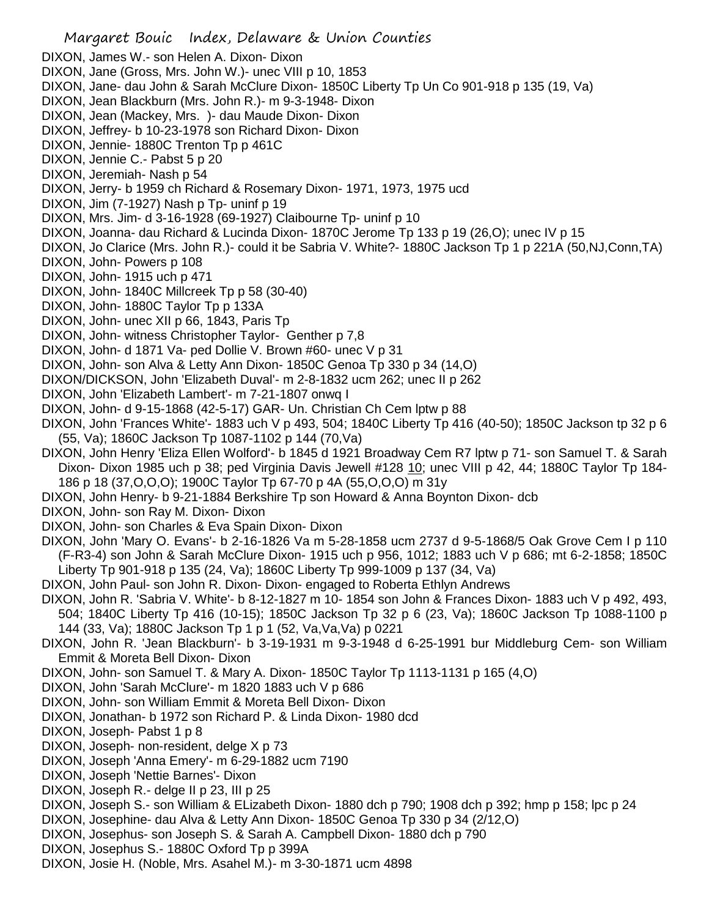DIXON, James W.- son Helen A. Dixon- Dixon
DIXON, Jane (Gross, Mrs. John W.)- unec VIII p 10, 1853
DIXON, Jane- dau John & Sarah McClure Dixon- 1850C Liberty Tp Un Co 901-918 p 135 (19, Va)
DIXON, Jean Blackburn (Mrs. John R.)- m 9-3-1948- Dixon
DIXON, Jean (Mackey, Mrs. )- dau Maude Dixon- Dixon
DIXON, Jeffrey- b 10-23-1978 son Richard Dixon- Dixon
DIXON, Jennie- 1880C Trenton Tp p 461C
DIXON, Jennie C.- Pabst 5 p 20
DIXON, Jeremiah- Nash p 54
DIXON, Jerry- b 1959 ch Richard & Rosemary Dixon- 1971, 1973, 1975 ucd
DIXON, Jim (7-1927) Nash p Tp- uninf p 19
DIXON, Mrs. Jim- d 3-16-1928 (69-1927) Claibourne Tp- uninf p 10
DIXON, Joanna- dau Richard & Lucinda Dixon- 1870C Jerome Tp 133 p 19 (26,O); unec IV p 15
DIXON, Jo Clarice (Mrs. John R.)- could it be Sabria V. White?- 1880C Jackson Tp 1 p 221A (50,NJ,Conn,TA)
DIXON, John- Powers p 108
DIXON, John- 1915 uch p 471
DIXON, John- 1840C Millcreek Tp p 58 (30-40)
DIXON, John- 1880C Taylor Tp p 133A
DIXON, John- unec XII p 66, 1843, Paris Tp
DIXON, John- witness Christopher Taylor- Genther p 7,8
DIXON, John- d 1871 Va- ped Dollie V. Brown #60- unec V p 31
DIXON, John- son Alva & Letty Ann Dixon- 1850C Genoa Tp 330 p 34 (14,O)
DIXON/DICKSON, John 'Elizabeth Duval'- m 2-8-1832 ucm 262; unec II p 262
DIXON, John 'Elizabeth Lambert'- m 7-21-1807 onwq I
DIXON, John- d 9-15-1868 (42-5-17) GAR- Un. Christian Ch Cem lptw p 88
DIXON, John 'Frances White'- 1883 uch V p 493, 504; 1840C Liberty Tp 416 (40-50); 1850C Jackson tp 32 p 6 (55, Va); 1860C Jackson Tp 1087-1102 p 144 (70,Va)
DIXON, John Henry 'Eliza Ellen Wolford'- b 1845 d 1921 Broadway Cem R7 lptw p 71- son Samuel T. & Sarah Dixon- Dixon 1985 uch p 38; ped Virginia Davis Jewell #128 10; unec VIII p 42, 44; 1880C Taylor Tp 184-186 p 18 (37,O,O,O); 1900C Taylor Tp 67-70 p 4A (55,O,O,O) m 31y
DIXON, John Henry- b 9-21-1884 Berkshire Tp son Howard & Anna Boynton Dixon- dcb
DIXON, John- son Ray M. Dixon- Dixon
DIXON, John- son Charles & Eva Spain Dixon- Dixon
DIXON, John 'Mary O. Evans'- b 2-16-1826 Va m 5-28-1858 ucm 2737 d 9-5-1868/5 Oak Grove Cem I p 110 (F-R3-4) son John & Sarah McClure Dixon- 1915 uch p 956, 1012; 1883 uch V p 686; mt 6-2-1858; 1850C Liberty Tp 901-918 p 135 (24, Va); 1860C Liberty Tp 999-1009 p 137 (34, Va)
DIXON, John Paul- son John R. Dixon- Dixon- engaged to Roberta Ethlyn Andrews
DIXON, John R. 'Sabria V. White'- b 8-12-1827 m 10- 1854 son John & Frances Dixon- 1883 uch V p 492, 493, 504; 1840C Liberty Tp 416 (10-15); 1850C Jackson Tp 32 p 6 (23, Va); 1860C Jackson Tp 1088-1100 p 144 (33, Va); 1880C Jackson Tp 1 p 1 (52, Va,Va,Va) p 0221
DIXON, John R. 'Jean Blackburn'- b 3-19-1931 m 9-3-1948 d 6-25-1991 bur Middleburg Cem- son William Emmit & Moreta Bell Dixon- Dixon
DIXON, John- son Samuel T. & Mary A. Dixon- 1850C Taylor Tp 1113-1131 p 165 (4,O)
DIXON, John 'Sarah McClure'- m 1820 1883 uch V p 686
DIXON, John- son William Emmit & Moreta Bell Dixon- Dixon
DIXON, Jonathan- b 1972 son Richard P. & Linda Dixon- 1980 dcd
DIXON, Joseph- Pabst 1 p 8
DIXON, Joseph- non-resident, delge X p 73
DIXON, Joseph 'Anna Emery'- m 6-29-1882 ucm 7190
DIXON, Joseph 'Nettie Barnes'- Dixon
DIXON, Joseph R.- delge II p 23, III p 25
DIXON, Joseph S.- son William & ELizabeth Dixon- 1880 dch p 790; 1908 dch p 392; hmp p 158; lpc p 24
DIXON, Josephine- dau Alva & Letty Ann Dixon- 1850C Genoa Tp 330 p 34 (2/12,O)
DIXON, Josephus- son Joseph S. & Sarah A. Campbell Dixon- 1880 dch p 790
DIXON, Josephus S.- 1880C Oxford Tp p 399A
DIXON, Josie H. (Noble, Mrs. Asahel M.)- m 3-30-1871 ucm 4898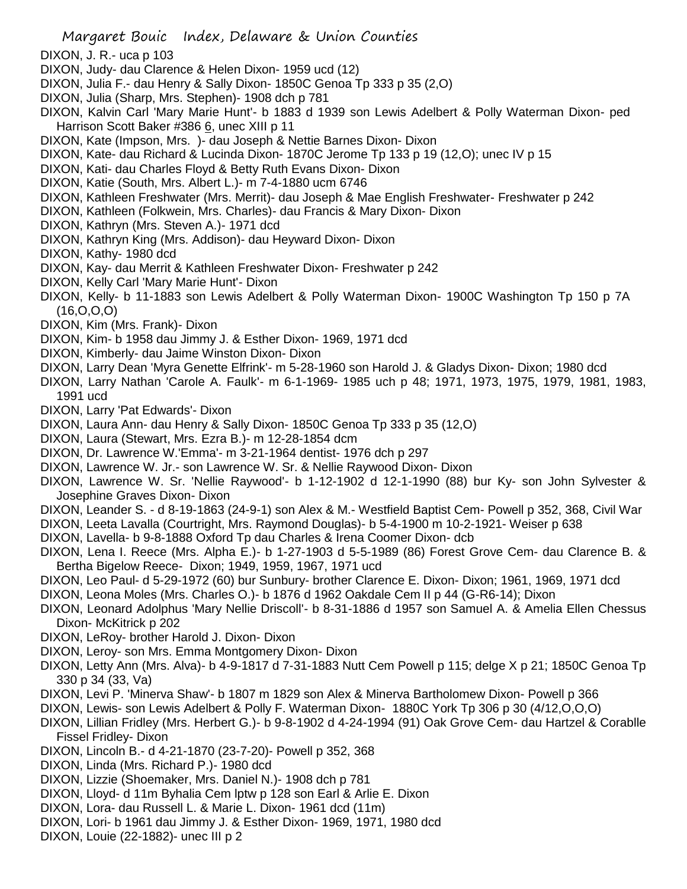DIXON, J. R.- uca p 103
DIXON, Judy- dau Clarence & Helen Dixon- 1959 ucd (12)
DIXON, Julia F.- dau Henry & Sally Dixon- 1850C Genoa Tp 333 p 35 (2,O)
DIXON, Julia (Sharp, Mrs. Stephen)- 1908 dch p 781
DIXON, Kalvin Carl 'Mary Marie Hunt'- b 1883 d 1939 son Lewis Adelbert & Polly Waterman Dixon- ped Harrison Scott Baker #386 6, unec XIII p 11
DIXON, Kate (Impson, Mrs. )- dau Joseph & Nettie Barnes Dixon- Dixon
DIXON, Kate- dau Richard & Lucinda Dixon- 1870C Jerome Tp 133 p 19 (12,O); unec IV p 15
DIXON, Kati- dau Charles Floyd & Betty Ruth Evans Dixon- Dixon
DIXON, Katie (South, Mrs. Albert L.)- m 7-4-1880 ucm 6746
DIXON, Kathleen Freshwater (Mrs. Merrit)- dau Joseph & Mae English Freshwater- Freshwater p 242
DIXON, Kathleen (Folkwein, Mrs. Charles)- dau Francis & Mary Dixon- Dixon
DIXON, Kathryn (Mrs. Steven A.)- 1971 dcd
DIXON, Kathryn King (Mrs. Addison)- dau Heyward Dixon- Dixon
DIXON, Kathy- 1980 dcd
DIXON, Kay- dau Merrit & Kathleen Freshwater Dixon- Freshwater p 242
DIXON, Kelly Carl 'Mary Marie Hunt'- Dixon
DIXON, Kelly- b 11-1883 son Lewis Adelbert & Polly Waterman Dixon- 1900C Washington Tp 150 p 7A (16,O,O,O)
DIXON, Kim (Mrs. Frank)- Dixon
DIXON, Kim- b 1958 dau Jimmy J. & Esther Dixon- 1969, 1971 dcd
DIXON, Kimberly- dau Jaime Winston Dixon- Dixon
DIXON, Larry Dean 'Myra Genette Elfrink'- m 5-28-1960 son Harold J. & Gladys Dixon- Dixon; 1980 dcd
DIXON, Larry Nathan 'Carole A. Faulk'- m 6-1-1969- 1985 uch p 48; 1971, 1973, 1975, 1979, 1981, 1983, 1991 ucd
DIXON, Larry 'Pat Edwards'- Dixon
DIXON, Laura Ann- dau Henry & Sally Dixon- 1850C Genoa Tp 333 p 35 (12,O)
DIXON, Laura (Stewart, Mrs. Ezra B.)- m 12-28-1854 dcm
DIXON, Dr. Lawrence W.'Emma'- m 3-21-1964 dentist- 1976 dch p 297
DIXON, Lawrence W. Jr.- son Lawrence W. Sr. & Nellie Raywood Dixon- Dixon
DIXON, Lawrence W. Sr. 'Nellie Raywood'- b 1-12-1902 d 12-1-1990 (88) bur Ky- son John Sylvester & Josephine Graves Dixon- Dixon
DIXON, Leander S. - d 8-19-1863 (24-9-1) son Alex & M.- Westfield Baptist Cem- Powell p 352, 368, Civil War
DIXON, Leeta Lavalla (Courtright, Mrs. Raymond Douglas)- b 5-4-1900 m 10-2-1921- Weiser p 638
DIXON, Lavella- b 9-8-1888 Oxford Tp dau Charles & Irena Coomer Dixon- dcb
DIXON, Lena I. Reece (Mrs. Alpha E.)- b 1-27-1903 d 5-5-1989 (86) Forest Grove Cem- dau Clarence B. & Bertha Bigelow Reece- Dixon; 1949, 1959, 1967, 1971 ucd
DIXON, Leo Paul- d 5-29-1972 (60) bur Sunbury- brother Clarence E. Dixon- Dixon; 1961, 1969, 1971 dcd
DIXON, Leona Moles (Mrs. Charles O.)- b 1876 d 1962 Oakdale Cem II p 44 (G-R6-14); Dixon
DIXON, Leonard Adolphus 'Mary Nellie Driscoll'- b 8-31-1886 d 1957 son Samuel A. & Amelia Ellen Chessus Dixon- McKitrick p 202
DIXON, LeRoy- brother Harold J. Dixon- Dixon
DIXON, Leroy- son Mrs. Emma Montgomery Dixon- Dixon
DIXON, Letty Ann (Mrs. Alva)- b 4-9-1817 d 7-31-1883 Nutt Cem Powell p 115; delge X p 21; 1850C Genoa Tp 330 p 34 (33, Va)
DIXON, Levi P. 'Minerva Shaw'- b 1807 m 1829 son Alex & Minerva Bartholomew Dixon- Powell p 366
DIXON, Lewis- son Lewis Adelbert & Polly F. Waterman Dixon- 1880C York Tp 306 p 30 (4/12,O,O,O)
DIXON, Lillian Fridley (Mrs. Herbert G.)- b 9-8-1902 d 4-24-1994 (91) Oak Grove Cem- dau Hartzel & Corablle Fissel Fridley- Dixon
DIXON, Lincoln B.- d 4-21-1870 (23-7-20)- Powell p 352, 368
DIXON, Linda (Mrs. Richard P.)- 1980 dcd
DIXON, Lizzie (Shoemaker, Mrs. Daniel N.)- 1908 dch p 781
DIXON, Lloyd- d 11m Byhalia Cem lptw p 128 son Earl & Arlie E. Dixon
DIXON, Lora- dau Russell L. & Marie L. Dixon- 1961 dcd (11m)
DIXON, Lori- b 1961 dau Jimmy J. & Esther Dixon- 1969, 1971, 1980 dcd
DIXON, Louie (22-1882)- unec III p 2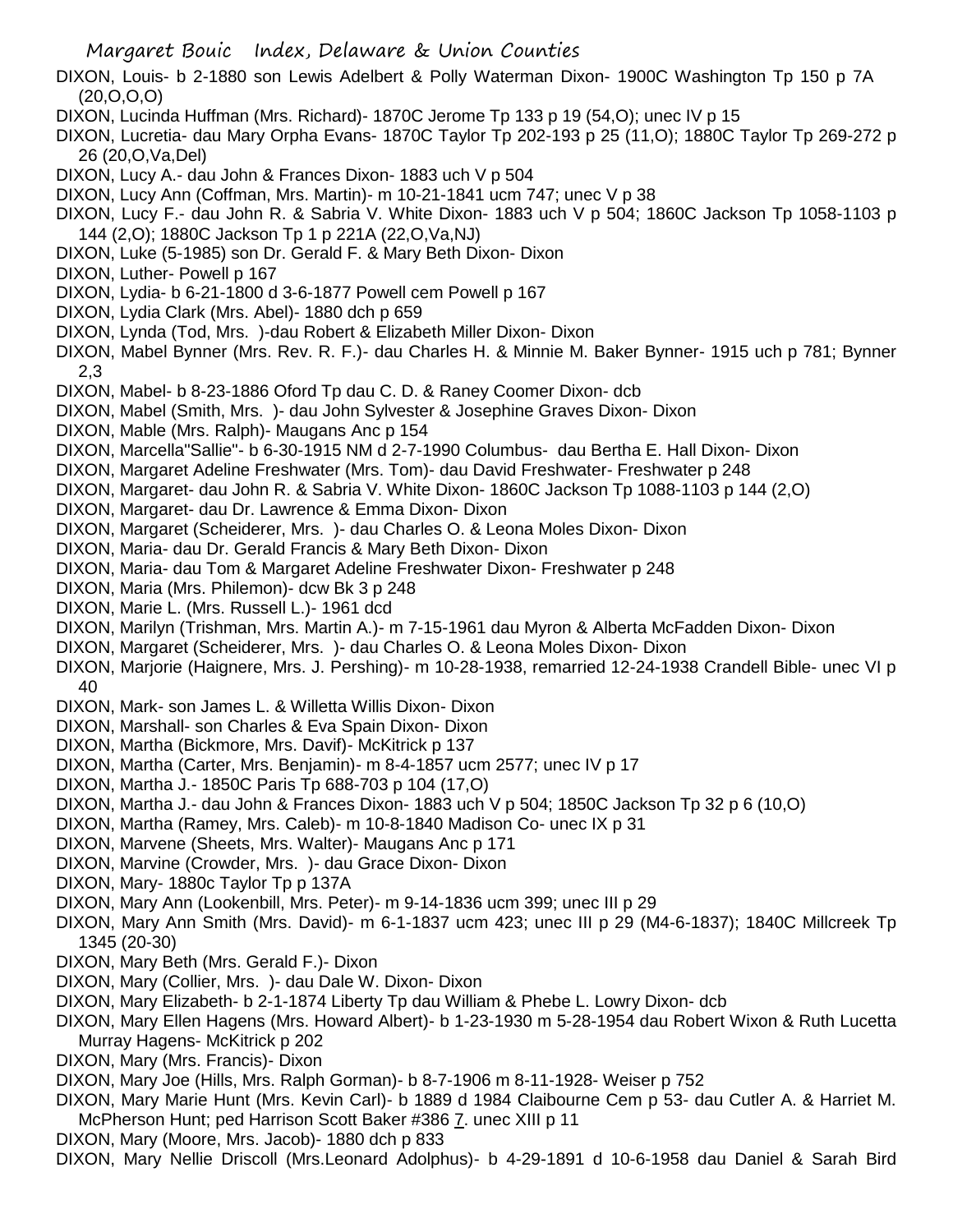DIXON, Louis- b 2-1880 son Lewis Adelbert & Polly Waterman Dixon- 1900C Washington Tp 150 p 7A (20,O,O,O)

DIXON, Lucinda Huffman (Mrs. Richard)- 1870C Jerome Tp 133 p 19 (54,O); unec IV p 15

DIXON, Lucretia- dau Mary Orpha Evans- 1870C Taylor Tp 202-193 p 25 (11,O); 1880C Taylor Tp 269-272 p 26 (20,O,Va,Del)

DIXON, Lucy A.- dau John & Frances Dixon- 1883 uch V p 504

DIXON, Lucy Ann (Coffman, Mrs. Martin)- m 10-21-1841 ucm 747; unec V p 38

DIXON, Lucy F.- dau John R. & Sabria V. White Dixon- 1883 uch V p 504; 1860C Jackson Tp 1058-1103 p 144 (2,O); 1880C Jackson Tp 1 p 221A (22,O,Va,NJ)

DIXON, Luke (5-1985) son Dr. Gerald F. & Mary Beth Dixon- Dixon

DIXON, Luther- Powell p 167

DIXON, Lydia- b 6-21-1800 d 3-6-1877 Powell cem Powell p 167

DIXON, Lydia Clark (Mrs. Abel)- 1880 dch p 659

DIXON, Lynda (Tod, Mrs. )-dau Robert & Elizabeth Miller Dixon- Dixon

DIXON, Mabel Bynner (Mrs. Rev. R. F.)- dau Charles H. & Minnie M. Baker Bynner- 1915 uch p 781; Bynner 2,3

DIXON, Mabel- b 8-23-1886 Oford Tp dau C. D. & Raney Coomer Dixon- dcb

DIXON, Mabel (Smith, Mrs. )- dau John Sylvester & Josephine Graves Dixon- Dixon

DIXON, Mable (Mrs. Ralph)- Maugans Anc p 154

DIXON, Marcella"Sallie"- b 6-30-1915 NM d 2-7-1990 Columbus- dau Bertha E. Hall Dixon- Dixon

DIXON, Margaret Adeline Freshwater (Mrs. Tom)- dau David Freshwater- Freshwater p 248

DIXON, Margaret- dau John R. & Sabria V. White Dixon- 1860C Jackson Tp 1088-1103 p 144 (2,O)

DIXON, Margaret- dau Dr. Lawrence & Emma Dixon- Dixon

DIXON, Margaret (Scheiderer, Mrs. )- dau Charles O. & Leona Moles Dixon- Dixon

DIXON, Maria- dau Dr. Gerald Francis & Mary Beth Dixon- Dixon

DIXON, Maria- dau Tom & Margaret Adeline Freshwater Dixon- Freshwater p 248

DIXON, Maria (Mrs. Philemon)- dcw Bk 3 p 248

DIXON, Marie L. (Mrs. Russell L.)- 1961 dcd

DIXON, Marilyn (Trishman, Mrs. Martin A.)- m 7-15-1961 dau Myron & Alberta McFadden Dixon- Dixon

DIXON, Margaret (Scheiderer, Mrs. )- dau Charles O. & Leona Moles Dixon- Dixon

DIXON, Marjorie (Haignere, Mrs. J. Pershing)- m 10-28-1938, remarried 12-24-1938 Crandell Bible- unec VI p 40

DIXON, Mark- son James L. & Willetta Willis Dixon- Dixon

DIXON, Marshall- son Charles & Eva Spain Dixon- Dixon

DIXON, Martha (Bickmore, Mrs. Davif)- McKitrick p 137

DIXON, Martha (Carter, Mrs. Benjamin)- m 8-4-1857 ucm 2577; unec IV p 17

DIXON, Martha J.- 1850C Paris Tp 688-703 p 104 (17,O)

DIXON, Martha J.- dau John & Frances Dixon- 1883 uch V p 504; 1850C Jackson Tp 32 p 6 (10,O)

DIXON, Martha (Ramey, Mrs. Caleb)- m 10-8-1840 Madison Co- unec IX p 31

DIXON, Marvene (Sheets, Mrs. Walter)- Maugans Anc p 171

DIXON, Marvine (Crowder, Mrs. )- dau Grace Dixon- Dixon

DIXON, Mary- 1880c Taylor Tp p 137A

DIXON, Mary Ann (Lookenbill, Mrs. Peter)- m 9-14-1836 ucm 399; unec III p 29

DIXON, Mary Ann Smith (Mrs. David)- m 6-1-1837 ucm 423; unec III p 29 (M4-6-1837); 1840C Millcreek Tp 1345 (20-30)

DIXON, Mary Beth (Mrs. Gerald F.)- Dixon

DIXON, Mary (Collier, Mrs. )- dau Dale W. Dixon- Dixon

DIXON, Mary Elizabeth- b 2-1-1874 Liberty Tp dau William & Phebe L. Lowry Dixon- dcb

DIXON, Mary Ellen Hagens (Mrs. Howard Albert)- b 1-23-1930 m 5-28-1954 dau Robert Wixon & Ruth Lucetta Murray Hagens- McKitrick p 202

DIXON, Mary (Mrs. Francis)- Dixon

DIXON, Mary Joe (Hills, Mrs. Ralph Gorman)- b 8-7-1906 m 8-11-1928- Weiser p 752

DIXON, Mary Marie Hunt (Mrs. Kevin Carl)- b 1889 d 1984 Claibourne Cem p 53- dau Cutler A. & Harriet M. McPherson Hunt; ped Harrison Scott Baker #386 7. unec XIII p 11

DIXON, Mary (Moore, Mrs. Jacob)- 1880 dch p 833

DIXON, Mary Nellie Driscoll (Mrs.Leonard Adolphus)- b 4-29-1891 d 10-6-1958 dau Daniel & Sarah Bird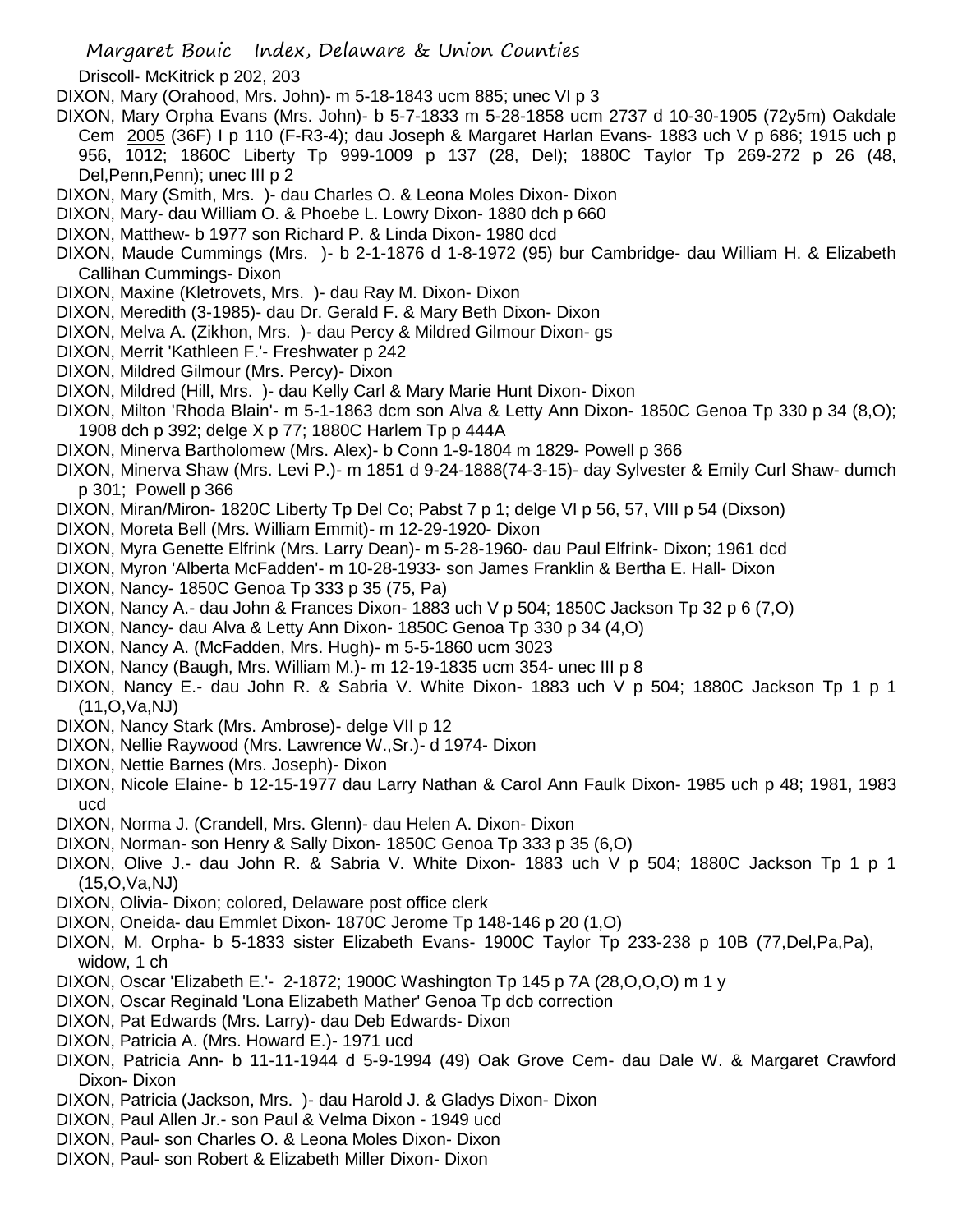Driscoll- McKitrick p 202, 203

DIXON, Mary (Orahood, Mrs. John)- m 5-18-1843 ucm 885; unec VI p 3

DIXON, Mary Orpha Evans (Mrs. John)- b 5-7-1833 m 5-28-1858 ucm 2737 d 10-30-1905 (72y5m) Oakdale Cem 2005 (36F) I p 110 (F-R3-4); dau Joseph & Margaret Harlan Evans- 1883 uch V p 686; 1915 uch p 956, 1012; 1860C Liberty Tp 999-1009 p 137 (28, Del); 1880C Taylor Tp 269-272 p 26 (48, Del,Penn,Penn); unec III p 2

DIXON, Mary (Smith, Mrs. )- dau Charles O. & Leona Moles Dixon- Dixon

DIXON, Mary- dau William O. & Phoebe L. Lowry Dixon- 1880 dch p 660

DIXON, Matthew- b 1977 son Richard P. & Linda Dixon- 1980 dcd

DIXON, Maude Cummings (Mrs. )- b 2-1-1876 d 1-8-1972 (95) bur Cambridge- dau William H. & Elizabeth Callihan Cummings- Dixon

DIXON, Maxine (Kletrovets, Mrs. )- dau Ray M. Dixon- Dixon

DIXON, Meredith (3-1985)- dau Dr. Gerald F. & Mary Beth Dixon- Dixon

DIXON, Melva A. (Zikhon, Mrs. )- dau Percy & Mildred Gilmour Dixon- gs

DIXON, Merrit 'Kathleen F.'- Freshwater p 242

DIXON, Mildred Gilmour (Mrs. Percy)- Dixon

DIXON, Mildred (Hill, Mrs. )- dau Kelly Carl & Mary Marie Hunt Dixon- Dixon

DIXON, Milton 'Rhoda Blain'- m 5-1-1863 dcm son Alva & Letty Ann Dixon- 1850C Genoa Tp 330 p 34 (8,O); 1908 dch p 392; delge X p 77; 1880C Harlem Tp p 444A

DIXON, Minerva Bartholomew (Mrs. Alex)- b Conn 1-9-1804 m 1829- Powell p 366

DIXON, Minerva Shaw (Mrs. Levi P.)- m 1851 d 9-24-1888(74-3-15)- day Sylvester & Emily Curl Shaw- dumch p 301; Powell p 366

DIXON, Miran/Miron- 1820C Liberty Tp Del Co; Pabst 7 p 1; delge VI p 56, 57, VIII p 54 (Dixson)

DIXON, Moreta Bell (Mrs. William Emmit)- m 12-29-1920- Dixon

DIXON, Myra Genette Elfrink (Mrs. Larry Dean)- m 5-28-1960- dau Paul Elfrink- Dixon; 1961 dcd

DIXON, Myron 'Alberta McFadden'- m 10-28-1933- son James Franklin & Bertha E. Hall- Dixon

DIXON, Nancy- 1850C Genoa Tp 333 p 35 (75, Pa)

DIXON, Nancy A.- dau John & Frances Dixon- 1883 uch V p 504; 1850C Jackson Tp 32 p 6 (7,O)

DIXON, Nancy- dau Alva & Letty Ann Dixon- 1850C Genoa Tp 330 p 34 (4,O)

DIXON, Nancy A. (McFadden, Mrs. Hugh)- m 5-5-1860 ucm 3023

DIXON, Nancy (Baugh, Mrs. William M.)- m 12-19-1835 ucm 354- unec III p 8

DIXON, Nancy E.- dau John R. & Sabria V. White Dixon- 1883 uch V p 504; 1880C Jackson Tp 1 p 1 (11,O,Va,NJ)

DIXON, Nancy Stark (Mrs. Ambrose)- delge VII p 12

DIXON, Nellie Raywood (Mrs. Lawrence W.,Sr.)- d 1974- Dixon

DIXON, Nettie Barnes (Mrs. Joseph)- Dixon

DIXON, Nicole Elaine- b 12-15-1977 dau Larry Nathan & Carol Ann Faulk Dixon- 1985 uch p 48; 1981, 1983 ucd

DIXON, Norma J. (Crandell, Mrs. Glenn)- dau Helen A. Dixon- Dixon

DIXON, Norman- son Henry & Sally Dixon- 1850C Genoa Tp 333 p 35 (6,O)

DIXON, Olive J.- dau John R. & Sabria V. White Dixon- 1883 uch V p 504; 1880C Jackson Tp 1 p 1 (15,O,Va,NJ)

DIXON, Olivia- Dixon; colored, Delaware post office clerk

DIXON, Oneida- dau Emmlet Dixon- 1870C Jerome Tp 148-146 p 20 (1,O)

DIXON, M. Orpha- b 5-1833 sister Elizabeth Evans- 1900C Taylor Tp 233-238 p 10B (77,Del,Pa,Pa), widow, 1 ch

DIXON, Oscar 'Elizabeth E.'- 2-1872; 1900C Washington Tp 145 p 7A (28,O,O,O) m 1 y

DIXON, Oscar Reginald 'Lona Elizabeth Mather' Genoa Tp dcb correction

DIXON, Pat Edwards (Mrs. Larry)- dau Deb Edwards- Dixon

DIXON, Patricia A. (Mrs. Howard E.)- 1971 ucd

DIXON, Patricia Ann- b 11-11-1944 d 5-9-1994 (49) Oak Grove Cem- dau Dale W. & Margaret Crawford Dixon- Dixon

DIXON, Patricia (Jackson, Mrs. )- dau Harold J. & Gladys Dixon- Dixon

DIXON, Paul Allen Jr.- son Paul & Velma Dixon - 1949 ucd

DIXON, Paul- son Charles O. & Leona Moles Dixon- Dixon

DIXON, Paul- son Robert & Elizabeth Miller Dixon- Dixon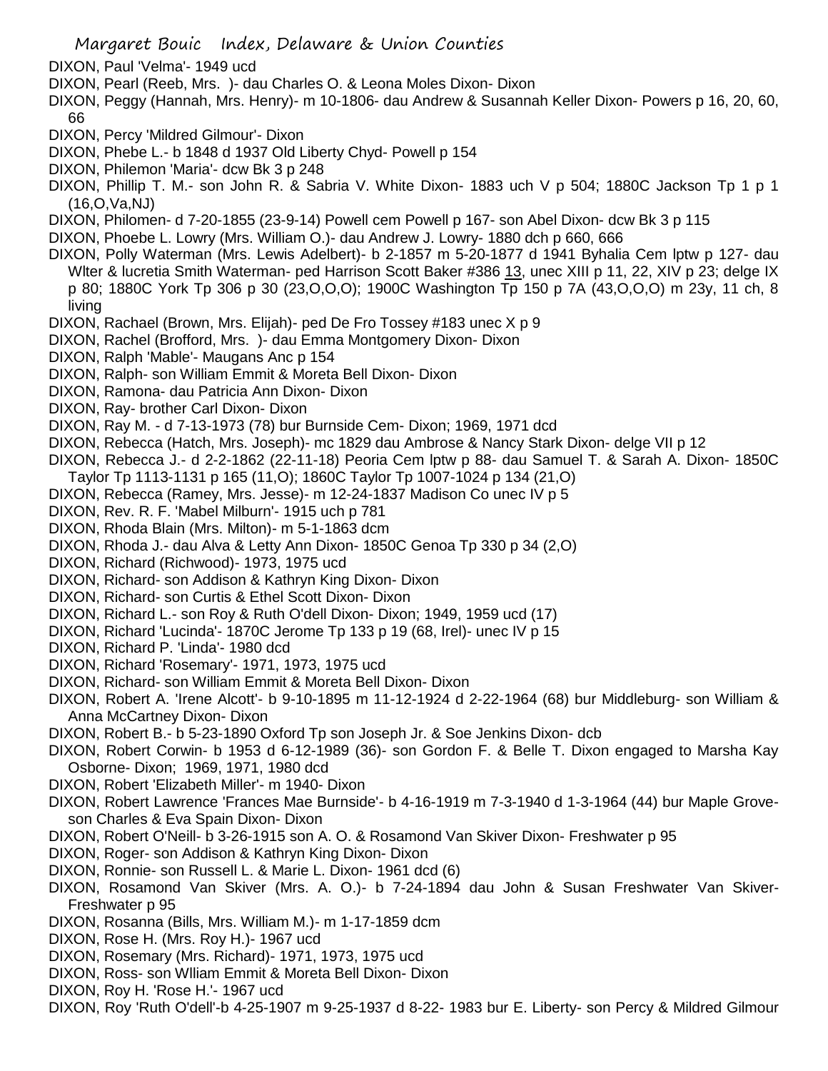DIXON, Paul 'Velma'- 1949 ucd

DIXON, Pearl (Reeb, Mrs. )- dau Charles O. & Leona Moles Dixon- Dixon

DIXON, Peggy (Hannah, Mrs. Henry)- m 10-1806- dau Andrew & Susannah Keller Dixon- Powers p 16, 20, 60, 66

DIXON, Percy 'Mildred Gilmour'- Dixon

DIXON, Phebe L.- b 1848 d 1937 Old Liberty Chyd- Powell p 154

DIXON, Philemon 'Maria'- dcw Bk 3 p 248

DIXON, Phillip T. M.- son John R. & Sabria V. White Dixon- 1883 uch V p 504; 1880C Jackson Tp 1 p 1 (16,O,Va,NJ)

DIXON, Philomen- d 7-20-1855 (23-9-14) Powell cem Powell p 167- son Abel Dixon- dcw Bk 3 p 115

DIXON, Phoebe L. Lowry (Mrs. William O.)- dau Andrew J. Lowry- 1880 dch p 660, 666

DIXON, Polly Waterman (Mrs. Lewis Adelbert)- b 2-1857 m 5-20-1877 d 1941 Byhalia Cem lptw p 127- dau Wlter & lucretia Smith Waterman- ped Harrison Scott Baker #386 13, unec XIII p 11, 22, XIV p 23; delge IX p 80; 1880C York Tp 306 p 30 (23,O,O,O); 1900C Washington Tp 150 p 7A (43,O,O,O) m 23y, 11 ch, 8 living

DIXON, Rachael (Brown, Mrs. Elijah)- ped De Fro Tossey #183 unec X p 9

DIXON, Rachel (Brofford, Mrs. )- dau Emma Montgomery Dixon- Dixon

DIXON, Ralph 'Mable'- Maugans Anc p 154

DIXON, Ralph- son William Emmit & Moreta Bell Dixon- Dixon

DIXON, Ramona- dau Patricia Ann Dixon- Dixon

DIXON, Ray- brother Carl Dixon- Dixon

DIXON, Ray M. - d 7-13-1973 (78) bur Burnside Cem- Dixon; 1969, 1971 dcd

DIXON, Rebecca (Hatch, Mrs. Joseph)- mc 1829 dau Ambrose & Nancy Stark Dixon- delge VII p 12

DIXON, Rebecca J.- d 2-2-1862 (22-11-18) Peoria Cem lptw p 88- dau Samuel T. & Sarah A. Dixon- 1850C Taylor Tp 1113-1131 p 165 (11,O); 1860C Taylor Tp 1007-1024 p 134 (21,O)

DIXON, Rebecca (Ramey, Mrs. Jesse)- m 12-24-1837 Madison Co unec IV p 5

DIXON, Rev. R. F. 'Mabel Milburn'- 1915 uch p 781

DIXON, Rhoda Blain (Mrs. Milton)- m 5-1-1863 dcm

DIXON, Rhoda J.- dau Alva & Letty Ann Dixon- 1850C Genoa Tp 330 p 34 (2,O)

DIXON, Richard (Richwood)- 1973, 1975 ucd

DIXON, Richard- son Addison & Kathryn King Dixon- Dixon

DIXON, Richard- son Curtis & Ethel Scott Dixon- Dixon

DIXON, Richard L.- son Roy & Ruth O'dell Dixon- Dixon; 1949, 1959 ucd (17)

DIXON, Richard 'Lucinda'- 1870C Jerome Tp 133 p 19 (68, Irel)- unec IV p 15

DIXON, Richard P. 'Linda'- 1980 dcd

DIXON, Richard 'Rosemary'- 1971, 1973, 1975 ucd

DIXON, Richard- son William Emmit & Moreta Bell Dixon- Dixon

DIXON, Robert A. 'Irene Alcott'- b 9-10-1895 m 11-12-1924 d 2-22-1964 (68) bur Middleburg- son William & Anna McCartney Dixon- Dixon

DIXON, Robert B.- b 5-23-1890 Oxford Tp son Joseph Jr. & Soe Jenkins Dixon- dcb

DIXON, Robert Corwin- b 1953 d 6-12-1989 (36)- son Gordon F. & Belle T. Dixon engaged to Marsha Kay Osborne- Dixon; 1969, 1971, 1980 dcd

DIXON, Robert 'Elizabeth Miller'- m 1940- Dixon

DIXON, Robert Lawrence 'Frances Mae Burnside'- b 4-16-1919 m 7-3-1940 d 1-3-1964 (44) bur Maple Grove- son Charles & Eva Spain Dixon- Dixon

DIXON, Robert O'Neill- b 3-26-1915 son A. O. & Rosamond Van Skiver Dixon- Freshwater p 95

DIXON, Roger- son Addison & Kathryn King Dixon- Dixon

DIXON, Ronnie- son Russell L. & Marie L. Dixon- 1961 dcd (6)

DIXON, Rosamond Van Skiver (Mrs. A. O.)- b 7-24-1894 dau John & Susan Freshwater Van Skiver- Freshwater p 95

DIXON, Rosanna (Bills, Mrs. William M.)- m 1-17-1859 dcm

DIXON, Rose H. (Mrs. Roy H.)- 1967 ucd

DIXON, Rosemary (Mrs. Richard)- 1971, 1973, 1975 ucd

DIXON, Ross- son Wlliam Emmit & Moreta Bell Dixon- Dixon

DIXON, Roy H. 'Rose H.'- 1967 ucd

DIXON, Roy 'Ruth O'dell'-b 4-25-1907 m 9-25-1937 d 8-22- 1983 bur E. Liberty- son Percy & Mildred Gilmour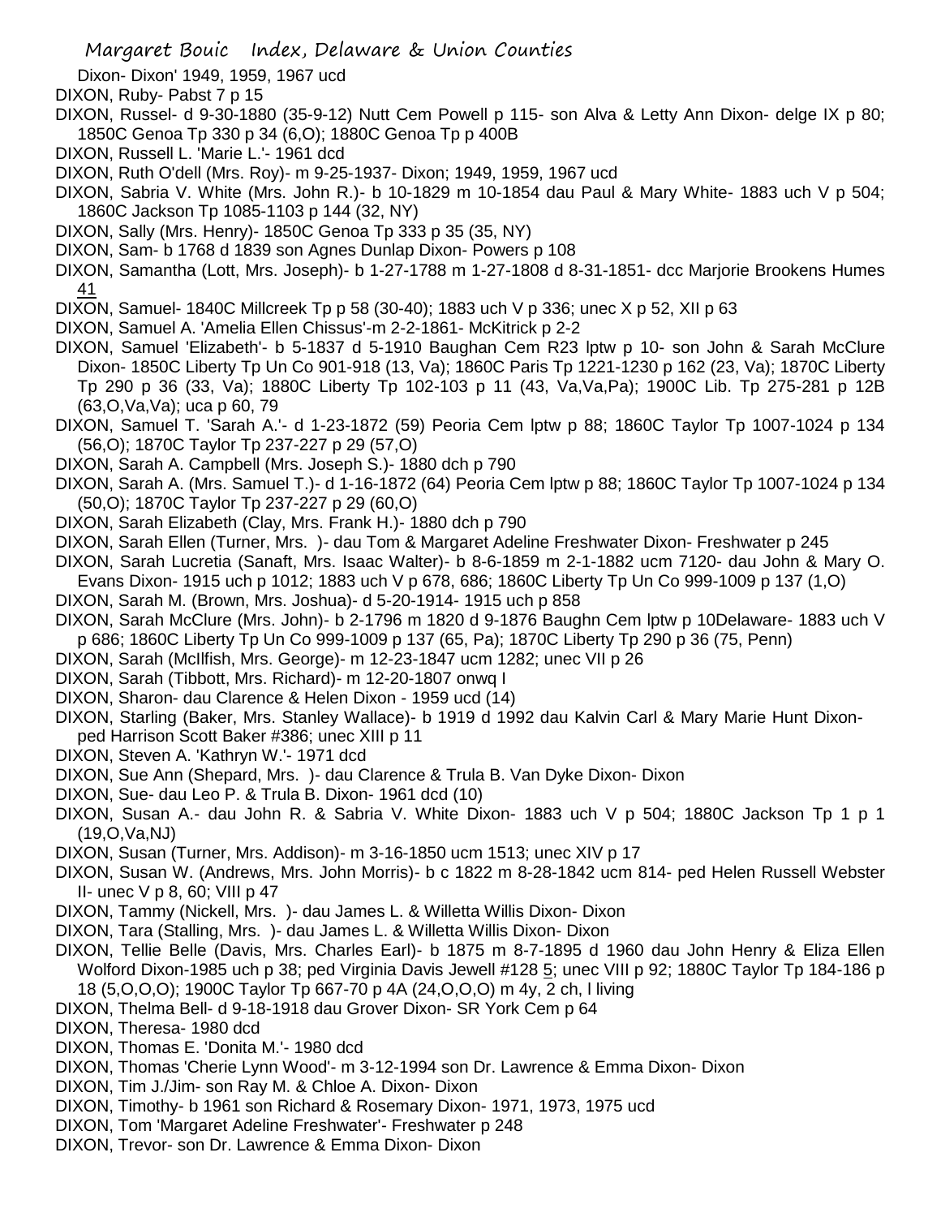Dixon- Dixon' 1949, 1959, 1967 ucd

DIXON, Ruby- Pabst 7 p 15

DIXON, Russel- d 9-30-1880 (35-9-12) Nutt Cem Powell p 115- son Alva & Letty Ann Dixon- delge IX p 80; 1850C Genoa Tp 330 p 34 (6,O); 1880C Genoa Tp p 400B

DIXON, Russell L. 'Marie L.'- 1961 dcd

DIXON, Ruth O'dell (Mrs. Roy)- m 9-25-1937- Dixon; 1949, 1959, 1967 ucd

DIXON, Sabria V. White (Mrs. John R.)- b 10-1829 m 10-1854 dau Paul & Mary White- 1883 uch V p 504; 1860C Jackson Tp 1085-1103 p 144 (32, NY)

DIXON, Sally (Mrs. Henry)- 1850C Genoa Tp 333 p 35 (35, NY)

DIXON, Sam- b 1768 d 1839 son Agnes Dunlap Dixon- Powers p 108

DIXON, Samantha (Lott, Mrs. Joseph)- b 1-27-1788 m 1-27-1808 d 8-31-1851- dcc Marjorie Brookens Humes 41

DIXON, Samuel- 1840C Millcreek Tp p 58 (30-40); 1883 uch V p 336; unec X p 52, XII p 63

DIXON, Samuel A. 'Amelia Ellen Chissus'-m 2-2-1861- McKitrick p 2-2

DIXON, Samuel 'Elizabeth'- b 5-1837 d 5-1910 Baughan Cem R23 lptw p 10- son John & Sarah McClure Dixon- 1850C Liberty Tp Un Co 901-918 (13, Va); 1860C Paris Tp 1221-1230 p 162 (23, Va); 1870C Liberty Tp 290 p 36 (33, Va); 1880C Liberty Tp 102-103 p 11 (43, Va,Va,Pa); 1900C Lib. Tp 275-281 p 12B (63,O,Va,Va); uca p 60, 79

DIXON, Samuel T. 'Sarah A.'- d 1-23-1872 (59) Peoria Cem lptw p 88; 1860C Taylor Tp 1007-1024 p 134 (56,O); 1870C Taylor Tp 237-227 p 29 (57,O)

DIXON, Sarah A. Campbell (Mrs. Joseph S.)- 1880 dch p 790

DIXON, Sarah A. (Mrs. Samuel T.)- d 1-16-1872 (64) Peoria Cem lptw p 88; 1860C Taylor Tp 1007-1024 p 134 (50,O); 1870C Taylor Tp 237-227 p 29 (60,O)

DIXON, Sarah Elizabeth (Clay, Mrs. Frank H.)- 1880 dch p 790

DIXON, Sarah Ellen (Turner, Mrs. )- dau Tom & Margaret Adeline Freshwater Dixon- Freshwater p 245

DIXON, Sarah Lucretia (Sanaft, Mrs. Isaac Walter)- b 8-6-1859 m 2-1-1882 ucm 7120- dau John & Mary O. Evans Dixon- 1915 uch p 1012; 1883 uch V p 678, 686; 1860C Liberty Tp Un Co 999-1009 p 137 (1,O)

DIXON, Sarah M. (Brown, Mrs. Joshua)- d 5-20-1914- 1915 uch p 858

DIXON, Sarah McClure (Mrs. John)- b 2-1796 m 1820 d 9-1876 Baughn Cem lptw p 10Delaware- 1883 uch V p 686; 1860C Liberty Tp Un Co 999-1009 p 137 (65, Pa); 1870C Liberty Tp 290 p 36 (75, Penn)

DIXON, Sarah (McIlfish, Mrs. George)- m 12-23-1847 ucm 1282; unec VII p 26

DIXON, Sarah (Tibbott, Mrs. Richard)- m 12-20-1807 onwq I

DIXON, Sharon- dau Clarence & Helen Dixon - 1959 ucd (14)

DIXON, Starling (Baker, Mrs. Stanley Wallace)- b 1919 d 1992 dau Kalvin Carl & Mary Marie Hunt Dixon- ped Harrison Scott Baker #386; unec XIII p 11

DIXON, Steven A. 'Kathryn W.'- 1971 dcd

DIXON, Sue Ann (Shepard, Mrs. )- dau Clarence & Trula B. Van Dyke Dixon- Dixon

DIXON, Sue- dau Leo P. & Trula B. Dixon- 1961 dcd (10)

DIXON, Susan A.- dau John R. & Sabria V. White Dixon- 1883 uch V p 504; 1880C Jackson Tp 1 p 1 (19,O,Va,NJ)

DIXON, Susan (Turner, Mrs. Addison)- m 3-16-1850 ucm 1513; unec XIV p 17

DIXON, Susan W. (Andrews, Mrs. John Morris)- b c 1822 m 8-28-1842 ucm 814- ped Helen Russell Webster II- unec V p 8, 60; VIII p 47

DIXON, Tammy (Nickell, Mrs. )- dau James L. & Willetta Willis Dixon- Dixon

DIXON, Tara (Stalling, Mrs. )- dau James L. & Willetta Willis Dixon- Dixon

DIXON, Tellie Belle (Davis, Mrs. Charles Earl)- b 1875 m 8-7-1895 d 1960 dau John Henry & Eliza Ellen Wolford Dixon-1985 uch p 38; ped Virginia Davis Jewell #128 5; unec VIII p 92; 1880C Taylor Tp 184-186 p 18 (5,O,O,O); 1900C Taylor Tp 667-70 p 4A (24,O,O,O) m 4y, 2 ch, l living

DIXON, Thelma Bell- d 9-18-1918 dau Grover Dixon- SR York Cem p 64

DIXON, Theresa- 1980 dcd

DIXON, Thomas E. 'Donita M.'- 1980 dcd

DIXON, Thomas 'Cherie Lynn Wood'- m 3-12-1994 son Dr. Lawrence & Emma Dixon- Dixon

DIXON, Tim J./Jim- son Ray M. & Chloe A. Dixon- Dixon

DIXON, Timothy- b 1961 son Richard & Rosemary Dixon- 1971, 1973, 1975 ucd

DIXON, Tom 'Margaret Adeline Freshwater'- Freshwater p 248

DIXON, Trevor- son Dr. Lawrence & Emma Dixon- Dixon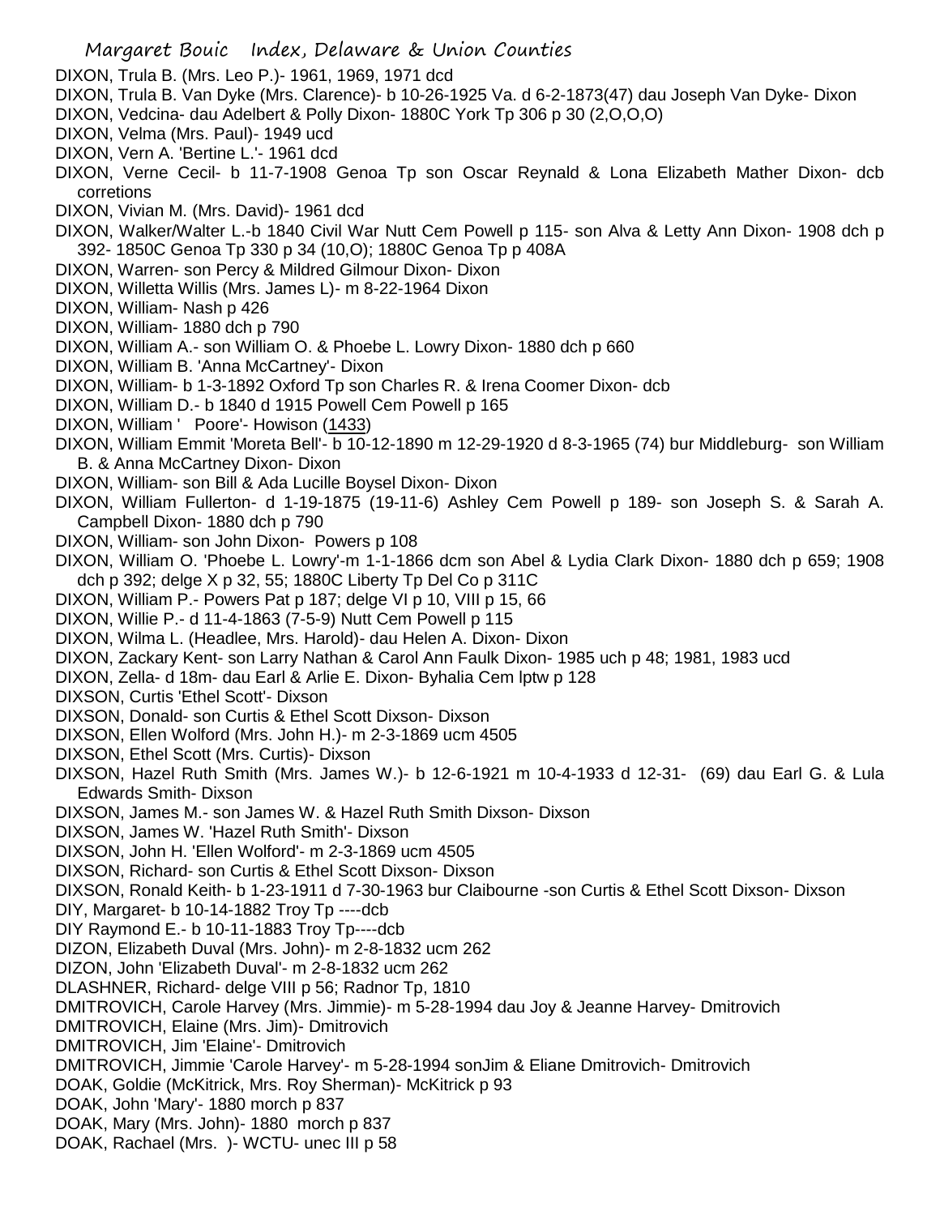DIXON, Trula B. (Mrs. Leo P.)- 1961, 1969, 1971 dcd

DIXON, Trula B. Van Dyke (Mrs. Clarence)- b 10-26-1925 Va. d 6-2-1873(47) dau Joseph Van Dyke- Dixon

DIXON, Vedcina- dau Adelbert & Polly Dixon- 1880C York Tp 306 p 30 (2,O,O,O)

DIXON, Velma (Mrs. Paul)- 1949 ucd

DIXON, Vern A. 'Bertine L.'- 1961 dcd

DIXON, Verne Cecil- b 11-7-1908 Genoa Tp son Oscar Reynald & Lona Elizabeth Mather Dixon- dcb corretions

DIXON, Vivian M. (Mrs. David)- 1961 dcd

DIXON, Walker/Walter L.-b 1840 Civil War Nutt Cem Powell p 115- son Alva & Letty Ann Dixon- 1908 dch p 392- 1850C Genoa Tp 330 p 34 (10,O); 1880C Genoa Tp p 408A

DIXON, Warren- son Percy & Mildred Gilmour Dixon- Dixon

DIXON, Willetta Willis (Mrs. James L)- m 8-22-1964 Dixon

DIXON, William- Nash p 426

DIXON, William- 1880 dch p 790

DIXON, William A.- son William O. & Phoebe L. Lowry Dixon- 1880 dch p 660

DIXON, William B. 'Anna McCartney'- Dixon

DIXON, William- b 1-3-1892 Oxford Tp son Charles R. & Irena Coomer Dixon- dcb

DIXON, William D.- b 1840 d 1915 Powell Cem Powell p 165

DIXON, William ' Poore'- Howison (1433)

DIXON, William Emmit 'Moreta Bell'- b 10-12-1890 m 12-29-1920 d 8-3-1965 (74) bur Middleburg- son William B. & Anna McCartney Dixon- Dixon

DIXON, William- son Bill & Ada Lucille Boysel Dixon- Dixon

DIXON, William Fullerton- d 1-19-1875 (19-11-6) Ashley Cem Powell p 189- son Joseph S. & Sarah A. Campbell Dixon- 1880 dch p 790

DIXON, William- son John Dixon- Powers p 108

DIXON, William O. 'Phoebe L. Lowry'-m 1-1-1866 dcm son Abel & Lydia Clark Dixon- 1880 dch p 659; 1908 dch p 392; delge X p 32, 55; 1880C Liberty Tp Del Co p 311C

DIXON, William P.- Powers Pat p 187; delge VI p 10, VIII p 15, 66

DIXON, Willie P.- d 11-4-1863 (7-5-9) Nutt Cem Powell p 115

DIXON, Wilma L. (Headlee, Mrs. Harold)- dau Helen A. Dixon- Dixon

DIXON, Zackary Kent- son Larry Nathan & Carol Ann Faulk Dixon- 1985 uch p 48; 1981, 1983 ucd

DIXON, Zella- d 18m- dau Earl & Arlie E. Dixon- Byhalia Cem lptw p 128

DIXSON, Curtis 'Ethel Scott'- Dixson

DIXSON, Donald- son Curtis & Ethel Scott Dixson- Dixson

DIXSON, Ellen Wolford (Mrs. John H.)- m 2-3-1869 ucm 4505

DIXSON, Ethel Scott (Mrs. Curtis)- Dixson

DIXSON, Hazel Ruth Smith (Mrs. James W.)- b 12-6-1921 m 10-4-1933 d 12-31- (69) dau Earl G. & Lula Edwards Smith- Dixson

DIXSON, James M.- son James W. & Hazel Ruth Smith Dixson- Dixson

DIXSON, James W. 'Hazel Ruth Smith'- Dixson

DIXSON, John H. 'Ellen Wolford'- m 2-3-1869 ucm 4505

DIXSON, Richard- son Curtis & Ethel Scott Dixson- Dixson

DIXSON, Ronald Keith- b 1-23-1911 d 7-30-1963 bur Claibourne -son Curtis & Ethel Scott Dixson- Dixson

DIY, Margaret- b 10-14-1882 Troy Tp ----dcb

DIY Raymond E.- b 10-11-1883 Troy Tp----dcb

DIZON, Elizabeth Duval (Mrs. John)- m 2-8-1832 ucm 262

DIZON, John 'Elizabeth Duval'- m 2-8-1832 ucm 262

DLASHNER, Richard- delge VIII p 56; Radnor Tp, 1810

DMITROVICH, Carole Harvey (Mrs. Jimmie)- m 5-28-1994 dau Joy & Jeanne Harvey- Dmitrovich

DMITROVICH, Elaine (Mrs. Jim)- Dmitrovich

DMITROVICH, Jim 'Elaine'- Dmitrovich

DMITROVICH, Jimmie 'Carole Harvey'- m 5-28-1994 sonJim & Eliane Dmitrovich- Dmitrovich

DOAK, Goldie (McKitrick, Mrs. Roy Sherman)- McKitrick p 93

DOAK, John 'Mary'- 1880 morch p 837

DOAK, Mary (Mrs. John)- 1880 morch p 837

DOAK, Rachael (Mrs. )- WCTU- unec III p 58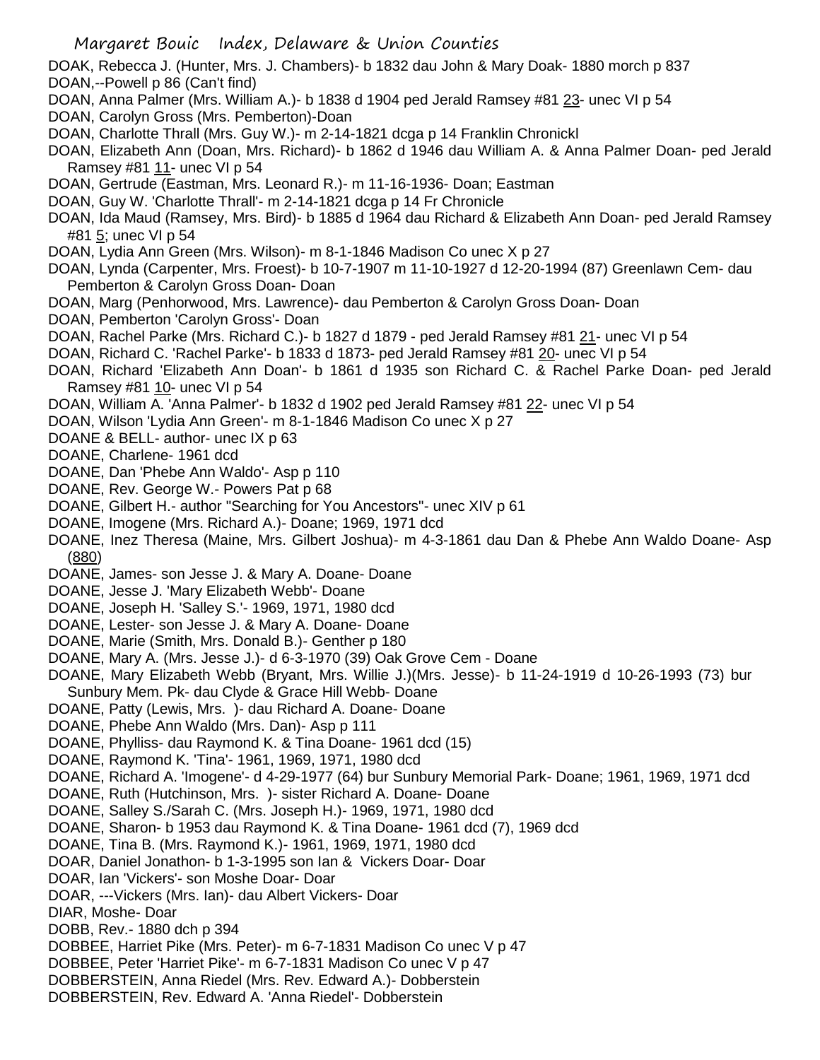DOAK, Rebecca J. (Hunter, Mrs. J. Chambers)- b 1832 dau John & Mary Doak- 1880 morch p 837

DOAN,--Powell p 86 (Can't find)

DOAN, Anna Palmer (Mrs. William A.)- b 1838 d 1904 ped Jerald Ramsey #81 23- unec VI p 54

DOAN, Carolyn Gross (Mrs. Pemberton)-Doan

DOAN, Charlotte Thrall (Mrs. Guy W.)- m 2-14-1821 dcga p 14 Franklin Chronickl

DOAN, Elizabeth Ann (Doan, Mrs. Richard)- b 1862 d 1946 dau William A. & Anna Palmer Doan- ped Jerald Ramsey #81 11- unec VI p 54

DOAN, Gertrude (Eastman, Mrs. Leonard R.)- m 11-16-1936- Doan; Eastman

DOAN, Guy W. 'Charlotte Thrall'- m 2-14-1821 dcga p 14 Fr Chronicle

DOAN, Ida Maud (Ramsey, Mrs. Bird)- b 1885 d 1964 dau Richard & Elizabeth Ann Doan- ped Jerald Ramsey #81 5; unec VI p 54

DOAN, Lydia Ann Green (Mrs. Wilson)- m 8-1-1846 Madison Co unec X p 27

DOAN, Lynda (Carpenter, Mrs. Froest)- b 10-7-1907 m 11-10-1927 d 12-20-1994 (87) Greenlawn Cem- dau Pemberton & Carolyn Gross Doan- Doan

DOAN, Marg (Penhorwood, Mrs. Lawrence)- dau Pemberton & Carolyn Gross Doan- Doan

DOAN, Pemberton 'Carolyn Gross'- Doan

DOAN, Rachel Parke (Mrs. Richard C.)- b 1827 d 1879 - ped Jerald Ramsey #81 21- unec VI p 54

DOAN, Richard C. 'Rachel Parke'- b 1833 d 1873- ped Jerald Ramsey #81 20- unec VI p 54

DOAN, Richard 'Elizabeth Ann Doan'- b 1861 d 1935 son Richard C. & Rachel Parke Doan- ped Jerald Ramsey #81 10- unec VI p 54

DOAN, William A. 'Anna Palmer'- b 1832 d 1902 ped Jerald Ramsey #81 22- unec VI p 54

DOAN, Wilson 'Lydia Ann Green'- m 8-1-1846 Madison Co unec X p 27

DOANE & BELL- author- unec IX p 63

DOANE, Charlene- 1961 dcd

DOANE, Dan 'Phebe Ann Waldo'- Asp p 110

DOANE, Rev. George W.- Powers Pat p 68

DOANE, Gilbert H.- author "Searching for You Ancestors"- unec XIV p 61

DOANE, Imogene (Mrs. Richard A.)- Doane; 1969, 1971 dcd

DOANE, Inez Theresa (Maine, Mrs. Gilbert Joshua)- m 4-3-1861 dau Dan & Phebe Ann Waldo Doane- Asp (880)

DOANE, James- son Jesse J. & Mary A. Doane- Doane

DOANE, Jesse J. 'Mary Elizabeth Webb'- Doane

DOANE, Joseph H. 'Salley S.'- 1969, 1971, 1980 dcd

DOANE, Lester- son Jesse J. & Mary A. Doane- Doane

DOANE, Marie (Smith, Mrs. Donald B.)- Genther p 180

DOANE, Mary A. (Mrs. Jesse J.)- d 6-3-1970 (39) Oak Grove Cem - Doane

DOANE, Mary Elizabeth Webb (Bryant, Mrs. Willie J.)(Mrs. Jesse)- b 11-24-1919 d 10-26-1993 (73) bur Sunbury Mem. Pk- dau Clyde & Grace Hill Webb- Doane

DOANE, Patty (Lewis, Mrs. )- dau Richard A. Doane- Doane

DOANE, Phebe Ann Waldo (Mrs. Dan)- Asp p 111

DOANE, Phylliss- dau Raymond K. & Tina Doane- 1961 dcd (15)

DOANE, Raymond K. 'Tina'- 1961, 1969, 1971, 1980 dcd

DOANE, Richard A. 'Imogene'- d 4-29-1977 (64) bur Sunbury Memorial Park- Doane; 1961, 1969, 1971 dcd

DOANE, Ruth (Hutchinson, Mrs. )- sister Richard A. Doane- Doane

DOANE, Salley S./Sarah C. (Mrs. Joseph H.)- 1969, 1971, 1980 dcd

DOANE, Sharon- b 1953 dau Raymond K. & Tina Doane- 1961 dcd (7), 1969 dcd

DOANE, Tina B. (Mrs. Raymond K.)- 1961, 1969, 1971, 1980 dcd

DOAR, Daniel Jonathon- b 1-3-1995 son Ian & Vickers Doar- Doar

DOAR, Ian 'Vickers'- son Moshe Doar- Doar

DOAR, ---Vickers (Mrs. Ian)- dau Albert Vickers- Doar

DIAR, Moshe- Doar

DOBB, Rev.- 1880 dch p 394

DOBBEE, Harriet Pike (Mrs. Peter)- m 6-7-1831 Madison Co unec V p 47

DOBBEE, Peter 'Harriet Pike'- m 6-7-1831 Madison Co unec V p 47

DOBBERSTEIN, Anna Riedel (Mrs. Rev. Edward A.)- Dobberstein

DOBBERSTEIN, Rev. Edward A. 'Anna Riedel'- Dobberstein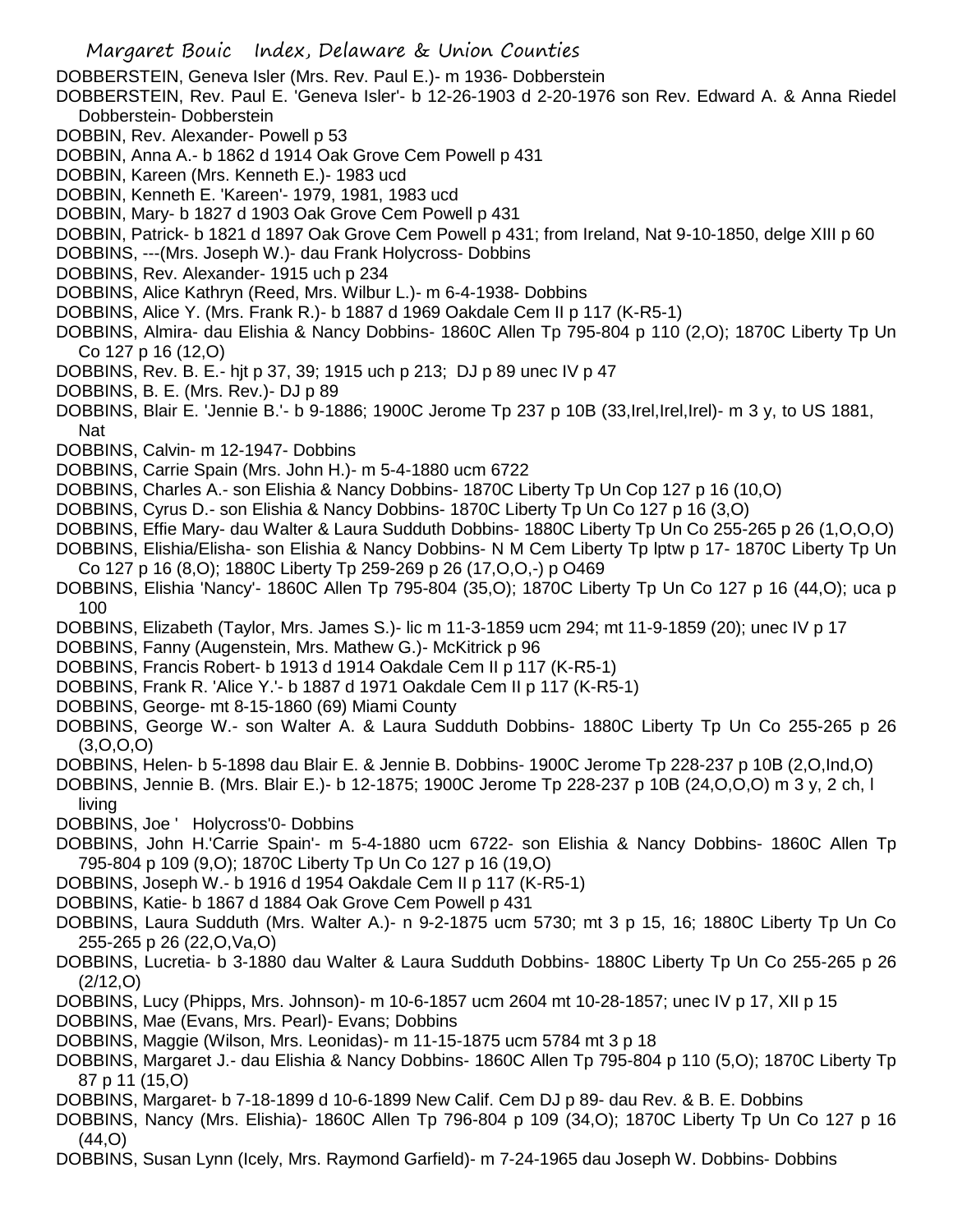DOBBERSTEIN, Geneva Isler (Mrs. Rev. Paul E.)- m 1936- Dobberstein

DOBBERSTEIN, Rev. Paul E. 'Geneva Isler'- b 12-26-1903 d 2-20-1976 son Rev. Edward A. & Anna Riedel Dobberstein- Dobberstein

DOBBIN, Rev. Alexander- Powell p 53

DOBBIN, Anna A.- b 1862 d 1914 Oak Grove Cem Powell p 431

DOBBIN, Kareen (Mrs. Kenneth E.)- 1983 ucd

DOBBIN, Kenneth E. 'Kareen'- 1979, 1981, 1983 ucd

DOBBIN, Mary- b 1827 d 1903 Oak Grove Cem Powell p 431

DOBBIN, Patrick- b 1821 d 1897 Oak Grove Cem Powell p 431; from Ireland, Nat 9-10-1850, delge XIII p 60

DOBBINS, ---(Mrs. Joseph W.)- dau Frank Holycross- Dobbins

DOBBINS, Rev. Alexander- 1915 uch p 234

DOBBINS, Alice Kathryn (Reed, Mrs. Wilbur L.)- m 6-4-1938- Dobbins

DOBBINS, Alice Y. (Mrs. Frank R.)- b 1887 d 1969 Oakdale Cem II p 117 (K-R5-1)

DOBBINS, Almira- dau Elishia & Nancy Dobbins- 1860C Allen Tp 795-804 p 110 (2,O); 1870C Liberty Tp Un Co 127 p 16 (12,O)

DOBBINS, Rev. B. E.- hjt p 37, 39; 1915 uch p 213; DJ p 89 unec IV p 47

DOBBINS, B. E. (Mrs. Rev.)- DJ p 89

DOBBINS, Blair E. 'Jennie B.'- b 9-1886; 1900C Jerome Tp 237 p 10B (33,Irel,Irel,Irel)- m 3 y, to US 1881, Nat

DOBBINS, Calvin- m 12-1947- Dobbins

DOBBINS, Carrie Spain (Mrs. John H.)- m 5-4-1880 ucm 6722

DOBBINS, Charles A.- son Elishia & Nancy Dobbins- 1870C Liberty Tp Un Cop 127 p 16 (10,O)

DOBBINS, Cyrus D.- son Elishia & Nancy Dobbins- 1870C Liberty Tp Un Co 127 p 16 (3,O)

DOBBINS, Effie Mary- dau Walter & Laura Sudduth Dobbins- 1880C Liberty Tp Un Co 255-265 p 26 (1,O,O,O)

DOBBINS, Elishia/Elisha- son Elishia & Nancy Dobbins- N M Cem Liberty Tp lptw p 17- 1870C Liberty Tp Un Co 127 p 16 (8,O); 1880C Liberty Tp 259-269 p 26 (17,O,O,-) p O469

DOBBINS, Elishia 'Nancy'- 1860C Allen Tp 795-804 (35,O); 1870C Liberty Tp Un Co 127 p 16 (44,O); uca p 100

DOBBINS, Elizabeth (Taylor, Mrs. James S.)- lic m 11-3-1859 ucm 294; mt 11-9-1859 (20); unec IV p 17

DOBBINS, Fanny (Augenstein, Mrs. Mathew G.)- McKitrick p 96

DOBBINS, Francis Robert- b 1913 d 1914 Oakdale Cem II p 117 (K-R5-1)

DOBBINS, Frank R. 'Alice Y.'- b 1887 d 1971 Oakdale Cem II p 117 (K-R5-1)

DOBBINS, George- mt 8-15-1860 (69) Miami County

DOBBINS, George W.- son Walter A. & Laura Sudduth Dobbins- 1880C Liberty Tp Un Co 255-265 p 26 (3,O,O,O)

DOBBINS, Helen- b 5-1898 dau Blair E. & Jennie B. Dobbins- 1900C Jerome Tp 228-237 p 10B (2,O,Ind,O)

DOBBINS, Jennie B. (Mrs. Blair E.)- b 12-1875; 1900C Jerome Tp 228-237 p 10B (24,O,O,O) m 3 y, 2 ch, l living

DOBBINS, Joe ' Holycross'0- Dobbins

DOBBINS, John H.'Carrie Spain'- m 5-4-1880 ucm 6722- son Elishia & Nancy Dobbins- 1860C Allen Tp 795-804 p 109 (9,O); 1870C Liberty Tp Un Co 127 p 16 (19,O)

DOBBINS, Joseph W.- b 1916 d 1954 Oakdale Cem II p 117 (K-R5-1)

DOBBINS, Katie- b 1867 d 1884 Oak Grove Cem Powell p 431

DOBBINS, Laura Sudduth (Mrs. Walter A.)- n 9-2-1875 ucm 5730; mt 3 p 15, 16; 1880C Liberty Tp Un Co 255-265 p 26 (22,O,Va,O)

DOBBINS, Lucretia- b 3-1880 dau Walter & Laura Sudduth Dobbins- 1880C Liberty Tp Un Co 255-265 p 26 (2/12,O)

DOBBINS, Lucy (Phipps, Mrs. Johnson)- m 10-6-1857 ucm 2604 mt 10-28-1857; unec IV p 17, XII p 15

DOBBINS, Mae (Evans, Mrs. Pearl)- Evans; Dobbins

DOBBINS, Maggie (Wilson, Mrs. Leonidas)- m 11-15-1875 ucm 5784 mt 3 p 18

DOBBINS, Margaret J.- dau Elishia & Nancy Dobbins- 1860C Allen Tp 795-804 p 110 (5,O); 1870C Liberty Tp 87 p 11 (15,O)

DOBBINS, Margaret- b 7-18-1899 d 10-6-1899 New Calif. Cem DJ p 89- dau Rev. & B. E. Dobbins

DOBBINS, Nancy (Mrs. Elishia)- 1860C Allen Tp 796-804 p 109 (34,O); 1870C Liberty Tp Un Co 127 p 16 (44,O)

DOBBINS, Susan Lynn (Icely, Mrs. Raymond Garfield)- m 7-24-1965 dau Joseph W. Dobbins- Dobbins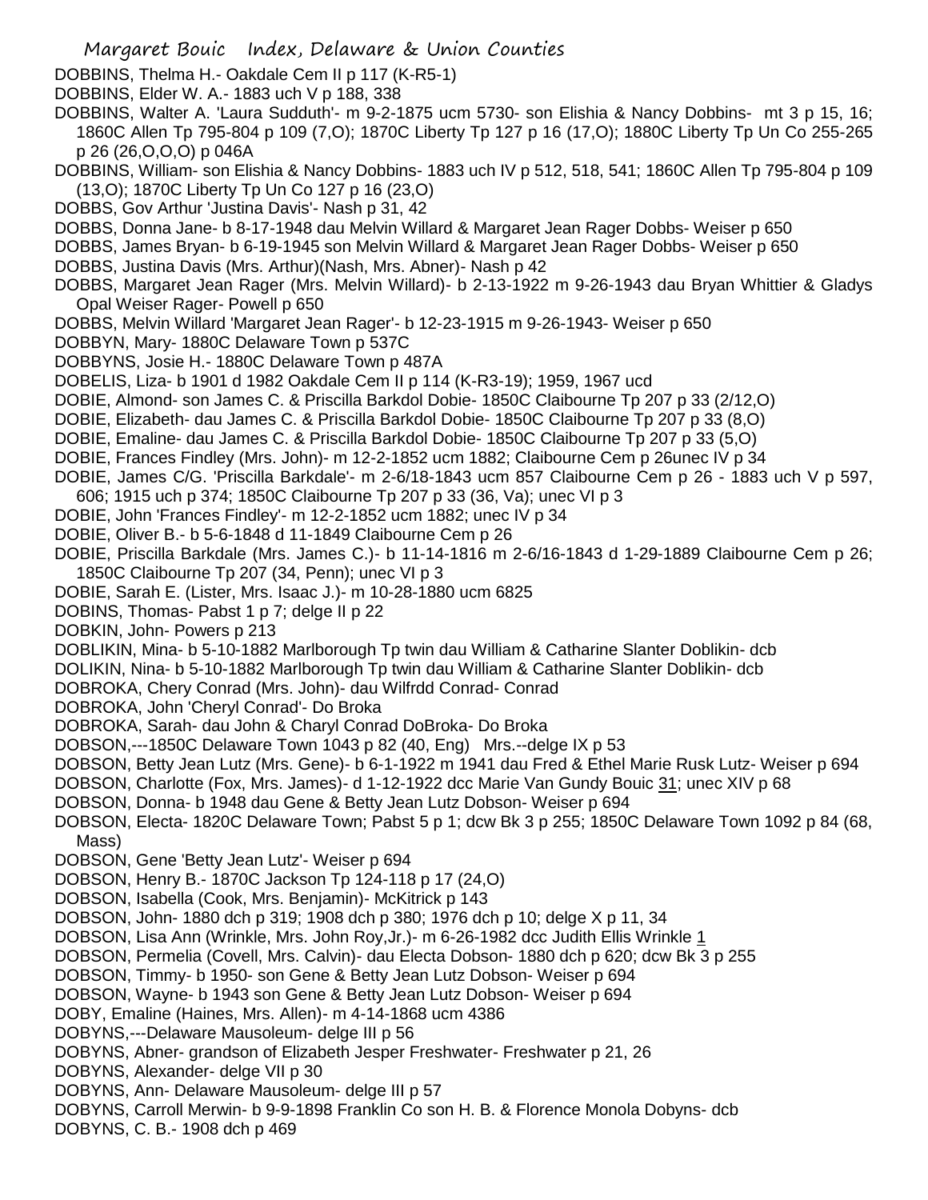DOBBINS, Thelma H.- Oakdale Cem II p 117 (K-R5-1)

DOBBINS, Elder W. A.- 1883 uch V p 188, 338

DOBBINS, Walter A. 'Laura Sudduth'- m 9-2-1875 ucm 5730- son Elishia & Nancy Dobbins- mt 3 p 15, 16; 1860C Allen Tp 795-804 p 109 (7,O); 1870C Liberty Tp 127 p 16 (17,O); 1880C Liberty Tp Un Co 255-265 p 26 (26,O,O,O) p 046A

DOBBINS, William- son Elishia & Nancy Dobbins- 1883 uch IV p 512, 518, 541; 1860C Allen Tp 795-804 p 109 (13,O); 1870C Liberty Tp Un Co 127 p 16 (23,O)

DOBBS, Gov Arthur 'Justina Davis'- Nash p 31, 42

DOBBS, Donna Jane- b 8-17-1948 dau Melvin Willard & Margaret Jean Rager Dobbs- Weiser p 650

DOBBS, James Bryan- b 6-19-1945 son Melvin Willard & Margaret Jean Rager Dobbs- Weiser p 650

DOBBS, Justina Davis (Mrs. Arthur)(Nash, Mrs. Abner)- Nash p 42

DOBBS, Margaret Jean Rager (Mrs. Melvin Willard)- b 2-13-1922 m 9-26-1943 dau Bryan Whittier & Gladys Opal Weiser Rager- Powell p 650

DOBBS, Melvin Willard 'Margaret Jean Rager'- b 12-23-1915 m 9-26-1943- Weiser p 650

DOBBYN, Mary- 1880C Delaware Town p 537C

DOBBYNS, Josie H.- 1880C Delaware Town p 487A

DOBELIS, Liza- b 1901 d 1982 Oakdale Cem II p 114 (K-R3-19); 1959, 1967 ucd

DOBIE, Almond- son James C. & Priscilla Barkdol Dobie- 1850C Claibourne Tp 207 p 33 (2/12,O)

DOBIE, Elizabeth- dau James C. & Priscilla Barkdol Dobie- 1850C Claibourne Tp 207 p 33 (8,O)

DOBIE, Emaline- dau James C. & Priscilla Barkdol Dobie- 1850C Claibourne Tp 207 p 33 (5,O)

DOBIE, Frances Findley (Mrs. John)- m 12-2-1852 ucm 1882; Claibourne Cem p 26unec IV p 34

DOBIE, James C/G. 'Priscilla Barkdale'- m 2-6/18-1843 ucm 857 Claibourne Cem p 26 - 1883 uch V p 597, 606; 1915 uch p 374; 1850C Claibourne Tp 207 p 33 (36, Va); unec VI p 3

DOBIE, John 'Frances Findley'- m 12-2-1852 ucm 1882; unec IV p 34

DOBIE, Oliver B.- b 5-6-1848 d 11-1849 Claibourne Cem p 26

DOBIE, Priscilla Barkdale (Mrs. James C.)- b 11-14-1816 m 2-6/16-1843 d 1-29-1889 Claibourne Cem p 26; 1850C Claibourne Tp 207 (34, Penn); unec VI p 3

DOBIE, Sarah E. (Lister, Mrs. Isaac J.)- m 10-28-1880 ucm 6825

DOBINS, Thomas- Pabst 1 p 7; delge II p 22

DOBKIN, John- Powers p 213

DOBLIKIN, Mina- b 5-10-1882 Marlborough Tp twin dau William & Catharine Slanter Doblikin- dcb

DOLIKIN, Nina- b 5-10-1882 Marlborough Tp twin dau William & Catharine Slanter Doblikin- dcb

DOBROKA, Chery Conrad (Mrs. John)- dau Wilfrdd Conrad- Conrad

DOBROKA, John 'Cheryl Conrad'- Do Broka

DOBROKA, Sarah- dau John & Charyl Conrad DoBroka- Do Broka

DOBSON,---1850C Delaware Town 1043 p 82 (40, Eng) Mrs.--delge IX p 53

DOBSON, Betty Jean Lutz (Mrs. Gene)- b 6-1-1922 m 1941 dau Fred & Ethel Marie Rusk Lutz- Weiser p 694

DOBSON, Charlotte (Fox, Mrs. James)- d 1-12-1922 dcc Marie Van Gundy Bouic 31; unec XIV p 68

DOBSON, Donna- b 1948 dau Gene & Betty Jean Lutz Dobson- Weiser p 694

DOBSON, Electa- 1820C Delaware Town; Pabst 5 p 1; dcw Bk 3 p 255; 1850C Delaware Town 1092 p 84 (68, Mass)

DOBSON, Gene 'Betty Jean Lutz'- Weiser p 694

DOBSON, Henry B.- 1870C Jackson Tp 124-118 p 17 (24,O)

DOBSON, Isabella (Cook, Mrs. Benjamin)- McKitrick p 143

DOBSON, John- 1880 dch p 319; 1908 dch p 380; 1976 dch p 10; delge X p 11, 34

DOBSON, Lisa Ann (Wrinkle, Mrs. John Roy,Jr.)- m 6-26-1982 dcc Judith Ellis Wrinkle 1

DOBSON, Permelia (Covell, Mrs. Calvin)- dau Electa Dobson- 1880 dch p 620; dcw Bk 3 p 255

DOBSON, Timmy- b 1950- son Gene & Betty Jean Lutz Dobson- Weiser p 694

DOBSON, Wayne- b 1943 son Gene & Betty Jean Lutz Dobson- Weiser p 694

DOBY, Emaline (Haines, Mrs. Allen)- m 4-14-1868 ucm 4386

DOBYNS,---Delaware Mausoleum- delge III p 56

DOBYNS, Abner- grandson of Elizabeth Jesper Freshwater- Freshwater p 21, 26

DOBYNS, Alexander- delge VII p 30

DOBYNS, Ann- Delaware Mausoleum- delge III p 57

DOBYNS, Carroll Merwin- b 9-9-1898 Franklin Co son H. B. & Florence Monola Dobyns- dcb

DOBYNS, C. B.- 1908 dch p 469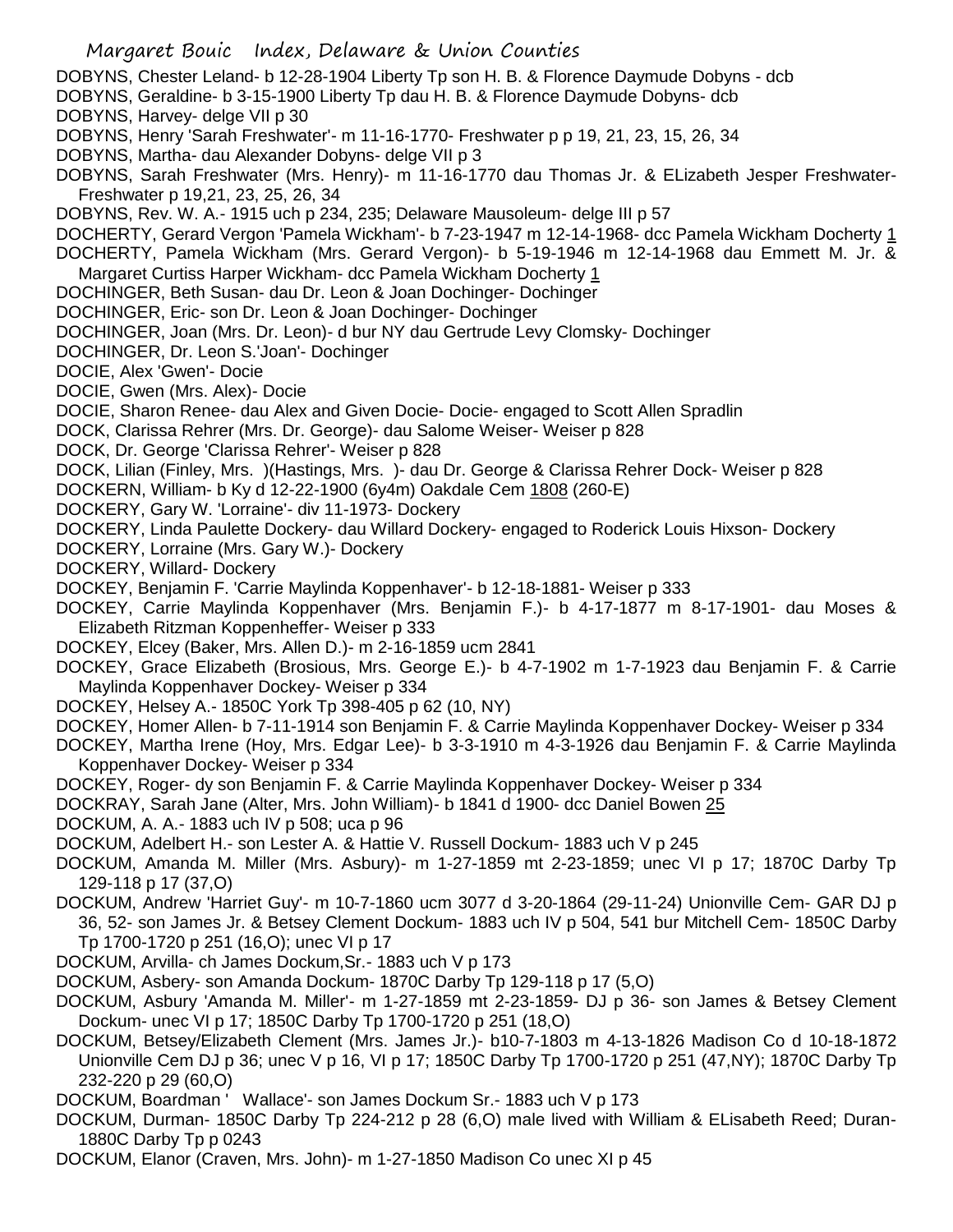DOBYNS, Chester Leland- b 12-28-1904 Liberty Tp son H. B. & Florence Daymude Dobyns - dcb

DOBYNS, Geraldine- b 3-15-1900 Liberty Tp dau H. B. & Florence Daymude Dobyns- dcb

DOBYNS, Harvey- delge VII p 30

DOBYNS, Henry 'Sarah Freshwater'- m 11-16-1770- Freshwater p p 19, 21, 23, 15, 26, 34

DOBYNS, Martha- dau Alexander Dobyns- delge VII p 3

DOBYNS, Sarah Freshwater (Mrs. Henry)- m 11-16-1770 dau Thomas Jr. & ELizabeth Jesper Freshwater- Freshwater p p 19,21, 23, 25, 26, 34

DOBYNS, Rev. W. A.- 1915 uch p 234, 235; Delaware Mausoleum- delge III p 57

DOCHERTY, Gerard Vergon 'Pamela Wickham'- b 7-23-1947 m 12-14-1968- dcc Pamela Wickham Docherty 1

DOCHERTY, Pamela Wickham (Mrs. Gerard Vergon)- b 5-19-1946 m 12-14-1968 dau Emmett M. Jr. & Margaret Curtiss Harper Wickham- dcc Pamela Wickham Docherty 1

DOCHINGER, Beth Susan- dau Dr. Leon & Joan Dochinger- Dochinger

DOCHINGER, Eric- son Dr. Leon & Joan Dochinger- Dochinger

DOCHINGER, Joan (Mrs. Dr. Leon)- d bur NY dau Gertrude Levy Clomsky- Dochinger

DOCHINGER, Dr. Leon S.'Joan'- Dochinger

DOCIE, Alex 'Gwen'- Docie

DOCIE, Gwen (Mrs. Alex)- Docie

DOCIE, Sharon Renee- dau Alex and Given Docie- Docie- engaged to Scott Allen Spradlin

DOCK, Clarissa Rehrer (Mrs. Dr. George)- dau Salome Weiser- Weiser p 828

DOCK, Dr. George 'Clarissa Rehrer'- Weiser p 828

DOCK, Lilian (Finley, Mrs. )(Hastings, Mrs. )- dau Dr. George & Clarissa Rehrer Dock- Weiser p 828

DOCKERN, William- b Ky d 12-22-1900 (6y4m) Oakdale Cem 1808 (260-E)

DOCKERY, Gary W. 'Lorraine'- div 11-1973- Dockery

DOCKERY, Linda Paulette Dockery- dau Willard Dockery- engaged to Roderick Louis Hixson- Dockery

DOCKERY, Lorraine (Mrs. Gary W.)- Dockery

DOCKERY, Willard- Dockery

DOCKEY, Benjamin F. 'Carrie Maylinda Koppenhaver'- b 12-18-1881- Weiser p 333

DOCKEY, Carrie Maylinda Koppenhaver (Mrs. Benjamin F.)- b 4-17-1877 m 8-17-1901- dau Moses & Elizabeth Ritzman Koppenheffer- Weiser p 333

DOCKEY, Elcey (Baker, Mrs. Allen D.)- m 2-16-1859 ucm 2841

DOCKEY, Grace Elizabeth (Brosious, Mrs. George E.)- b 4-7-1902 m 1-7-1923 dau Benjamin F. & Carrie Maylinda Koppenhaver Dockey- Weiser p 334

DOCKEY, Helsey A.- 1850C York Tp 398-405 p 62 (10, NY)

DOCKEY, Homer Allen- b 7-11-1914 son Benjamin F. & Carrie Maylinda Koppenhaver Dockey- Weiser p 334

DOCKEY, Martha Irene (Hoy, Mrs. Edgar Lee)- b 3-3-1910 m 4-3-1926 dau Benjamin F. & Carrie Maylinda Koppenhaver Dockey- Weiser p 334

DOCKEY, Roger- dy son Benjamin F. & Carrie Maylinda Koppenhaver Dockey- Weiser p 334

DOCKRAY, Sarah Jane (Alter, Mrs. John William)- b 1841 d 1900- dcc Daniel Bowen 25

DOCKUM, A. A.- 1883 uch IV p 508; uca p 96

DOCKUM, Adelbert H.- son Lester A. & Hattie V. Russell Dockum- 1883 uch V p 245

DOCKUM, Amanda M. Miller (Mrs. Asbury)- m 1-27-1859 mt 2-23-1859; unec VI p 17; 1870C Darby Tp 129-118 p 17 (37,O)

DOCKUM, Andrew 'Harriet Guy'- m 10-7-1860 ucm 3077 d 3-20-1864 (29-11-24) Unionville Cem- GAR DJ p 36, 52- son James Jr. & Betsey Clement Dockum- 1883 uch IV p 504, 541 bur Mitchell Cem- 1850C Darby Tp 1700-1720 p 251 (16,O); unec VI p 17

DOCKUM, Arvilla- ch James Dockum,Sr.- 1883 uch V p 173

DOCKUM, Asbery- son Amanda Dockum- 1870C Darby Tp 129-118 p 17 (5,O)

DOCKUM, Asbury 'Amanda M. Miller'- m 1-27-1859 mt 2-23-1859- DJ p 36- son James & Betsey Clement Dockum- unec VI p 17; 1850C Darby Tp 1700-1720 p 251 (18,O)

DOCKUM, Betsey/Elizabeth Clement (Mrs. James Jr.)- b10-7-1803 m 4-13-1826 Madison Co d 10-18-1872 Unionville Cem DJ p 36; unec V p 16, VI p 17; 1850C Darby Tp 1700-1720 p 251 (47,NY); 1870C Darby Tp 232-220 p 29 (60,O)

DOCKUM, Boardman ' Wallace'- son James Dockum Sr.- 1883 uch V p 173

DOCKUM, Durman- 1850C Darby Tp 224-212 p 28 (6,O) male lived with William & ELisabeth Reed; Duran- 1880C Darby Tp p 0243

DOCKUM, Elanor (Craven, Mrs. John)- m 1-27-1850 Madison Co unec XI p 45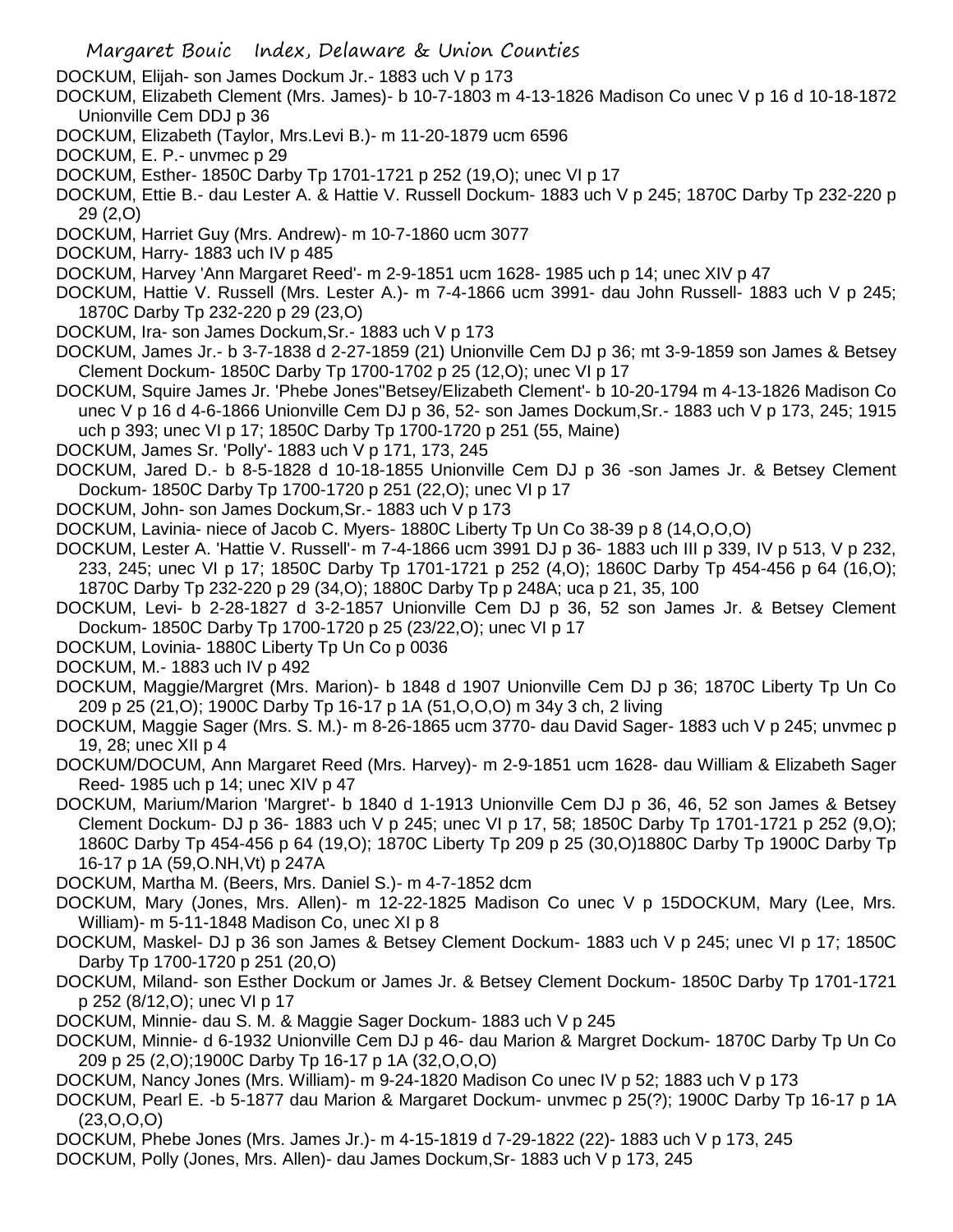DOCKUM, Elijah- son James Dockum Jr.- 1883 uch V p 173

DOCKUM, Elizabeth Clement (Mrs. James)- b 10-7-1803 m 4-13-1826 Madison Co unec V p 16 d 10-18-1872 Unionville Cem DDJ p 36

DOCKUM, Elizabeth (Taylor, Mrs.Levi B.)- m 11-20-1879 ucm 6596

DOCKUM, E. P.- unvmec p 29

DOCKUM, Esther- 1850C Darby Tp 1701-1721 p 252 (19,O); unec VI p 17

DOCKUM, Ettie B.- dau Lester A. & Hattie V. Russell Dockum- 1883 uch V p 245; 1870C Darby Tp 232-220 p 29 (2,O)

DOCKUM, Harriet Guy (Mrs. Andrew)- m 10-7-1860 ucm 3077

DOCKUM, Harry- 1883 uch IV p 485

DOCKUM, Harvey 'Ann Margaret Reed'- m 2-9-1851 ucm 1628- 1985 uch p 14; unec XIV p 47

DOCKUM, Hattie V. Russell (Mrs. Lester A.)- m 7-4-1866 ucm 3991- dau John Russell- 1883 uch V p 245; 1870C Darby Tp 232-220 p 29 (23,O)

DOCKUM, Ira- son James Dockum,Sr.- 1883 uch V p 173

DOCKUM, James Jr.- b 3-7-1838 d 2-27-1859 (21) Unionville Cem DJ p 36; mt 3-9-1859 son James & Betsey Clement Dockum- 1850C Darby Tp 1700-1702 p 25 (12,O); unec VI p 17

DOCKUM, Squire James Jr. 'Phebe Jones''Betsey/Elizabeth Clement'- b 10-20-1794 m 4-13-1826 Madison Co unec V p 16 d 4-6-1866 Unionville Cem DJ p 36, 52- son James Dockum,Sr.- 1883 uch V p 173, 245; 1915 uch p 393; unec VI p 17; 1850C Darby Tp 1700-1720 p 251 (55, Maine)

DOCKUM, James Sr. 'Polly'- 1883 uch V p 171, 173, 245

DOCKUM, Jared D.- b 8-5-1828 d 10-18-1855 Unionville Cem DJ p 36 -son James Jr. & Betsey Clement Dockum- 1850C Darby Tp 1700-1720 p 251 (22,O); unec VI p 17

DOCKUM, John- son James Dockum,Sr.- 1883 uch V p 173

DOCKUM, Lavinia- niece of Jacob C. Myers- 1880C Liberty Tp Un Co 38-39 p 8 (14,O,O,O)

DOCKUM, Lester A. 'Hattie V. Russell'- m 7-4-1866 ucm 3991 DJ p 36- 1883 uch III p 339, IV p 513, V p 232, 233, 245; unec VI p 17; 1850C Darby Tp 1701-1721 p 252 (4,O); 1860C Darby Tp 454-456 p 64 (16,O); 1870C Darby Tp 232-220 p 29 (34,O); 1880C Darby Tp p 248A; uca p 21, 35, 100

DOCKUM, Levi- b 2-28-1827 d 3-2-1857 Unionville Cem DJ p 36, 52 son James Jr. & Betsey Clement Dockum- 1850C Darby Tp 1700-1720 p 25 (23/22,O); unec VI p 17

DOCKUM, Lovinia- 1880C Liberty Tp Un Co p 0036

DOCKUM, M.- 1883 uch IV p 492

DOCKUM, Maggie/Margret (Mrs. Marion)- b 1848 d 1907 Unionville Cem DJ p 36; 1870C Liberty Tp Un Co 209 p 25 (21,O); 1900C Darby Tp 16-17 p 1A (51,O,O,O) m 34y 3 ch, 2 living

DOCKUM, Maggie Sager (Mrs. S. M.)- m 8-26-1865 ucm 3770- dau David Sager- 1883 uch V p 245; unvmec p 19, 28; unec XII p 4

DOCKUM/DOCUM, Ann Margaret Reed (Mrs. Harvey)- m 2-9-1851 ucm 1628- dau William & Elizabeth Sager Reed- 1985 uch p 14; unec XIV p 47

DOCKUM, Marium/Marion 'Margret'- b 1840 d 1-1913 Unionville Cem DJ p 36, 46, 52 son James & Betsey Clement Dockum- DJ p 36- 1883 uch V p 245; unec VI p 17, 58; 1850C Darby Tp 1701-1721 p 252 (9,O); 1860C Darby Tp 454-456 p 64 (19,O); 1870C Liberty Tp 209 p 25 (30,O)1880C Darby Tp 1900C Darby Tp 16-17 p 1A (59,O.NH,Vt) p 247A

DOCKUM, Martha M. (Beers, Mrs. Daniel S.)- m 4-7-1852 dcm

DOCKUM, Mary (Jones, Mrs. Allen)- m 12-22-1825 Madison Co unec V p 15DOCKUM, Mary (Lee, Mrs. William)- m 5-11-1848 Madison Co, unec XI p 8

DOCKUM, Maskel- DJ p 36 son James & Betsey Clement Dockum- 1883 uch V p 245; unec VI p 17; 1850C Darby Tp 1700-1720 p 251 (20,O)

DOCKUM, Miland- son Esther Dockum or James Jr. & Betsey Clement Dockum- 1850C Darby Tp 1701-1721 p 252 (8/12,O); unec VI p 17

DOCKUM, Minnie- dau S. M. & Maggie Sager Dockum- 1883 uch V p 245

DOCKUM, Minnie- d 6-1932 Unionville Cem DJ p 46- dau Marion & Margret Dockum- 1870C Darby Tp Un Co 209 p 25 (2,O);1900C Darby Tp 16-17 p 1A (32,O,O,O)

DOCKUM, Nancy Jones (Mrs. William)- m 9-24-1820 Madison Co unec IV p 52; 1883 uch V p 173

DOCKUM, Pearl E. -b 5-1877 dau Marion & Margaret Dockum- unvmec p 25(?); 1900C Darby Tp 16-17 p 1A (23,O,O,O)

DOCKUM, Phebe Jones (Mrs. James Jr.)- m 4-15-1819 d 7-29-1822 (22)- 1883 uch V p 173, 245

DOCKUM, Polly (Jones, Mrs. Allen)- dau James Dockum,Sr- 1883 uch V p 173, 245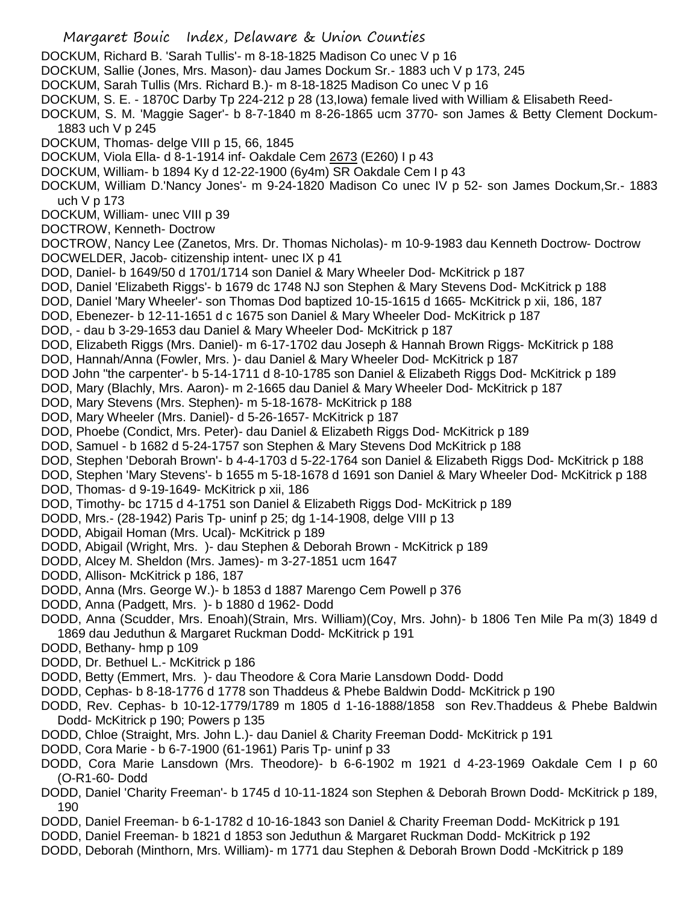DOCKUM, Richard B. 'Sarah Tullis'- m 8-18-1825 Madison Co unec V p 16

DOCKUM, Sallie (Jones, Mrs. Mason)- dau James Dockum Sr.- 1883 uch V p 173, 245

DOCKUM, Sarah Tullis (Mrs. Richard B.)- m 8-18-1825 Madison Co unec V p 16

DOCKUM, S. E. - 1870C Darby Tp 224-212 p 28 (13,Iowa) female lived with William & Elisabeth Reed-

DOCKUM, S. M. 'Maggie Sager'- b 8-7-1840 m 8-26-1865 ucm 3770- son James & Betty Clement Dockum- 1883 uch V p 245

DOCKUM, Thomas- delge VIII p 15, 66, 1845

DOCKUM, Viola Ella- d 8-1-1914 inf- Oakdale Cem 2673 (E260) I p 43

DOCKUM, William- b 1894 Ky d 12-22-1900 (6y4m) SR Oakdale Cem I p 43

DOCKUM, William D.'Nancy Jones'- m 9-24-1820 Madison Co unec IV p 52- son James Dockum,Sr.- 1883 uch V p 173

DOCKUM, William- unec VIII p 39

DOCTROW, Kenneth- Doctrow

DOCTROW, Nancy Lee (Zanetos, Mrs. Dr. Thomas Nicholas)- m 10-9-1983 dau Kenneth Doctrow- Doctrow

DOCWELDER, Jacob- citizenship intent- unec IX p 41

DOD, Daniel- b 1649/50 d 1701/1714 son Daniel & Mary Wheeler Dod- McKitrick p 187

DOD, Daniel 'Elizabeth Riggs'- b 1679 dc 1748 NJ son Stephen & Mary Stevens Dod- McKitrick p 188

DOD, Daniel 'Mary Wheeler'- son Thomas Dod baptized 10-15-1615 d 1665- McKitrick p xii, 186, 187

DOD, Ebenezer- b 12-11-1651 d c 1675 son Daniel & Mary Wheeler Dod- McKitrick p 187

DOD, - dau b 3-29-1653 dau Daniel & Mary Wheeler Dod- McKitrick p 187

DOD, Elizabeth Riggs (Mrs. Daniel)- m 6-17-1702 dau Joseph & Hannah Brown Riggs- McKitrick p 188

DOD, Hannah/Anna (Fowler, Mrs. )- dau Daniel & Mary Wheeler Dod- McKitrick p 187

DOD John "the carpenter'- b 5-14-1711 d 8-10-1785 son Daniel & Elizabeth Riggs Dod- McKitrick p 189

DOD, Mary (Blachly, Mrs. Aaron)- m 2-1665 dau Daniel & Mary Wheeler Dod- McKitrick p 187

DOD, Mary Stevens (Mrs. Stephen)- m 5-18-1678- McKitrick p 188

DOD, Mary Wheeler (Mrs. Daniel)- d 5-26-1657- McKitrick p 187

DOD, Phoebe (Condict, Mrs. Peter)- dau Daniel & Elizabeth Riggs Dod- McKitrick p 189

DOD, Samuel - b 1682 d 5-24-1757 son Stephen & Mary Stevens Dod McKitrick p 188

DOD, Stephen 'Deborah Brown'- b 4-4-1703 d 5-22-1764 son Daniel & Elizabeth Riggs Dod- McKitrick p 188

DOD, Stephen 'Mary Stevens'- b 1655 m 5-18-1678 d 1691 son Daniel & Mary Wheeler Dod- McKitrick p 188

DOD, Thomas- d 9-19-1649- McKitrick p xii, 186

DOD, Timothy- bc 1715 d 4-1751 son Daniel & Elizabeth Riggs Dod- McKitrick p 189

DODD, Mrs.- (28-1942) Paris Tp- uninf p 25; dg 1-14-1908, delge VIII p 13

DODD, Abigail Homan (Mrs. Ucal)- McKitrick p 189

DODD, Abigail (Wright, Mrs. )- dau Stephen & Deborah Brown - McKitrick p 189

DODD, Alcey M. Sheldon (Mrs. James)- m 3-27-1851 ucm 1647

DODD, Allison- McKitrick p 186, 187

DODD, Anna (Mrs. George W.)- b 1853 d 1887 Marengo Cem Powell p 376

DODD, Anna (Padgett, Mrs. )- b 1880 d 1962- Dodd

DODD, Anna (Scudder, Mrs. Enoah)(Strain, Mrs. William)(Coy, Mrs. John)- b 1806 Ten Mile Pa m(3) 1849 d 1869 dau Jeduthun & Margaret Ruckman Dodd- McKitrick p 191

DODD, Bethany- hmp p 109

DODD, Dr. Bethuel L.- McKitrick p 186

DODD, Betty (Emmert, Mrs. )- dau Theodore & Cora Marie Lansdown Dodd- Dodd

DODD, Cephas- b 8-18-1776 d 1778 son Thaddeus & Phebe Baldwin Dodd- McKitrick p 190

DODD, Rev. Cephas- b 10-12-1779/1789 m 1805 d 1-16-1888/1858 son Rev.Thaddeus & Phebe Baldwin Dodd- McKitrick p 190; Powers p 135

DODD, Chloe (Straight, Mrs. John L.)- dau Daniel & Charity Freeman Dodd- McKitrick p 191

DODD, Cora Marie - b 6-7-1900 (61-1961) Paris Tp- uninf p 33

DODD, Cora Marie Lansdown (Mrs. Theodore)- b 6-6-1902 m 1921 d 4-23-1969 Oakdale Cem I p 60 (O-R1-60- Dodd

DODD, Daniel 'Charity Freeman'- b 1745 d 10-11-1824 son Stephen & Deborah Brown Dodd- McKitrick p 189, 190

DODD, Daniel Freeman- b 6-1-1782 d 10-16-1843 son Daniel & Charity Freeman Dodd- McKitrick p 191

DODD, Daniel Freeman- b 1821 d 1853 son Jeduthun & Margaret Ruckman Dodd- McKitrick p 192

DODD, Deborah (Minthorn, Mrs. William)- m 1771 dau Stephen & Deborah Brown Dodd -McKitrick p 189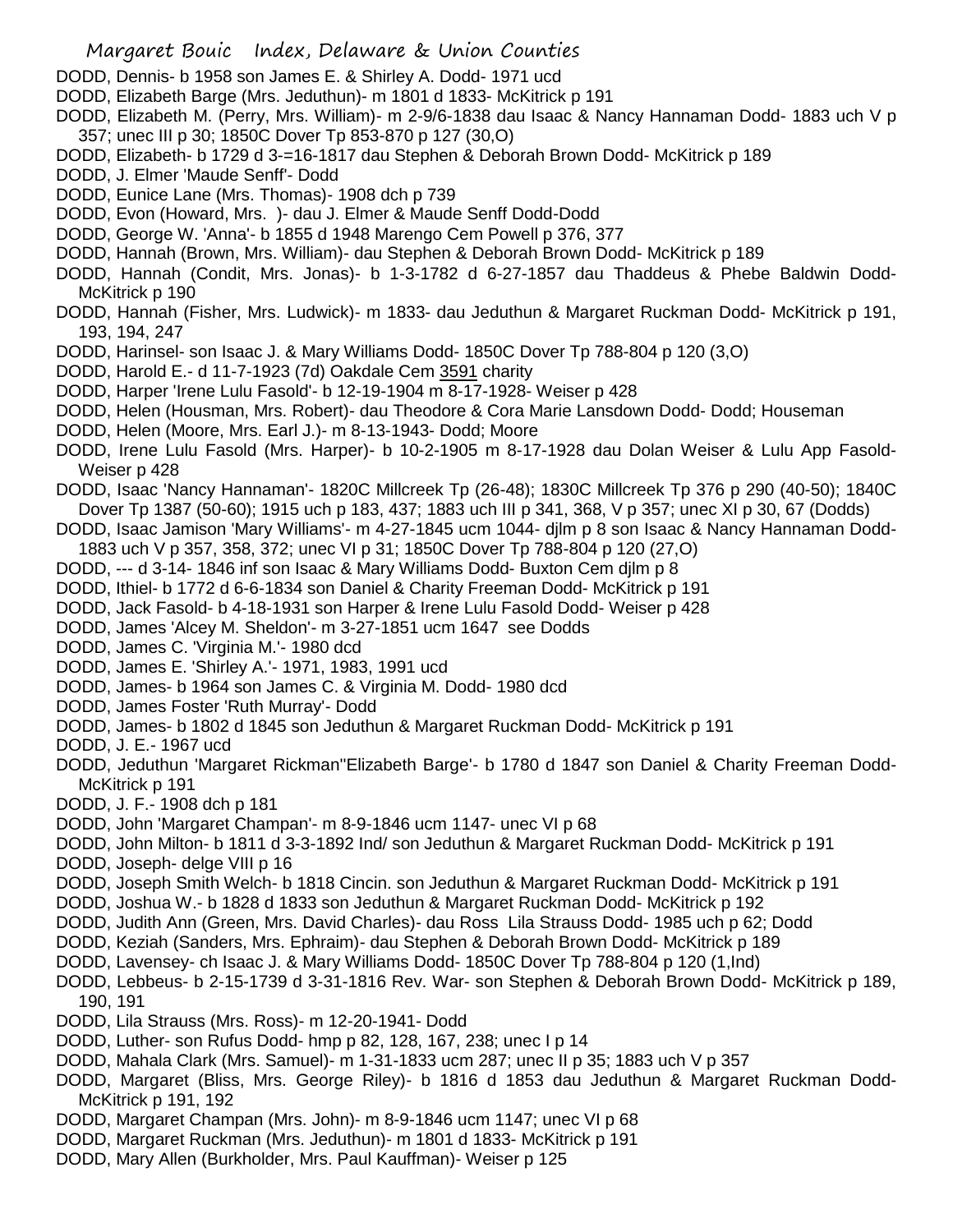DODD, Dennis- b 1958 son James E. & Shirley A. Dodd- 1971 ucd

DODD, Elizabeth Barge (Mrs. Jeduthun)- m 1801 d 1833- McKitrick p 191

DODD, Elizabeth M. (Perry, Mrs. William)- m 2-9/6-1838 dau Isaac & Nancy Hannaman Dodd- 1883 uch V p 357; unec III p 30; 1850C Dover Tp 853-870 p 127 (30,O)

DODD, Elizabeth- b 1729 d 3-=16-1817 dau Stephen & Deborah Brown Dodd- McKitrick p 189

DODD, J. Elmer 'Maude Senff'- Dodd

DODD, Eunice Lane (Mrs. Thomas)- 1908 dch p 739

DODD, Evon (Howard, Mrs. )- dau J. Elmer & Maude Senff Dodd-Dodd

DODD, George W. 'Anna'- b 1855 d 1948 Marengo Cem Powell p 376, 377

DODD, Hannah (Brown, Mrs. William)- dau Stephen & Deborah Brown Dodd- McKitrick p 189

DODD, Hannah (Condit, Mrs. Jonas)- b 1-3-1782 d 6-27-1857 dau Thaddeus & Phebe Baldwin Dodd- McKitrick p 190

DODD, Hannah (Fisher, Mrs. Ludwick)- m 1833- dau Jeduthun & Margaret Ruckman Dodd- McKitrick p 191, 193, 194, 247

DODD, Harinsel- son Isaac J. & Mary Williams Dodd- 1850C Dover Tp 788-804 p 120 (3,O)

DODD, Harold E.- d 11-7-1923 (7d) Oakdale Cem 3591 charity

DODD, Harper 'Irene Lulu Fasold'- b 12-19-1904 m 8-17-1928- Weiser p 428

DODD, Helen (Housman, Mrs. Robert)- dau Theodore & Cora Marie Lansdown Dodd- Dodd; Houseman

DODD, Helen (Moore, Mrs. Earl J.)- m 8-13-1943- Dodd; Moore

DODD, Irene Lulu Fasold (Mrs. Harper)- b 10-2-1905 m 8-17-1928 dau Dolan Weiser & Lulu App Fasold- Weiser p 428

DODD, Isaac 'Nancy Hannaman'- 1820C Millcreek Tp (26-48); 1830C Millcreek Tp 376 p 290 (40-50); 1840C Dover Tp 1387 (50-60); 1915 uch p 183, 437; 1883 uch III p 341, 368, V p 357; unec XI p 30, 67 (Dodds)

DODD, Isaac Jamison 'Mary Williams'- m 4-27-1845 ucm 1044- djlm p 8 son Isaac & Nancy Hannaman Dodd- 1883 uch V p 357, 358, 372; unec VI p 31; 1850C Dover Tp 788-804 p 120 (27,O)

DODD, --- d 3-14- 1846 inf son Isaac & Mary Williams Dodd- Buxton Cem djlm p 8

DODD, Ithiel- b 1772 d 6-6-1834 son Daniel & Charity Freeman Dodd- McKitrick p 191

DODD, Jack Fasold- b 4-18-1931 son Harper & Irene Lulu Fasold Dodd- Weiser p 428

DODD, James 'Alcey M. Sheldon'- m 3-27-1851 ucm 1647 see Dodds

DODD, James C. 'Virginia M.'- 1980 dcd

DODD, James E. 'Shirley A.'- 1971, 1983, 1991 ucd

DODD, James- b 1964 son James C. & Virginia M. Dodd- 1980 dcd

DODD, James Foster 'Ruth Murray'- Dodd

DODD, James- b 1802 d 1845 son Jeduthun & Margaret Ruckman Dodd- McKitrick p 191

DODD, J. E.- 1967 ucd

DODD, Jeduthun 'Margaret Rickman''Elizabeth Barge'- b 1780 d 1847 son Daniel & Charity Freeman Dodd- McKitrick p 191

DODD, J. F.- 1908 dch p 181

DODD, John 'Margaret Champan'- m 8-9-1846 ucm 1147- unec VI p 68

DODD, John Milton- b 1811 d 3-3-1892 Ind/ son Jeduthun & Margaret Ruckman Dodd- McKitrick p 191

DODD, Joseph- delge VIII p 16

DODD, Joseph Smith Welch- b 1818 Cincin. son Jeduthun & Margaret Ruckman Dodd- McKitrick p 191

DODD, Joshua W.- b 1828 d 1833 son Jeduthun & Margaret Ruckman Dodd- McKitrick p 192

DODD, Judith Ann (Green, Mrs. David Charles)- dau Ross Lila Strauss Dodd- 1985 uch p 62; Dodd

DODD, Keziah (Sanders, Mrs. Ephraim)- dau Stephen & Deborah Brown Dodd- McKitrick p 189

DODD, Lavensey- ch Isaac J. & Mary Williams Dodd- 1850C Dover Tp 788-804 p 120 (1,Ind)

DODD, Lebbeus- b 2-15-1739 d 3-31-1816 Rev. War- son Stephen & Deborah Brown Dodd- McKitrick p 189, 190, 191

DODD, Lila Strauss (Mrs. Ross)- m 12-20-1941- Dodd

DODD, Luther- son Rufus Dodd- hmp p 82, 128, 167, 238; unec I p 14

DODD, Mahala Clark (Mrs. Samuel)- m 1-31-1833 ucm 287; unec II p 35; 1883 uch V p 357

DODD, Margaret (Bliss, Mrs. George Riley)- b 1816 d 1853 dau Jeduthun & Margaret Ruckman Dodd- McKitrick p 191, 192

DODD, Margaret Champan (Mrs. John)- m 8-9-1846 ucm 1147; unec VI p 68

DODD, Margaret Ruckman (Mrs. Jeduthun)- m 1801 d 1833- McKitrick p 191

DODD, Mary Allen (Burkholder, Mrs. Paul Kauffman)- Weiser p 125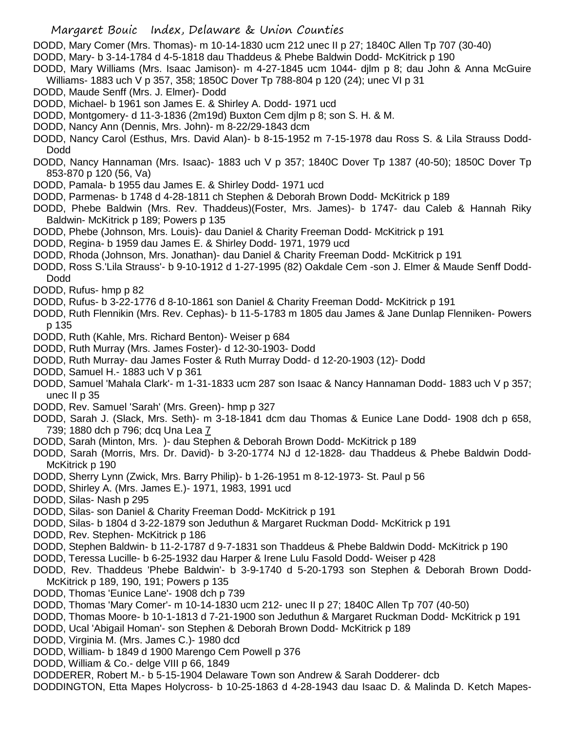DODD, Mary Comer (Mrs. Thomas)- m 10-14-1830 ucm 212 unec II p 27; 1840C Allen Tp 707 (30-40)
DODD, Mary- b 3-14-1784 d 4-5-1818 dau Thaddeus & Phebe Baldwin Dodd- McKitrick p 190
DODD, Mary Williams (Mrs. Isaac Jamison)- m 4-27-1845 ucm 1044- djlm p 8; dau John & Anna McGuire Williams- 1883 uch V p 357, 358; 1850C Dover Tp 788-804 p 120 (24); unec VI p 31
DODD, Maude Senff (Mrs. J. Elmer)- Dodd
DODD, Michael- b 1961 son James E. & Shirley A. Dodd- 1971 ucd
DODD, Montgomery- d 11-3-1836 (2m19d) Buxton Cem djlm p 8; son S. H. & M.
DODD, Nancy Ann (Dennis, Mrs. John)- m 8-22/29-1843 dcm
DODD, Nancy Carol (Esthus, Mrs. David Alan)- b 8-15-1952 m 7-15-1978 dau Ross S. & Lila Strauss Dodd- Dodd
DODD, Nancy Hannaman (Mrs. Isaac)- 1883 uch V p 357; 1840C Dover Tp 1387 (40-50); 1850C Dover Tp 853-870 p 120 (56, Va)
DODD, Pamala- b 1955 dau James E. & Shirley Dodd- 1971 ucd
DODD, Parmenas- b 1748 d 4-28-1811 ch Stephen & Deborah Brown Dodd- McKitrick p 189
DODD, Phebe Baldwin (Mrs. Rev. Thaddeus)(Foster, Mrs. James)- b 1747- dau Caleb & Hannah Riky Baldwin- McKitrick p 189; Powers p 135
DODD, Phebe (Johnson, Mrs. Louis)- dau Daniel & Charity Freeman Dodd- McKitrick p 191
DODD, Regina- b 1959 dau James E. & Shirley Dodd- 1971, 1979 ucd
DODD, Rhoda (Johnson, Mrs. Jonathan)- dau Daniel & Charity Freeman Dodd- McKitrick p 191
DODD, Ross S.'Lila Strauss'- b 9-10-1912 d 1-27-1995 (82) Oakdale Cem -son J. Elmer & Maude Senff Dodd- Dodd
DODD, Rufus- hmp p 82
DODD, Rufus- b 3-22-1776 d 8-10-1861 son Daniel & Charity Freeman Dodd- McKitrick p 191
DODD, Ruth Flennikin (Mrs. Rev. Cephas)- b 11-5-1783 m 1805 dau James & Jane Dunlap Flenniken- Powers p 135
DODD, Ruth (Kahle, Mrs. Richard Benton)- Weiser p 684
DODD, Ruth Murray (Mrs. James Foster)- d 12-30-1903- Dodd
DODD, Ruth Murray- dau James Foster & Ruth Murray Dodd- d 12-20-1903 (12)- Dodd
DODD, Samuel H.- 1883 uch V p 361
DODD, Samuel 'Mahala Clark'- m 1-31-1833 ucm 287 son Isaac & Nancy Hannaman Dodd- 1883 uch V p 357; unec II p 35
DODD, Rev. Samuel 'Sarah' (Mrs. Green)- hmp p 327
DODD, Sarah J. (Slack, Mrs. Seth)- m 3-18-1841 dcm dau Thomas & Eunice Lane Dodd- 1908 dch p 658, 739; 1880 dch p 796; dcq Una Lea 7
DODD, Sarah (Minton, Mrs. )- dau Stephen & Deborah Brown Dodd- McKitrick p 189
DODD, Sarah (Morris, Mrs. Dr. David)- b 3-20-1774 NJ d 12-1828- dau Thaddeus & Phebe Baldwin Dodd- McKitrick p 190
DODD, Sherry Lynn (Zwick, Mrs. Barry Philip)- b 1-26-1951 m 8-12-1973- St. Paul p 56
DODD, Shirley A. (Mrs. James E.)- 1971, 1983, 1991 ucd
DODD, Silas- Nash p 295
DODD, Silas- son Daniel & Charity Freeman Dodd- McKitrick p 191
DODD, Silas- b 1804 d 3-22-1879 son Jeduthun & Margaret Ruckman Dodd- McKitrick p 191
DODD, Rev. Stephen- McKitrick p 186
DODD, Stephen Baldwin- b 11-2-1787 d 9-7-1831 son Thaddeus & Phebe Baldwin Dodd- McKitrick p 190
DODD, Teressa Lucille- b 6-25-1932 dau Harper & Irene Lulu Fasold Dodd- Weiser p 428
DODD, Rev. Thaddeus 'Phebe Baldwin'- b 3-9-1740 d 5-20-1793 son Stephen & Deborah Brown Dodd- McKitrick p 189, 190, 191; Powers p 135
DODD, Thomas 'Eunice Lane'- 1908 dch p 739
DODD, Thomas 'Mary Comer'- m 10-14-1830 ucm 212- unec II p 27; 1840C Allen Tp 707 (40-50)
DODD, Thomas Moore- b 10-1-1813 d 7-21-1900 son Jeduthun & Margaret Ruckman Dodd- McKitrick p 191
DODD, Ucal 'Abigail Homan'- son Stephen & Deborah Brown Dodd- McKitrick p 189
DODD, Virginia M. (Mrs. James C.)- 1980 dcd
DODD, William- b 1849 d 1900 Marengo Cem Powell p 376
DODD, William & Co.- delge VIII p 66, 1849
DODDERER, Robert M.- b 5-15-1904 Delaware Town son Andrew & Sarah Dodderer- dcb
DODDINGTON, Etta Mapes Holycross- b 10-25-1863 d 4-28-1943 dau Isaac D. & Malinda D. Ketch Mapes-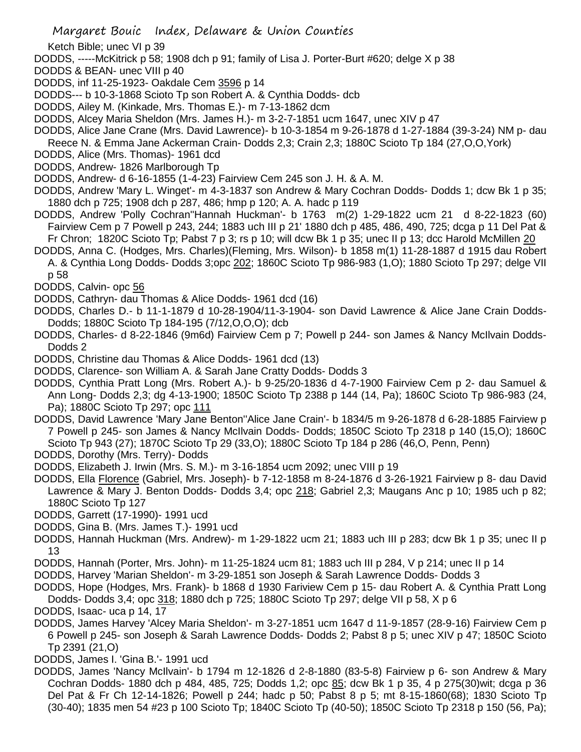Ketch Bible; unec VI p 39

DODDS, -----McKitrick p 58; 1908 dch p 91; family of Lisa J. Porter-Burt #620; delge X p 38

DODDS & BEAN- unec VIII p 40

DODDS, inf 11-25-1923- Oakdale Cem 3596 p 14

DODDS--- b 10-3-1868 Scioto Tp son Robert A. & Cynthia Dodds- dcb

DODDS, Ailey M. (Kinkade, Mrs. Thomas E.)- m 7-13-1862 dcm

DODDS, Alcey Maria Sheldon (Mrs. James H.)- m 3-2-7-1851 ucm 1647, unec XIV p 47

DODDS, Alice Jane Crane (Mrs. David Lawrence)- b 10-3-1854 m 9-26-1878 d 1-27-1884 (39-3-24) NM p- dau Reece N. & Emma Jane Ackerman Crain- Dodds 2,3; Crain 2,3; 1880C Scioto Tp 184 (27,O,O,York)

DODDS, Alice (Mrs. Thomas)- 1961 dcd

DODDS, Andrew- 1826 Marlborough Tp

DODDS, Andrew- d 6-16-1855 (1-4-23) Fairview Cem 245 son J. H. & A. M.

DODDS, Andrew 'Mary L. Winget'- m 4-3-1837 son Andrew & Mary Cochran Dodds- Dodds 1; dcw Bk 1 p 35; 1880 dch p 725; 1908 dch p 287, 486; hmp p 120; A. A. hadc p 119

DODDS, Andrew 'Polly Cochran''Hannah Huckman'- b 1763 m(2) 1-29-1822 ucm 21 d 8-22-1823 (60) Fairview Cem p 7 Powell p 243, 244; 1883 uch III p 21' 1880 dch p 485, 486, 490, 725; dcga p 11 Del Pat & Fr Chron; 1820C Scioto Tp; Pabst 7 p 3; rs p 10; will dcw Bk 1 p 35; unec II p 13; dcc Harold McMillen 20

DODDS, Anna C. (Hodges, Mrs. Charles)(Fleming, Mrs. Wilson)- b 1858 m(1) 11-28-1887 d 1915 dau Robert A. & Cynthia Long Dodds- Dodds 3;opc 202; 1860C Scioto Tp 986-983 (1,O); 1880 Scioto Tp 297; delge VII p 58

DODDS, Calvin- opc 56

DODDS, Cathryn- dau Thomas & Alice Dodds- 1961 dcd (16)

DODDS, Charles D.- b 11-1-1879 d 10-28-1904/11-3-1904- son David Lawrence & Alice Jane Crain Dodds- Dodds; 1880C Scioto Tp 184-195 (7/12,O,O,O); dcb

DODDS, Charles- d 8-22-1846 (9m6d) Fairview Cem p 7; Powell p 244- son James & Nancy McIlvain Dodds- Dodds 2

DODDS, Christine dau Thomas & Alice Dodds- 1961 dcd (13)

DODDS, Clarence- son William A. & Sarah Jane Cratty Dodds- Dodds 3

DODDS, Cynthia Pratt Long (Mrs. Robert A.)- b 9-25/20-1836 d 4-7-1900 Fairview Cem p 2- dau Samuel & Ann Long- Dodds 2,3; dg 4-13-1900; 1850C Scioto Tp 2388 p 144 (14, Pa); 1860C Scioto Tp 986-983 (24, Pa); 1880C Scioto Tp 297; opc 111

DODDS, David Lawrence 'Mary Jane Benton''Alice Jane Crain'- b 1834/5 m 9-26-1878 d 6-28-1885 Fairview p 7 Powell p 245- son James & Nancy McIlvain Dodds- Dodds; 1850C Scioto Tp 2318 p 140 (15,O); 1860C Scioto Tp 943 (27); 1870C Scioto Tp 29 (33,O); 1880C Scioto Tp 184 p 286 (46,O, Penn, Penn)

DODDS, Dorothy (Mrs. Terry)- Dodds

DODDS, Elizabeth J. Irwin (Mrs. S. M.)- m 3-16-1854 ucm 2092; unec VIII p 19

DODDS, Ella Florence (Gabriel, Mrs. Joseph)- b 7-12-1858 m 8-24-1876 d 3-26-1921 Fairview p 8- dau David Lawrence & Mary J. Benton Dodds- Dodds 3,4; opc 218; Gabriel 2,3; Maugans Anc p 10; 1985 uch p 82; 1880C Scioto Tp 127

DODDS, Garrett (17-1990)- 1991 ucd

DODDS, Gina B. (Mrs. James T.)- 1991 ucd

DODDS, Hannah Huckman (Mrs. Andrew)- m 1-29-1822 ucm 21; 1883 uch III p 283; dcw Bk 1 p 35; unec II p 13

DODDS, Hannah (Porter, Mrs. John)- m 11-25-1824 ucm 81; 1883 uch III p 284, V p 214; unec II p 14

DODDS, Harvey 'Marian Sheldon'- m 3-29-1851 son Joseph & Sarah Lawrence Dodds- Dodds 3

DODDS, Hope (Hodges, Mrs. Frank)- b 1868 d 1930 Fariview Cem p 15- dau Robert A. & Cynthia Pratt Long Dodds- Dodds 3,4; opc 318; 1880 dch p 725; 1880C Scioto Tp 297; delge VII p 58, X p 6

DODDS, Isaac- uca p 14, 17

DODDS, James Harvey 'Alcey Maria Sheldon'- m 3-27-1851 ucm 1647 d 11-9-1857 (28-9-16) Fairview Cem p 6 Powell p 245- son Joseph & Sarah Lawrence Dodds- Dodds 2; Pabst 8 p 5; unec XIV p 47; 1850C Scioto Tp 2391 (21,O)

DODDS, James I. 'Gina B.'- 1991 ucd

DODDS, James 'Nancy McIlvain'- b 1794 m 12-1826 d 2-8-1880 (83-5-8) Fairview p 6- son Andrew & Mary Cochran Dodds- 1880 dch p 484, 485, 725; Dodds 1,2; opc 85; dcw Bk 1 p 35, 4 p 275(30)wit; dcga p 36 Del Pat & Fr Ch 12-14-1826; Powell p 244; hadc p 50; Pabst 8 p 5; mt 8-15-1860(68); 1830 Scioto Tp (30-40); 1835 men 54 #23 p 100 Scioto Tp; 1840C Scioto Tp (40-50); 1850C Scioto Tp 2318 p 150 (56, Pa);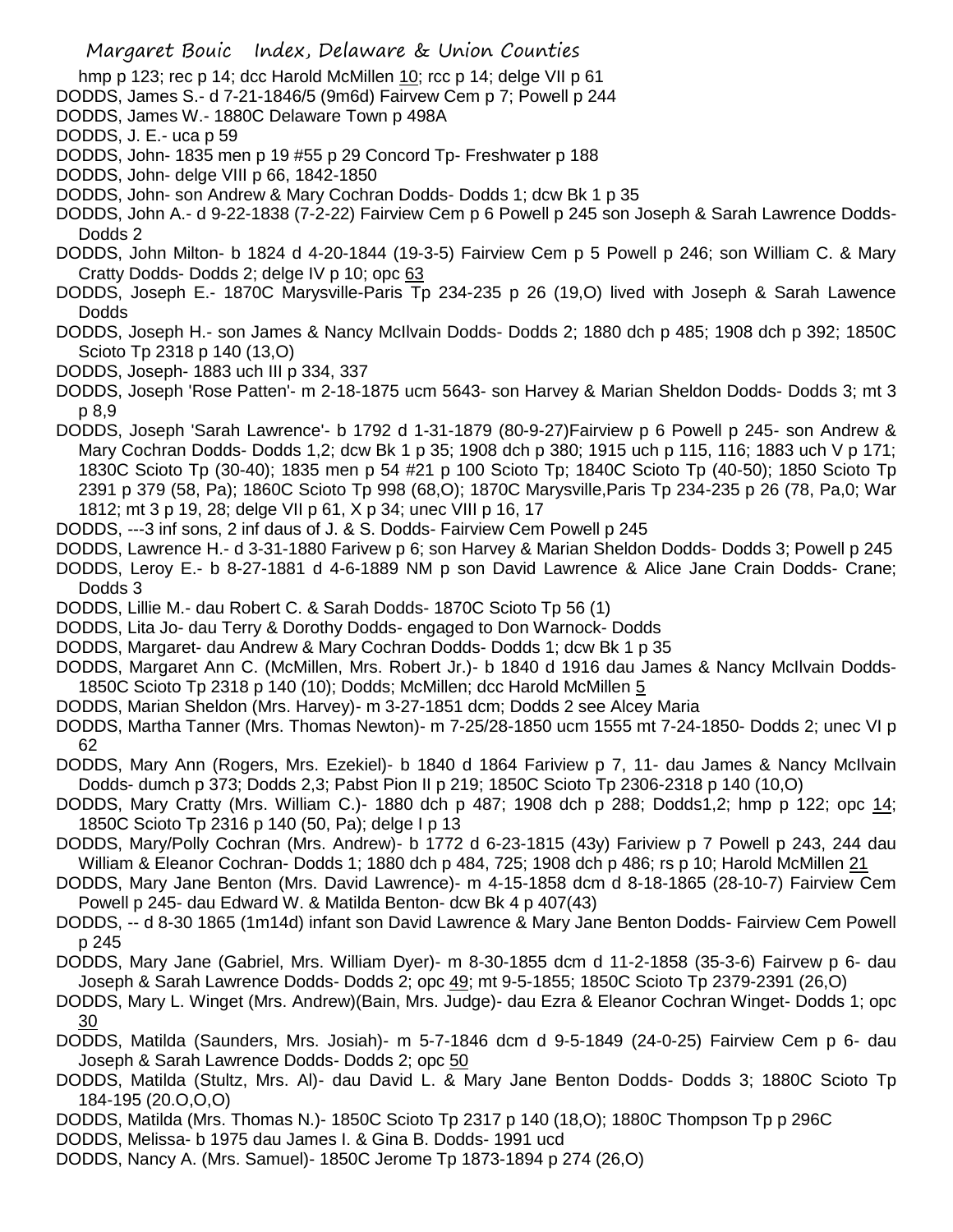hmp p 123; rec p 14; dcc Harold McMillen 10; rcc p 14; delge VII p 61

DODDS, James S.- d 7-21-1846/5 (9m6d) Fairvew Cem p 7; Powell p 244

DODDS, James W.- 1880C Delaware Town p 498A

DODDS, J. E.- uca p 59

DODDS, John- 1835 men p 19 #55 p 29 Concord Tp- Freshwater p 188

DODDS, John- delge VIII p 66, 1842-1850

DODDS, John- son Andrew & Mary Cochran Dodds- Dodds 1; dcw Bk 1 p 35

DODDS, John A.- d 9-22-1838 (7-2-22) Fairview Cem p 6 Powell p 245 son Joseph & Sarah Lawrence Dodds- Dodds 2

DODDS, John Milton- b 1824 d 4-20-1844 (19-3-5) Fairview Cem p 5 Powell p 246; son William C. & Mary Cratty Dodds- Dodds 2; delge IV p 10; opc 63

DODDS, Joseph E.- 1870C Marysville-Paris Tp 234-235 p 26 (19,O) lived with Joseph & Sarah Lawence Dodds

DODDS, Joseph H.- son James & Nancy McIlvain Dodds- Dodds 2; 1880 dch p 485; 1908 dch p 392; 1850C Scioto Tp 2318 p 140 (13,O)

DODDS, Joseph- 1883 uch III p 334, 337

DODDS, Joseph 'Rose Patten'- m 2-18-1875 ucm 5643- son Harvey & Marian Sheldon Dodds- Dodds 3; mt 3 p 8,9

DODDS, Joseph 'Sarah Lawrence'- b 1792 d 1-31-1879 (80-9-27)Fairview p 6 Powell p 245- son Andrew & Mary Cochran Dodds- Dodds 1,2; dcw Bk 1 p 35; 1908 dch p 380; 1915 uch p 115, 116; 1883 uch V p 171; 1830C Scioto Tp (30-40); 1835 men p 54 #21 p 100 Scioto Tp; 1840C Scioto Tp (40-50); 1850 Scioto Tp 2391 p 379 (58, Pa); 1860C Scioto Tp 998 (68,O); 1870C Marysville,Paris Tp 234-235 p 26 (78, Pa,0; War 1812; mt 3 p 19, 28; delge VII p 61, X p 34; unec VIII p 16, 17

DODDS, ---3 inf sons, 2 inf daus of J. & S. Dodds- Fairview Cem Powell p 245

DODDS, Lawrence H.- d 3-31-1880 Farivew p 6; son Harvey & Marian Sheldon Dodds- Dodds 3; Powell p 245

DODDS, Leroy E.- b 8-27-1881 d 4-6-1889 NM p son David Lawrence & Alice Jane Crain Dodds- Crane; Dodds 3

DODDS, Lillie M.- dau Robert C. & Sarah Dodds- 1870C Scioto Tp 56 (1)

DODDS, Lita Jo- dau Terry & Dorothy Dodds- engaged to Don Warnock- Dodds

DODDS, Margaret- dau Andrew & Mary Cochran Dodds- Dodds 1; dcw Bk 1 p 35

DODDS, Margaret Ann C. (McMillen, Mrs. Robert Jr.)- b 1840 d 1916 dau James & Nancy McIlvain Dodds- 1850C Scioto Tp 2318 p 140 (10); Dodds; McMillen; dcc Harold McMillen 5

DODDS, Marian Sheldon (Mrs. Harvey)- m 3-27-1851 dcm; Dodds 2 see Alcey Maria

DODDS, Martha Tanner (Mrs. Thomas Newton)- m 7-25/28-1850 ucm 1555 mt 7-24-1850- Dodds 2; unec VI p 62

DODDS, Mary Ann (Rogers, Mrs. Ezekiel)- b 1840 d 1864 Fariview p 7, 11- dau James & Nancy McIlvain Dodds- dumch p 373; Dodds 2,3; Pabst Pion II p 219; 1850C Scioto Tp 2306-2318 p 140 (10,O)

DODDS, Mary Cratty (Mrs. William C.)- 1880 dch p 487; 1908 dch p 288; Dodds1,2; hmp p 122; opc 14; 1850C Scioto Tp 2316 p 140 (50, Pa); delge I p 13

DODDS, Mary/Polly Cochran (Mrs. Andrew)- b 1772 d 6-23-1815 (43y) Fariview p 7 Powell p 243, 244 dau William & Eleanor Cochran- Dodds 1; 1880 dch p 484, 725; 1908 dch p 486; rs p 10; Harold McMillen 21

DODDS, Mary Jane Benton (Mrs. David Lawrence)- m 4-15-1858 dcm d 8-18-1865 (28-10-7) Fairview Cem Powell p 245- dau Edward W. & Matilda Benton- dcw Bk 4 p 407(43)

DODDS, -- d 8-30 1865 (1m14d) infant son David Lawrence & Mary Jane Benton Dodds- Fairview Cem Powell p 245

DODDS, Mary Jane (Gabriel, Mrs. William Dyer)- m 8-30-1855 dcm d 11-2-1858 (35-3-6) Fairvew p 6- dau Joseph & Sarah Lawrence Dodds- Dodds 2; opc 49; mt 9-5-1855; 1850C Scioto Tp 2379-2391 (26,O)

DODDS, Mary L. Winget (Mrs. Andrew)(Bain, Mrs. Judge)- dau Ezra & Eleanor Cochran Winget- Dodds 1; opc 30

DODDS, Matilda (Saunders, Mrs. Josiah)- m 5-7-1846 dcm d 9-5-1849 (24-0-25) Fairview Cem p 6- dau Joseph & Sarah Lawrence Dodds- Dodds 2; opc 50

DODDS, Matilda (Stultz, Mrs. Al)- dau David L. & Mary Jane Benton Dodds- Dodds 3; 1880C Scioto Tp 184-195 (20.O,O,O)

DODDS, Matilda (Mrs. Thomas N.)- 1850C Scioto Tp 2317 p 140 (18,O); 1880C Thompson Tp p 296C

DODDS, Melissa- b 1975 dau James I. & Gina B. Dodds- 1991 ucd

DODDS, Nancy A. (Mrs. Samuel)- 1850C Jerome Tp 1873-1894 p 274 (26,O)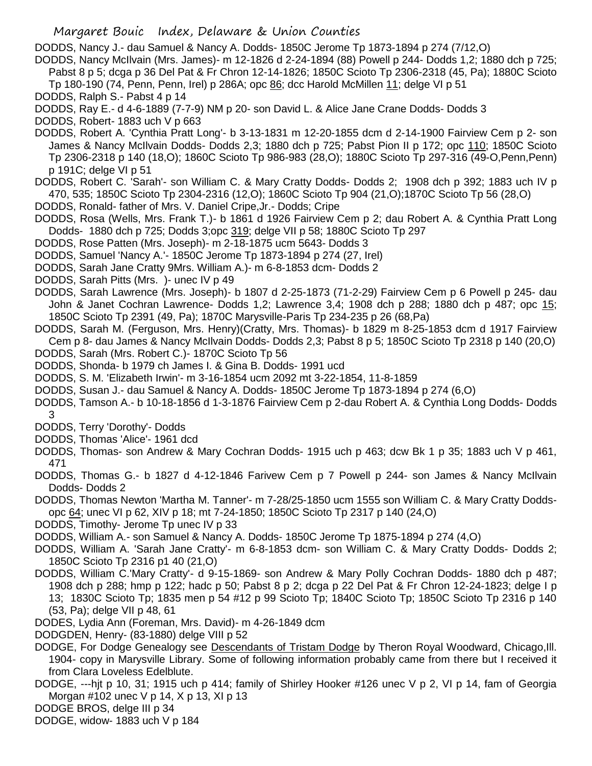DODDS, Nancy J.- dau Samuel & Nancy A. Dodds- 1850C Jerome Tp 1873-1894 p 274 (7/12,O)

DODDS, Nancy McIlvain (Mrs. James)- m 12-1826 d 2-24-1894 (88) Powell p 244- Dodds 1,2; 1880 dch p 725; Pabst 8 p 5; dcga p 36 Del Pat & Fr Chron 12-14-1826; 1850C Scioto Tp 2306-2318 (45, Pa); 1880C Scioto Tp 180-190 (74, Penn, Penn, Irel) p 286A; opc 86; dcc Harold McMillen 11; delge VI p 51

DODDS, Ralph S.- Pabst 4 p 14

DODDS, Ray E.- d 4-6-1889 (7-7-9) NM p 20- son David L. & Alice Jane Crane Dodds- Dodds 3

DODDS, Robert- 1883 uch V p 663

DODDS, Robert A. 'Cynthia Pratt Long'- b 3-13-1831 m 12-20-1855 dcm d 2-14-1900 Fairview Cem p 2- son James & Nancy McIlvain Dodds- Dodds 2,3; 1880 dch p 725; Pabst Pion II p 172; opc 110; 1850C Scioto Tp 2306-2318 p 140 (18,O); 1860C Scioto Tp 986-983 (28,O); 1880C Scioto Tp 297-316 (49-O,Penn,Penn) p 191C; delge VI p 51

DODDS, Robert C. 'Sarah'- son William C. & Mary Cratty Dodds- Dodds 2; 1908 dch p 392; 1883 uch IV p 470, 535; 1850C Scioto Tp 2304-2316 (12,O); 1860C Scioto Tp 904 (21,O);1870C Scioto Tp 56 (28,O)

DODDS, Ronald- father of Mrs. V. Daniel Cripe,Jr.- Dodds; Cripe

DODDS, Rosa (Wells, Mrs. Frank T.)- b 1861 d 1926 Fairview Cem p 2; dau Robert A. & Cynthia Pratt Long Dodds- 1880 dch p 725; Dodds 3;opc 319; delge VII p 58; 1880C Scioto Tp 297

DODDS, Rose Patten (Mrs. Joseph)- m 2-18-1875 ucm 5643- Dodds 3

DODDS, Samuel 'Nancy A.'- 1850C Jerome Tp 1873-1894 p 274 (27, Irel)

DODDS, Sarah Jane Cratty 9Mrs. William A.)- m 6-8-1853 dcm- Dodds 2

DODDS, Sarah Pitts (Mrs. )- unec IV p 49

DODDS, Sarah Lawrence (Mrs. Joseph)- b 1807 d 2-25-1873 (71-2-29) Fairview Cem p 6 Powell p 245- dau John & Janet Cochran Lawrence- Dodds 1,2; Lawrence 3,4; 1908 dch p 288; 1880 dch p 487; opc 15; 1850C Scioto Tp 2391 (49, Pa); 1870C Marysville-Paris Tp 234-235 p 26 (68,Pa)

DODDS, Sarah M. (Ferguson, Mrs. Henry)(Cratty, Mrs. Thomas)- b 1829 m 8-25-1853 dcm d 1917 Fairview Cem p 8- dau James & Nancy McIlvain Dodds- Dodds 2,3; Pabst 8 p 5; 1850C Scioto Tp 2318 p 140 (20,O)

DODDS, Sarah (Mrs. Robert C.)- 1870C Scioto Tp 56

DODDS, Shonda- b 1979 ch James I. & Gina B. Dodds- 1991 ucd

DODDS, S. M. 'Elizabeth Irwin'- m 3-16-1854 ucm 2092 mt 3-22-1854, 11-8-1859

DODDS, Susan J.- dau Samuel & Nancy A. Dodds- 1850C Jerome Tp 1873-1894 p 274 (6,O)

DODDS, Tamson A.- b 10-18-1856 d 1-3-1876 Fairview Cem p 2-dau Robert A. & Cynthia Long Dodds- Dodds 3

DODDS, Terry 'Dorothy'- Dodds

DODDS, Thomas 'Alice'- 1961 dcd

DODDS, Thomas- son Andrew & Mary Cochran Dodds- 1915 uch p 463; dcw Bk 1 p 35; 1883 uch V p 461, 471

DODDS, Thomas G.- b 1827 d 4-12-1846 Farivew Cem p 7 Powell p 244- son James & Nancy McIlvain Dodds- Dodds 2

DODDS, Thomas Newton 'Martha M. Tanner'- m 7-28/25-1850 ucm 1555 son William C. & Mary Cratty Dodds- opc 64; unec VI p 62, XIV p 18; mt 7-24-1850; 1850C Scioto Tp 2317 p 140 (24,O)

DODDS, Timothy- Jerome Tp unec IV p 33

DODDS, William A.- son Samuel & Nancy A. Dodds- 1850C Jerome Tp 1875-1894 p 274 (4,O)

DODDS, William A. 'Sarah Jane Cratty'- m 6-8-1853 dcm- son William C. & Mary Cratty Dodds- Dodds 2; 1850C Scioto Tp 2316 p1 40 (21,O)

DODDS, William C.'Mary Cratty'- d 9-15-1869- son Andrew & Mary Polly Cochran Dodds- 1880 dch p 487; 1908 dch p 288; hmp p 122; hadc p 50; Pabst 8 p 2; dcga p 22 Del Pat & Fr Chron 12-24-1823; delge I p 13; 1830C Scioto Tp; 1835 men p 54 #12 p 99 Scioto Tp; 1840C Scioto Tp; 1850C Scioto Tp 2316 p 140 (53, Pa); delge VII p 48, 61

DODES, Lydia Ann (Foreman, Mrs. David)- m 4-26-1849 dcm

DODGDEN, Henry- (83-1880) delge VIII p 52

DODGE, For Dodge Genealogy see Descendants of Tristam Dodge by Theron Royal Woodward, Chicago,Ill. 1904- copy in Marysville Library. Some of following information probably came from there but I received it from Clara Loveless Edelblute.

DODGE, ---hjt p 10, 31; 1915 uch p 414; family of Shirley Hooker #126 unec V p 2, VI p 14, fam of Georgia Morgan #102 unec V p 14, X p 13, XI p 13

DODGE BROS, delge III p 34

DODGE, widow- 1883 uch V p 184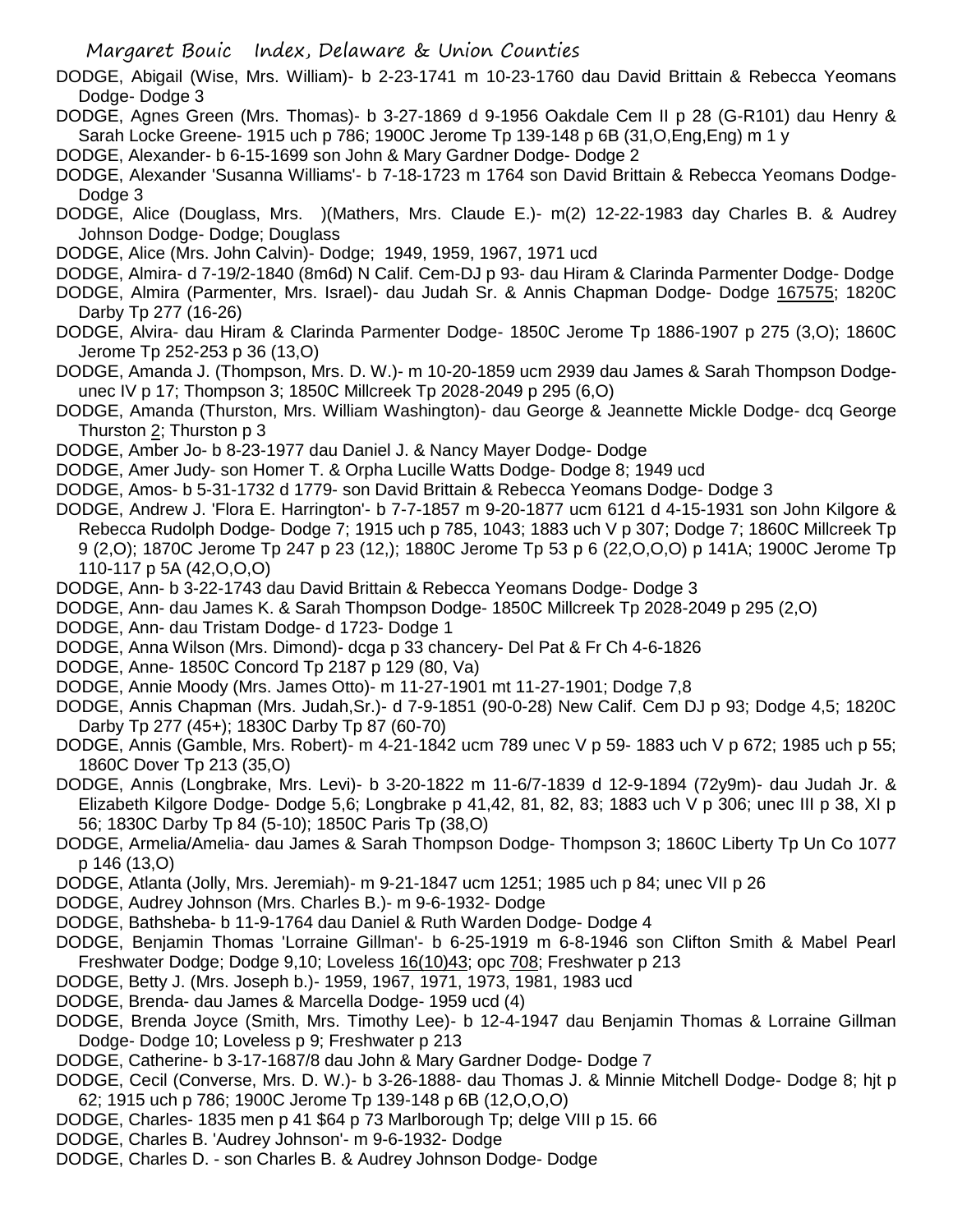DODGE, Abigail (Wise, Mrs. William)- b 2-23-1741 m 10-23-1760 dau David Brittain & Rebecca Yeomans Dodge- Dodge 3

DODGE, Agnes Green (Mrs. Thomas)- b 3-27-1869 d 9-1956 Oakdale Cem II p 28 (G-R101) dau Henry & Sarah Locke Greene- 1915 uch p 786; 1900C Jerome Tp 139-148 p 6B (31,O,Eng,Eng) m 1 y

DODGE, Alexander- b 6-15-1699 son John & Mary Gardner Dodge- Dodge 2

DODGE, Alexander 'Susanna Williams'- b 7-18-1723 m 1764 son David Brittain & Rebecca Yeomans Dodge- Dodge 3

DODGE, Alice (Douglass, Mrs. )(Mathers, Mrs. Claude E.)- m(2) 12-22-1983 day Charles B. & Audrey Johnson Dodge- Dodge; Douglass

DODGE, Alice (Mrs. John Calvin)- Dodge; 1949, 1959, 1967, 1971 ucd

DODGE, Almira- d 7-19/2-1840 (8m6d) N Calif. Cem-DJ p 93- dau Hiram & Clarinda Parmenter Dodge- Dodge

DODGE, Almira (Parmenter, Mrs. Israel)- dau Judah Sr. & Annis Chapman Dodge- Dodge 167575; 1820C Darby Tp 277 (16-26)

DODGE, Alvira- dau Hiram & Clarinda Parmenter Dodge- 1850C Jerome Tp 1886-1907 p 275 (3,O); 1860C Jerome Tp 252-253 p 36 (13,O)

DODGE, Amanda J. (Thompson, Mrs. D. W.)- m 10-20-1859 ucm 2939 dau James & Sarah Thompson Dodge- unec IV p 17; Thompson 3; 1850C Millcreek Tp 2028-2049 p 295 (6,O)

DODGE, Amanda (Thurston, Mrs. William Washington)- dau George & Jeannette Mickle Dodge- dcq George Thurston 2; Thurston p 3

DODGE, Amber Jo- b 8-23-1977 dau Daniel J. & Nancy Mayer Dodge- Dodge

DODGE, Amer Judy- son Homer T. & Orpha Lucille Watts Dodge- Dodge 8; 1949 ucd

DODGE, Amos- b 5-31-1732 d 1779- son David Brittain & Rebecca Yeomans Dodge- Dodge 3

DODGE, Andrew J. 'Flora E. Harrington'- b 7-7-1857 m 9-20-1877 ucm 6121 d 4-15-1931 son John Kilgore & Rebecca Rudolph Dodge- Dodge 7; 1915 uch p 785, 1043; 1883 uch V p 307; Dodge 7; 1860C Millcreek Tp 9 (2,O); 1870C Jerome Tp 247 p 23 (12,); 1880C Jerome Tp 53 p 6 (22,O,O,O) p 141A; 1900C Jerome Tp 110-117 p 5A (42,O,O,O)

DODGE, Ann- b 3-22-1743 dau David Brittain & Rebecca Yeomans Dodge- Dodge 3

DODGE, Ann- dau James K. & Sarah Thompson Dodge- 1850C Millcreek Tp 2028-2049 p 295 (2,O)

DODGE, Ann- dau Tristam Dodge- d 1723- Dodge 1

DODGE, Anna Wilson (Mrs. Dimond)- dcga p 33 chancery- Del Pat & Fr Ch 4-6-1826

DODGE, Anne- 1850C Concord Tp 2187 p 129 (80, Va)

DODGE, Annie Moody (Mrs. James Otto)- m 11-27-1901 mt 11-27-1901; Dodge 7,8

DODGE, Annis Chapman (Mrs. Judah,Sr.)- d 7-9-1851 (90-0-28) New Calif. Cem DJ p 93; Dodge 4,5; 1820C Darby Tp 277 (45+); 1830C Darby Tp 87 (60-70)

DODGE, Annis (Gamble, Mrs. Robert)- m 4-21-1842 ucm 789 unec V p 59- 1883 uch V p 672; 1985 uch p 55; 1860C Dover Tp 213 (35,O)

DODGE, Annis (Longbrake, Mrs. Levi)- b 3-20-1822 m 11-6/7-1839 d 12-9-1894 (72y9m)- dau Judah Jr. & Elizabeth Kilgore Dodge- Dodge 5,6; Longbrake p 41,42, 81, 82, 83; 1883 uch V p 306; unec III p 38, XI p 56; 1830C Darby Tp 84 (5-10); 1850C Paris Tp (38,O)

DODGE, Armelia/Amelia- dau James & Sarah Thompson Dodge- Thompson 3; 1860C Liberty Tp Un Co 1077 p 146 (13,O)

DODGE, Atlanta (Jolly, Mrs. Jeremiah)- m 9-21-1847 ucm 1251; 1985 uch p 84; unec VII p 26

DODGE, Audrey Johnson (Mrs. Charles B.)- m 9-6-1932- Dodge

DODGE, Bathsheba- b 11-9-1764 dau Daniel & Ruth Warden Dodge- Dodge 4

DODGE, Benjamin Thomas 'Lorraine Gillman'- b 6-25-1919 m 6-8-1946 son Clifton Smith & Mabel Pearl Freshwater Dodge; Dodge 9,10; Loveless 16(10)43; opc 708; Freshwater p 213

DODGE, Betty J. (Mrs. Joseph b.)- 1959, 1967, 1971, 1973, 1981, 1983 ucd

DODGE, Brenda- dau James & Marcella Dodge- 1959 ucd (4)

DODGE, Brenda Joyce (Smith, Mrs. Timothy Lee)- b 12-4-1947 dau Benjamin Thomas & Lorraine Gillman Dodge- Dodge 10; Loveless p 9; Freshwater p 213

DODGE, Catherine- b 3-17-1687/8 dau John & Mary Gardner Dodge- Dodge 7

DODGE, Cecil (Converse, Mrs. D. W.)- b 3-26-1888- dau Thomas J. & Minnie Mitchell Dodge- Dodge 8; hjt p 62; 1915 uch p 786; 1900C Jerome Tp 139-148 p 6B (12,O,O,O)

DODGE, Charles- 1835 men p 41 $64 p 73 Marlborough Tp; delge VIII p 15. 66

DODGE, Charles B. 'Audrey Johnson'- m 9-6-1932- Dodge

DODGE, Charles D. - son Charles B. & Audrey Johnson Dodge- Dodge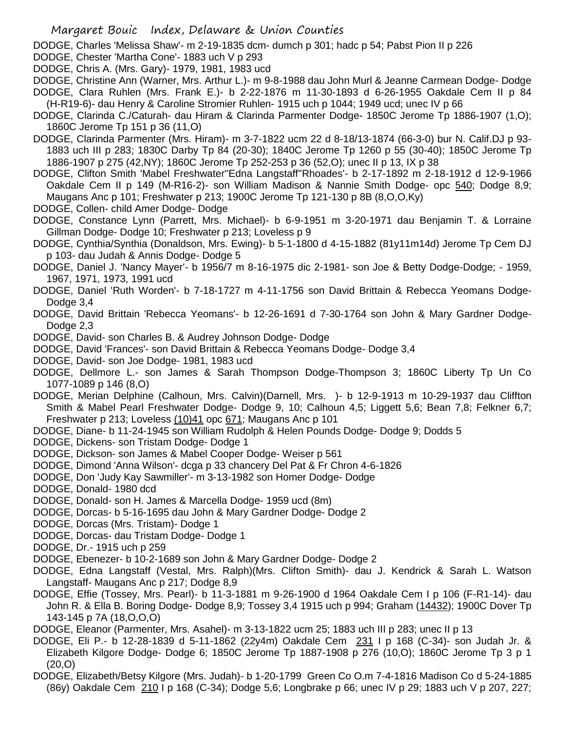DODGE, Charles 'Melissa Shaw'- m 2-19-1835 dcm- dumch p 301; hadc p 54; Pabst Pion II p 226

DODGE, Chester 'Martha Cone'- 1883 uch V p 293

DODGE, Chris A. (Mrs. Gary)- 1979, 1981, 1983 ucd

DODGE, Christine Ann (Warner, Mrs. Arthur L.)- m 9-8-1988 dau John Murl & Jeanne Carmean Dodge- Dodge

DODGE, Clara Ruhlen (Mrs. Frank E.)- b 2-22-1876 m 11-30-1893 d 6-26-1955 Oakdale Cem II p 84 (H-R19-6)- dau Henry & Caroline Stromier Ruhlen- 1915 uch p 1044; 1949 ucd; unec IV p 66

DODGE, Clarinda C./Caturah- dau Hiram & Clarinda Parmenter Dodge- 1850C Jerome Tp 1886-1907 (1,O); 1860C Jerome Tp 151 p 36 (11,O)

DODGE, Clarinda Parmenter (Mrs. Hiram)- m 3-7-1822 ucm 22 d 8-18/13-1874 (66-3-0) bur N. Calif.DJ p 93- 1883 uch III p 283; 1830C Darby Tp 84 (20-30); 1840C Jerome Tp 1260 p 55 (30-40); 1850C Jerome Tp 1886-1907 p 275 (42,NY); 1860C Jerome Tp 252-253 p 36 (52,O); unec II p 13, IX p 38

DODGE, Clifton Smith 'Mabel Freshwater''Edna Langstaff''Rhoades'- b 2-17-1892 m 2-18-1912 d 12-9-1966 Oakdale Cem II p 149 (M-R16-2)- son William Madison & Nannie Smith Dodge- opc 540; Dodge 8,9; Maugans Anc p 101; Freshwater p 213; 1900C Jerome Tp 121-130 p 8B (8,O,O,Ky)

DODGE, Collen- child Amer Dodge- Dodge

DODGE, Constance Lynn (Parrett, Mrs. Michael)- b 6-9-1951 m 3-20-1971 dau Benjamin T. & Lorraine Gillman Dodge- Dodge 10; Freshwater p 213; Loveless p 9

DODGE, Cynthia/Synthia (Donaldson, Mrs. Ewing)- b 5-1-1800 d 4-15-1882 (81y11m14d) Jerome Tp Cem DJ p 103- dau Judah & Annis Dodge- Dodge 5

DODGE, Daniel J. 'Nancy Mayer'- b 1956/7 m 8-16-1975 dic 2-1981- son Joe & Betty Dodge-Dodge; - 1959, 1967, 1971, 1973, 1991 ucd

DODGE, Daniel 'Ruth Worden'- b 7-18-1727 m 4-11-1756 son David Brittain & Rebecca Yeomans Dodge- Dodge 3,4

DODGE, David Brittain 'Rebecca Yeomans'- b 12-26-1691 d 7-30-1764 son John & Mary Gardner Dodge- Dodge 2,3

DODGE, David- son Charles B. & Audrey Johnson Dodge- Dodge

DODGE, David 'Frances'- son David Brittain & Rebecca Yeomans Dodge- Dodge 3,4

DODGE, David- son Joe Dodge- 1981, 1983 ucd

DODGE, Dellmore L.- son James & Sarah Thompson Dodge-Thompson 3; 1860C Liberty Tp Un Co 1077-1089 p 146 (8,O)

DODGE, Merian Delphine (Calhoun, Mrs. Calvin)(Darnell, Mrs. )- b 12-9-1913 m 10-29-1937 dau Cliffton Smith & Mabel Pearl Freshwater Dodge- Dodge 9, 10; Calhoun 4,5; Liggett 5,6; Bean 7,8; Felkner 6,7; Freshwater p 213; Loveless (10)41 opc 671; Maugans Anc p 101

DODGE, Diane- b 11-24-1945 son William Rudolph & Helen Pounds Dodge- Dodge 9; Dodds 5

DODGE, Dickens- son Tristam Dodge- Dodge 1

DODGE, Dickson- son James & Mabel Cooper Dodge- Weiser p 561

DODGE, Dimond 'Anna Wilson'- dcga p 33 chancery Del Pat & Fr Chron 4-6-1826

DODGE, Don 'Judy Kay Sawmiller'- m 3-13-1982 son Homer Dodge- Dodge

DODGE, Donald- 1980 dcd

DODGE, Donald- son H. James & Marcella Dodge- 1959 ucd (8m)

DODGE, Dorcas- b 5-16-1695 dau John & Mary Gardner Dodge- Dodge 2

DODGE, Dorcas (Mrs. Tristam)- Dodge 1

DODGE, Dorcas- dau Tristam Dodge- Dodge 1

DODGE, Dr.- 1915 uch p 259

DODGE, Ebenezer- b 10-2-1689 son John & Mary Gardner Dodge- Dodge 2

DODGE, Edna Langstaff (Vestal, Mrs. Ralph)(Mrs. Clifton Smith)- dau J. Kendrick & Sarah L. Watson Langstaff- Maugans Anc p 217; Dodge 8,9

DODGE, Effie (Tossey, Mrs. Pearl)- b 11-3-1881 m 9-26-1900 d 1964 Oakdale Cem I p 106 (F-R1-14)- dau John R. & Ella B. Boring Dodge- Dodge 8,9; Tossey 3,4 1915 uch p 994; Graham (14432); 1900C Dover Tp 143-145 p 7A (18,O,O,O)

DODGE, Eleanor (Parmenter, Mrs. Asahel)- m 3-13-1822 ucm 25; 1883 uch III p 283; unec II p 13

DODGE, Eli P.- b 12-28-1839 d 5-11-1862 (22y4m) Oakdale Cem 231 I p 168 (C-34)- son Judah Jr. & Elizabeth Kilgore Dodge- Dodge 6; 1850C Jerome Tp 1887-1908 p 276 (10,O); 1860C Jerome Tp 3 p 1 (20,O)

DODGE, Elizabeth/Betsy Kilgore (Mrs. Judah)- b 1-20-1799 Green Co O.m 7-4-1816 Madison Co d 5-24-1885 (86y) Oakdale Cem 210 I p 168 (C-34); Dodge 5,6; Longbrake p 66; unec IV p 29; 1883 uch V p 207, 227;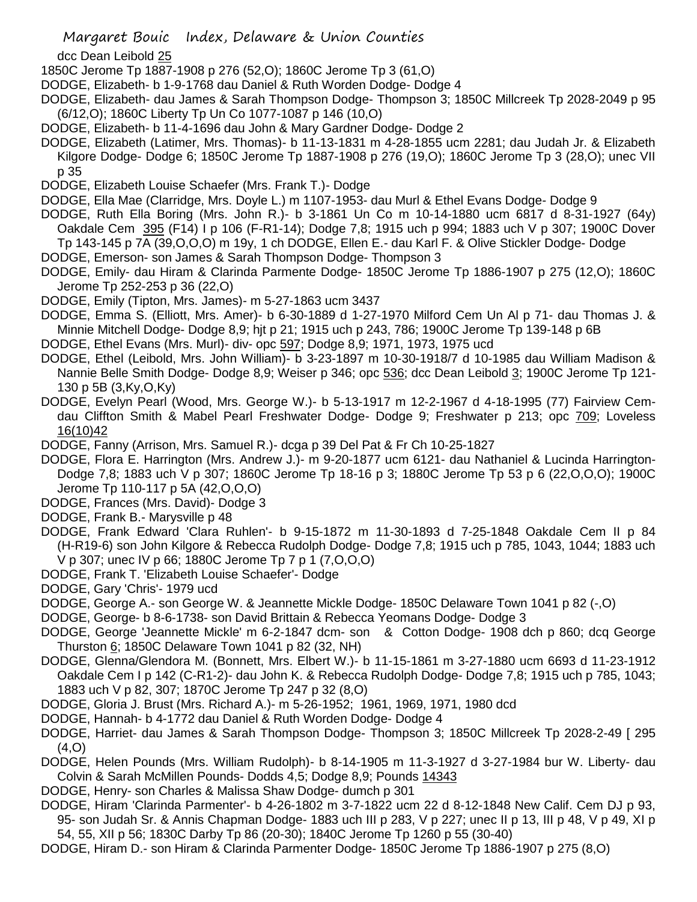dcc Dean Leibold 25

1850C Jerome Tp 1887-1908 p 276 (52,O); 1860C Jerome Tp 3 (61,O)

DODGE, Elizabeth- b 1-9-1768 dau Daniel & Ruth Worden Dodge- Dodge 4

DODGE, Elizabeth- dau James & Sarah Thompson Dodge- Thompson 3; 1850C Millcreek Tp 2028-2049 p 95 (6/12,O); 1860C Liberty Tp Un Co 1077-1087 p 146 (10,O)

DODGE, Elizabeth- b 11-4-1696 dau John & Mary Gardner Dodge- Dodge 2

DODGE, Elizabeth (Latimer, Mrs. Thomas)- b 11-13-1831 m 4-28-1855 ucm 2281; dau Judah Jr. & Elizabeth Kilgore Dodge- Dodge 6; 1850C Jerome Tp 1887-1908 p 276 (19,O); 1860C Jerome Tp 3 (28,O); unec VII p 35

DODGE, Elizabeth Louise Schaefer (Mrs. Frank T.)- Dodge

DODGE, Ella Mae (Clarridge, Mrs. Doyle L.) m 1107-1953- dau Murl & Ethel Evans Dodge- Dodge 9

DODGE, Ruth Ella Boring (Mrs. John R.)- b 3-1861 Un Co m 10-14-1880 ucm 6817 d 8-31-1927 (64y) Oakdale Cem 395 (F14) I p 106 (F-R1-14); Dodge 7,8; 1915 uch p 994; 1883 uch V p 307; 1900C Dover Tp 143-145 p 7A (39,O,O,O) m 19y, 1 ch DODGE, Ellen E.- dau Karl F. & Olive Stickler Dodge- Dodge

DODGE, Emerson- son James & Sarah Thompson Dodge- Thompson 3

DODGE, Emily- dau Hiram & Clarinda Parmente Dodge- 1850C Jerome Tp 1886-1907 p 275 (12,O); 1860C Jerome Tp 252-253 p 36 (22,O)

DODGE, Emily (Tipton, Mrs. James)- m 5-27-1863 ucm 3437

DODGE, Emma S. (Elliott, Mrs. Amer)- b 6-30-1889 d 1-27-1970 Milford Cem Un Al p 71- dau Thomas J. & Minnie Mitchell Dodge- Dodge 8,9; hjt p 21; 1915 uch p 243, 786; 1900C Jerome Tp 139-148 p 6B

DODGE, Ethel Evans (Mrs. Murl)- div- opc 597; Dodge 8,9; 1971, 1973, 1975 ucd

DODGE, Ethel (Leibold, Mrs. John William)- b 3-23-1897 m 10-30-1918/7 d 10-1985 dau William Madison & Nannie Belle Smith Dodge- Dodge 8,9; Weiser p 346; opc 536; dcc Dean Leibold 3; 1900C Jerome Tp 121-130 p 5B (3,Ky,O,Ky)

DODGE, Evelyn Pearl (Wood, Mrs. George W.)- b 5-13-1917 m 12-2-1967 d 4-18-1995 (77) Fairview Cem- dau Cliffton Smith & Mabel Pearl Freshwater Dodge- Dodge 9; Freshwater p 213; opc 709; Loveless 16(10)42

DODGE, Fanny (Arrison, Mrs. Samuel R.)- dcga p 39 Del Pat & Fr Ch 10-25-1827

DODGE, Flora E. Harrington (Mrs. Andrew J.)- m 9-20-1877 ucm 6121- dau Nathaniel & Lucinda Harrington- Dodge 7,8; 1883 uch V p 307; 1860C Jerome Tp 18-16 p 3; 1880C Jerome Tp 53 p 6 (22,O,O,O); 1900C Jerome Tp 110-117 p 5A (42,O,O,O)

DODGE, Frances (Mrs. David)- Dodge 3

DODGE, Frank B.- Marysville p 48

DODGE, Frank Edward 'Clara Ruhlen'- b 9-15-1872 m 11-30-1893 d 7-25-1848 Oakdale Cem II p 84 (H-R19-6) son John Kilgore & Rebecca Rudolph Dodge- Dodge 7,8; 1915 uch p 785, 1043, 1044; 1883 uch V p 307; unec IV p 66; 1880C Jerome Tp 7 p 1 (7,O,O,O)

DODGE, Frank T. 'Elizabeth Louise Schaefer'- Dodge

DODGE, Gary 'Chris'- 1979 ucd

DODGE, George A.- son George W. & Jeannette Mickle Dodge- 1850C Delaware Town 1041 p 82 (-,O)

DODGE, George- b 8-6-1738- son David Brittain & Rebecca Yeomans Dodge- Dodge 3

DODGE, George 'Jeannette Mickle' m 6-2-1847 dcm- son & Cotton Dodge- 1908 dch p 860; dcq George Thurston 6; 1850C Delaware Town 1041 p 82 (32, NH)

DODGE, Glenna/Glendora M. (Bonnett, Mrs. Elbert W.)- b 11-15-1861 m 3-27-1880 ucm 6693 d 11-23-1912 Oakdale Cem I p 142 (C-R1-2)- dau John K. & Rebecca Rudolph Dodge- Dodge 7,8; 1915 uch p 785, 1043; 1883 uch V p 82, 307; 1870C Jerome Tp 247 p 32 (8,O)

DODGE, Gloria J. Brust (Mrs. Richard A.)- m 5-26-1952; 1961, 1969, 1971, 1980 dcd

DODGE, Hannah- b 4-1772 dau Daniel & Ruth Worden Dodge- Dodge 4

DODGE, Harriet- dau James & Sarah Thompson Dodge- Thompson 3; 1850C Millcreek Tp 2028-2-49 [ 295 (4,O)

DODGE, Helen Pounds (Mrs. William Rudolph)- b 8-14-1905 m 11-3-1927 d 3-27-1984 bur W. Liberty- dau Colvin & Sarah McMillen Pounds- Dodds 4,5; Dodge 8,9; Pounds 14343

DODGE, Henry- son Charles & Malissa Shaw Dodge- dumch p 301

DODGE, Hiram 'Clarinda Parmenter'- b 4-26-1802 m 3-7-1822 ucm 22 d 8-12-1848 New Calif. Cem DJ p 93, 95- son Judah Sr. & Annis Chapman Dodge- 1883 uch III p 283, V p 227; unec II p 13, III p 48, V p 49, XI p 54, 55, XII p 56; 1830C Darby Tp 86 (20-30); 1840C Jerome Tp 1260 p 55 (30-40)

DODGE, Hiram D.- son Hiram & Clarinda Parmenter Dodge- 1850C Jerome Tp 1886-1907 p 275 (8,O)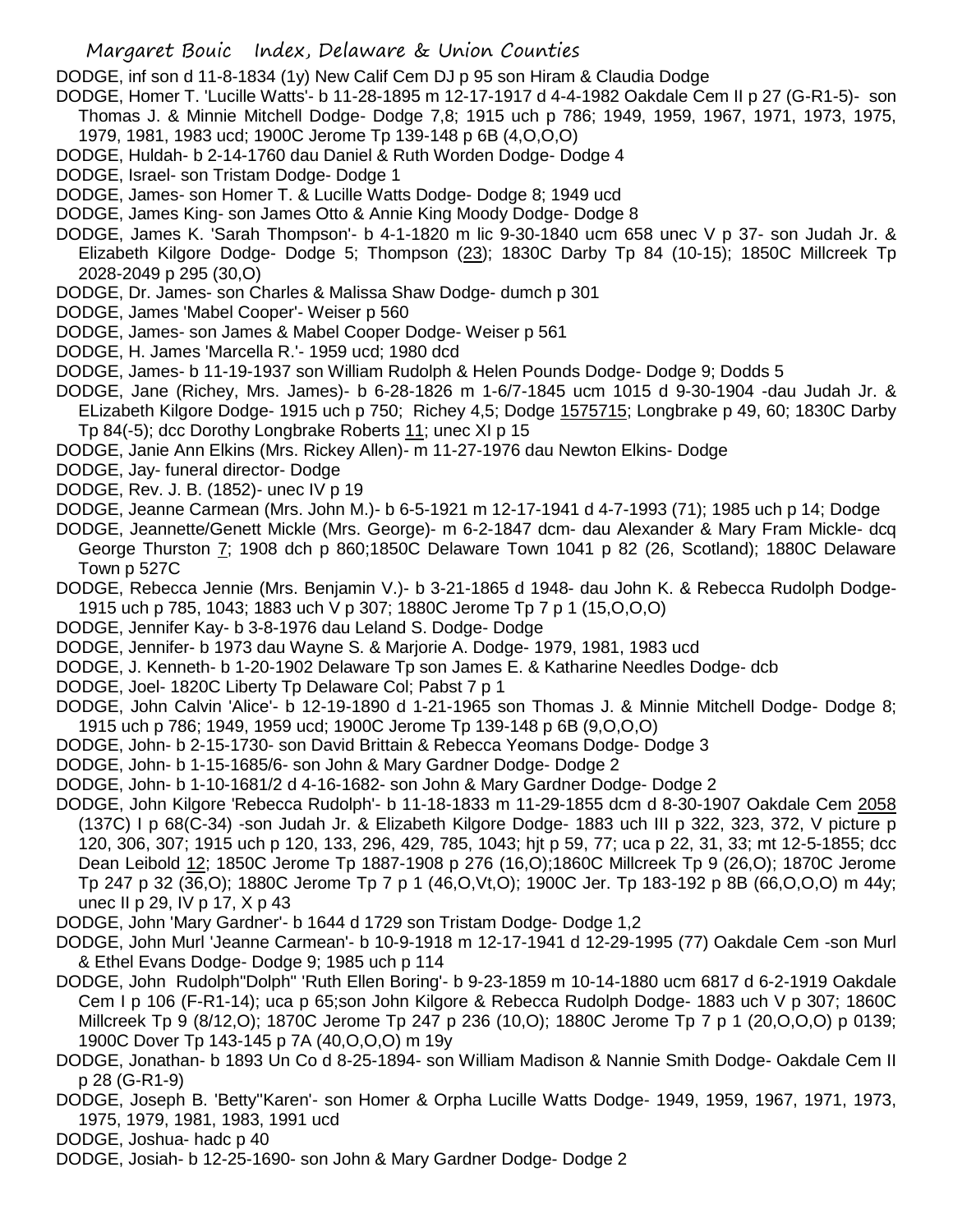DODGE, inf son d 11-8-1834 (1y) New Calif Cem DJ p 95 son Hiram & Claudia Dodge

DODGE, Homer T. 'Lucille Watts'- b 11-28-1895 m 12-17-1917 d 4-4-1982 Oakdale Cem II p 27 (G-R1-5)- son Thomas J. & Minnie Mitchell Dodge- Dodge 7,8; 1915 uch p 786; 1949, 1959, 1967, 1971, 1973, 1975, 1979, 1981, 1983 ucd; 1900C Jerome Tp 139-148 p 6B (4,O,O,O)

DODGE, Huldah- b 2-14-1760 dau Daniel & Ruth Worden Dodge- Dodge 4

DODGE, Israel- son Tristam Dodge- Dodge 1

DODGE, James- son Homer T. & Lucille Watts Dodge- Dodge 8; 1949 ucd

DODGE, James King- son James Otto & Annie King Moody Dodge- Dodge 8

DODGE, James K. 'Sarah Thompson'- b 4-1-1820 m lic 9-30-1840 ucm 658 unec V p 37- son Judah Jr. & Elizabeth Kilgore Dodge- Dodge 5; Thompson (23); 1830C Darby Tp 84 (10-15); 1850C Millcreek Tp 2028-2049 p 295 (30,O)

DODGE, Dr. James- son Charles & Malissa Shaw Dodge- dumch p 301

DODGE, James 'Mabel Cooper'- Weiser p 560

DODGE, James- son James & Mabel Cooper Dodge- Weiser p 561

DODGE, H. James 'Marcella R.'- 1959 ucd; 1980 dcd

DODGE, James- b 11-19-1937 son William Rudolph & Helen Pounds Dodge- Dodge 9; Dodds 5

DODGE, Jane (Richey, Mrs. James)- b 6-28-1826 m 1-6/7-1845 ucm 1015 d 9-30-1904 -dau Judah Jr. & ELizabeth Kilgore Dodge- 1915 uch p 750; Richey 4,5; Dodge 1575715; Longbrake p 49, 60; 1830C Darby Tp 84(-5); dcc Dorothy Longbrake Roberts 11; unec XI p 15

DODGE, Janie Ann Elkins (Mrs. Rickey Allen)- m 11-27-1976 dau Newton Elkins- Dodge

DODGE, Jay- funeral director- Dodge

DODGE, Rev. J. B. (1852)- unec IV p 19

DODGE, Jeanne Carmean (Mrs. John M.)- b 6-5-1921 m 12-17-1941 d 4-7-1993 (71); 1985 uch p 14; Dodge

DODGE, Jeannette/Genett Mickle (Mrs. George)- m 6-2-1847 dcm- dau Alexander & Mary Fram Mickle- dcq George Thurston 7; 1908 dch p 860;1850C Delaware Town 1041 p 82 (26, Scotland); 1880C Delaware Town p 527C

DODGE, Rebecca Jennie (Mrs. Benjamin V.)- b 3-21-1865 d 1948- dau John K. & Rebecca Rudolph Dodge- 1915 uch p 785, 1043; 1883 uch V p 307; 1880C Jerome Tp 7 p 1 (15,O,O,O)

DODGE, Jennifer Kay- b 3-8-1976 dau Leland S. Dodge- Dodge

DODGE, Jennifer- b 1973 dau Wayne S. & Marjorie A. Dodge- 1979, 1981, 1983 ucd

DODGE, J. Kenneth- b 1-20-1902 Delaware Tp son James E. & Katharine Needles Dodge- dcb

DODGE, Joel- 1820C Liberty Tp Delaware Col; Pabst 7 p 1

DODGE, John Calvin 'Alice'- b 12-19-1890 d 1-21-1965 son Thomas J. & Minnie Mitchell Dodge- Dodge 8; 1915 uch p 786; 1949, 1959 ucd; 1900C Jerome Tp 139-148 p 6B (9,O,O,O)

DODGE, John- b 2-15-1730- son David Brittain & Rebecca Yeomans Dodge- Dodge 3

DODGE, John- b 1-15-1685/6- son John & Mary Gardner Dodge- Dodge 2

DODGE, John- b 1-10-1681/2 d 4-16-1682- son John & Mary Gardner Dodge- Dodge 2

DODGE, John Kilgore 'Rebecca Rudolph'- b 11-18-1833 m 11-29-1855 dcm d 8-30-1907 Oakdale Cem 2058 (137C) I p 68(C-34) -son Judah Jr. & Elizabeth Kilgore Dodge- 1883 uch III p 322, 323, 372, V picture p 120, 306, 307; 1915 uch p 120, 133, 296, 429, 785, 1043; hjt p 59, 77; uca p 22, 31, 33; mt 12-5-1855; dcc Dean Leibold 12; 1850C Jerome Tp 1887-1908 p 276 (16,O);1860C Millcreek Tp 9 (26,O); 1870C Jerome Tp 247 p 32 (36,O); 1880C Jerome Tp 7 p 1 (46,O,Vt,O); 1900C Jer. Tp 183-192 p 8B (66,O,O,O) m 44y; unec II p 29, IV p 17, X p 43

DODGE, John 'Mary Gardner'- b 1644 d 1729 son Tristam Dodge- Dodge 1,2

DODGE, John Murl 'Jeanne Carmean'- b 10-9-1918 m 12-17-1941 d 12-29-1995 (77) Oakdale Cem -son Murl & Ethel Evans Dodge- Dodge 9; 1985 uch p 114

DODGE, John Rudolph"Dolph" 'Ruth Ellen Boring'- b 9-23-1859 m 10-14-1880 ucm 6817 d 6-2-1919 Oakdale Cem I p 106 (F-R1-14); uca p 65;son John Kilgore & Rebecca Rudolph Dodge- 1883 uch V p 307; 1860C Millcreek Tp 9 (8/12,O); 1870C Jerome Tp 247 p 236 (10,O); 1880C Jerome Tp 7 p 1 (20,O,O,O) p 0139; 1900C Dover Tp 143-145 p 7A (40,O,O,O) m 19y

DODGE, Jonathan- b 1893 Un Co d 8-25-1894- son William Madison & Nannie Smith Dodge- Oakdale Cem II p 28 (G-R1-9)

DODGE, Joseph B. 'Betty''Karen'- son Homer & Orpha Lucille Watts Dodge- 1949, 1959, 1967, 1971, 1973, 1975, 1979, 1981, 1983, 1991 ucd

DODGE, Joshua- hadc p 40

DODGE, Josiah- b 12-25-1690- son John & Mary Gardner Dodge- Dodge 2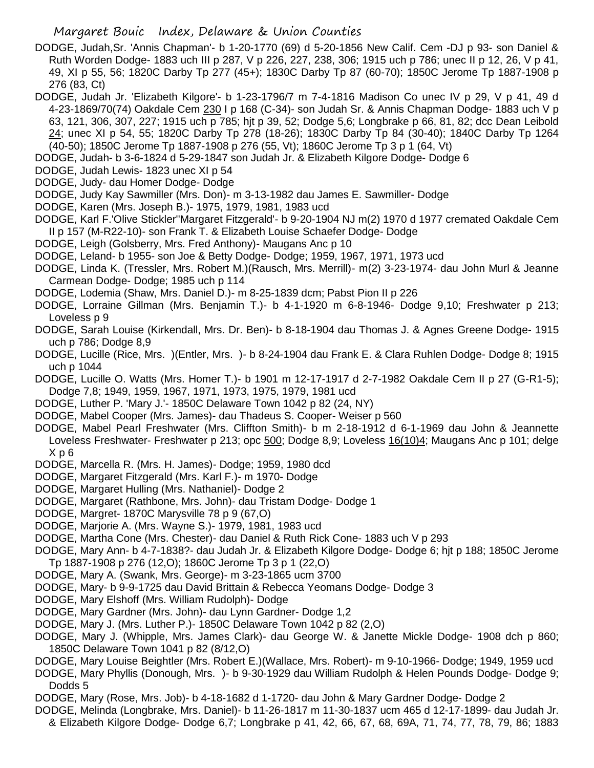DODGE, Judah,Sr. 'Annis Chapman'- b 1-20-1770 (69) d 5-20-1856 New Calif. Cem -DJ p 93- son Daniel & Ruth Worden Dodge- 1883 uch III p 287, V p 226, 227, 238, 306; 1915 uch p 786; unec II p 12, 26, V p 41, 49, XI p 55, 56; 1820C Darby Tp 277 (45+); 1830C Darby Tp 87 (60-70); 1850C Jerome Tp 1887-1908 p 276 (83, Ct)

DODGE, Judah Jr. 'Elizabeth Kilgore'- b 1-23-1796/7 m 7-4-1816 Madison Co unec IV p 29, V p 41, 49 d 4-23-1869/70(74) Oakdale Cem 230 I p 168 (C-34)- son Judah Sr. & Annis Chapman Dodge- 1883 uch V p 63, 121, 306, 307, 227; 1915 uch p 785; hjt p 39, 52; Dodge 5,6; Longbrake p 66, 81, 82; dcc Dean Leibold 24; unec XI p 54, 55; 1820C Darby Tp 278 (18-26); 1830C Darby Tp 84 (30-40); 1840C Darby Tp 1264 (40-50); 1850C Jerome Tp 1887-1908 p 276 (55, Vt); 1860C Jerome Tp 3 p 1 (64, Vt)

DODGE, Judah- b 3-6-1824 d 5-29-1847 son Judah Jr. & Elizabeth Kilgore Dodge- Dodge 6

DODGE, Judah Lewis- 1823 unec XI p 54

DODGE, Judy- dau Homer Dodge- Dodge

DODGE, Judy Kay Sawmiller (Mrs. Don)- m 3-13-1982 dau James E. Sawmiller- Dodge

DODGE, Karen (Mrs. Joseph B.)- 1975, 1979, 1981, 1983 ucd

DODGE, Karl F.'Olive Stickler''Margaret Fitzgerald'- b 9-20-1904 NJ m(2) 1970 d 1977 cremated Oakdale Cem II p 157 (M-R22-10)- son Frank T. & Elizabeth Louise Schaefer Dodge- Dodge

DODGE, Leigh (Golsberry, Mrs. Fred Anthony)- Maugans Anc p 10

DODGE, Leland- b 1955- son Joe & Betty Dodge- Dodge; 1959, 1967, 1971, 1973 ucd

DODGE, Linda K. (Tressler, Mrs. Robert M.)(Rausch, Mrs. Merrill)- m(2) 3-23-1974- dau John Murl & Jeanne Carmean Dodge- Dodge; 1985 uch p 114

DODGE, Lodemia (Shaw, Mrs. Daniel D.)- m 8-25-1839 dcm; Pabst Pion II p 226

DODGE, Lorraine Gillman (Mrs. Benjamin T.)- b 4-1-1920 m 6-8-1946- Dodge 9,10; Freshwater p 213; Loveless p 9

DODGE, Sarah Louise (Kirkendall, Mrs. Dr. Ben)- b 8-18-1904 dau Thomas J. & Agnes Greene Dodge- 1915 uch p 786; Dodge 8,9

DODGE, Lucille (Rice, Mrs. )(Entler, Mrs. )- b 8-24-1904 dau Frank E. & Clara Ruhlen Dodge- Dodge 8; 1915 uch p 1044

DODGE, Lucille O. Watts (Mrs. Homer T.)- b 1901 m 12-17-1917 d 2-7-1982 Oakdale Cem II p 27 (G-R1-5); Dodge 7,8; 1949, 1959, 1967, 1971, 1973, 1975, 1979, 1981 ucd

DODGE, Luther P. 'Mary J.'- 1850C Delaware Town 1042 p 82 (24, NY)

DODGE, Mabel Cooper (Mrs. James)- dau Thadeus S. Cooper- Weiser p 560

DODGE, Mabel Pearl Freshwater (Mrs. Cliffton Smith)- b m 2-18-1912 d 6-1-1969 dau John & Jeannette Loveless Freshwater- Freshwater p 213; opc 500; Dodge 8,9; Loveless 16(10)4; Maugans Anc p 101; delge X p 6

DODGE, Marcella R. (Mrs. H. James)- Dodge; 1959, 1980 dcd

DODGE, Margaret Fitzgerald (Mrs. Karl F.)- m 1970- Dodge

DODGE, Margaret Hulling (Mrs. Nathaniel)- Dodge 2

DODGE, Margaret (Rathbone, Mrs. John)- dau Tristam Dodge- Dodge 1

DODGE, Margret- 1870C Marysville 78 p 9 (67,O)

DODGE, Marjorie A. (Mrs. Wayne S.)- 1979, 1981, 1983 ucd

DODGE, Martha Cone (Mrs. Chester)- dau Daniel & Ruth Rick Cone- 1883 uch V p 293

DODGE, Mary Ann- b 4-7-1838?- dau Judah Jr. & Elizabeth Kilgore Dodge- Dodge 6; hjt p 188; 1850C Jerome Tp 1887-1908 p 276 (12,O); 1860C Jerome Tp 3 p 1 (22,O)

DODGE, Mary A. (Swank, Mrs. George)- m 3-23-1865 ucm 3700

DODGE, Mary- b 9-9-1725 dau David Brittain & Rebecca Yeomans Dodge- Dodge 3

DODGE, Mary Elshoff (Mrs. William Rudolph)- Dodge

DODGE, Mary Gardner (Mrs. John)- dau Lynn Gardner- Dodge 1,2

DODGE, Mary J. (Mrs. Luther P.)- 1850C Delaware Town 1042 p 82 (2,O)

DODGE, Mary J. (Whipple, Mrs. James Clark)- dau George W. & Janette Mickle Dodge- 1908 dch p 860; 1850C Delaware Town 1041 p 82 (8/12,O)

DODGE, Mary Louise Beightler (Mrs. Robert E.)(Wallace, Mrs. Robert)- m 9-10-1966- Dodge; 1949, 1959 ucd

DODGE, Mary Phyllis (Donough, Mrs. )- b 9-30-1929 dau William Rudolph & Helen Pounds Dodge- Dodge 9; Dodds 5

DODGE, Mary (Rose, Mrs. Job)- b 4-18-1682 d 1-1720- dau John & Mary Gardner Dodge- Dodge 2

DODGE, Melinda (Longbrake, Mrs. Daniel)- b 11-26-1817 m 11-30-1837 ucm 465 d 12-17-1899- dau Judah Jr. & Elizabeth Kilgore Dodge- Dodge 6,7; Longbrake p 41, 42, 66, 67, 68, 69A, 71, 74, 77, 78, 79, 86; 1883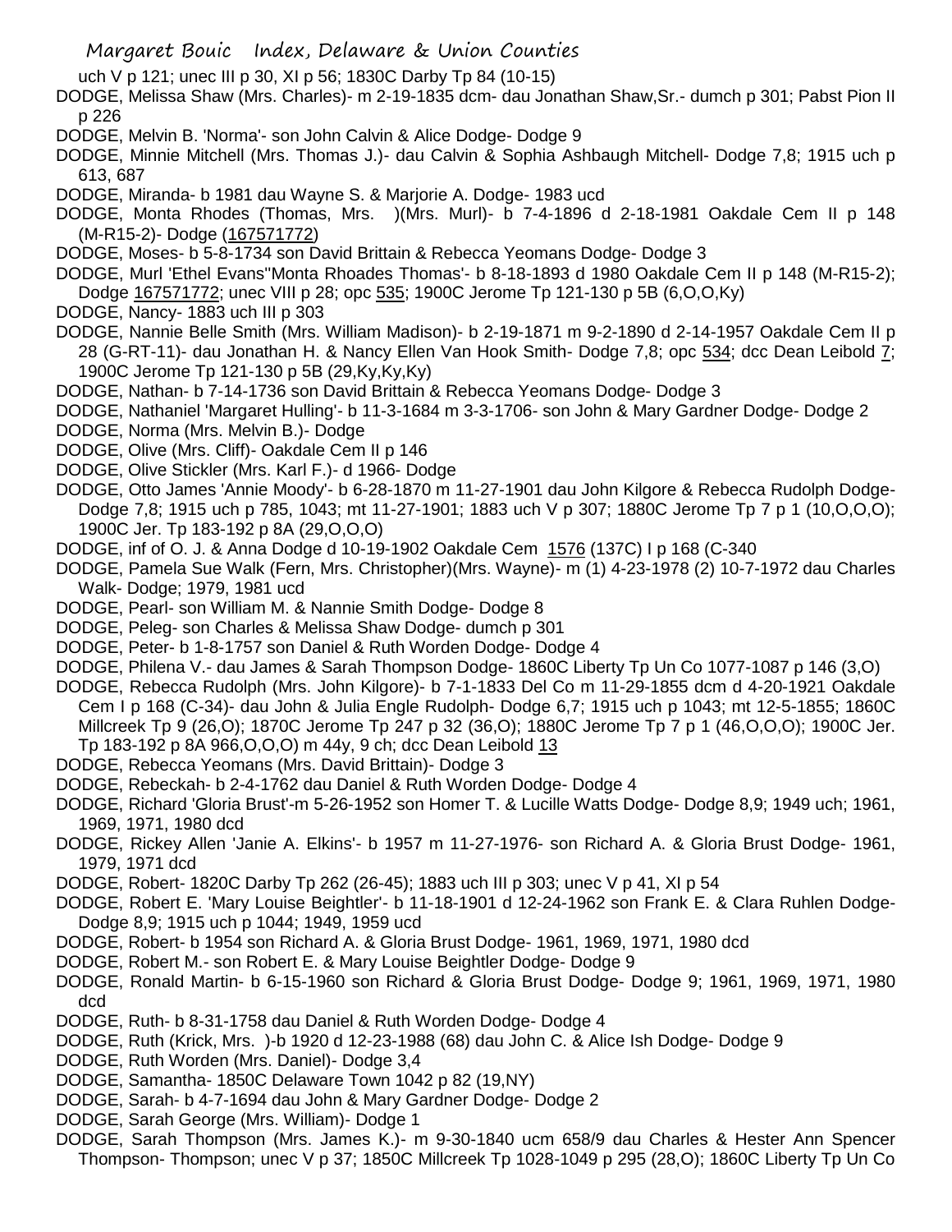uch V p 121; unec III p 30, XI p 56; 1830C Darby Tp 84 (10-15)

DODGE, Melissa Shaw (Mrs. Charles)- m 2-19-1835 dcm- dau Jonathan Shaw,Sr.- dumch p 301; Pabst Pion II p 226

DODGE, Melvin B. 'Norma'- son John Calvin & Alice Dodge- Dodge 9

DODGE, Minnie Mitchell (Mrs. Thomas J.)- dau Calvin & Sophia Ashbaugh Mitchell- Dodge 7,8; 1915 uch p 613, 687

DODGE, Miranda- b 1981 dau Wayne S. & Marjorie A. Dodge- 1983 ucd

DODGE, Monta Rhodes (Thomas, Mrs. )(Mrs. Murl)- b 7-4-1896 d 2-18-1981 Oakdale Cem II p 148 (M-R15-2)- Dodge (167571772)

DODGE, Moses- b 5-8-1734 son David Brittain & Rebecca Yeomans Dodge- Dodge 3

DODGE, Murl 'Ethel Evans''Monta Rhoades Thomas'- b 8-18-1893 d 1980 Oakdale Cem II p 148 (M-R15-2); Dodge 167571772; unec VIII p 28; opc 535; 1900C Jerome Tp 121-130 p 5B (6,O,O,Ky)

DODGE, Nancy- 1883 uch III p 303

DODGE, Nannie Belle Smith (Mrs. William Madison)- b 2-19-1871 m 9-2-1890 d 2-14-1957 Oakdale Cem II p 28 (G-RT-11)- dau Jonathan H. & Nancy Ellen Van Hook Smith- Dodge 7,8; opc 534; dcc Dean Leibold 7; 1900C Jerome Tp 121-130 p 5B (29,Ky,Ky,Ky)

DODGE, Nathan- b 7-14-1736 son David Brittain & Rebecca Yeomans Dodge- Dodge 3

DODGE, Nathaniel 'Margaret Hulling'- b 11-3-1684 m 3-3-1706- son John & Mary Gardner Dodge- Dodge 2

DODGE, Norma (Mrs. Melvin B.)- Dodge

DODGE, Olive (Mrs. Cliff)- Oakdale Cem II p 146

DODGE, Olive Stickler (Mrs. Karl F.)- d 1966- Dodge

DODGE, Otto James 'Annie Moody'- b 6-28-1870 m 11-27-1901 dau John Kilgore & Rebecca Rudolph Dodge- Dodge 7,8; 1915 uch p 785, 1043; mt 11-27-1901; 1883 uch V p 307; 1880C Jerome Tp 7 p 1 (10,O,O,O); 1900C Jer. Tp 183-192 p 8A (29,O,O,O)

DODGE, inf of O. J. & Anna Dodge d 10-19-1902 Oakdale Cem 1576 (137C) I p 168 (C-340

DODGE, Pamela Sue Walk (Fern, Mrs. Christopher)(Mrs. Wayne)- m (1) 4-23-1978 (2) 10-7-1972 dau Charles Walk- Dodge; 1979, 1981 ucd

DODGE, Pearl- son William M. & Nannie Smith Dodge- Dodge 8

DODGE, Peleg- son Charles & Melissa Shaw Dodge- dumch p 301

DODGE, Peter- b 1-8-1757 son Daniel & Ruth Worden Dodge- Dodge 4

DODGE, Philena V.- dau James & Sarah Thompson Dodge- 1860C Liberty Tp Un Co 1077-1087 p 146 (3,O)

DODGE, Rebecca Rudolph (Mrs. John Kilgore)- b 7-1-1833 Del Co m 11-29-1855 dcm d 4-20-1921 Oakdale Cem I p 168 (C-34)- dau John & Julia Engle Rudolph- Dodge 6,7; 1915 uch p 1043; mt 12-5-1855; 1860C Millcreek Tp 9 (26,O); 1870C Jerome Tp 247 p 32 (36,O); 1880C Jerome Tp 7 p 1 (46,O,O,O); 1900C Jer. Tp 183-192 p 8A 966,O,O,O) m 44y, 9 ch; dcc Dean Leibold 13

DODGE, Rebecca Yeomans (Mrs. David Brittain)- Dodge 3

DODGE, Rebeckah- b 2-4-1762 dau Daniel & Ruth Worden Dodge- Dodge 4

DODGE, Richard 'Gloria Brust'-m 5-26-1952 son Homer T. & Lucille Watts Dodge- Dodge 8,9; 1949 uch; 1961, 1969, 1971, 1980 dcd

DODGE, Rickey Allen 'Janie A. Elkins'- b 1957 m 11-27-1976- son Richard A. & Gloria Brust Dodge- 1961, 1979, 1971 dcd

DODGE, Robert- 1820C Darby Tp 262 (26-45); 1883 uch III p 303; unec V p 41, XI p 54

DODGE, Robert E. 'Mary Louise Beightler'- b 11-18-1901 d 12-24-1962 son Frank E. & Clara Ruhlen Dodge- Dodge 8,9; 1915 uch p 1044; 1949, 1959 ucd

DODGE, Robert- b 1954 son Richard A. & Gloria Brust Dodge- 1961, 1969, 1971, 1980 dcd

DODGE, Robert M.- son Robert E. & Mary Louise Beightler Dodge- Dodge 9

DODGE, Ronald Martin- b 6-15-1960 son Richard & Gloria Brust Dodge- Dodge 9; 1961, 1969, 1971, 1980 dcd

DODGE, Ruth- b 8-31-1758 dau Daniel & Ruth Worden Dodge- Dodge 4

DODGE, Ruth (Krick, Mrs. )-b 1920 d 12-23-1988 (68) dau John C. & Alice Ish Dodge- Dodge 9

DODGE, Ruth Worden (Mrs. Daniel)- Dodge 3,4

DODGE, Samantha- 1850C Delaware Town 1042 p 82 (19,NY)

DODGE, Sarah- b 4-7-1694 dau John & Mary Gardner Dodge- Dodge 2

DODGE, Sarah George (Mrs. William)- Dodge 1

DODGE, Sarah Thompson (Mrs. James K.)- m 9-30-1840 ucm 658/9 dau Charles & Hester Ann Spencer Thompson- Thompson; unec V p 37; 1850C Millcreek Tp 1028-1049 p 295 (28,O); 1860C Liberty Tp Un Co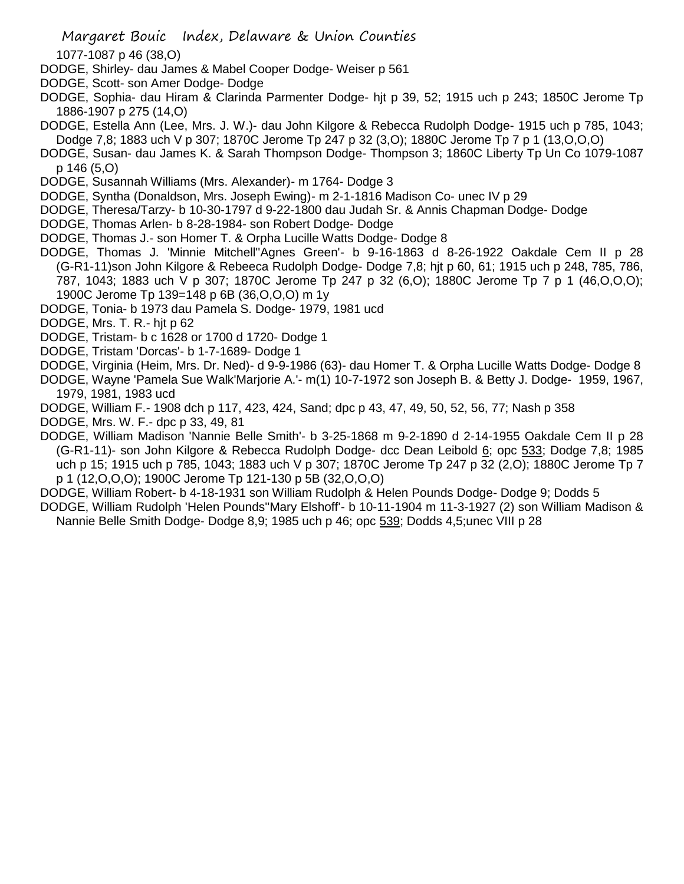1077-1087 p 46 (38,O)

DODGE, Shirley- dau James & Mabel Cooper Dodge- Weiser p 561

DODGE, Scott- son Amer Dodge- Dodge

DODGE, Sophia- dau Hiram & Clarinda Parmenter Dodge- hjt p 39, 52; 1915 uch p 243; 1850C Jerome Tp 1886-1907 p 275 (14,O)

DODGE, Estella Ann (Lee, Mrs. J. W.)- dau John Kilgore & Rebecca Rudolph Dodge- 1915 uch p 785, 1043; Dodge 7,8; 1883 uch V p 307; 1870C Jerome Tp 247 p 32 (3,O); 1880C Jerome Tp 7 p 1 (13,O,O,O)

DODGE, Susan- dau James K. & Sarah Thompson Dodge- Thompson 3; 1860C Liberty Tp Un Co 1079-1087 p 146 (5,O)

DODGE, Susannah Williams (Mrs. Alexander)- m 1764- Dodge 3

DODGE, Syntha (Donaldson, Mrs. Joseph Ewing)- m 2-1-1816 Madison Co- unec IV p 29

DODGE, Theresa/Tarzy- b 10-30-1797 d 9-22-1800 dau Judah Sr. & Annis Chapman Dodge- Dodge

DODGE, Thomas Arlen- b 8-28-1984- son Robert Dodge- Dodge

DODGE, Thomas J.- son Homer T. & Orpha Lucille Watts Dodge- Dodge 8

DODGE, Thomas J. 'Minnie Mitchell''Agnes Green'- b 9-16-1863 d 8-26-1922 Oakdale Cem II p 28 (G-R1-11)son John Kilgore & Rebeeca Rudolph Dodge- Dodge 7,8; hjt p 60, 61; 1915 uch p 248, 785, 786, 787, 1043; 1883 uch V p 307; 1870C Jerome Tp 247 p 32 (6,O); 1880C Jerome Tp 7 p 1 (46,O,O,O); 1900C Jerome Tp 139=148 p 6B (36,O,O,O) m 1y

DODGE, Tonia- b 1973 dau Pamela S. Dodge- 1979, 1981 ucd

DODGE, Mrs. T. R.- hjt p 62

DODGE, Tristam- b c 1628 or 1700 d 1720- Dodge 1

DODGE, Tristam 'Dorcas'- b 1-7-1689- Dodge 1

DODGE, Virginia (Heim, Mrs. Dr. Ned)- d 9-9-1986 (63)- dau Homer T. & Orpha Lucille Watts Dodge- Dodge 8

DODGE, Wayne 'Pamela Sue Walk'Marjorie A.'- m(1) 10-7-1972 son Joseph B. & Betty J. Dodge- 1959, 1967, 1979, 1981, 1983 ucd

DODGE, William F.- 1908 dch p 117, 423, 424, Sand; dpc p 43, 47, 49, 50, 52, 56, 77; Nash p 358

DODGE, Mrs. W. F.- dpc p 33, 49, 81

DODGE, William Madison 'Nannie Belle Smith'- b 3-25-1868 m 9-2-1890 d 2-14-1955 Oakdale Cem II p 28 (G-R1-11)- son John Kilgore & Rebecca Rudolph Dodge- dcc Dean Leibold 6; opc 533; Dodge 7,8; 1985 uch p 15; 1915 uch p 785, 1043; 1883 uch V p 307; 1870C Jerome Tp 247 p 32 (2,O); 1880C Jerome Tp 7 p 1 (12,O,O,O); 1900C Jerome Tp 121-130 p 5B (32,O,O,O)

DODGE, William Robert- b 4-18-1931 son William Rudolph & Helen Pounds Dodge- Dodge 9; Dodds 5

DODGE, William Rudolph 'Helen Pounds''Mary Elshoff'- b 10-11-1904 m 11-3-1927 (2) son William Madison & Nannie Belle Smith Dodge- Dodge 8,9; 1985 uch p 46; opc 539; Dodds 4,5;unec VIII p 28